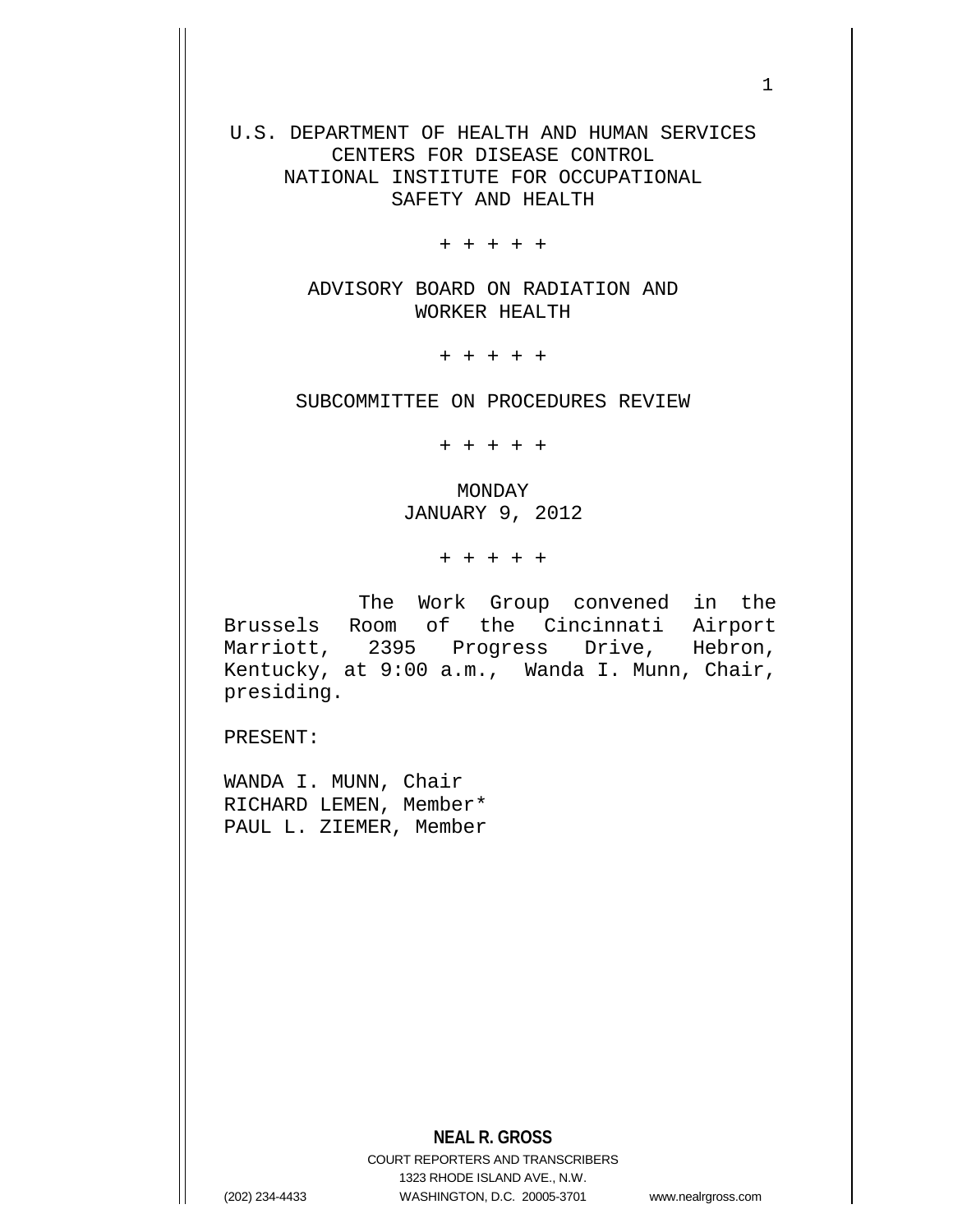U.S. DEPARTMENT OF HEALTH AND HUMAN SERVICES
CENTERS FOR DISEASE CONTROL
NATIONAL INSTITUTE FOR OCCUPATIONAL
SAFETY AND HEALTH

+ + + + +

ADVISORY BOARD ON RADIATION AND
WORKER HEALTH

+ + + + +

SUBCOMMITTEE ON PROCEDURES REVIEW

+ + + + +

MONDAY
JANUARY 9, 2012

+ + + + +

The Work Group convened in the Brussels Room of the Cincinnati Airport Marriott, 2395 Progress Drive, Hebron, Kentucky, at 9:00 a.m., Wanda I. Munn, Chair, presiding.

PRESENT:

WANDA I. MUNN, Chair
RICHARD LEMEN, Member*
PAUL L. ZIEMER, Member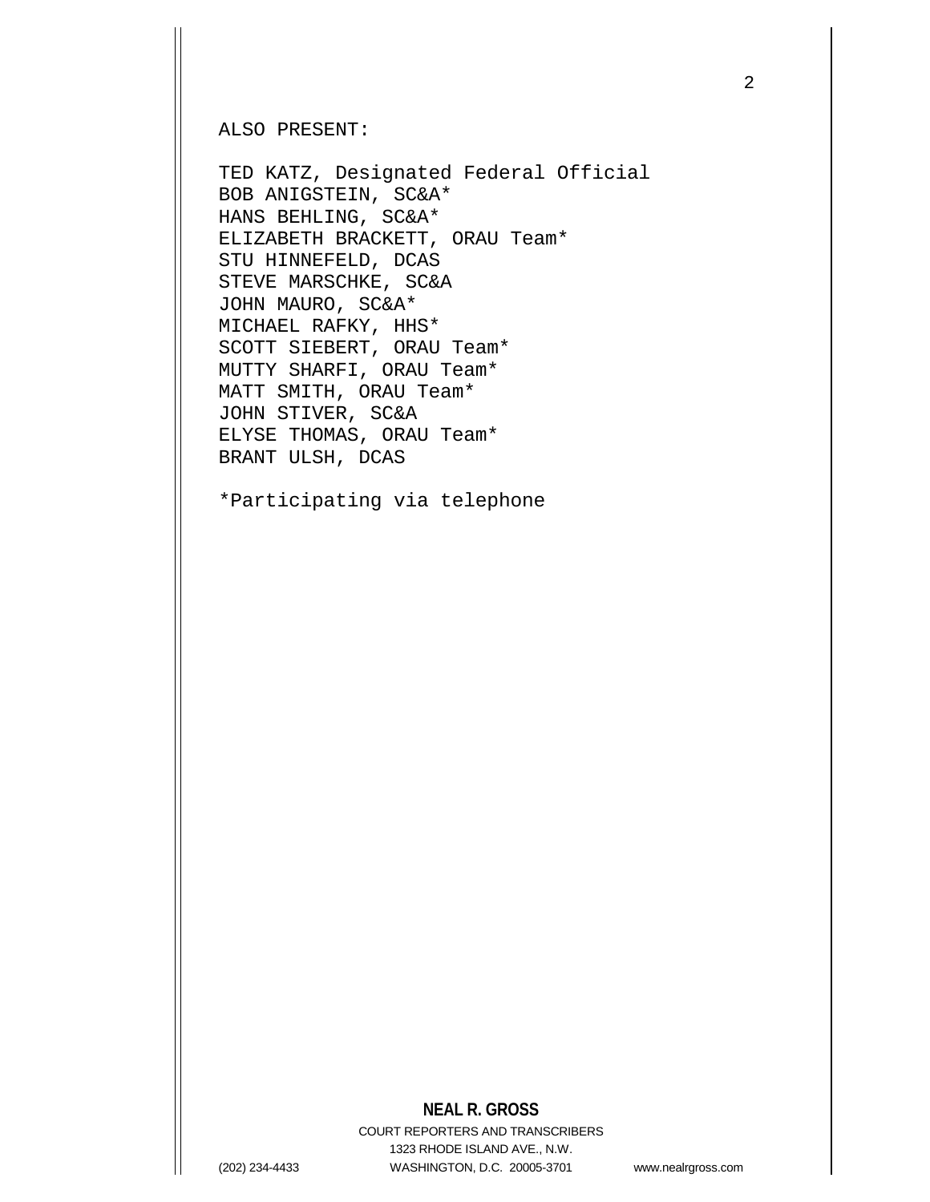ALSO PRESENT:

TED KATZ, Designated Federal Official
BOB ANIGSTEIN, SC&A*
HANS BEHLING, SC&A*
ELIZABETH BRACKETT, ORAU Team*
STU HINNEFELD, DCAS
STEVE MARSCHKE, SC&A
JOHN MAURO, SC&A*
MICHAEL RAFKY, HHS*
SCOTT SIEBERT, ORAU Team*
MUTTY SHARFI, ORAU Team*
MATT SMITH, ORAU Team*
JOHN STIVER, SC&A
ELYSE THOMAS, ORAU Team*
BRANT ULSH, DCAS

*Participating via telephone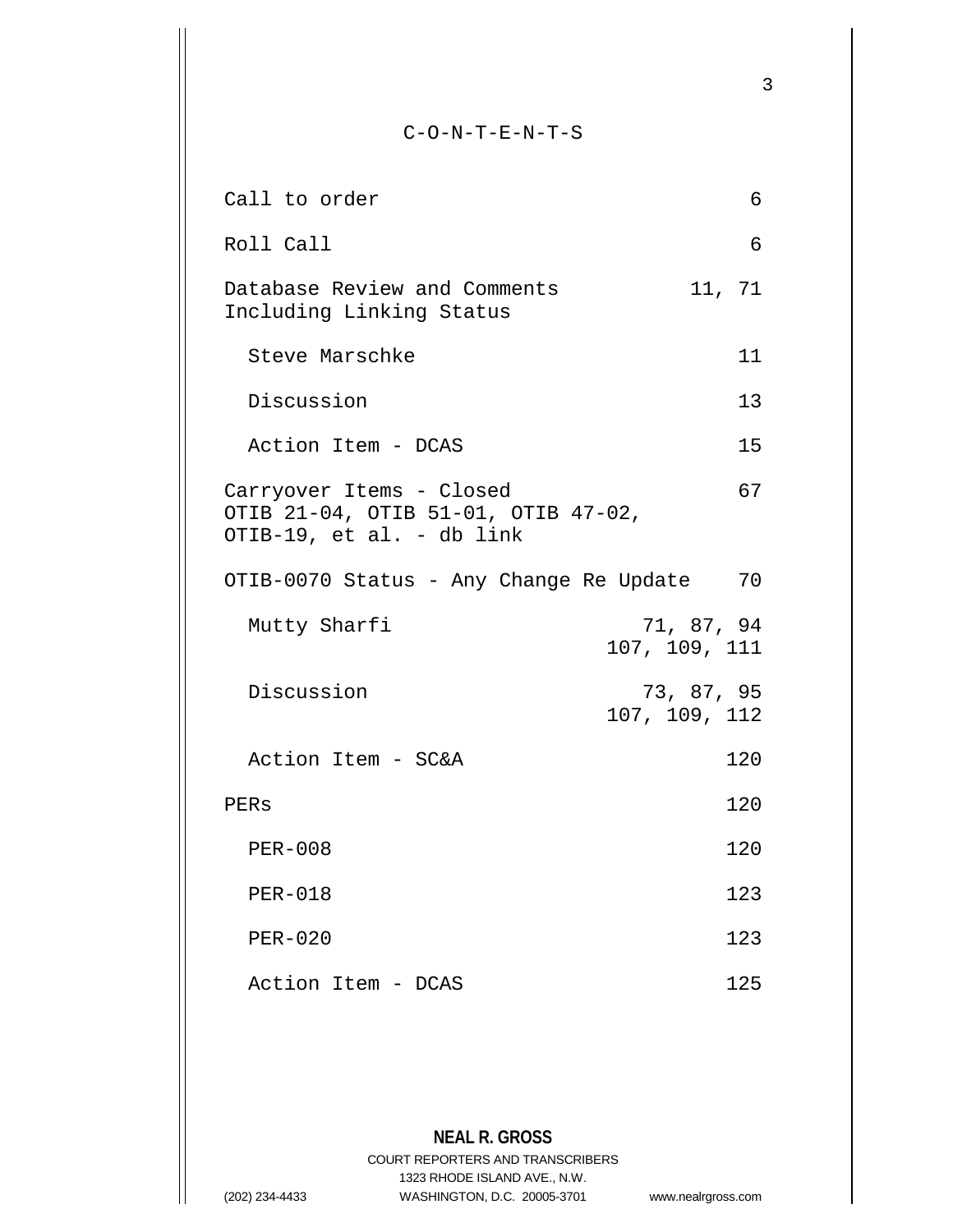# C-O-N-T-E-N-T-S

| | |
|---|---|
| Call to order | 6 |
| Roll Call | 6 |
| Database Review and Comments Including Linking Status | 11, 71 |
| Steve Marschke | 11 |
| Discussion | 13 |
| Action Item - DCAS | 15 |
| Carryover Items - Closed OTIB 21-04, OTIB 51-01, OTIB 47-02, OTIB-19, et al. - db link | 67 |
| OTIB-0070 Status - Any Change Re Update | 70 |
| Mutty Sharfi | 71, 87, 94 107, 109, 111 |
| Discussion | 73, 87, 95 107, 109, 112 |
| Action Item - SC&A | 120 |
| PERs | 120 |
| PER-008 | 120 |
| PER-018 | 123 |
| PER-020 | 123 |
| Action Item - DCAS | 125 |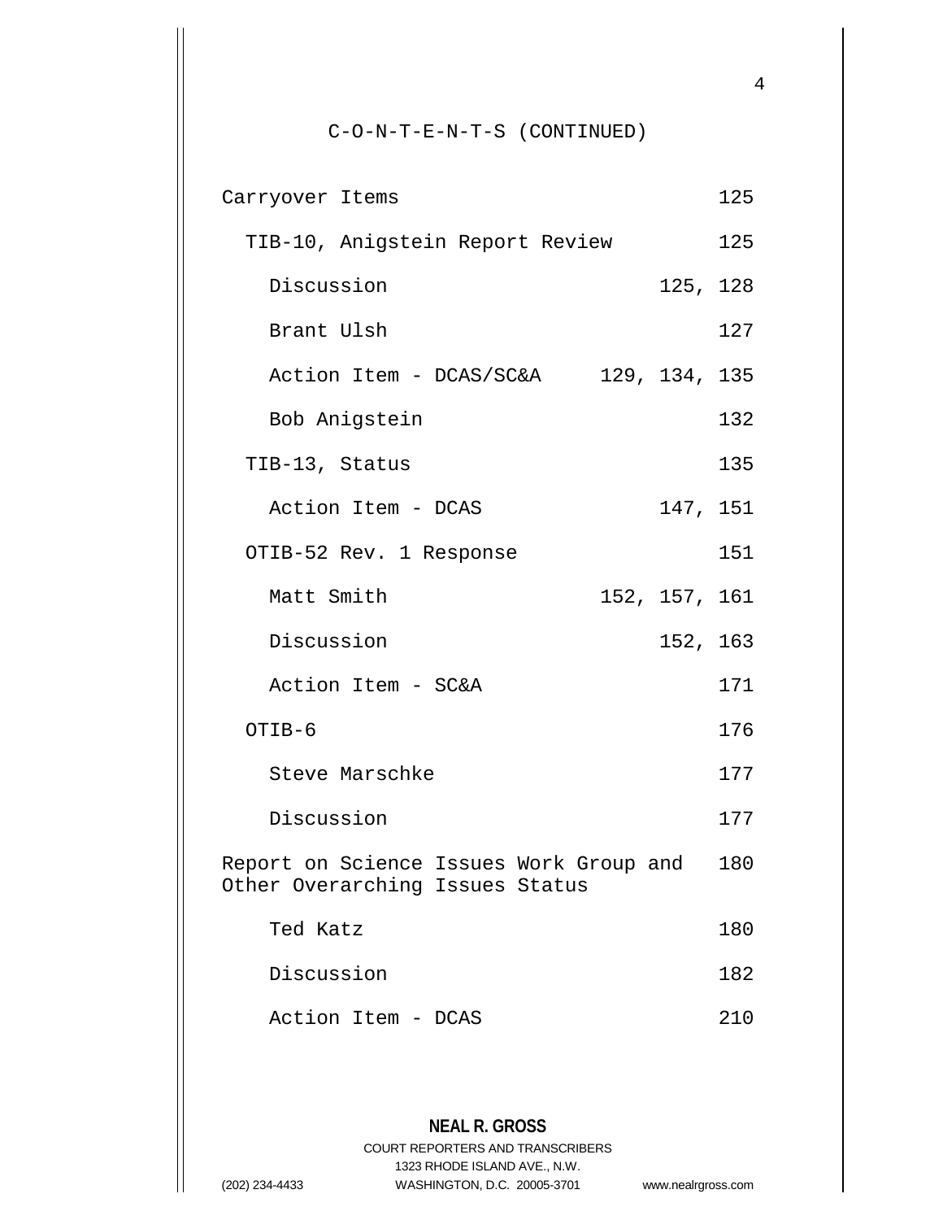C-O-N-T-E-N-T-S (CONTINUED)

| | |
|---|---|
| Carryover Items | 125 |
| TIB-10, Anigstein Report Review | 125 |
| Discussion | 125, 128 |
| Brant Ulsh | 127 |
| Action Item - DCAS/SC&A | 129, 134, 135 |
| Bob Anigstein | 132 |
| TIB-13, Status | 135 |
| Action Item - DCAS | 147, 151 |
| OTIB-52 Rev. 1 Response | 151 |
| Matt Smith | 152, 157, 161 |
| Discussion | 152, 163 |
| Action Item - SC&A | 171 |
| OTIB-6 | 176 |
| Steve Marschke | 177 |
| Discussion | 177 |
| Report on Science Issues Work Group and Other Overarching Issues Status | 180 |
| Ted Katz | 180 |
| Discussion | 182 |
| Action Item - DCAS | 210 |

**NEAL R. GROSS**
COURT REPORTERS AND TRANSCRIBERS
1323 RHODE ISLAND AVE., N.W.
(202) 234-4433 WASHINGTON, D.C. 20005-3701 www.nealrgross.com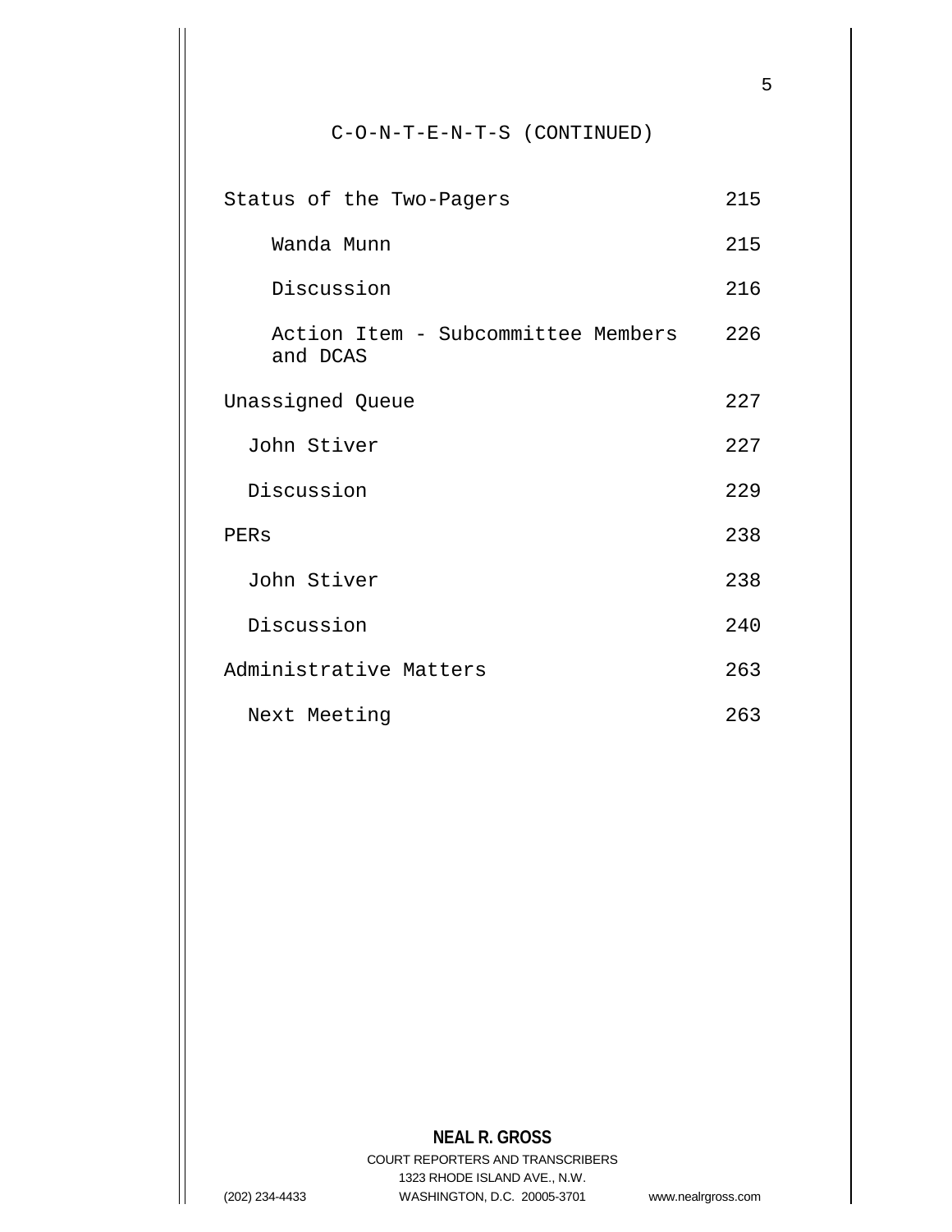C-O-N-T-E-N-T-S (CONTINUED)

| | |
|---|---|
| Status of the Two-Pagers | 215 |
| Wanda Munn | 215 |
| Discussion | 216 |
| Action Item - Subcommittee Members and DCAS | 226 |
| Unassigned Queue | 227 |
| John Stiver | 227 |
| Discussion | 229 |
| PERs | 238 |
| John Stiver | 238 |
| Discussion | 240 |
| Administrative Matters | 263 |
| Next Meeting | 263 |

**NEAL R. GROSS**
COURT REPORTERS AND TRANSCRIBERS
1323 RHODE ISLAND AVE., N.W.
(202) 234-4433 WASHINGTON, D.C. 20005-3701 www.nealrgross.com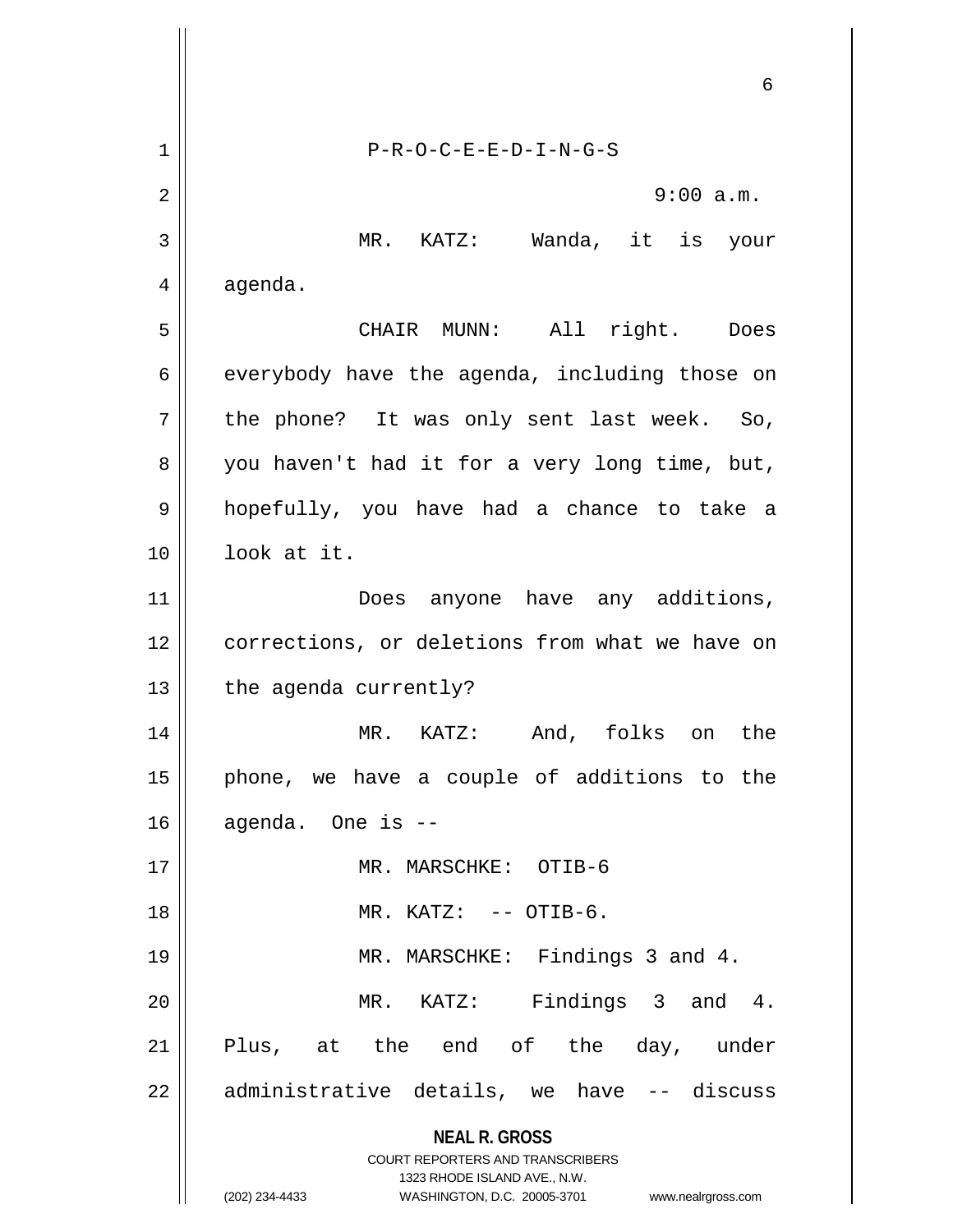P-R-O-C-E-E-D-I-N-G-S

9:00 a.m.

MR. KATZ: Wanda, it is your agenda.

CHAIR MUNN: All right. Does everybody have the agenda, including those on the phone? It was only sent last week. So, you haven't had it for a very long time, but, hopefully, you have had a chance to take a look at it.

Does anyone have any additions, corrections, or deletions from what we have on the agenda currently?

MR. KATZ: And, folks on the phone, we have a couple of additions to the agenda. One is --

MR. MARSCHKE: OTIB-6

MR. KATZ: -- OTIB-6.

MR. MARSCHKE: Findings 3 and 4.

MR. KATZ: Findings 3 and 4. Plus, at the end of the day, under administrative details, we have -- discuss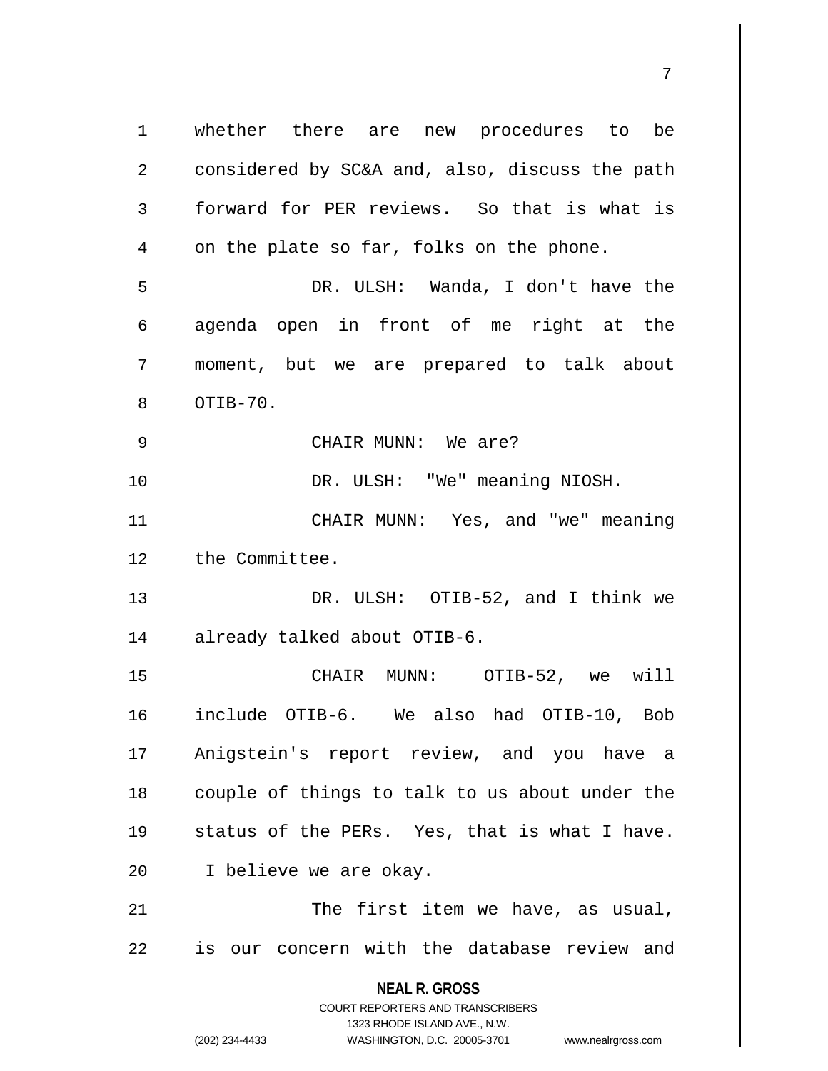whether there are new procedures to be considered by SC&A and, also, discuss the path forward for PER reviews. So that is what is on the plate so far, folks on the phone.

DR. ULSH: Wanda, I don't have the agenda open in front of me right at the moment, but we are prepared to talk about OTIB-70.

CHAIR MUNN: We are?

DR. ULSH: "We" meaning NIOSH.

CHAIR MUNN: Yes, and "we" meaning the Committee.

DR. ULSH: OTIB-52, and I think we already talked about OTIB-6.

CHAIR MUNN: OTIB-52, we will include OTIB-6. We also had OTIB-10, Bob Anigstein's report review, and you have a couple of things to talk to us about under the status of the PERs. Yes, that is what I have. I believe we are okay.

The first item we have, as usual, is our concern with the database review and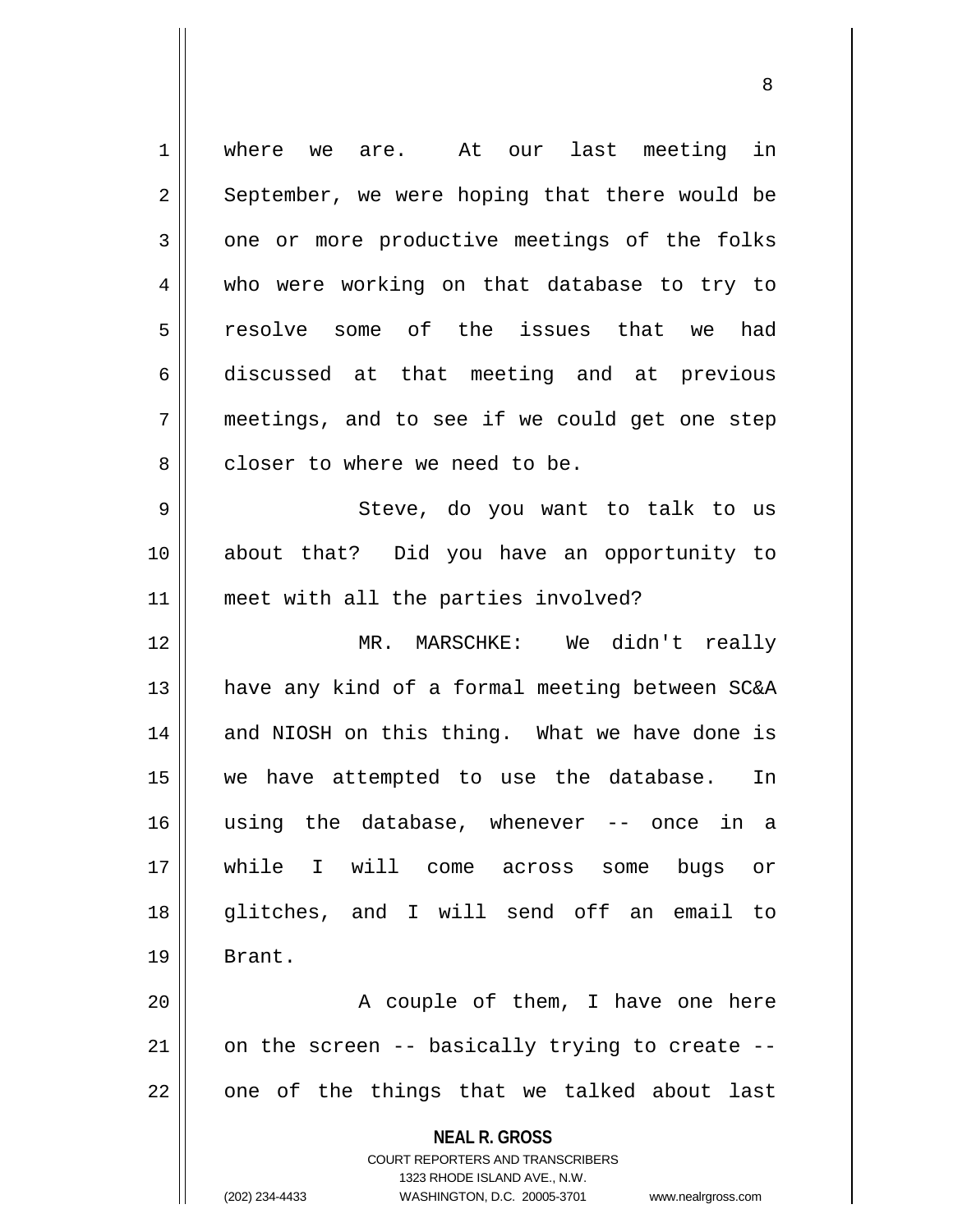where we are. At our last meeting in September, we were hoping that there would be one or more productive meetings of the folks who were working on that database to try to resolve some of the issues that we had discussed at that meeting and at previous meetings, and to see if we could get one step closer to where we need to be.

Steve, do you want to talk to us about that? Did you have an opportunity to meet with all the parties involved?

MR. MARSCHKE: We didn't really have any kind of a formal meeting between SC&A and NIOSH on this thing. What we have done is we have attempted to use the database. In using the database, whenever -- once in a while I will come across some bugs or glitches, and I will send off an email to Brant.

A couple of them, I have one here on the screen -- basically trying to create -- one of the things that we talked about last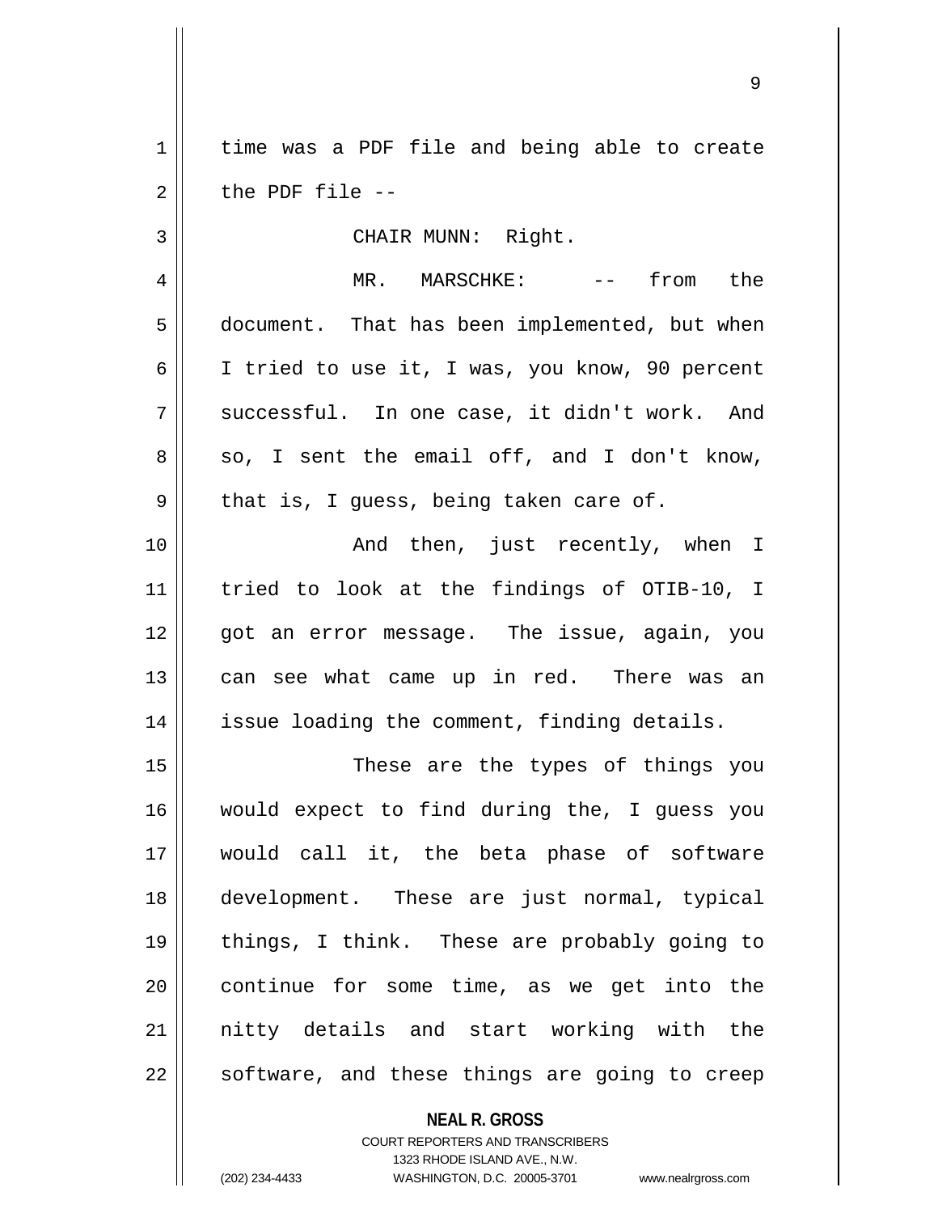time was a PDF file and being able to create the PDF file --

CHAIR MUNN: Right.

MR. MARSCHKE: -- from the document. That has been implemented, but when I tried to use it, I was, you know, 90 percent successful. In one case, it didn't work. And so, I sent the email off, and I don't know, that is, I guess, being taken care of.

And then, just recently, when I tried to look at the findings of OTIB-10, I got an error message. The issue, again, you can see what came up in red. There was an issue loading the comment, finding details.

These are the types of things you would expect to find during the, I guess you would call it, the beta phase of software development. These are just normal, typical things, I think. These are probably going to continue for some time, as we get into the nitty details and start working with the software, and these things are going to creep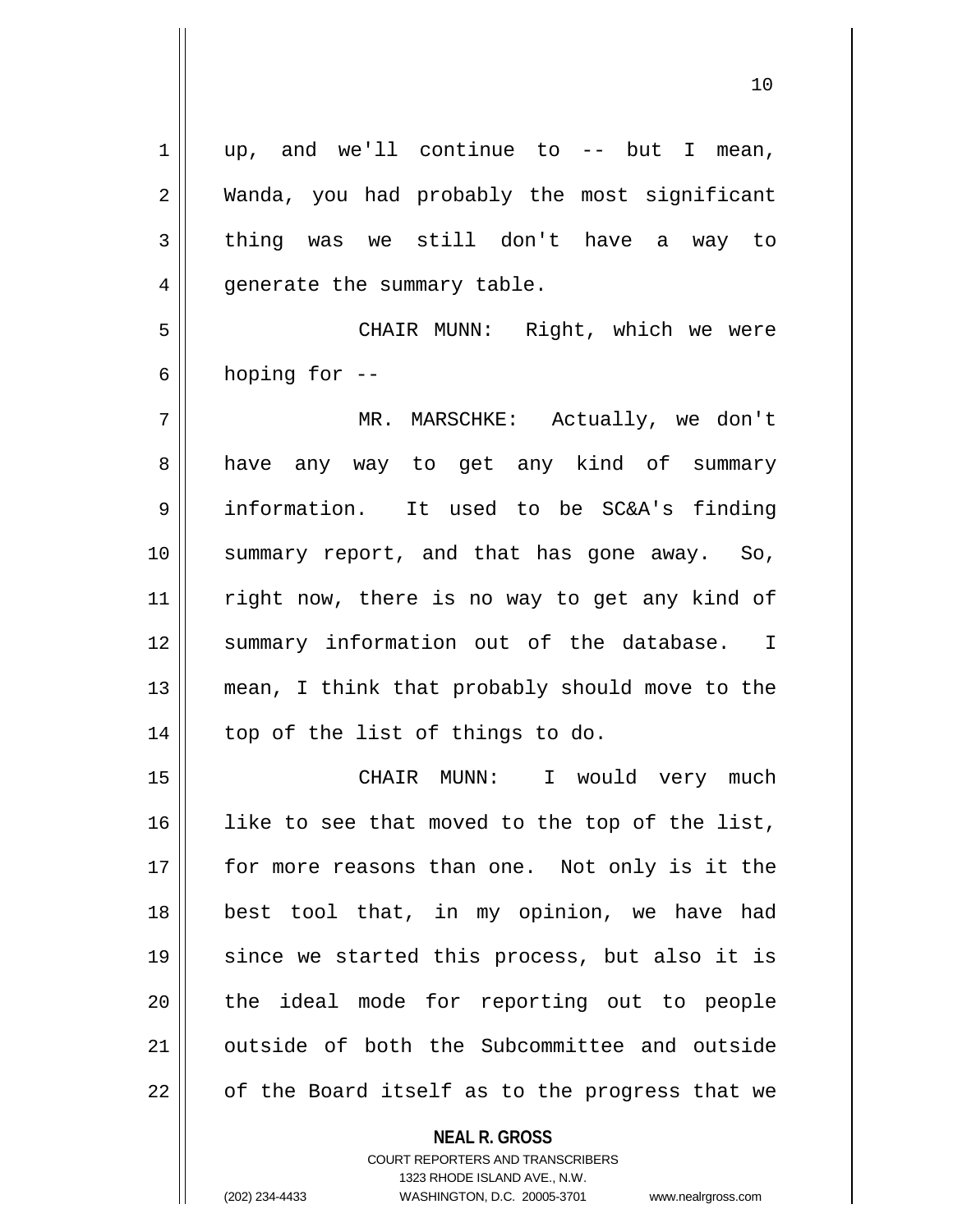up, and we'll continue to -- but I mean, Wanda, you had probably the most significant thing was we still don't have a way to generate the summary table.

CHAIR MUNN: Right, which we were hoping for --

MR. MARSCHKE: Actually, we don't have any way to get any kind of summary information. It used to be SC&A's finding summary report, and that has gone away. So, right now, there is no way to get any kind of summary information out of the database. I mean, I think that probably should move to the top of the list of things to do.

CHAIR MUNN: I would very much like to see that moved to the top of the list, for more reasons than one. Not only is it the best tool that, in my opinion, we have had since we started this process, but also it is the ideal mode for reporting out to people outside of both the Subcommittee and outside of the Board itself as to the progress that we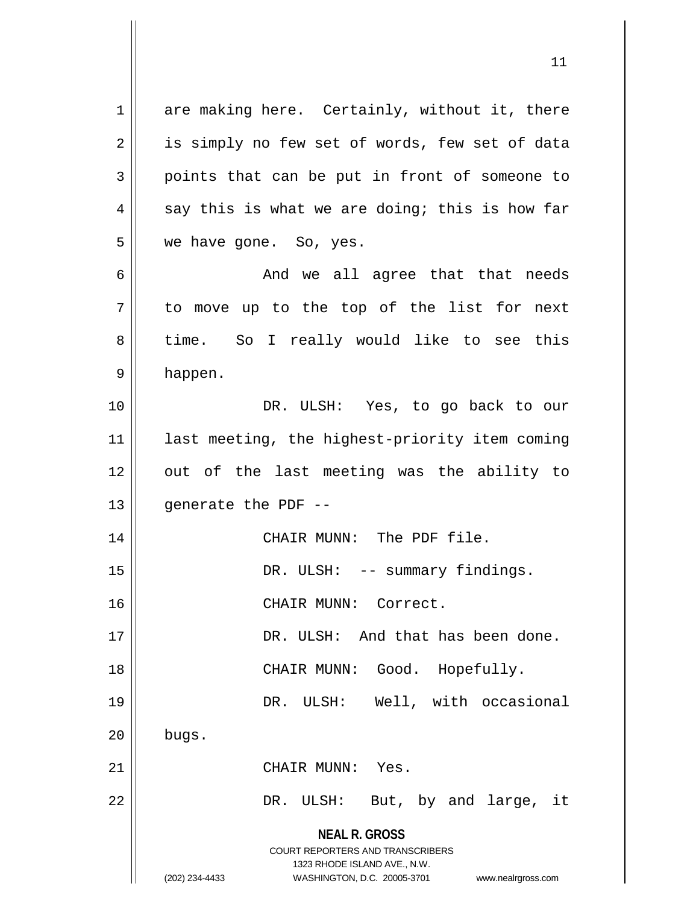are making here. Certainly, without it, there is simply no few set of words, few set of data points that can be put in front of someone to say this is what we are doing; this is how far we have gone. So, yes.

And we all agree that that needs to move up to the top of the list for next time. So I really would like to see this happen.

DR. ULSH: Yes, to go back to our last meeting, the highest-priority item coming out of the last meeting was the ability to generate the PDF --

CHAIR MUNN: The PDF file.

DR. ULSH: -- summary findings.

CHAIR MUNN: Correct.

DR. ULSH: And that has been done.

CHAIR MUNN: Good. Hopefully.

DR. ULSH: Well, with occasional bugs.

CHAIR MUNN: Yes.

DR. ULSH: But, by and large, it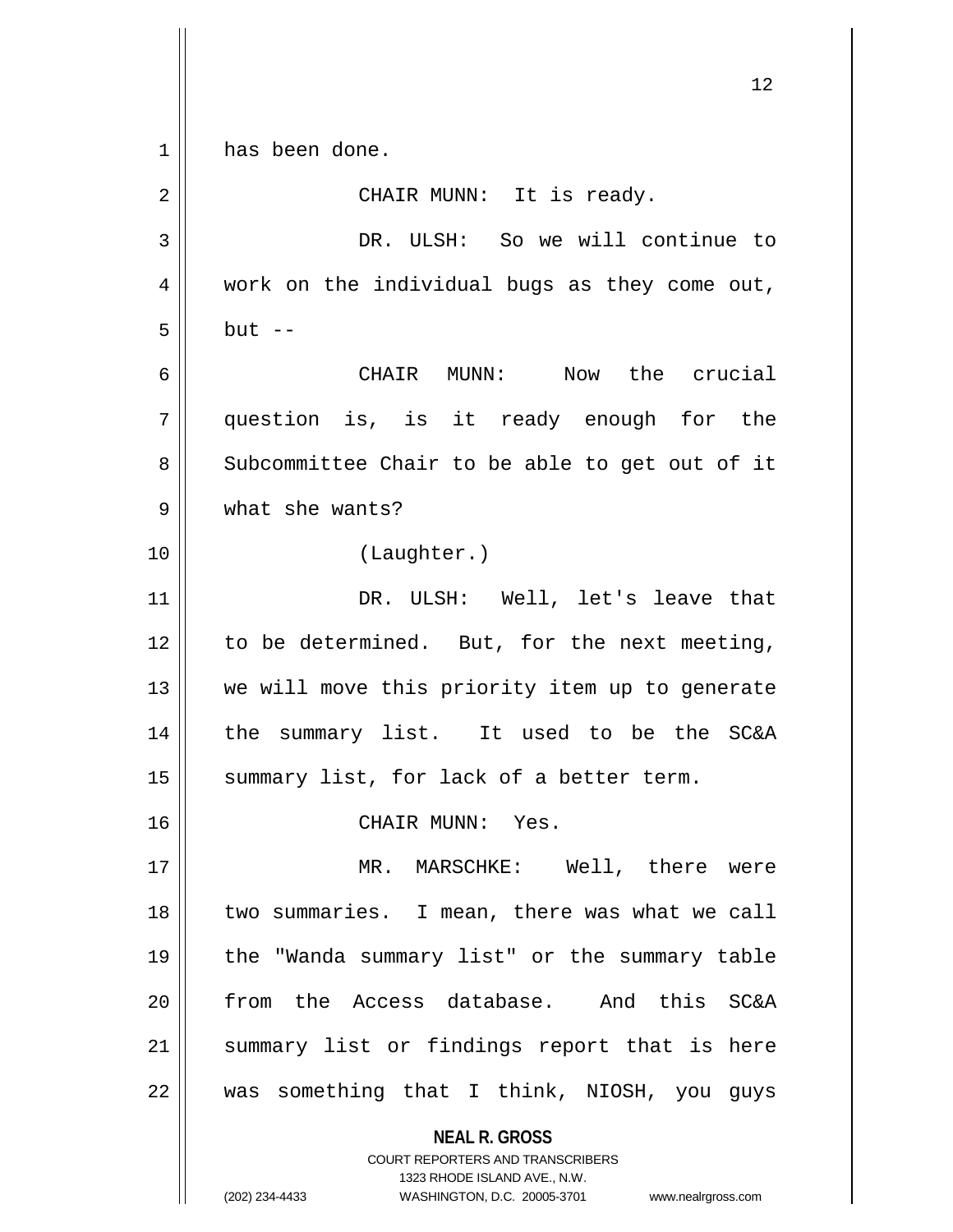has been done.

CHAIR MUNN: It is ready.

DR. ULSH: So we will continue to work on the individual bugs as they come out, but --

CHAIR MUNN: Now the crucial question is, is it ready enough for the Subcommittee Chair to be able to get out of it what she wants?

(Laughter.)

DR. ULSH: Well, let's leave that to be determined. But, for the next meeting, we will move this priority item up to generate the summary list. It used to be the SC&A summary list, for lack of a better term.

CHAIR MUNN: Yes.

MR. MARSCHKE: Well, there were two summaries. I mean, there was what we call the "Wanda summary list" or the summary table from the Access database. And this SC&A summary list or findings report that is here was something that I think, NIOSH, you guys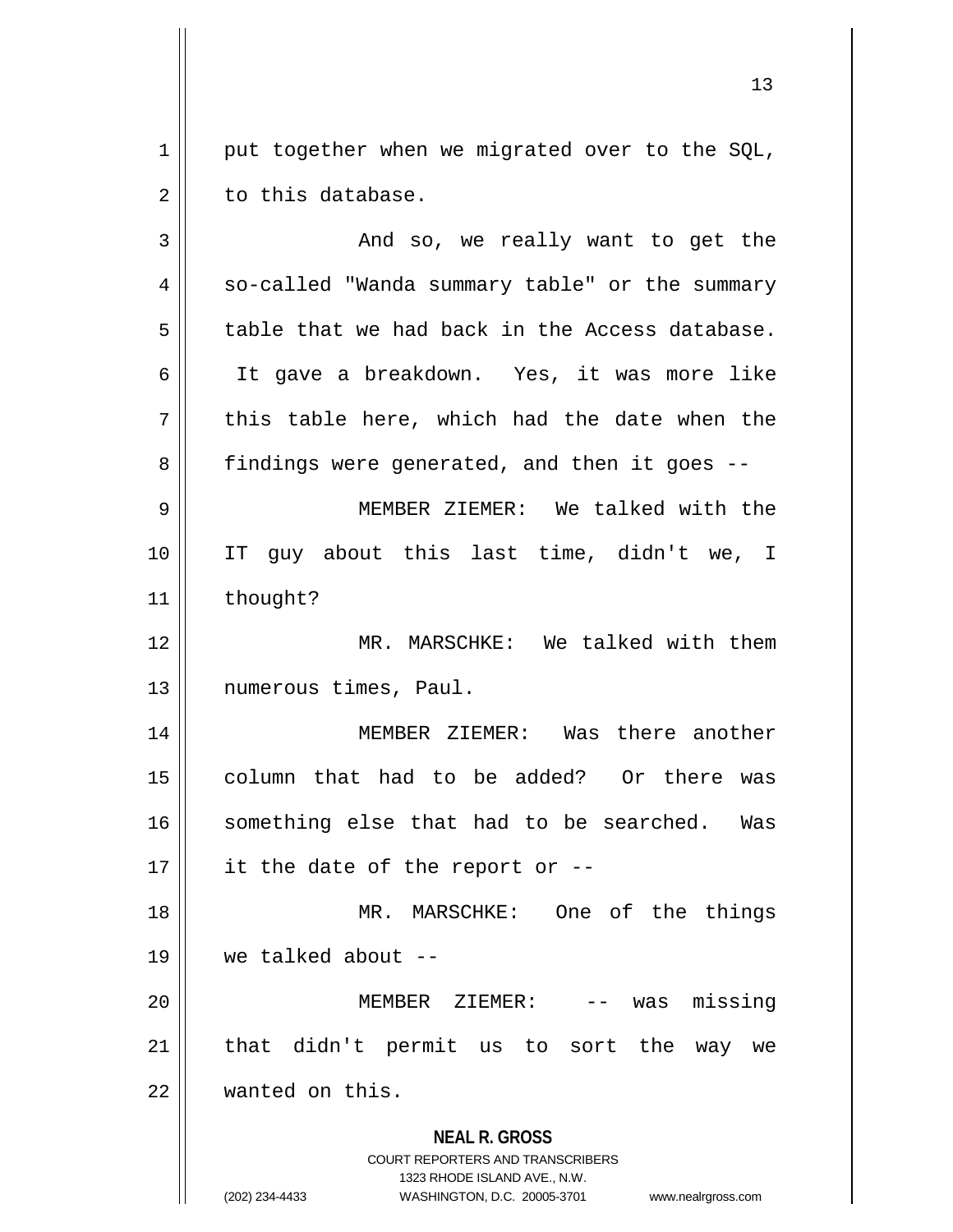put together when we migrated over to the SQL, to this database.

And so, we really want to get the so-called "Wanda summary table" or the summary table that we had back in the Access database. It gave a breakdown. Yes, it was more like this table here, which had the date when the findings were generated, and then it goes --

MEMBER ZIEMER: We talked with the IT guy about this last time, didn't we, I thought?

MR. MARSCHKE: We talked with them numerous times, Paul.

MEMBER ZIEMER: Was there another column that had to be added? Or there was something else that had to be searched. Was it the date of the report or --

MR. MARSCHKE: One of the things we talked about --

MEMBER ZIEMER: -- was missing that didn't permit us to sort the way we wanted on this.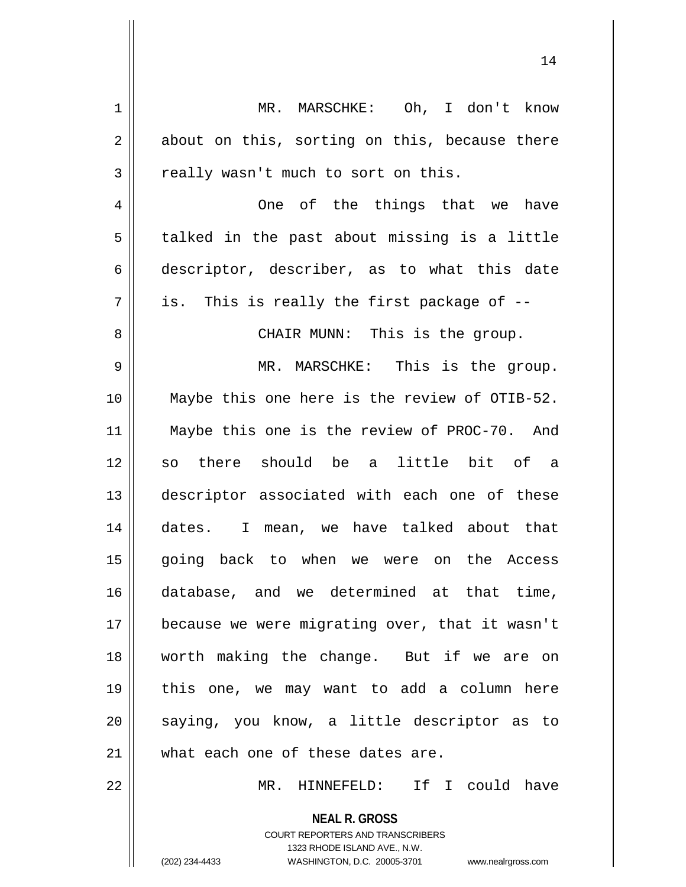MR. MARSCHKE: Oh, I don't know about on this, sorting on this, because there really wasn't much to sort on this.

One of the things that we have talked in the past about missing is a little descriptor, describer, as to what this date is. This is really the first package of --

CHAIR MUNN: This is the group.

MR. MARSCHKE: This is the group. Maybe this one here is the review of OTIB-52. Maybe this one is the review of PROC-70. And so there should be a little bit of a descriptor associated with each one of these dates. I mean, we have talked about that going back to when we were on the Access database, and we determined at that time, because we were migrating over, that it wasn't worth making the change. But if we are on this one, we may want to add a column here saying, you know, a little descriptor as to what each one of these dates are.

MR. HINNEFELD: If I could have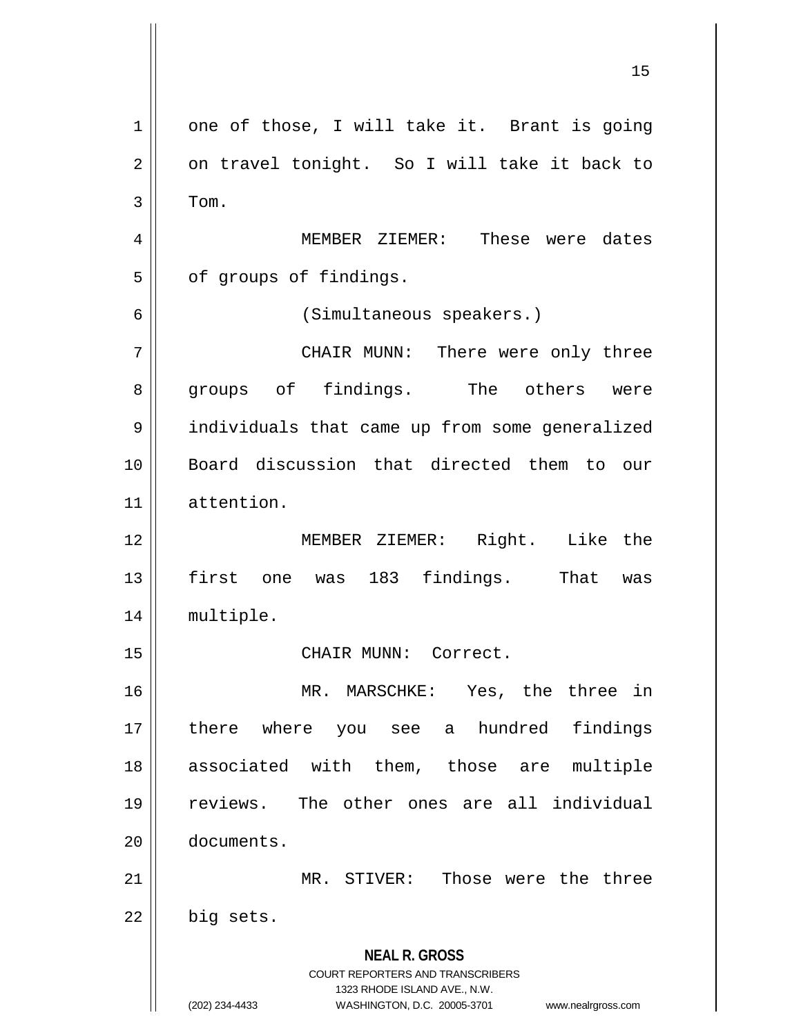one of those, I will take it. Brant is going on travel tonight. So I will take it back to Tom.

MEMBER ZIEMER: These were dates of groups of findings.

(Simultaneous speakers.)

CHAIR MUNN: There were only three groups of findings. The others were individuals that came up from some generalized Board discussion that directed them to our attention.

MEMBER ZIEMER: Right. Like the first one was 183 findings. That was multiple.

CHAIR MUNN: Correct.

MR. MARSCHKE: Yes, the three in there where you see a hundred findings associated with them, those are multiple reviews. The other ones are all individual documents.

MR. STIVER: Those were the three big sets.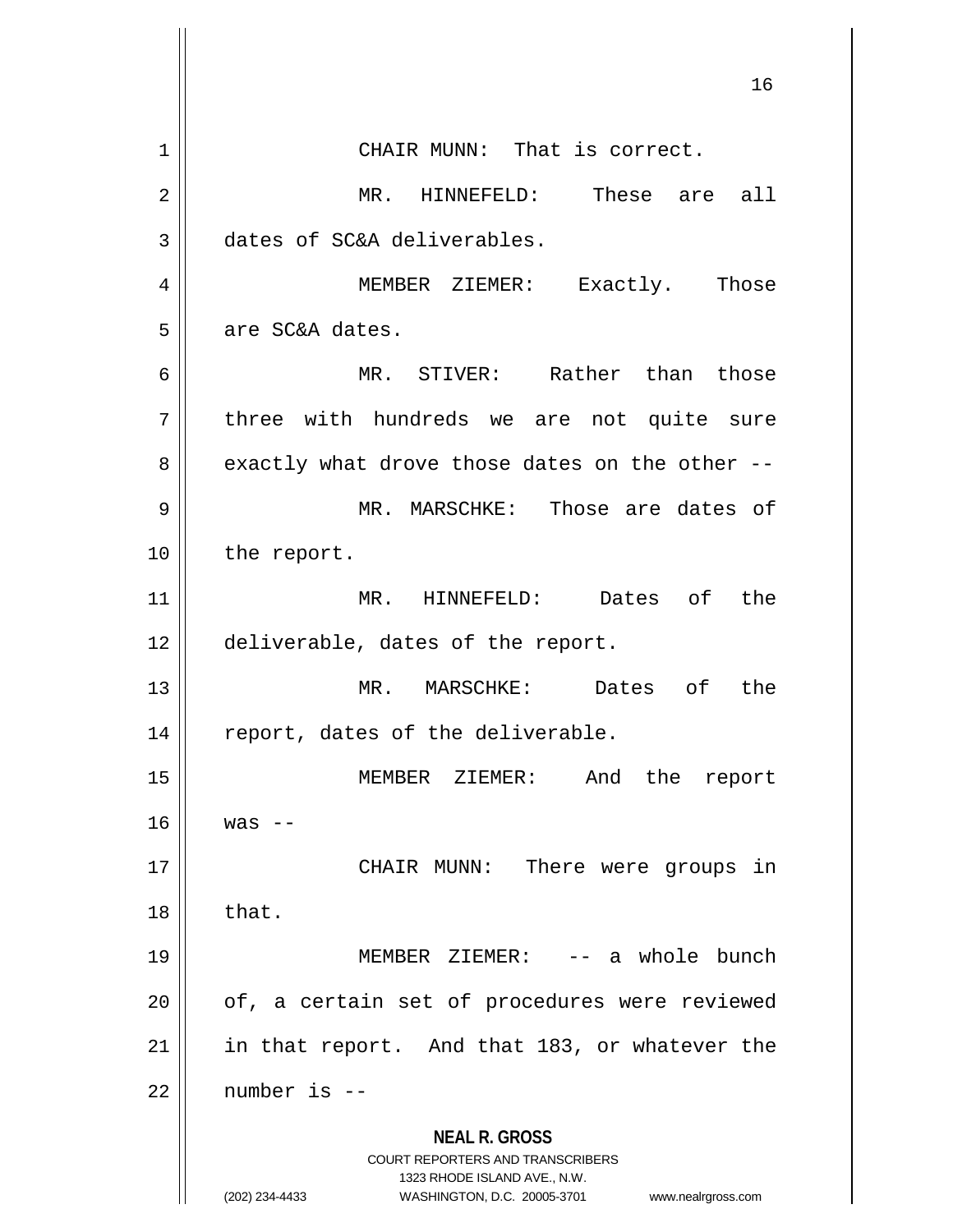CHAIR MUNN: That is correct.

MR. HINNEFELD: These are all dates of SC&A deliverables.

MEMBER ZIEMER: Exactly. Those are SC&A dates.

MR. STIVER: Rather than those three with hundreds we are not quite sure exactly what drove those dates on the other --

MR. MARSCHKE: Those are dates of the report.

MR. HINNEFELD: Dates of the deliverable, dates of the report.

MR. MARSCHKE: Dates of the report, dates of the deliverable.

MEMBER ZIEMER: And the report was --

CHAIR MUNN: There were groups in that.

MEMBER ZIEMER: -- a whole bunch of, a certain set of procedures were reviewed in that report. And that 183, or whatever the number is --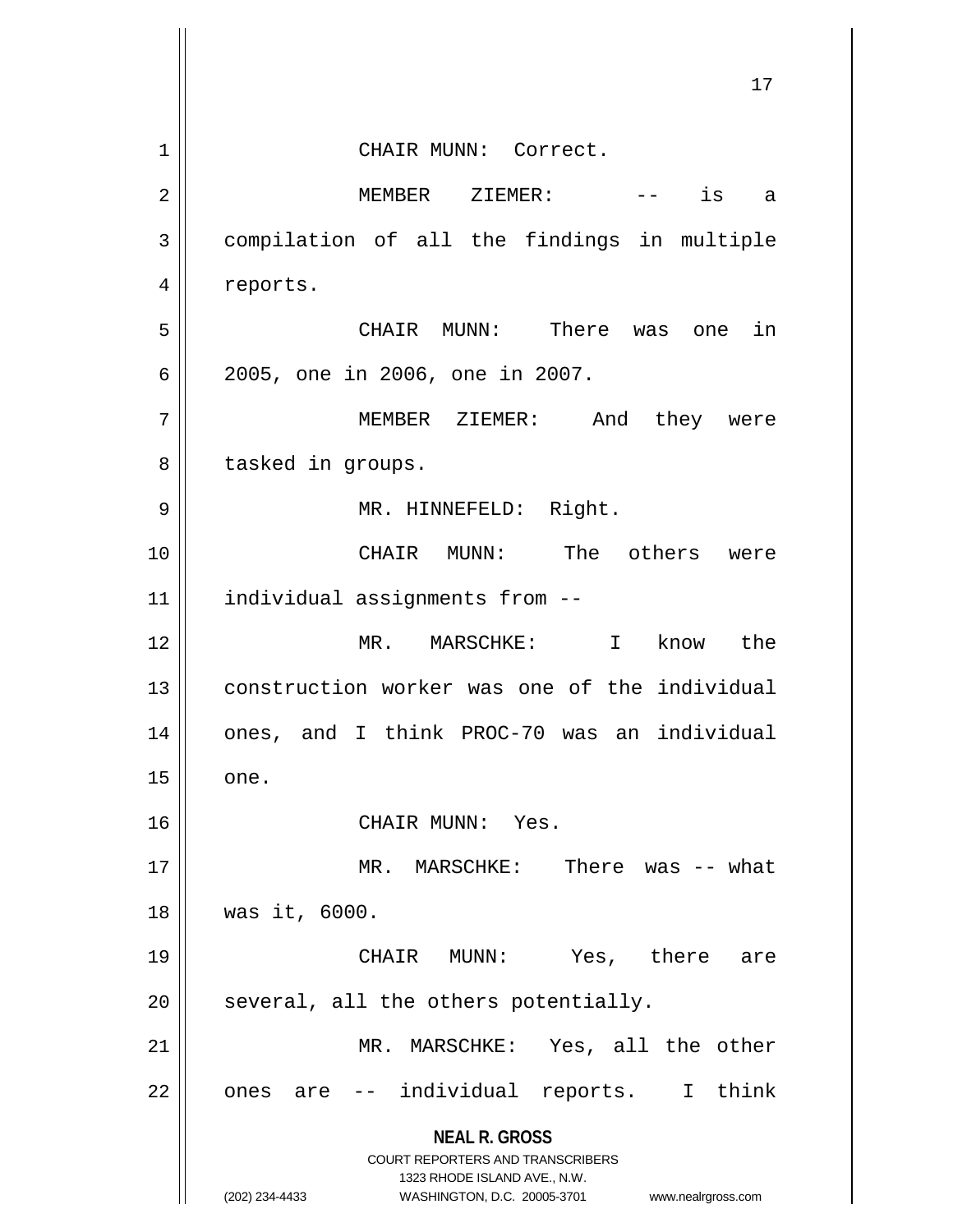CHAIR MUNN: Correct.

MEMBER ZIEMER: -- is a compilation of all the findings in multiple reports.

CHAIR MUNN: There was one in 2005, one in 2006, one in 2007.

MEMBER ZIEMER: And they were tasked in groups.

MR. HINNEFELD: Right.

CHAIR MUNN: The others were individual assignments from --

MR. MARSCHKE: I know the construction worker was one of the individual ones, and I think PROC-70 was an individual one.

CHAIR MUNN: Yes.

MR. MARSCHKE: There was -- what was it, 6000.

CHAIR MUNN: Yes, there are several, all the others potentially.

MR. MARSCHKE: Yes, all the other ones are -- individual reports. I think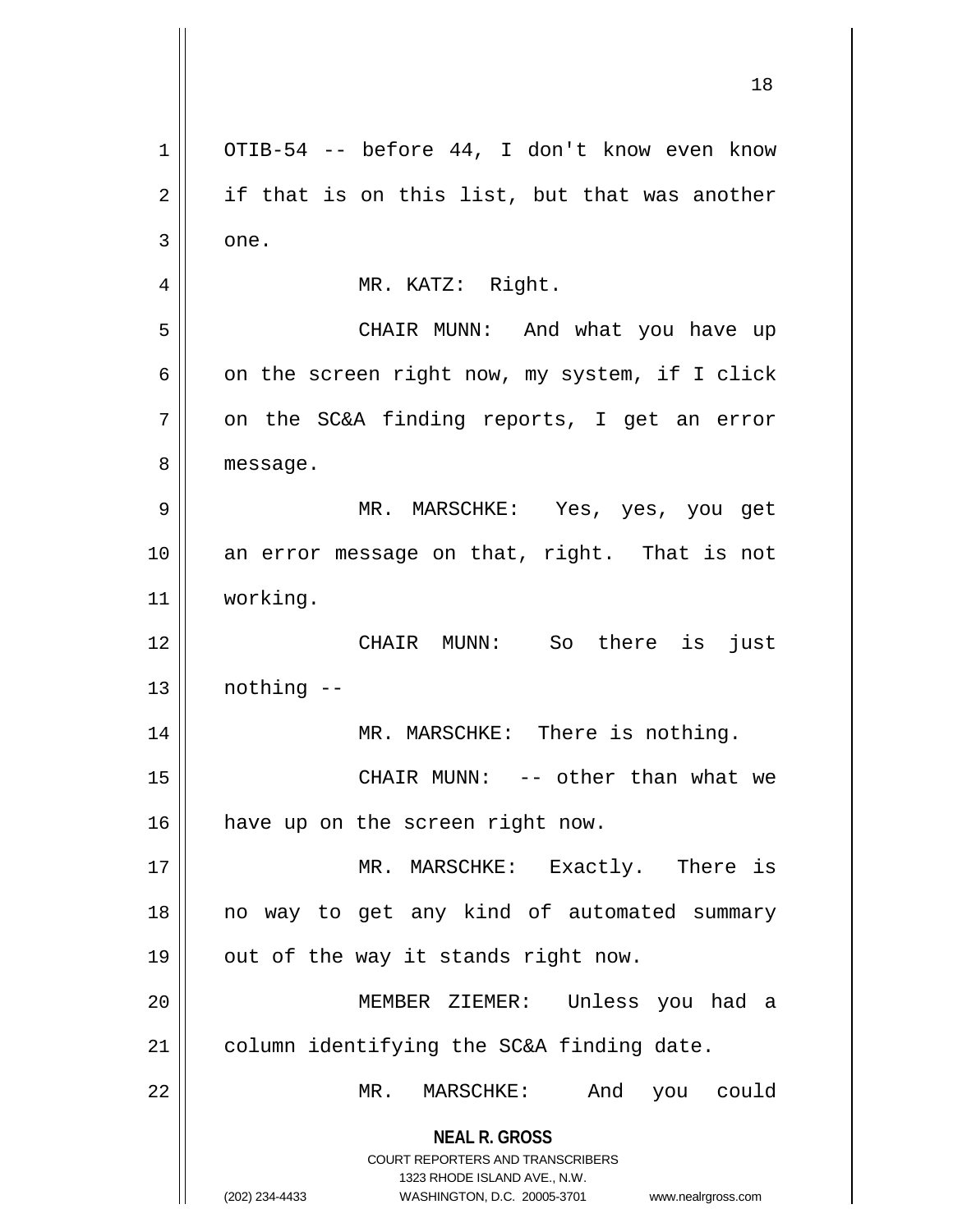OTIB-54 -- before 44, I don't know even know if that is on this list, but that was another one.

MR. KATZ: Right.

CHAIR MUNN: And what you have up on the screen right now, my system, if I click on the SC&A finding reports, I get an error message.

MR. MARSCHKE: Yes, yes, you get an error message on that, right. That is not working.

CHAIR MUNN: So there is just nothing --

MR. MARSCHKE: There is nothing.

CHAIR MUNN: -- other than what we have up on the screen right now.

MR. MARSCHKE: Exactly. There is no way to get any kind of automated summary out of the way it stands right now.

MEMBER ZIEMER: Unless you had a column identifying the SC&A finding date.

MR. MARSCHKE: And you could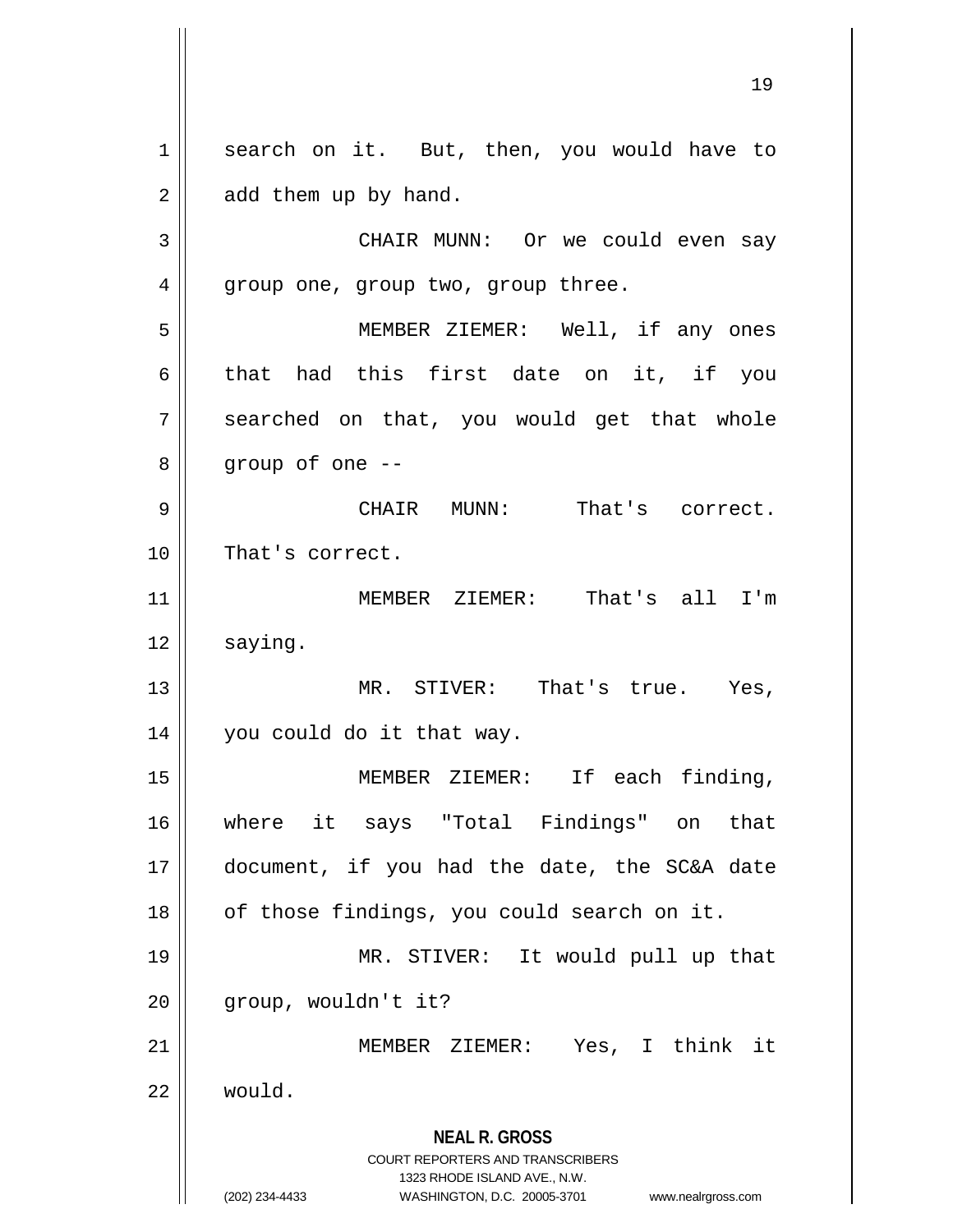search on it. But, then, you would have to add them up by hand.

CHAIR MUNN: Or we could even say group one, group two, group three.

MEMBER ZIEMER: Well, if any ones that had this first date on it, if you searched on that, you would get that whole group of one --

CHAIR MUNN: That's correct. That's correct.

MEMBER ZIEMER: That's all I'm saying.

MR. STIVER: That's true. Yes, you could do it that way.

MEMBER ZIEMER: If each finding, where it says "Total Findings" on that document, if you had the date, the SC&A date of those findings, you could search on it.

MR. STIVER: It would pull up that group, wouldn't it?

MEMBER ZIEMER: Yes, I think it would.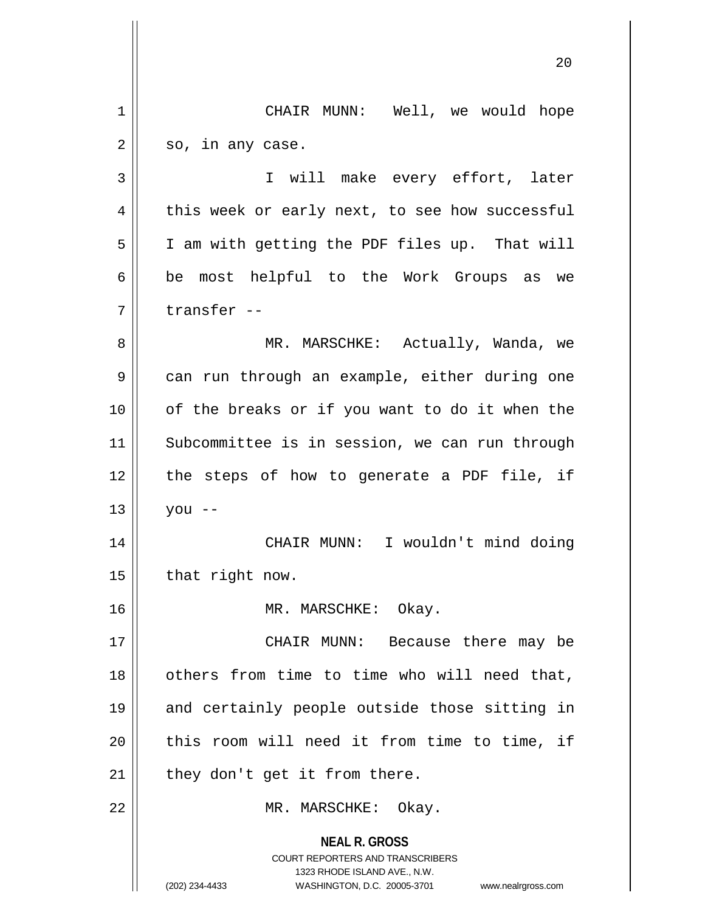CHAIR MUNN: Well, we would hope so, in any case.

I will make every effort, later this week or early next, to see how successful I am with getting the PDF files up. That will be most helpful to the Work Groups as we transfer --

MR. MARSCHKE: Actually, Wanda, we can run through an example, either during one of the breaks or if you want to do it when the Subcommittee is in session, we can run through the steps of how to generate a PDF file, if you --

CHAIR MUNN: I wouldn't mind doing that right now.

MR. MARSCHKE: Okay.

CHAIR MUNN: Because there may be others from time to time who will need that, and certainly people outside those sitting in this room will need it from time to time, if they don't get it from there.

MR. MARSCHKE: Okay.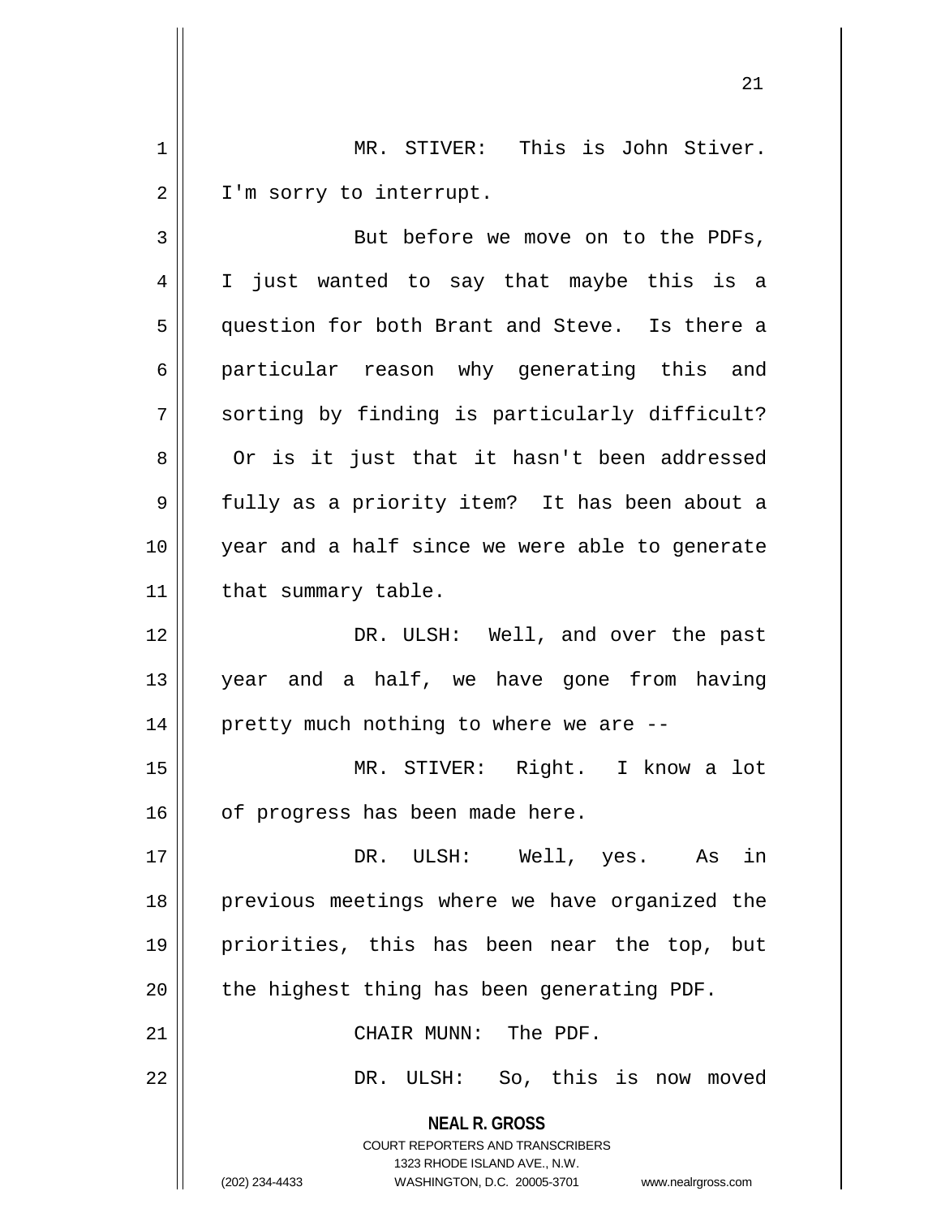MR. STIVER: This is John Stiver. I'm sorry to interrupt.

But before we move on to the PDFs, I just wanted to say that maybe this is a question for both Brant and Steve. Is there a particular reason why generating this and sorting by finding is particularly difficult? Or is it just that it hasn't been addressed fully as a priority item? It has been about a year and a half since we were able to generate that summary table.

DR. ULSH: Well, and over the past year and a half, we have gone from having pretty much nothing to where we are --

MR. STIVER: Right. I know a lot of progress has been made here.

DR. ULSH: Well, yes. As in previous meetings where we have organized the priorities, this has been near the top, but the highest thing has been generating PDF.

CHAIR MUNN: The PDF.

DR. ULSH: So, this is now moved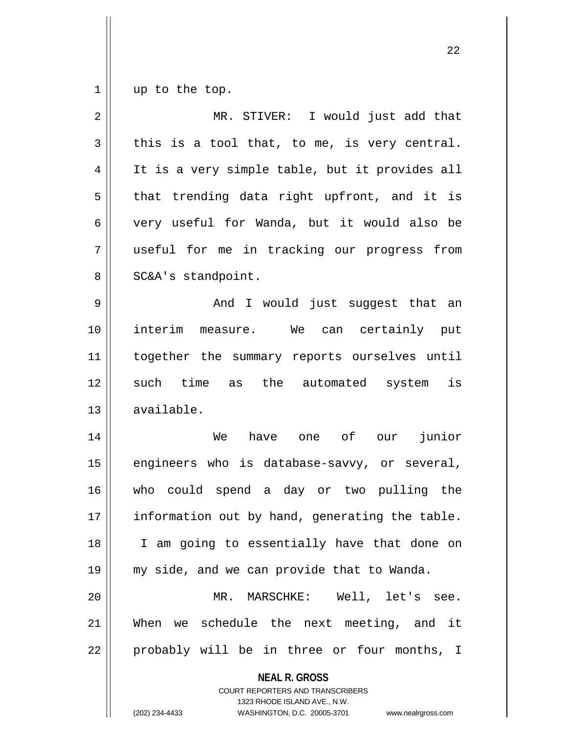up to the top.

MR. STIVER: I would just add that this is a tool that, to me, is very central. It is a very simple table, but it provides all that trending data right upfront, and it is very useful for Wanda, but it would also be useful for me in tracking our progress from SC&A's standpoint.

And I would just suggest that an interim measure. We can certainly put together the summary reports ourselves until such time as the automated system is available.

We have one of our junior engineers who is database-savvy, or several, who could spend a day or two pulling the information out by hand, generating the table. I am going to essentially have that done on my side, and we can provide that to Wanda.

MR. MARSCHKE: Well, let's see. When we schedule the next meeting, and it probably will be in three or four months, I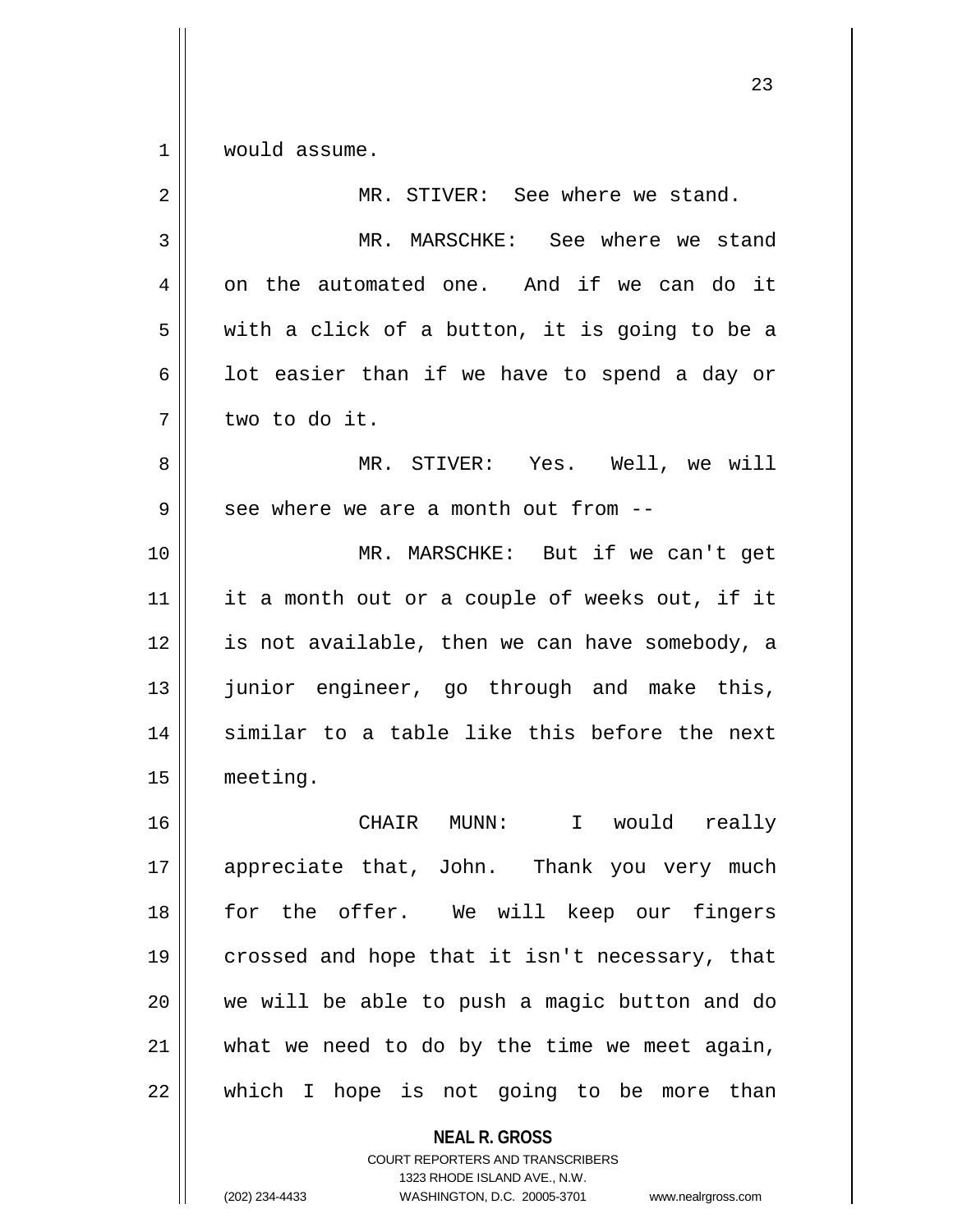would assume.

MR. STIVER: See where we stand.

MR. MARSCHKE: See where we stand on the automated one. And if we can do it with a click of a button, it is going to be a lot easier than if we have to spend a day or two to do it.

MR. STIVER: Yes. Well, we will see where we are a month out from --

MR. MARSCHKE: But if we can't get it a month out or a couple of weeks out, if it is not available, then we can have somebody, a junior engineer, go through and make this, similar to a table like this before the next meeting.

CHAIR MUNN: I would really appreciate that, John. Thank you very much for the offer. We will keep our fingers crossed and hope that it isn't necessary, that we will be able to push a magic button and do what we need to do by the time we meet again, which I hope is not going to be more than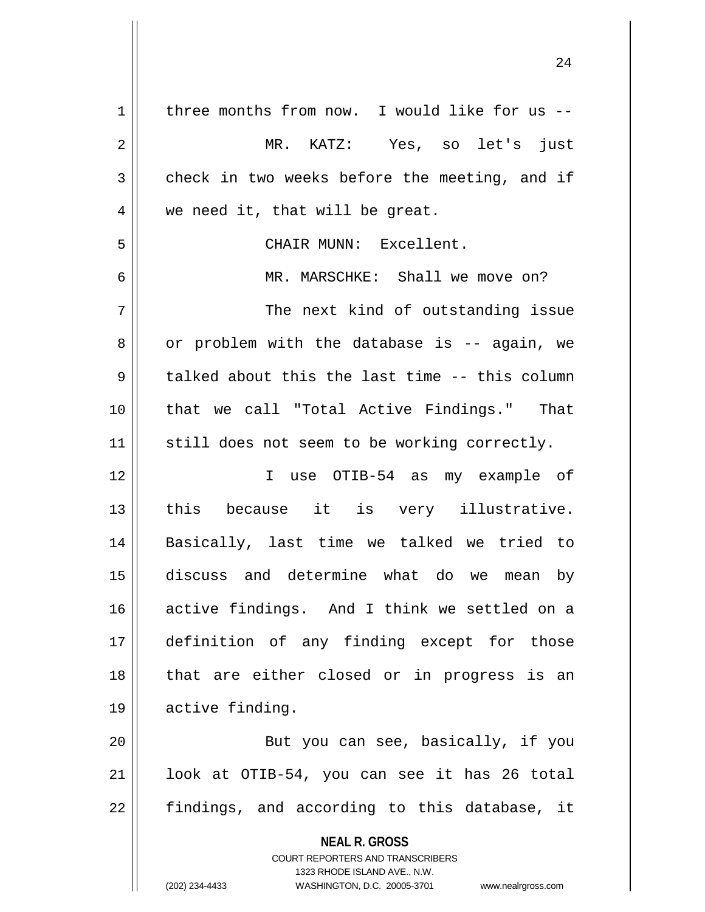three months from now. I would like for us --

MR. KATZ: Yes, so let's just check in two weeks before the meeting, and if we need it, that will be great.

CHAIR MUNN: Excellent.

MR. MARSCHKE: Shall we move on?

The next kind of outstanding issue or problem with the database is -- again, we talked about this the last time -- this column that we call "Total Active Findings." That still does not seem to be working correctly.

I use OTIB-54 as my example of this because it is very illustrative. Basically, last time we talked we tried to discuss and determine what do we mean by active findings. And I think we settled on a definition of any finding except for those that are either closed or in progress is an active finding.

But you can see, basically, if you look at OTIB-54, you can see it has 26 total findings, and according to this database, it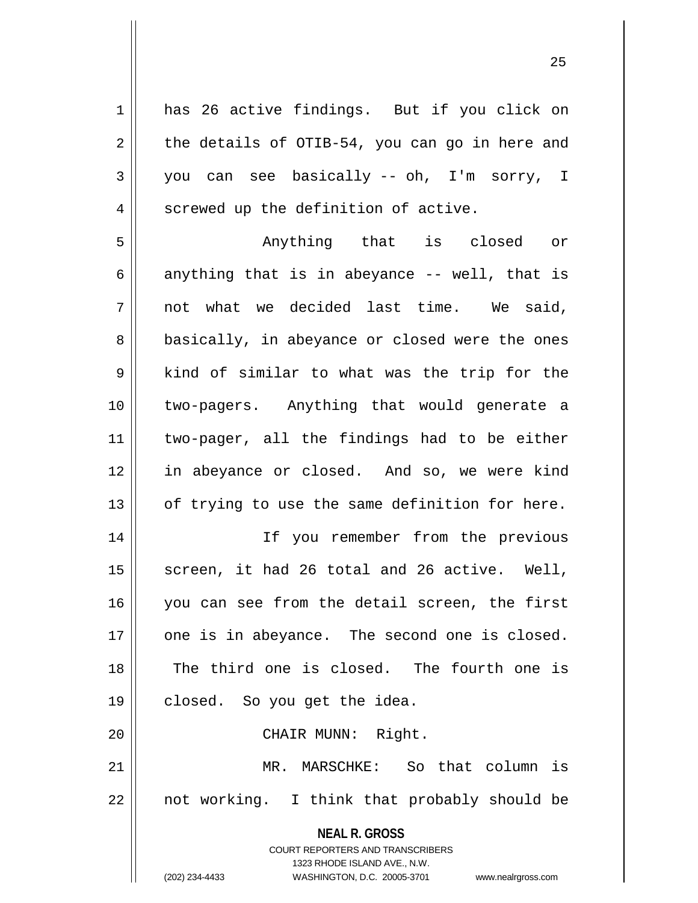has 26 active findings. But if you click on the details of OTIB-54, you can go in here and you can see basically -- oh, I'm sorry, I screwed up the definition of active.

Anything that is closed or anything that is in abeyance -- well, that is not what we decided last time. We said, basically, in abeyance or closed were the ones kind of similar to what was the trip for the two-pagers. Anything that would generate a two-pager, all the findings had to be either in abeyance or closed. And so, we were kind of trying to use the same definition for here.

If you remember from the previous screen, it had 26 total and 26 active. Well, you can see from the detail screen, the first one is in abeyance. The second one is closed. The third one is closed. The fourth one is closed. So you get the idea.

CHAIR MUNN: Right.

MR. MARSCHKE: So that column is not working. I think that probably should be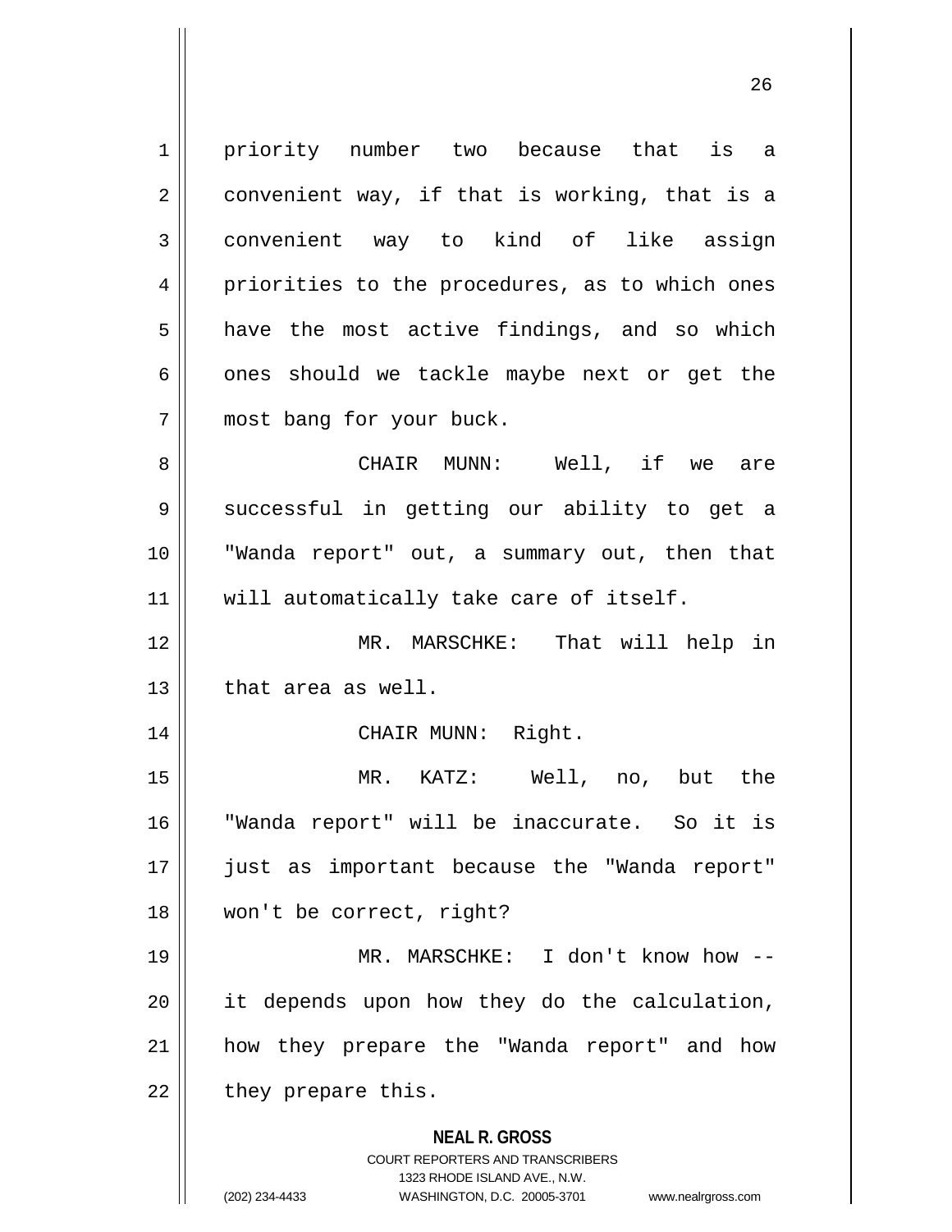priority number two because that is a convenient way, if that is working, that is a convenient way to kind of like assign priorities to the procedures, as to which ones have the most active findings, and so which ones should we tackle maybe next or get the most bang for your buck.

CHAIR MUNN: Well, if we are successful in getting our ability to get a "Wanda report" out, a summary out, then that will automatically take care of itself.

MR. MARSCHKE: That will help in that area as well.

CHAIR MUNN: Right.

MR. KATZ: Well, no, but the "Wanda report" will be inaccurate. So it is just as important because the "Wanda report" won't be correct, right?

MR. MARSCHKE: I don't know how -- it depends upon how they do the calculation, how they prepare the "Wanda report" and how they prepare this.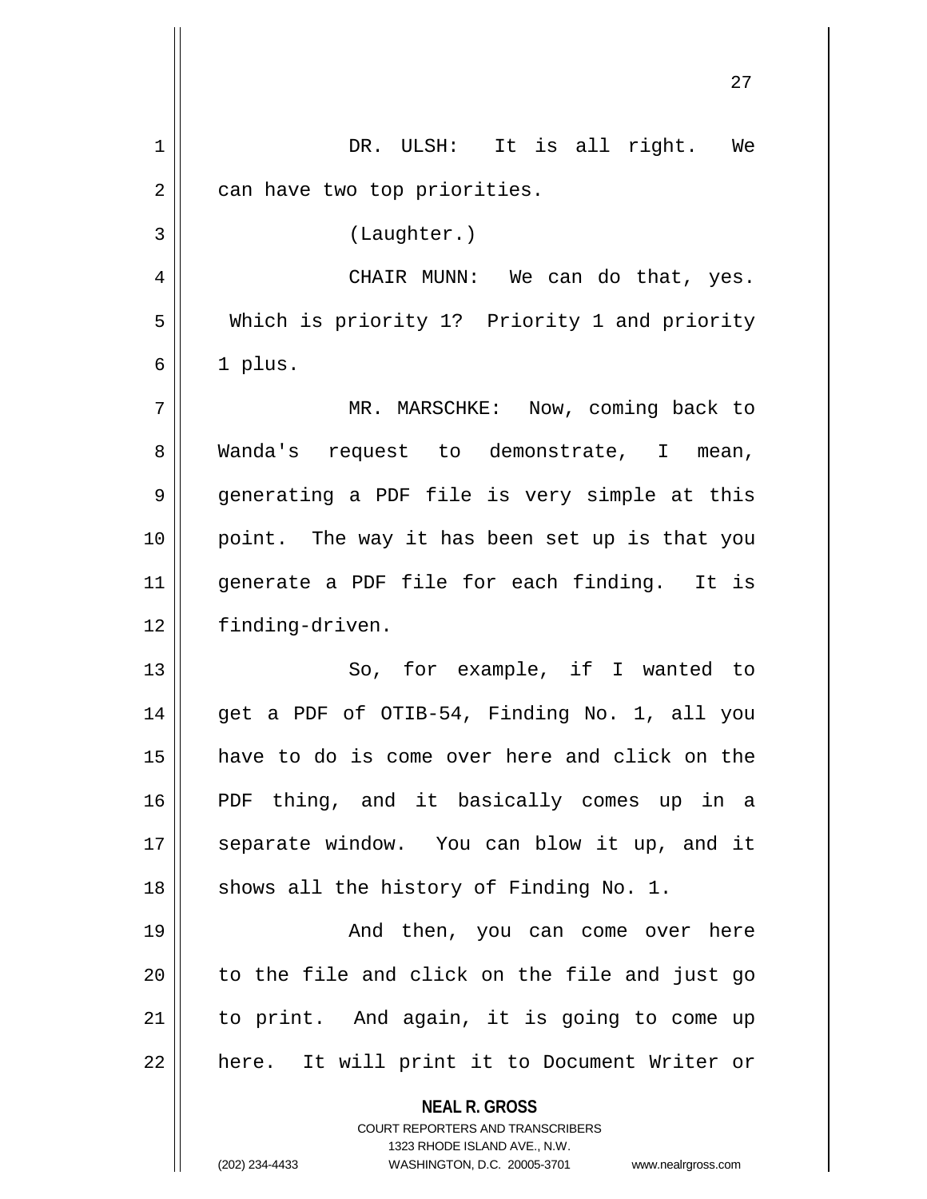DR. ULSH: It is all right. We can have two top priorities.

(Laughter.)

CHAIR MUNN: We can do that, yes. Which is priority 1? Priority 1 and priority 1 plus.

MR. MARSCHKE: Now, coming back to Wanda's request to demonstrate, I mean, generating a PDF file is very simple at this point. The way it has been set up is that you generate a PDF file for each finding. It is finding-driven.

So, for example, if I wanted to get a PDF of OTIB-54, Finding No. 1, all you have to do is come over here and click on the PDF thing, and it basically comes up in a separate window. You can blow it up, and it shows all the history of Finding No. 1.

And then, you can come over here to the file and click on the file and just go to print. And again, it is going to come up here. It will print it to Document Writer or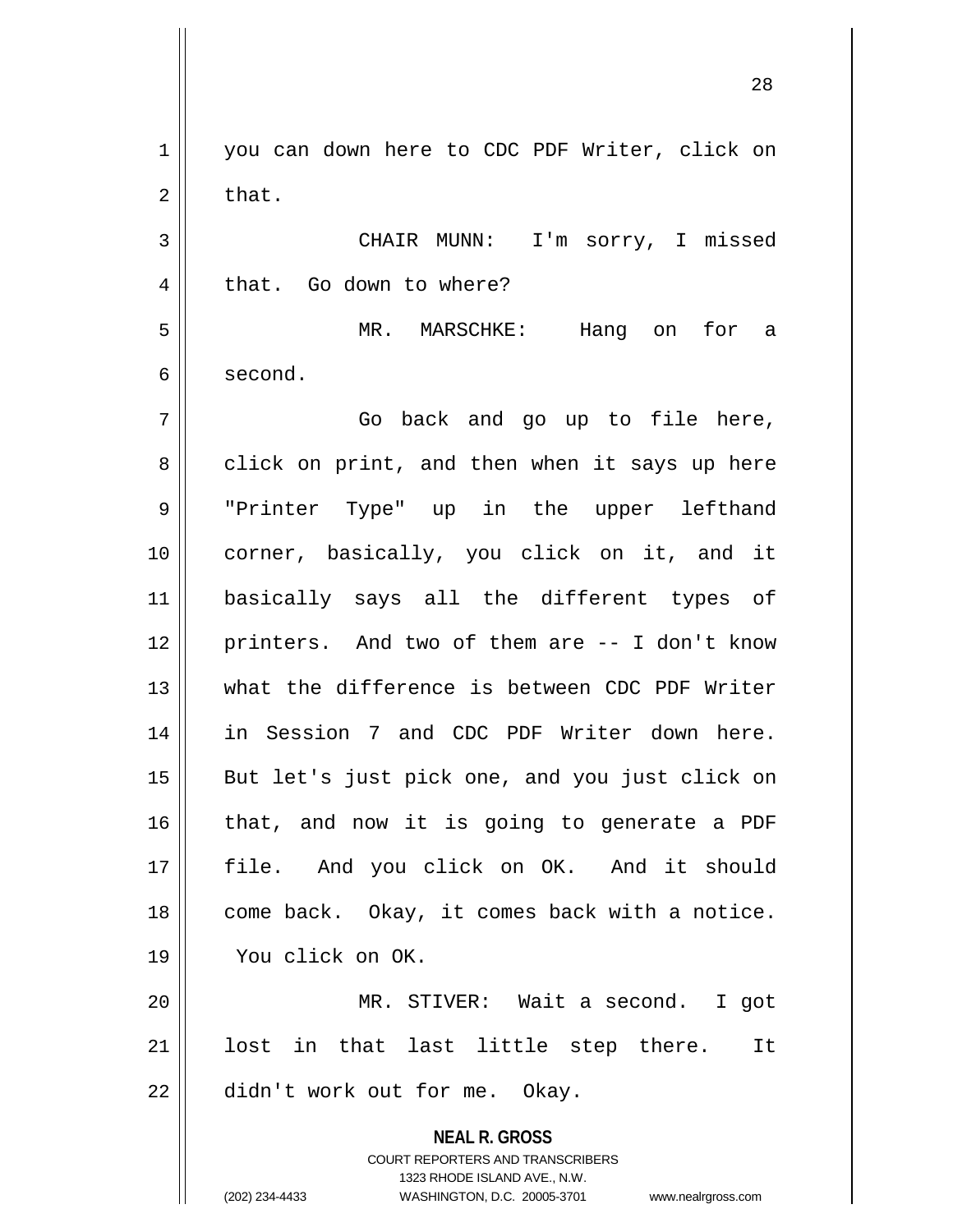you can down here to CDC PDF Writer, click on that.

CHAIR MUNN: I'm sorry, I missed that. Go down to where?

MR. MARSCHKE: Hang on for a second.

Go back and go up to file here, click on print, and then when it says up here "Printer Type" up in the upper lefthand corner, basically, you click on it, and it basically says all the different types of printers. And two of them are -- I don't know what the difference is between CDC PDF Writer in Session 7 and CDC PDF Writer down here. But let's just pick one, and you just click on that, and now it is going to generate a PDF file. And you click on OK. And it should come back. Okay, it comes back with a notice. You click on OK.

MR. STIVER: Wait a second. I got lost in that last little step there. It didn't work out for me. Okay.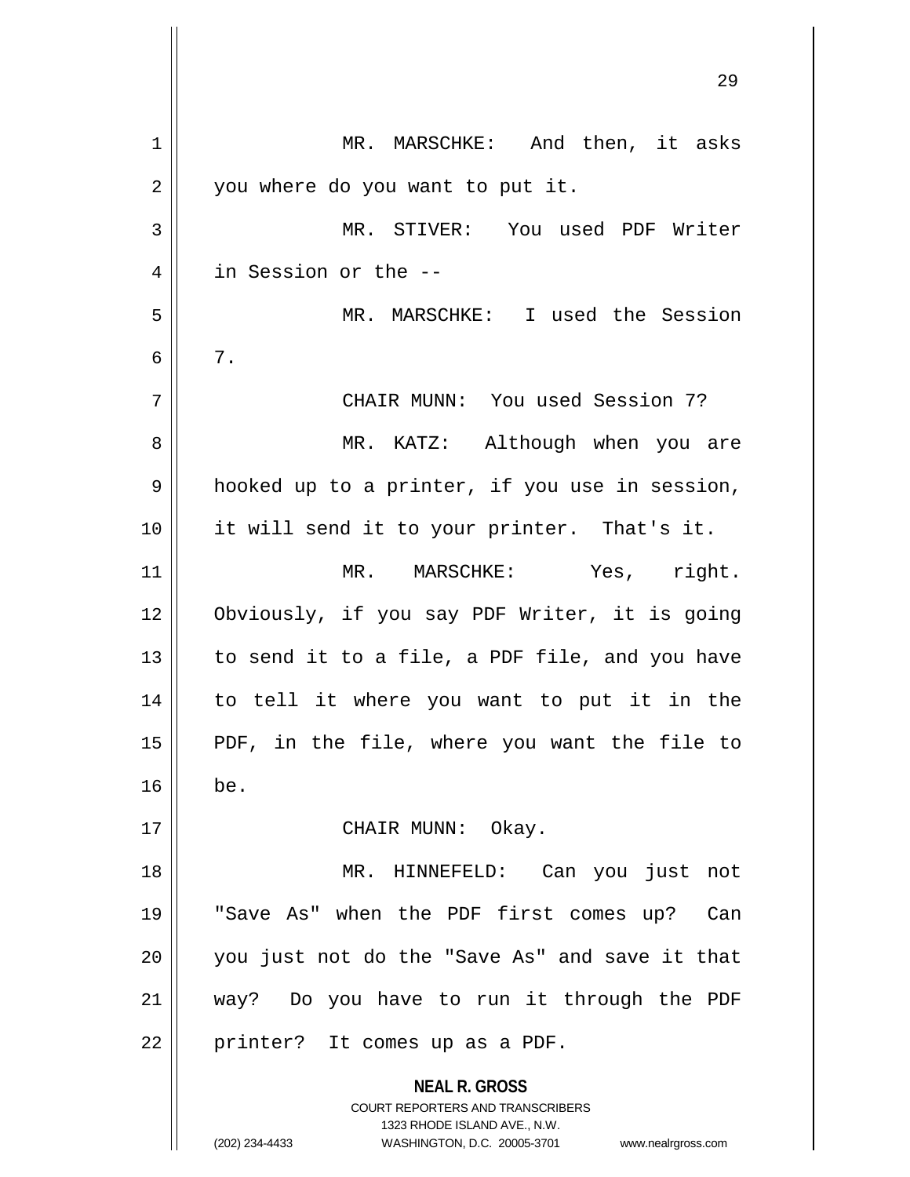MR. MARSCHKE: And then, it asks you where do you want to put it.

MR. STIVER: You used PDF Writer in Session or the --

MR. MARSCHKE: I used the Session 7.

CHAIR MUNN: You used Session 7?

MR. KATZ: Although when you are hooked up to a printer, if you use in session, it will send it to your printer. That's it.

MR. MARSCHKE: Yes, right. Obviously, if you say PDF Writer, it is going to send it to a file, a PDF file, and you have to tell it where you want to put it in the PDF, in the file, where you want the file to be.

CHAIR MUNN: Okay.

MR. HINNEFELD: Can you just not "Save As" when the PDF first comes up? Can you just not do the "Save As" and save it that way? Do you have to run it through the PDF printer? It comes up as a PDF.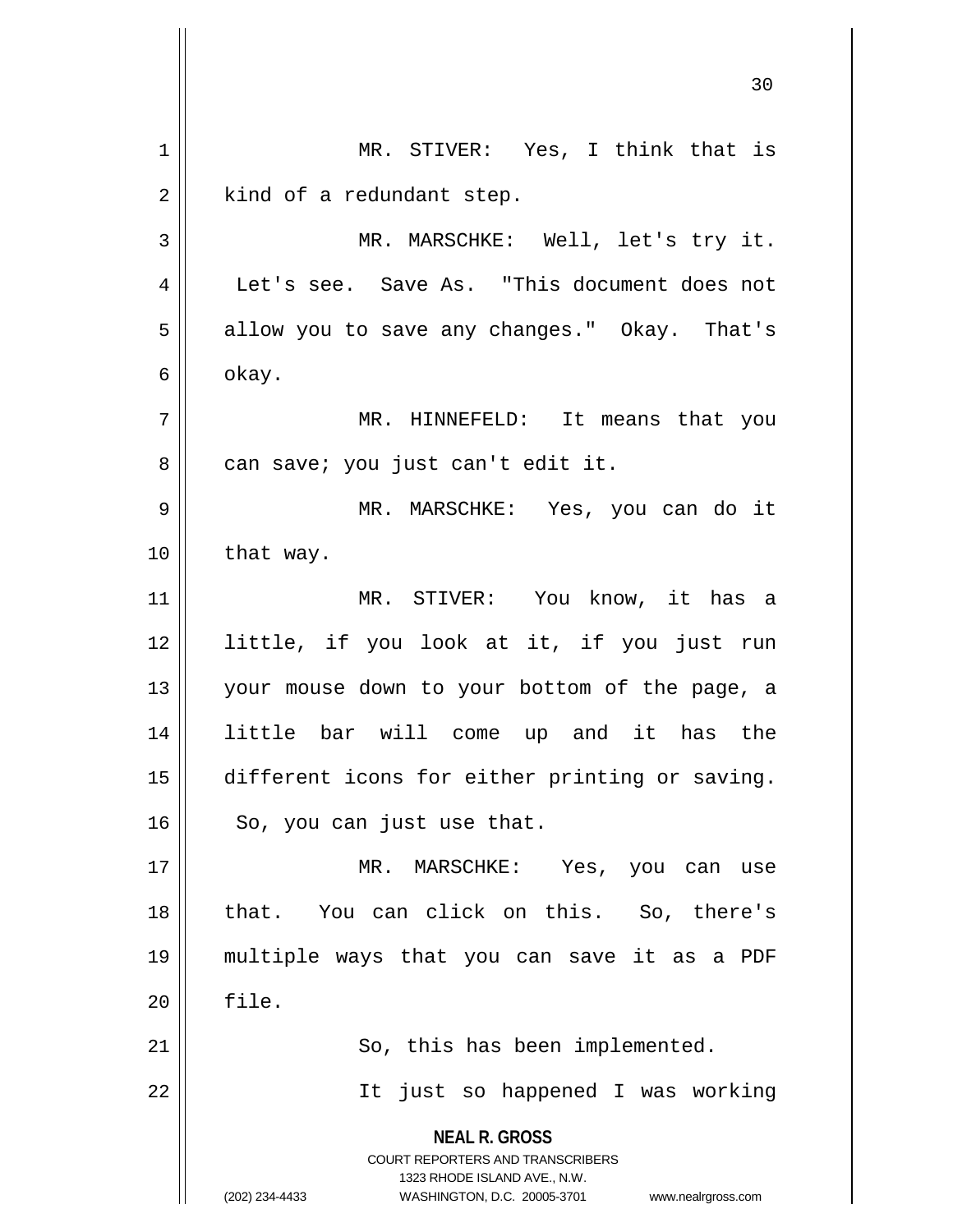MR. STIVER: Yes, I think that is kind of a redundant step.

MR. MARSCHKE: Well, let's try it. Let's see. Save As. "This document does not allow you to save any changes." Okay. That's okay.

MR. HINNEFELD: It means that you can save; you just can't edit it.

MR. MARSCHKE: Yes, you can do it that way.

MR. STIVER: You know, it has a little, if you look at it, if you just run your mouse down to your bottom of the page, a little bar will come up and it has the different icons for either printing or saving. So, you can just use that.

MR. MARSCHKE: Yes, you can use that. You can click on this. So, there's multiple ways that you can save it as a PDF file.

So, this has been implemented.

It just so happened I was working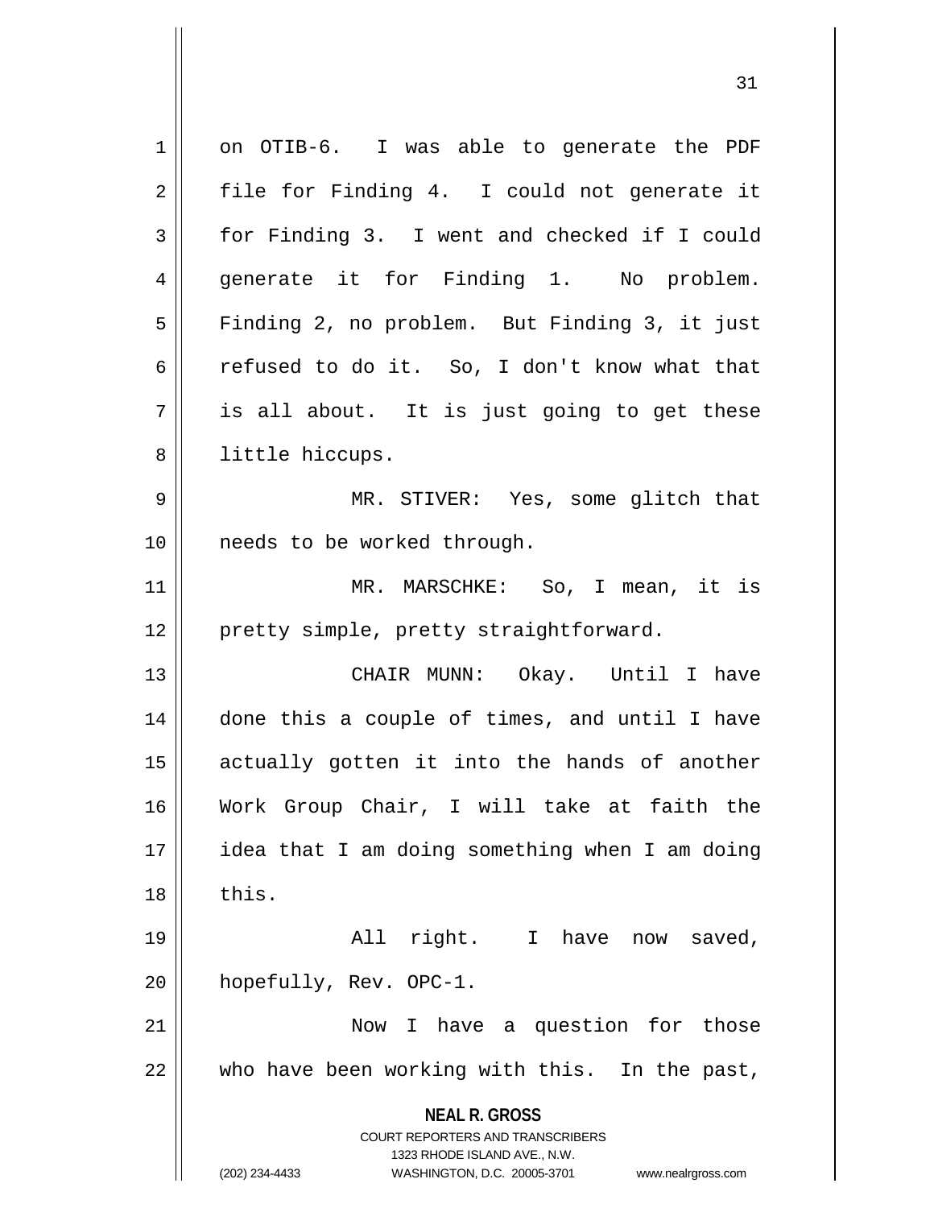on OTIB-6. I was able to generate the PDF file for Finding 4. I could not generate it for Finding 3. I went and checked if I could generate it for Finding 1. No problem. Finding 2, no problem. But Finding 3, it just refused to do it. So, I don't know what that is all about. It is just going to get these little hiccups.

MR. STIVER: Yes, some glitch that needs to be worked through.

MR. MARSCHKE: So, I mean, it is pretty simple, pretty straightforward.

CHAIR MUNN: Okay. Until I have done this a couple of times, and until I have actually gotten it into the hands of another Work Group Chair, I will take at faith the idea that I am doing something when I am doing this.

All right. I have now saved, hopefully, Rev. OPC-1.

Now I have a question for those who have been working with this. In the past,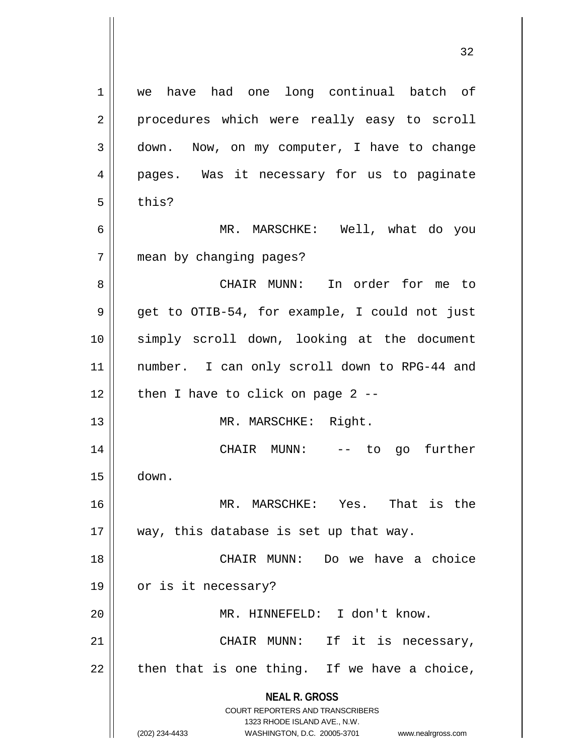we have had one long continual batch of procedures which were really easy to scroll down. Now, on my computer, I have to change pages. Was it necessary for us to paginate this?

MR. MARSCHKE: Well, what do you mean by changing pages?

CHAIR MUNN: In order for me to get to OTIB-54, for example, I could not just simply scroll down, looking at the document number. I can only scroll down to RPG-44 and then I have to click on page 2 --

MR. MARSCHKE: Right.

CHAIR MUNN: -- to go further down.

MR. MARSCHKE: Yes. That is the way, this database is set up that way.

CHAIR MUNN: Do we have a choice or is it necessary?

MR. HINNEFELD: I don't know.

CHAIR MUNN: If it is necessary, then that is one thing. If we have a choice,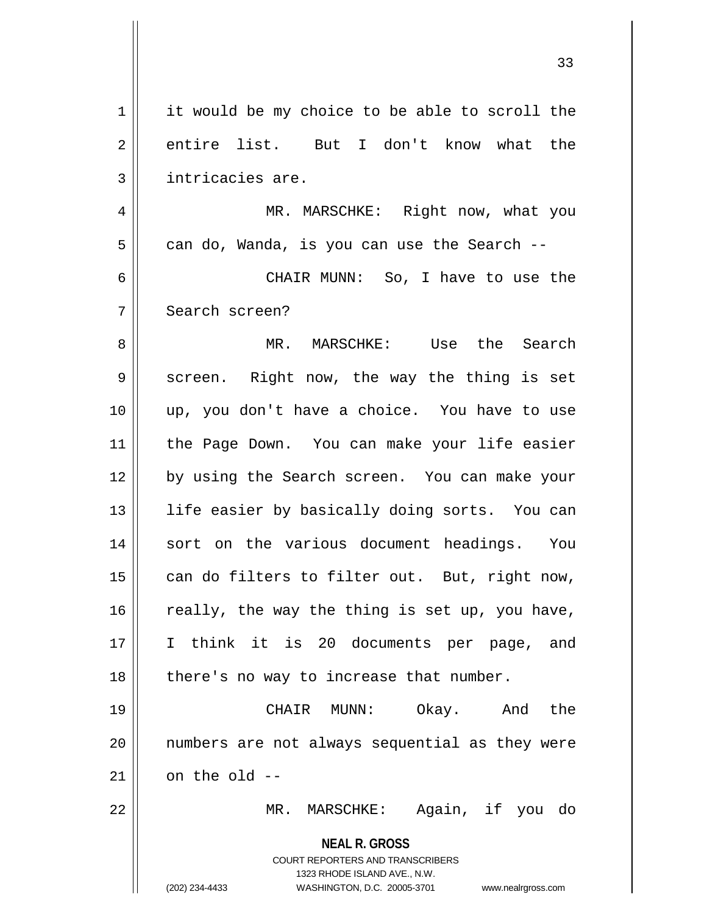it would be my choice to be able to scroll the entire list. But I don't know what the intricacies are.

MR. MARSCHKE: Right now, what you can do, Wanda, is you can use the Search --

CHAIR MUNN: So, I have to use the Search screen?

MR. MARSCHKE: Use the Search screen. Right now, the way the thing is set up, you don't have a choice. You have to use the Page Down. You can make your life easier by using the Search screen. You can make your life easier by basically doing sorts. You can sort on the various document headings. You can do filters to filter out. But, right now, really, the way the thing is set up, you have, I think it is 20 documents per page, and there's no way to increase that number.

CHAIR MUNN: Okay. And the numbers are not always sequential as they were on the old --

MR. MARSCHKE: Again, if you do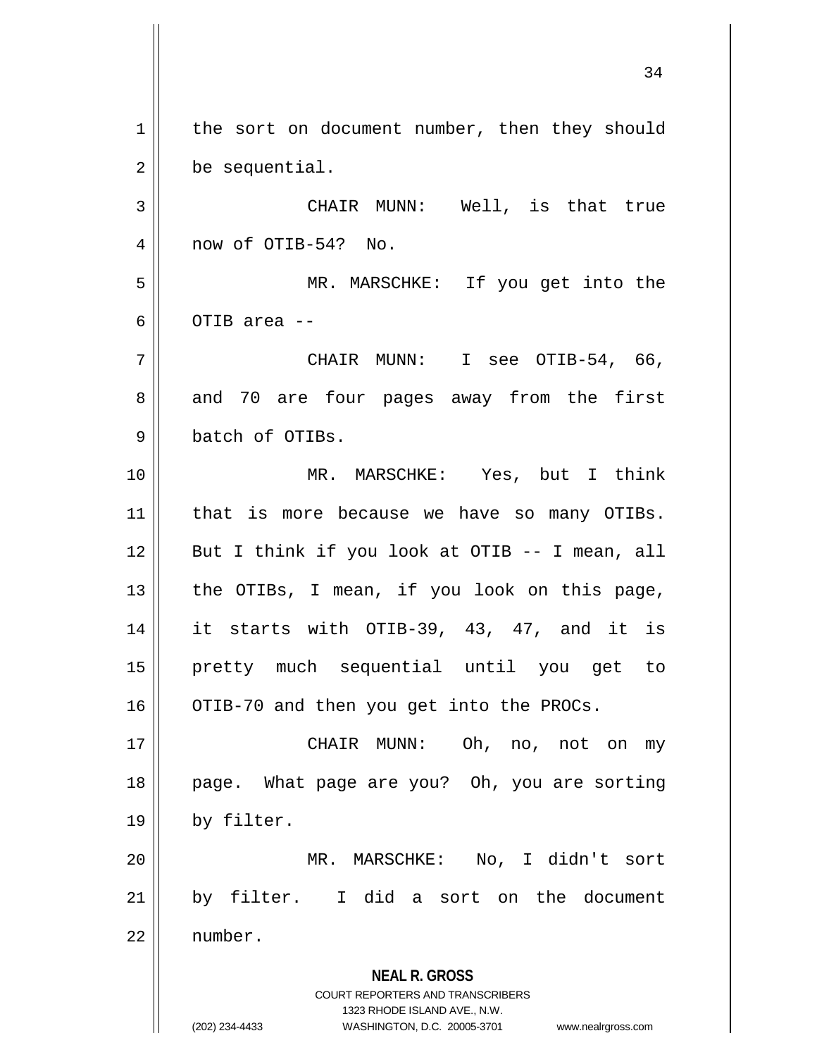the sort on document number, then they should be sequential.

CHAIR MUNN: Well, is that true now of OTIB-54? No.

MR. MARSCHKE: If you get into the OTIB area --

CHAIR MUNN: I see OTIB-54, 66, and 70 are four pages away from the first batch of OTIBs.

MR. MARSCHKE: Yes, but I think that is more because we have so many OTIBs. But I think if you look at OTIB -- I mean, all the OTIBs, I mean, if you look on this page, it starts with OTIB-39, 43, 47, and it is pretty much sequential until you get to OTIB-70 and then you get into the PROCs.

CHAIR MUNN: Oh, no, not on my page. What page are you? Oh, you are sorting by filter.

MR. MARSCHKE: No, I didn't sort by filter. I did a sort on the document number.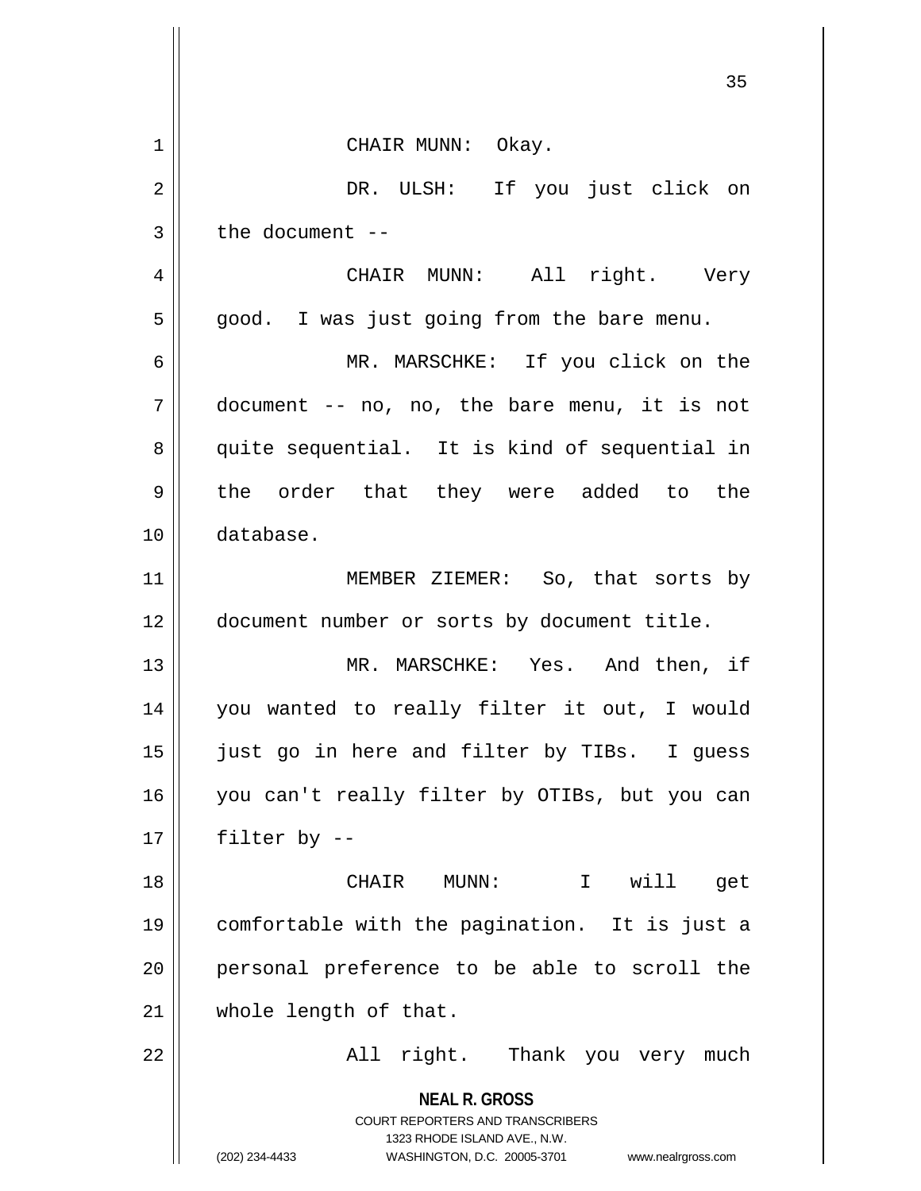CHAIR MUNN: Okay.

DR. ULSH: If you just click on the document --

CHAIR MUNN: All right. Very good. I was just going from the bare menu.

MR. MARSCHKE: If you click on the document -- no, no, the bare menu, it is not quite sequential. It is kind of sequential in the order that they were added to the database.

MEMBER ZIEMER: So, that sorts by document number or sorts by document title.

MR. MARSCHKE: Yes. And then, if you wanted to really filter it out, I would just go in here and filter by TIBs. I guess you can't really filter by OTIBs, but you can filter by --

CHAIR MUNN: I will get comfortable with the pagination. It is just a personal preference to be able to scroll the whole length of that.

All right. Thank you very much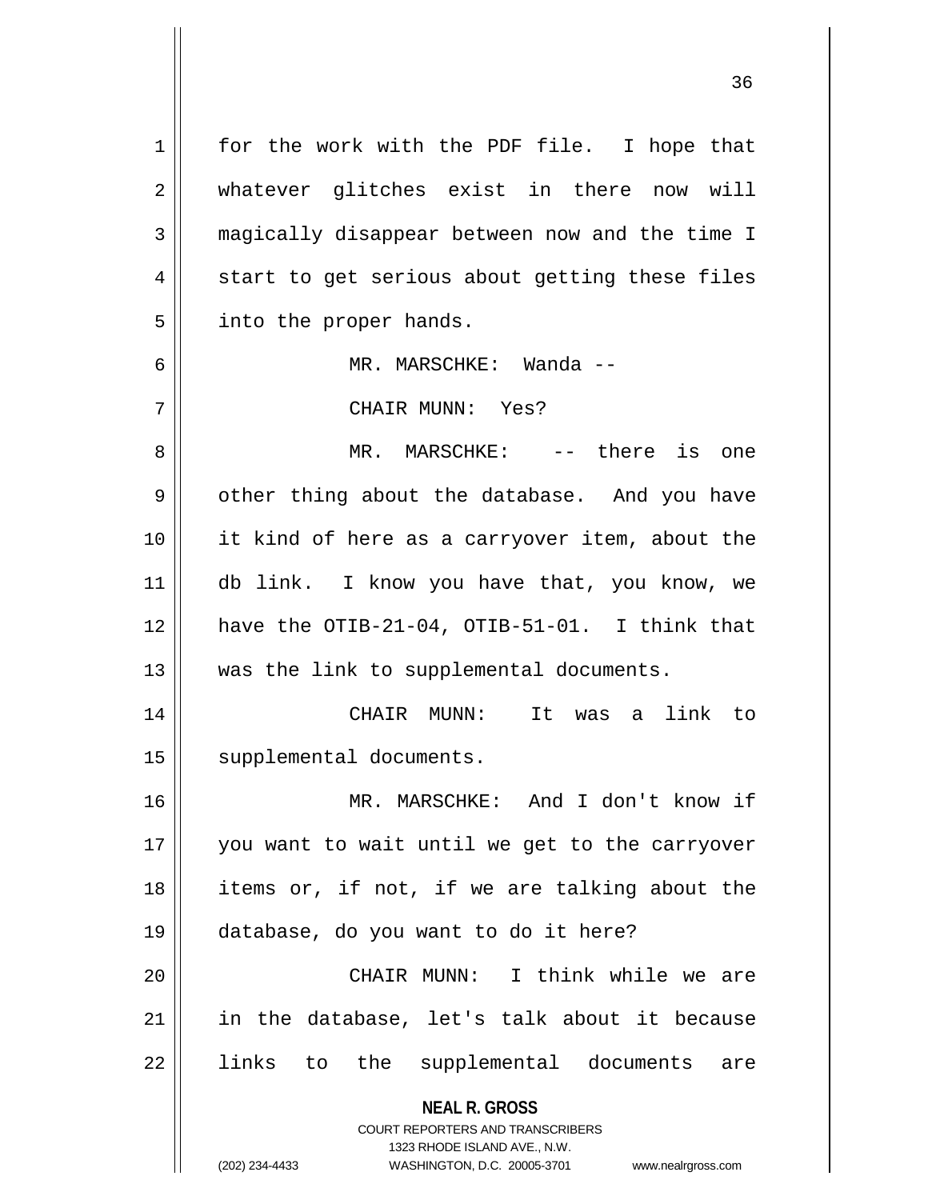for the work with the PDF file. I hope that whatever glitches exist in there now will magically disappear between now and the time I start to get serious about getting these files into the proper hands.

MR. MARSCHKE: Wanda --

CHAIR MUNN: Yes?

MR. MARSCHKE: -- there is one other thing about the database. And you have it kind of here as a carryover item, about the db link. I know you have that, you know, we have the OTIB-21-04, OTIB-51-01. I think that was the link to supplemental documents.

CHAIR MUNN: It was a link to supplemental documents.

MR. MARSCHKE: And I don't know if you want to wait until we get to the carryover items or, if not, if we are talking about the database, do you want to do it here?

CHAIR MUNN: I think while we are in the database, let's talk about it because links to the supplemental documents are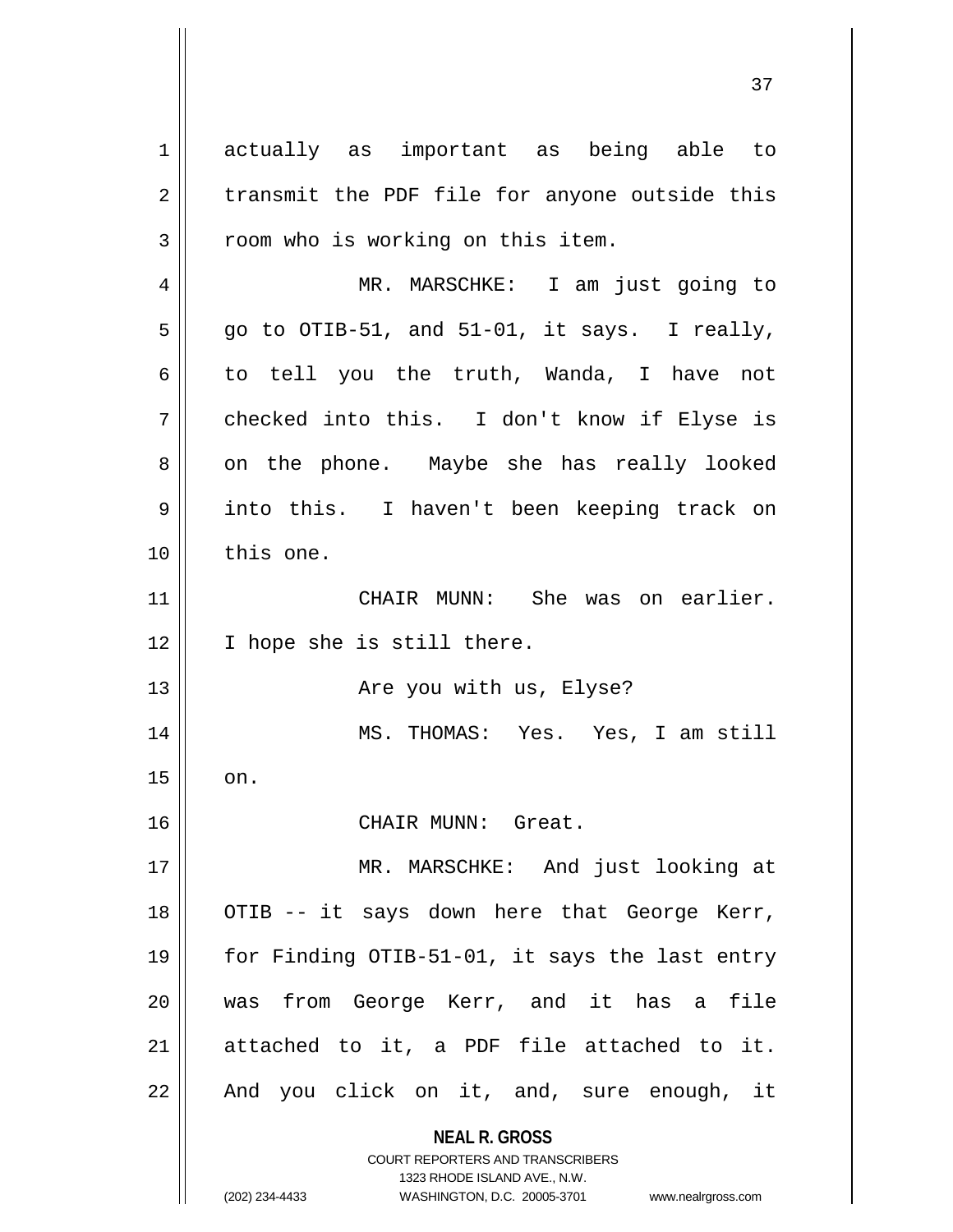actually as important as being able to transmit the PDF file for anyone outside this room who is working on this item.

MR. MARSCHKE: I am just going to go to OTIB-51, and 51-01, it says. I really, to tell you the truth, Wanda, I have not checked into this. I don't know if Elyse is on the phone. Maybe she has really looked into this. I haven't been keeping track on this one.

CHAIR MUNN: She was on earlier. I hope she is still there.

Are you with us, Elyse?

MS. THOMAS: Yes. Yes, I am still on.

CHAIR MUNN: Great.

MR. MARSCHKE: And just looking at OTIB -- it says down here that George Kerr, for Finding OTIB-51-01, it says the last entry was from George Kerr, and it has a file attached to it, a PDF file attached to it. And you click on it, and, sure enough, it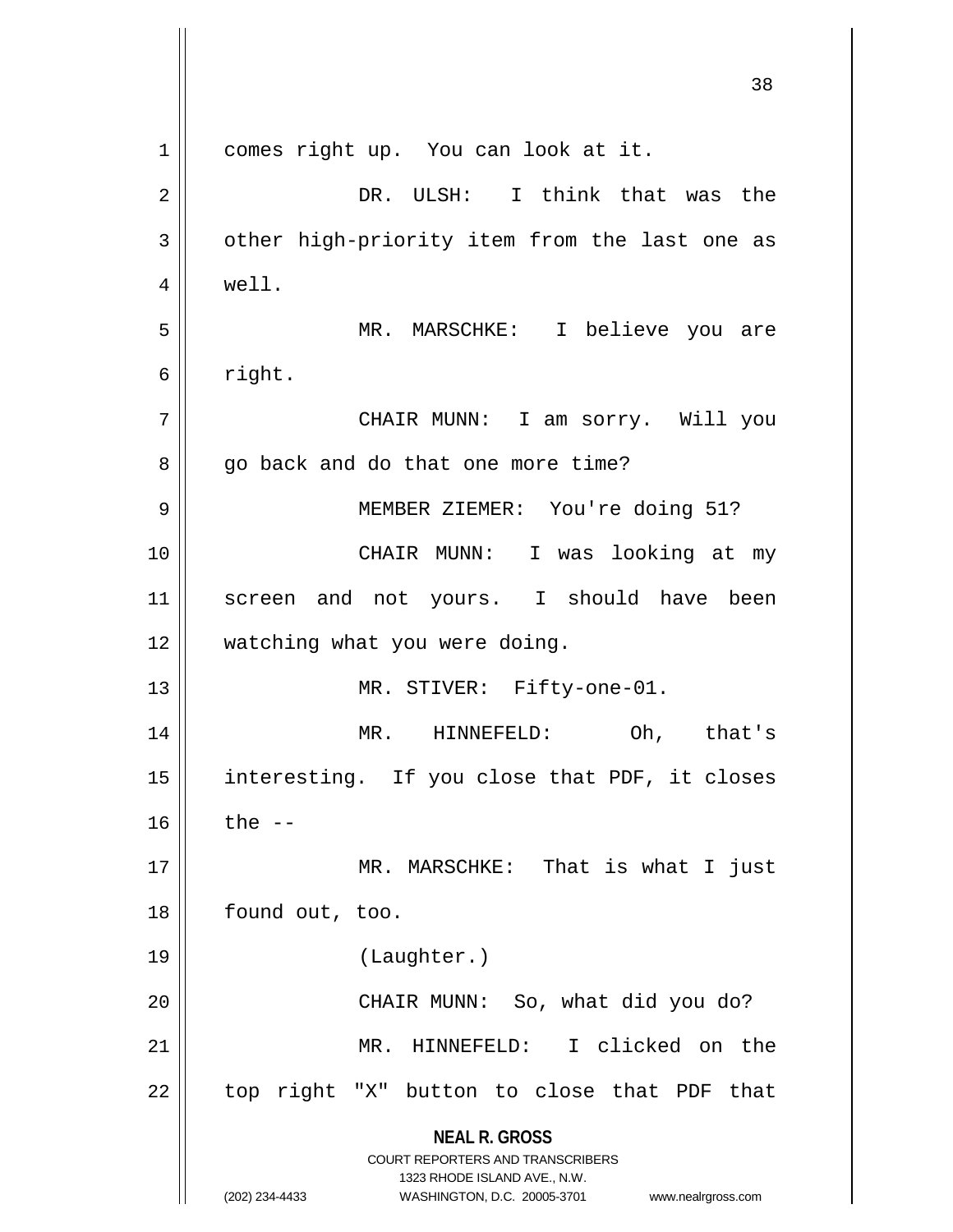comes right up. You can look at it.

DR. ULSH: I think that was the other high-priority item from the last one as well.

MR. MARSCHKE: I believe you are right.

CHAIR MUNN: I am sorry. Will you go back and do that one more time?

MEMBER ZIEMER: You're doing 51?

CHAIR MUNN: I was looking at my screen and not yours. I should have been watching what you were doing.

MR. STIVER: Fifty-one-01.

MR. HINNEFELD: Oh, that's interesting. If you close that PDF, it closes the --

MR. MARSCHKE: That is what I just found out, too.

(Laughter.)

CHAIR MUNN: So, what did you do?

MR. HINNEFELD: I clicked on the top right "X" button to close that PDF that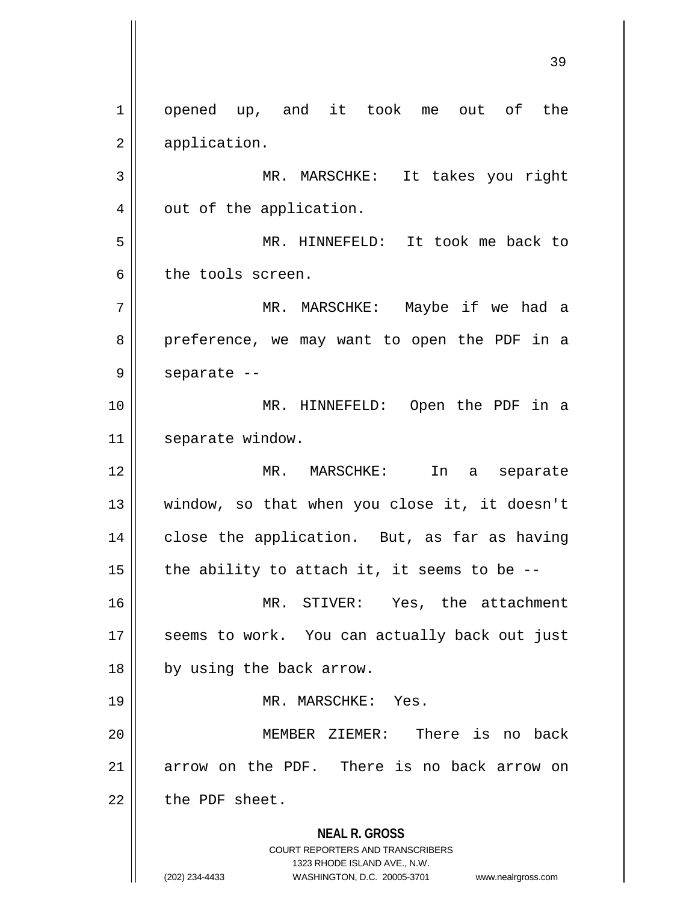opened up, and it took me out of the application.

MR. MARSCHKE: It takes you right out of the application.

MR. HINNEFELD: It took me back to the tools screen.

MR. MARSCHKE: Maybe if we had a preference, we may want to open the PDF in a separate --

MR. HINNEFELD: Open the PDF in a separate window.

MR. MARSCHKE: In a separate window, so that when you close it, it doesn't close the application. But, as far as having the ability to attach it, it seems to be --

MR. STIVER: Yes, the attachment seems to work. You can actually back out just by using the back arrow.

MR. MARSCHKE: Yes.

MEMBER ZIEMER: There is no back arrow on the PDF. There is no back arrow on the PDF sheet.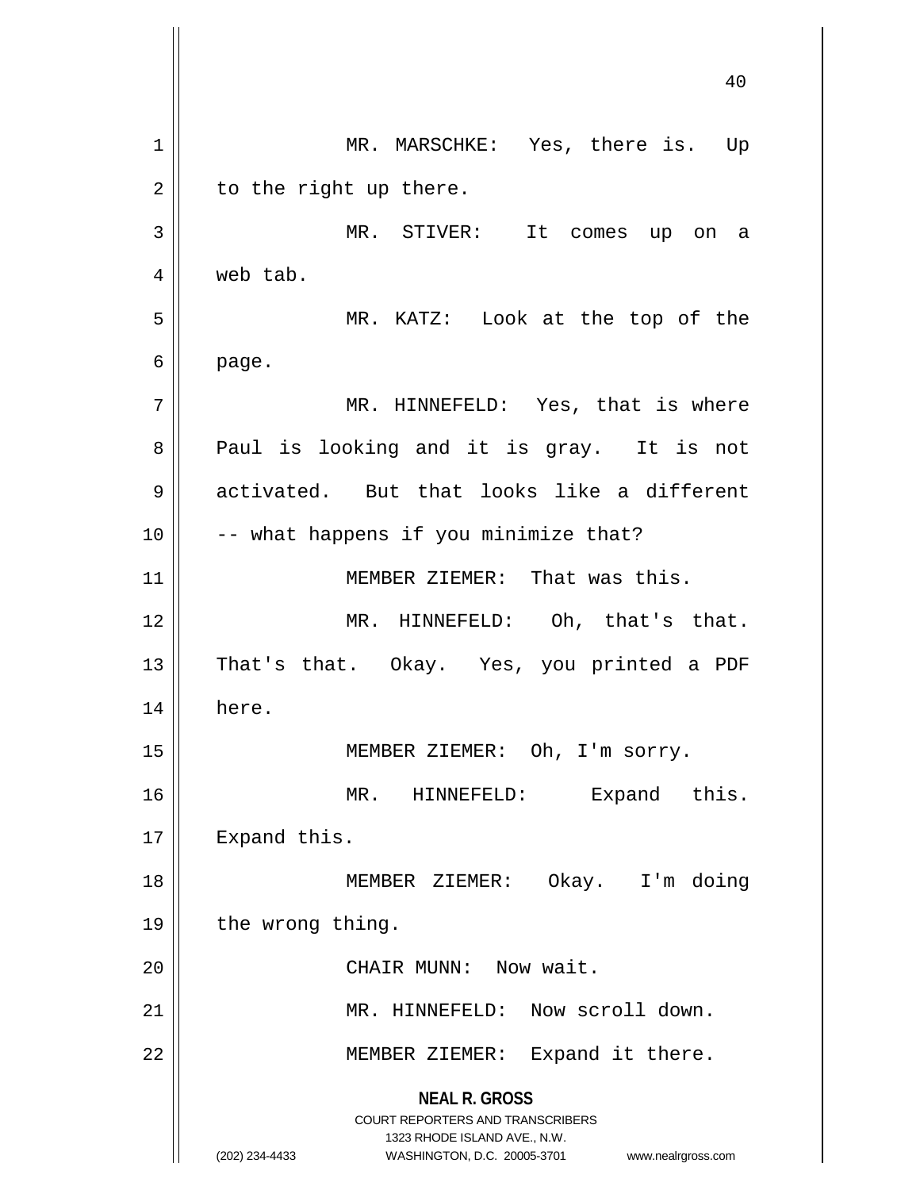MR. MARSCHKE: Yes, there is. Up to the right up there.

MR. STIVER: It comes up on a web tab.

MR. KATZ: Look at the top of the page.

MR. HINNEFELD: Yes, that is where Paul is looking and it is gray. It is not activated. But that looks like a different -- what happens if you minimize that?

MEMBER ZIEMER: That was this.

MR. HINNEFELD: Oh, that's that. That's that. Okay. Yes, you printed a PDF here.

MEMBER ZIEMER: Oh, I'm sorry.

MR. HINNEFELD: Expand this. Expand this.

MEMBER ZIEMER: Okay. I'm doing the wrong thing.

CHAIR MUNN: Now wait.

MR. HINNEFELD: Now scroll down.

MEMBER ZIEMER: Expand it there.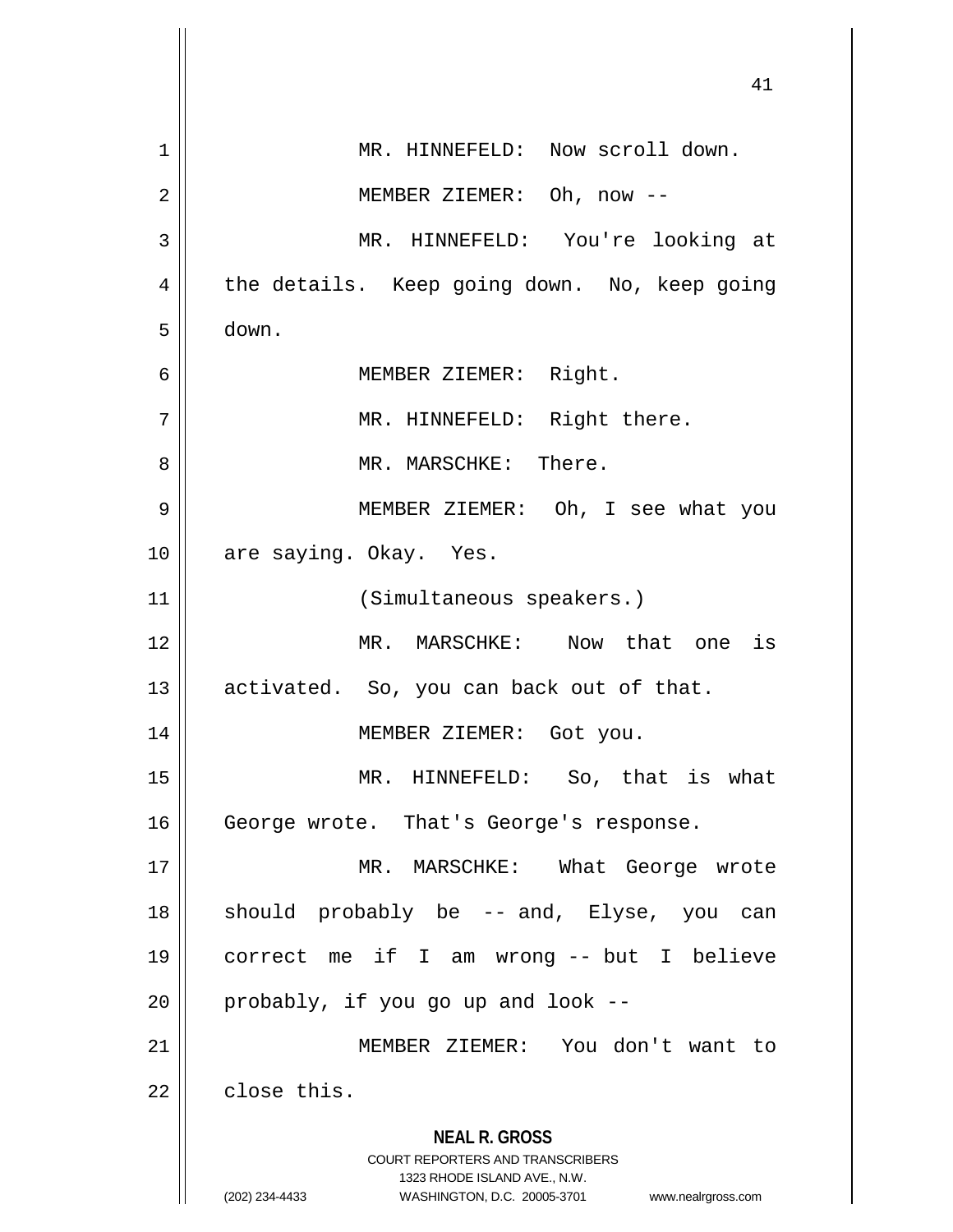MR. HINNEFELD: Now scroll down.

MEMBER ZIEMER: Oh, now --

MR. HINNEFELD: You're looking at the details. Keep going down. No, keep going down.

MEMBER ZIEMER: Right.

MR. HINNEFELD: Right there.

MR. MARSCHKE: There.

MEMBER ZIEMER: Oh, I see what you are saying. Okay. Yes.

(Simultaneous speakers.)

MR. MARSCHKE: Now that one is activated. So, you can back out of that.

MEMBER ZIEMER: Got you.

MR. HINNEFELD: So, that is what George wrote. That's George's response.

MR. MARSCHKE: What George wrote should probably be -- and, Elyse, you can correct me if I am wrong -- but I believe probably, if you go up and look --

MEMBER ZIEMER: You don't want to close this.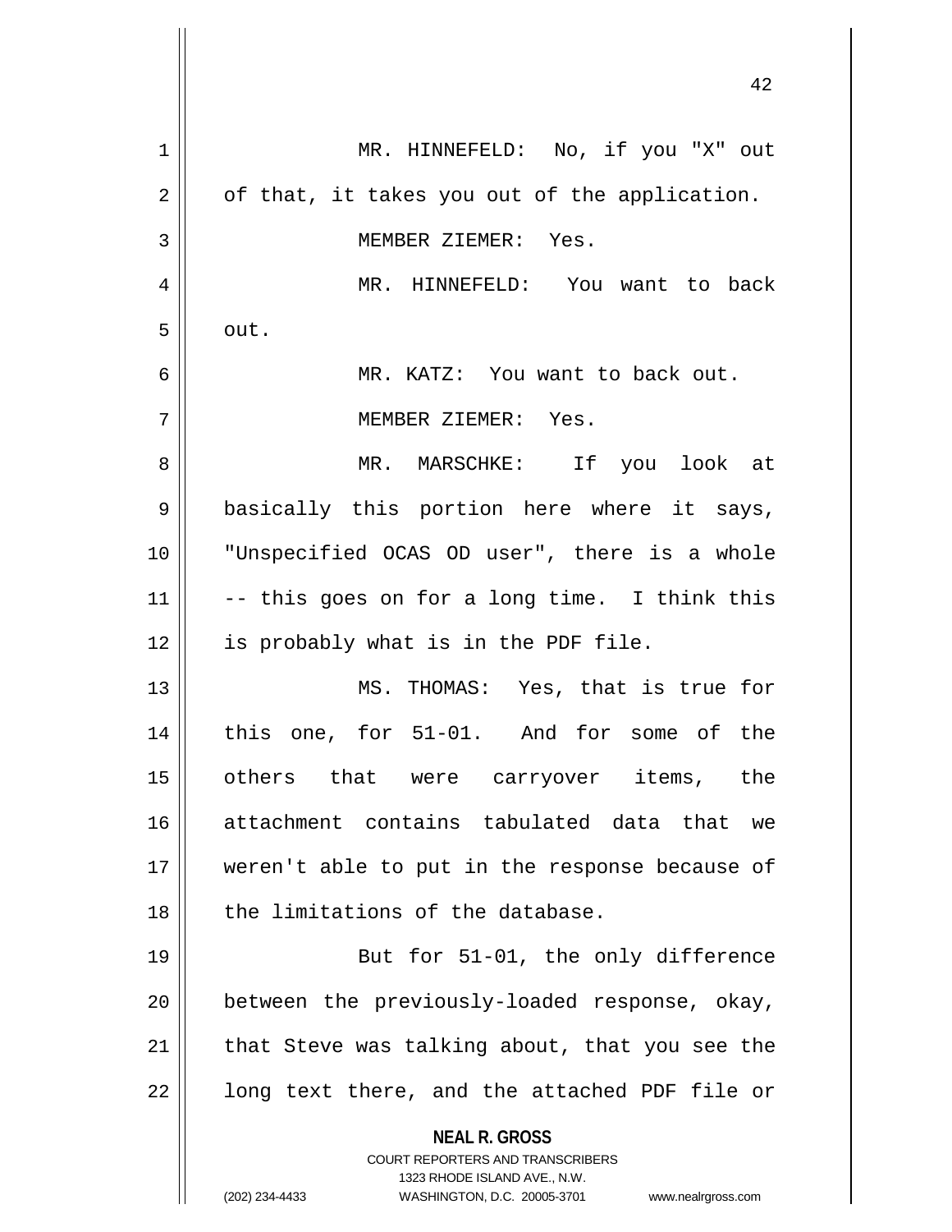MR. HINNEFELD: No, if you "X" out of that, it takes you out of the application.

MEMBER ZIEMER: Yes.

MR. HINNEFELD: You want to back out.

MR. KATZ: You want to back out.

MEMBER ZIEMER: Yes.

MR. MARSCHKE: If you look at basically this portion here where it says, "Unspecified OCAS OD user", there is a whole -- this goes on for a long time. I think this is probably what is in the PDF file.

MS. THOMAS: Yes, that is true for this one, for 51-01. And for some of the others that were carryover items, the attachment contains tabulated data that we weren't able to put in the response because of the limitations of the database.

But for 51-01, the only difference between the previously-loaded response, okay, that Steve was talking about, that you see the long text there, and the attached PDF file or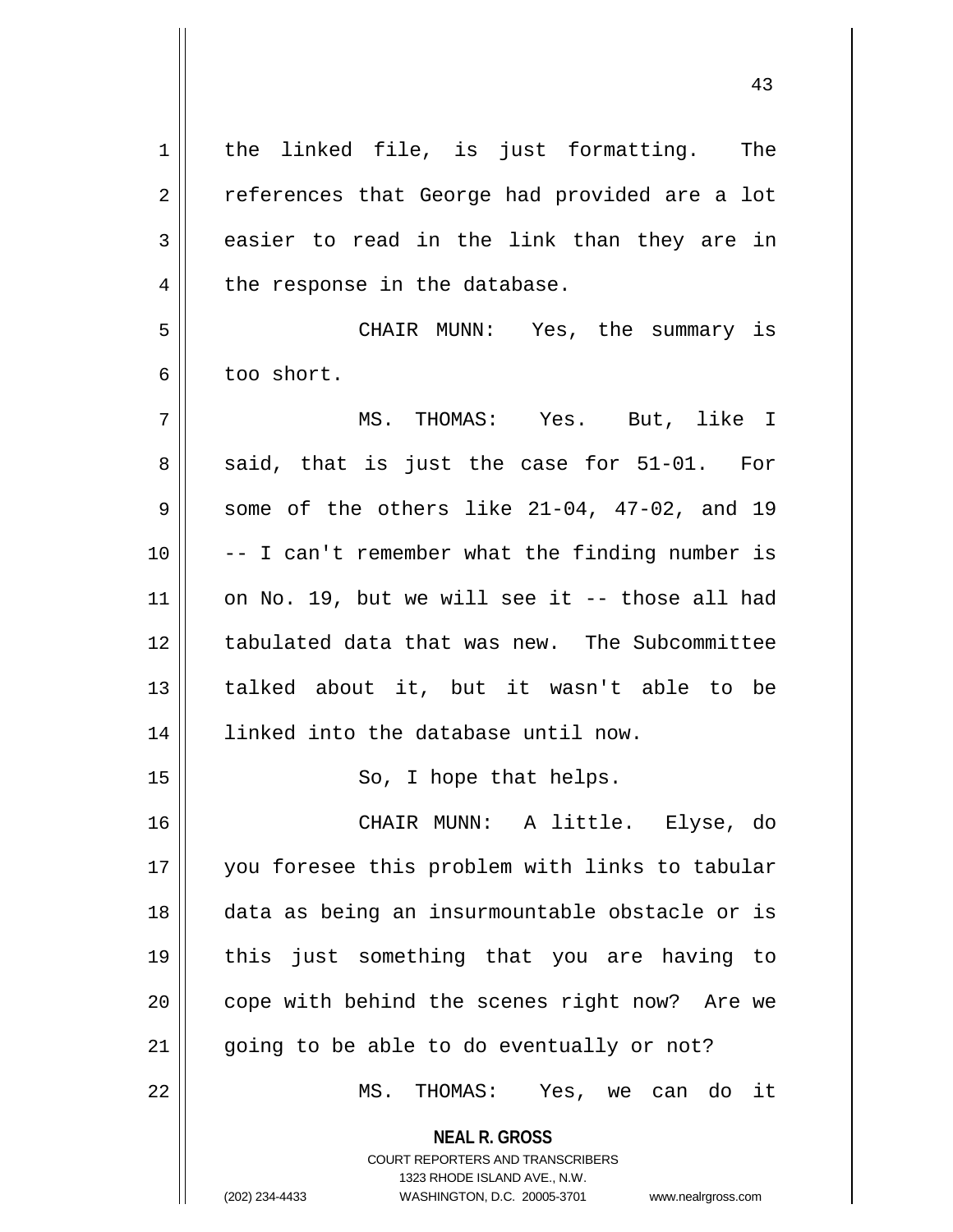the linked file, is just formatting. The references that George had provided are a lot easier to read in the link than they are in the response in the database.

CHAIR MUNN: Yes, the summary is too short.

MS. THOMAS: Yes. But, like I said, that is just the case for 51-01. For some of the others like 21-04, 47-02, and 19 -- I can't remember what the finding number is on No. 19, but we will see it -- those all had tabulated data that was new. The Subcommittee talked about it, but it wasn't able to be linked into the database until now.

So, I hope that helps.

CHAIR MUNN: A little. Elyse, do you foresee this problem with links to tabular data as being an insurmountable obstacle or is this just something that you are having to cope with behind the scenes right now? Are we going to be able to do eventually or not?

MS. THOMAS: Yes, we can do it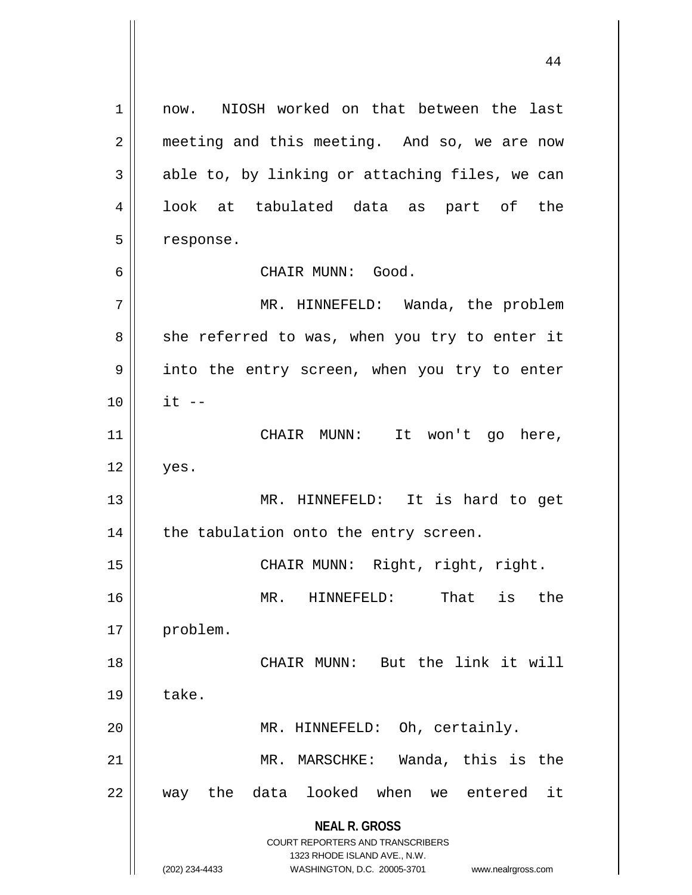now. NIOSH worked on that between the last meeting and this meeting. And so, we are now able to, by linking or attaching files, we can look at tabulated data as part of the response.

CHAIR MUNN: Good.

MR. HINNEFELD: Wanda, the problem she referred to was, when you try to enter it into the entry screen, when you try to enter it --

CHAIR MUNN: It won't go here, yes.

MR. HINNEFELD: It is hard to get the tabulation onto the entry screen.

CHAIR MUNN: Right, right, right.

MR. HINNEFELD: That is the problem.

CHAIR MUNN: But the link it will take.

MR. HINNEFELD: Oh, certainly.

MR. MARSCHKE: Wanda, this is the way the data looked when we entered it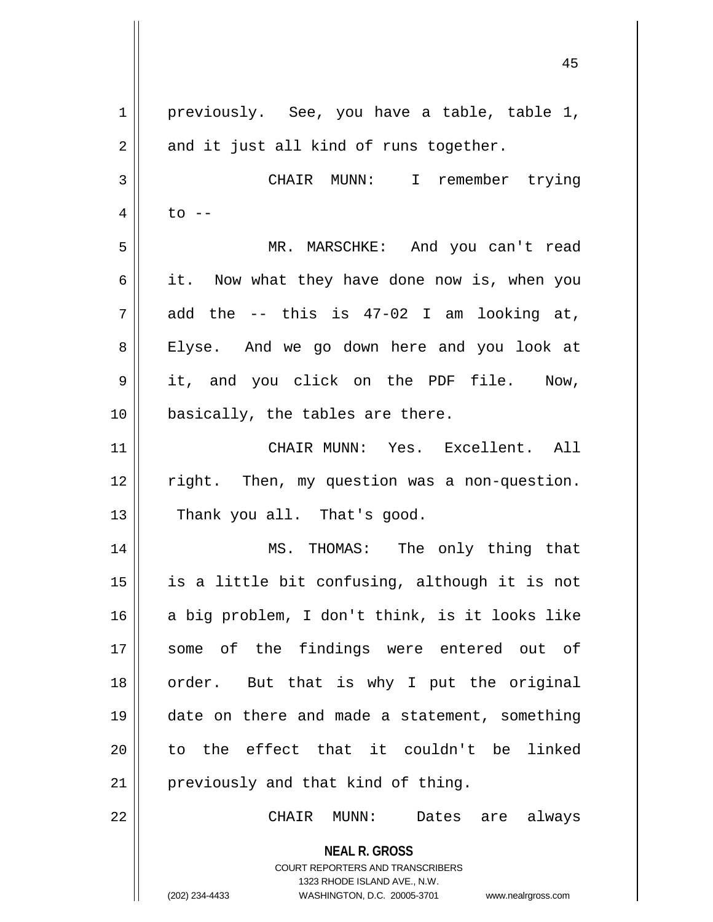previously. See, you have a table, table 1, and it just all kind of runs together.

CHAIR MUNN: I remember trying to --

MR. MARSCHKE: And you can't read it. Now what they have done now is, when you add the -- this is 47-02 I am looking at, Elyse. And we go down here and you look at it, and you click on the PDF file. Now, basically, the tables are there.

CHAIR MUNN: Yes. Excellent. All right. Then, my question was a non-question. Thank you all. That's good.

MS. THOMAS: The only thing that is a little bit confusing, although it is not a big problem, I don't think, is it looks like some of the findings were entered out of order. But that is why I put the original date on there and made a statement, something to the effect that it couldn't be linked previously and that kind of thing.

CHAIR MUNN: Dates are always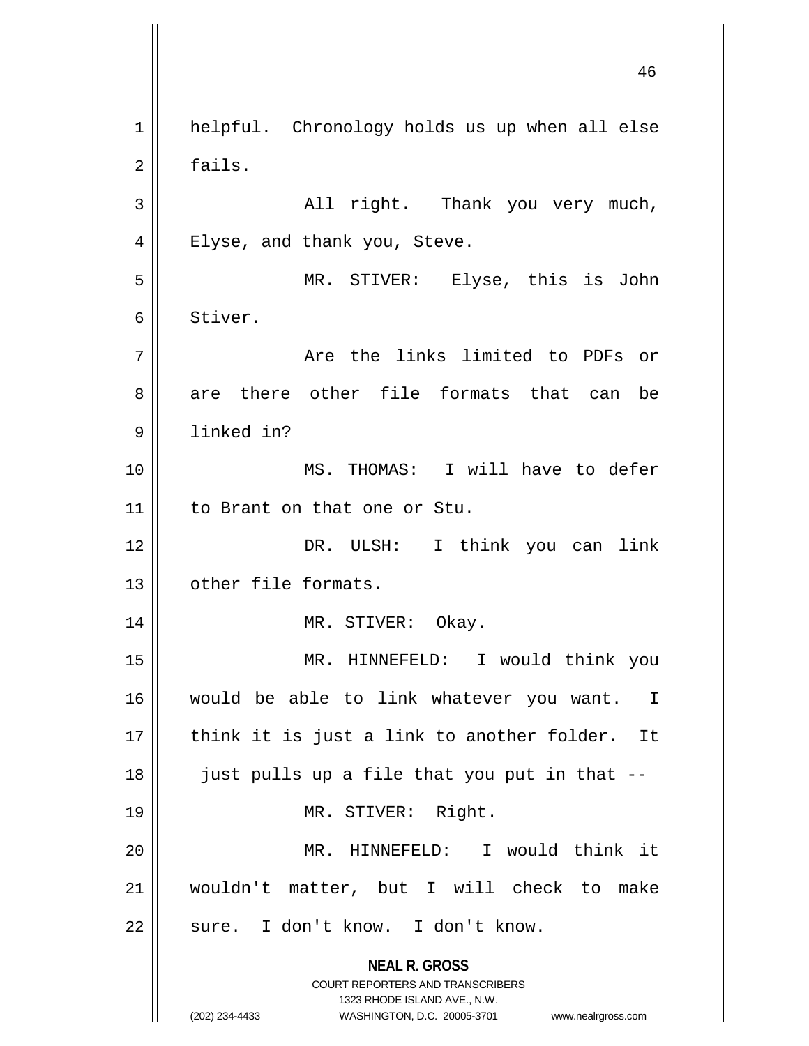helpful. Chronology holds us up when all else fails.

All right. Thank you very much, Elyse, and thank you, Steve.

MR. STIVER: Elyse, this is John Stiver.

Are the links limited to PDFs or are there other file formats that can be linked in?

MS. THOMAS: I will have to defer to Brant on that one or Stu.

DR. ULSH: I think you can link other file formats.

MR. STIVER: Okay.

MR. HINNEFELD: I would think you would be able to link whatever you want. I think it is just a link to another folder. It just pulls up a file that you put in that --

MR. STIVER: Right.

MR. HINNEFELD: I would think it wouldn't matter, but I will check to make sure. I don't know. I don't know.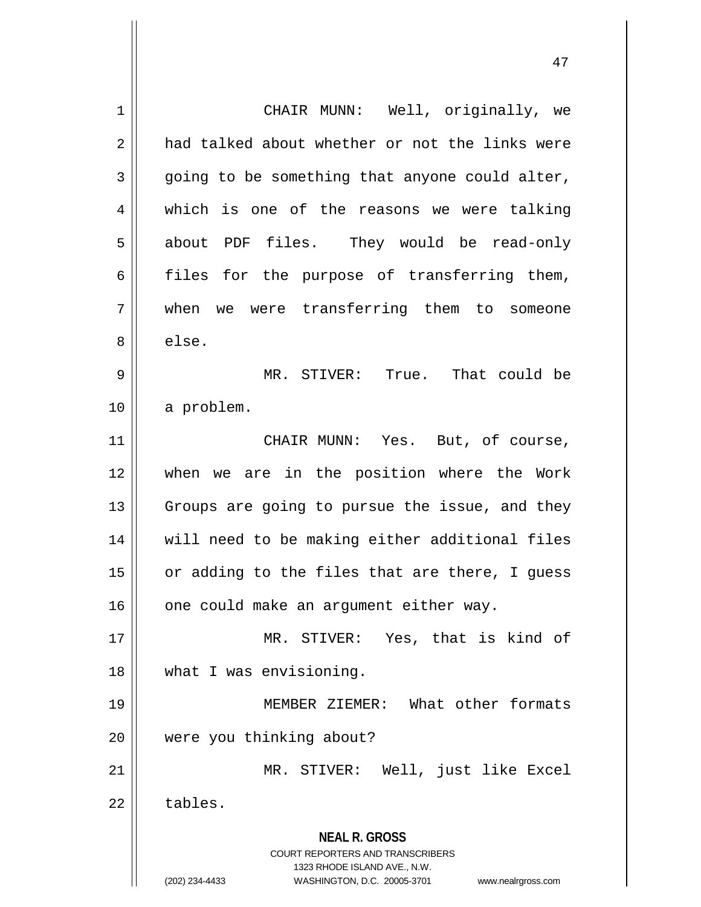CHAIR MUNN: Well, originally, we had talked about whether or not the links were going to be something that anyone could alter, which is one of the reasons we were talking about PDF files. They would be read-only files for the purpose of transferring them, when we were transferring them to someone else.

MR. STIVER: True. That could be a problem.

CHAIR MUNN: Yes. But, of course, when we are in the position where the Work Groups are going to pursue the issue, and they will need to be making either additional files or adding to the files that are there, I guess one could make an argument either way.

MR. STIVER: Yes, that is kind of what I was envisioning.

MEMBER ZIEMER: What other formats were you thinking about?

MR. STIVER: Well, just like Excel tables.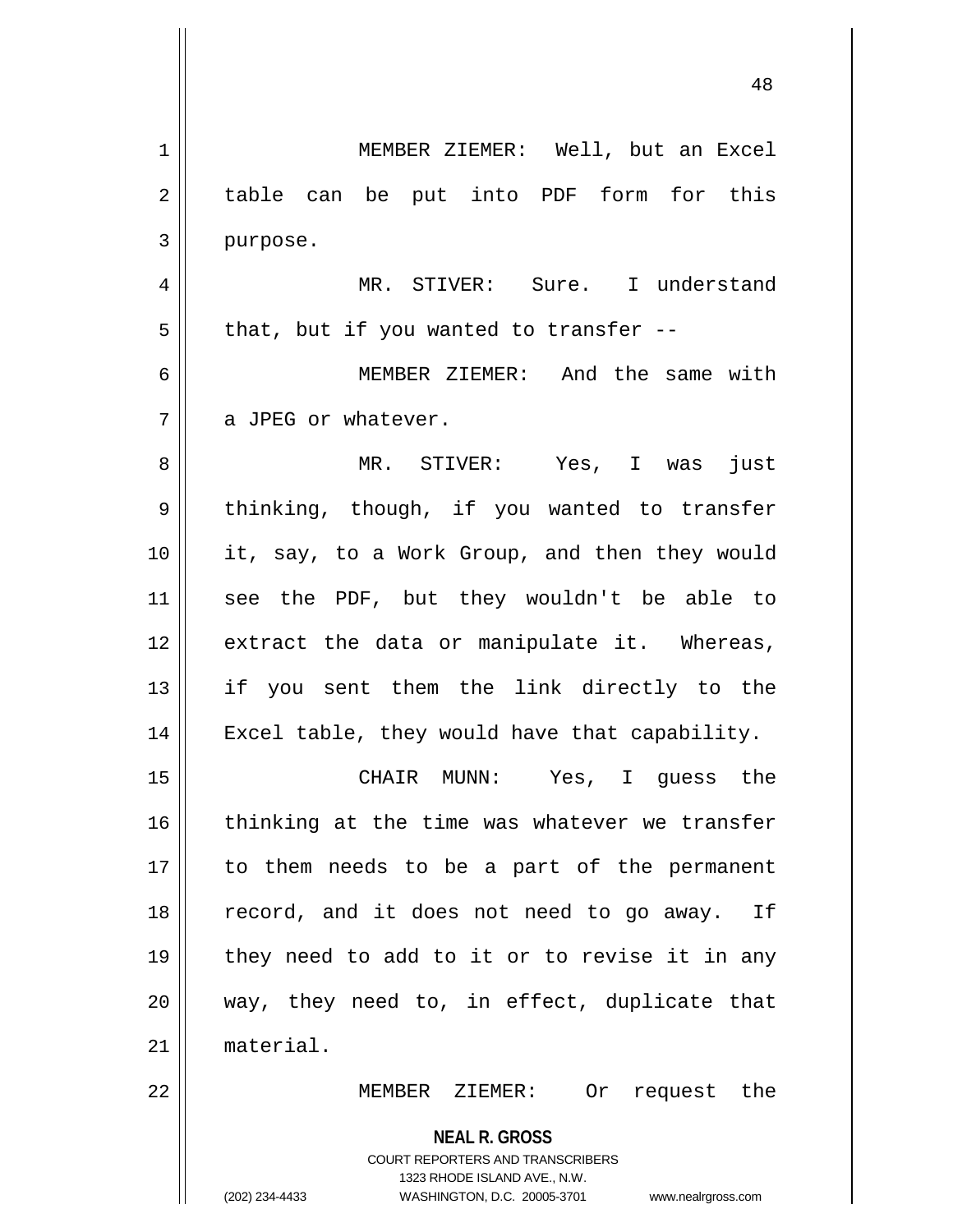MEMBER ZIEMER: Well, but an Excel table can be put into PDF form for this purpose.

MR. STIVER: Sure. I understand that, but if you wanted to transfer --

MEMBER ZIEMER: And the same with a JPEG or whatever.

MR. STIVER: Yes, I was just thinking, though, if you wanted to transfer it, say, to a Work Group, and then they would see the PDF, but they wouldn't be able to extract the data or manipulate it. Whereas, if you sent them the link directly to the Excel table, they would have that capability.

CHAIR MUNN: Yes, I guess the thinking at the time was whatever we transfer to them needs to be a part of the permanent record, and it does not need to go away. If they need to add to it or to revise it in any way, they need to, in effect, duplicate that material.

MEMBER ZIEMER: Or request the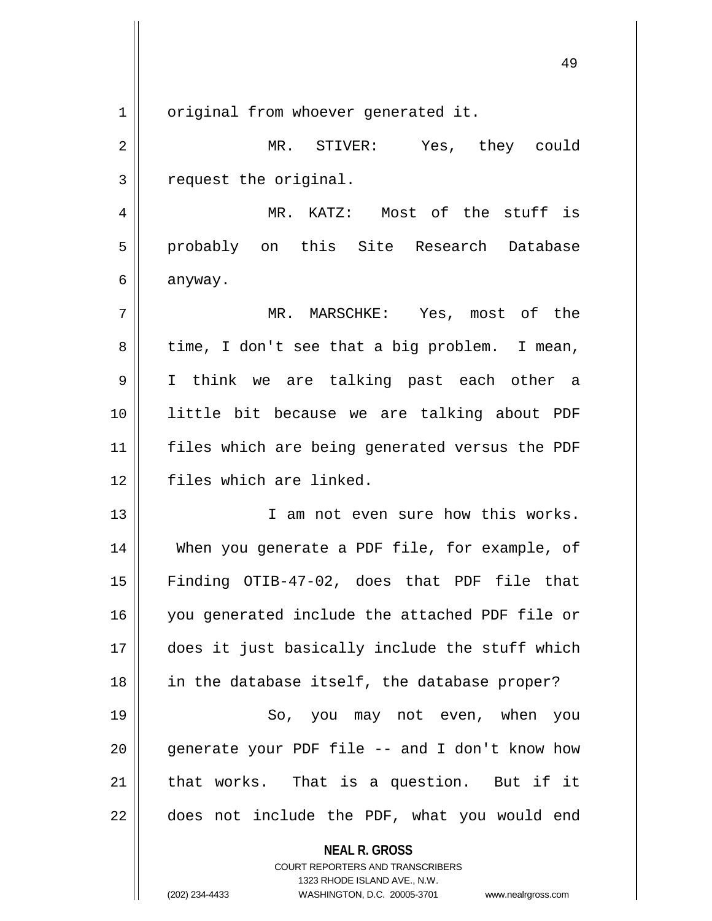original from whoever generated it.

MR. STIVER: Yes, they could request the original.

MR. KATZ: Most of the stuff is probably on this Site Research Database anyway.

MR. MARSCHKE: Yes, most of the time, I don't see that a big problem. I mean, I think we are talking past each other a little bit because we are talking about PDF files which are being generated versus the PDF files which are linked.

I am not even sure how this works. When you generate a PDF file, for example, of Finding OTIB-47-02, does that PDF file that you generated include the attached PDF file or does it just basically include the stuff which in the database itself, the database proper?

So, you may not even, when you generate your PDF file -- and I don't know how that works. That is a question. But if it does not include the PDF, what you would end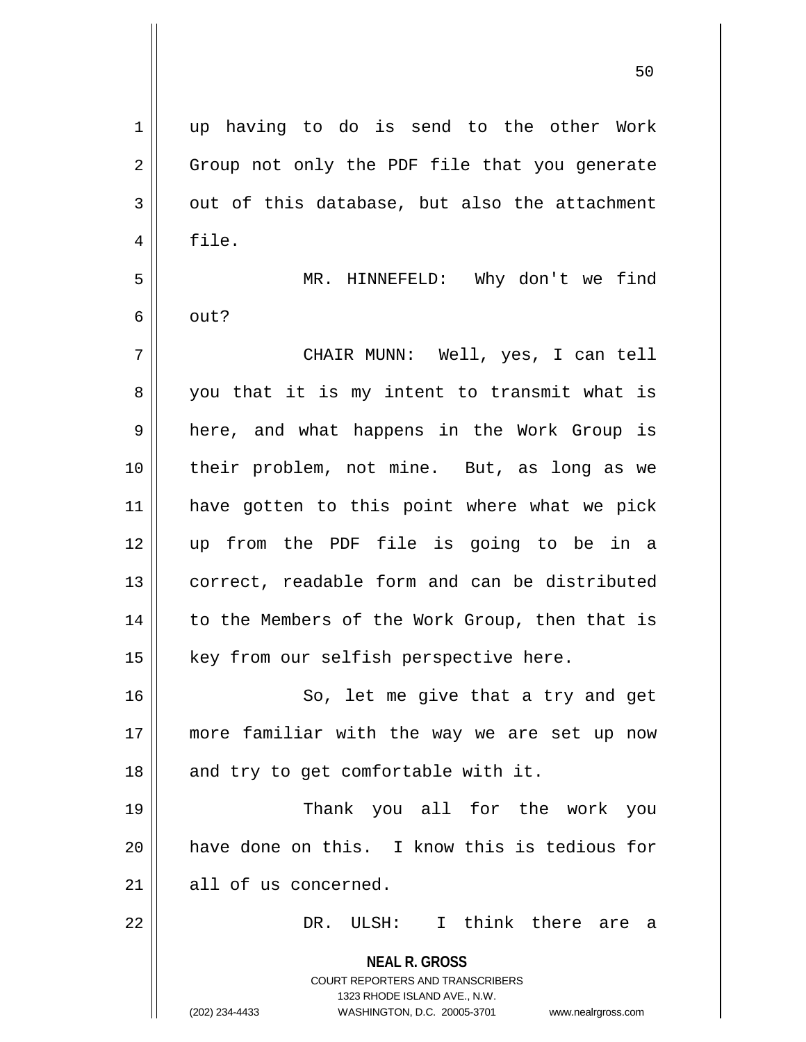up having to do is send to the other Work Group not only the PDF file that you generate out of this database, but also the attachment file.

MR. HINNEFELD: Why don't we find out?

CHAIR MUNN: Well, yes, I can tell you that it is my intent to transmit what is here, and what happens in the Work Group is their problem, not mine. But, as long as we have gotten to this point where what we pick up from the PDF file is going to be in a correct, readable form and can be distributed to the Members of the Work Group, then that is key from our selfish perspective here.

So, let me give that a try and get more familiar with the way we are set up now and try to get comfortable with it.

Thank you all for the work you have done on this. I know this is tedious for all of us concerned.

DR. ULSH: I think there are a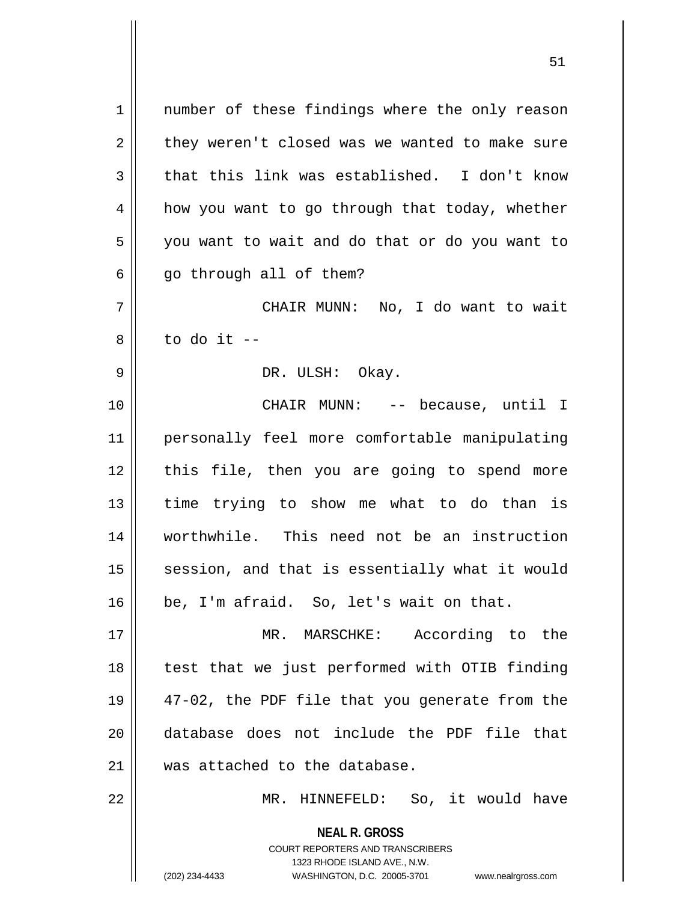number of these findings where the only reason they weren't closed was we wanted to make sure that this link was established. I don't know how you want to go through that today, whether you want to wait and do that or do you want to go through all of them?

CHAIR MUNN: No, I do want to wait to do it --

DR. ULSH: Okay.

CHAIR MUNN: -- because, until I personally feel more comfortable manipulating this file, then you are going to spend more time trying to show me what to do than is worthwhile. This need not be an instruction session, and that is essentially what it would be, I'm afraid. So, let's wait on that.

MR. MARSCHKE: According to the test that we just performed with OTIB finding 47-02, the PDF file that you generate from the database does not include the PDF file that was attached to the database.

MR. HINNEFELD: So, it would have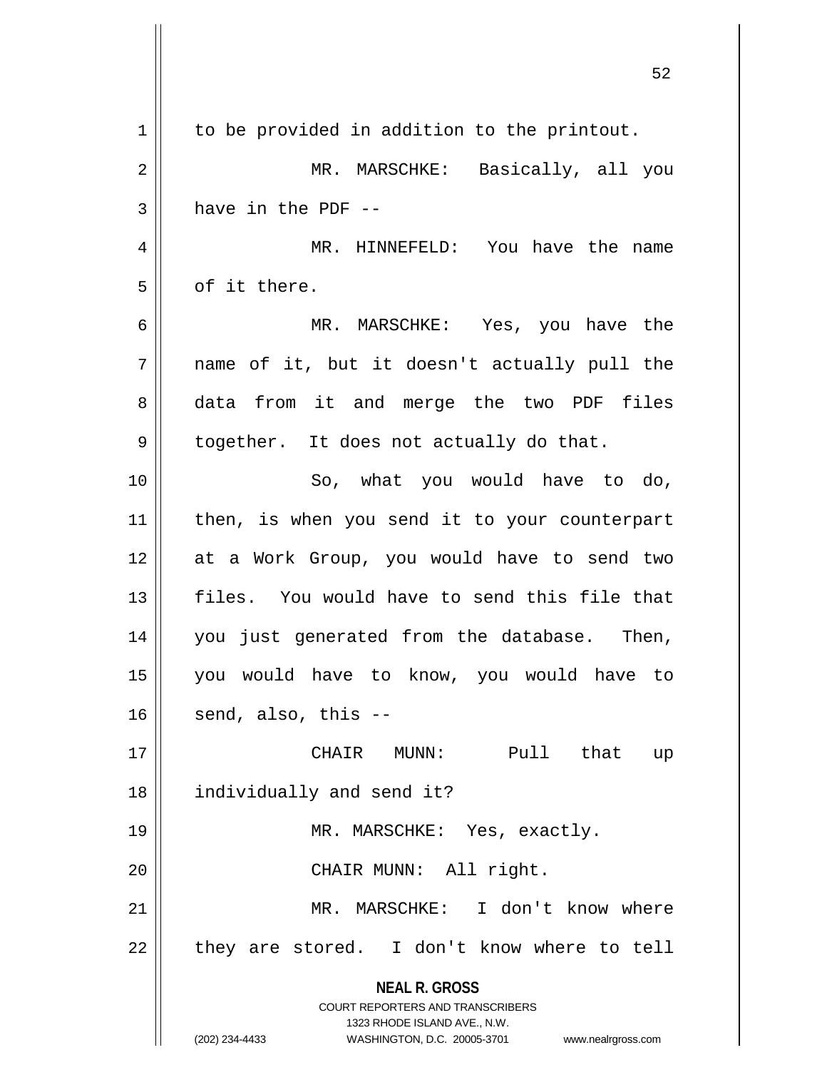to be provided in addition to the printout.

MR. MARSCHKE: Basically, all you have in the PDF --

MR. HINNEFELD: You have the name of it there.

MR. MARSCHKE: Yes, you have the name of it, but it doesn't actually pull the data from it and merge the two PDF files together. It does not actually do that.

So, what you would have to do, then, is when you send it to your counterpart at a Work Group, you would have to send two files. You would have to send this file that you just generated from the database. Then, you would have to know, you would have to send, also, this --

CHAIR MUNN: Pull that up individually and send it?

MR. MARSCHKE: Yes, exactly.

CHAIR MUNN: All right.

MR. MARSCHKE: I don't know where they are stored. I don't know where to tell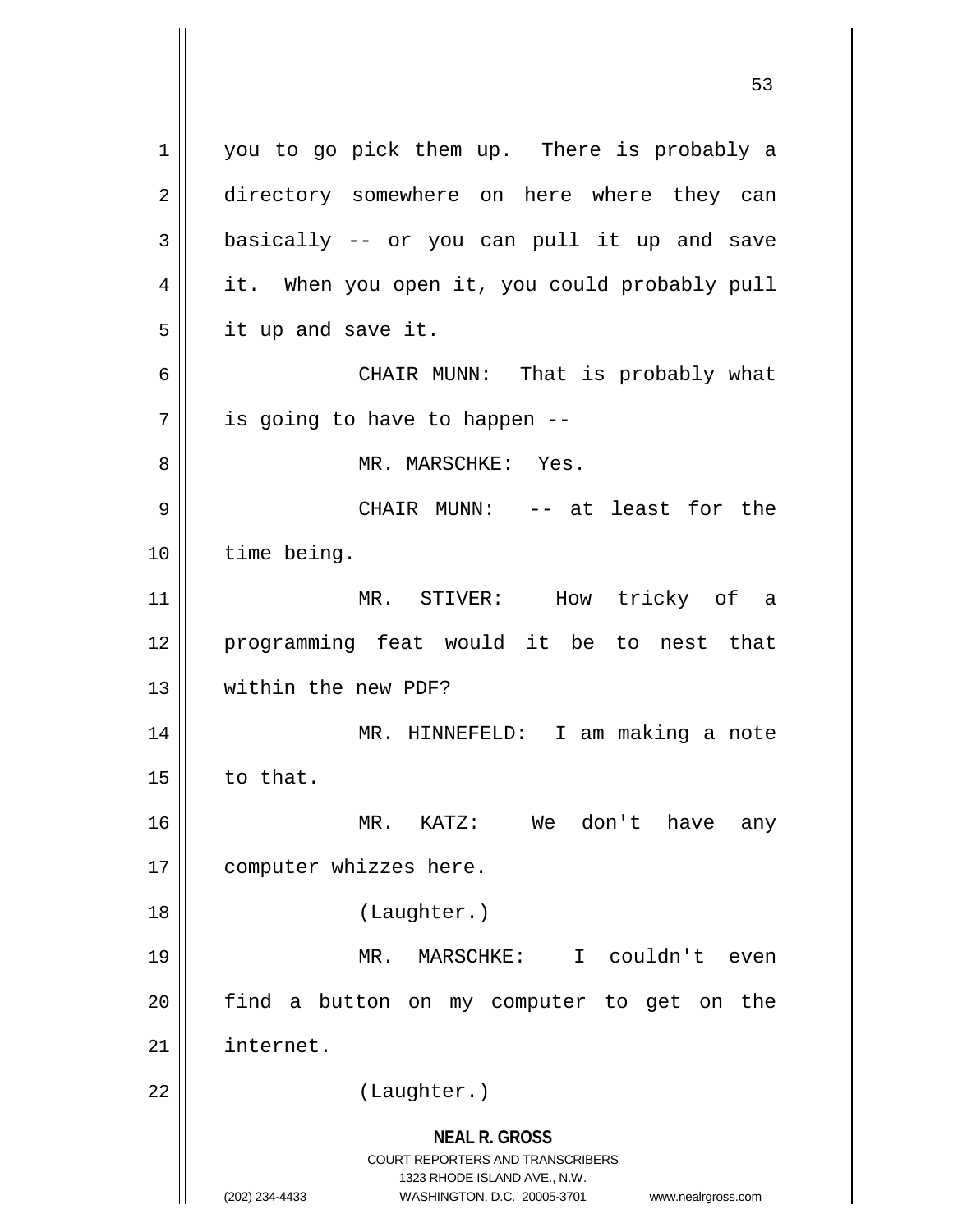you to go pick them up. There is probably a directory somewhere on here where they can basically -- or you can pull it up and save it. When you open it, you could probably pull it up and save it.

CHAIR MUNN: That is probably what is going to have to happen --

MR. MARSCHKE: Yes.

CHAIR MUNN: -- at least for the time being.

MR. STIVER: How tricky of a programming feat would it be to nest that within the new PDF?

MR. HINNEFELD: I am making a note to that.

MR. KATZ: We don't have any computer whizzes here.

(Laughter.)

MR. MARSCHKE: I couldn't even find a button on my computer to get on the internet.

(Laughter.)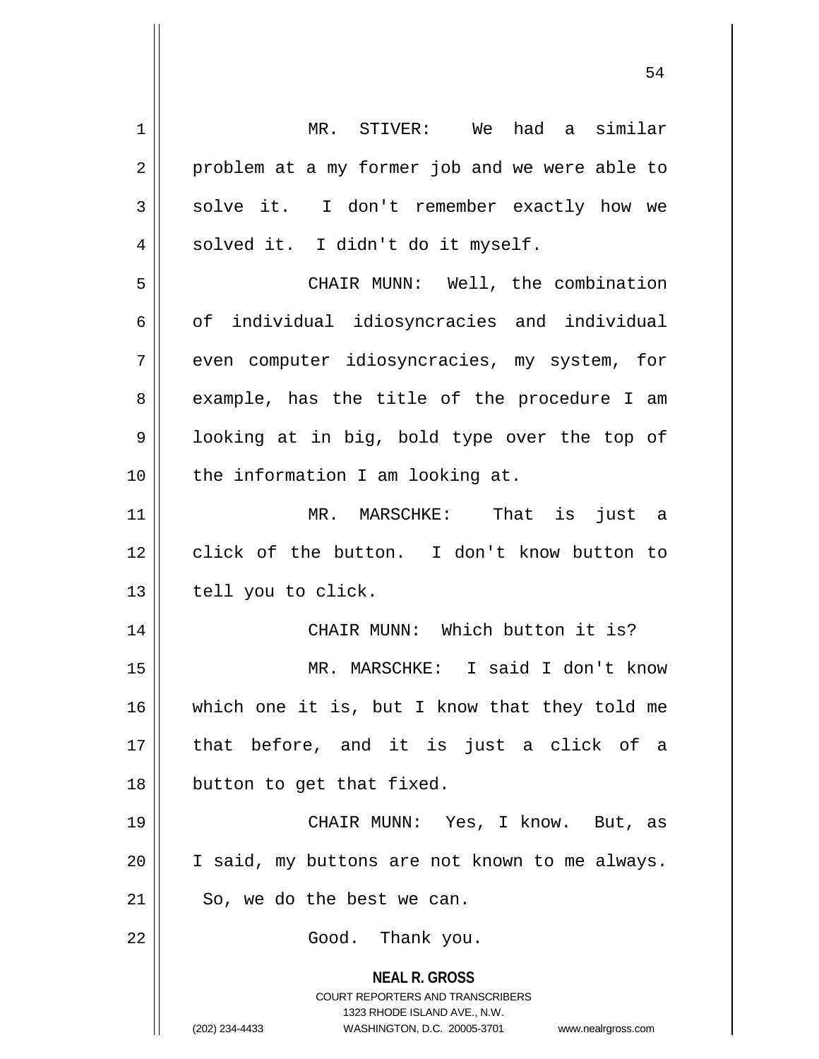MR. STIVER: We had a similar problem at a my former job and we were able to solve it. I don't remember exactly how we solved it. I didn't do it myself.

CHAIR MUNN: Well, the combination of individual idiosyncracies and individual even computer idiosyncracies, my system, for example, has the title of the procedure I am looking at in big, bold type over the top of the information I am looking at.

MR. MARSCHKE: That is just a click of the button. I don't know button to tell you to click.

CHAIR MUNN: Which button it is?

MR. MARSCHKE: I said I don't know which one it is, but I know that they told me that before, and it is just a click of a button to get that fixed.

CHAIR MUNN: Yes, I know. But, as I said, my buttons are not known to me always. So, we do the best we can.

Good. Thank you.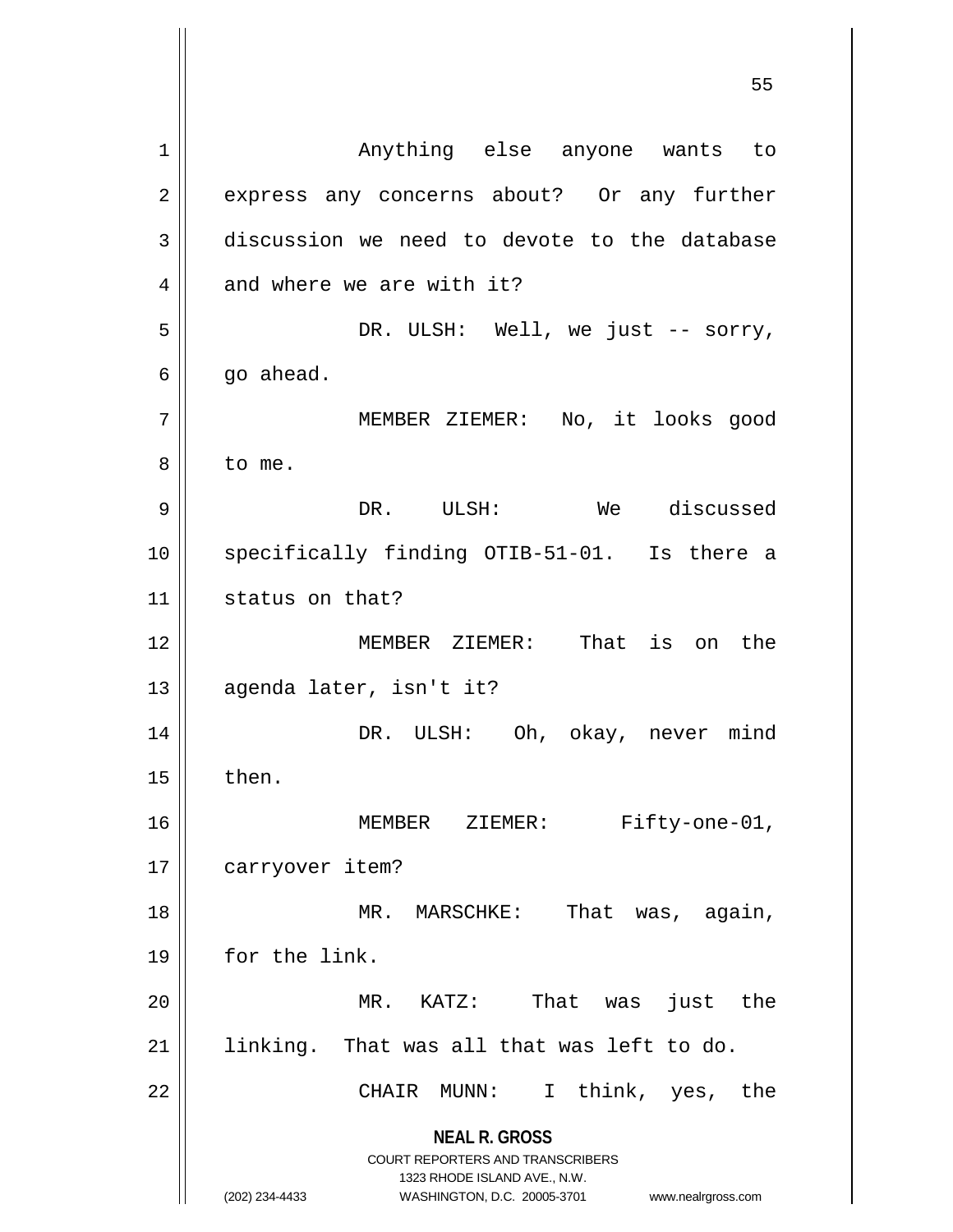Anything else anyone wants to express any concerns about? Or any further discussion we need to devote to the database and where we are with it?

DR. ULSH: Well, we just -- sorry, go ahead.

MEMBER ZIEMER: No, it looks good to me.

DR. ULSH: We discussed specifically finding OTIB-51-01. Is there a status on that?

MEMBER ZIEMER: That is on the agenda later, isn't it?

DR. ULSH: Oh, okay, never mind then.

MEMBER ZIEMER: Fifty-one-01, carryover item?

MR. MARSCHKE: That was, again, for the link.

MR. KATZ: That was just the linking. That was all that was left to do.

CHAIR MUNN: I think, yes, the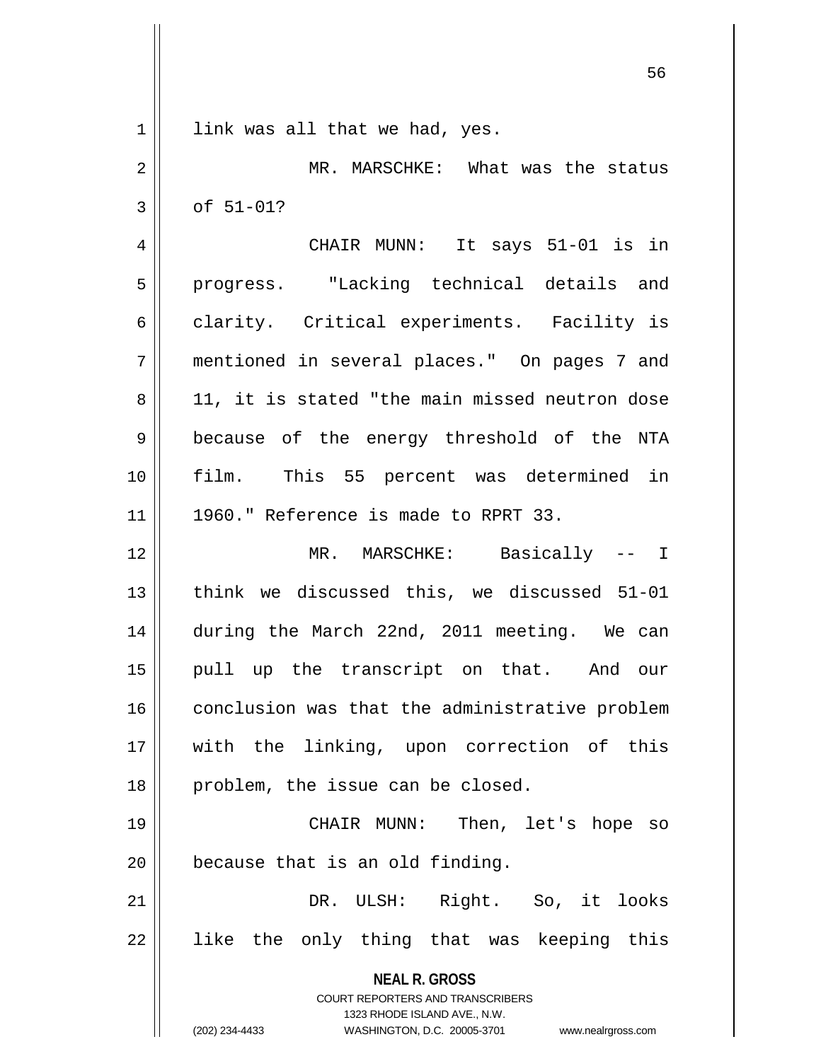link was all that we had, yes.

MR. MARSCHKE: What was the status of 51-01?

CHAIR MUNN: It says 51-01 is in progress. "Lacking technical details and clarity. Critical experiments. Facility is mentioned in several places." On pages 7 and 11, it is stated "the main missed neutron dose because of the energy threshold of the NTA film. This 55 percent was determined in 1960." Reference is made to RPRT 33.

MR. MARSCHKE: Basically -- I think we discussed this, we discussed 51-01 during the March 22nd, 2011 meeting. We can pull up the transcript on that. And our conclusion was that the administrative problem with the linking, upon correction of this problem, the issue can be closed.

CHAIR MUNN: Then, let's hope so because that is an old finding.

DR. ULSH: Right. So, it looks like the only thing that was keeping this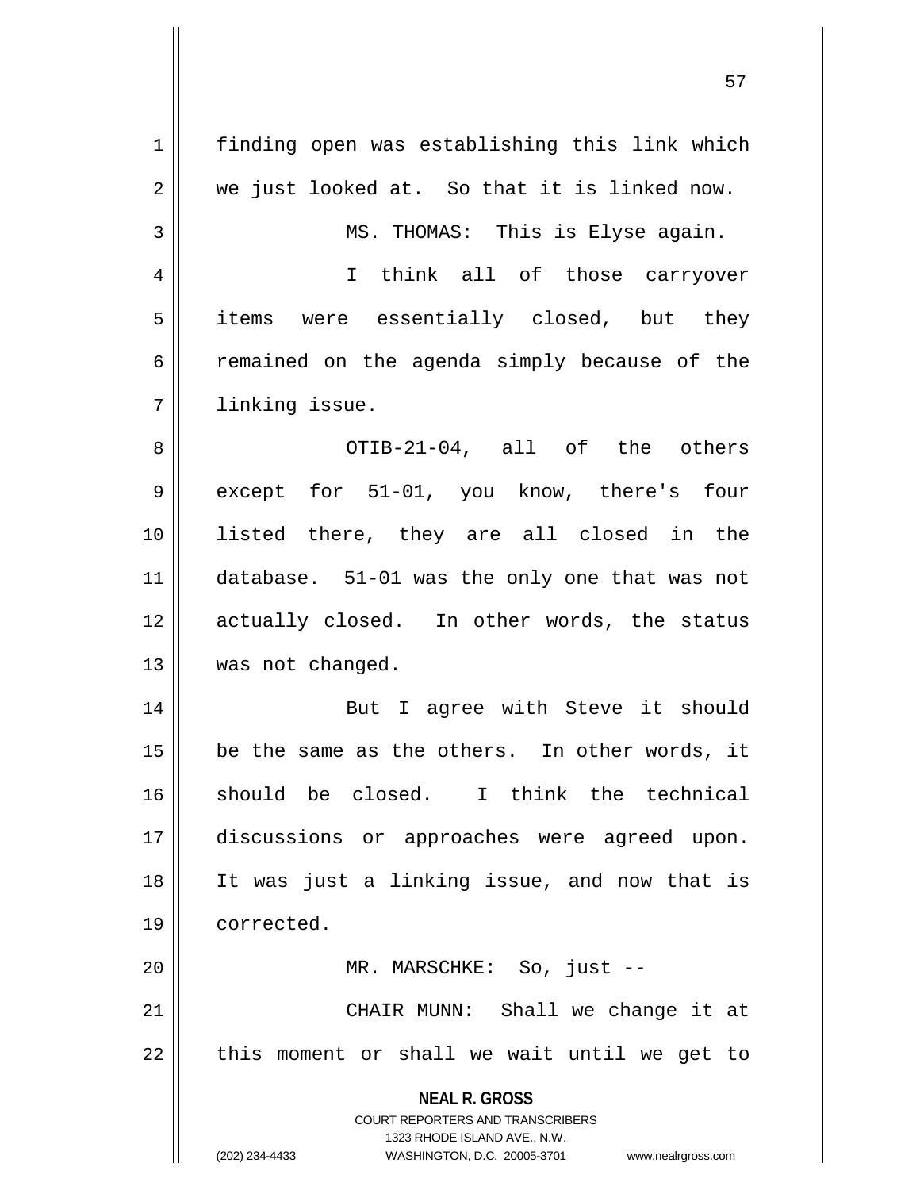finding open was establishing this link which we just looked at. So that it is linked now.

MS. THOMAS: This is Elyse again.

I think all of those carryover items were essentially closed, but they remained on the agenda simply because of the linking issue.

OTIB-21-04, all of the others except for 51-01, you know, there's four listed there, they are all closed in the database. 51-01 was the only one that was not actually closed. In other words, the status was not changed.

But I agree with Steve it should be the same as the others. In other words, it should be closed. I think the technical discussions or approaches were agreed upon. It was just a linking issue, and now that is corrected.

MR. MARSCHKE: So, just --

CHAIR MUNN: Shall we change it at this moment or shall we wait until we get to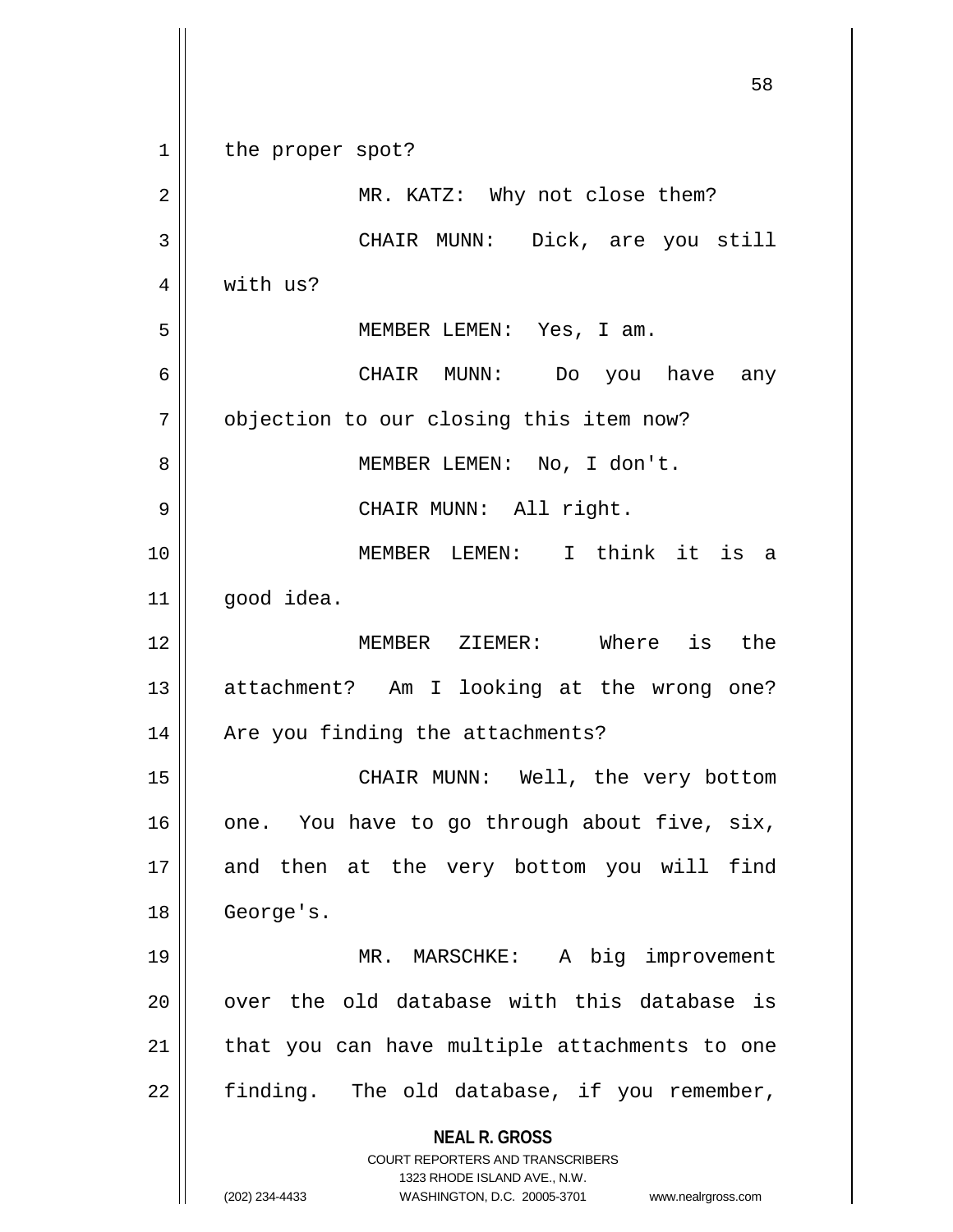the proper spot?

MR. KATZ: Why not close them?

CHAIR MUNN: Dick, are you still with us?

MEMBER LEMEN: Yes, I am.

CHAIR MUNN: Do you have any objection to our closing this item now?

MEMBER LEMEN: No, I don't.

CHAIR MUNN: All right.

MEMBER LEMEN: I think it is a good idea.

MEMBER ZIEMER: Where is the attachment? Am I looking at the wrong one? Are you finding the attachments?

CHAIR MUNN: Well, the very bottom one. You have to go through about five, six, and then at the very bottom you will find George's.

MR. MARSCHKE: A big improvement over the old database with this database is that you can have multiple attachments to one finding. The old database, if you remember,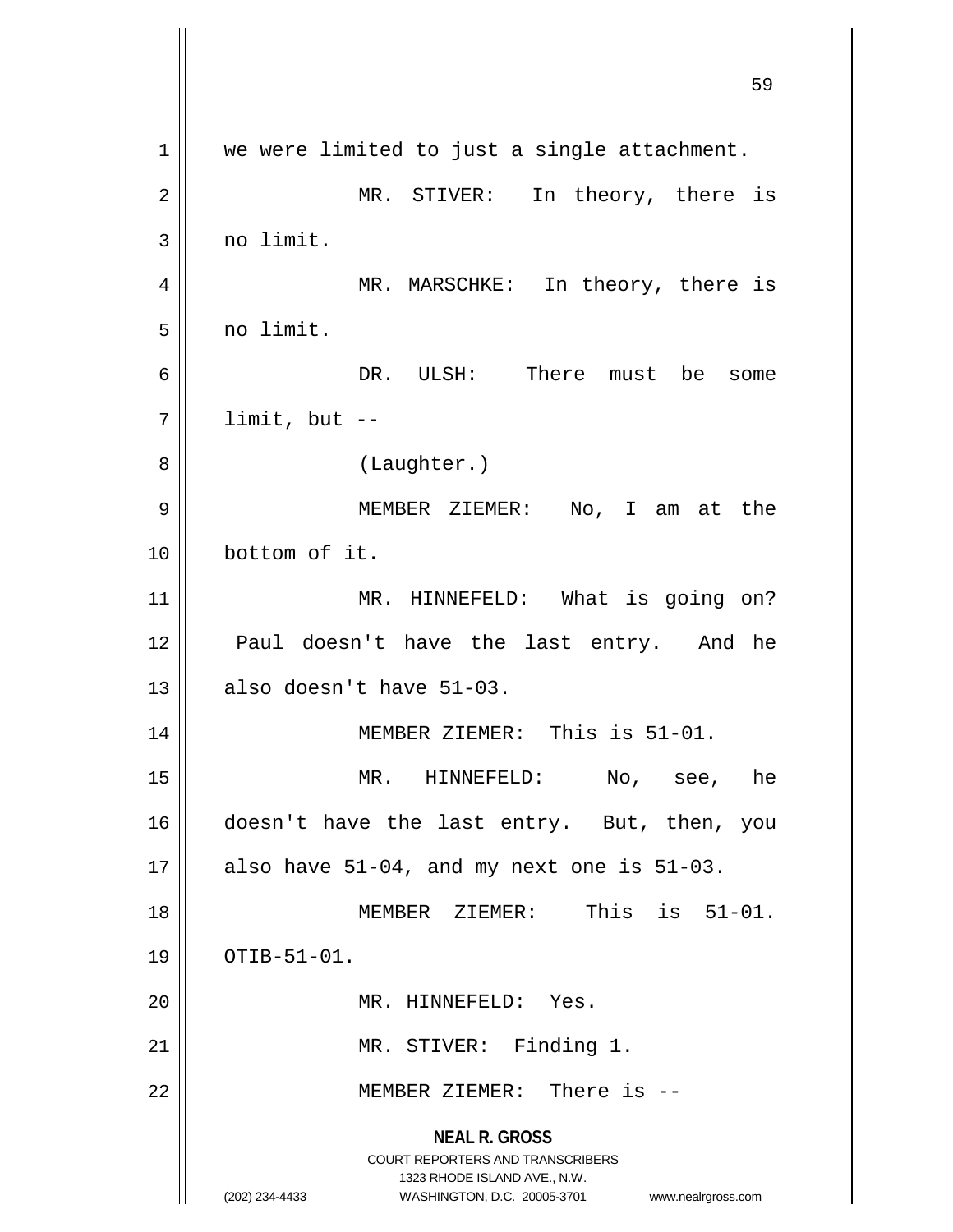we were limited to just a single attachment.

MR. STIVER: In theory, there is no limit.

MR. MARSCHKE: In theory, there is no limit.

DR. ULSH: There must be some limit, but --

(Laughter.)

MEMBER ZIEMER: No, I am at the bottom of it.

MR. HINNEFELD: What is going on? Paul doesn't have the last entry. And he also doesn't have 51-03.

MEMBER ZIEMER: This is 51-01.

MR. HINNEFELD: No, see, he doesn't have the last entry. But, then, you also have 51-04, and my next one is 51-03.

MEMBER ZIEMER: This is 51-01. OTIB-51-01.

MR. HINNEFELD: Yes.

MR. STIVER: Finding 1.

MEMBER ZIEMER: There is --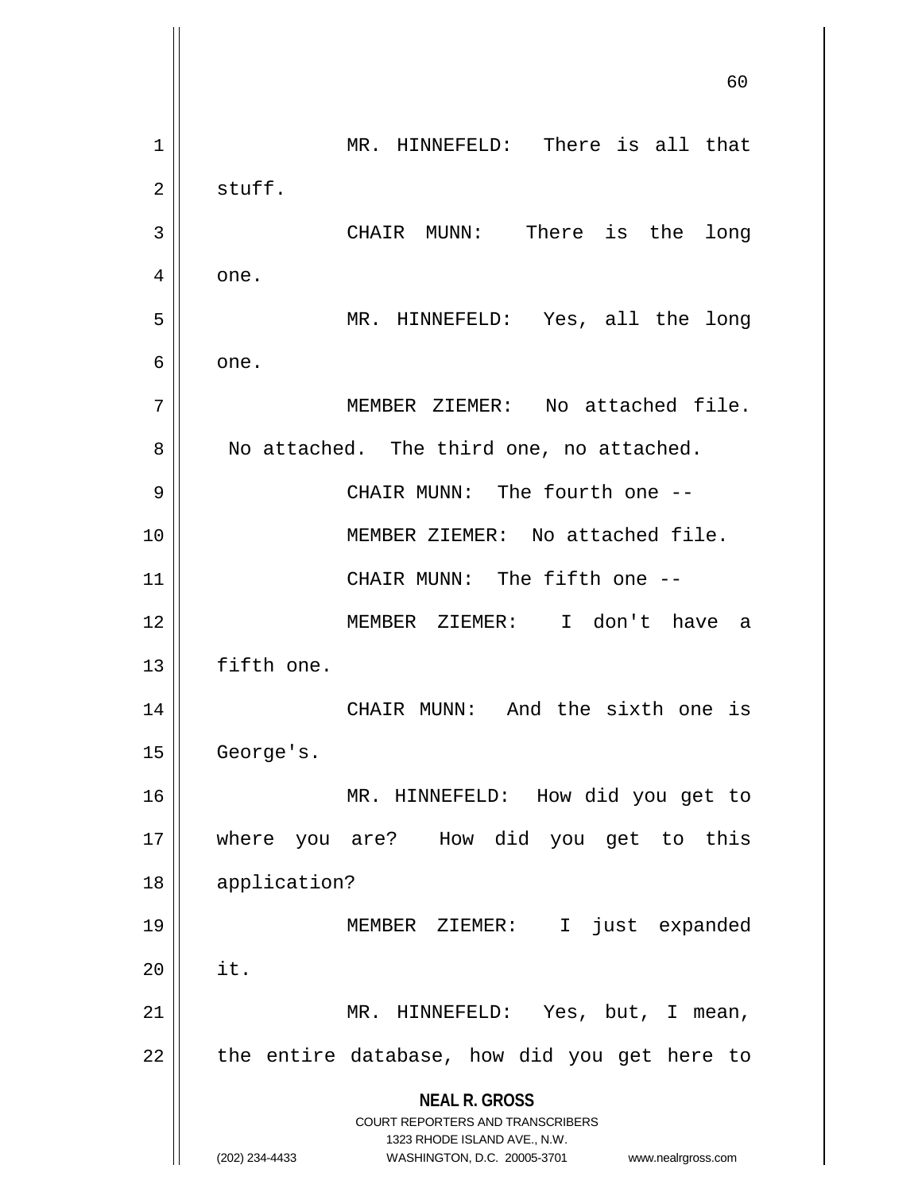MR. HINNEFELD: There is all that stuff.

CHAIR MUNN: There is the long one.

MR. HINNEFELD: Yes, all the long one.

MEMBER ZIEMER: No attached file. No attached. The third one, no attached.

CHAIR MUNN: The fourth one --

MEMBER ZIEMER: No attached file.

CHAIR MUNN: The fifth one --

MEMBER ZIEMER: I don't have a fifth one.

CHAIR MUNN: And the sixth one is George's.

MR. HINNEFELD: How did you get to where you are? How did you get to this application?

MEMBER ZIEMER: I just expanded it.

MR. HINNEFELD: Yes, but, I mean, the entire database, how did you get here to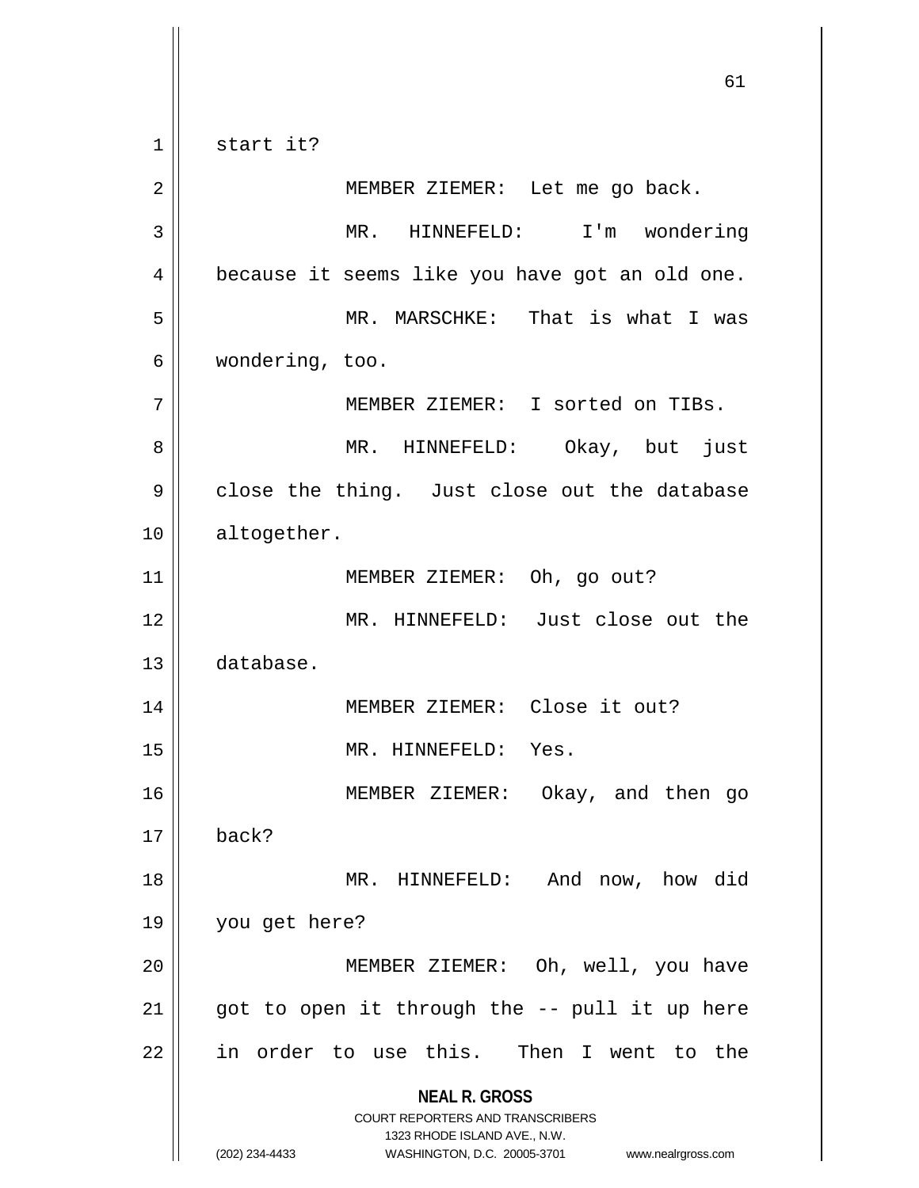start it?

MEMBER ZIEMER: Let me go back.

MR. HINNEFELD: I'm wondering because it seems like you have got an old one.

MR. MARSCHKE: That is what I was wondering, too.

MEMBER ZIEMER: I sorted on TIBs.

MR. HINNEFELD: Okay, but just close the thing. Just close out the database altogether.

MEMBER ZIEMER: Oh, go out?

MR. HINNEFELD: Just close out the database.

MEMBER ZIEMER: Close it out?

MR. HINNEFELD: Yes.

MEMBER ZIEMER: Okay, and then go back?

MR. HINNEFELD: And now, how did you get here?

MEMBER ZIEMER: Oh, well, you have got to open it through the -- pull it up here in order to use this. Then I went to the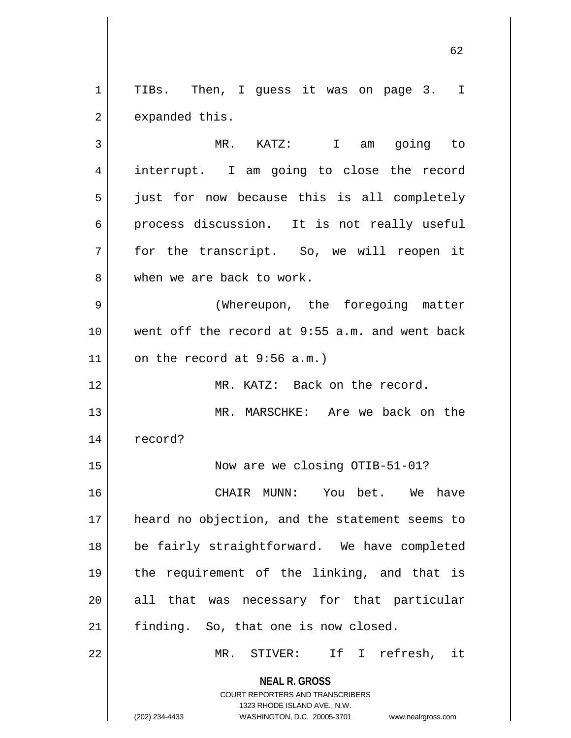TIBs. Then, I guess it was on page 3. I expanded this.

MR. KATZ: I am going to interrupt. I am going to close the record just for now because this is all completely process discussion. It is not really useful for the transcript. So, we will reopen it when we are back to work.

(Whereupon, the foregoing matter went off the record at 9:55 a.m. and went back on the record at 9:56 a.m.)

MR. KATZ: Back on the record.

MR. MARSCHKE: Are we back on the record?

Now are we closing OTIB-51-01?

CHAIR MUNN: You bet. We have heard no objection, and the statement seems to be fairly straightforward. We have completed the requirement of the linking, and that is all that was necessary for that particular finding. So, that one is now closed.

MR. STIVER: If I refresh, it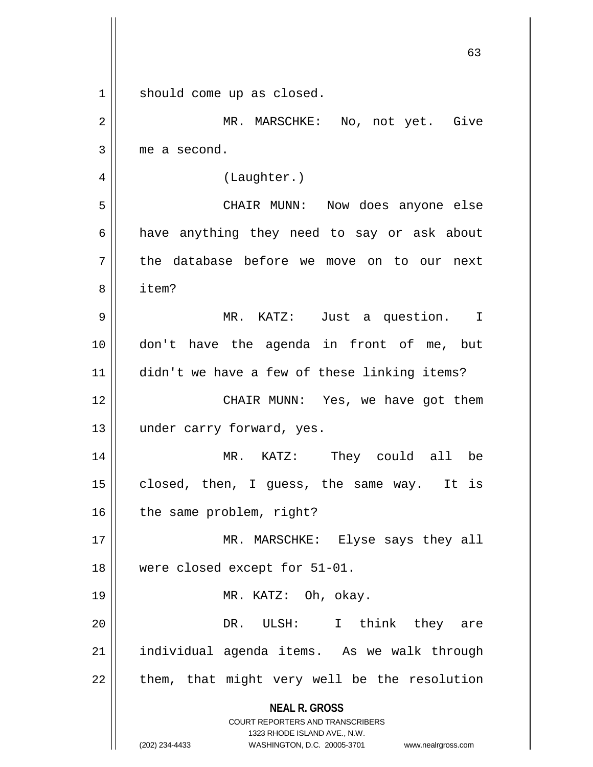should come up as closed.

MR. MARSCHKE: No, not yet. Give me a second.

(Laughter.)

CHAIR MUNN: Now does anyone else have anything they need to say or ask about the database before we move on to our next item?

MR. KATZ: Just a question. I don't have the agenda in front of me, but didn't we have a few of these linking items?

CHAIR MUNN: Yes, we have got them under carry forward, yes.

MR. KATZ: They could all be closed, then, I guess, the same way. It is the same problem, right?

MR. MARSCHKE: Elyse says they all were closed except for 51-01.

MR. KATZ: Oh, okay.

DR. ULSH: I think they are individual agenda items. As we walk through them, that might very well be the resolution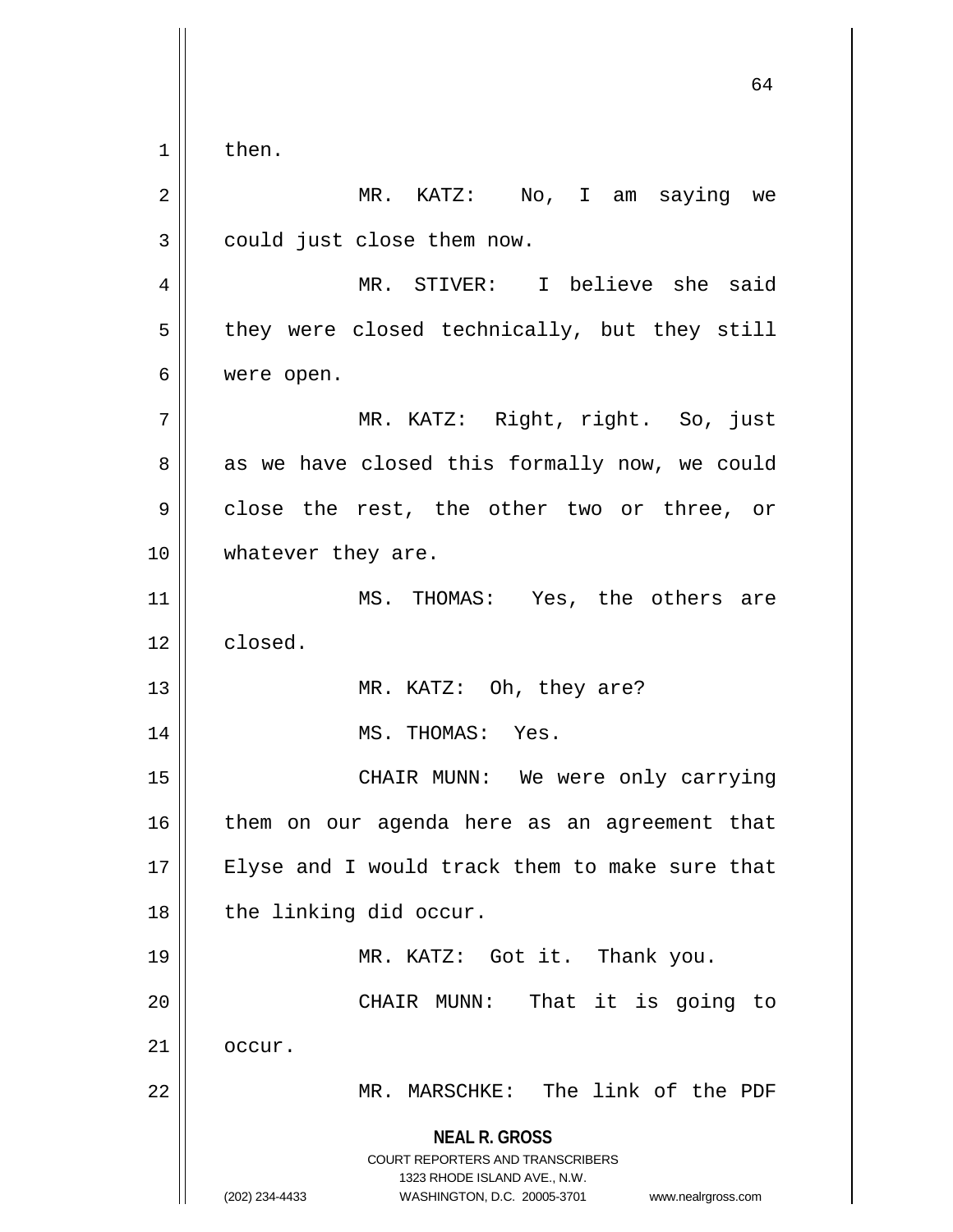then.

MR. KATZ: No, I am saying we could just close them now.

MR. STIVER: I believe she said they were closed technically, but they still were open.

MR. KATZ: Right, right. So, just as we have closed this formally now, we could close the rest, the other two or three, or whatever they are.

MS. THOMAS: Yes, the others are closed.

MR. KATZ: Oh, they are?

MS. THOMAS: Yes.

CHAIR MUNN: We were only carrying them on our agenda here as an agreement that Elyse and I would track them to make sure that the linking did occur.

MR. KATZ: Got it. Thank you.

CHAIR MUNN: That it is going to occur.

MR. MARSCHKE: The link of the PDF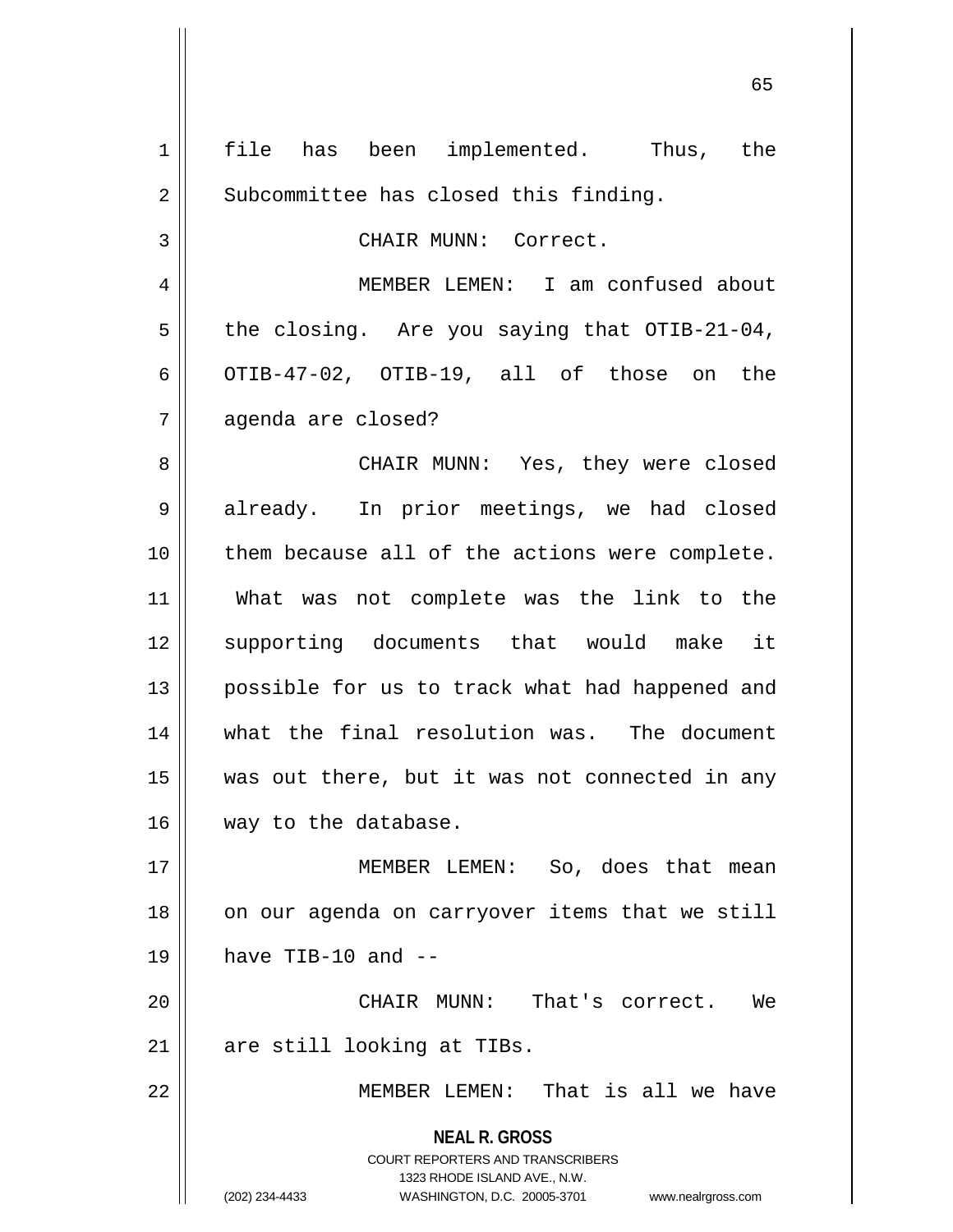file has been implemented. Thus, the Subcommittee has closed this finding.

CHAIR MUNN: Correct.

MEMBER LEMEN: I am confused about the closing. Are you saying that OTIB-21-04, OTIB-47-02, OTIB-19, all of those on the agenda are closed?

CHAIR MUNN: Yes, they were closed already. In prior meetings, we had closed them because all of the actions were complete. What was not complete was the link to the supporting documents that would make it possible for us to track what had happened and what the final resolution was. The document was out there, but it was not connected in any way to the database.

MEMBER LEMEN: So, does that mean on our agenda on carryover items that we still have TIB-10 and --

CHAIR MUNN: That's correct. We are still looking at TIBs.

MEMBER LEMEN: That is all we have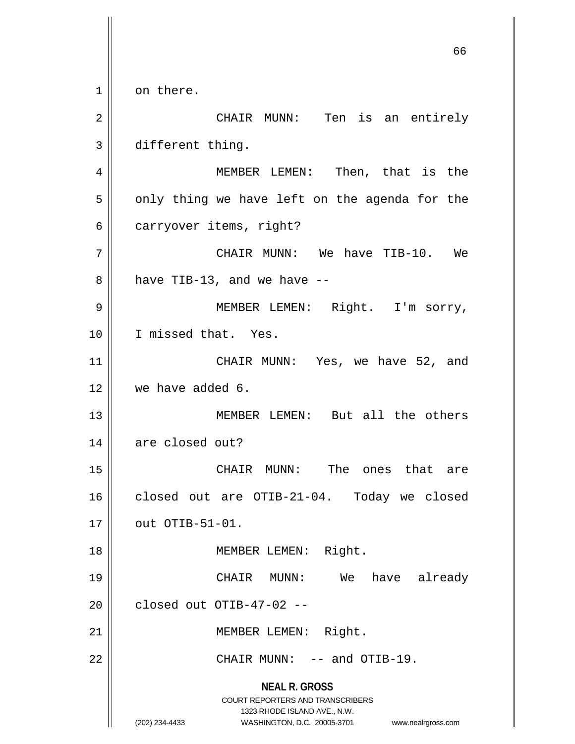on there.

CHAIR MUNN: Ten is an entirely different thing.

MEMBER LEMEN: Then, that is the only thing we have left on the agenda for the carryover items, right?

CHAIR MUNN: We have TIB-10. We have TIB-13, and we have --

MEMBER LEMEN: Right. I'm sorry, I missed that. Yes.

CHAIR MUNN: Yes, we have 52, and we have added 6.

MEMBER LEMEN: But all the others are closed out?

CHAIR MUNN: The ones that are closed out are OTIB-21-04. Today we closed out OTIB-51-01.

MEMBER LEMEN: Right.

CHAIR MUNN: We have already closed out OTIB-47-02 --

MEMBER LEMEN: Right.

CHAIR MUNN: -- and OTIB-19.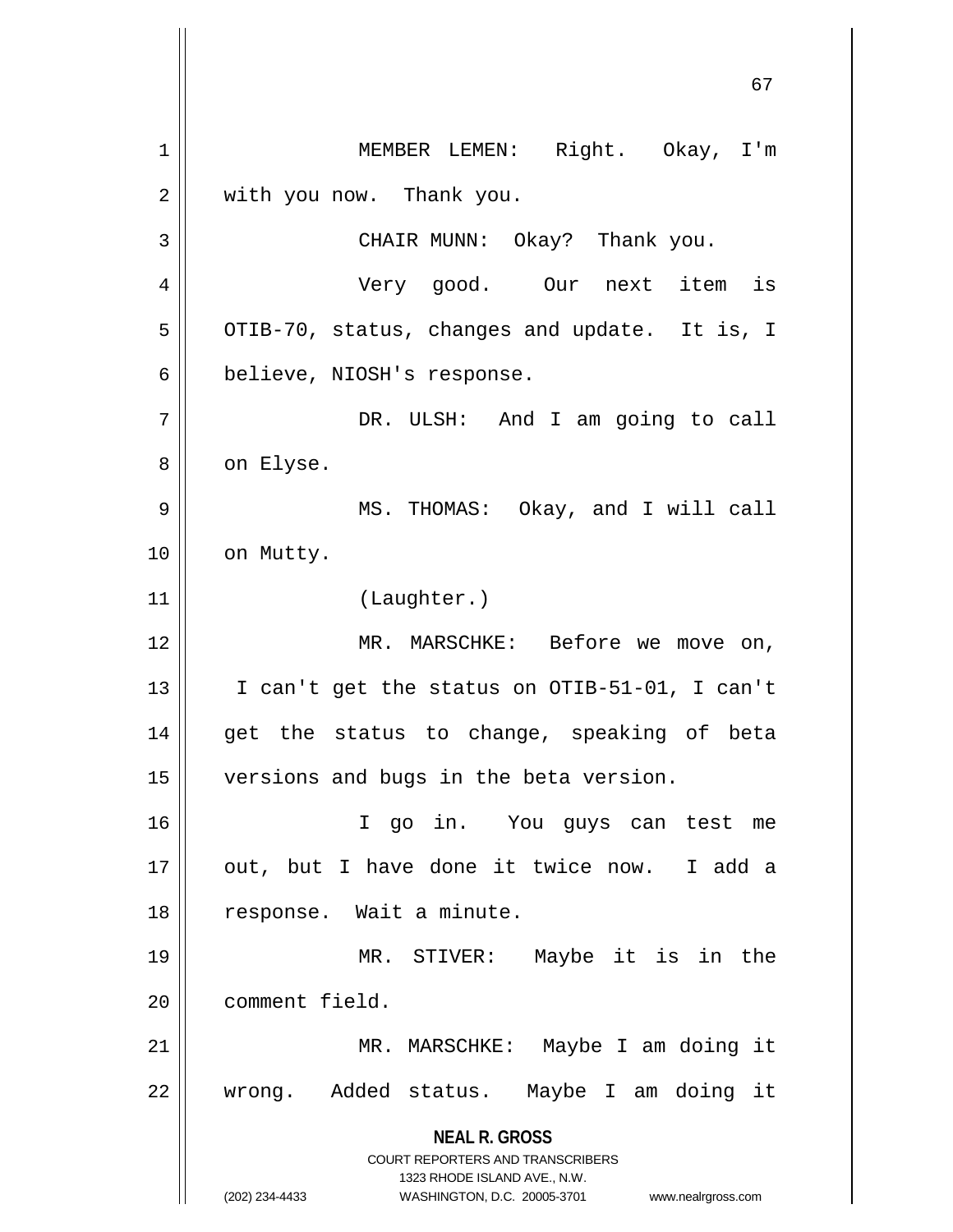MEMBER LEMEN: Right. Okay, I'm with you now. Thank you.

CHAIR MUNN: Okay? Thank you.

Very good. Our next item is OTIB-70, status, changes and update. It is, I believe, NIOSH's response.

DR. ULSH: And I am going to call on Elyse.

MS. THOMAS: Okay, and I will call on Mutty.

(Laughter.)

MR. MARSCHKE: Before we move on, I can't get the status on OTIB-51-01, I can't get the status to change, speaking of beta versions and bugs in the beta version.

I go in. You guys can test me out, but I have done it twice now. I add a response. Wait a minute.

MR. STIVER: Maybe it is in the comment field.

MR. MARSCHKE: Maybe I am doing it wrong. Added status. Maybe I am doing it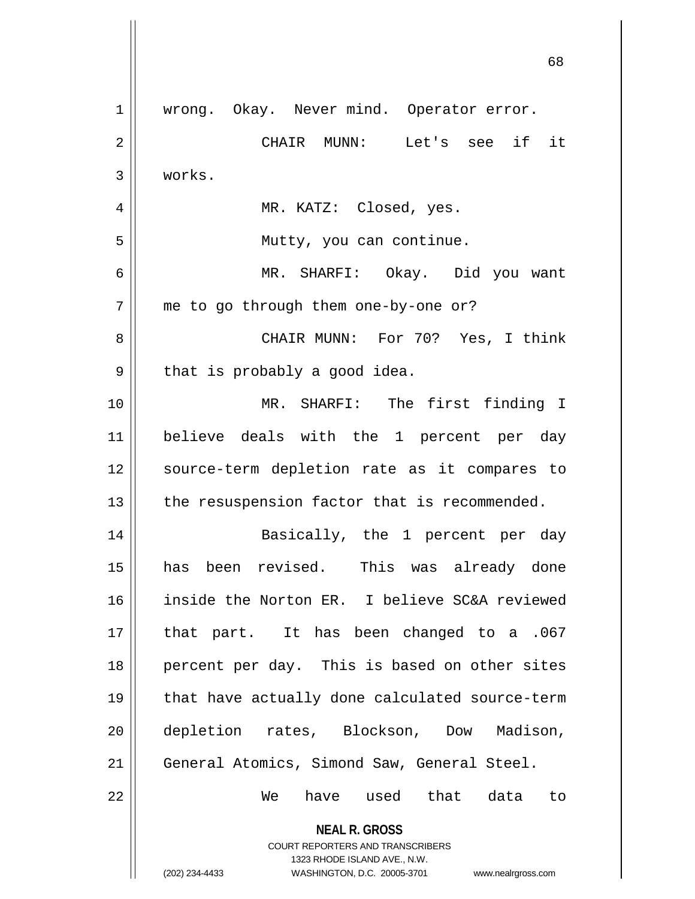wrong. Okay. Never mind. Operator error.

CHAIR MUNN: Let's see if it works.

MR. KATZ: Closed, yes.

Mutty, you can continue.

MR. SHARFI: Okay. Did you want me to go through them one-by-one or?

CHAIR MUNN: For 70? Yes, I think that is probably a good idea.

MR. SHARFI: The first finding I believe deals with the 1 percent per day source-term depletion rate as it compares to the resuspension factor that is recommended.

Basically, the 1 percent per day has been revised. This was already done inside the Norton ER. I believe SC&A reviewed that part. It has been changed to a .067 percent per day. This is based on other sites that have actually done calculated source-term depletion rates, Blockson, Dow Madison, General Atomics, Simond Saw, General Steel.

We have used that data to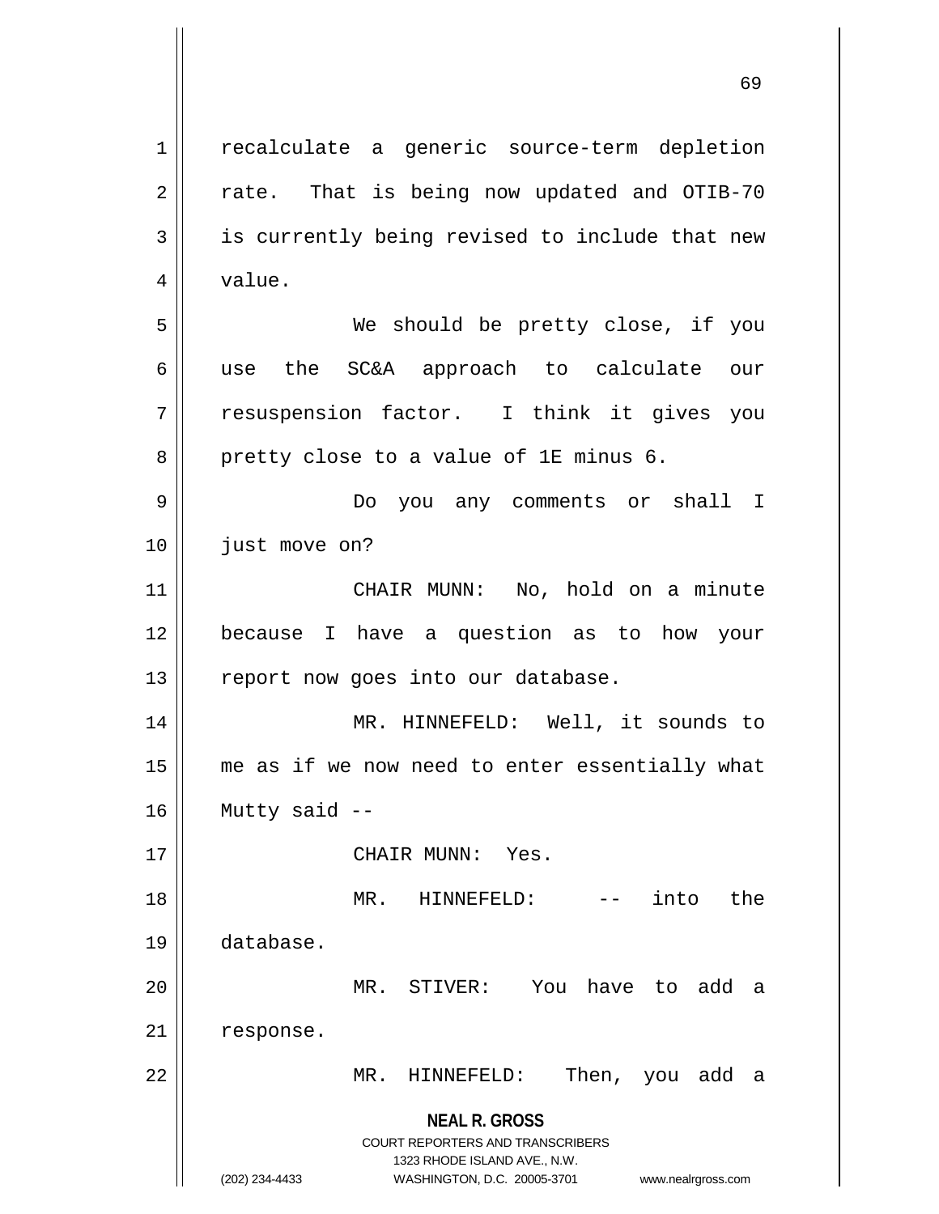recalculate a generic source-term depletion rate. That is being now updated and OTIB-70 is currently being revised to include that new value.

We should be pretty close, if you use the SC&A approach to calculate our resuspension factor. I think it gives you pretty close to a value of 1E minus 6.

Do you any comments or shall I just move on?

CHAIR MUNN: No, hold on a minute because I have a question as to how your report now goes into our database.

MR. HINNEFELD: Well, it sounds to me as if we now need to enter essentially what Mutty said --

CHAIR MUNN: Yes.

MR. HINNEFELD: -- into the database.

MR. STIVER: You have to add a response.

MR. HINNEFELD: Then, you add a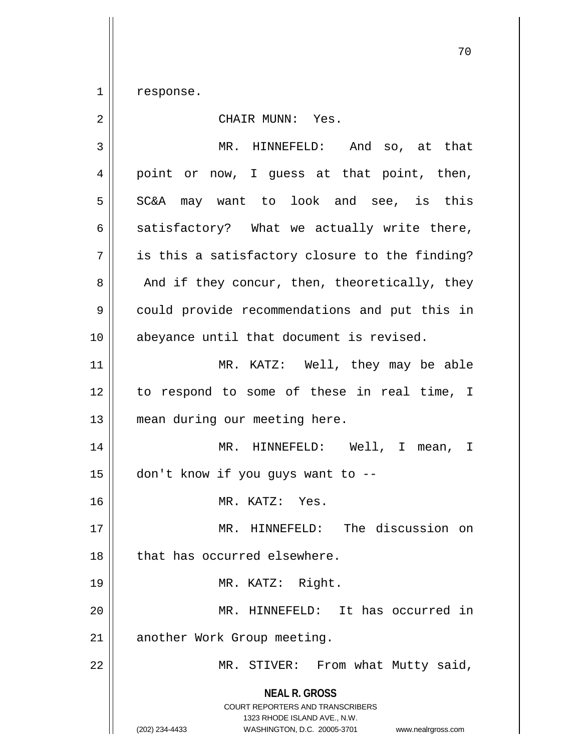response.

CHAIR MUNN: Yes.

MR. HINNEFELD: And so, at that point or now, I guess at that point, then, SC&A may want to look and see, is this satisfactory? What we actually write there, is this a satisfactory closure to the finding? And if they concur, then, theoretically, they could provide recommendations and put this in abeyance until that document is revised.

MR. KATZ: Well, they may be able to respond to some of these in real time, I mean during our meeting here.

MR. HINNEFELD: Well, I mean, I don't know if you guys want to --

MR. KATZ: Yes.

MR. HINNEFELD: The discussion on that has occurred elsewhere.

MR. KATZ: Right.

MR. HINNEFELD: It has occurred in another Work Group meeting.

MR. STIVER: From what Mutty said,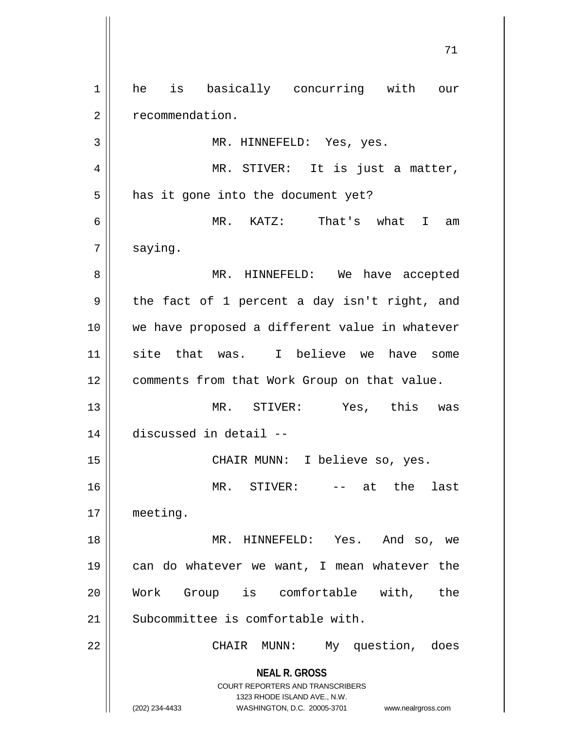he is basically concurring with our recommendation.

MR. HINNEFELD: Yes, yes.

MR. STIVER: It is just a matter, has it gone into the document yet?

MR. KATZ: That's what I am saying.

MR. HINNEFELD: We have accepted the fact of 1 percent a day isn't right, and we have proposed a different value in whatever site that was. I believe we have some comments from that Work Group on that value.

MR. STIVER: Yes, this was discussed in detail --

CHAIR MUNN: I believe so, yes.

MR. STIVER: -- at the last meeting.

MR. HINNEFELD: Yes. And so, we can do whatever we want, I mean whatever the Work Group is comfortable with, the Subcommittee is comfortable with.

CHAIR MUNN: My question, does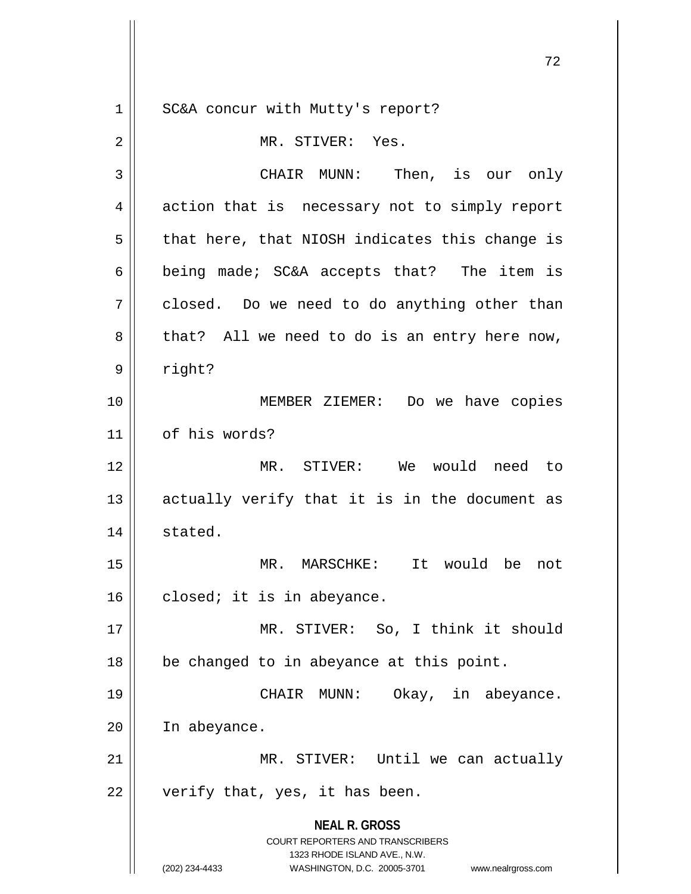SC&A concur with Mutty's report?

MR. STIVER: Yes.

CHAIR MUNN: Then, is our only action that is necessary not to simply report that here, that NIOSH indicates this change is being made; SC&A accepts that? The item is closed. Do we need to do anything other than that? All we need to do is an entry here now, right?

MEMBER ZIEMER: Do we have copies of his words?

MR. STIVER: We would need to actually verify that it is in the document as stated.

MR. MARSCHKE: It would be not closed; it is in abeyance.

MR. STIVER: So, I think it should be changed to in abeyance at this point.

CHAIR MUNN: Okay, in abeyance. In abeyance.

MR. STIVER: Until we can actually verify that, yes, it has been.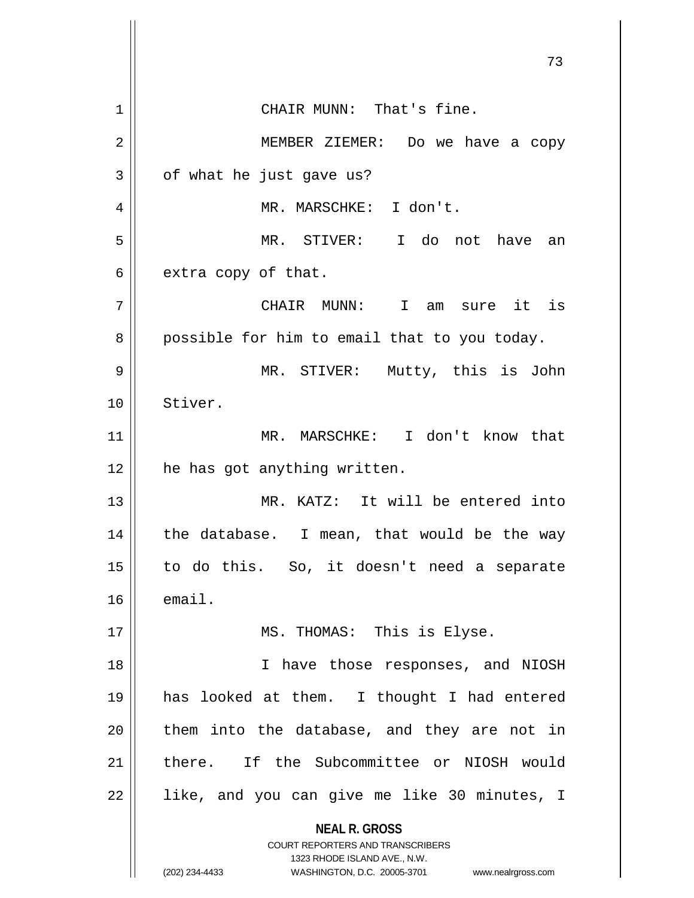CHAIR MUNN: That's fine.

MEMBER ZIEMER: Do we have a copy of what he just gave us?

MR. MARSCHKE: I don't.

MR. STIVER: I do not have an extra copy of that.

CHAIR MUNN: I am sure it is possible for him to email that to you today.

MR. STIVER: Mutty, this is John Stiver.

MR. MARSCHKE: I don't know that he has got anything written.

MR. KATZ: It will be entered into the database. I mean, that would be the way to do this. So, it doesn't need a separate email.

MS. THOMAS: This is Elyse.

I have those responses, and NIOSH has looked at them. I thought I had entered them into the database, and they are not in there. If the Subcommittee or NIOSH would like, and you can give me like 30 minutes, I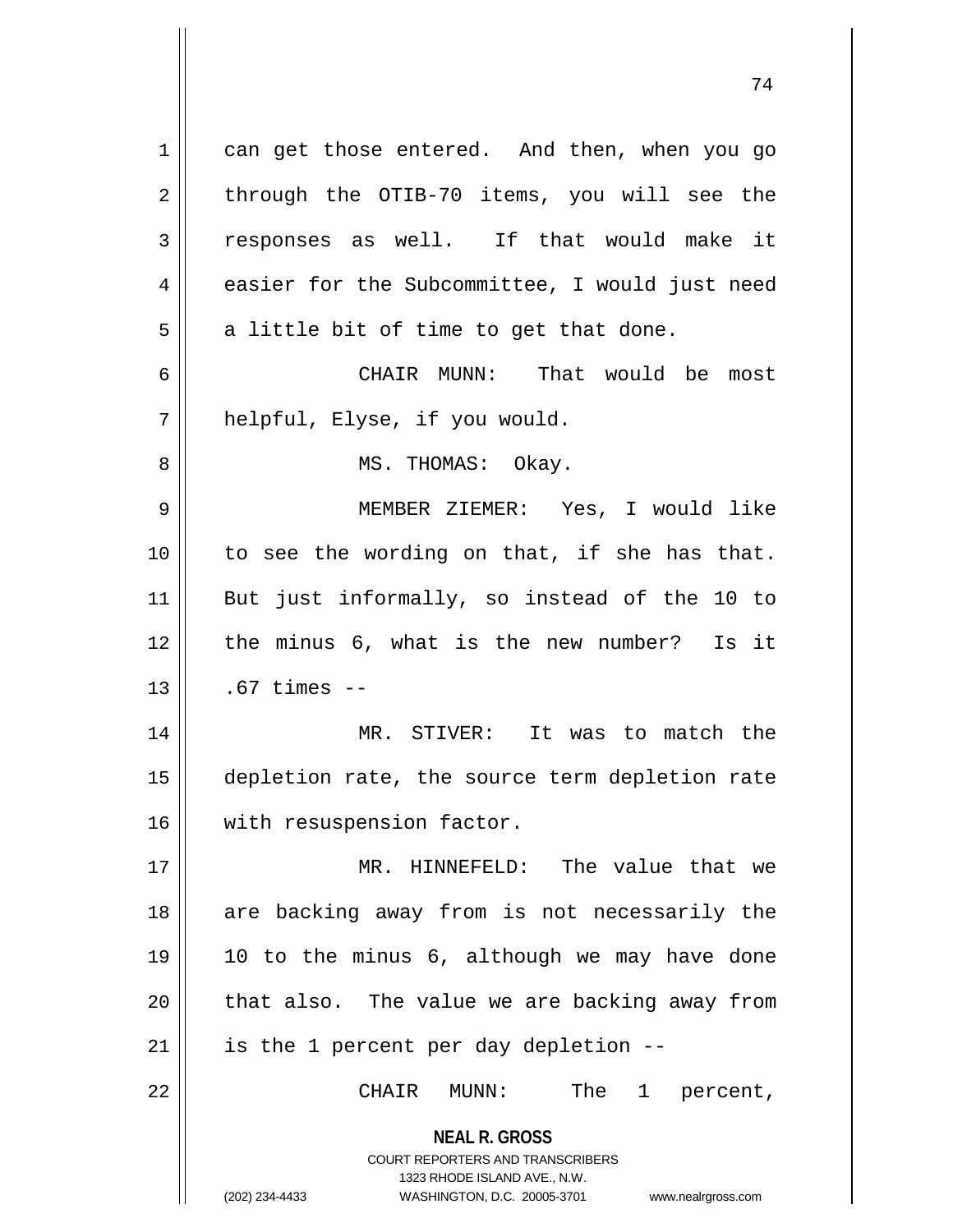can get those entered. And then, when you go through the OTIB-70 items, you will see the responses as well. If that would make it easier for the Subcommittee, I would just need a little bit of time to get that done.

CHAIR MUNN: That would be most helpful, Elyse, if you would.

MS. THOMAS: Okay.

MEMBER ZIEMER: Yes, I would like to see the wording on that, if she has that. But just informally, so instead of the 10 to the minus 6, what is the new number? Is it .67 times --

MR. STIVER: It was to match the depletion rate, the source term depletion rate with resuspension factor.

MR. HINNEFELD: The value that we are backing away from is not necessarily the 10 to the minus 6, although we may have done that also. The value we are backing away from is the 1 percent per day depletion --

CHAIR MUNN: The 1 percent,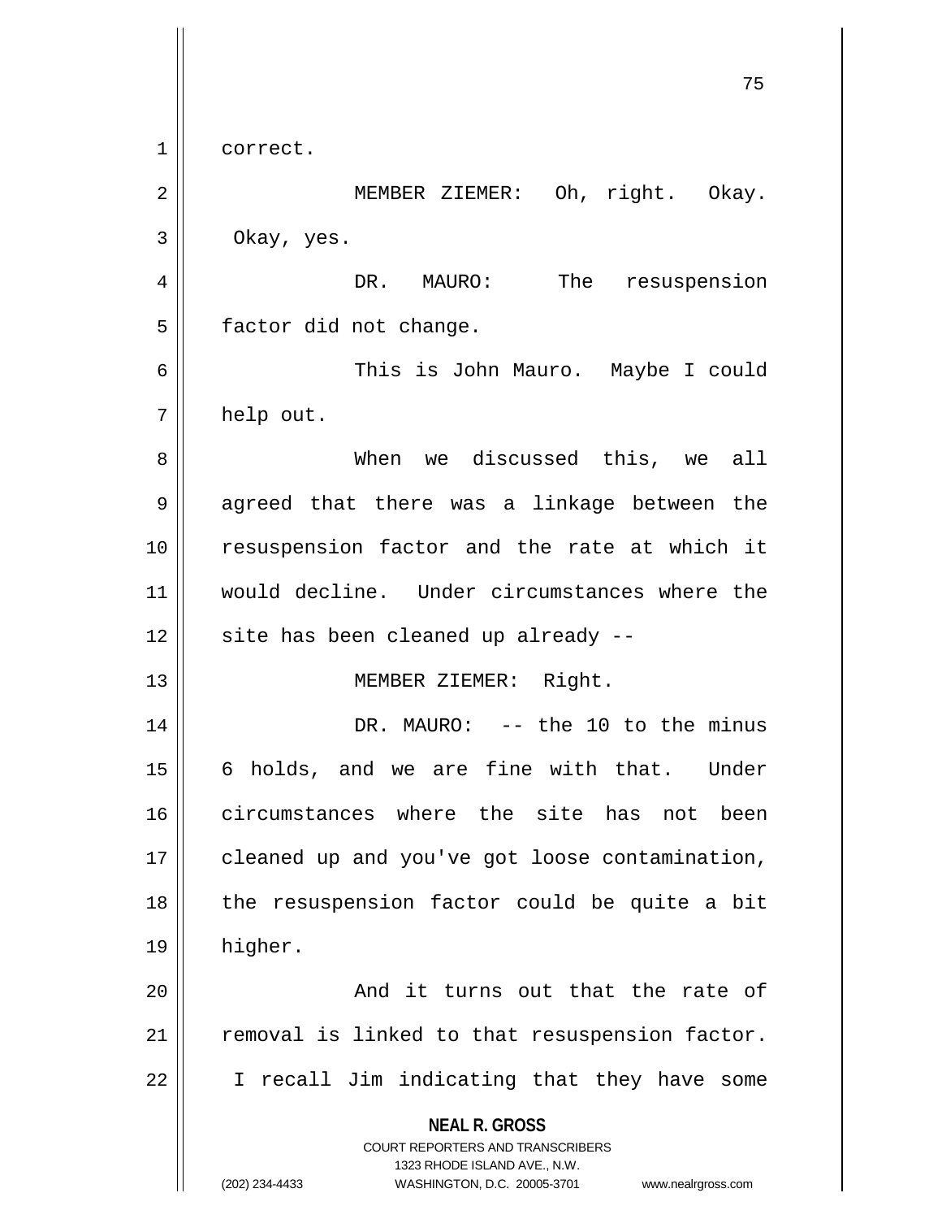correct.

MEMBER ZIEMER: Oh, right. Okay. Okay, yes.

DR. MAURO: The resuspension factor did not change.

This is John Mauro. Maybe I could help out.

When we discussed this, we all agreed that there was a linkage between the resuspension factor and the rate at which it would decline. Under circumstances where the site has been cleaned up already --

MEMBER ZIEMER: Right.

DR. MAURO: -- the 10 to the minus 6 holds, and we are fine with that. Under circumstances where the site has not been cleaned up and you've got loose contamination, the resuspension factor could be quite a bit higher.

And it turns out that the rate of removal is linked to that resuspension factor. I recall Jim indicating that they have some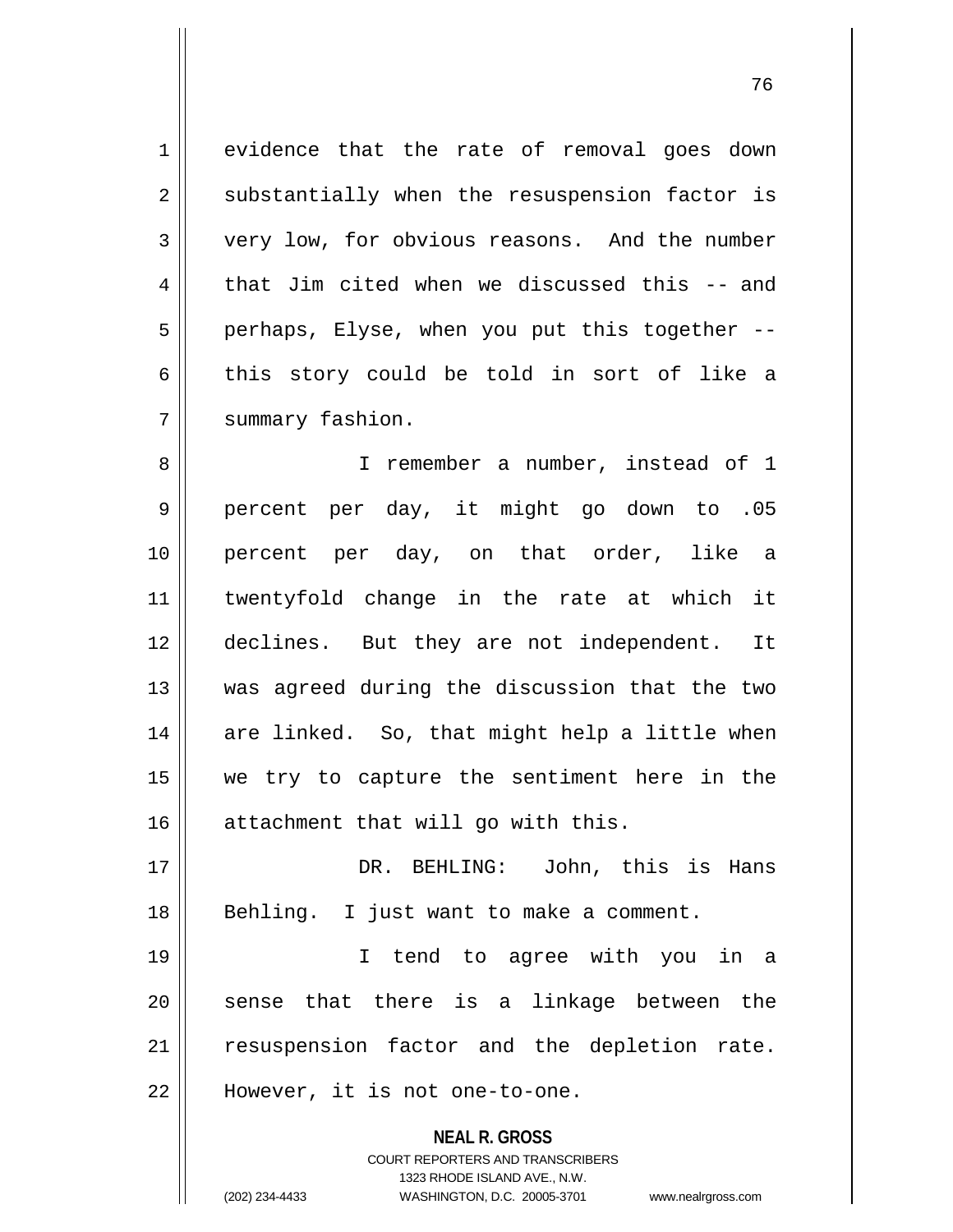evidence that the rate of removal goes down substantially when the resuspension factor is very low, for obvious reasons. And the number that Jim cited when we discussed this -- and perhaps, Elyse, when you put this together -- this story could be told in sort of like a summary fashion.

I remember a number, instead of 1 percent per day, it might go down to .05 percent per day, on that order, like a twentyfold change in the rate at which it declines. But they are not independent. It was agreed during the discussion that the two are linked. So, that might help a little when we try to capture the sentiment here in the attachment that will go with this.

DR. BEHLING: John, this is Hans Behling. I just want to make a comment.

I tend to agree with you in a sense that there is a linkage between the resuspension factor and the depletion rate. However, it is not one-to-one.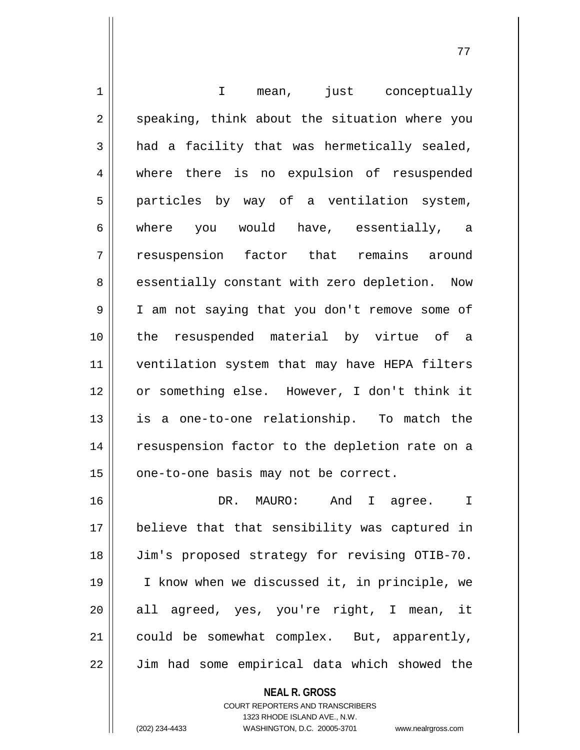I mean, just conceptually speaking, think about the situation where you had a facility that was hermetically sealed, where there is no expulsion of resuspended particles by way of a ventilation system, where you would have, essentially, a resuspension factor that remains around essentially constant with zero depletion. Now I am not saying that you don't remove some of the resuspended material by virtue of a ventilation system that may have HEPA filters or something else. However, I don't think it is a one-to-one relationship. To match the resuspension factor to the depletion rate on a one-to-one basis may not be correct.

DR. MAURO: And I agree. I believe that that sensibility was captured in Jim's proposed strategy for revising OTIB-70. I know when we discussed it, in principle, we all agreed, yes, you're right, I mean, it could be somewhat complex. But, apparently, Jim had some empirical data which showed the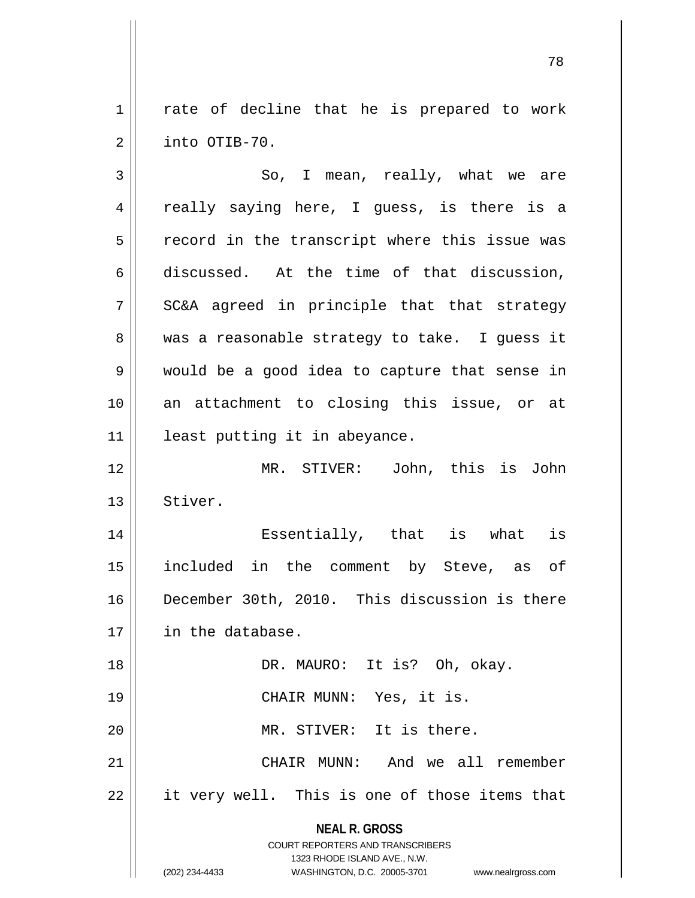rate of decline that he is prepared to work into OTIB-70.

So, I mean, really, what we are really saying here, I guess, is there is a record in the transcript where this issue was discussed. At the time of that discussion, SC&A agreed in principle that that strategy was a reasonable strategy to take. I guess it would be a good idea to capture that sense in an attachment to closing this issue, or at least putting it in abeyance.

MR. STIVER: John, this is John Stiver.

Essentially, that is what is included in the comment by Steve, as of December 30th, 2010. This discussion is there in the database.

DR. MAURO: It is? Oh, okay.

CHAIR MUNN: Yes, it is.

MR. STIVER: It is there.

CHAIR MUNN: And we all remember it very well. This is one of those items that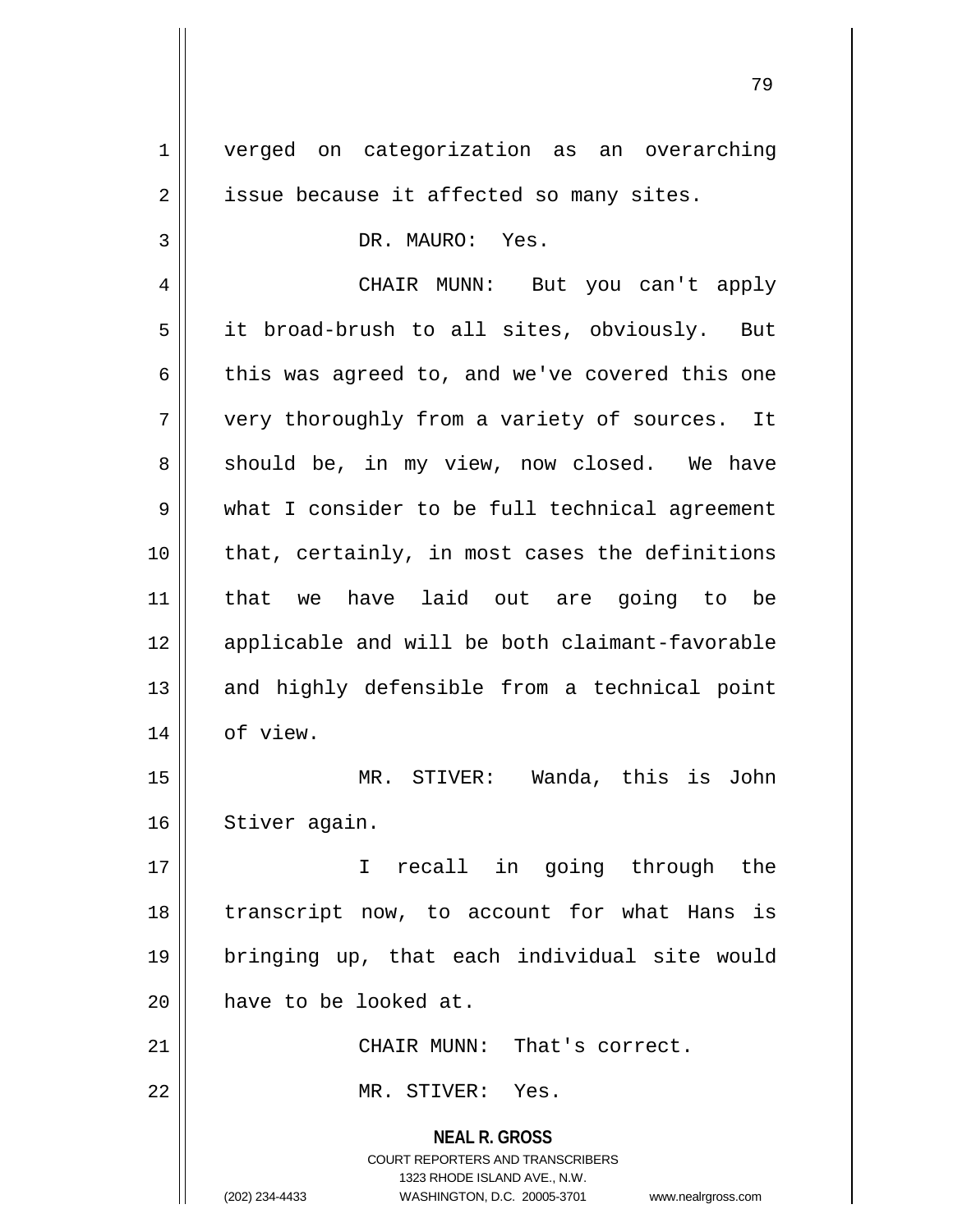verged on categorization as an overarching issue because it affected so many sites.

DR. MAURO: Yes.

CHAIR MUNN: But you can't apply it broad-brush to all sites, obviously. But this was agreed to, and we've covered this one very thoroughly from a variety of sources. It should be, in my view, now closed. We have what I consider to be full technical agreement that, certainly, in most cases the definitions that we have laid out are going to be applicable and will be both claimant-favorable and highly defensible from a technical point of view.

MR. STIVER: Wanda, this is John Stiver again.

I recall in going through the transcript now, to account for what Hans is bringing up, that each individual site would have to be looked at.

CHAIR MUNN: That's correct.

MR. STIVER: Yes.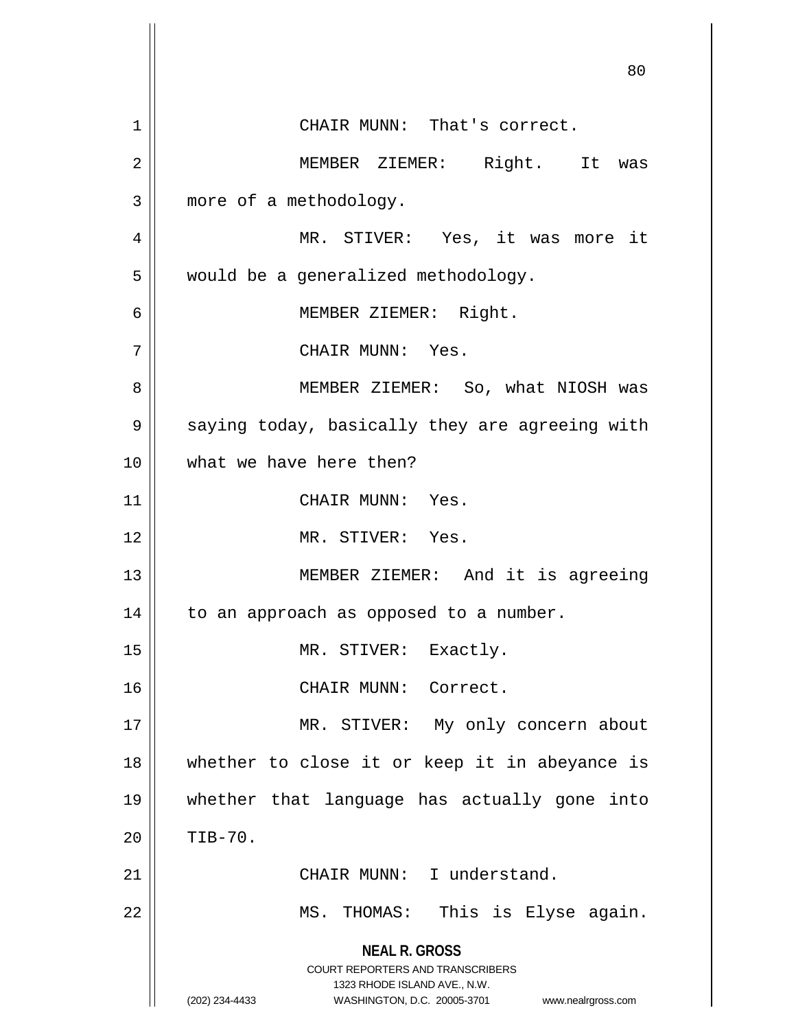CHAIR MUNN: That's correct.

MEMBER ZIEMER: Right. It was more of a methodology.

MR. STIVER: Yes, it was more it would be a generalized methodology.

MEMBER ZIEMER: Right.

CHAIR MUNN: Yes.

MEMBER ZIEMER: So, what NIOSH was saying today, basically they are agreeing with what we have here then?

CHAIR MUNN: Yes.

MR. STIVER: Yes.

MEMBER ZIEMER: And it is agreeing to an approach as opposed to a number.

MR. STIVER: Exactly.

CHAIR MUNN: Correct.

MR. STIVER: My only concern about whether to close it or keep it in abeyance is whether that language has actually gone into TIB-70.

CHAIR MUNN: I understand.

MS. THOMAS: This is Elyse again.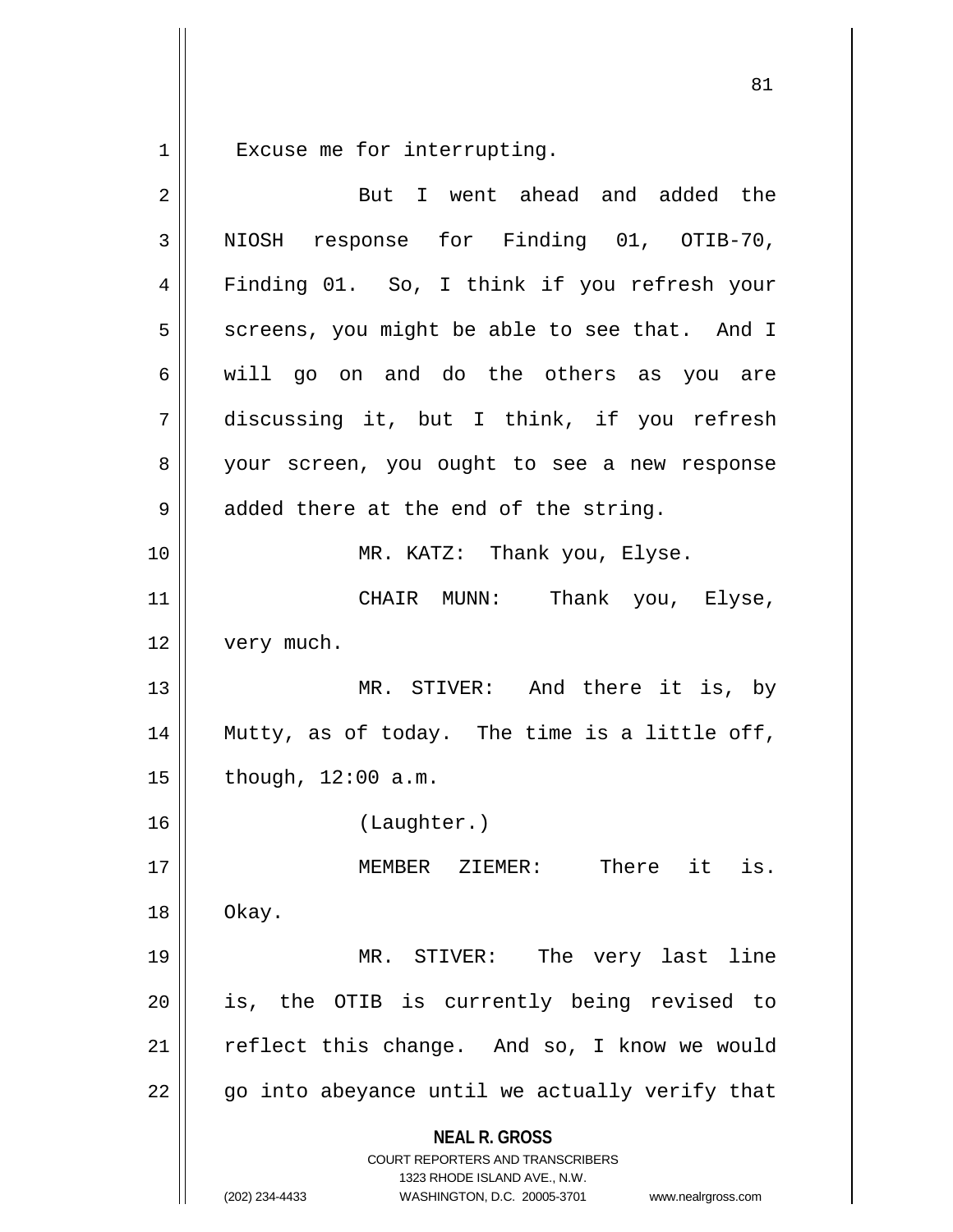Excuse me for interrupting.

But I went ahead and added the NIOSH response for Finding 01, OTIB-70, Finding 01. So, I think if you refresh your screens, you might be able to see that. And I will go on and do the others as you are discussing it, but I think, if you refresh your screen, you ought to see a new response added there at the end of the string.

MR. KATZ: Thank you, Elyse.

CHAIR MUNN: Thank you, Elyse, very much.

MR. STIVER: And there it is, by Mutty, as of today. The time is a little off, though, 12:00 a.m.

(Laughter.)

MEMBER ZIEMER: There it is. Okay.

MR. STIVER: The very last line is, the OTIB is currently being revised to reflect this change. And so, I know we would go into abeyance until we actually verify that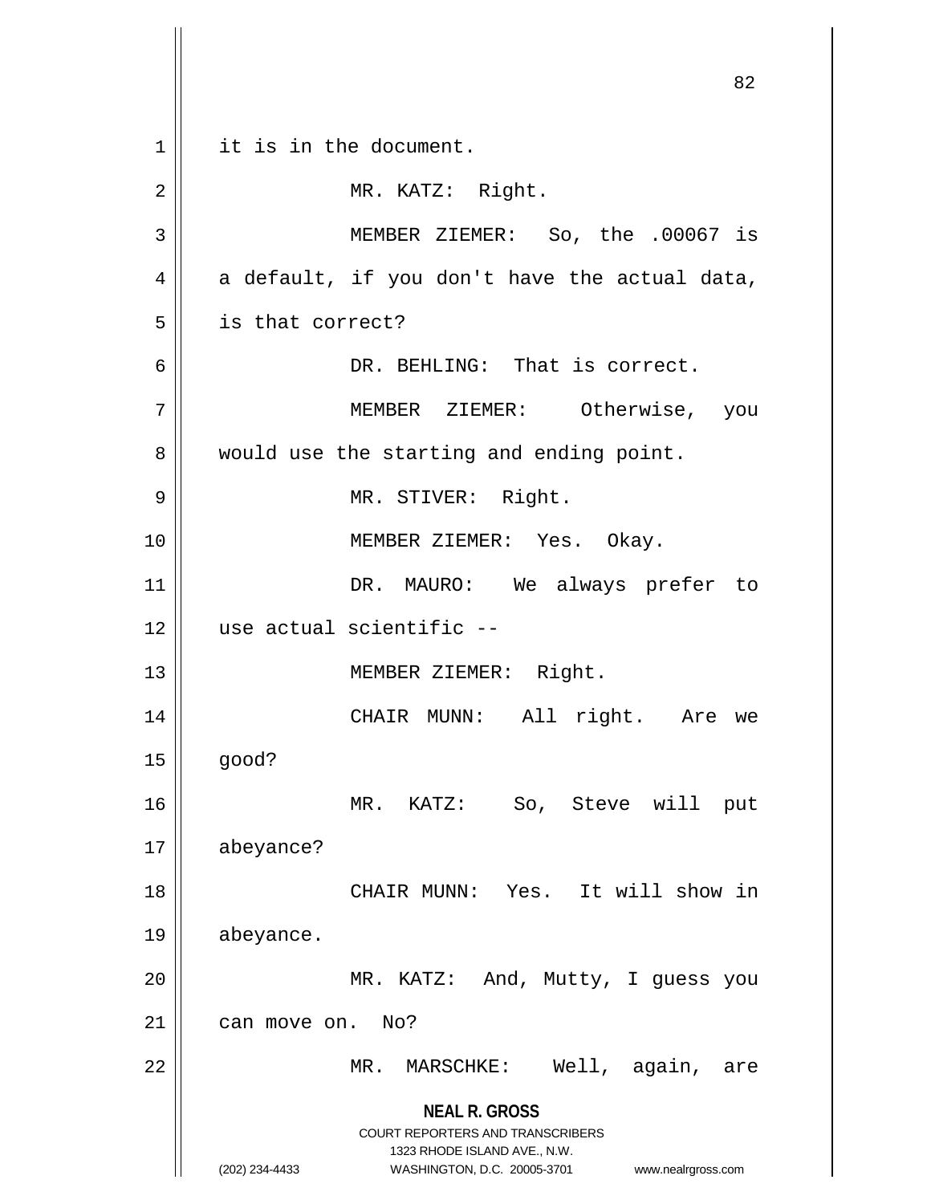it is in the document.

MR. KATZ: Right.

MEMBER ZIEMER: So, the .00067 is a default, if you don't have the actual data, is that correct?

DR. BEHLING: That is correct.

MEMBER ZIEMER: Otherwise, you would use the starting and ending point.

MR. STIVER: Right.

MEMBER ZIEMER: Yes. Okay.

DR. MAURO: We always prefer to use actual scientific --

MEMBER ZIEMER: Right.

CHAIR MUNN: All right. Are we good?

MR. KATZ: So, Steve will put abeyance?

CHAIR MUNN: Yes. It will show in abeyance.

MR. KATZ: And, Mutty, I guess you can move on. No?

MR. MARSCHKE: Well, again, are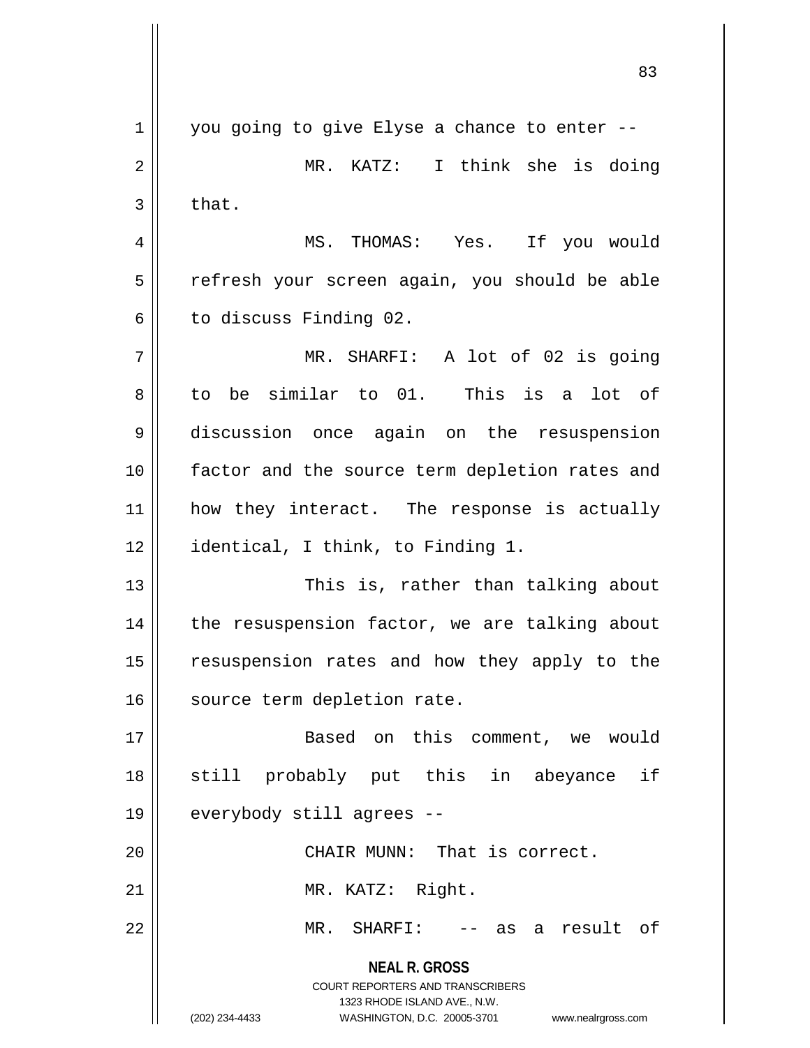you going to give Elyse a chance to enter --

MR. KATZ: I think she is doing that.

MS. THOMAS: Yes. If you would refresh your screen again, you should be able to discuss Finding 02.

MR. SHARFI: A lot of 02 is going to be similar to 01. This is a lot of discussion once again on the resuspension factor and the source term depletion rates and how they interact. The response is actually identical, I think, to Finding 1.

This is, rather than talking about the resuspension factor, we are talking about resuspension rates and how they apply to the source term depletion rate.

Based on this comment, we would still probably put this in abeyance if everybody still agrees --

CHAIR MUNN: That is correct.

MR. KATZ: Right.

MR. SHARFI: -- as a result of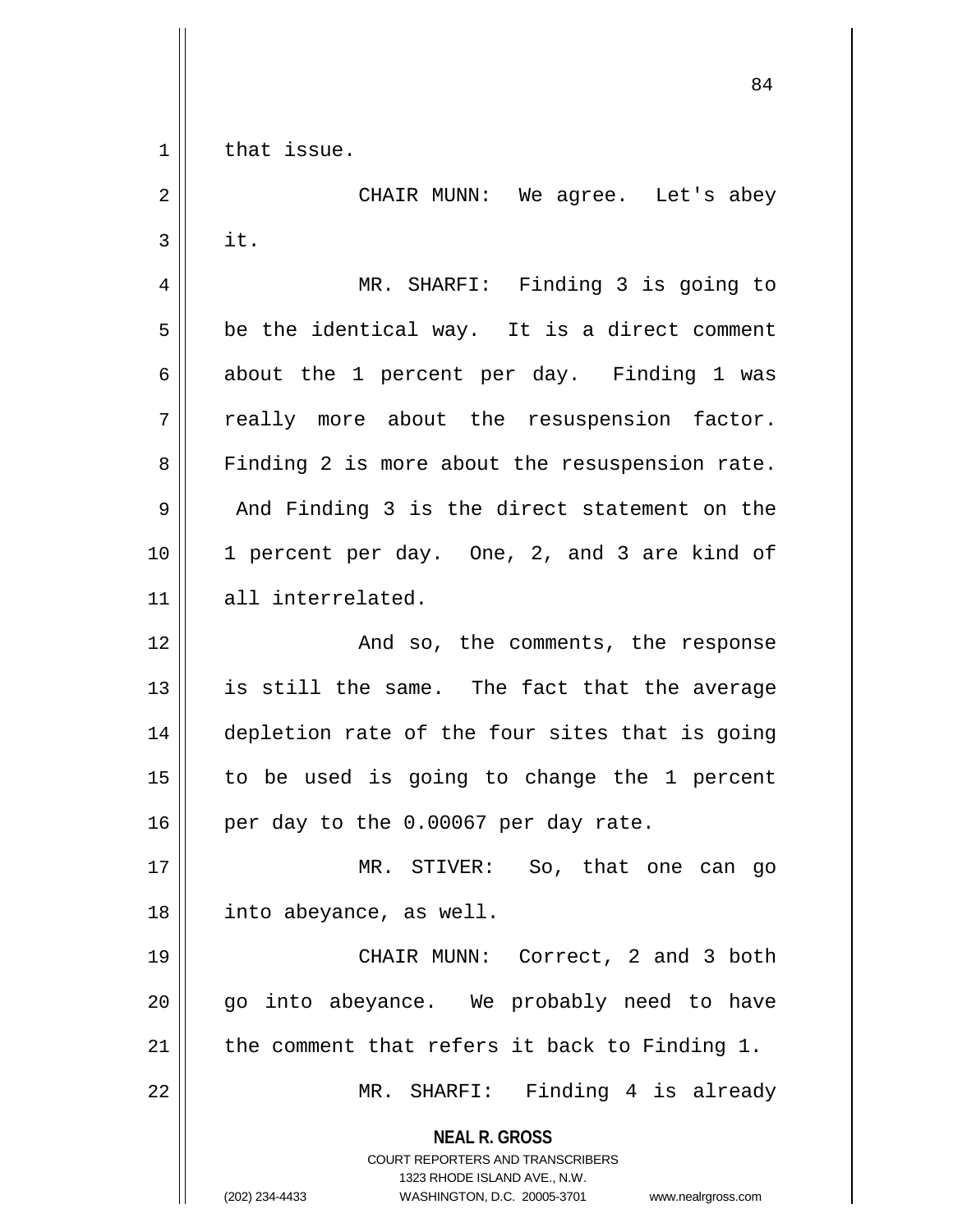that issue.

CHAIR MUNN: We agree. Let's abey it.

MR. SHARFI: Finding 3 is going to be the identical way. It is a direct comment about the 1 percent per day. Finding 1 was really more about the resuspension factor. Finding 2 is more about the resuspension rate. And Finding 3 is the direct statement on the 1 percent per day. One, 2, and 3 are kind of all interrelated.

And so, the comments, the response is still the same. The fact that the average depletion rate of the four sites that is going to be used is going to change the 1 percent per day to the 0.00067 per day rate.

MR. STIVER: So, that one can go into abeyance, as well.

CHAIR MUNN: Correct, 2 and 3 both go into abeyance. We probably need to have the comment that refers it back to Finding 1.

MR. SHARFI: Finding 4 is already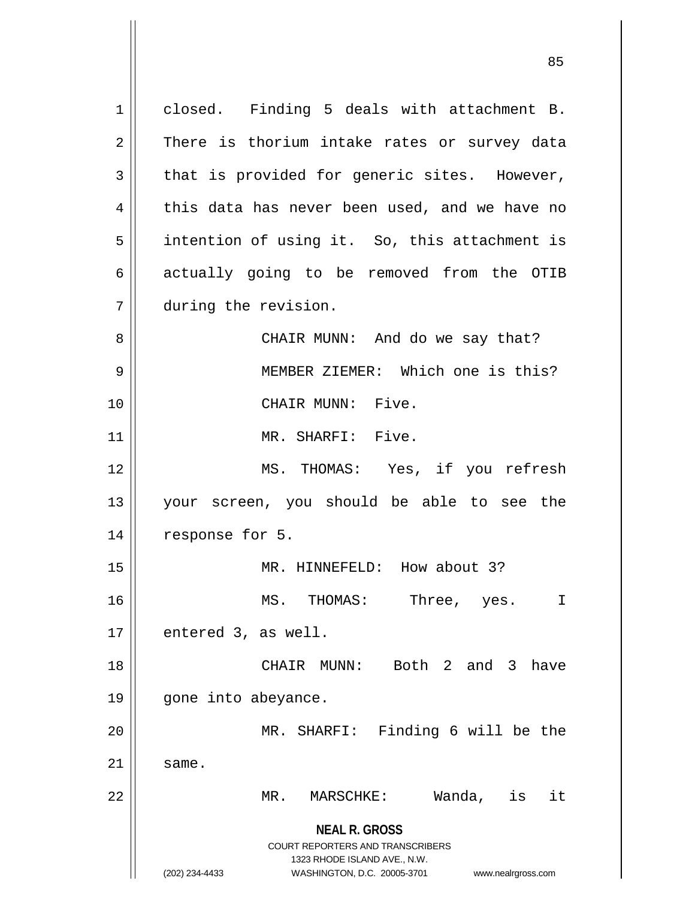closed. Finding 5 deals with attachment B. There is thorium intake rates or survey data that is provided for generic sites. However, this data has never been used, and we have no intention of using it. So, this attachment is actually going to be removed from the OTIB during the revision.

CHAIR MUNN: And do we say that?

MEMBER ZIEMER: Which one is this?

CHAIR MUNN: Five.

MR. SHARFI: Five.

MS. THOMAS: Yes, if you refresh your screen, you should be able to see the response for 5.

MR. HINNEFELD: How about 3?

MS. THOMAS: Three, yes. I entered 3, as well.

CHAIR MUNN: Both 2 and 3 have gone into abeyance.

MR. SHARFI: Finding 6 will be the same.

MR. MARSCHKE: Wanda, is it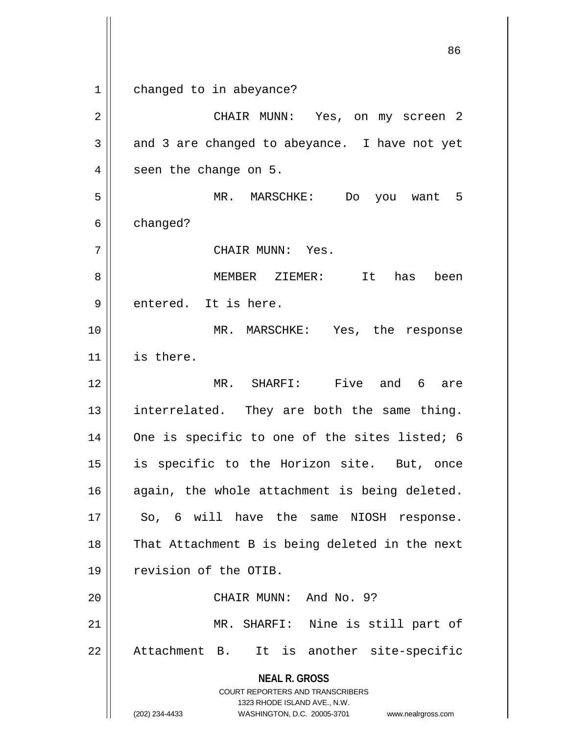changed to in abeyance?

CHAIR MUNN: Yes, on my screen 2 and 3 are changed to abeyance. I have not yet seen the change on 5.

MR. MARSCHKE: Do you want 5 changed?

CHAIR MUNN: Yes.

MEMBER ZIEMER: It has been entered. It is here.

MR. MARSCHKE: Yes, the response is there.

MR. SHARFI: Five and 6 are interrelated. They are both the same thing. One is specific to one of the sites listed; 6 is specific to the Horizon site. But, once again, the whole attachment is being deleted. So, 6 will have the same NIOSH response. That Attachment B is being deleted in the next revision of the OTIB.

CHAIR MUNN: And No. 9?

MR. SHARFI: Nine is still part of Attachment B. It is another site-specific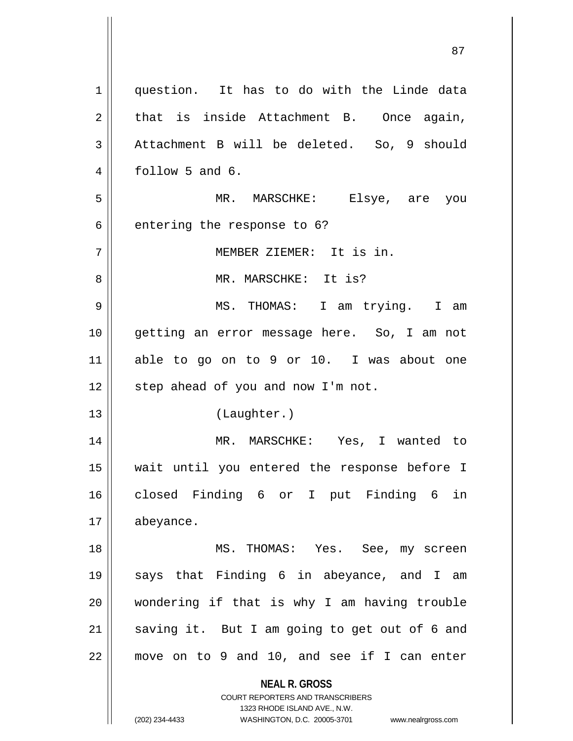question. It has to do with the Linde data that is inside Attachment B. Once again, Attachment B will be deleted. So, 9 should follow 5 and 6.

MR. MARSCHKE: Elsye, are you entering the response to 6?

MEMBER ZIEMER: It is in.

MR. MARSCHKE: It is?

MS. THOMAS: I am trying. I am getting an error message here. So, I am not able to go on to 9 or 10. I was about one step ahead of you and now I'm not.

(Laughter.)

MR. MARSCHKE: Yes, I wanted to wait until you entered the response before I closed Finding 6 or I put Finding 6 in abeyance.

MS. THOMAS: Yes. See, my screen says that Finding 6 in abeyance, and I am wondering if that is why I am having trouble saving it. But I am going to get out of 6 and move on to 9 and 10, and see if I can enter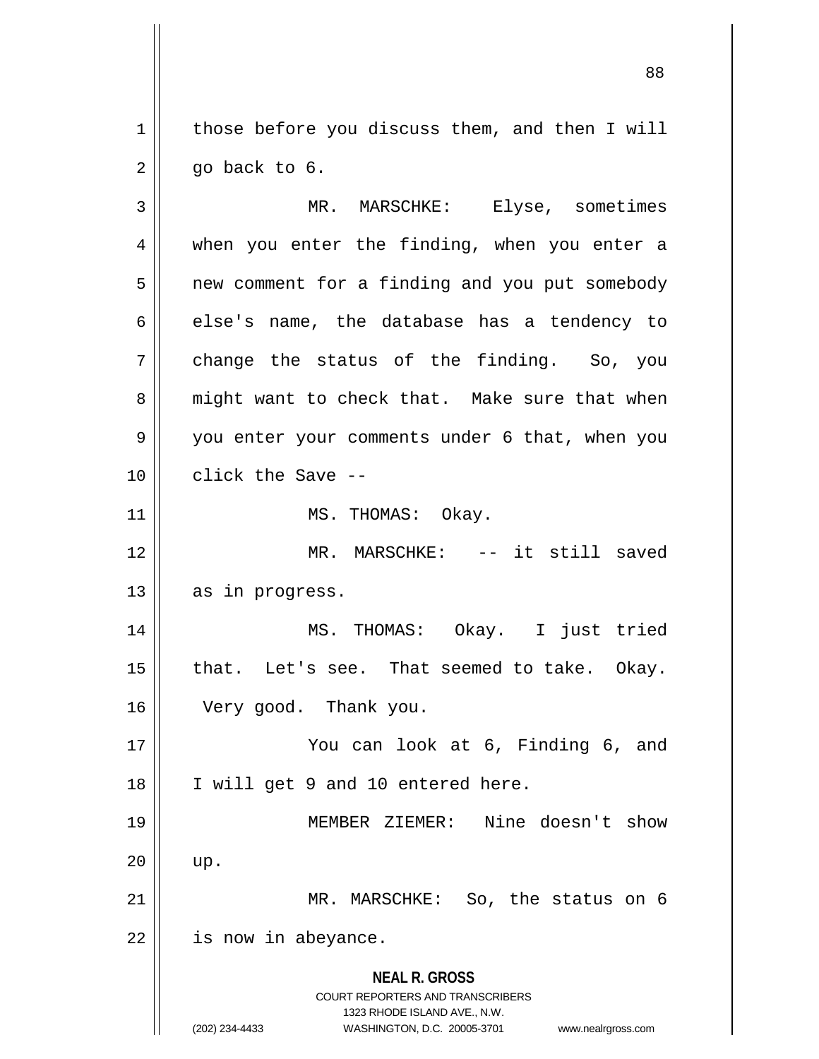those before you discuss them, and then I will go back to 6.

MR. MARSCHKE: Elyse, sometimes when you enter the finding, when you enter a new comment for a finding and you put somebody else's name, the database has a tendency to change the status of the finding. So, you might want to check that. Make sure that when you enter your comments under 6 that, when you click the Save --

MS. THOMAS: Okay.

MR. MARSCHKE: -- it still saved as in progress.

MS. THOMAS: Okay. I just tried that. Let's see. That seemed to take. Okay. Very good. Thank you.

You can look at 6, Finding 6, and I will get 9 and 10 entered here.

MEMBER ZIEMER: Nine doesn't show up.

MR. MARSCHKE: So, the status on 6 is now in abeyance.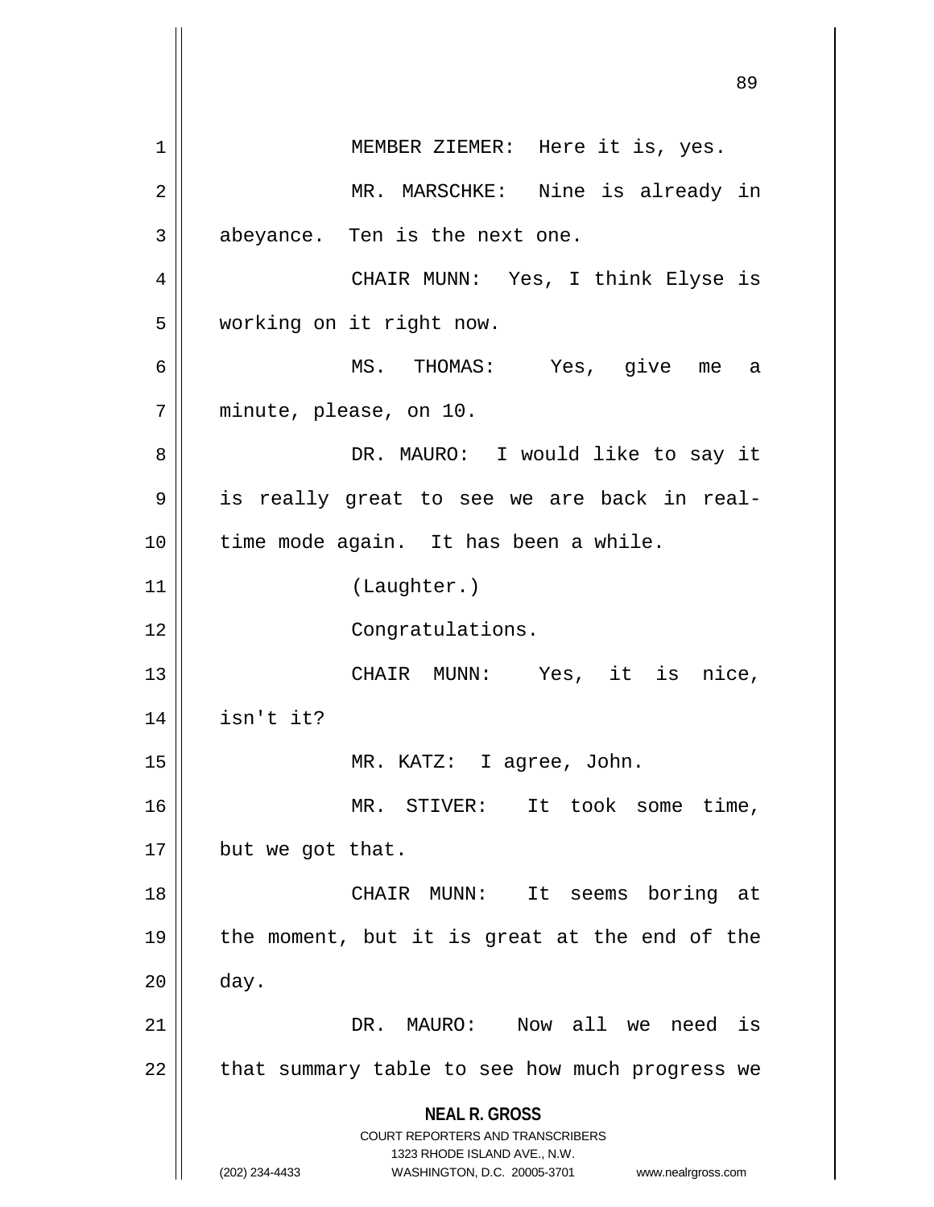MEMBER ZIEMER: Here it is, yes.

MR. MARSCHKE: Nine is already in abeyance. Ten is the next one.

CHAIR MUNN: Yes, I think Elyse is working on it right now.

MS. THOMAS: Yes, give me a minute, please, on 10.

DR. MAURO: I would like to say it is really great to see we are back in real-time mode again. It has been a while.

(Laughter.)

Congratulations.

CHAIR MUNN: Yes, it is nice, isn't it?

MR. KATZ: I agree, John.

MR. STIVER: It took some time, but we got that.

CHAIR MUNN: It seems boring at the moment, but it is great at the end of the day.

DR. MAURO: Now all we need is that summary table to see how much progress we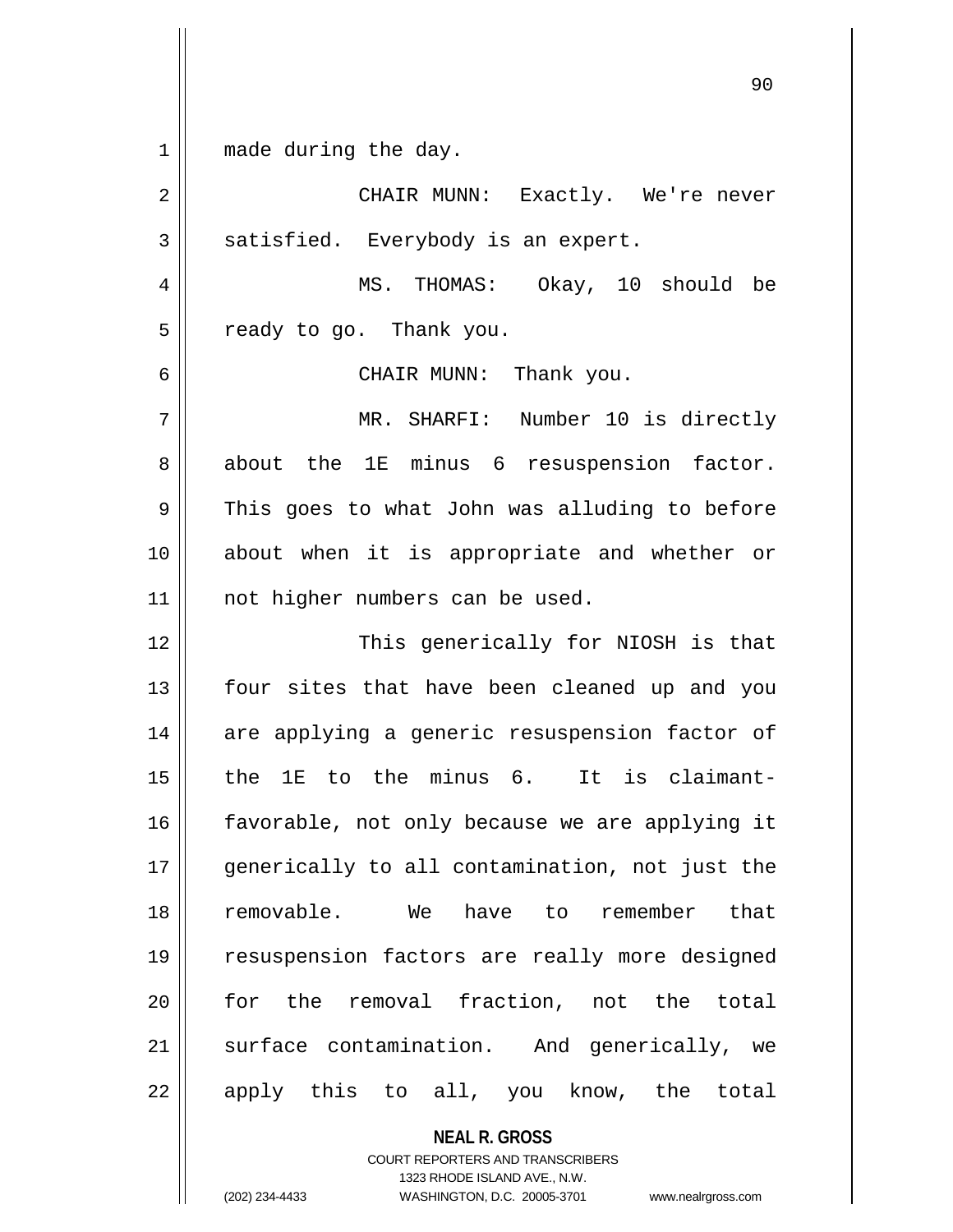made during the day.

CHAIR MUNN: Exactly. We're never satisfied. Everybody is an expert.

MS. THOMAS: Okay, 10 should be ready to go. Thank you.

CHAIR MUNN: Thank you.

MR. SHARFI: Number 10 is directly about the 1E minus 6 resuspension factor. This goes to what John was alluding to before about when it is appropriate and whether or not higher numbers can be used.

This generically for NIOSH is that four sites that have been cleaned up and you are applying a generic resuspension factor of the 1E to the minus 6. It is claimant-favorable, not only because we are applying it generically to all contamination, not just the removable. We have to remember that resuspension factors are really more designed for the removal fraction, not the total surface contamination. And generically, we apply this to all, you know, the total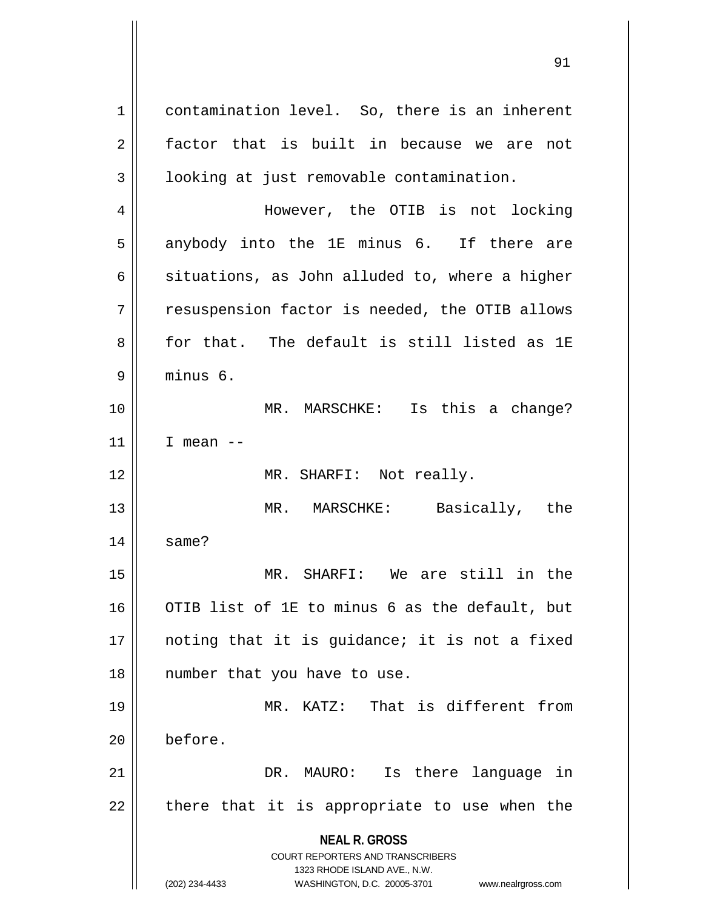contamination level. So, there is an inherent factor that is built in because we are not looking at just removable contamination.

However, the OTIB is not locking anybody into the 1E minus 6. If there are situations, as John alluded to, where a higher resuspension factor is needed, the OTIB allows for that. The default is still listed as 1E minus 6.

MR. MARSCHKE: Is this a change? I mean --

MR. SHARFI: Not really.

MR. MARSCHKE: Basically, the same?

MR. SHARFI: We are still in the OTIB list of 1E to minus 6 as the default, but noting that it is guidance; it is not a fixed number that you have to use.

MR. KATZ: That is different from before.

DR. MAURO: Is there language in there that it is appropriate to use when the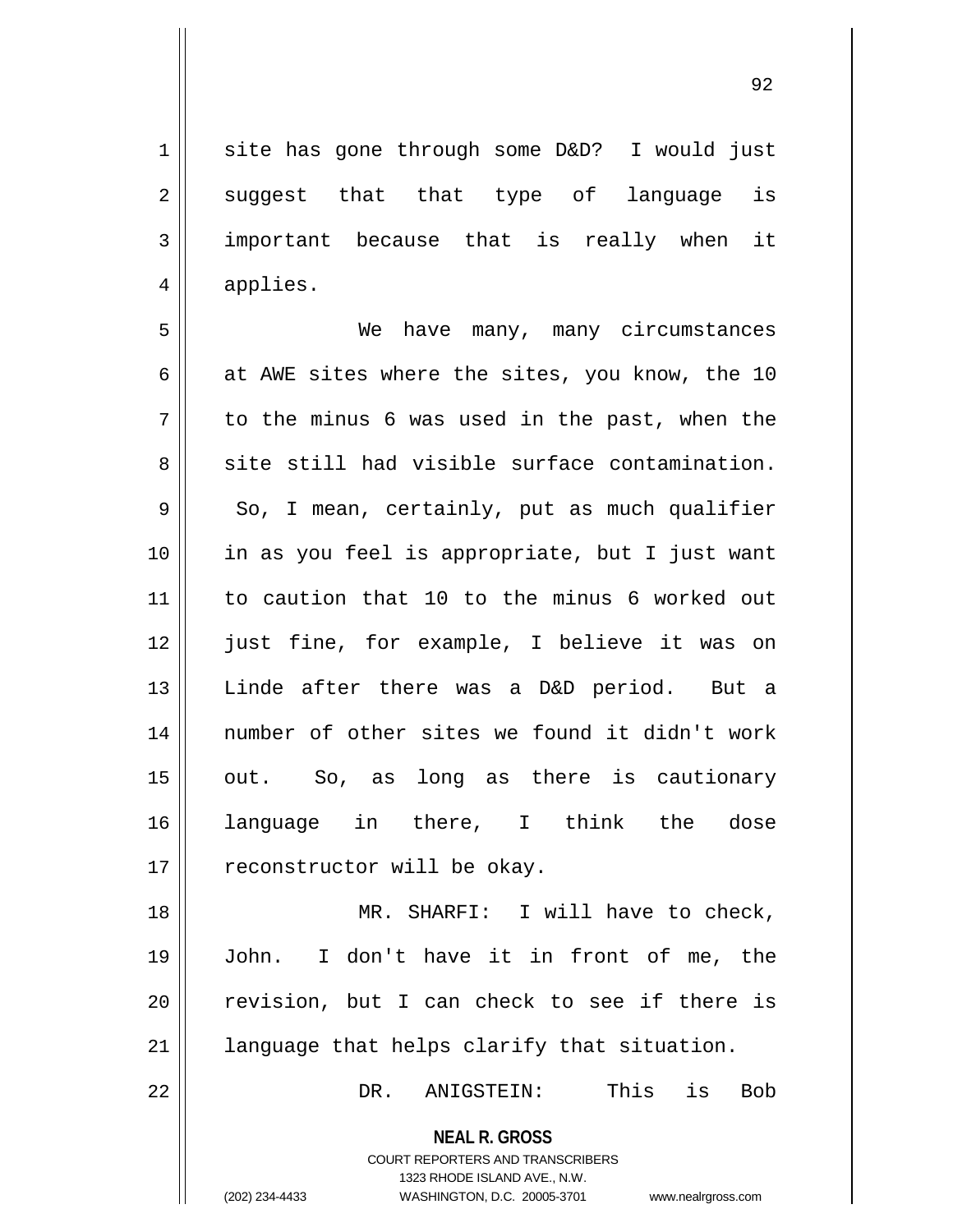site has gone through some D&D? I would just suggest that that type of language is important because that is really when it applies.

We have many, many circumstances at AWE sites where the sites, you know, the 10 to the minus 6 was used in the past, when the site still had visible surface contamination. So, I mean, certainly, put as much qualifier in as you feel is appropriate, but I just want to caution that 10 to the minus 6 worked out just fine, for example, I believe it was on Linde after there was a D&D period. But a number of other sites we found it didn't work out. So, as long as there is cautionary language in there, I think the dose reconstructor will be okay.

MR. SHARFI: I will have to check, John. I don't have it in front of me, the revision, but I can check to see if there is language that helps clarify that situation.

DR. ANIGSTEIN: This is Bob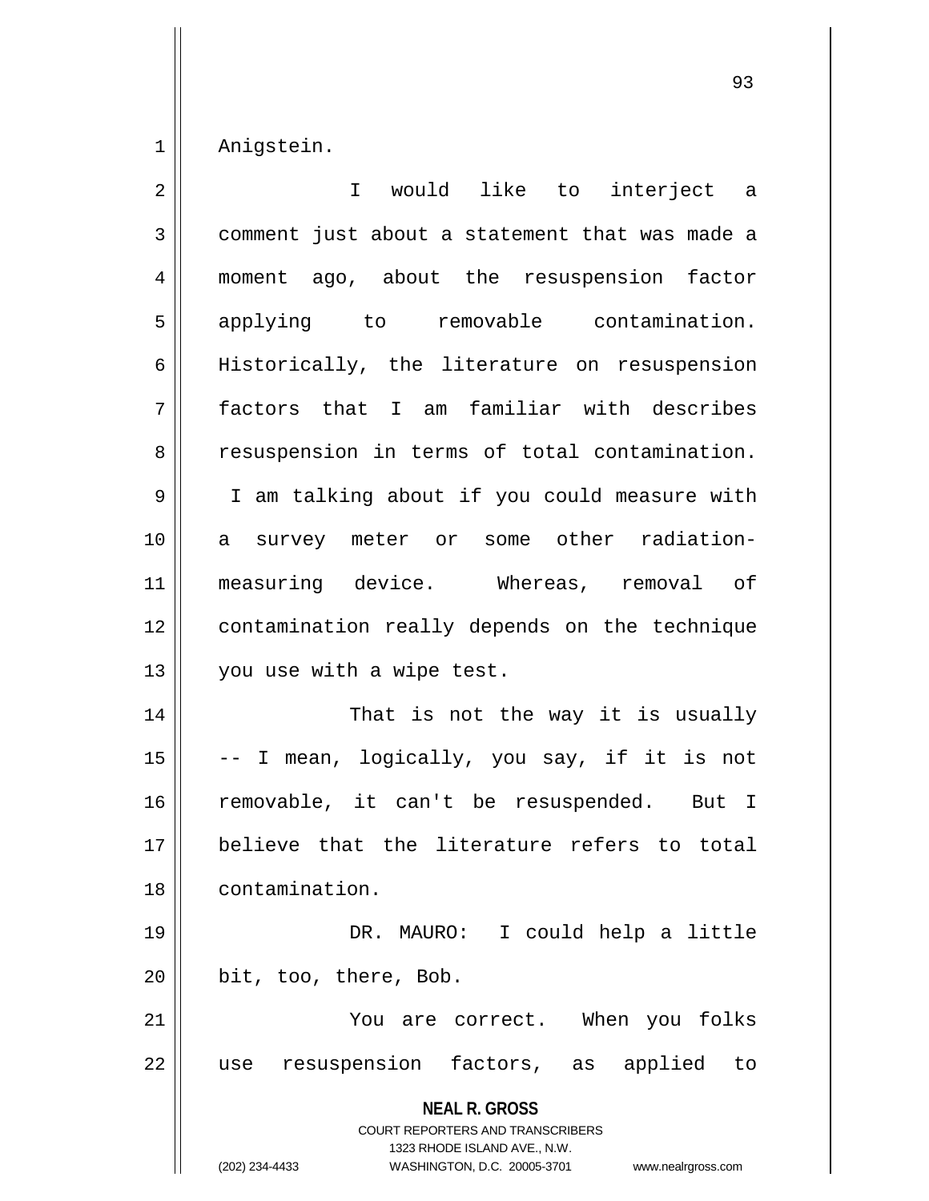Anigstein.

I would like to interject a comment just about a statement that was made a moment ago, about the resuspension factor applying to removable contamination. Historically, the literature on resuspension factors that I am familiar with describes resuspension in terms of total contamination. I am talking about if you could measure with a survey meter or some other radiation-measuring device. Whereas, removal of contamination really depends on the technique you use with a wipe test.

That is not the way it is usually -- I mean, logically, you say, if it is not removable, it can't be resuspended. But I believe that the literature refers to total contamination.

DR. MAURO: I could help a little bit, too, there, Bob.

You are correct. When you folks use resuspension factors, as applied to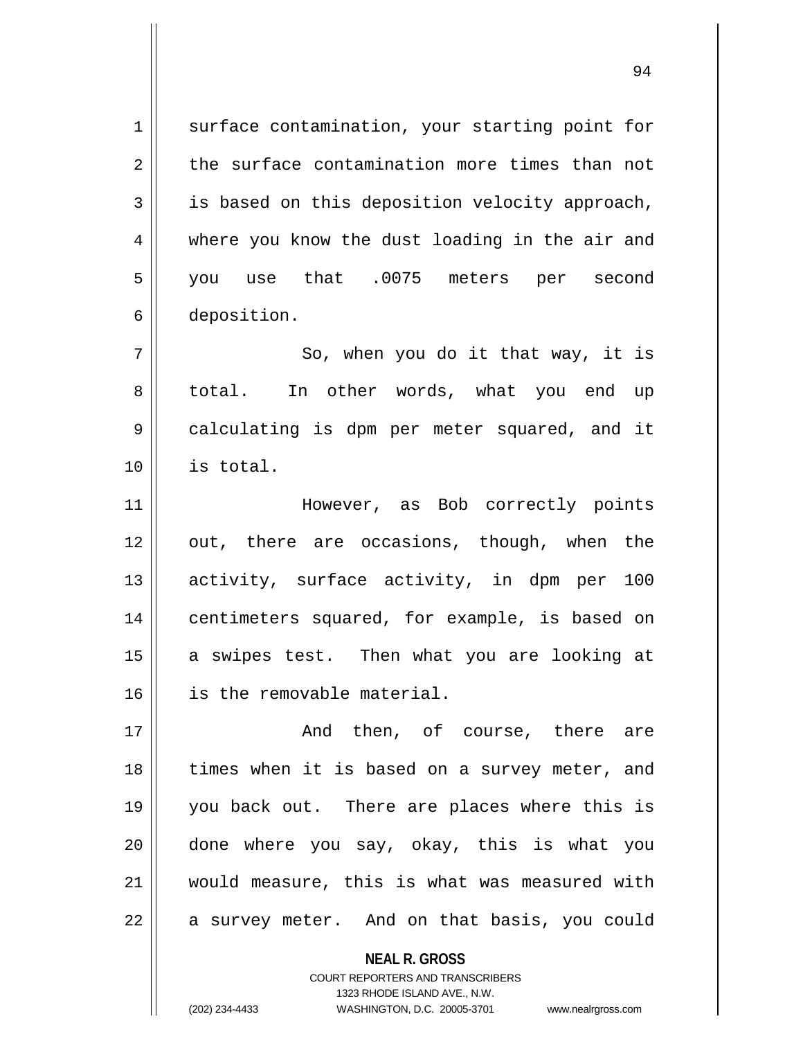surface contamination, your starting point for the surface contamination more times than not is based on this deposition velocity approach, where you know the dust loading in the air and you use that .0075 meters per second deposition.

So, when you do it that way, it is total. In other words, what you end up calculating is dpm per meter squared, and it is total.

However, as Bob correctly points out, there are occasions, though, when the activity, surface activity, in dpm per 100 centimeters squared, for example, is based on a swipes test. Then what you are looking at is the removable material.

And then, of course, there are times when it is based on a survey meter, and you back out. There are places where this is done where you say, okay, this is what you would measure, this is what was measured with a survey meter. And on that basis, you could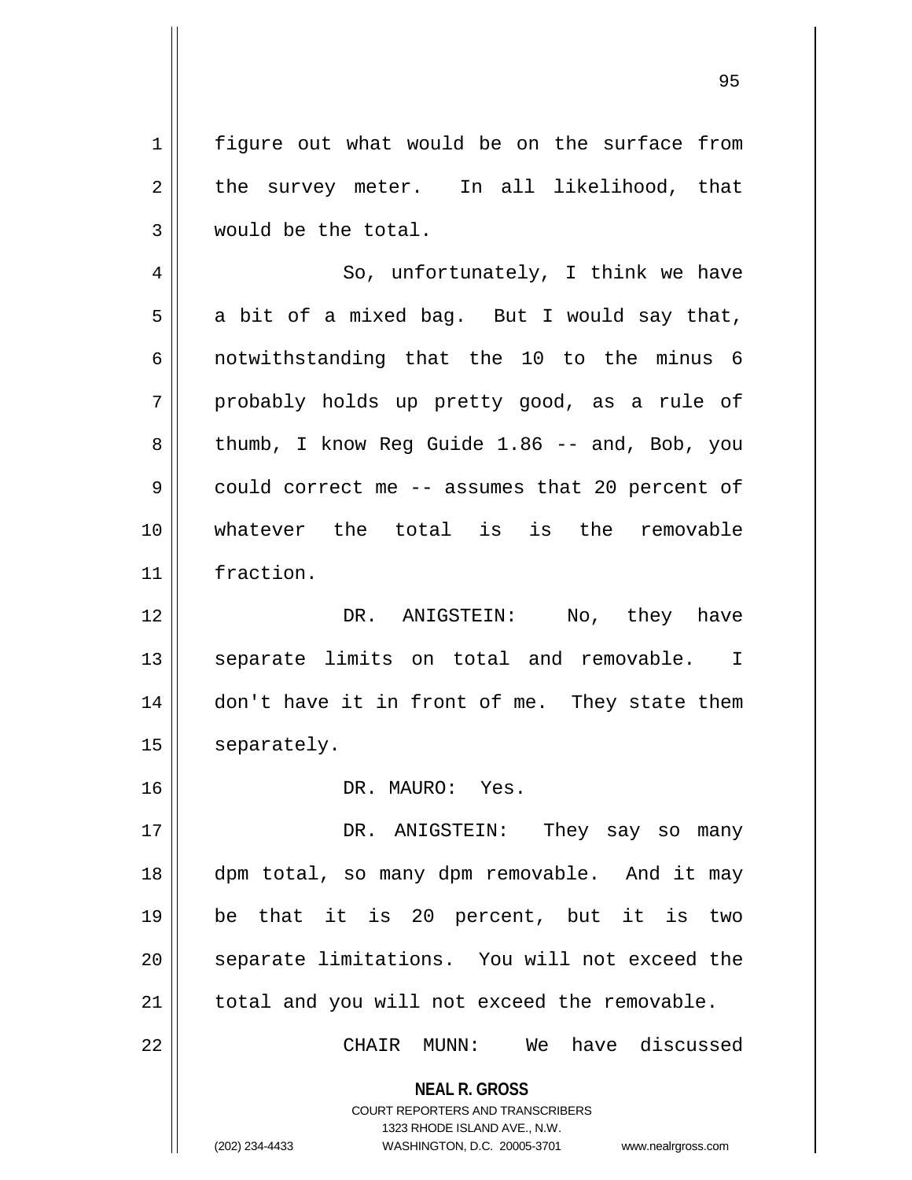figure out what would be on the surface from the survey meter. In all likelihood, that would be the total.

So, unfortunately, I think we have a bit of a mixed bag. But I would say that, notwithstanding that the 10 to the minus 6 probably holds up pretty good, as a rule of thumb, I know Reg Guide 1.86 -- and, Bob, you could correct me -- assumes that 20 percent of whatever the total is is the removable fraction.

DR. ANIGSTEIN: No, they have separate limits on total and removable. I don't have it in front of me. They state them separately.

DR. MAURO: Yes.

DR. ANIGSTEIN: They say so many dpm total, so many dpm removable. And it may be that it is 20 percent, but it is two separate limitations. You will not exceed the total and you will not exceed the removable.

CHAIR MUNN: We have discussed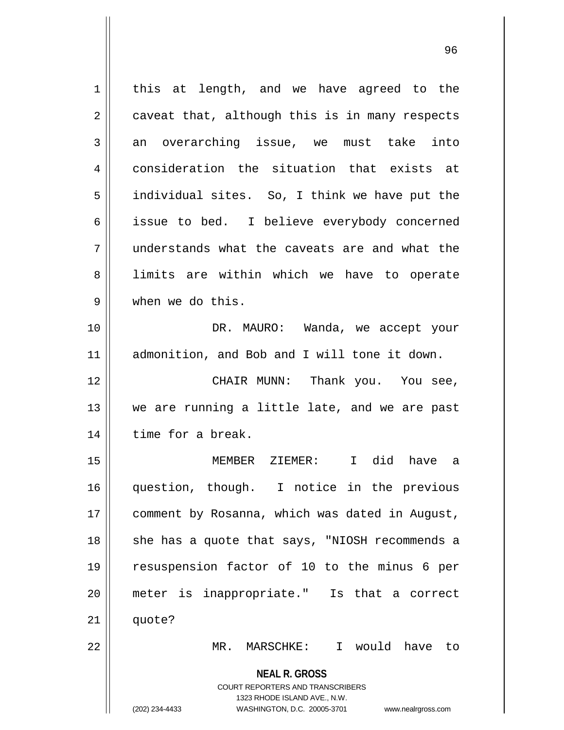this at length, and we have agreed to the caveat that, although this is in many respects an overarching issue, we must take into consideration the situation that exists at individual sites. So, I think we have put the issue to bed. I believe everybody concerned understands what the caveats are and what the limits are within which we have to operate when we do this.

DR. MAURO: Wanda, we accept your admonition, and Bob and I will tone it down.

CHAIR MUNN: Thank you. You see, we are running a little late, and we are past time for a break.

MEMBER ZIEMER: I did have a question, though. I notice in the previous comment by Rosanna, which was dated in August, she has a quote that says, "NIOSH recommends a resuspension factor of 10 to the minus 6 per meter is inappropriate." Is that a correct quote?

MR. MARSCHKE: I would have to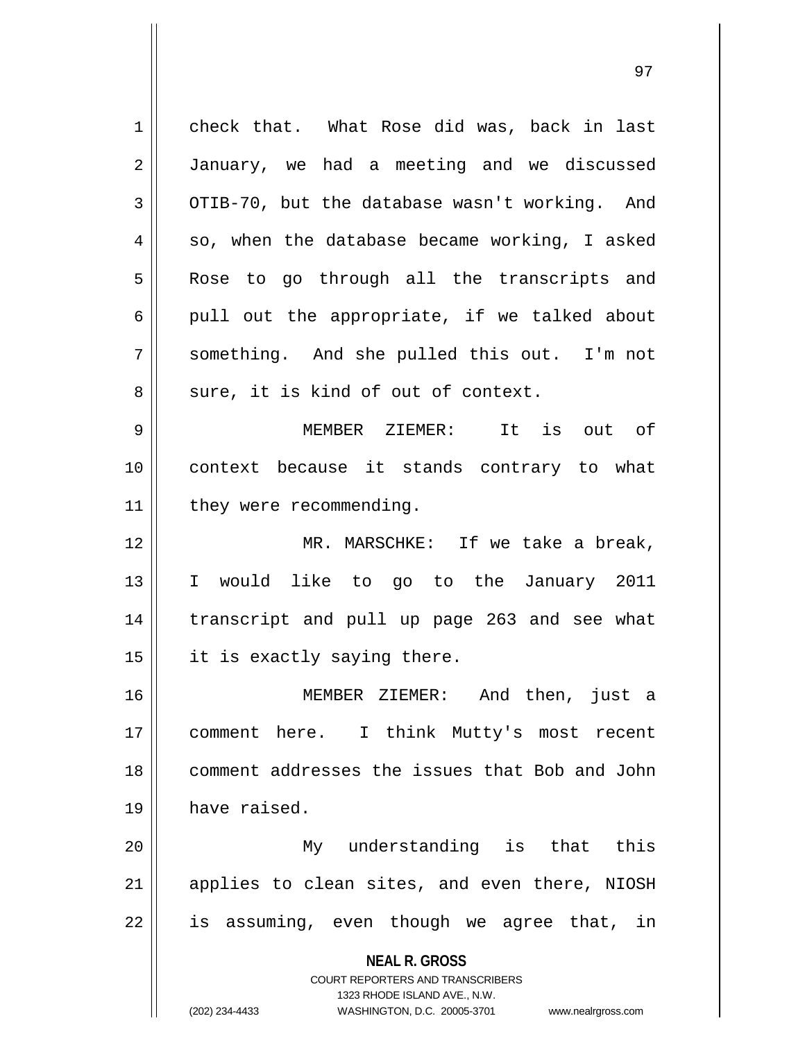check that. What Rose did was, back in last January, we had a meeting and we discussed OTIB-70, but the database wasn't working. And so, when the database became working, I asked Rose to go through all the transcripts and pull out the appropriate, if we talked about something. And she pulled this out. I'm not sure, it is kind of out of context.

MEMBER ZIEMER: It is out of context because it stands contrary to what they were recommending.

MR. MARSCHKE: If we take a break, I would like to go to the January 2011 transcript and pull up page 263 and see what it is exactly saying there.

MEMBER ZIEMER: And then, just a comment here. I think Mutty's most recent comment addresses the issues that Bob and John have raised.

My understanding is that this applies to clean sites, and even there, NIOSH is assuming, even though we agree that, in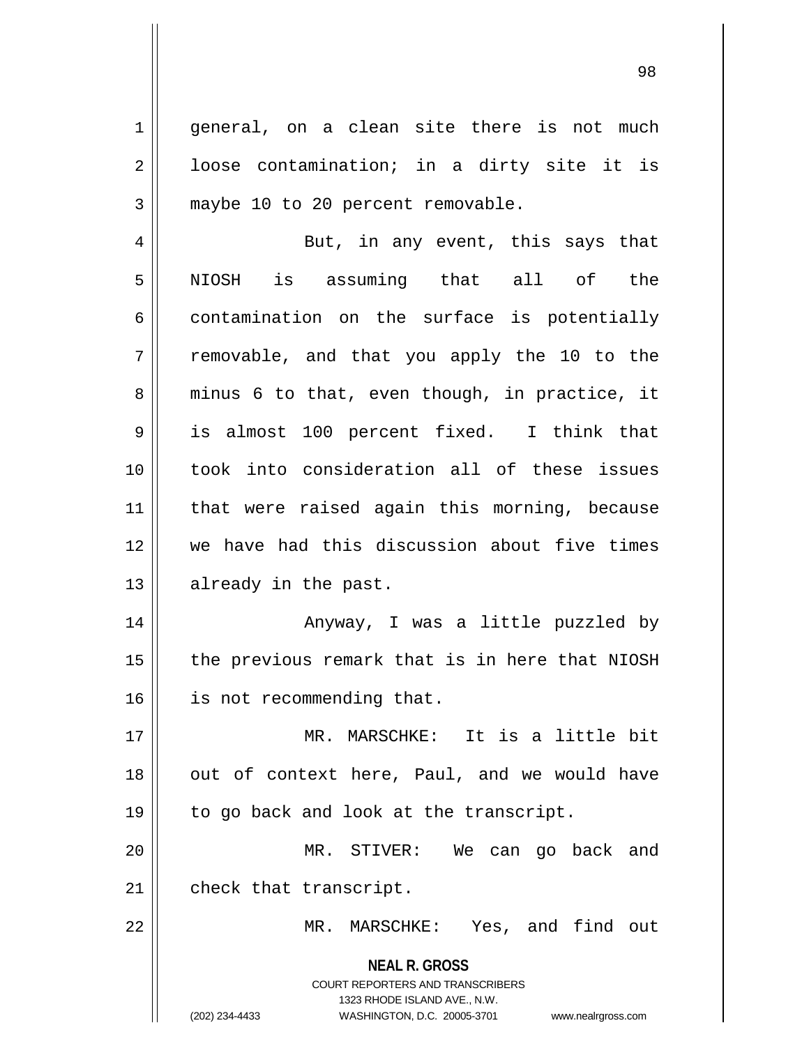general, on a clean site there is not much loose contamination; in a dirty site it is maybe 10 to 20 percent removable.

But, in any event, this says that NIOSH is assuming that all of the contamination on the surface is potentially removable, and that you apply the 10 to the minus 6 to that, even though, in practice, it is almost 100 percent fixed. I think that took into consideration all of these issues that were raised again this morning, because we have had this discussion about five times already in the past.

Anyway, I was a little puzzled by the previous remark that is in here that NIOSH is not recommending that.

MR. MARSCHKE: It is a little bit out of context here, Paul, and we would have to go back and look at the transcript.

MR. STIVER: We can go back and check that transcript.

MR. MARSCHKE: Yes, and find out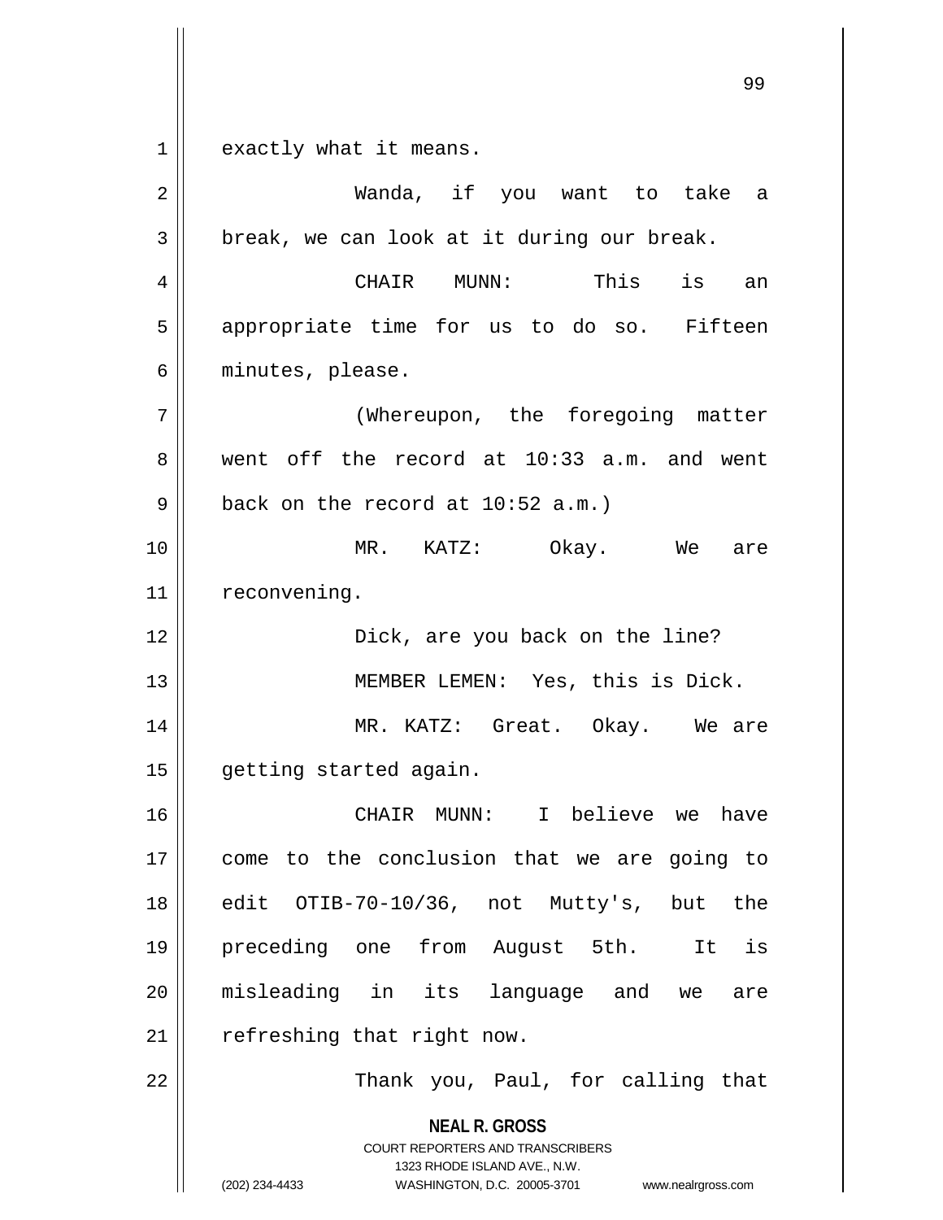exactly what it means.

Wanda, if you want to take a break, we can look at it during our break.

CHAIR MUNN: This is an appropriate time for us to do so. Fifteen minutes, please.

(Whereupon, the foregoing matter went off the record at 10:33 a.m. and went back on the record at 10:52 a.m.)

MR. KATZ: Okay. We are reconvening.

Dick, are you back on the line?

MEMBER LEMEN: Yes, this is Dick.

MR. KATZ: Great. Okay. We are getting started again.

CHAIR MUNN: I believe we have come to the conclusion that we are going to edit OTIB-70-10/36, not Mutty's, but the preceding one from August 5th. It is misleading in its language and we are refreshing that right now.

Thank you, Paul, for calling that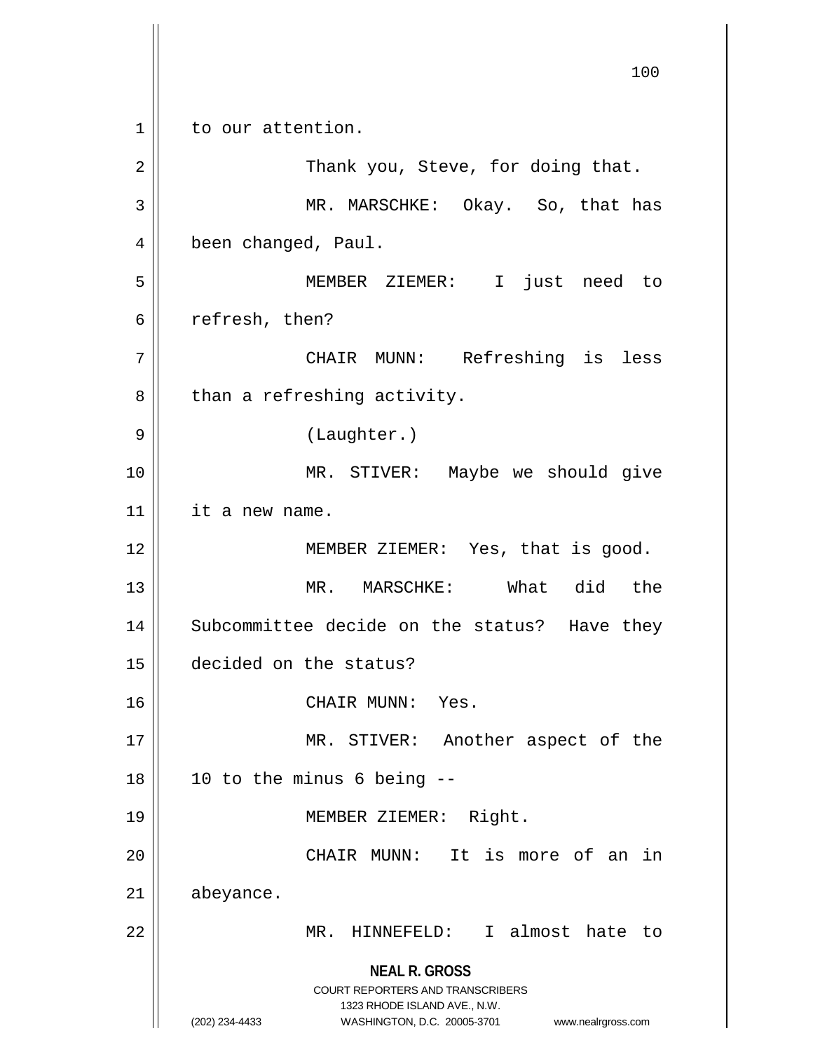to our attention.

Thank you, Steve, for doing that.

MR. MARSCHKE: Okay. So, that has been changed, Paul.

MEMBER ZIEMER: I just need to refresh, then?

CHAIR MUNN: Refreshing is less than a refreshing activity.

(Laughter.)

MR. STIVER: Maybe we should give it a new name.

MEMBER ZIEMER: Yes, that is good.

MR. MARSCHKE: What did the Subcommittee decide on the status? Have they decided on the status?

CHAIR MUNN: Yes.

MR. STIVER: Another aspect of the 10 to the minus 6 being --

MEMBER ZIEMER: Right.

CHAIR MUNN: It is more of an in abeyance.

MR. HINNEFELD: I almost hate to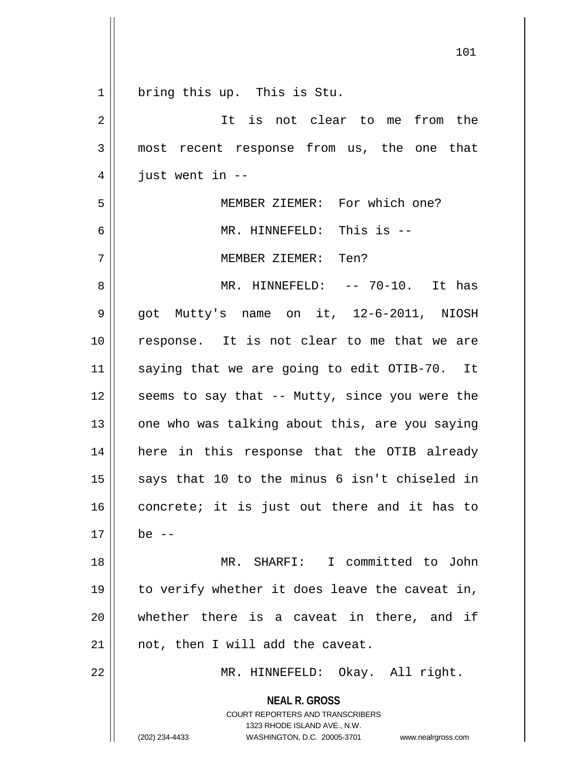bring this up. This is Stu.

It is not clear to me from the most recent response from us, the one that just went in --

MEMBER ZIEMER: For which one?

MR. HINNEFELD: This is --

MEMBER ZIEMER: Ten?

MR. HINNEFELD: -- 70-10. It has got Mutty's name on it, 12-6-2011, NIOSH response. It is not clear to me that we are saying that we are going to edit OTIB-70. It seems to say that -- Mutty, since you were the one who was talking about this, are you saying here in this response that the OTIB already says that 10 to the minus 6 isn't chiseled in concrete; it is just out there and it has to be --

MR. SHARFI: I committed to John to verify whether it does leave the caveat in, whether there is a caveat in there, and if not, then I will add the caveat.

MR. HINNEFELD: Okay. All right.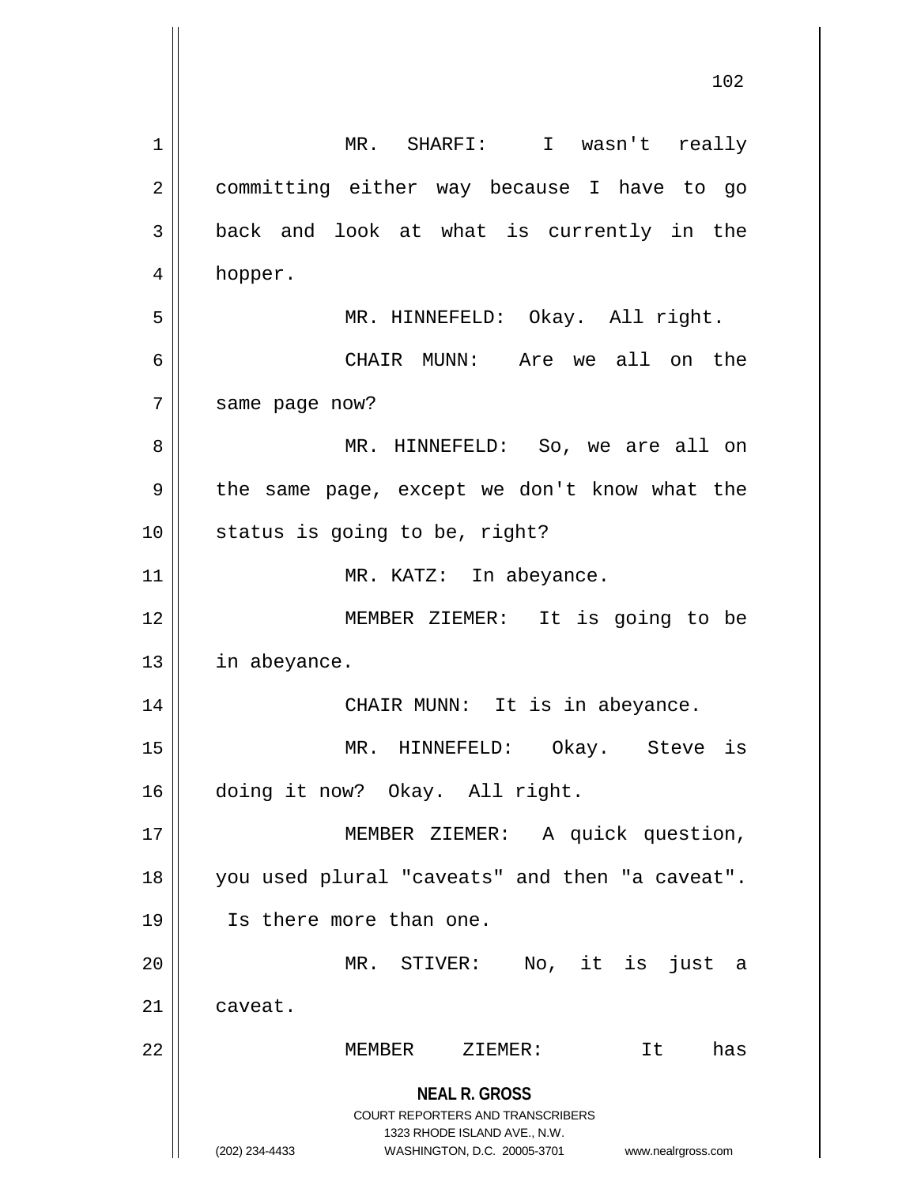MR. SHARFI: I wasn't really committing either way because I have to go back and look at what is currently in the hopper.

MR. HINNEFELD: Okay. All right.

CHAIR MUNN: Are we all on the same page now?

MR. HINNEFELD: So, we are all on the same page, except we don't know what the status is going to be, right?

MR. KATZ: In abeyance.

MEMBER ZIEMER: It is going to be in abeyance.

CHAIR MUNN: It is in abeyance.

MR. HINNEFELD: Okay. Steve is doing it now? Okay. All right.

MEMBER ZIEMER: A quick question, you used plural "caveats" and then "a caveat". Is there more than one.

MR. STIVER: No, it is just a caveat.

MEMBER ZIEMER: It has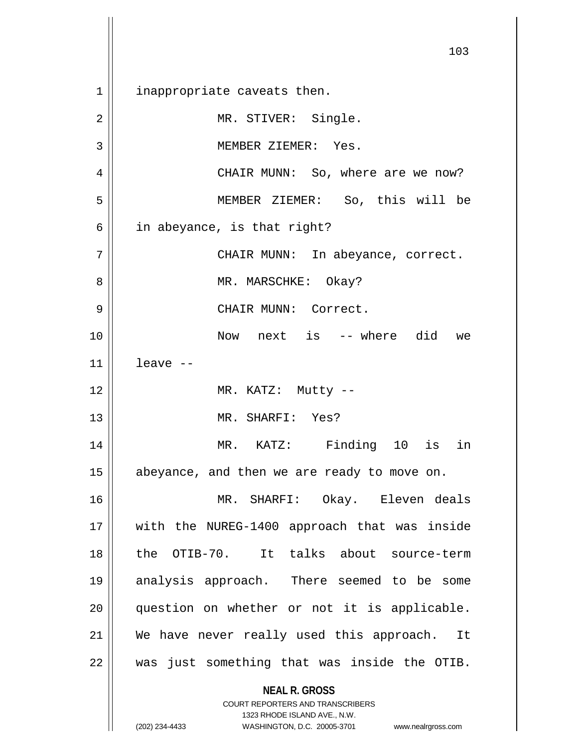inappropriate caveats then.

MR. STIVER: Single.

MEMBER ZIEMER: Yes.

CHAIR MUNN: So, where are we now?

MEMBER ZIEMER: So, this will be in abeyance, is that right?

CHAIR MUNN: In abeyance, correct.

MR. MARSCHKE: Okay?

CHAIR MUNN: Correct.

Now next is -- where did we leave --

MR. KATZ: Mutty --

MR. SHARFI: Yes?

MR. KATZ: Finding 10 is in abeyance, and then we are ready to move on.

MR. SHARFI: Okay. Eleven deals with the NUREG-1400 approach that was inside the OTIB-70. It talks about source-term analysis approach. There seemed to be some question on whether or not it is applicable. We have never really used this approach. It was just something that was inside the OTIB.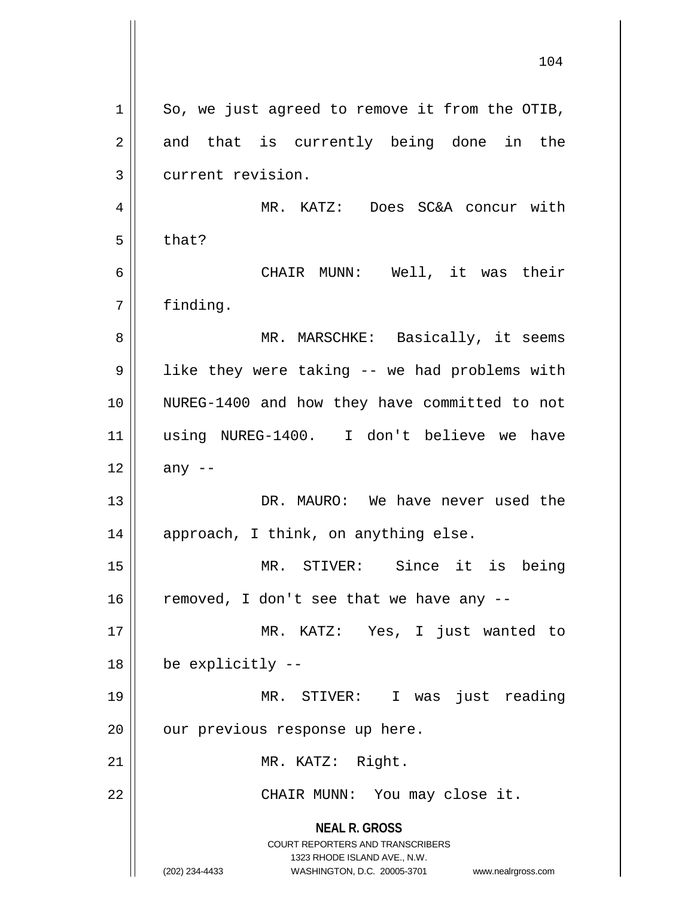So, we just agreed to remove it from the OTIB, and that is currently being done in the current revision.

MR. KATZ: Does SC&A concur with that?

CHAIR MUNN: Well, it was their finding.

MR. MARSCHKE: Basically, it seems like they were taking -- we had problems with NUREG-1400 and how they have committed to not using NUREG-1400. I don't believe we have any --

DR. MAURO: We have never used the approach, I think, on anything else.

MR. STIVER: Since it is being removed, I don't see that we have any --

MR. KATZ: Yes, I just wanted to be explicitly --

MR. STIVER: I was just reading our previous response up here.

MR. KATZ: Right.

CHAIR MUNN: You may close it.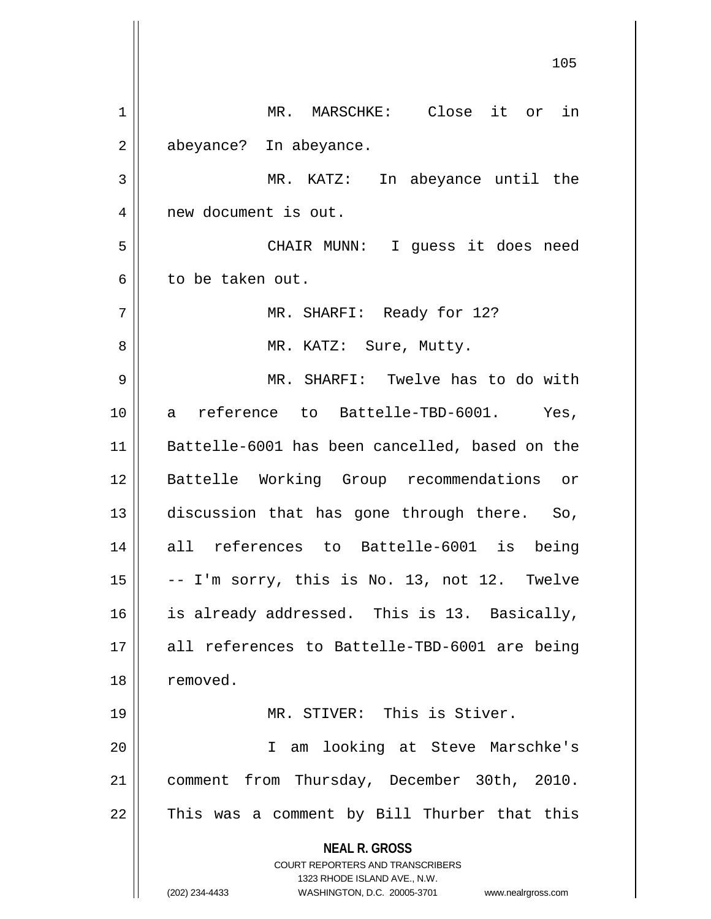MR. MARSCHKE: Close it or in abeyance? In abeyance.

MR. KATZ: In abeyance until the new document is out.

CHAIR MUNN: I guess it does need to be taken out.

MR. SHARFI: Ready for 12?

MR. KATZ: Sure, Mutty.

MR. SHARFI: Twelve has to do with a reference to Battelle-TBD-6001. Yes, Battelle-6001 has been cancelled, based on the Battelle Working Group recommendations or discussion that has gone through there. So, all references to Battelle-6001 is being -- I'm sorry, this is No. 13, not 12. Twelve is already addressed. This is 13. Basically, all references to Battelle-TBD-6001 are being removed.

MR. STIVER: This is Stiver.

I am looking at Steve Marschke's comment from Thursday, December 30th, 2010. This was a comment by Bill Thurber that this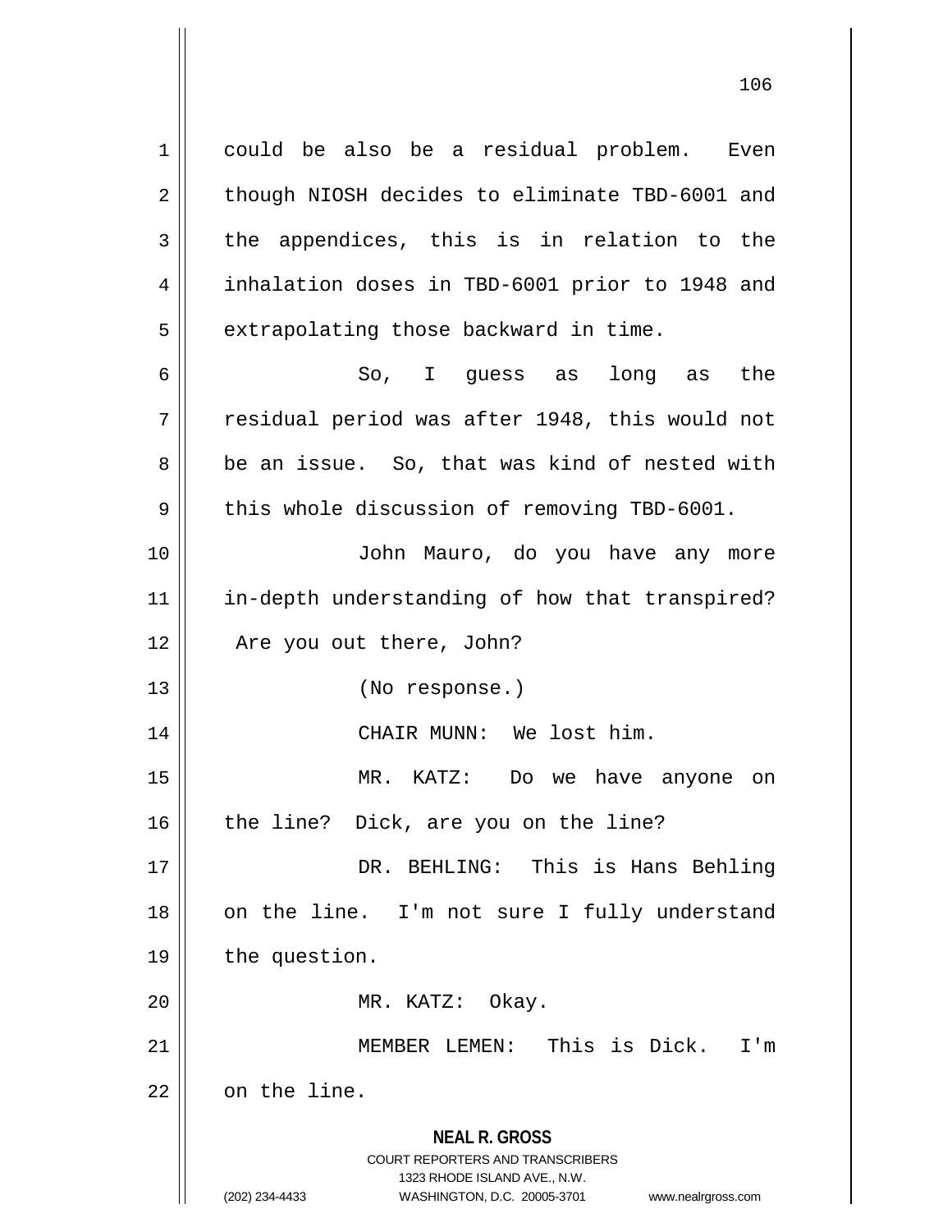could be also be a residual problem. Even though NIOSH decides to eliminate TBD-6001 and the appendices, this is in relation to the inhalation doses in TBD-6001 prior to 1948 and extrapolating those backward in time.

So, I guess as long as the residual period was after 1948, this would not be an issue. So, that was kind of nested with this whole discussion of removing TBD-6001.

John Mauro, do you have any more in-depth understanding of how that transpired? Are you out there, John?

(No response.)

CHAIR MUNN: We lost him.

MR. KATZ: Do we have anyone on the line? Dick, are you on the line?

DR. BEHLING: This is Hans Behling on the line. I'm not sure I fully understand the question.

MR. KATZ: Okay.

MEMBER LEMEN: This is Dick. I'm on the line.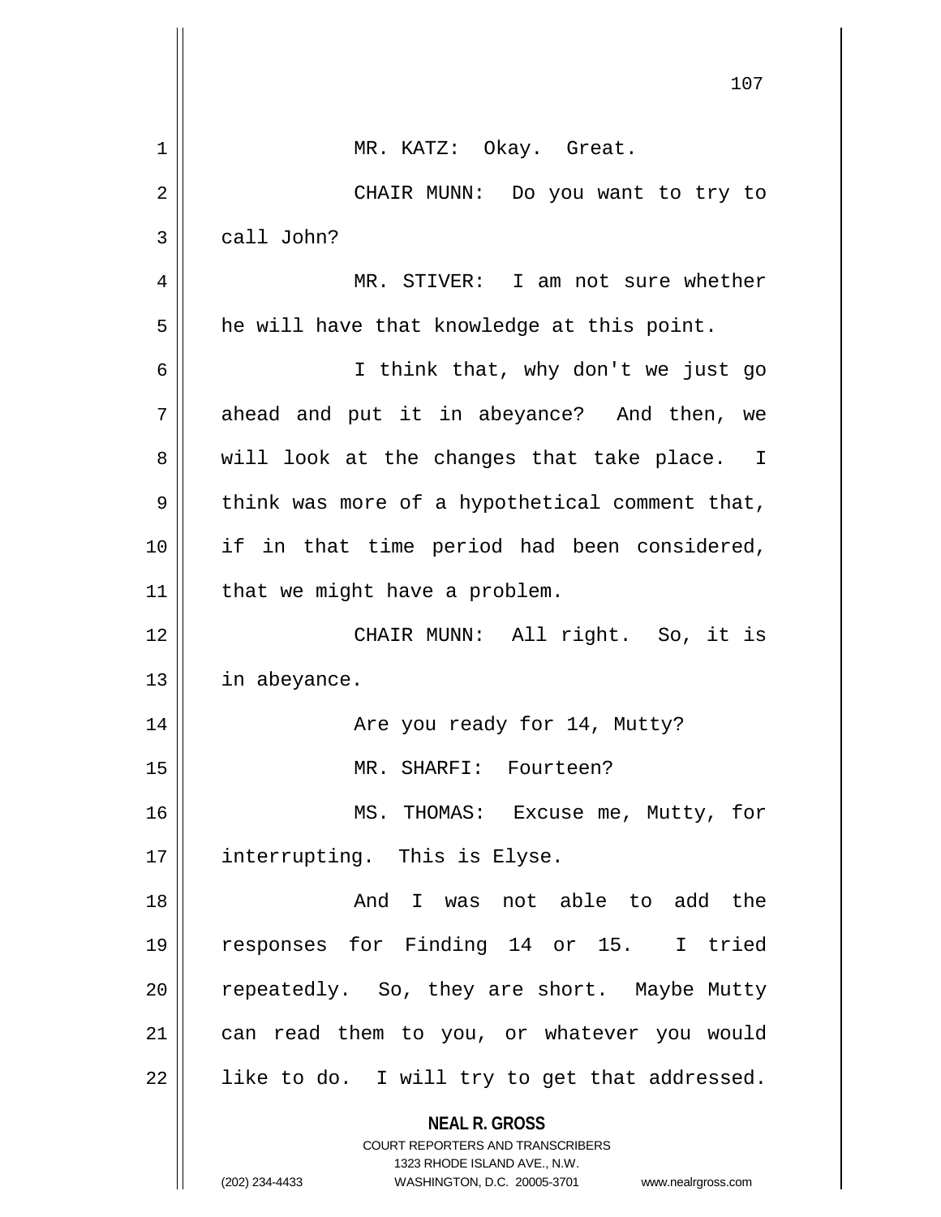MR. KATZ: Okay. Great.

CHAIR MUNN: Do you want to try to call John?

MR. STIVER: I am not sure whether he will have that knowledge at this point.

I think that, why don't we just go ahead and put it in abeyance? And then, we will look at the changes that take place. I think was more of a hypothetical comment that, if in that time period had been considered, that we might have a problem.

CHAIR MUNN: All right. So, it is in abeyance.

Are you ready for 14, Mutty?

MR. SHARFI: Fourteen?

MS. THOMAS: Excuse me, Mutty, for interrupting. This is Elyse.

And I was not able to add the responses for Finding 14 or 15. I tried repeatedly. So, they are short. Maybe Mutty can read them to you, or whatever you would like to do. I will try to get that addressed.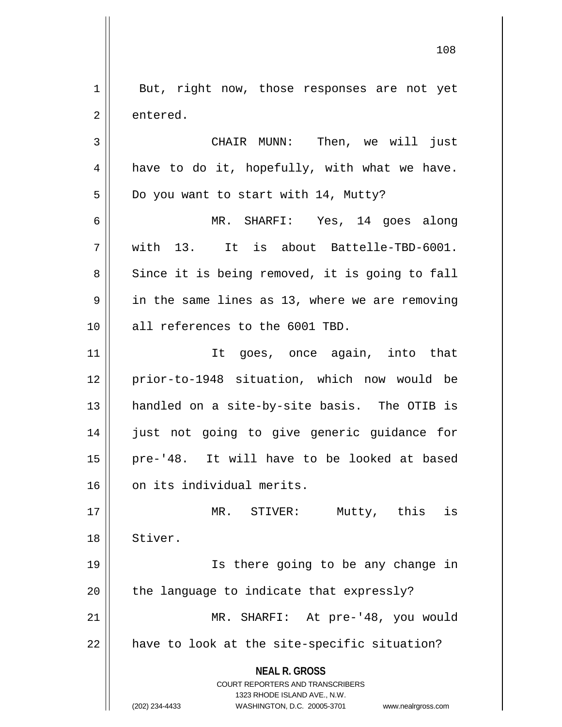But, right now, those responses are not yet entered.

CHAIR MUNN: Then, we will just have to do it, hopefully, with what we have. Do you want to start with 14, Mutty?

MR. SHARFI: Yes, 14 goes along with 13. It is about Battelle-TBD-6001. Since it is being removed, it is going to fall in the same lines as 13, where we are removing all references to the 6001 TBD.

It goes, once again, into that prior-to-1948 situation, which now would be handled on a site-by-site basis. The OTIB is just not going to give generic guidance for pre-'48. It will have to be looked at based on its individual merits.

MR. STIVER: Mutty, this is Stiver.

Is there going to be any change in the language to indicate that expressly?

MR. SHARFI: At pre-'48, you would have to look at the site-specific situation?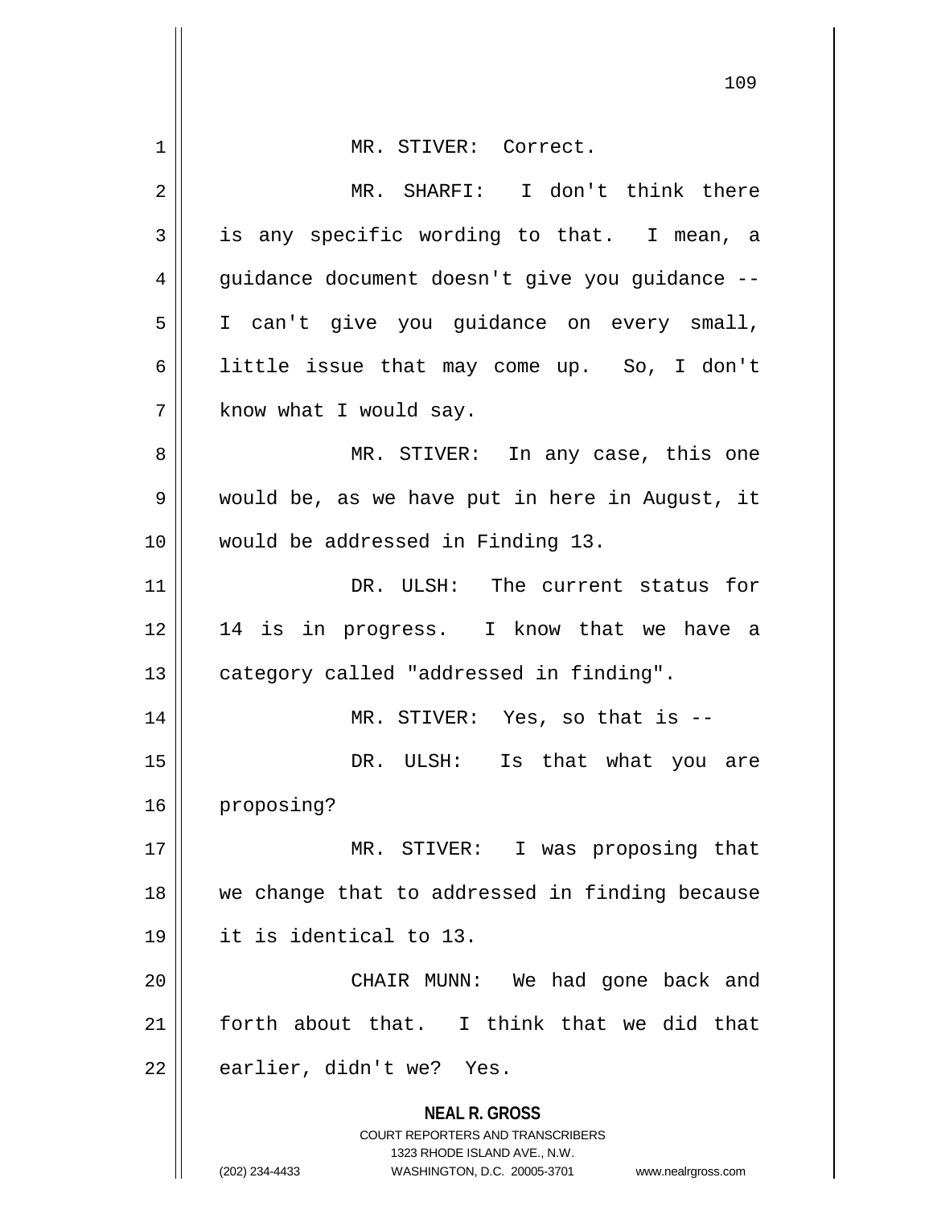MR. STIVER: Correct.

MR. SHARFI: I don't think there is any specific wording to that. I mean, a guidance document doesn't give you guidance -- I can't give you guidance on every small, little issue that may come up. So, I don't know what I would say.

MR. STIVER: In any case, this one would be, as we have put in here in August, it would be addressed in Finding 13.

DR. ULSH: The current status for 14 is in progress. I know that we have a category called "addressed in finding".

MR. STIVER: Yes, so that is --

DR. ULSH: Is that what you are proposing?

MR. STIVER: I was proposing that we change that to addressed in finding because it is identical to 13.

CHAIR MUNN: We had gone back and forth about that. I think that we did that earlier, didn't we? Yes.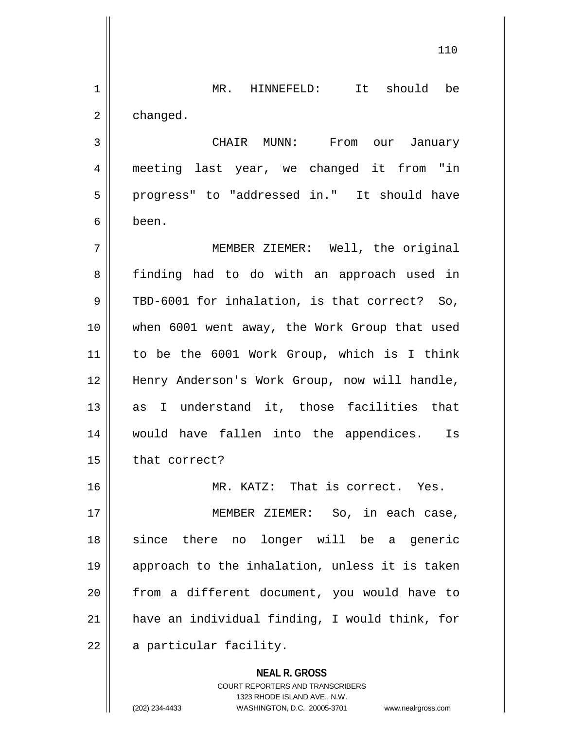MR. HINNEFELD: It should be changed.

CHAIR MUNN: From our January meeting last year, we changed it from "in progress" to "addressed in." It should have been.

MEMBER ZIEMER: Well, the original finding had to do with an approach used in TBD-6001 for inhalation, is that correct? So, when 6001 went away, the Work Group that used to be the 6001 Work Group, which is I think Henry Anderson's Work Group, now will handle, as I understand it, those facilities that would have fallen into the appendices. Is that correct?

MR. KATZ: That is correct. Yes.

MEMBER ZIEMER: So, in each case, since there no longer will be a generic approach to the inhalation, unless it is taken from a different document, you would have to have an individual finding, I would think, for a particular facility.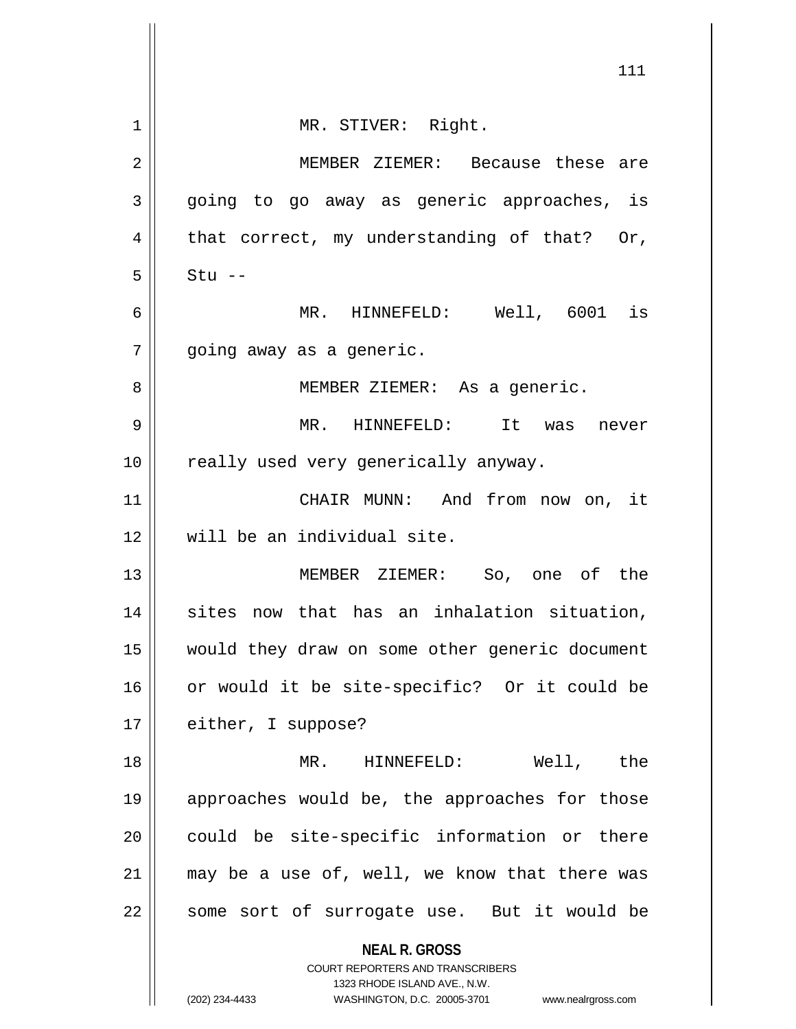MR. STIVER: Right.

MEMBER ZIEMER: Because these are going to go away as generic approaches, is that correct, my understanding of that? Or, Stu --

MR. HINNEFELD: Well, 6001 is going away as a generic.

MEMBER ZIEMER: As a generic.

MR. HINNEFELD: It was never really used very generically anyway.

CHAIR MUNN: And from now on, it will be an individual site.

MEMBER ZIEMER: So, one of the sites now that has an inhalation situation, would they draw on some other generic document or would it be site-specific? Or it could be either, I suppose?

MR. HINNEFELD: Well, the approaches would be, the approaches for those could be site-specific information or there may be a use of, well, we know that there was some sort of surrogate use. But it would be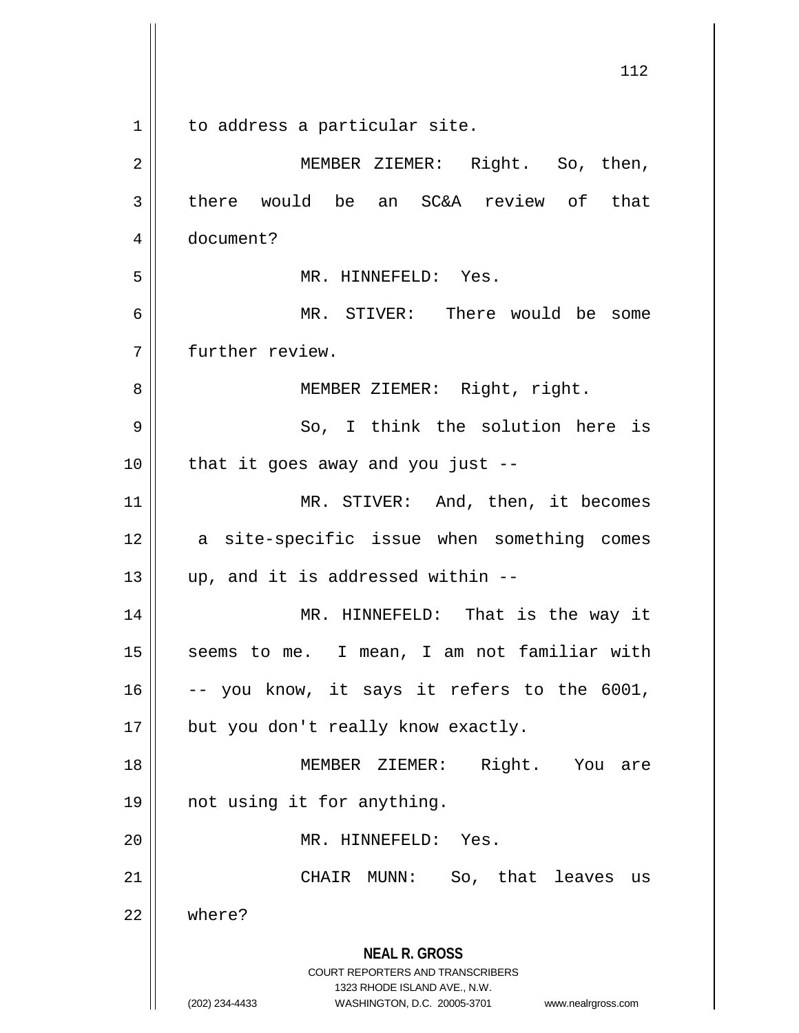to address a particular site.

MEMBER ZIEMER: Right. So, then, there would be an SC&A review of that document?

MR. HINNEFELD: Yes.

MR. STIVER: There would be some further review.

MEMBER ZIEMER: Right, right.

So, I think the solution here is that it goes away and you just --

MR. STIVER: And, then, it becomes a site-specific issue when something comes up, and it is addressed within --

MR. HINNEFELD: That is the way it seems to me. I mean, I am not familiar with -- you know, it says it refers to the 6001, but you don't really know exactly.

MEMBER ZIEMER: Right. You are not using it for anything.

MR. HINNEFELD: Yes.

CHAIR MUNN: So, that leaves us where?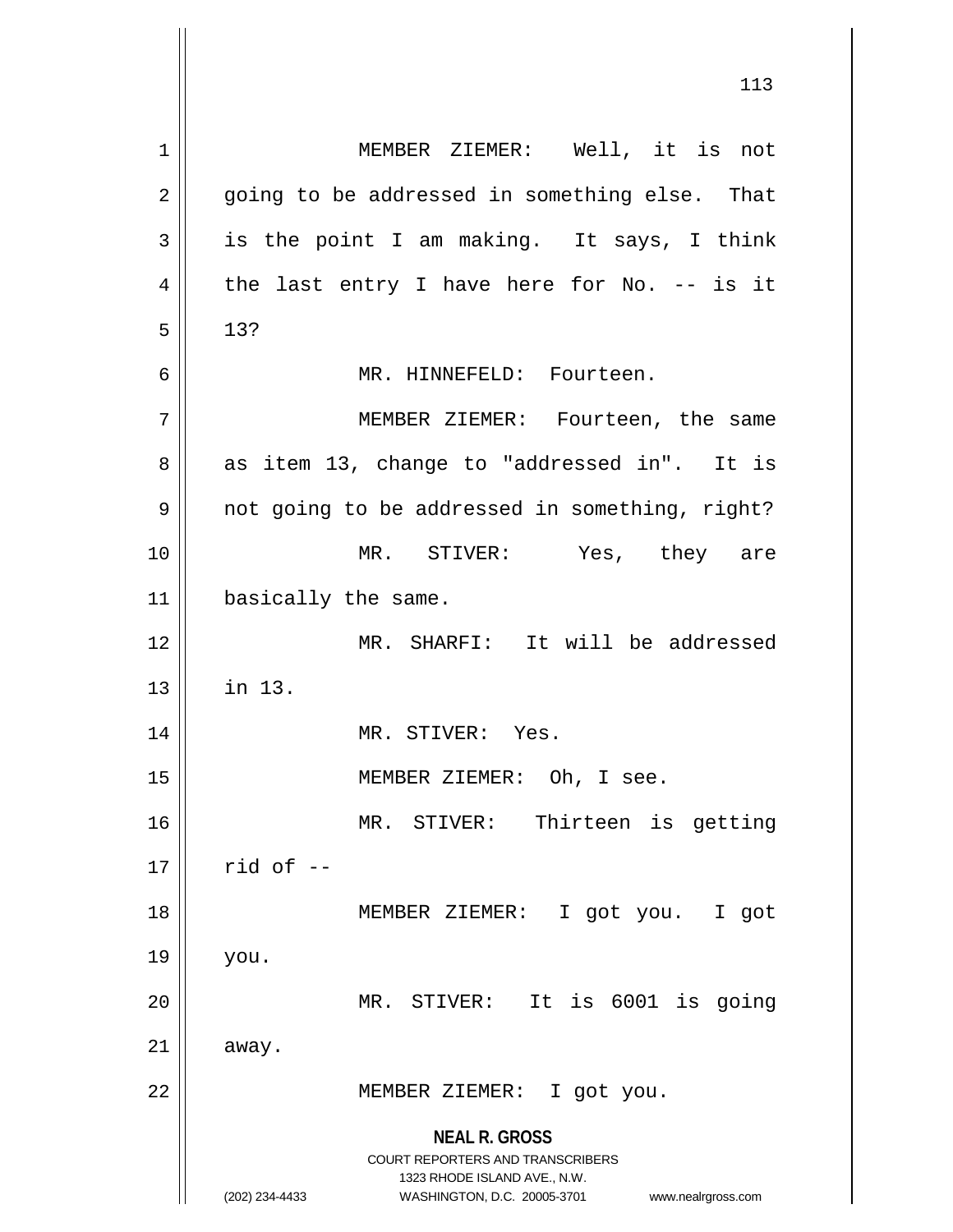MEMBER ZIEMER: Well, it is not going to be addressed in something else. That is the point I am making. It says, I think the last entry I have here for No. -- is it 13?

MR. HINNEFELD: Fourteen.

MEMBER ZIEMER: Fourteen, the same as item 13, change to "addressed in". It is not going to be addressed in something, right?

MR. STIVER: Yes, they are basically the same.

MR. SHARFI: It will be addressed in 13.

MR. STIVER: Yes.

MEMBER ZIEMER: Oh, I see.

MR. STIVER: Thirteen is getting rid of --

MEMBER ZIEMER: I got you. I got you.

MR. STIVER: It is 6001 is going away.

MEMBER ZIEMER: I got you.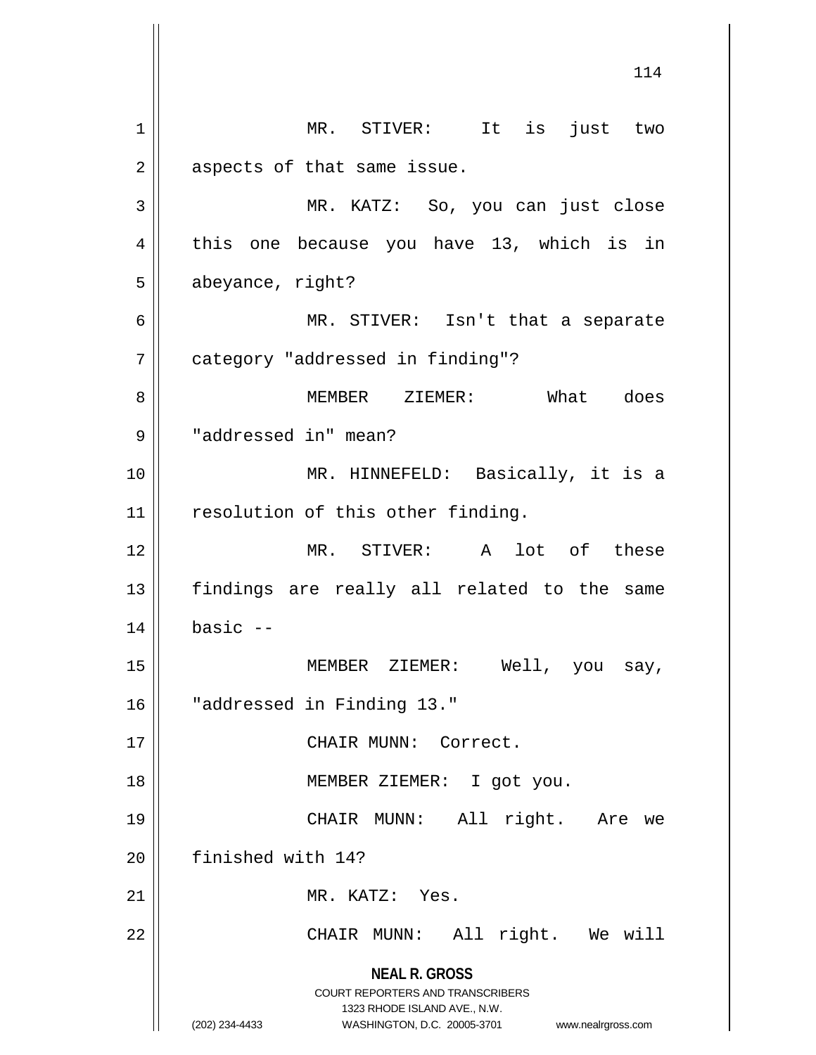MR. STIVER: It is just two aspects of that same issue.

MR. KATZ: So, you can just close this one because you have 13, which is in abeyance, right?

MR. STIVER: Isn't that a separate category "addressed in finding"?

MEMBER ZIEMER: What does "addressed in" mean?

MR. HINNEFELD: Basically, it is a resolution of this other finding.

MR. STIVER: A lot of these findings are really all related to the same basic --

MEMBER ZIEMER: Well, you say, "addressed in Finding 13."

CHAIR MUNN: Correct.

MEMBER ZIEMER: I got you.

CHAIR MUNN: All right. Are we finished with 14?

MR. KATZ: Yes.

CHAIR MUNN: All right. We will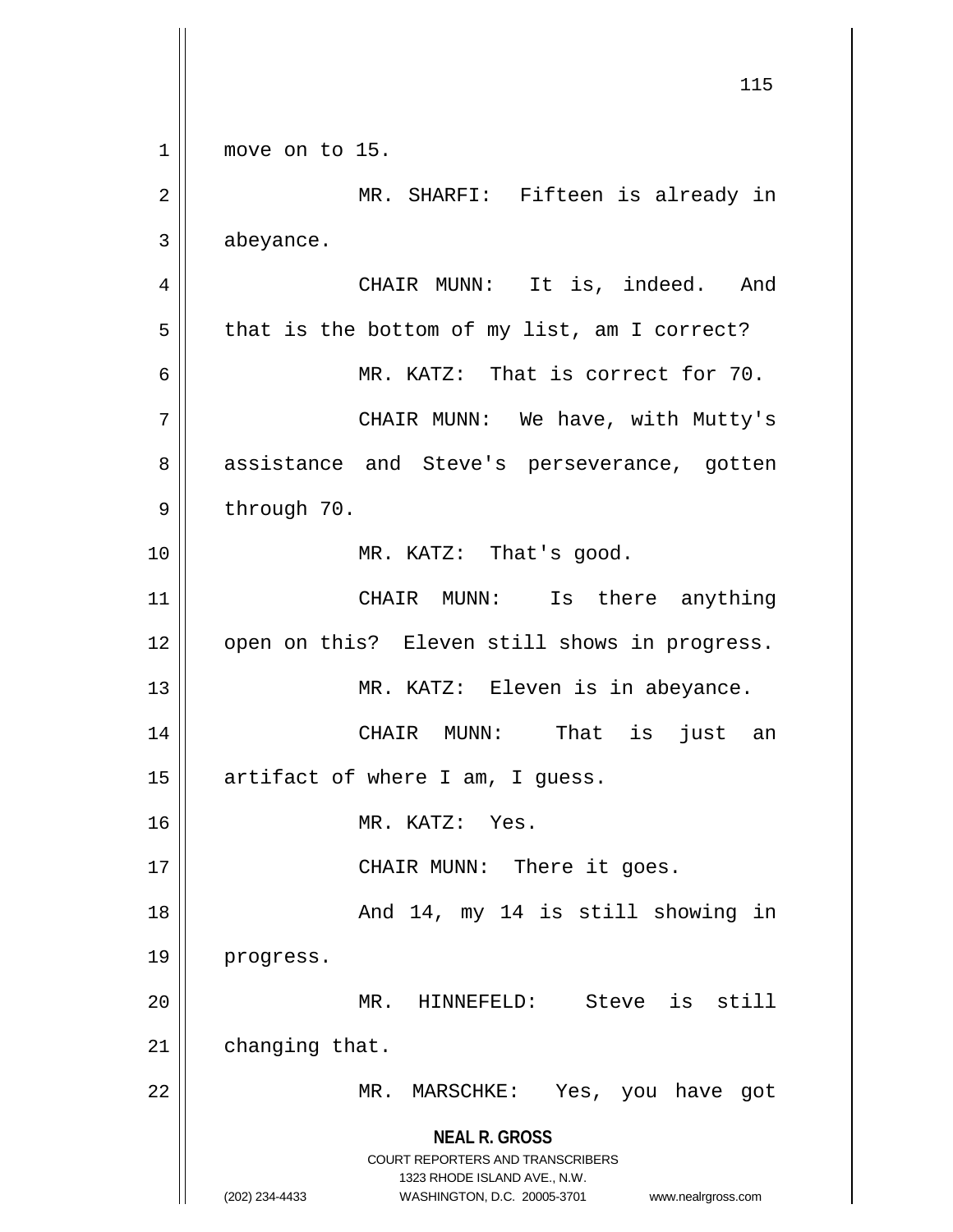move on to 15.

MR. SHARFI: Fifteen is already in abeyance.

CHAIR MUNN: It is, indeed. And that is the bottom of my list, am I correct?

MR. KATZ: That is correct for 70.

CHAIR MUNN: We have, with Mutty's assistance and Steve's perseverance, gotten through 70.

MR. KATZ: That's good.

CHAIR MUNN: Is there anything open on this? Eleven still shows in progress.

MR. KATZ: Eleven is in abeyance.

CHAIR MUNN: That is just an artifact of where I am, I guess.

MR. KATZ: Yes.

CHAIR MUNN: There it goes.

And 14, my 14 is still showing in progress.

MR. HINNEFELD: Steve is still changing that.

MR. MARSCHKE: Yes, you have got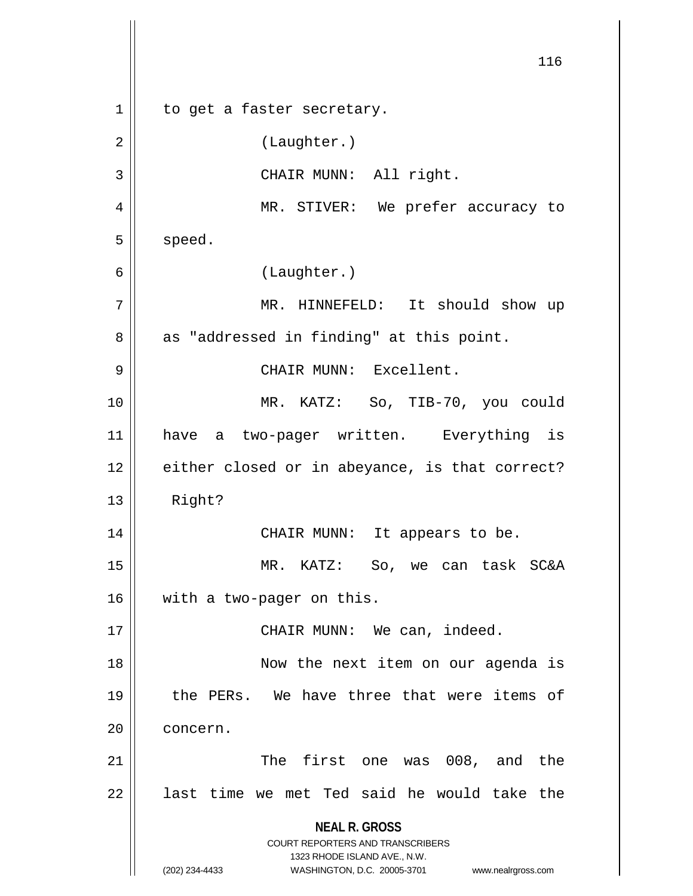to get a faster secretary.

(Laughter.)

CHAIR MUNN: All right.

MR. STIVER: We prefer accuracy to speed.

(Laughter.)

MR. HINNEFELD: It should show up as "addressed in finding" at this point.

CHAIR MUNN: Excellent.

MR. KATZ: So, TIB-70, you could have a two-pager written. Everything is either closed or in abeyance, is that correct? Right?

CHAIR MUNN: It appears to be.

MR. KATZ: So, we can task SC&A with a two-pager on this.

CHAIR MUNN: We can, indeed.

Now the next item on our agenda is the PERs. We have three that were items of concern.

The first one was 008, and the last time we met Ted said he would take the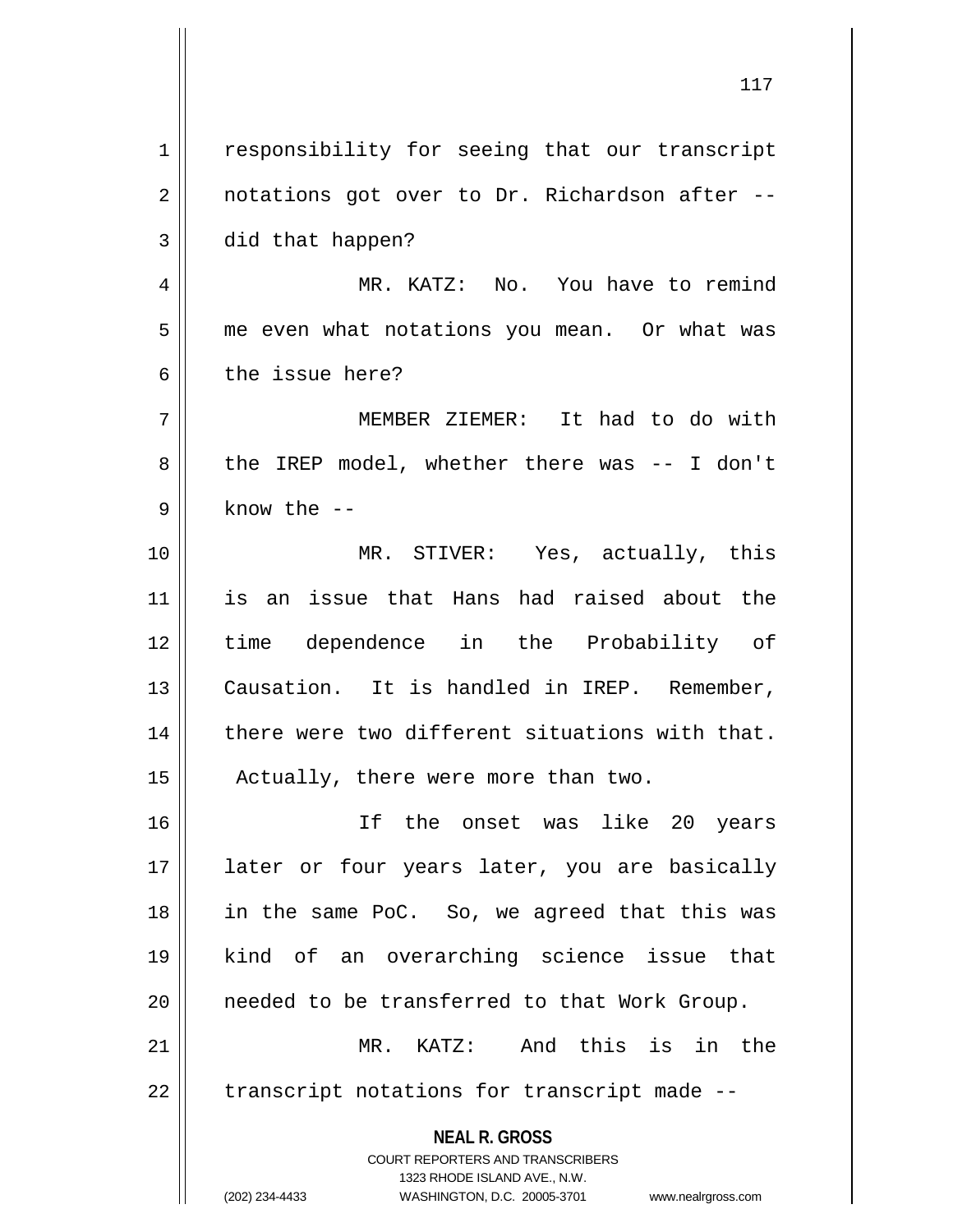responsibility for seeing that our transcript notations got over to Dr. Richardson after -- did that happen?

MR. KATZ: No. You have to remind me even what notations you mean. Or what was the issue here?

MEMBER ZIEMER: It had to do with the IREP model, whether there was -- I don't know the --

MR. STIVER: Yes, actually, this is an issue that Hans had raised about the time dependence in the Probability of Causation. It is handled in IREP. Remember, there were two different situations with that. Actually, there were more than two.

If the onset was like 20 years later or four years later, you are basically in the same PoC. So, we agreed that this was kind of an overarching science issue that needed to be transferred to that Work Group.

MR. KATZ: And this is in the transcript notations for transcript made --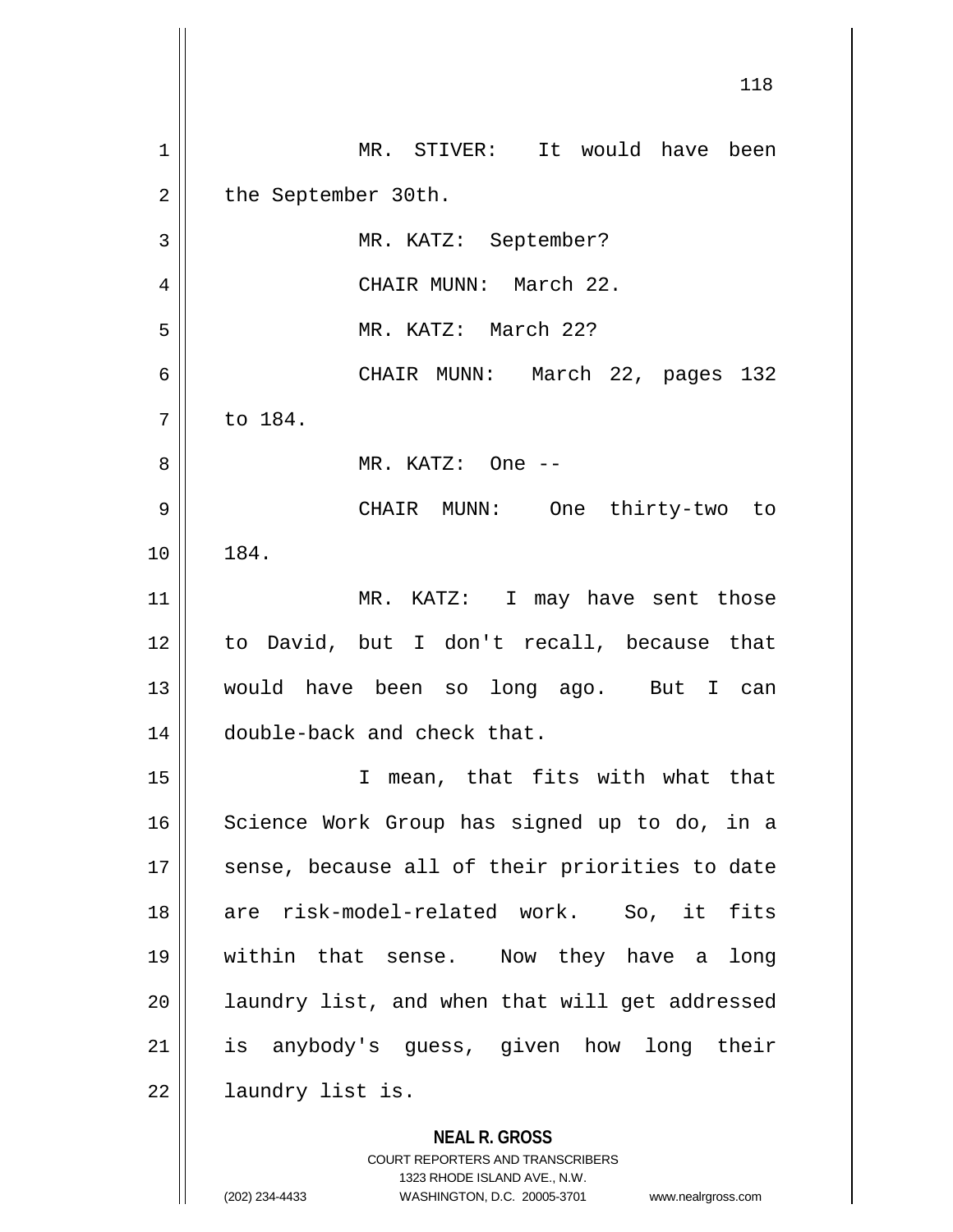MR. STIVER: It would have been the September 30th.

MR. KATZ: September?

CHAIR MUNN: March 22.

MR. KATZ: March 22?

CHAIR MUNN: March 22, pages 132 to 184.

MR. KATZ: One --

CHAIR MUNN: One thirty-two to 184.

MR. KATZ: I may have sent those to David, but I don't recall, because that would have been so long ago. But I can double-back and check that.

I mean, that fits with what that Science Work Group has signed up to do, in a sense, because all of their priorities to date are risk-model-related work. So, it fits within that sense. Now they have a long laundry list, and when that will get addressed is anybody's guess, given how long their laundry list is.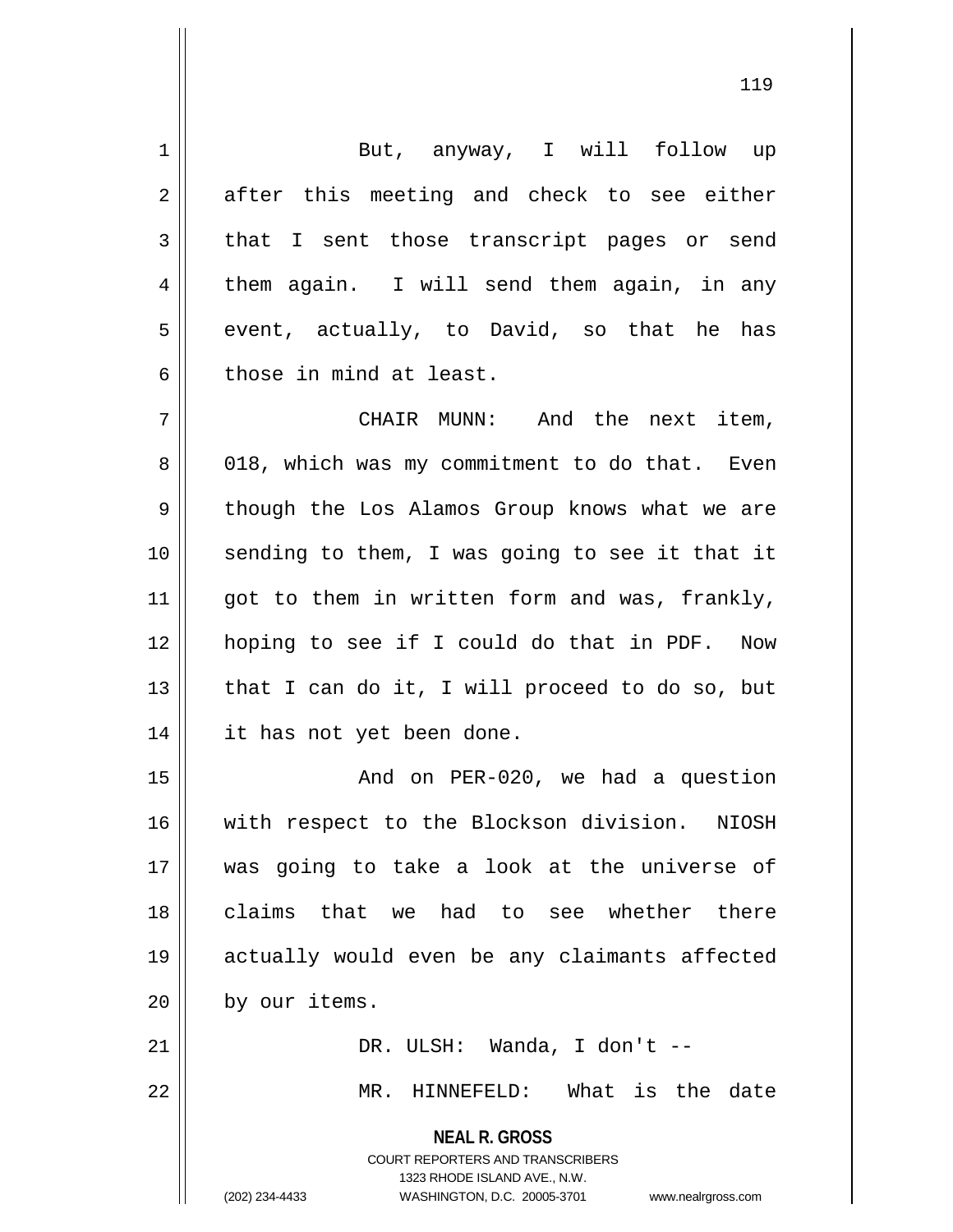But, anyway, I will follow up after this meeting and check to see either that I sent those transcript pages or send them again. I will send them again, in any event, actually, to David, so that he has those in mind at least.

CHAIR MUNN: And the next item, 018, which was my commitment to do that. Even though the Los Alamos Group knows what we are sending to them, I was going to see it that it got to them in written form and was, frankly, hoping to see if I could do that in PDF. Now that I can do it, I will proceed to do so, but it has not yet been done.

And on PER-020, we had a question with respect to the Blockson division. NIOSH was going to take a look at the universe of claims that we had to see whether there actually would even be any claimants affected by our items.

DR. ULSH: Wanda, I don't --

MR. HINNEFELD: What is the date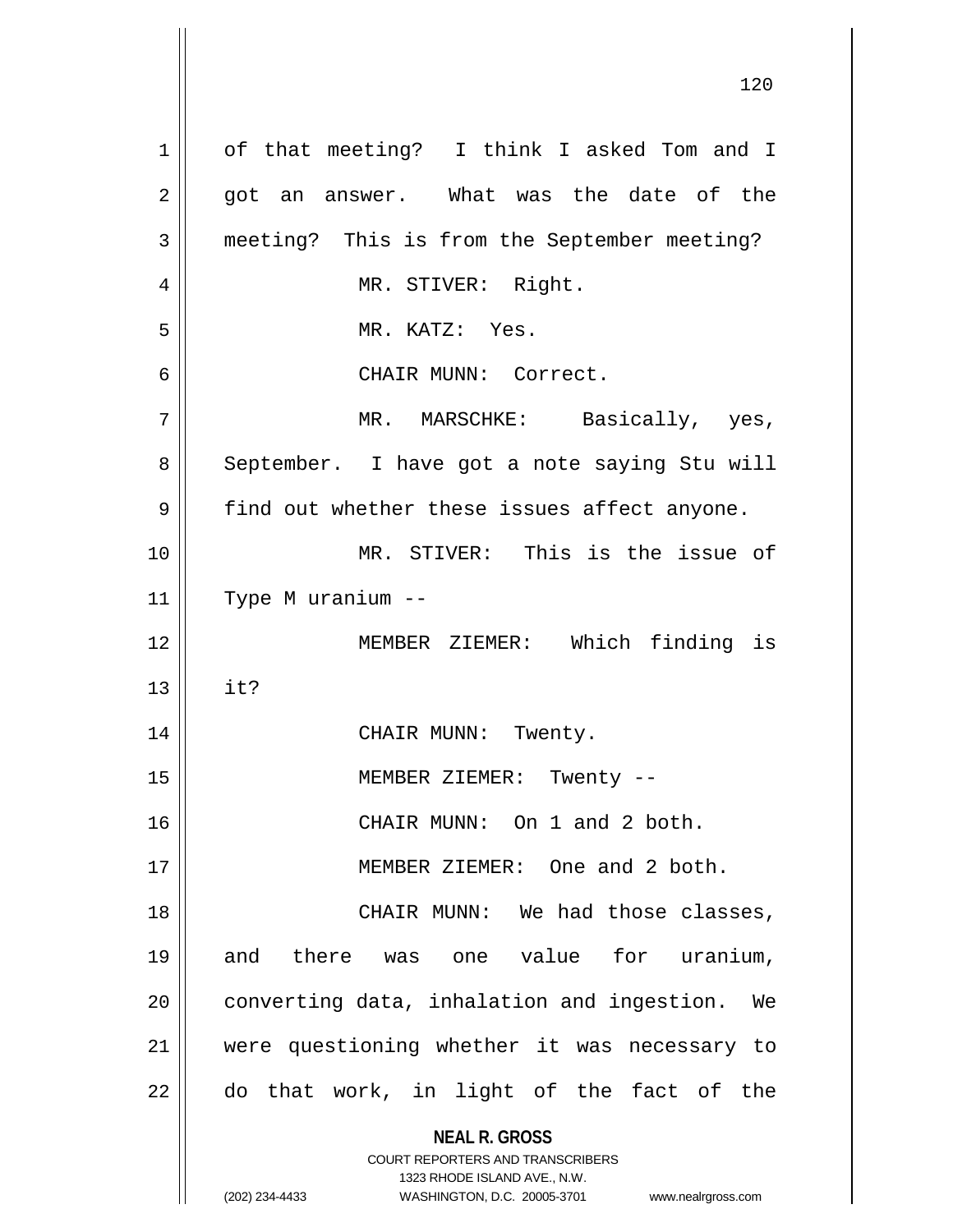of that meeting? I think I asked Tom and I got an answer. What was the date of the meeting? This is from the September meeting?

MR. STIVER: Right.

MR. KATZ: Yes.

CHAIR MUNN: Correct.

MR. MARSCHKE: Basically, yes, September. I have got a note saying Stu will find out whether these issues affect anyone.

MR. STIVER: This is the issue of Type M uranium --

MEMBER ZIEMER: Which finding is it?

CHAIR MUNN: Twenty.

MEMBER ZIEMER: Twenty --

CHAIR MUNN: On 1 and 2 both.

MEMBER ZIEMER: One and 2 both.

CHAIR MUNN: We had those classes, and there was one value for uranium, converting data, inhalation and ingestion. We were questioning whether it was necessary to do that work, in light of the fact of the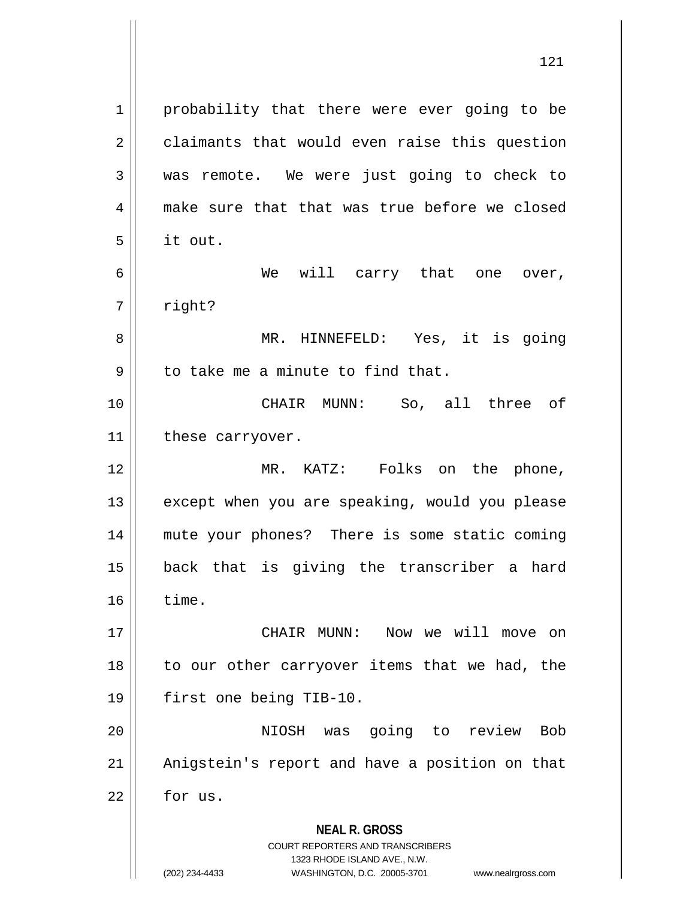probability that there were ever going to be claimants that would even raise this question was remote. We were just going to check to make sure that that was true before we closed it out.

We will carry that one over, right?

MR. HINNEFELD: Yes, it is going to take me a minute to find that.

CHAIR MUNN: So, all three of these carryover.

MR. KATZ: Folks on the phone, except when you are speaking, would you please mute your phones? There is some static coming back that is giving the transcriber a hard time.

CHAIR MUNN: Now we will move on to our other carryover items that we had, the first one being TIB-10.

NIOSH was going to review Bob Anigstein's report and have a position on that for us.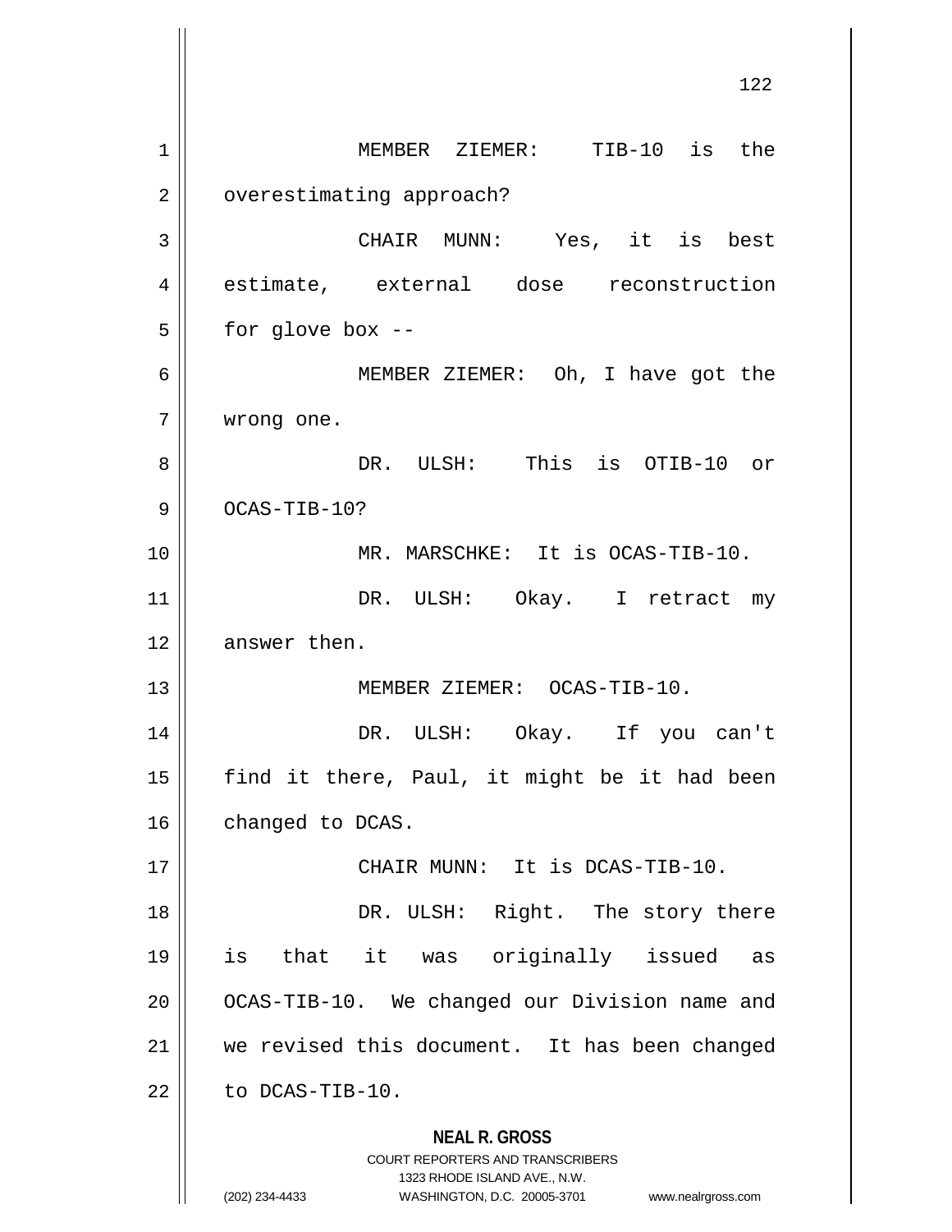MEMBER ZIEMER: TIB-10 is the overestimating approach?

CHAIR MUNN: Yes, it is best estimate, external dose reconstruction for glove box --

MEMBER ZIEMER: Oh, I have got the wrong one.

DR. ULSH: This is OTIB-10 or OCAS-TIB-10?

MR. MARSCHKE: It is OCAS-TIB-10.

DR. ULSH: Okay. I retract my answer then.

MEMBER ZIEMER: OCAS-TIB-10.

DR. ULSH: Okay. If you can't find it there, Paul, it might be it had been changed to DCAS.

CHAIR MUNN: It is DCAS-TIB-10.

DR. ULSH: Right. The story there is that it was originally issued as OCAS-TIB-10. We changed our Division name and we revised this document. It has been changed to DCAS-TIB-10.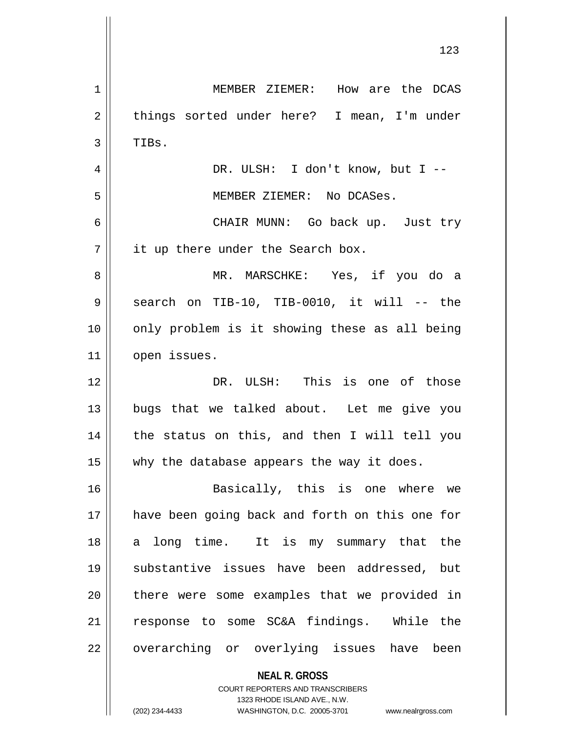MEMBER ZIEMER: How are the DCAS things sorted under here? I mean, I'm under TIBs.

DR. ULSH: I don't know, but I --

MEMBER ZIEMER: No DCASes.

CHAIR MUNN: Go back up. Just try it up there under the Search box.

MR. MARSCHKE: Yes, if you do a search on TIB-10, TIB-0010, it will -- the only problem is it showing these as all being open issues.

DR. ULSH: This is one of those bugs that we talked about. Let me give you the status on this, and then I will tell you why the database appears the way it does.

Basically, this is one where we have been going back and forth on this one for a long time. It is my summary that the substantive issues have been addressed, but there were some examples that we provided in response to some SC&A findings. While the overarching or overlying issues have been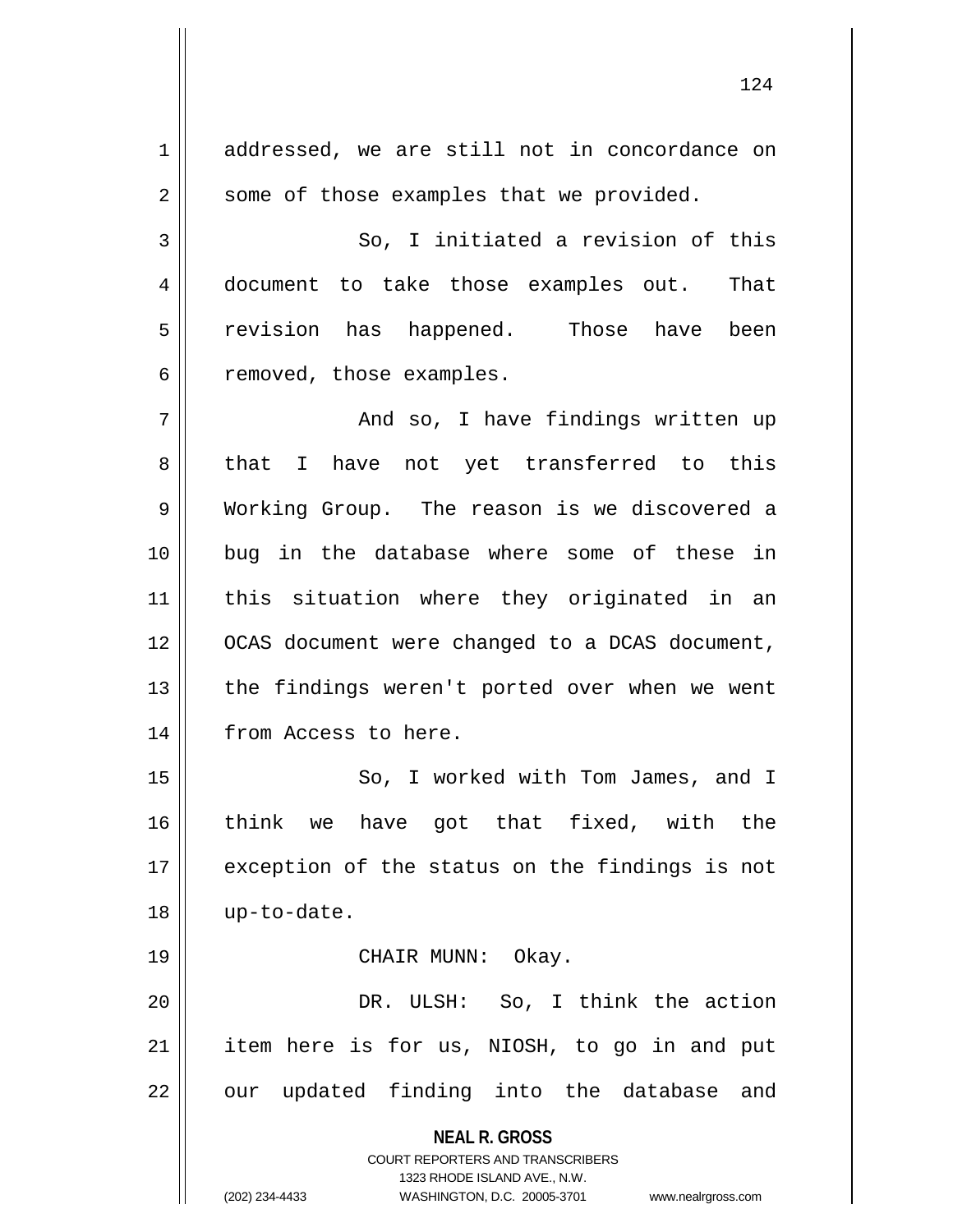addressed, we are still not in concordance on some of those examples that we provided.

So, I initiated a revision of this document to take those examples out. That revision has happened. Those have been removed, those examples.

And so, I have findings written up that I have not yet transferred to this Working Group. The reason is we discovered a bug in the database where some of these in this situation where they originated in an OCAS document were changed to a DCAS document, the findings weren't ported over when we went from Access to here.

So, I worked with Tom James, and I think we have got that fixed, with the exception of the status on the findings is not up-to-date.

CHAIR MUNN: Okay.

DR. ULSH: So, I think the action item here is for us, NIOSH, to go in and put our updated finding into the database and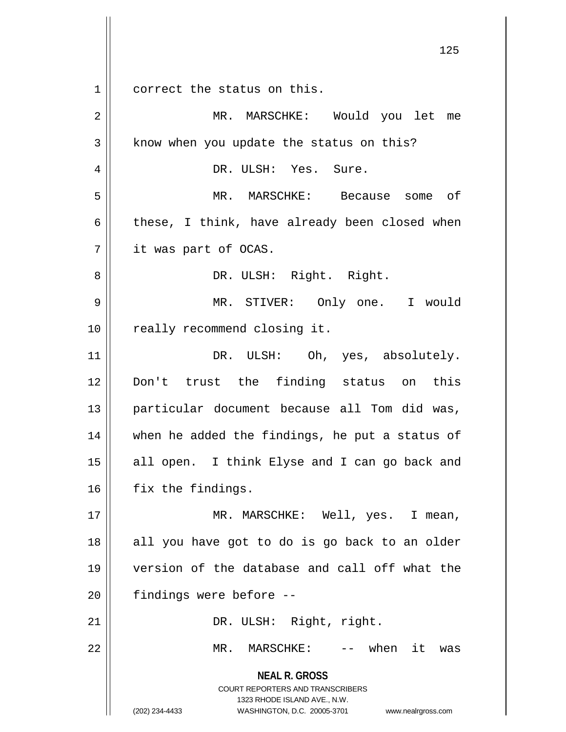correct the status on this.

MR. MARSCHKE: Would you let me know when you update the status on this?

DR. ULSH: Yes. Sure.

MR. MARSCHKE: Because some of these, I think, have already been closed when it was part of OCAS.

DR. ULSH: Right. Right.

MR. STIVER: Only one. I would really recommend closing it.

DR. ULSH: Oh, yes, absolutely. Don't trust the finding status on this particular document because all Tom did was, when he added the findings, he put a status of all open. I think Elyse and I can go back and fix the findings.

MR. MARSCHKE: Well, yes. I mean, all you have got to do is go back to an older version of the database and call off what the findings were before --

DR. ULSH: Right, right.

MR. MARSCHKE: -- when it was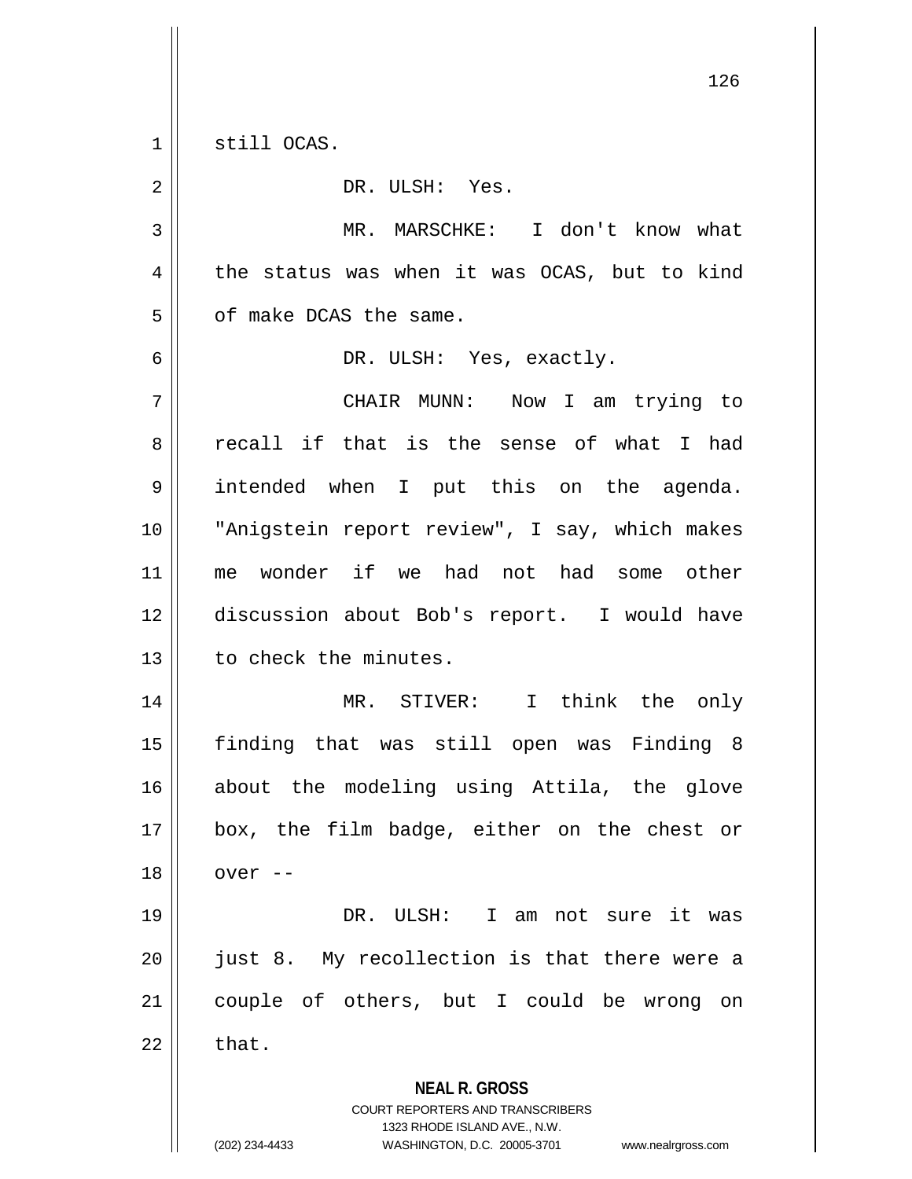still OCAS.

DR. ULSH: Yes.

MR. MARSCHKE: I don't know what the status was when it was OCAS, but to kind of make DCAS the same.

DR. ULSH: Yes, exactly.

CHAIR MUNN: Now I am trying to recall if that is the sense of what I had intended when I put this on the agenda. "Anigstein report review", I say, which makes me wonder if we had not had some other discussion about Bob's report. I would have to check the minutes.

MR. STIVER: I think the only finding that was still open was Finding 8 about the modeling using Attila, the glove box, the film badge, either on the chest or over --

DR. ULSH: I am not sure it was just 8. My recollection is that there were a couple of others, but I could be wrong on that.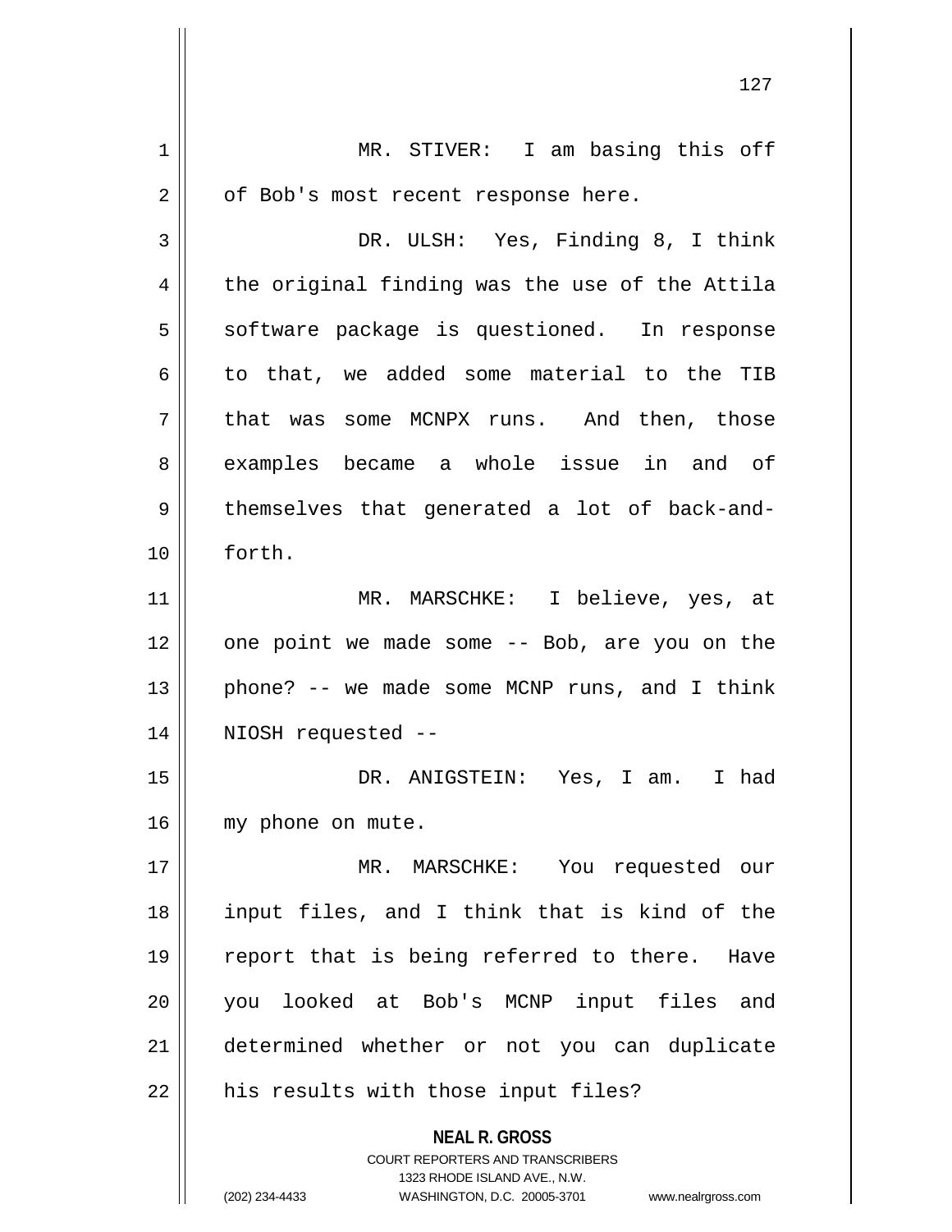MR. STIVER: I am basing this off of Bob's most recent response here.

DR. ULSH: Yes, Finding 8, I think the original finding was the use of the Attila software package is questioned. In response to that, we added some material to the TIB that was some MCNPX runs. And then, those examples became a whole issue in and of themselves that generated a lot of back-and-forth.

MR. MARSCHKE: I believe, yes, at one point we made some -- Bob, are you on the phone? -- we made some MCNP runs, and I think NIOSH requested --

DR. ANIGSTEIN: Yes, I am. I had my phone on mute.

MR. MARSCHKE: You requested our input files, and I think that is kind of the report that is being referred to there. Have you looked at Bob's MCNP input files and determined whether or not you can duplicate his results with those input files?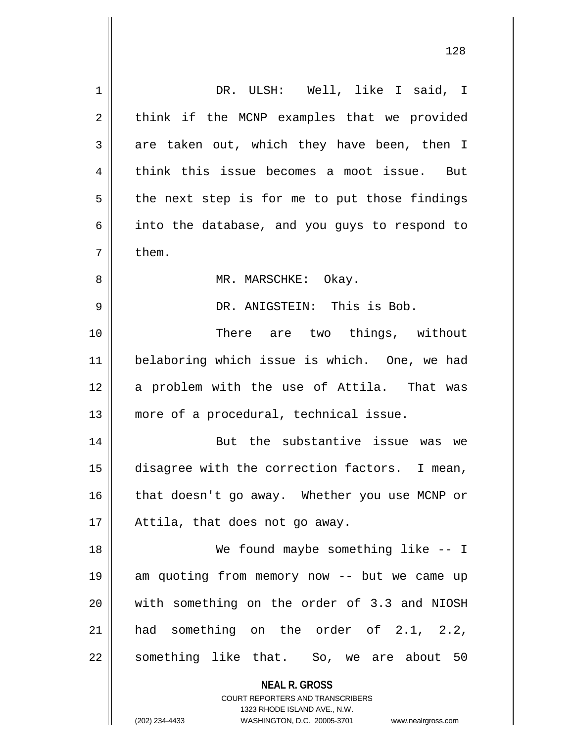DR. ULSH: Well, like I said, I think if the MCNP examples that we provided are taken out, which they have been, then I think this issue becomes a moot issue. But the next step is for me to put those findings into the database, and you guys to respond to them.

MR. MARSCHKE: Okay.

DR. ANIGSTEIN: This is Bob.

There are two things, without belaboring which issue is which. One, we had a problem with the use of Attila. That was more of a procedural, technical issue.

But the substantive issue was we disagree with the correction factors. I mean, that doesn't go away. Whether you use MCNP or Attila, that does not go away.

We found maybe something like -- I am quoting from memory now -- but we came up with something on the order of 3.3 and NIOSH had something on the order of 2.1, 2.2, something like that. So, we are about 50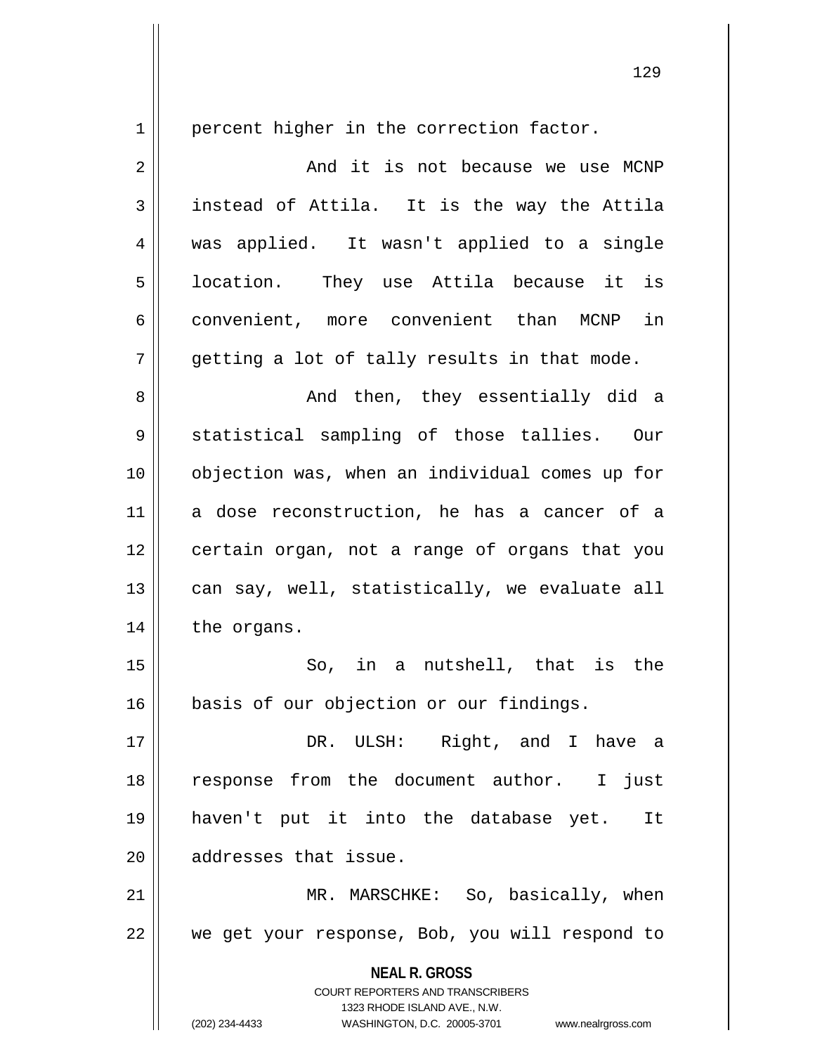percent higher in the correction factor.

And it is not because we use MCNP instead of Attila. It is the way the Attila was applied. It wasn't applied to a single location. They use Attila because it is convenient, more convenient than MCNP in getting a lot of tally results in that mode.

And then, they essentially did a statistical sampling of those tallies. Our objection was, when an individual comes up for a dose reconstruction, he has a cancer of a certain organ, not a range of organs that you can say, well, statistically, we evaluate all the organs.

So, in a nutshell, that is the basis of our objection or our findings.

DR. ULSH: Right, and I have a response from the document author. I just haven't put it into the database yet. It addresses that issue.

MR. MARSCHKE: So, basically, when we get your response, Bob, you will respond to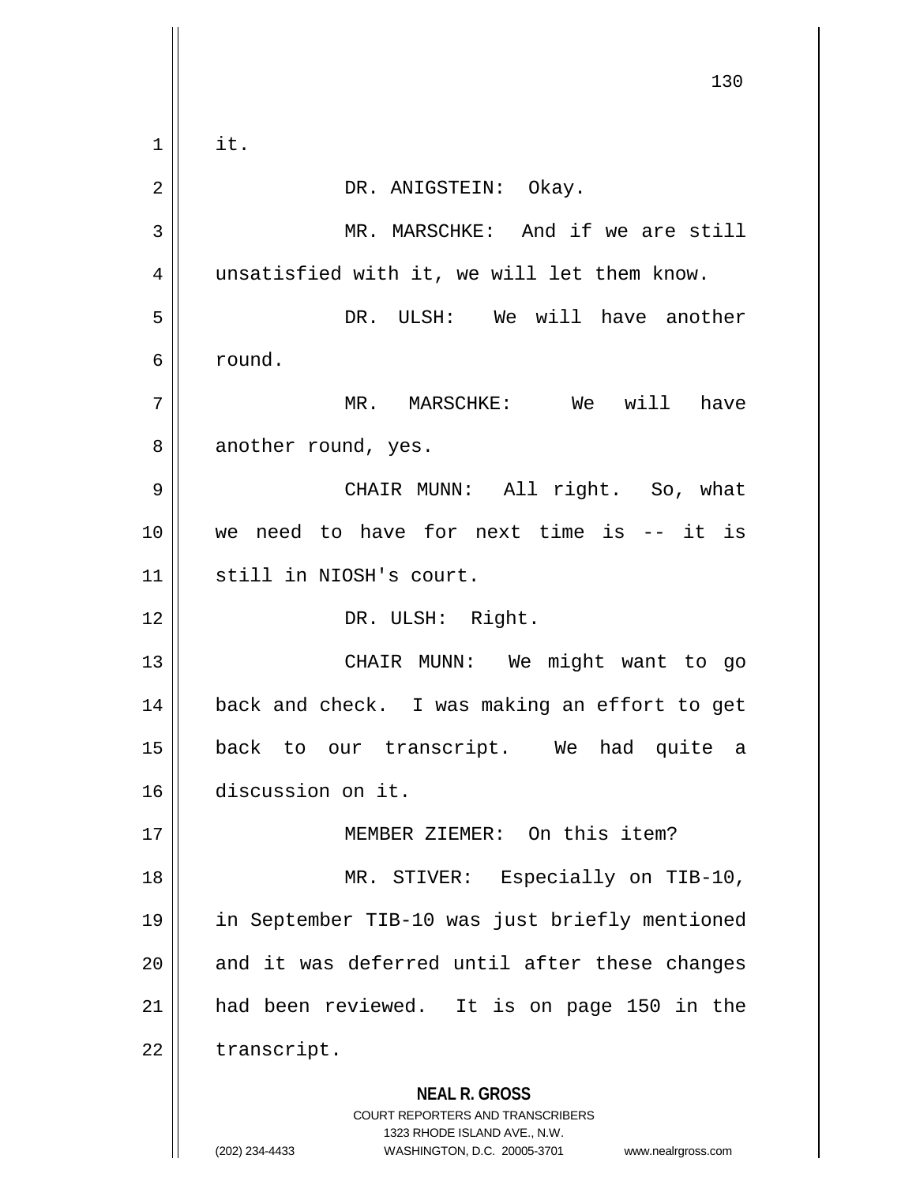it.

DR. ANIGSTEIN: Okay.

MR. MARSCHKE: And if we are still unsatisfied with it, we will let them know.

DR. ULSH: We will have another round.

MR. MARSCHKE: We will have another round, yes.

CHAIR MUNN: All right. So, what we need to have for next time is -- it is still in NIOSH's court.

DR. ULSH: Right.

CHAIR MUNN: We might want to go back and check. I was making an effort to get back to our transcript. We had quite a discussion on it.

MEMBER ZIEMER: On this item?

MR. STIVER: Especially on TIB-10, in September TIB-10 was just briefly mentioned and it was deferred until after these changes had been reviewed. It is on page 150 in the transcript.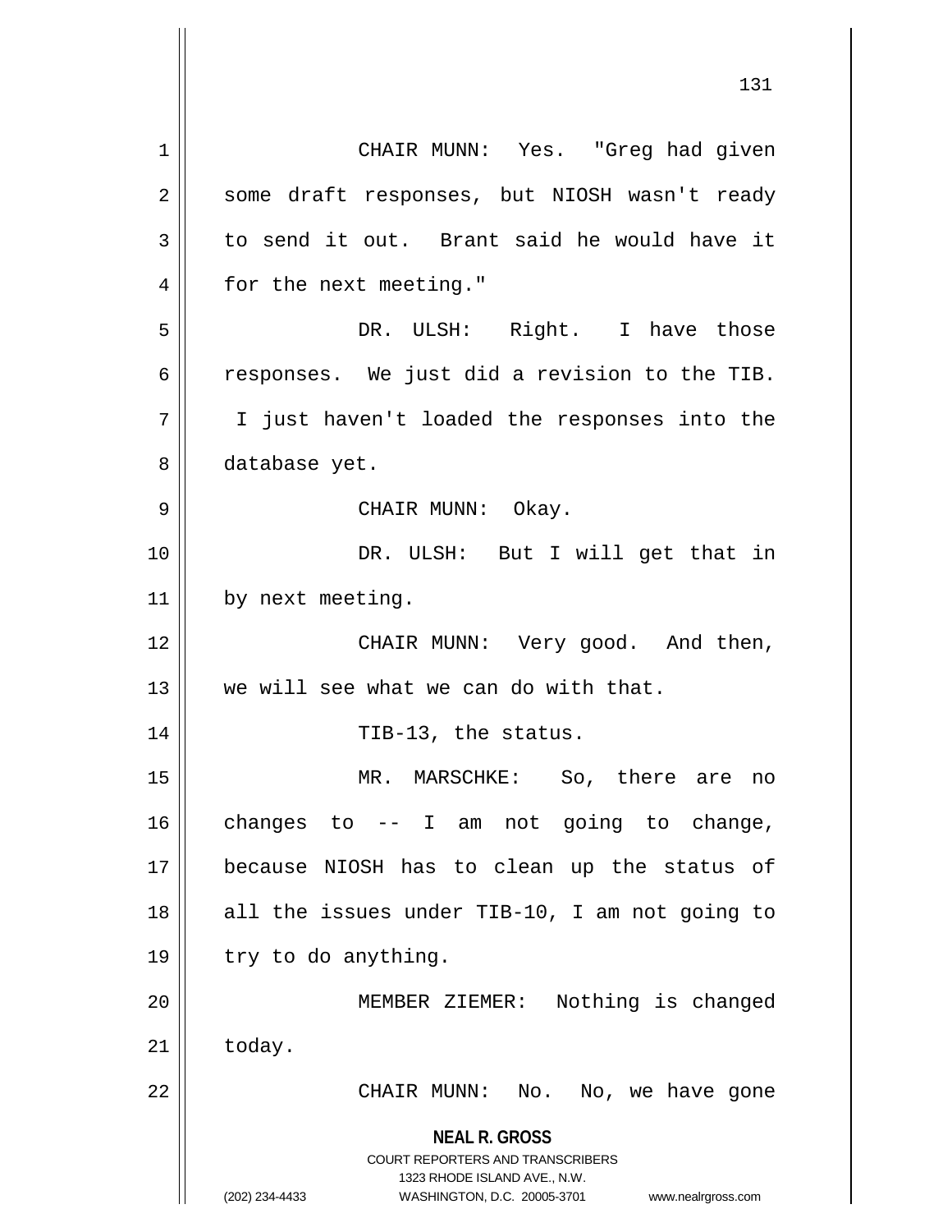CHAIR MUNN: Yes. "Greg had given some draft responses, but NIOSH wasn't ready to send it out. Brant said he would have it for the next meeting."

DR. ULSH: Right. I have those responses. We just did a revision to the TIB. I just haven't loaded the responses into the database yet.

CHAIR MUNN: Okay.

DR. ULSH: But I will get that in by next meeting.

CHAIR MUNN: Very good. And then, we will see what we can do with that.

TIB-13, the status.

MR. MARSCHKE: So, there are no changes to -- I am not going to change, because NIOSH has to clean up the status of all the issues under TIB-10, I am not going to try to do anything.

MEMBER ZIEMER: Nothing is changed today.

CHAIR MUNN: No. No, we have gone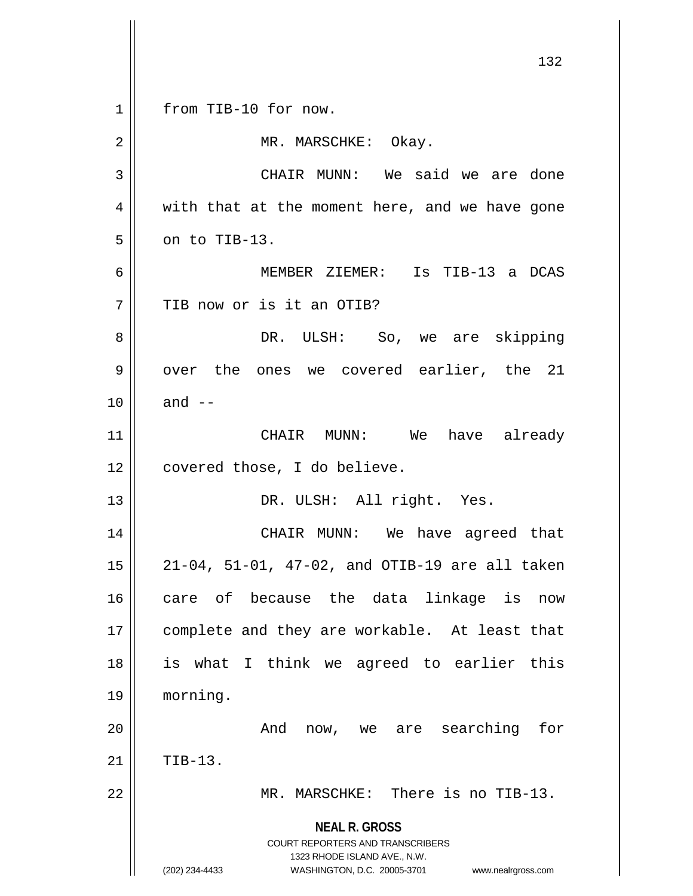from TIB-10 for now.

MR. MARSCHKE: Okay.

CHAIR MUNN: We said we are done with that at the moment here, and we have gone on to TIB-13.

MEMBER ZIEMER: Is TIB-13 a DCAS TIB now or is it an OTIB?

DR. ULSH: So, we are skipping over the ones we covered earlier, the 21 and --

CHAIR MUNN: We have already covered those, I do believe.

DR. ULSH: All right. Yes.

CHAIR MUNN: We have agreed that 21-04, 51-01, 47-02, and OTIB-19 are all taken care of because the data linkage is now complete and they are workable. At least that is what I think we agreed to earlier this morning.

And now, we are searching for TIB-13.

MR. MARSCHKE: There is no TIB-13.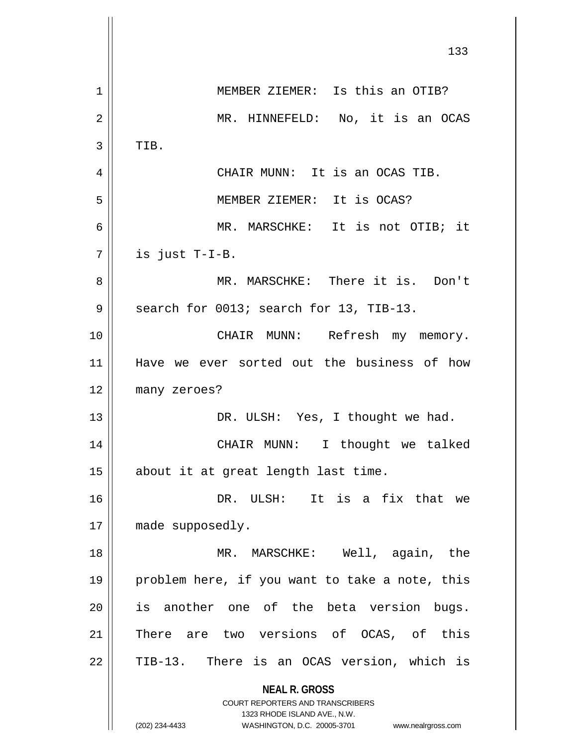MEMBER ZIEMER: Is this an OTIB?

MR. HINNEFELD: No, it is an OCAS TIB.

CHAIR MUNN: It is an OCAS TIB.

MEMBER ZIEMER: It is OCAS?

MR. MARSCHKE: It is not OTIB; it is just T-I-B.

MR. MARSCHKE: There it is. Don't search for 0013; search for 13, TIB-13.

CHAIR MUNN: Refresh my memory. Have we ever sorted out the business of how many zeroes?

DR. ULSH: Yes, I thought we had.

CHAIR MUNN: I thought we talked about it at great length last time.

DR. ULSH: It is a fix that we made supposedly.

MR. MARSCHKE: Well, again, the problem here, if you want to take a note, this is another one of the beta version bugs. There are two versions of OCAS, of this TIB-13. There is an OCAS version, which is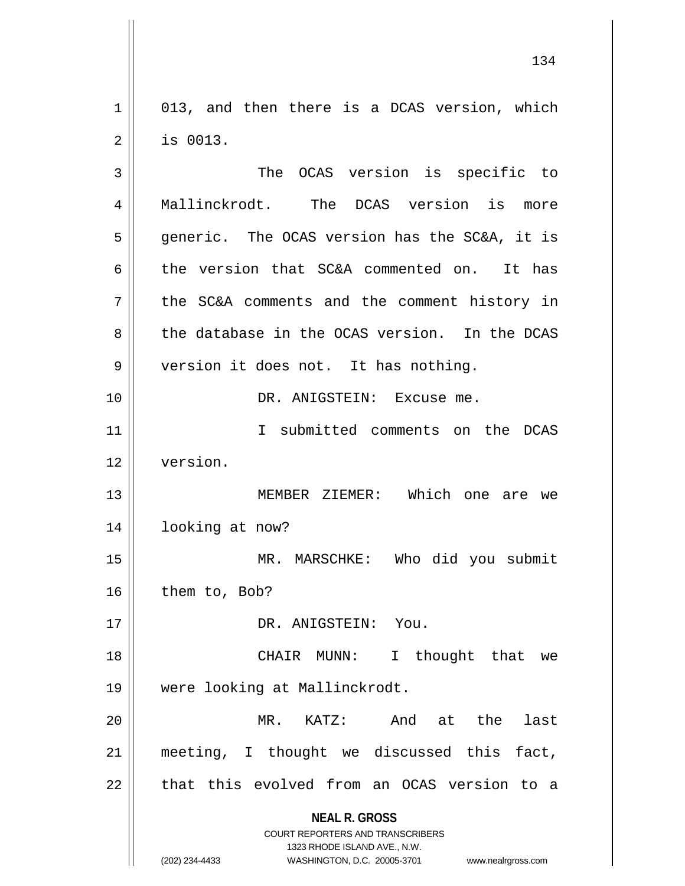013, and then there is a DCAS version, which is 0013.

The OCAS version is specific to Mallinckrodt. The DCAS version is more generic. The OCAS version has the SC&A, it is the version that SC&A commented on. It has the SC&A comments and the comment history in the database in the OCAS version. In the DCAS version it does not. It has nothing.

DR. ANIGSTEIN: Excuse me.

I submitted comments on the DCAS version.

MEMBER ZIEMER: Which one are we looking at now?

MR. MARSCHKE: Who did you submit them to, Bob?

DR. ANIGSTEIN: You.

CHAIR MUNN: I thought that we were looking at Mallinckrodt.

MR. KATZ: And at the last meeting, I thought we discussed this fact, that this evolved from an OCAS version to a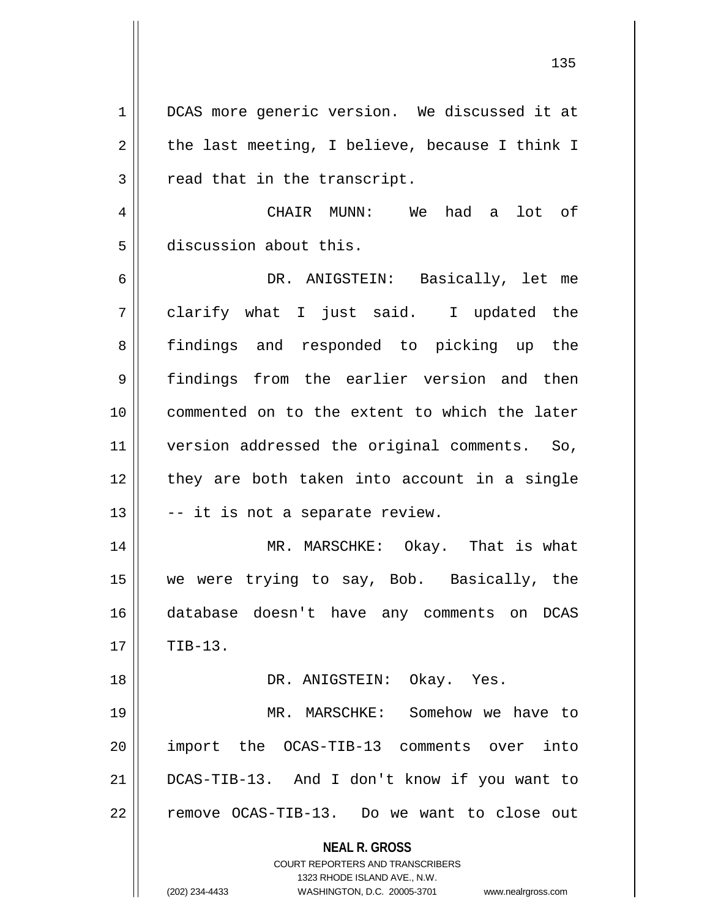DCAS more generic version. We discussed it at the last meeting, I believe, because I think I read that in the transcript.

CHAIR MUNN: We had a lot of discussion about this.

DR. ANIGSTEIN: Basically, let me clarify what I just said. I updated the findings and responded to picking up the findings from the earlier version and then commented on to the extent to which the later version addressed the original comments. So, they are both taken into account in a single -- it is not a separate review.

MR. MARSCHKE: Okay. That is what we were trying to say, Bob. Basically, the database doesn't have any comments on DCAS TIB-13.

DR. ANIGSTEIN: Okay. Yes.

MR. MARSCHKE: Somehow we have to import the OCAS-TIB-13 comments over into DCAS-TIB-13. And I don't know if you want to remove OCAS-TIB-13. Do we want to close out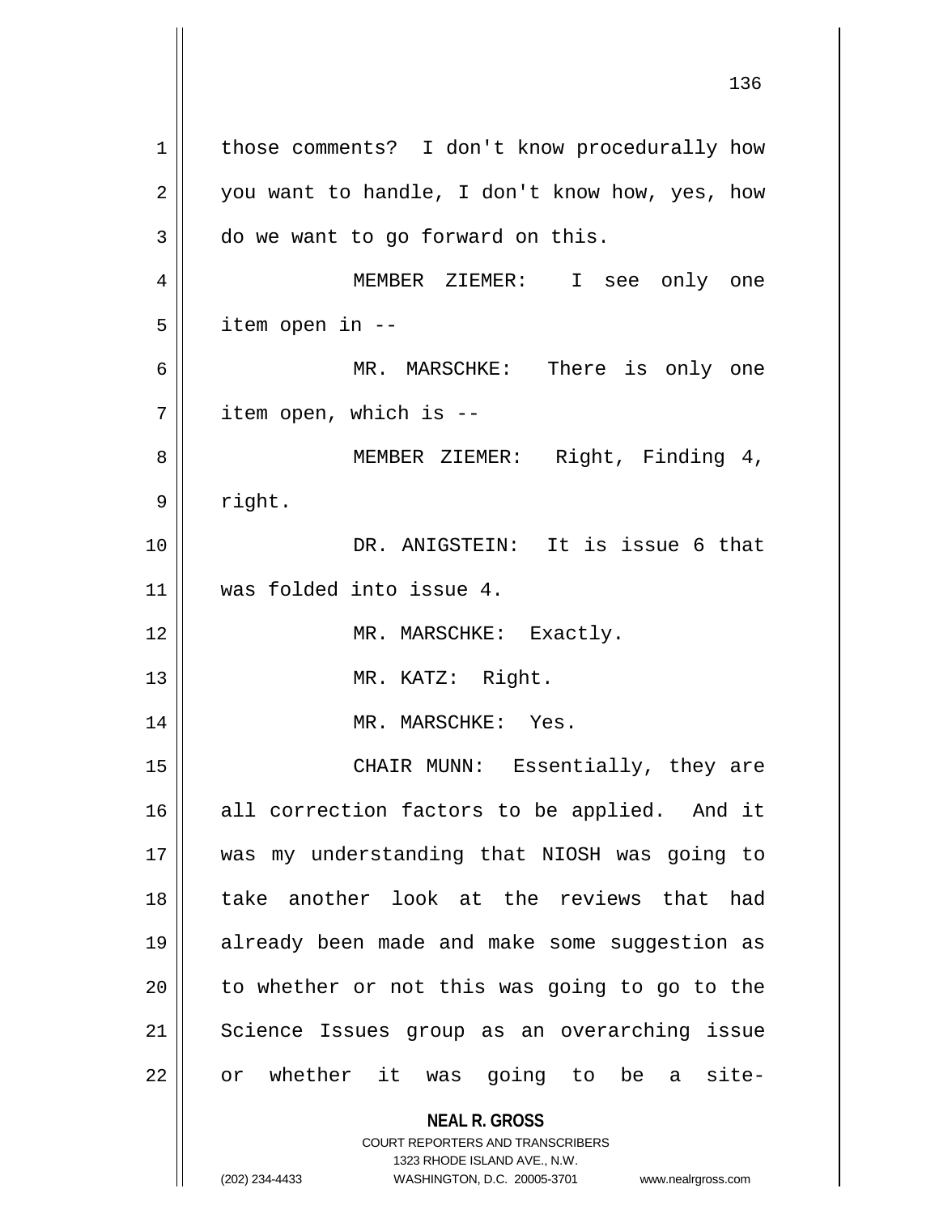those comments? I don't know procedurally how you want to handle, I don't know how, yes, how do we want to go forward on this.

MEMBER ZIEMER: I see only one item open in --

MR. MARSCHKE: There is only one item open, which is --

MEMBER ZIEMER: Right, Finding 4, right.

DR. ANIGSTEIN: It is issue 6 that was folded into issue 4.

MR. MARSCHKE: Exactly.

MR. KATZ: Right.

MR. MARSCHKE: Yes.

CHAIR MUNN: Essentially, they are all correction factors to be applied. And it was my understanding that NIOSH was going to take another look at the reviews that had already been made and make some suggestion as to whether or not this was going to go to the Science Issues group as an overarching issue or whether it was going to be a site-

**NEAL R. GROSS**
COURT REPORTERS AND TRANSCRIBERS
1323 RHODE ISLAND AVE., N.W.
(202) 234-4433 WASHINGTON, D.C. 20005-3701 www.nealrgross.com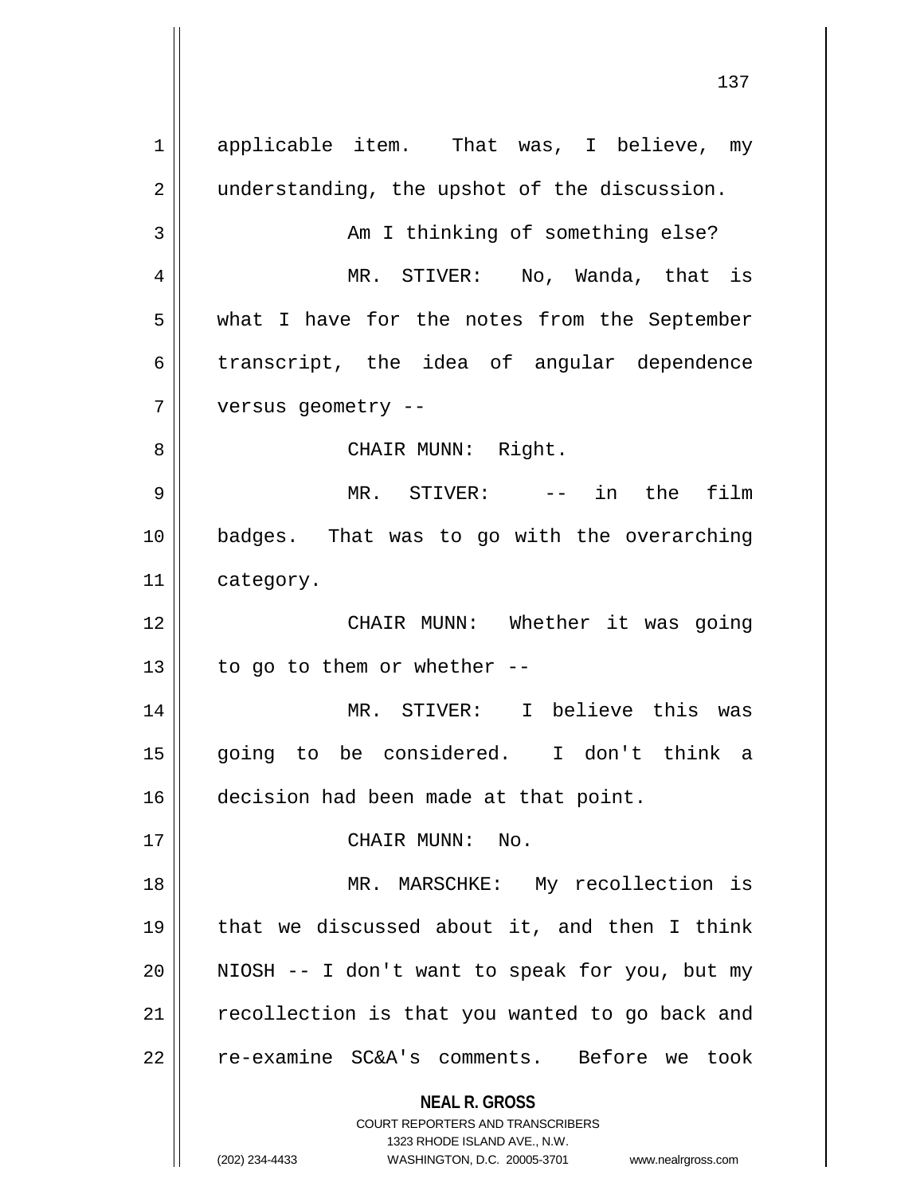applicable item. That was, I believe, my understanding, the upshot of the discussion.

Am I thinking of something else?

MR. STIVER: No, Wanda, that is what I have for the notes from the September transcript, the idea of angular dependence versus geometry --

CHAIR MUNN: Right.

MR. STIVER: -- in the film badges. That was to go with the overarching category.

CHAIR MUNN: Whether it was going to go to them or whether --

MR. STIVER: I believe this was going to be considered. I don't think a decision had been made at that point.

CHAIR MUNN: No.

MR. MARSCHKE: My recollection is that we discussed about it, and then I think NIOSH -- I don't want to speak for you, but my recollection is that you wanted to go back and re-examine SC&A's comments. Before we took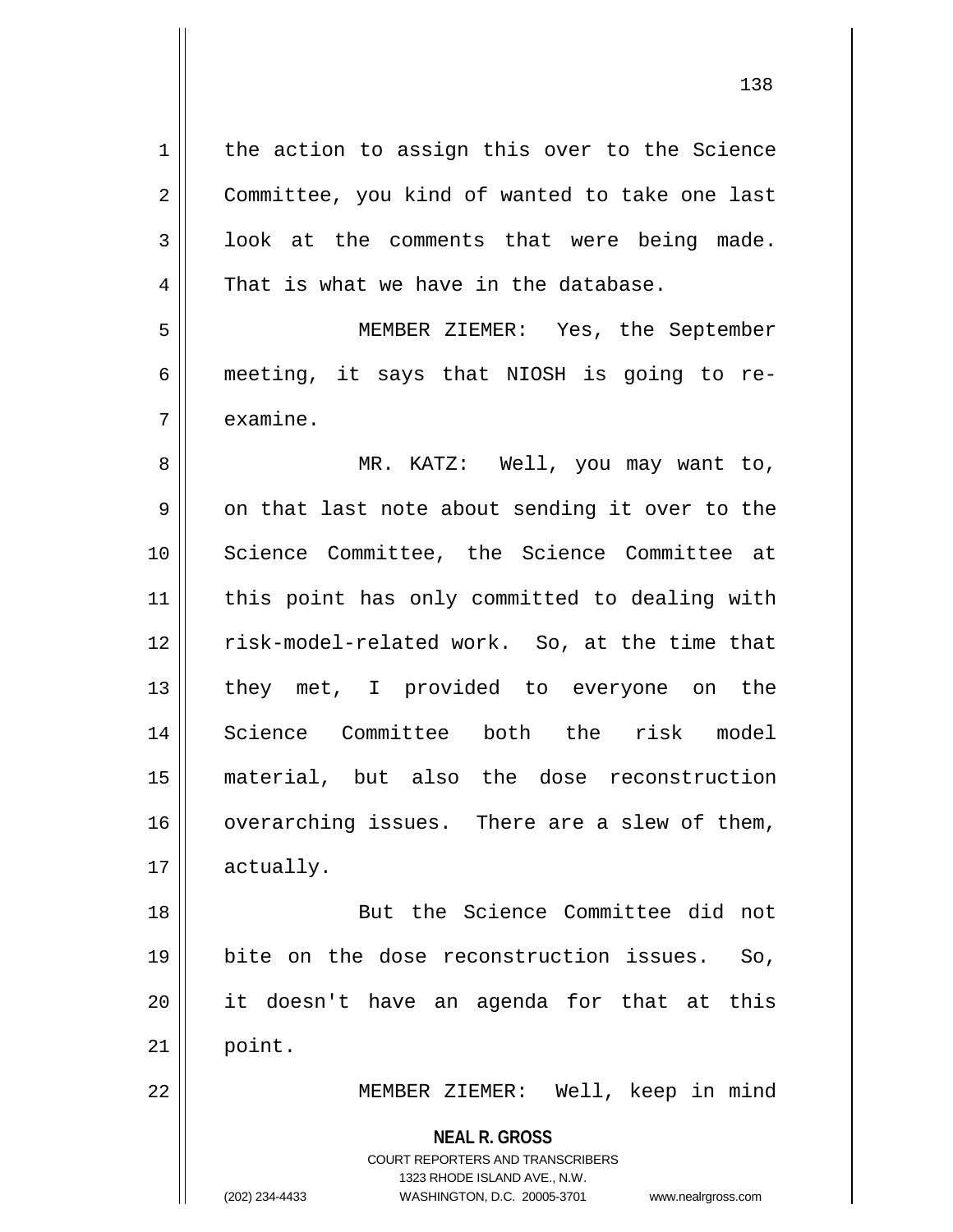the action to assign this over to the Science Committee, you kind of wanted to take one last look at the comments that were being made. That is what we have in the database.

MEMBER ZIEMER: Yes, the September meeting, it says that NIOSH is going to re-examine.

MR. KATZ: Well, you may want to, on that last note about sending it over to the Science Committee, the Science Committee at this point has only committed to dealing with risk-model-related work. So, at the time that they met, I provided to everyone on the Science Committee both the risk model material, but also the dose reconstruction overarching issues. There are a slew of them, actually.

But the Science Committee did not bite on the dose reconstruction issues. So, it doesn't have an agenda for that at this point.

MEMBER ZIEMER: Well, keep in mind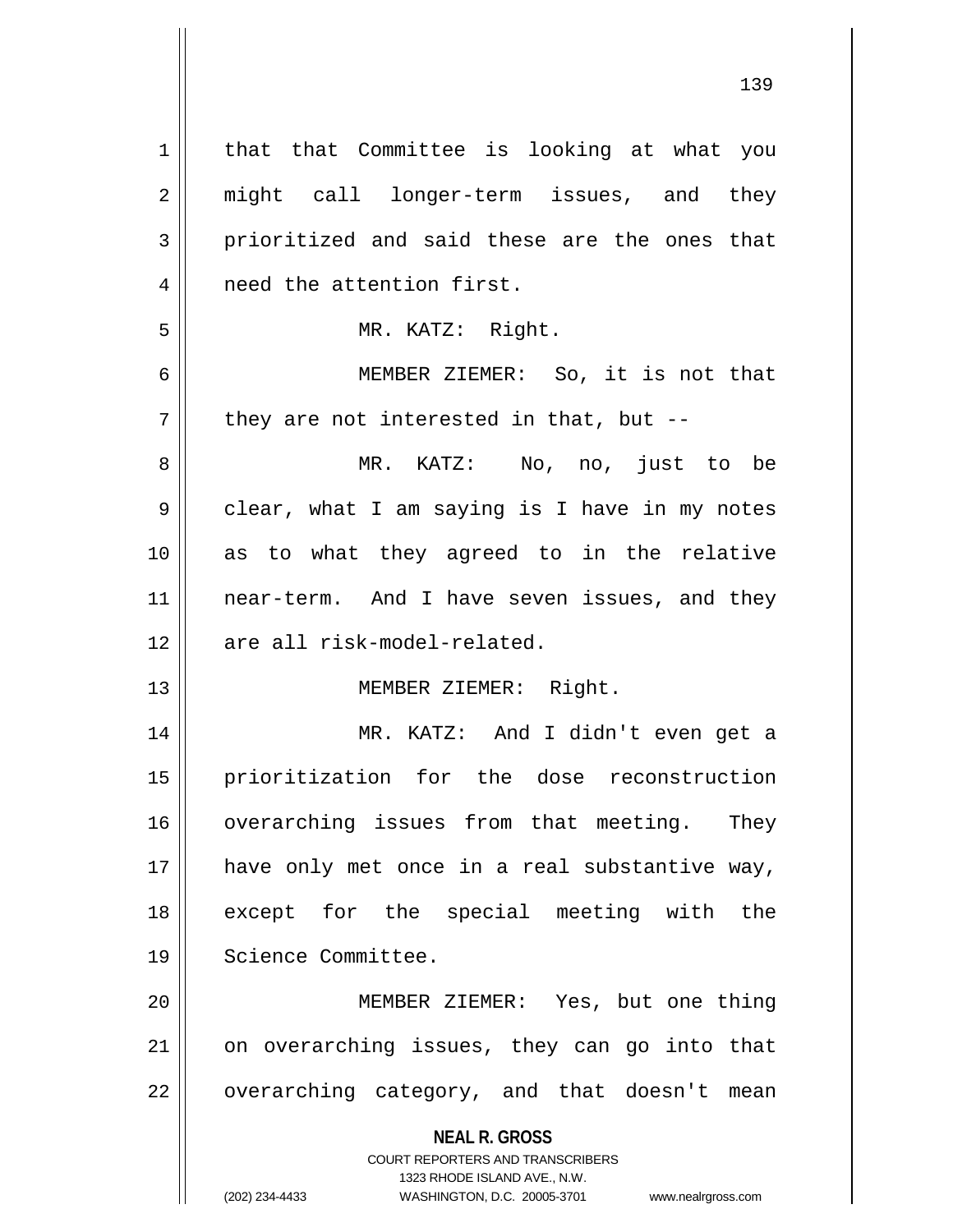that that Committee is looking at what you might call longer-term issues, and they prioritized and said these are the ones that need the attention first.

MR. KATZ: Right.

MEMBER ZIEMER: So, it is not that they are not interested in that, but --

MR. KATZ: No, no, just to be clear, what I am saying is I have in my notes as to what they agreed to in the relative near-term. And I have seven issues, and they are all risk-model-related.

MEMBER ZIEMER: Right.

MR. KATZ: And I didn't even get a prioritization for the dose reconstruction overarching issues from that meeting. They have only met once in a real substantive way, except for the special meeting with the Science Committee.

MEMBER ZIEMER: Yes, but one thing on overarching issues, they can go into that overarching category, and that doesn't mean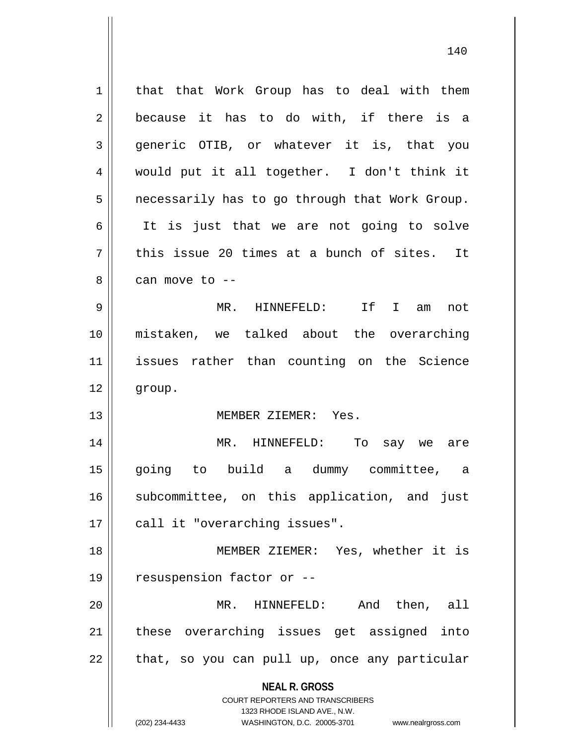that that Work Group has to deal with them because it has to do with, if there is a generic OTIB, or whatever it is, that you would put it all together. I don't think it necessarily has to go through that Work Group. It is just that we are not going to solve this issue 20 times at a bunch of sites. It can move to --

MR. HINNEFELD: If I am not mistaken, we talked about the overarching issues rather than counting on the Science group.

MEMBER ZIEMER: Yes.

MR. HINNEFELD: To say we are going to build a dummy committee, a subcommittee, on this application, and just call it "overarching issues".

MEMBER ZIEMER: Yes, whether it is resuspension factor or --

MR. HINNEFELD: And then, all these overarching issues get assigned into that, so you can pull up, once any particular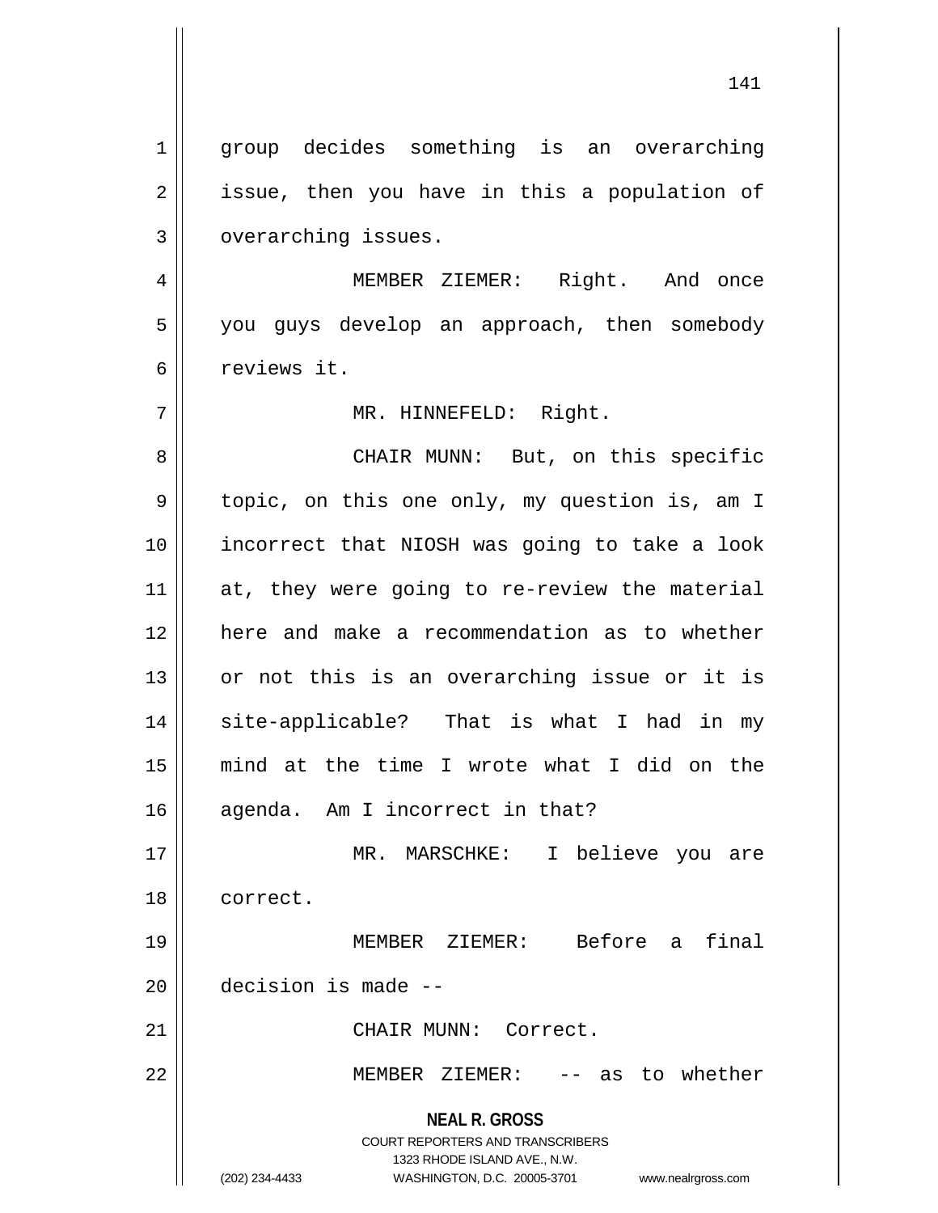group decides something is an overarching issue, then you have in this a population of overarching issues.

MEMBER ZIEMER: Right. And once you guys develop an approach, then somebody reviews it.

MR. HINNEFELD: Right.

CHAIR MUNN: But, on this specific topic, on this one only, my question is, am I incorrect that NIOSH was going to take a look at, they were going to re-review the material here and make a recommendation as to whether or not this is an overarching issue or it is site-applicable? That is what I had in my mind at the time I wrote what I did on the agenda. Am I incorrect in that?

MR. MARSCHKE: I believe you are correct.

MEMBER ZIEMER: Before a final decision is made --

CHAIR MUNN: Correct.

MEMBER ZIEMER: -- as to whether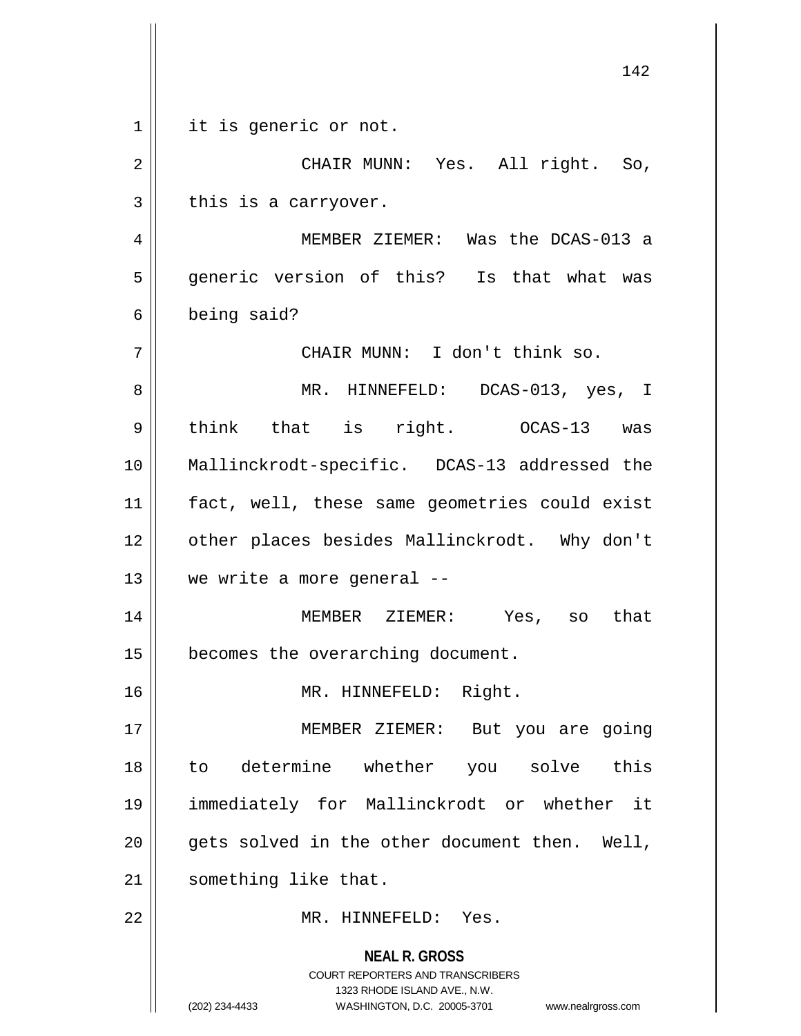it is generic or not.

CHAIR MUNN: Yes. All right. So, this is a carryover.

MEMBER ZIEMER: Was the DCAS-013 a generic version of this? Is that what was being said?

CHAIR MUNN: I don't think so.

MR. HINNEFELD: DCAS-013, yes, I think that is right. OCAS-13 was Mallinckrodt-specific. DCAS-13 addressed the fact, well, these same geometries could exist other places besides Mallinckrodt. Why don't we write a more general --

MEMBER ZIEMER: Yes, so that becomes the overarching document.

MR. HINNEFELD: Right.

MEMBER ZIEMER: But you are going to determine whether you solve this immediately for Mallinckrodt or whether it gets solved in the other document then. Well, something like that.

MR. HINNEFELD: Yes.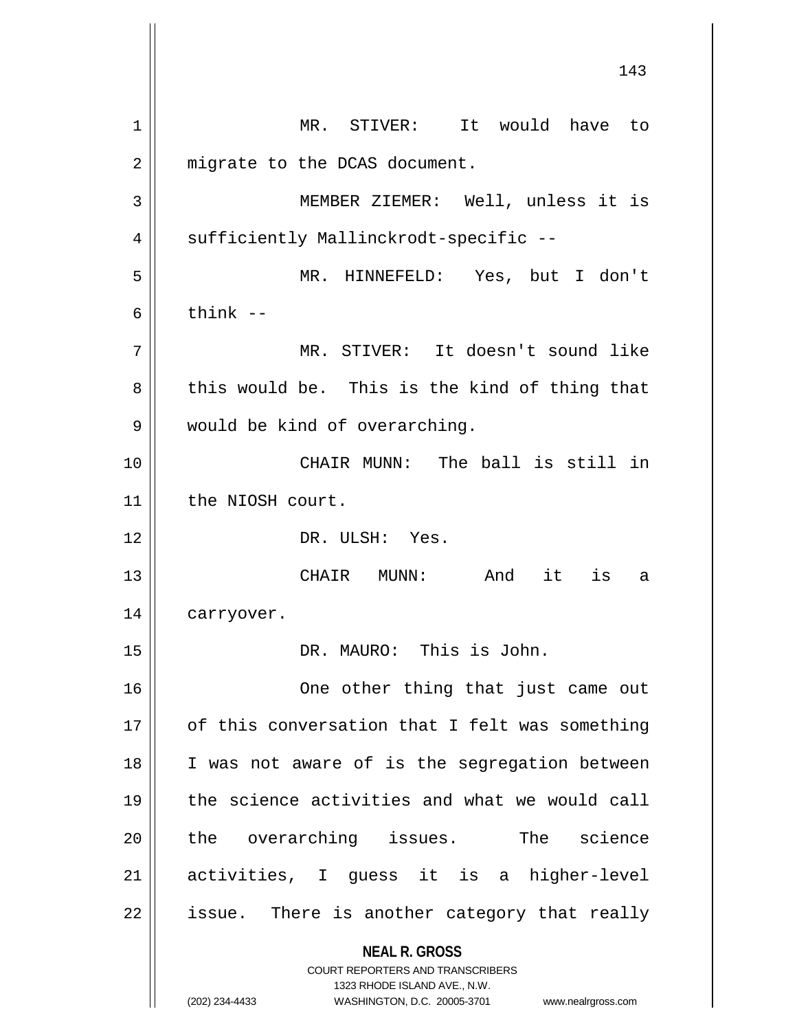MR. STIVER: It would have to migrate to the DCAS document.

MEMBER ZIEMER: Well, unless it is sufficiently Mallinckrodt-specific --

MR. HINNEFELD: Yes, but I don't think --

MR. STIVER: It doesn't sound like this would be. This is the kind of thing that would be kind of overarching.

CHAIR MUNN: The ball is still in the NIOSH court.

DR. ULSH: Yes.

CHAIR MUNN: And it is a carryover.

DR. MAURO: This is John.

One other thing that just came out of this conversation that I felt was something I was not aware of is the segregation between the science activities and what we would call the overarching issues. The science activities, I guess it is a higher-level issue. There is another category that really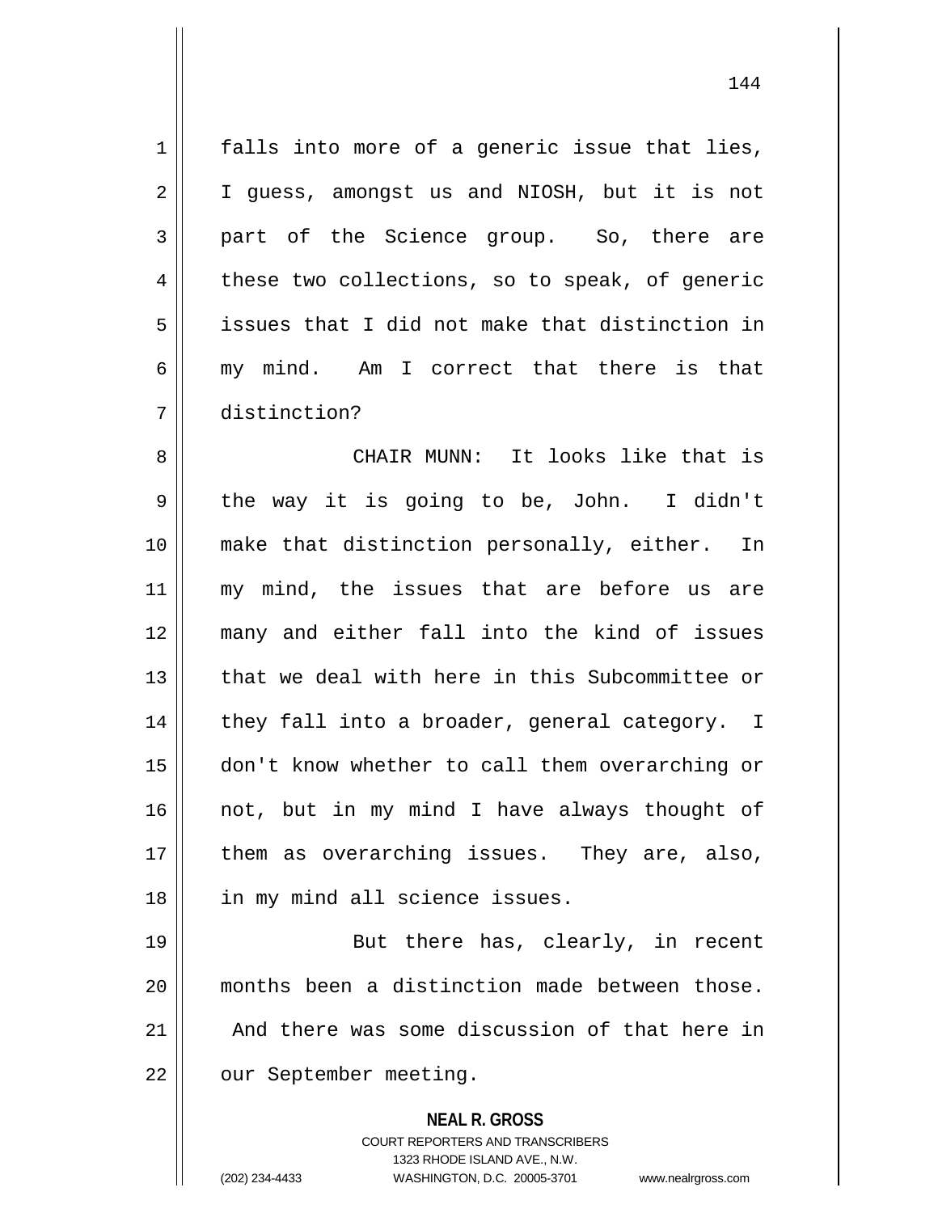falls into more of a generic issue that lies, I guess, amongst us and NIOSH, but it is not part of the Science group. So, there are these two collections, so to speak, of generic issues that I did not make that distinction in my mind. Am I correct that there is that distinction?

CHAIR MUNN: It looks like that is the way it is going to be, John. I didn't make that distinction personally, either. In my mind, the issues that are before us are many and either fall into the kind of issues that we deal with here in this Subcommittee or they fall into a broader, general category. I don't know whether to call them overarching or not, but in my mind I have always thought of them as overarching issues. They are, also, in my mind all science issues.

But there has, clearly, in recent months been a distinction made between those. And there was some discussion of that here in our September meeting.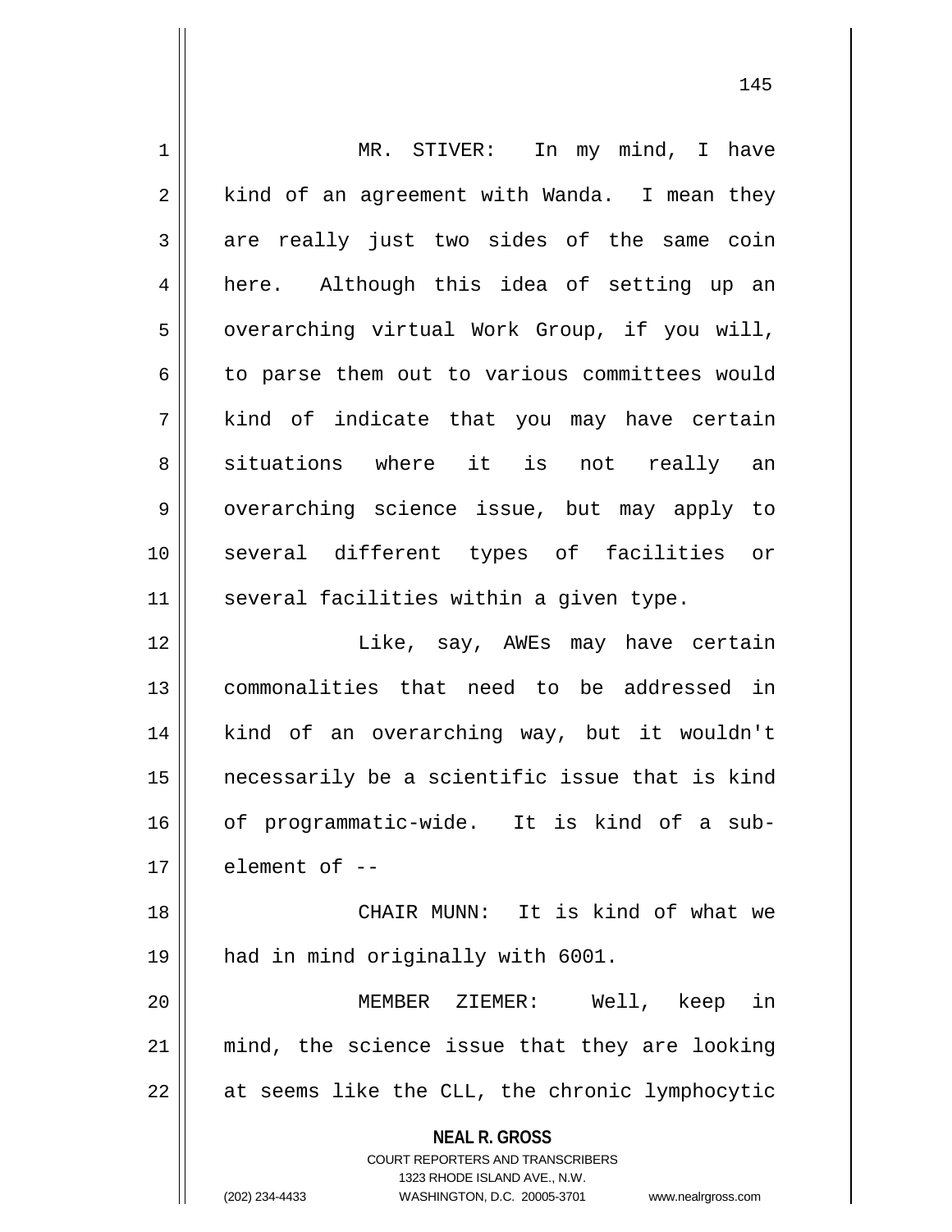MR. STIVER: In my mind, I have kind of an agreement with Wanda. I mean they are really just two sides of the same coin here. Although this idea of setting up an overarching virtual Work Group, if you will, to parse them out to various committees would kind of indicate that you may have certain situations where it is not really an overarching science issue, but may apply to several different types of facilities or several facilities within a given type.

Like, say, AWEs may have certain commonalities that need to be addressed in kind of an overarching way, but it wouldn't necessarily be a scientific issue that is kind of programmatic-wide. It is kind of a sub-element of --

CHAIR MUNN: It is kind of what we had in mind originally with 6001.

MEMBER ZIEMER: Well, keep in mind, the science issue that they are looking at seems like the CLL, the chronic lymphocytic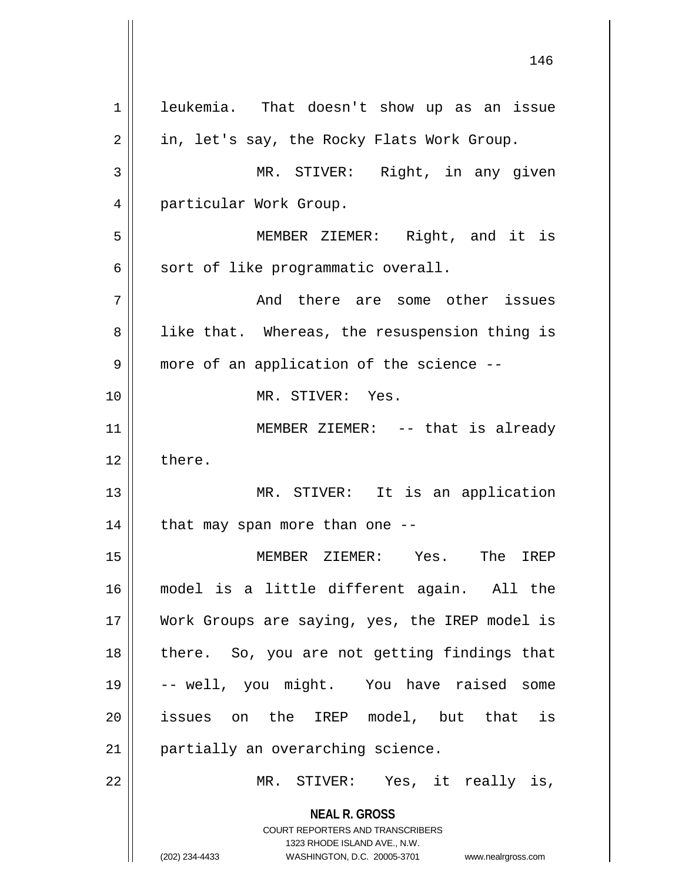leukemia. That doesn't show up as an issue in, let's say, the Rocky Flats Work Group.

MR. STIVER: Right, in any given particular Work Group.

MEMBER ZIEMER: Right, and it is sort of like programmatic overall.

And there are some other issues like that. Whereas, the resuspension thing is more of an application of the science --

MR. STIVER: Yes.

MEMBER ZIEMER: -- that is already there.

MR. STIVER: It is an application that may span more than one --

MEMBER ZIEMER: Yes. The IREP model is a little different again. All the Work Groups are saying, yes, the IREP model is there. So, you are not getting findings that -- well, you might. You have raised some issues on the IREP model, but that is partially an overarching science.

MR. STIVER: Yes, it really is,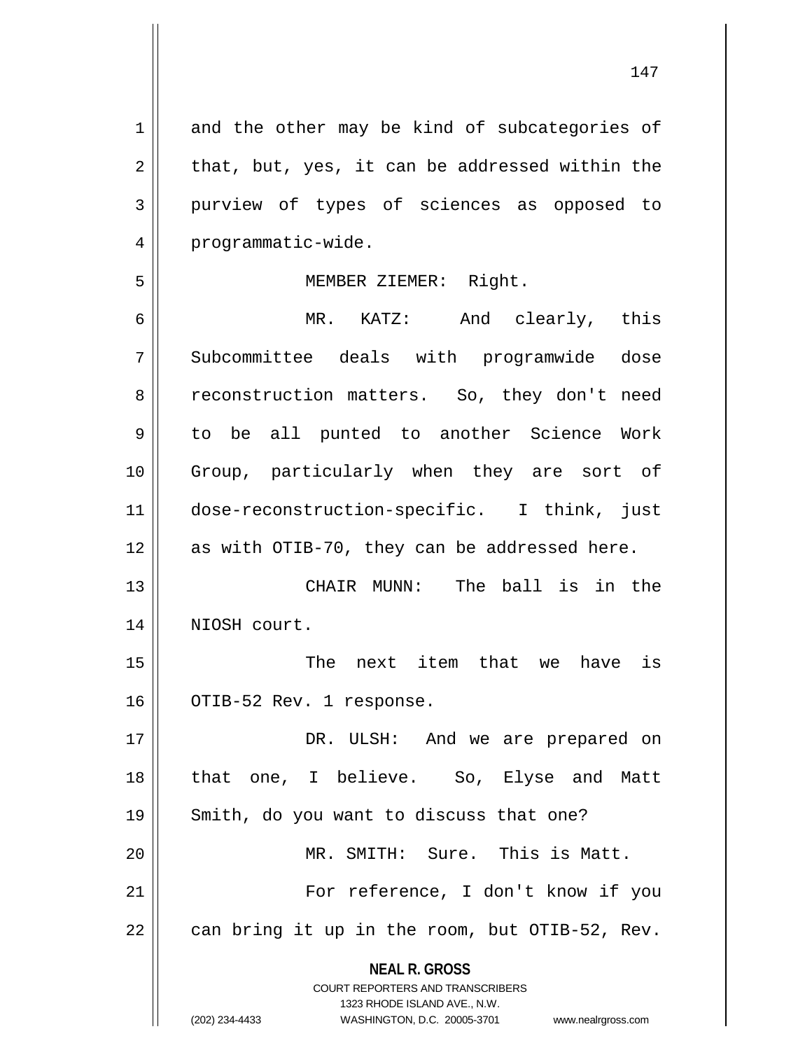and the other may be kind of subcategories of that, but, yes, it can be addressed within the purview of types of sciences as opposed to programmatic-wide.

MEMBER ZIEMER: Right.

MR. KATZ: And clearly, this Subcommittee deals with programwide dose reconstruction matters. So, they don't need to be all punted to another Science Work Group, particularly when they are sort of dose-reconstruction-specific. I think, just as with OTIB-70, they can be addressed here.

CHAIR MUNN: The ball is in the NIOSH court.

The next item that we have is OTIB-52 Rev. 1 response.

DR. ULSH: And we are prepared on that one, I believe. So, Elyse and Matt Smith, do you want to discuss that one?

MR. SMITH: Sure. This is Matt.

For reference, I don't know if you can bring it up in the room, but OTIB-52, Rev.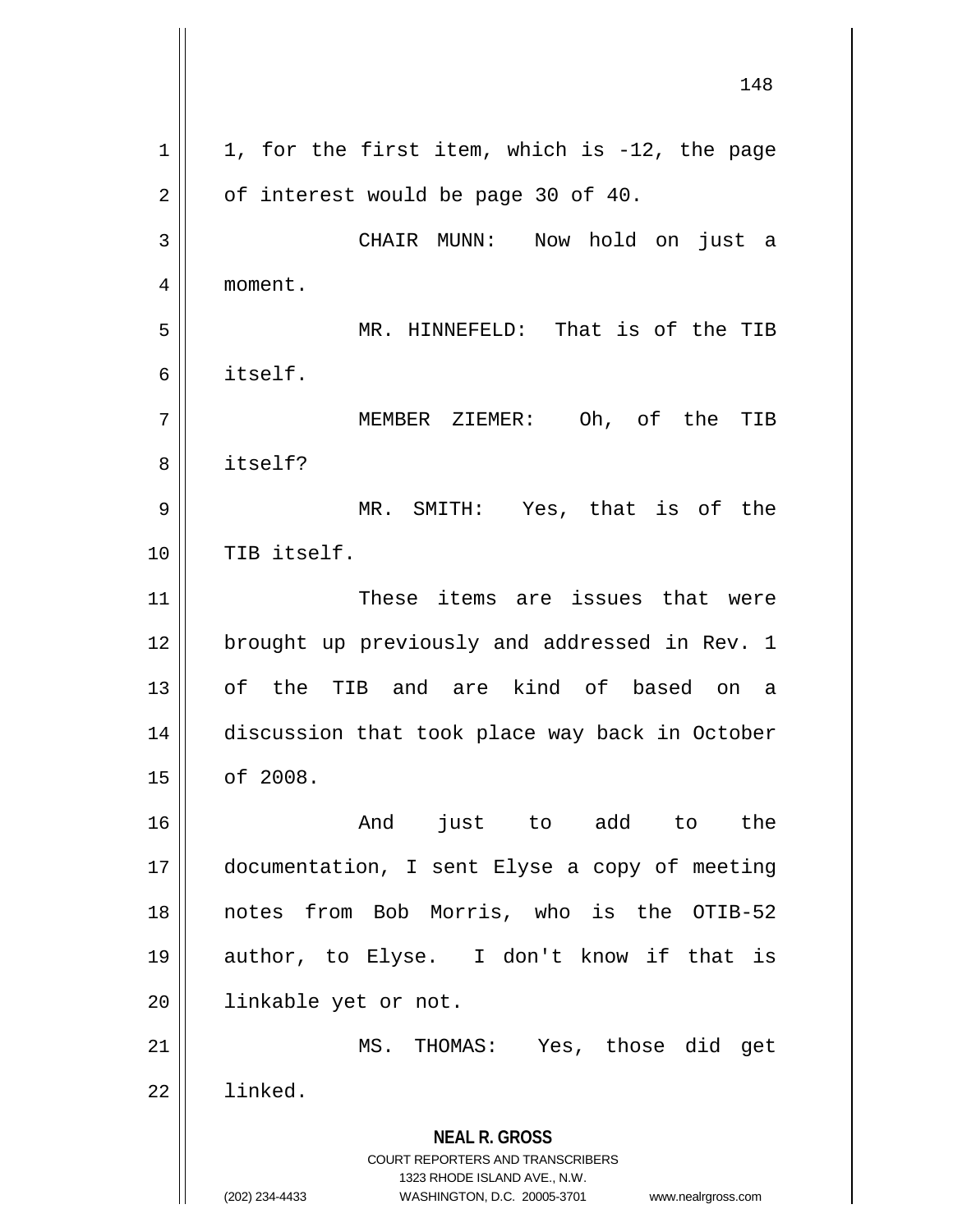1, for the first item, which is -12, the page of interest would be page 30 of 40.

CHAIR MUNN: Now hold on just a moment.

MR. HINNEFELD: That is of the TIB itself.

MEMBER ZIEMER: Oh, of the TIB itself?

MR. SMITH: Yes, that is of the TIB itself.

These items are issues that were brought up previously and addressed in Rev. 1 of the TIB and are kind of based on a discussion that took place way back in October of 2008.

And just to add to the documentation, I sent Elyse a copy of meeting notes from Bob Morris, who is the OTIB-52 author, to Elyse. I don't know if that is linkable yet or not.

MS. THOMAS: Yes, those did get linked.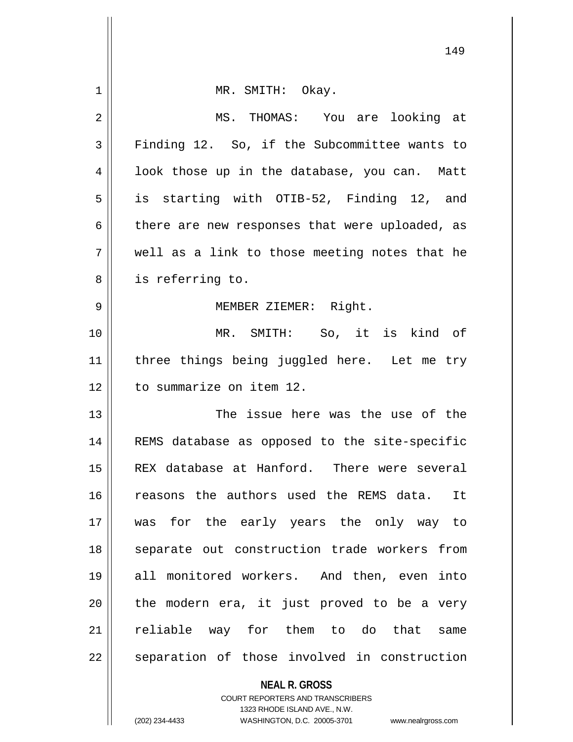MR. SMITH: Okay.

MS. THOMAS: You are looking at Finding 12. So, if the Subcommittee wants to look those up in the database, you can. Matt is starting with OTIB-52, Finding 12, and there are new responses that were uploaded, as well as a link to those meeting notes that he is referring to.

MEMBER ZIEMER: Right.

MR. SMITH: So, it is kind of three things being juggled here. Let me try to summarize on item 12.

The issue here was the use of the REMS database as opposed to the site-specific REX database at Hanford. There were several reasons the authors used the REMS data. It was for the early years the only way to separate out construction trade workers from all monitored workers. And then, even into the modern era, it just proved to be a very reliable way for them to do that same separation of those involved in construction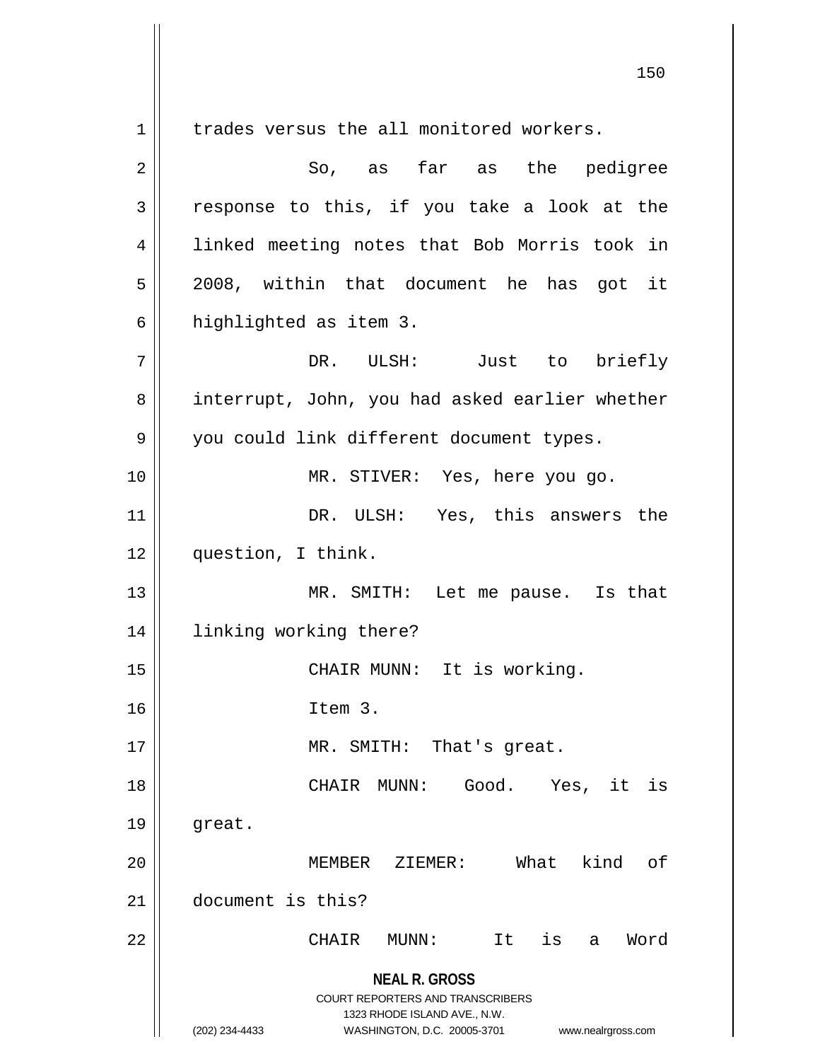trades versus the all monitored workers.

So, as far as the pedigree response to this, if you take a look at the linked meeting notes that Bob Morris took in 2008, within that document he has got it highlighted as item 3.

DR. ULSH: Just to briefly interrupt, John, you had asked earlier whether you could link different document types.

MR. STIVER: Yes, here you go.

DR. ULSH: Yes, this answers the question, I think.

MR. SMITH: Let me pause. Is that linking working there?

CHAIR MUNN: It is working.

Item 3.

MR. SMITH: That's great.

CHAIR MUNN: Good. Yes, it is great.

MEMBER ZIEMER: What kind of document is this?

CHAIR MUNN: It is a Word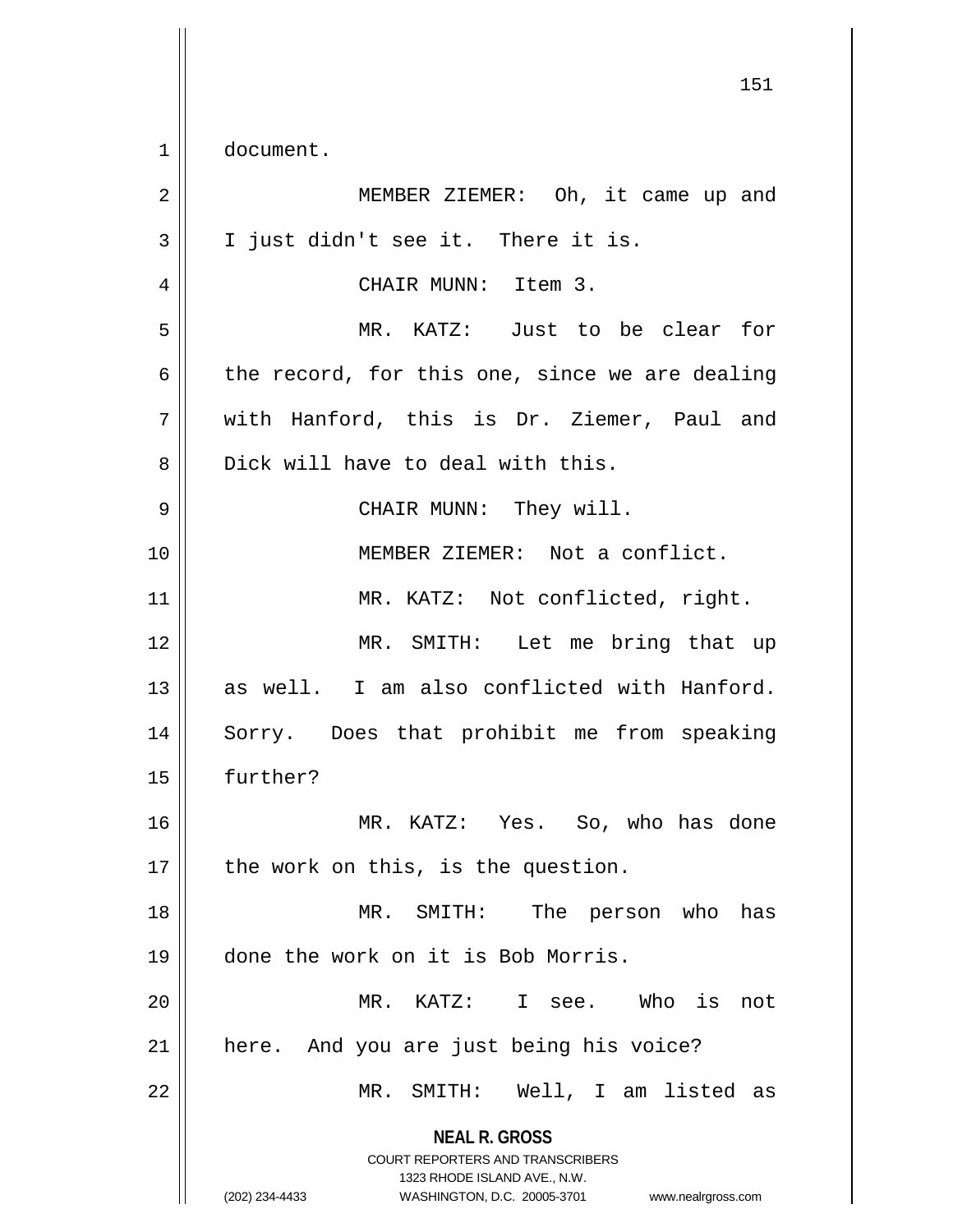document.

MEMBER ZIEMER: Oh, it came up and I just didn't see it. There it is.

CHAIR MUNN: Item 3.

MR. KATZ: Just to be clear for the record, for this one, since we are dealing with Hanford, this is Dr. Ziemer, Paul and Dick will have to deal with this.

CHAIR MUNN: They will.

MEMBER ZIEMER: Not a conflict.

MR. KATZ: Not conflicted, right.

MR. SMITH: Let me bring that up as well. I am also conflicted with Hanford. Sorry. Does that prohibit me from speaking further?

MR. KATZ: Yes. So, who has done the work on this, is the question.

MR. SMITH: The person who has done the work on it is Bob Morris.

MR. KATZ: I see. Who is not here. And you are just being his voice?

MR. SMITH: Well, I am listed as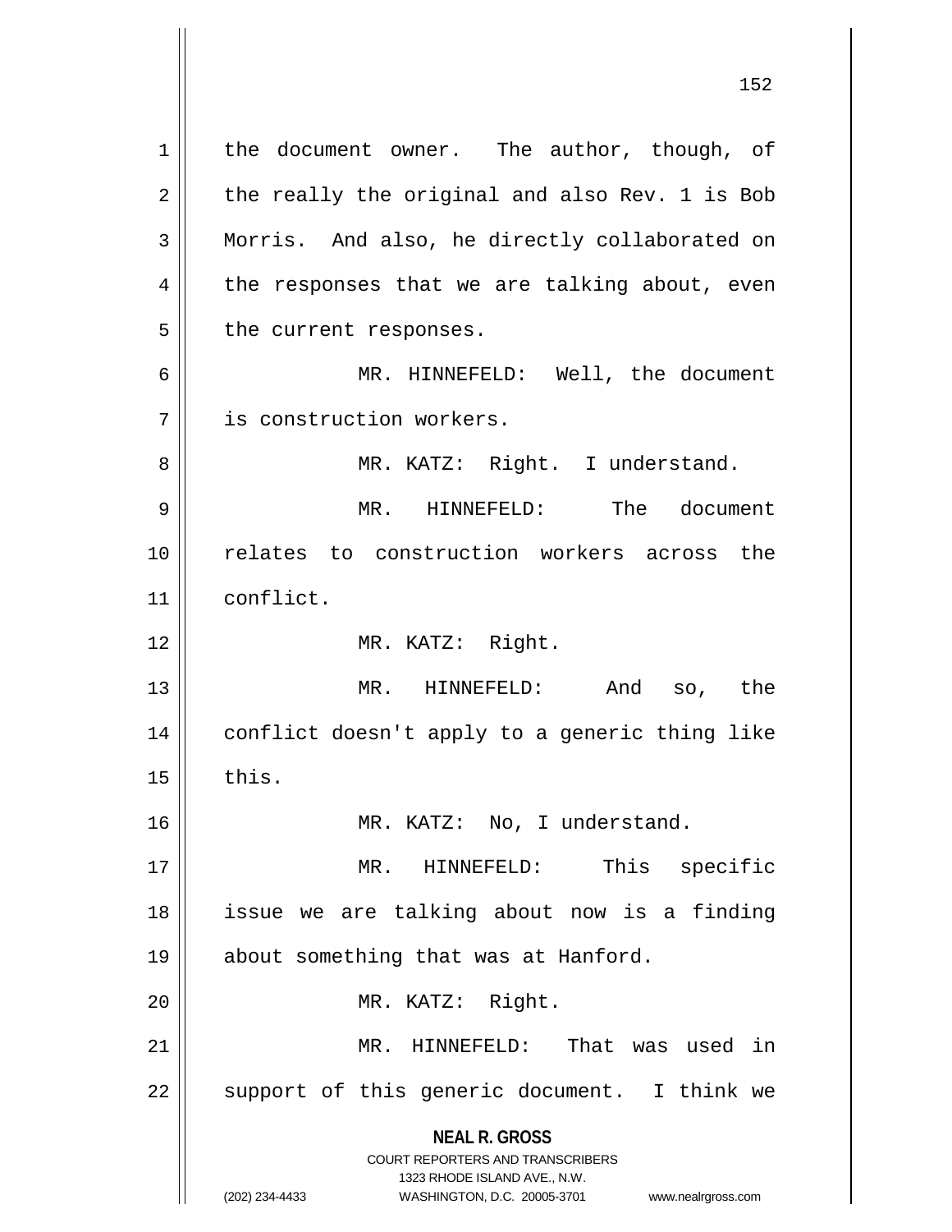the document owner. The author, though, of the really the original and also Rev. 1 is Bob Morris. And also, he directly collaborated on the responses that we are talking about, even the current responses.

MR. HINNEFELD: Well, the document is construction workers.

MR. KATZ: Right. I understand.

MR. HINNEFELD: The document relates to construction workers across the conflict.

MR. KATZ: Right.

MR. HINNEFELD: And so, the conflict doesn't apply to a generic thing like this.

MR. KATZ: No, I understand.

MR. HINNEFELD: This specific issue we are talking about now is a finding about something that was at Hanford.

MR. KATZ: Right.

MR. HINNEFELD: That was used in support of this generic document. I think we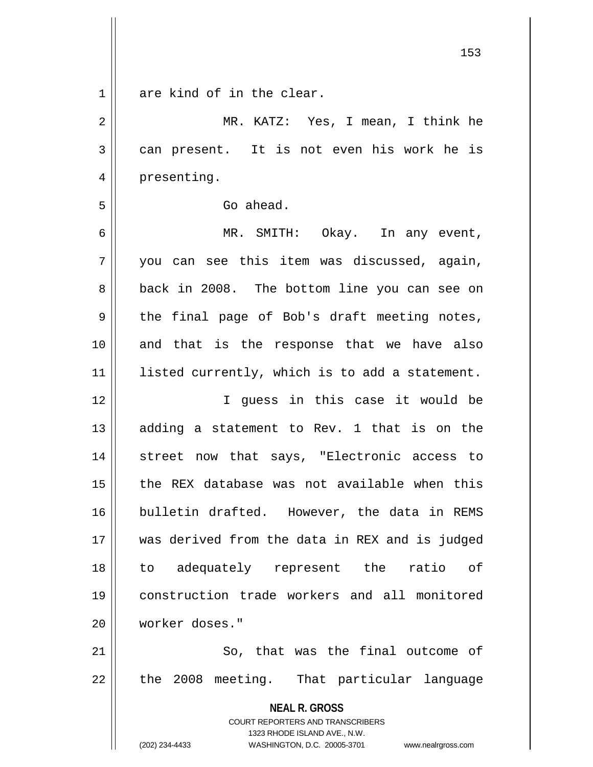are kind of in the clear.

MR. KATZ: Yes, I mean, I think he can present. It is not even his work he is presenting.

Go ahead.

MR. SMITH: Okay. In any event, you can see this item was discussed, again, back in 2008. The bottom line you can see on the final page of Bob's draft meeting notes, and that is the response that we have also listed currently, which is to add a statement.

I guess in this case it would be adding a statement to Rev. 1 that is on the street now that says, "Electronic access to the REX database was not available when this bulletin drafted. However, the data in REMS was derived from the data in REX and is judged to adequately represent the ratio of construction trade workers and all monitored worker doses."

So, that was the final outcome of the 2008 meeting. That particular language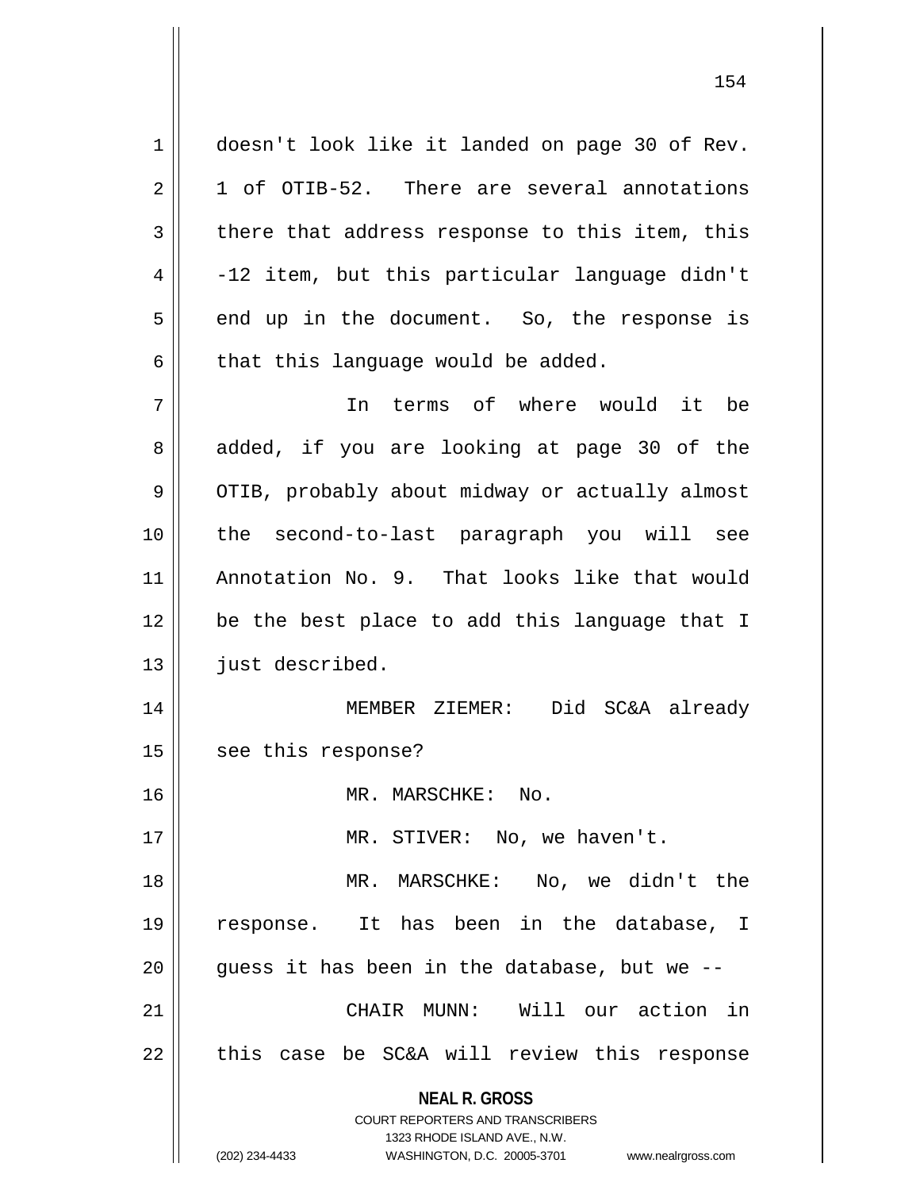doesn't look like it landed on page 30 of Rev. 1 of OTIB-52. There are several annotations there that address response to this item, this -12 item, but this particular language didn't end up in the document. So, the response is that this language would be added.

In terms of where would it be added, if you are looking at page 30 of the OTIB, probably about midway or actually almost the second-to-last paragraph you will see Annotation No. 9. That looks like that would be the best place to add this language that I just described.

MEMBER ZIEMER: Did SC&A already see this response?

MR. MARSCHKE: No.

MR. STIVER: No, we haven't.

MR. MARSCHKE: No, we didn't the response. It has been in the database, I guess it has been in the database, but we --

CHAIR MUNN: Will our action in this case be SC&A will review this response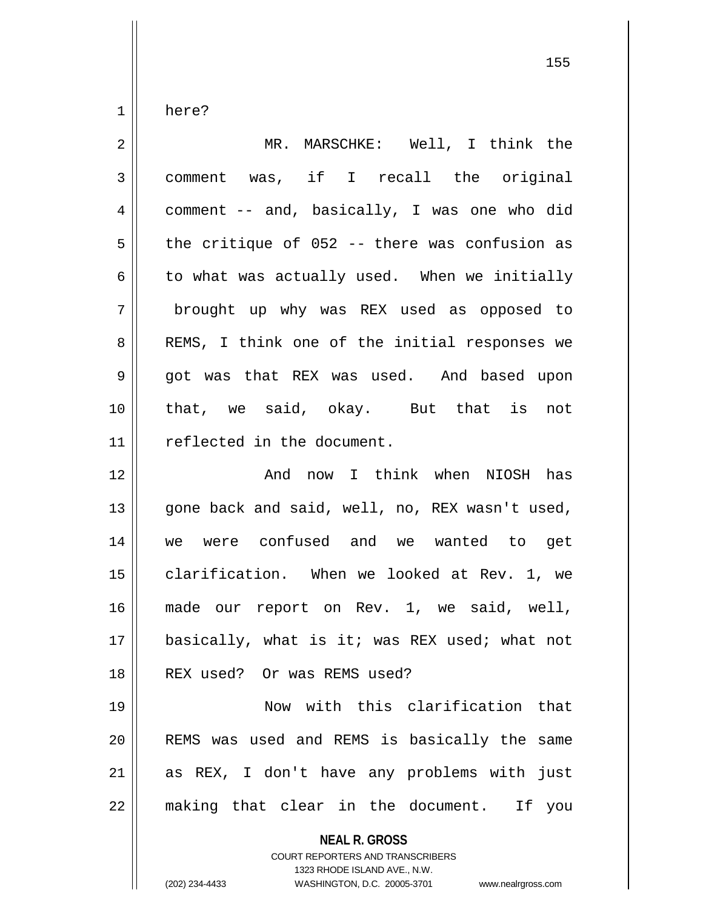here?

MR. MARSCHKE: Well, I think the comment was, if I recall the original comment -- and, basically, I was one who did the critique of 052 -- there was confusion as to what was actually used. When we initially brought up why was REX used as opposed to REMS, I think one of the initial responses we got was that REX was used. And based upon that, we said, okay. But that is not reflected in the document.

And now I think when NIOSH has gone back and said, well, no, REX wasn't used, we were confused and we wanted to get clarification. When we looked at Rev. 1, we made our report on Rev. 1, we said, well, basically, what is it; was REX used; what not REX used? Or was REMS used?

Now with this clarification that REMS was used and REMS is basically the same as REX, I don't have any problems with just making that clear in the document. If you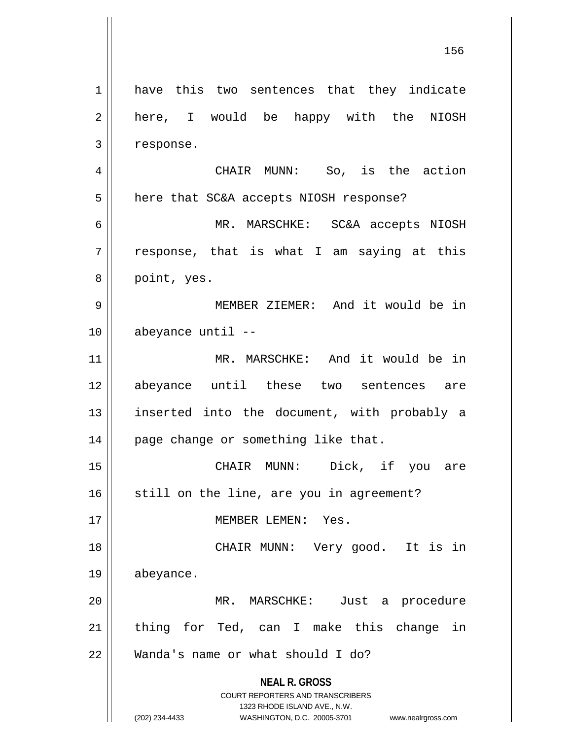have this two sentences that they indicate here, I would be happy with the NIOSH response.

CHAIR MUNN: So, is the action here that SC&A accepts NIOSH response?

MR. MARSCHKE: SC&A accepts NIOSH response, that is what I am saying at this point, yes.

MEMBER ZIEMER: And it would be in abeyance until --

MR. MARSCHKE: And it would be in abeyance until these two sentences are inserted into the document, with probably a page change or something like that.

CHAIR MUNN: Dick, if you are still on the line, are you in agreement?

MEMBER LEMEN: Yes.

CHAIR MUNN: Very good. It is in abeyance.

MR. MARSCHKE: Just a procedure thing for Ted, can I make this change in Wanda's name or what should I do?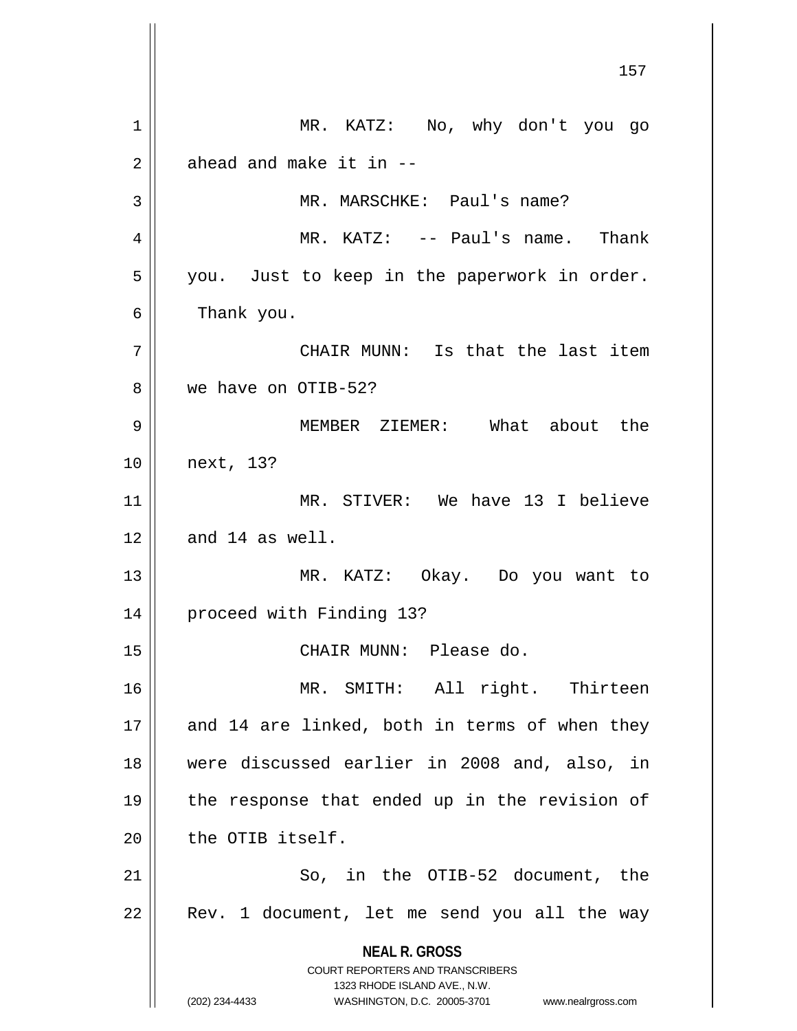MR. KATZ: No, why don't you go ahead and make it in --

MR. MARSCHKE: Paul's name?

MR. KATZ: -- Paul's name. Thank you. Just to keep in the paperwork in order. Thank you.

CHAIR MUNN: Is that the last item we have on OTIB-52?

MEMBER ZIEMER: What about the next, 13?

MR. STIVER: We have 13 I believe and 14 as well.

MR. KATZ: Okay. Do you want to proceed with Finding 13?

CHAIR MUNN: Please do.

MR. SMITH: All right. Thirteen and 14 are linked, both in terms of when they were discussed earlier in 2008 and, also, in the response that ended up in the revision of the OTIB itself.

So, in the OTIB-52 document, the Rev. 1 document, let me send you all the way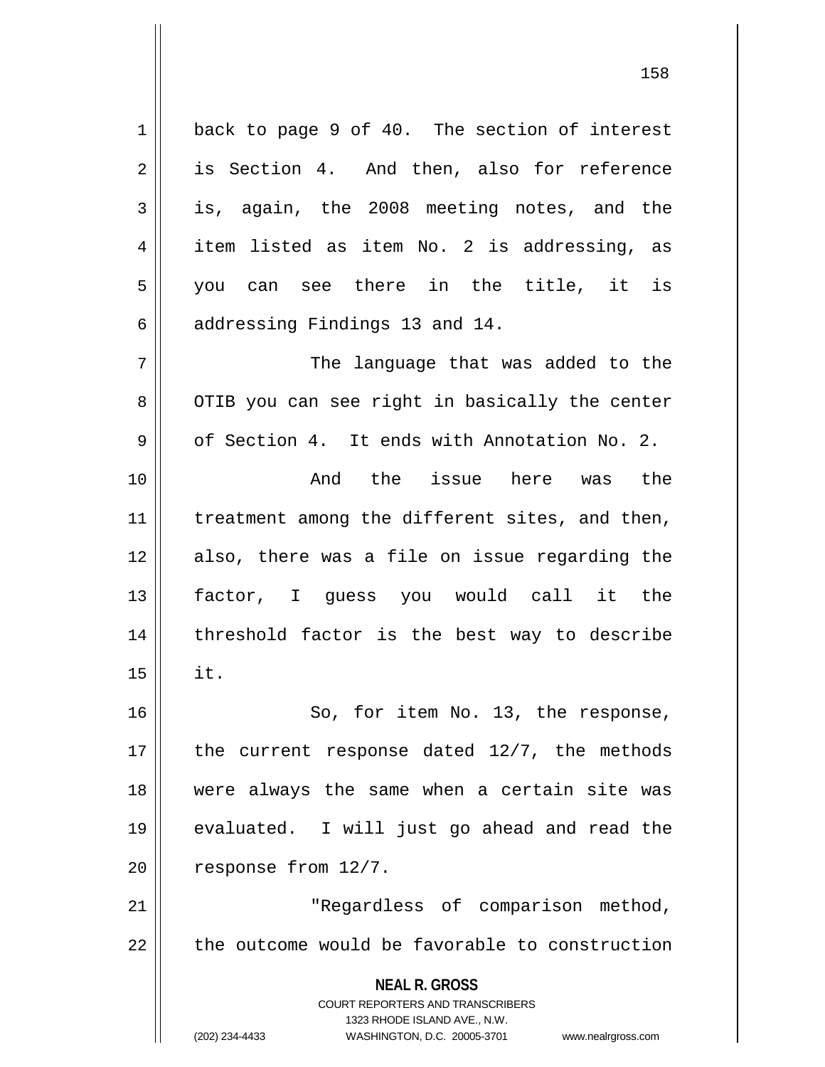back to page 9 of 40. The section of interest is Section 4. And then, also for reference is, again, the 2008 meeting notes, and the item listed as item No. 2 is addressing, as you can see there in the title, it is addressing Findings 13 and 14.

The language that was added to the OTIB you can see right in basically the center of Section 4. It ends with Annotation No. 2.

And the issue here was the treatment among the different sites, and then, also, there was a file on issue regarding the factor, I guess you would call it the threshold factor is the best way to describe it.

So, for item No. 13, the response, the current response dated 12/7, the methods were always the same when a certain site was evaluated. I will just go ahead and read the response from 12/7.

"Regardless of comparison method, the outcome would be favorable to construction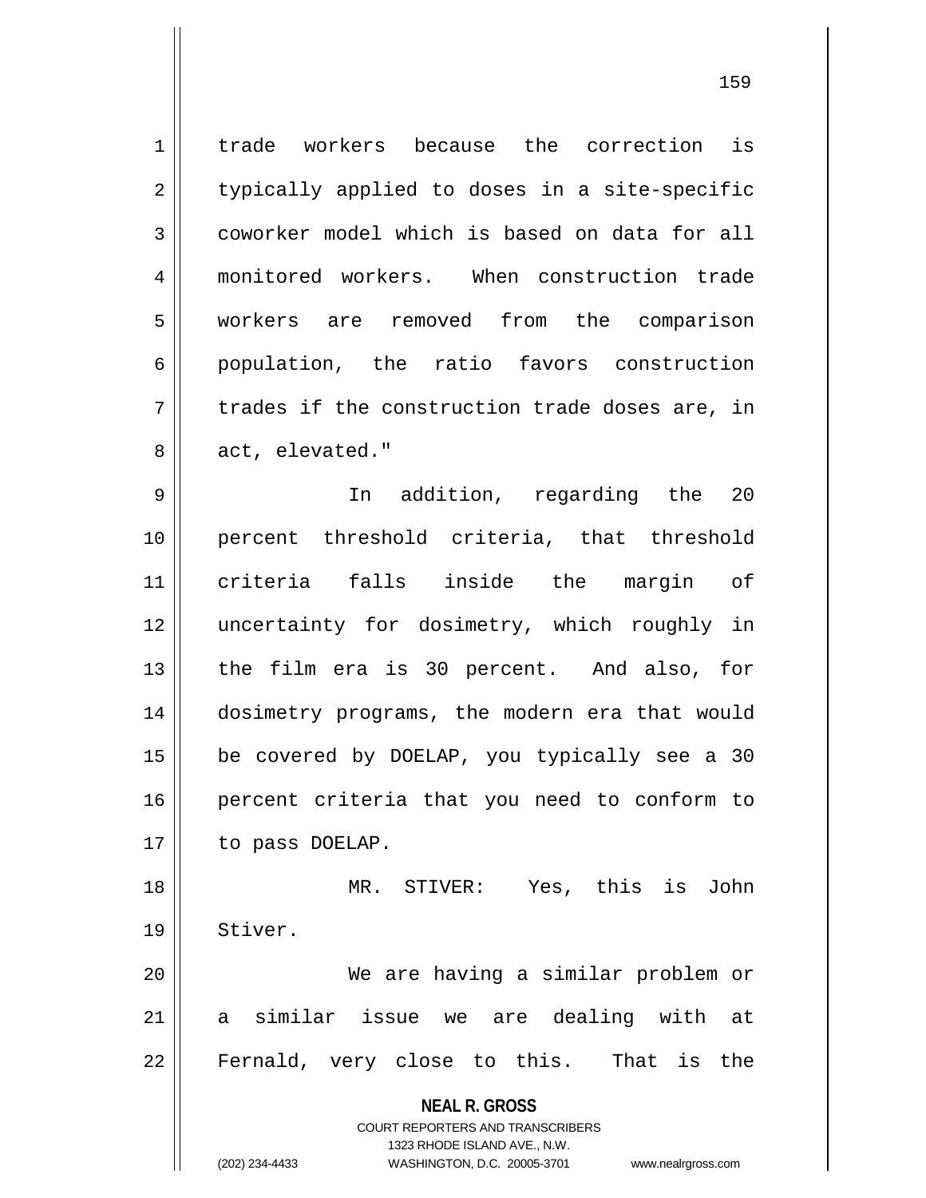trade workers because the correction is typically applied to doses in a site-specific coworker model which is based on data for all monitored workers. When construction trade workers are removed from the comparison population, the ratio favors construction trades if the construction trade doses are, in act, elevated."

In addition, regarding the 20 percent threshold criteria, that threshold criteria falls inside the margin of uncertainty for dosimetry, which roughly in the film era is 30 percent. And also, for dosimetry programs, the modern era that would be covered by DOELAP, you typically see a 30 percent criteria that you need to conform to to pass DOELAP.

MR. STIVER: Yes, this is John Stiver.

We are having a similar problem or a similar issue we are dealing with at Fernald, very close to this. That is the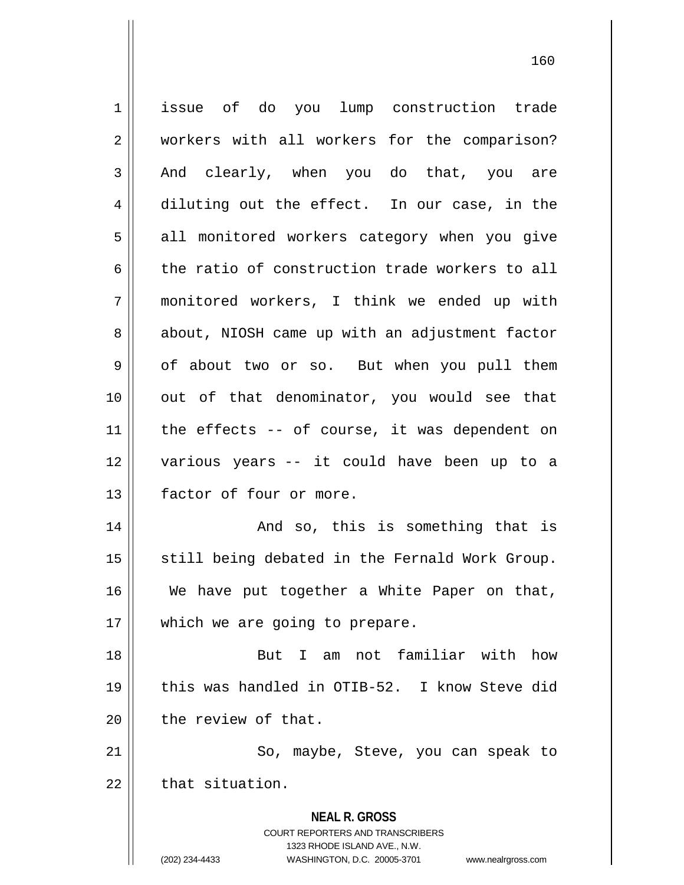issue of do you lump construction trade workers with all workers for the comparison? And clearly, when you do that, you are diluting out the effect. In our case, in the all monitored workers category when you give the ratio of construction trade workers to all monitored workers, I think we ended up with about, NIOSH came up with an adjustment factor of about two or so. But when you pull them out of that denominator, you would see that the effects -- of course, it was dependent on various years -- it could have been up to a factor of four or more.

And so, this is something that is still being debated in the Fernald Work Group. We have put together a White Paper on that, which we are going to prepare.

But I am not familiar with how this was handled in OTIB-52. I know Steve did the review of that.

So, maybe, Steve, you can speak to that situation.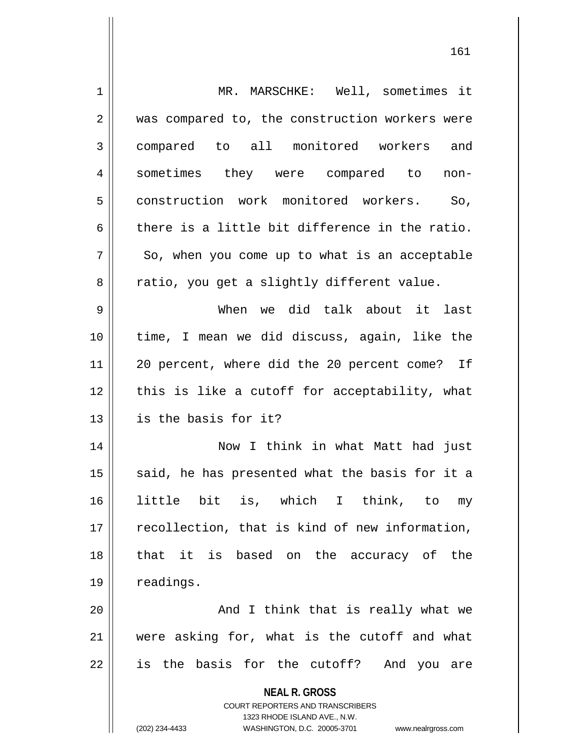MR. MARSCHKE: Well, sometimes it was compared to, the construction workers were compared to all monitored workers and sometimes they were compared to non-construction work monitored workers. So, there is a little bit difference in the ratio. So, when you come up to what is an acceptable ratio, you get a slightly different value.

When we did talk about it last time, I mean we did discuss, again, like the 20 percent, where did the 20 percent come? If this is like a cutoff for acceptability, what is the basis for it?

Now I think in what Matt had just said, he has presented what the basis for it a little bit is, which I think, to my recollection, that is kind of new information, that it is based on the accuracy of the readings.

And I think that is really what we were asking for, what is the cutoff and what is the basis for the cutoff? And you are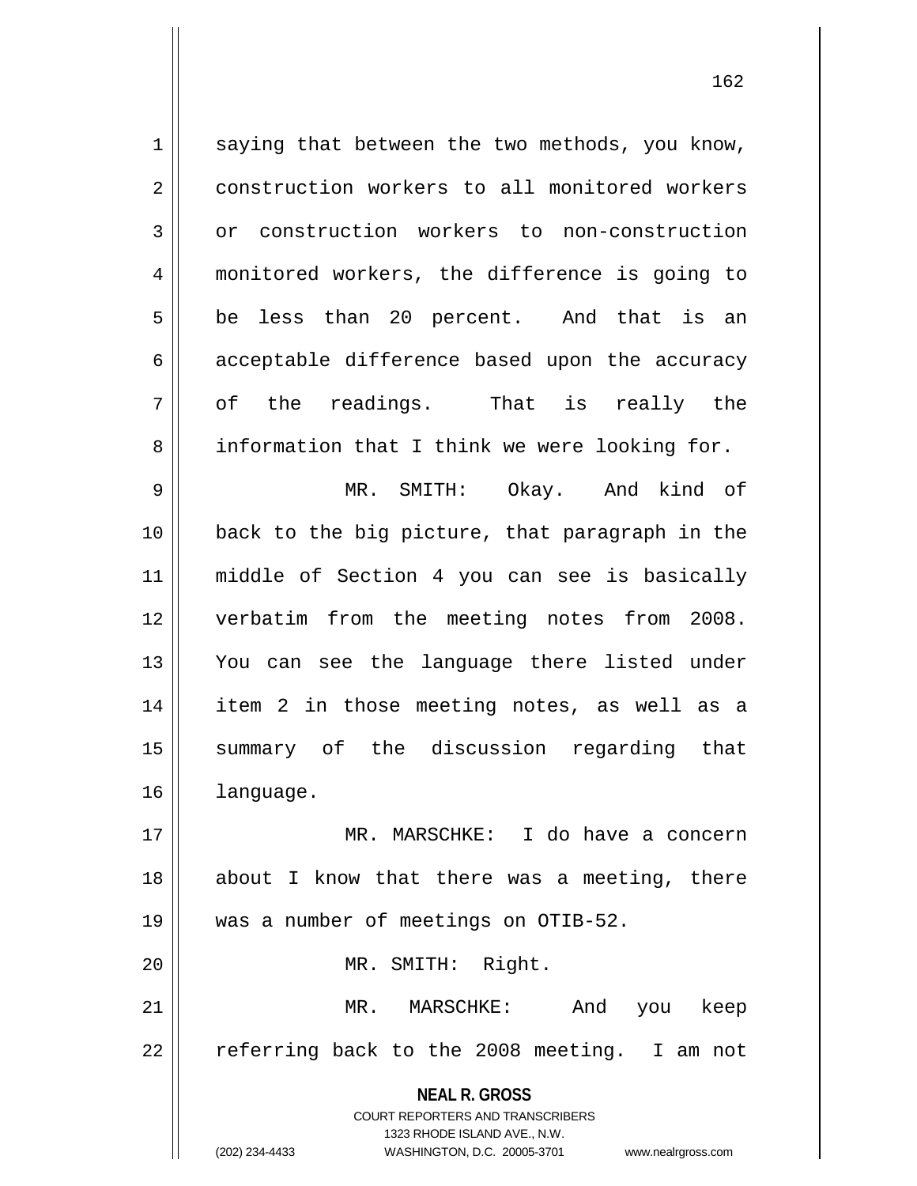saying that between the two methods, you know, construction workers to all monitored workers or construction workers to non-construction monitored workers, the difference is going to be less than 20 percent. And that is an acceptable difference based upon the accuracy of the readings. That is really the information that I think we were looking for.

MR. SMITH: Okay. And kind of back to the big picture, that paragraph in the middle of Section 4 you can see is basically verbatim from the meeting notes from 2008. You can see the language there listed under item 2 in those meeting notes, as well as a summary of the discussion regarding that language.

MR. MARSCHKE: I do have a concern about I know that there was a meeting, there was a number of meetings on OTIB-52.

MR. SMITH: Right.

MR. MARSCHKE: And you keep referring back to the 2008 meeting. I am not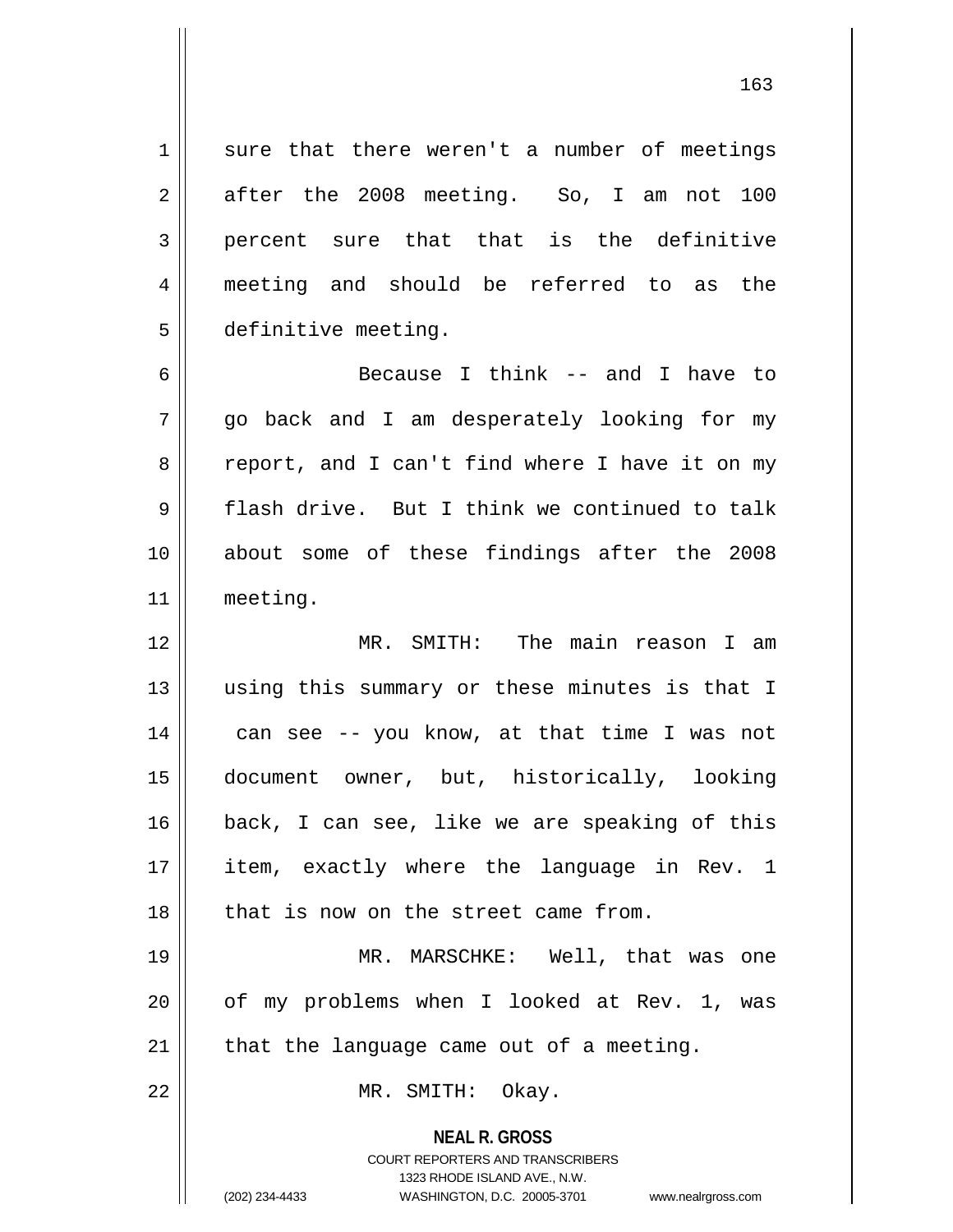sure that there weren't a number of meetings after the 2008 meeting. So, I am not 100 percent sure that that is the definitive meeting and should be referred to as the definitive meeting.

Because I think -- and I have to go back and I am desperately looking for my report, and I can't find where I have it on my flash drive. But I think we continued to talk about some of these findings after the 2008 meeting.

MR. SMITH: The main reason I am using this summary or these minutes is that I can see -- you know, at that time I was not document owner, but, historically, looking back, I can see, like we are speaking of this item, exactly where the language in Rev. 1 that is now on the street came from.

MR. MARSCHKE: Well, that was one of my problems when I looked at Rev. 1, was that the language came out of a meeting.

MR. SMITH: Okay.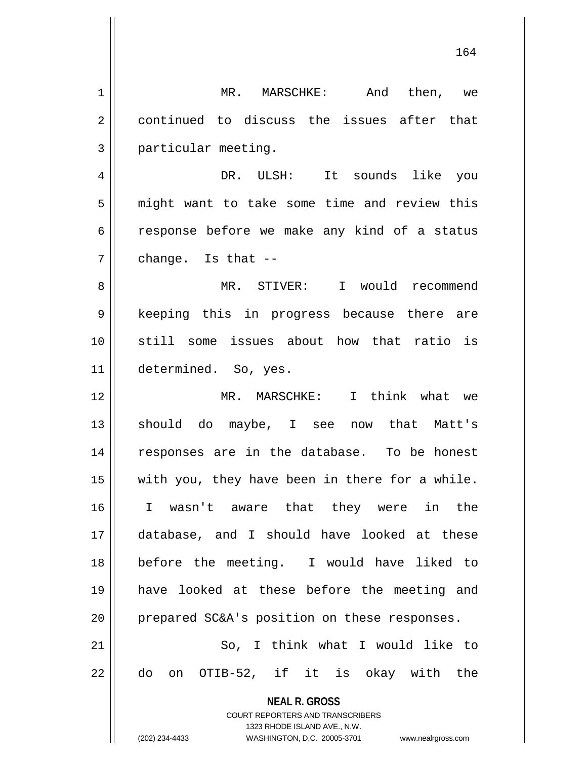MR. MARSCHKE: And then, we continued to discuss the issues after that particular meeting.

DR. ULSH: It sounds like you might want to take some time and review this response before we make any kind of a status change. Is that --

MR. STIVER: I would recommend keeping this in progress because there are still some issues about how that ratio is determined. So, yes.

MR. MARSCHKE: I think what we should do maybe, I see now that Matt's responses are in the database. To be honest with you, they have been in there for a while. I wasn't aware that they were in the database, and I should have looked at these before the meeting. I would have liked to have looked at these before the meeting and prepared SC&A's position on these responses.

So, I think what I would like to do on OTIB-52, if it is okay with the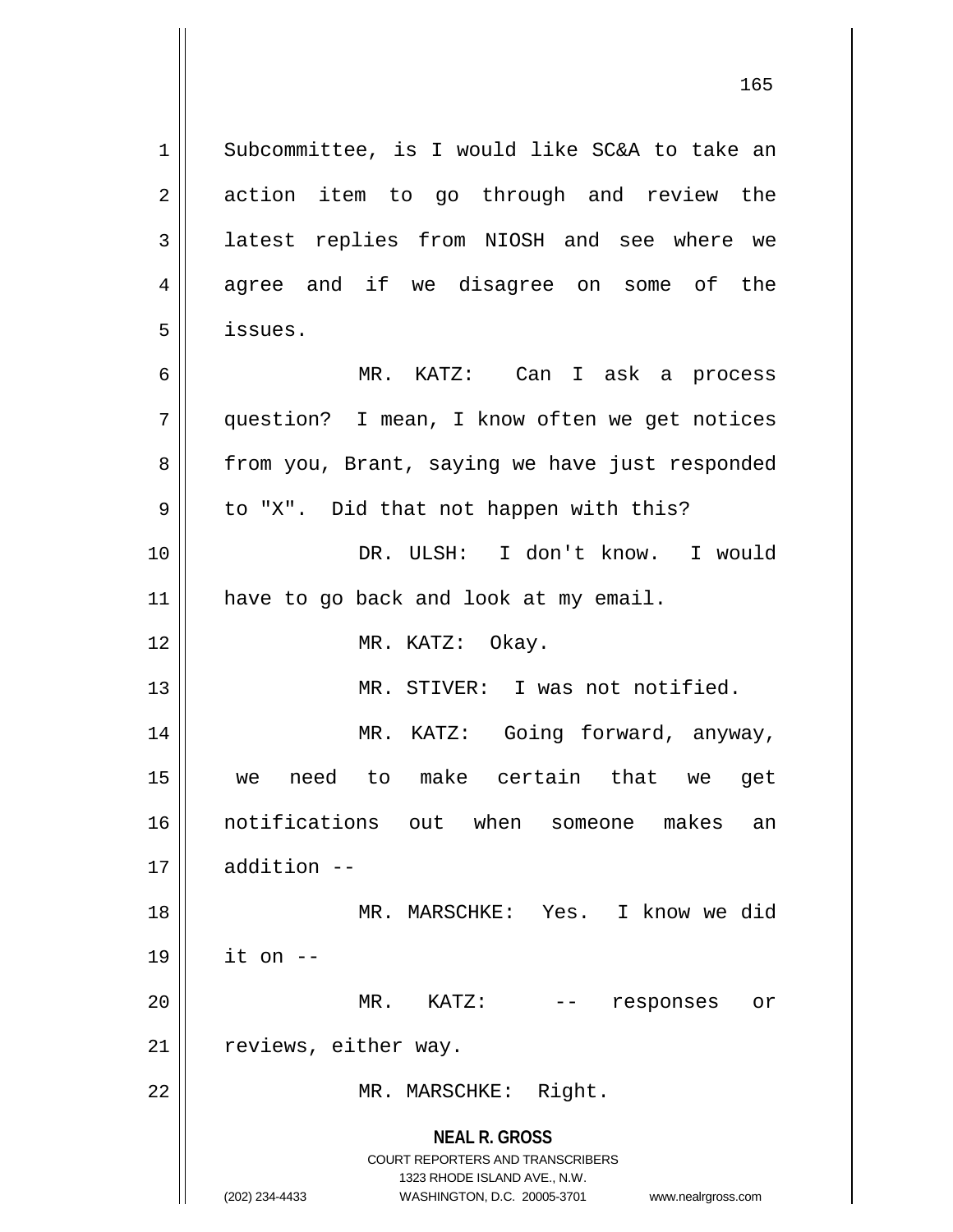Subcommittee, is I would like SC&A to take an action item to go through and review the latest replies from NIOSH and see where we agree and if we disagree on some of the issues.

MR. KATZ: Can I ask a process question? I mean, I know often we get notices from you, Brant, saying we have just responded to "X". Did that not happen with this?

DR. ULSH: I don't know. I would have to go back and look at my email.

MR. KATZ: Okay.

MR. STIVER: I was not notified.

MR. KATZ: Going forward, anyway, we need to make certain that we get notifications out when someone makes an addition --

MR. MARSCHKE: Yes. I know we did it on --

MR. KATZ: -- responses or reviews, either way.

MR. MARSCHKE: Right.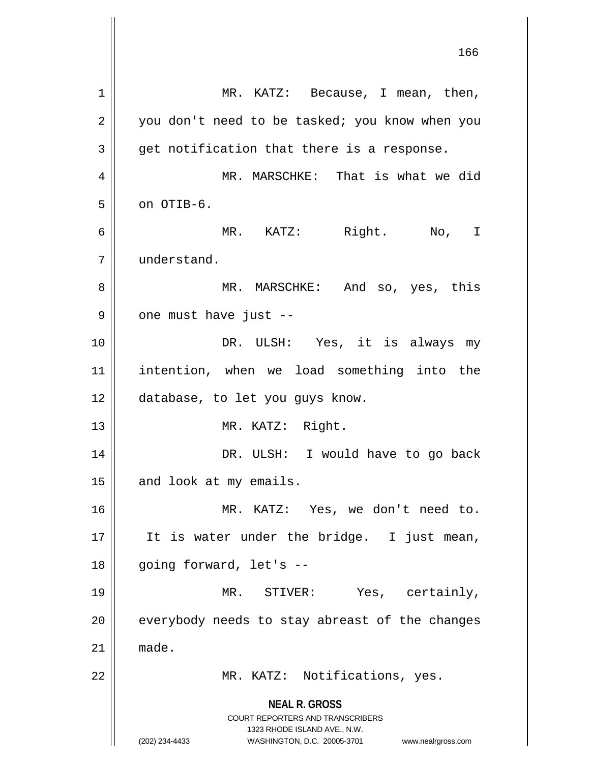MR. KATZ: Because, I mean, then, you don't need to be tasked; you know when you get notification that there is a response.

MR. MARSCHKE: That is what we did on OTIB-6.

MR. KATZ: Right. No, I understand.

MR. MARSCHKE: And so, yes, this one must have just --

DR. ULSH: Yes, it is always my intention, when we load something into the database, to let you guys know.

MR. KATZ: Right.

DR. ULSH: I would have to go back and look at my emails.

MR. KATZ: Yes, we don't need to. It is water under the bridge. I just mean, going forward, let's --

MR. STIVER: Yes, certainly, everybody needs to stay abreast of the changes made.

MR. KATZ: Notifications, yes.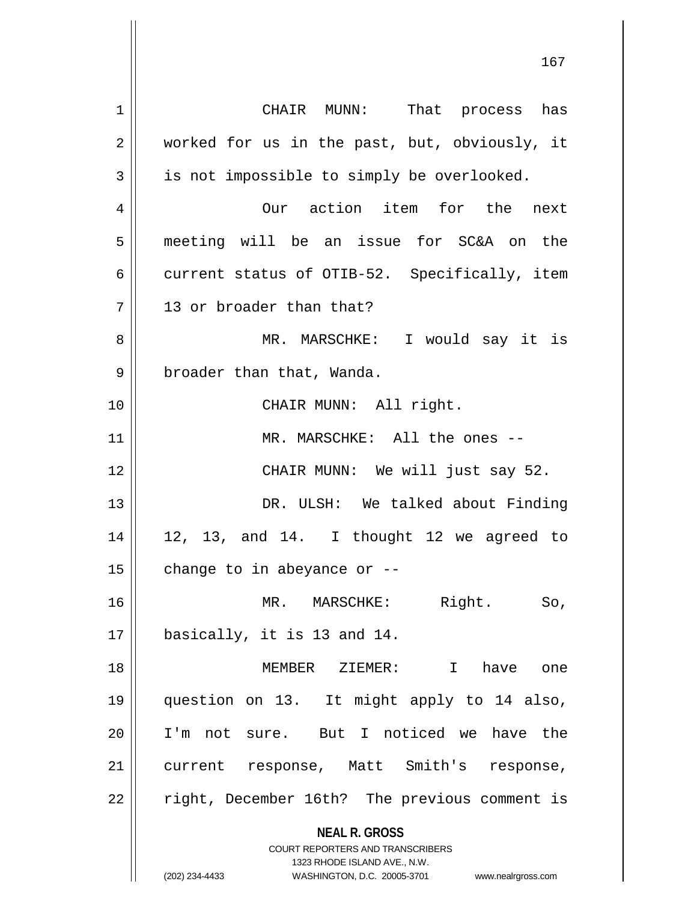CHAIR MUNN: That process has worked for us in the past, but, obviously, it is not impossible to simply be overlooked.

Our action item for the next meeting will be an issue for SC&A on the current status of OTIB-52. Specifically, item 13 or broader than that?

MR. MARSCHKE: I would say it is broader than that, Wanda.

CHAIR MUNN: All right.

MR. MARSCHKE: All the ones --

CHAIR MUNN: We will just say 52.

DR. ULSH: We talked about Finding 12, 13, and 14. I thought 12 we agreed to change to in abeyance or --

MR. MARSCHKE: Right. So, basically, it is 13 and 14.

MEMBER ZIEMER: I have one question on 13. It might apply to 14 also, I'm not sure. But I noticed we have the current response, Matt Smith's response, right, December 16th? The previous comment is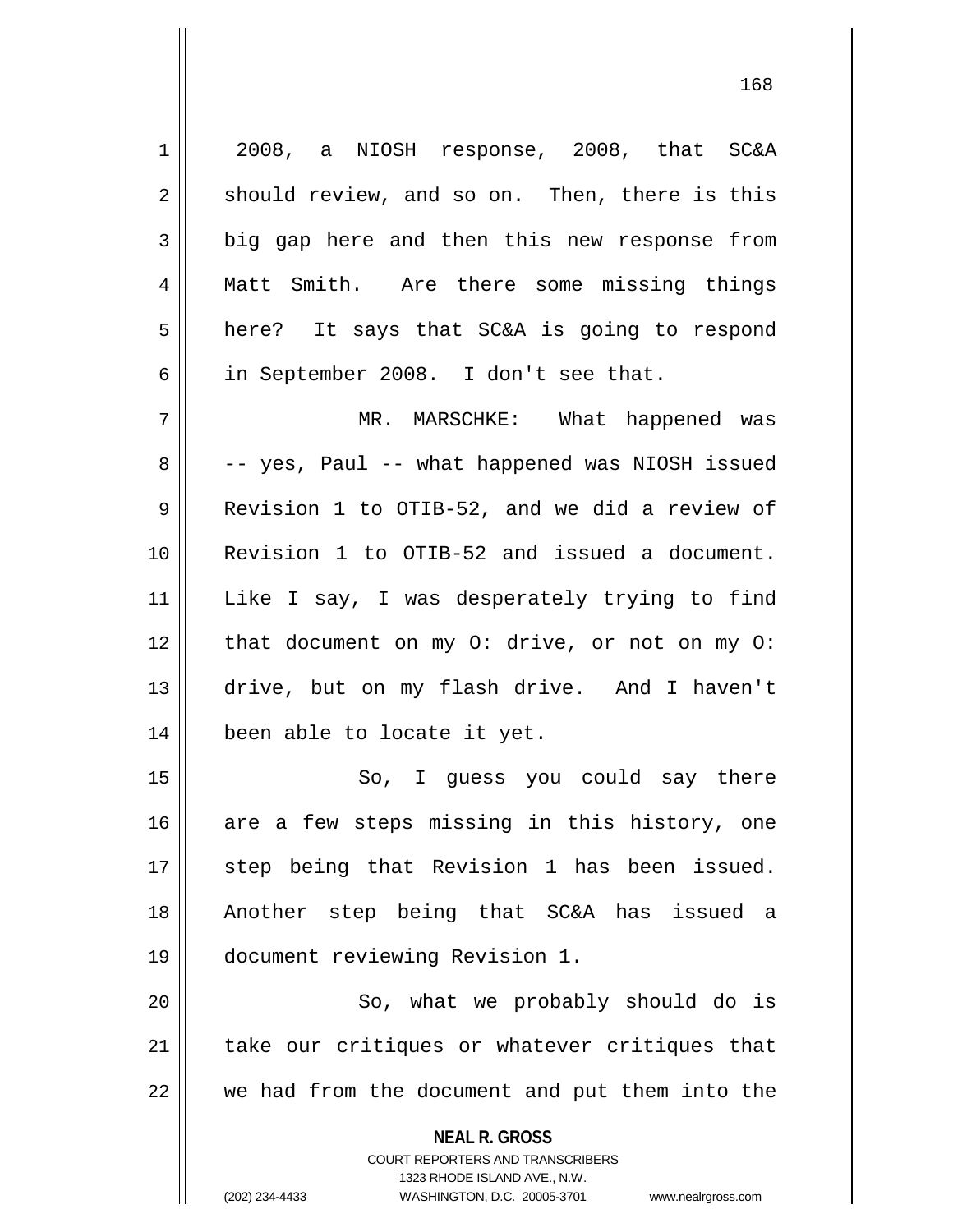2008, a NIOSH response, 2008, that SC&A should review, and so on. Then, there is this big gap here and then this new response from Matt Smith. Are there some missing things here? It says that SC&A is going to respond in September 2008. I don't see that.

MR. MARSCHKE: What happened was -- yes, Paul -- what happened was NIOSH issued Revision 1 to OTIB-52, and we did a review of Revision 1 to OTIB-52 and issued a document. Like I say, I was desperately trying to find that document on my O: drive, or not on my O: drive, but on my flash drive. And I haven't been able to locate it yet.

So, I guess you could say there are a few steps missing in this history, one step being that Revision 1 has been issued. Another step being that SC&A has issued a document reviewing Revision 1.

So, what we probably should do is take our critiques or whatever critiques that we had from the document and put them into the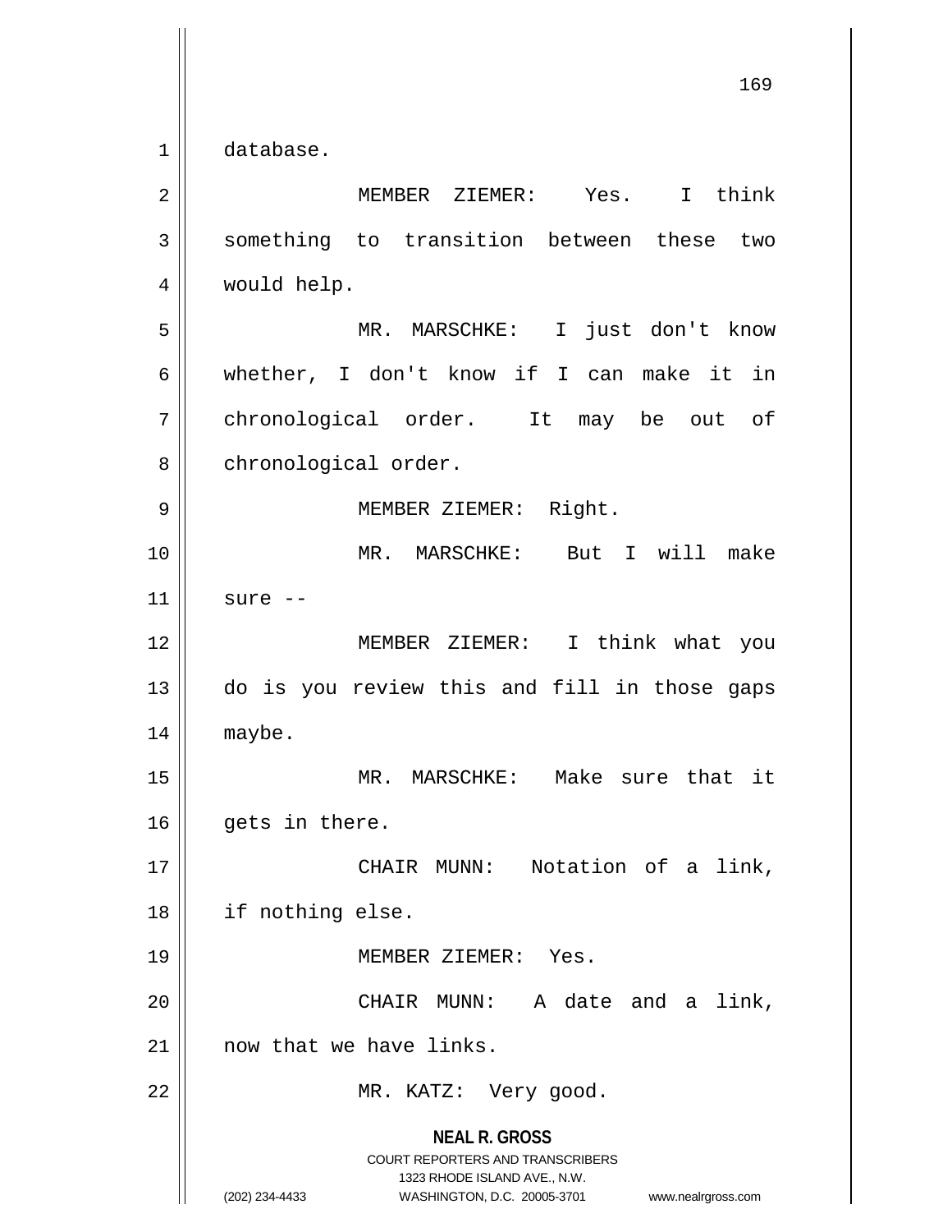database.

MEMBER ZIEMER: Yes. I think something to transition between these two would help.

MR. MARSCHKE: I just don't know whether, I don't know if I can make it in chronological order. It may be out of chronological order.

MEMBER ZIEMER: Right.

MR. MARSCHKE: But I will make sure --

MEMBER ZIEMER: I think what you do is you review this and fill in those gaps maybe.

MR. MARSCHKE: Make sure that it gets in there.

CHAIR MUNN: Notation of a link, if nothing else.

MEMBER ZIEMER: Yes.

CHAIR MUNN: A date and a link, now that we have links.

MR. KATZ: Very good.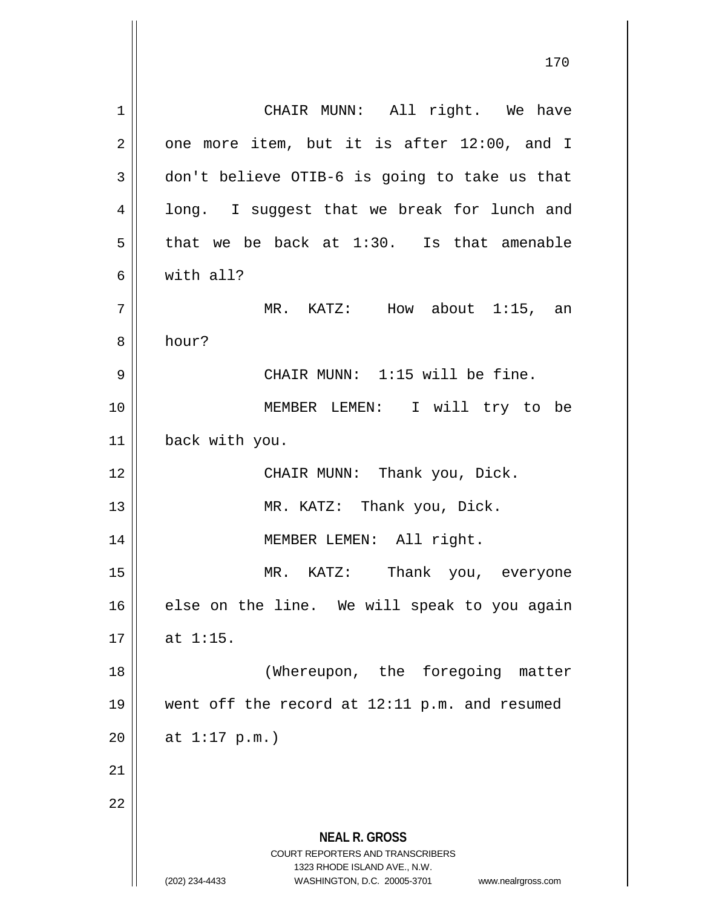CHAIR MUNN: All right. We have one more item, but it is after 12:00, and I don't believe OTIB-6 is going to take us that long. I suggest that we break for lunch and that we be back at 1:30. Is that amenable with all?

MR. KATZ: How about 1:15, an hour?

CHAIR MUNN: 1:15 will be fine.

MEMBER LEMEN: I will try to be back with you.

CHAIR MUNN: Thank you, Dick.

MR. KATZ: Thank you, Dick.

MEMBER LEMEN: All right.

MR. KATZ: Thank you, everyone else on the line. We will speak to you again at 1:15.

(Whereupon, the foregoing matter went off the record at 12:11 p.m. and resumed at 1:17 p.m.)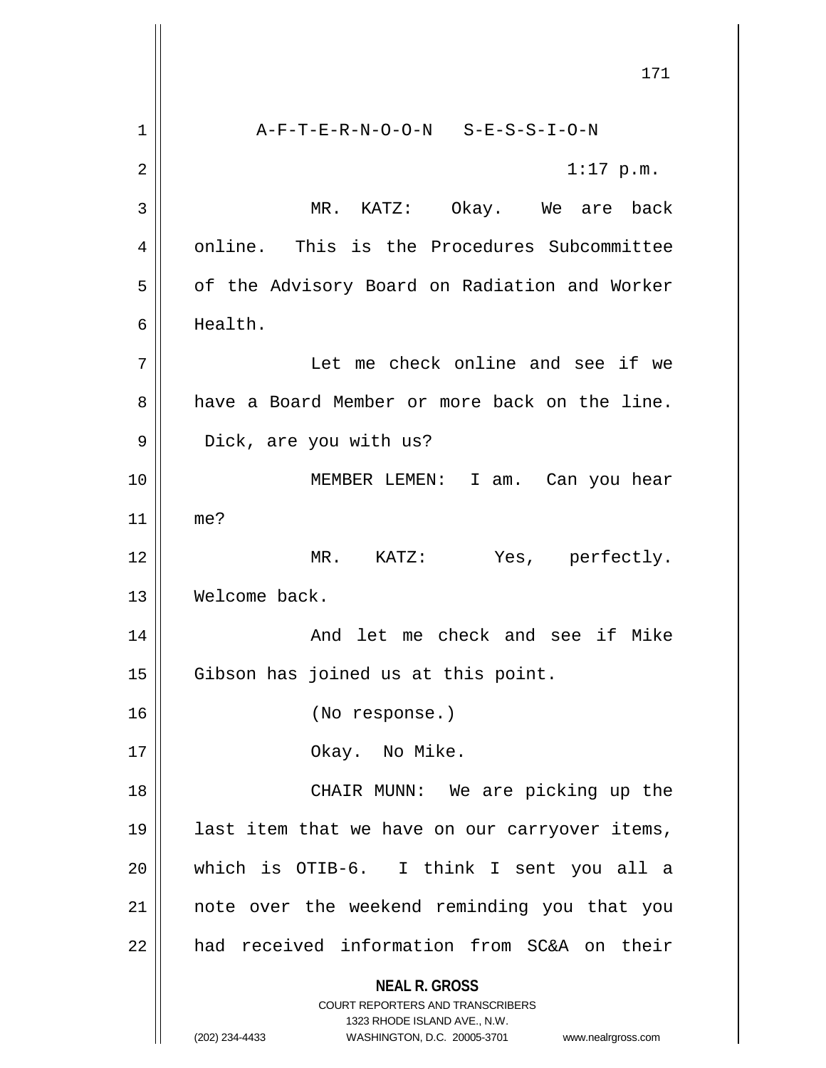A-F-T-E-R-N-O-O-N S-E-S-S-I-O-N

1:17 p.m.

MR. KATZ: Okay. We are back online. This is the Procedures Subcommittee of the Advisory Board on Radiation and Worker Health.

Let me check online and see if we have a Board Member or more back on the line. Dick, are you with us?

MEMBER LEMEN: I am. Can you hear me?

MR. KATZ: Yes, perfectly. Welcome back.

And let me check and see if Mike Gibson has joined us at this point.

(No response.)

Okay. No Mike.

CHAIR MUNN: We are picking up the last item that we have on our carryover items, which is OTIB-6. I think I sent you all a note over the weekend reminding you that you had received information from SC&A on their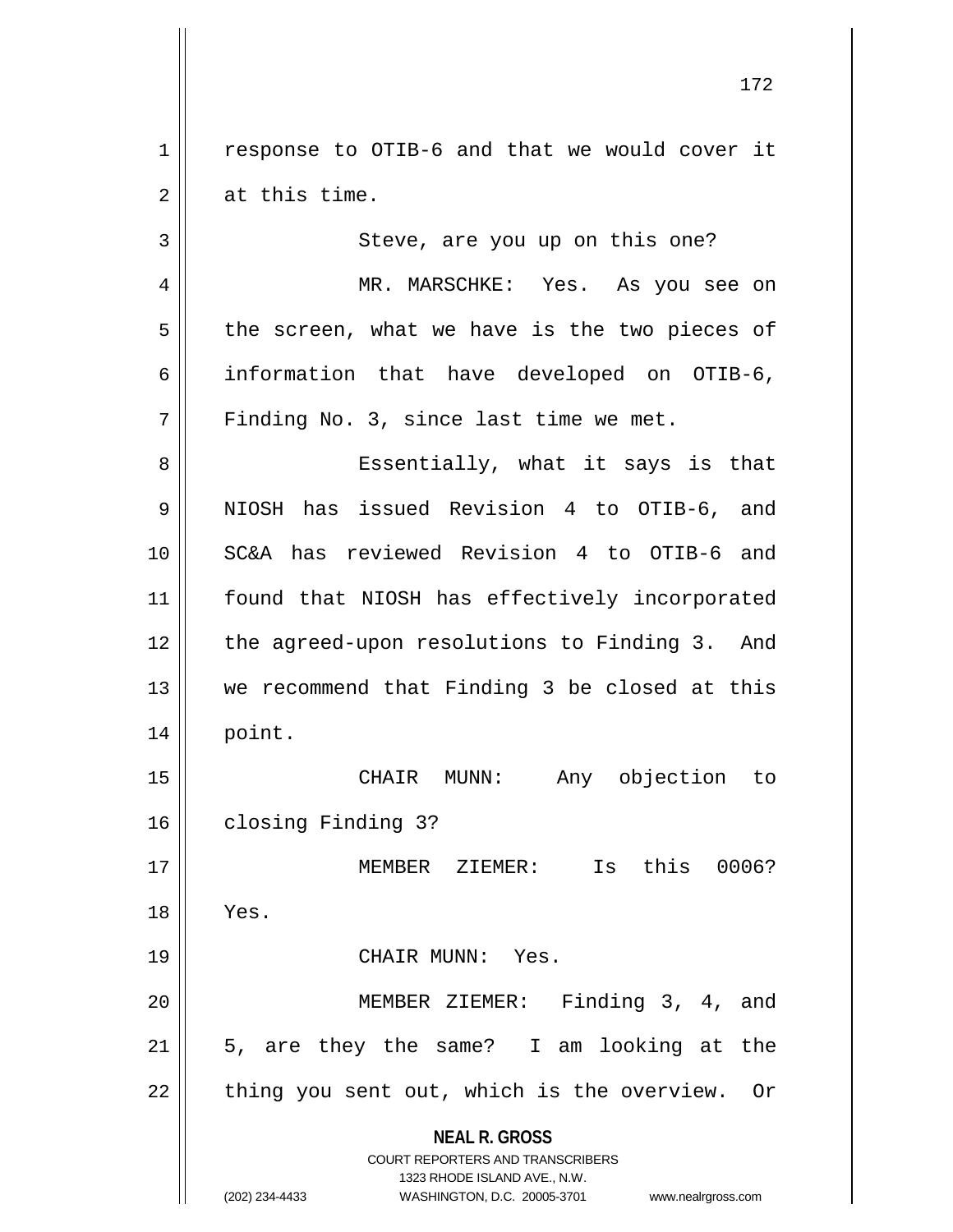response to OTIB-6 and that we would cover it at this time.

Steve, are you up on this one?

MR. MARSCHKE: Yes. As you see on the screen, what we have is the two pieces of information that have developed on OTIB-6, Finding No. 3, since last time we met.

Essentially, what it says is that NIOSH has issued Revision 4 to OTIB-6, and SC&A has reviewed Revision 4 to OTIB-6 and found that NIOSH has effectively incorporated the agreed-upon resolutions to Finding 3. And we recommend that Finding 3 be closed at this point.

CHAIR MUNN: Any objection to closing Finding 3?

MEMBER ZIEMER: Is this 0006? Yes.

CHAIR MUNN: Yes.

MEMBER ZIEMER: Finding 3, 4, and 5, are they the same? I am looking at the thing you sent out, which is the overview. Or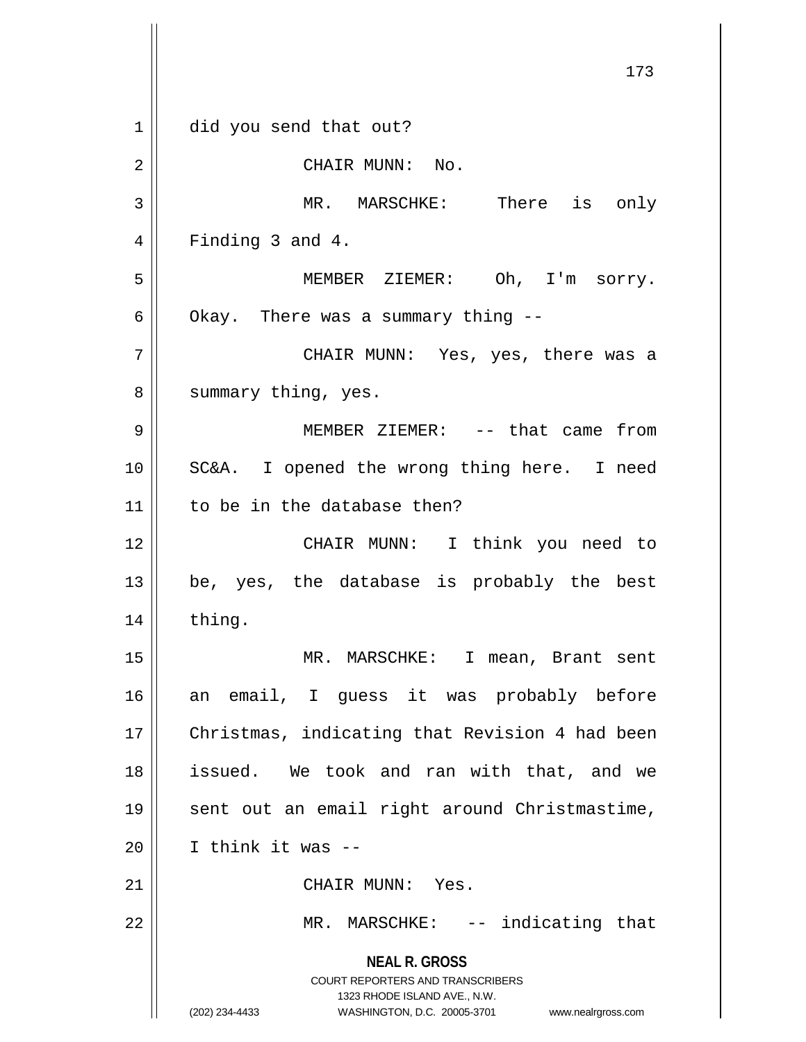did you send that out?

CHAIR MUNN: No.

MR. MARSCHKE: There is only Finding 3 and 4.

MEMBER ZIEMER: Oh, I'm sorry. Okay. There was a summary thing --

CHAIR MUNN: Yes, yes, there was a summary thing, yes.

MEMBER ZIEMER: -- that came from SC&A. I opened the wrong thing here. I need to be in the database then?

CHAIR MUNN: I think you need to be, yes, the database is probably the best thing.

MR. MARSCHKE: I mean, Brant sent an email, I guess it was probably before Christmas, indicating that Revision 4 had been issued. We took and ran with that, and we sent out an email right around Christmastime, I think it was --

CHAIR MUNN: Yes.

MR. MARSCHKE: -- indicating that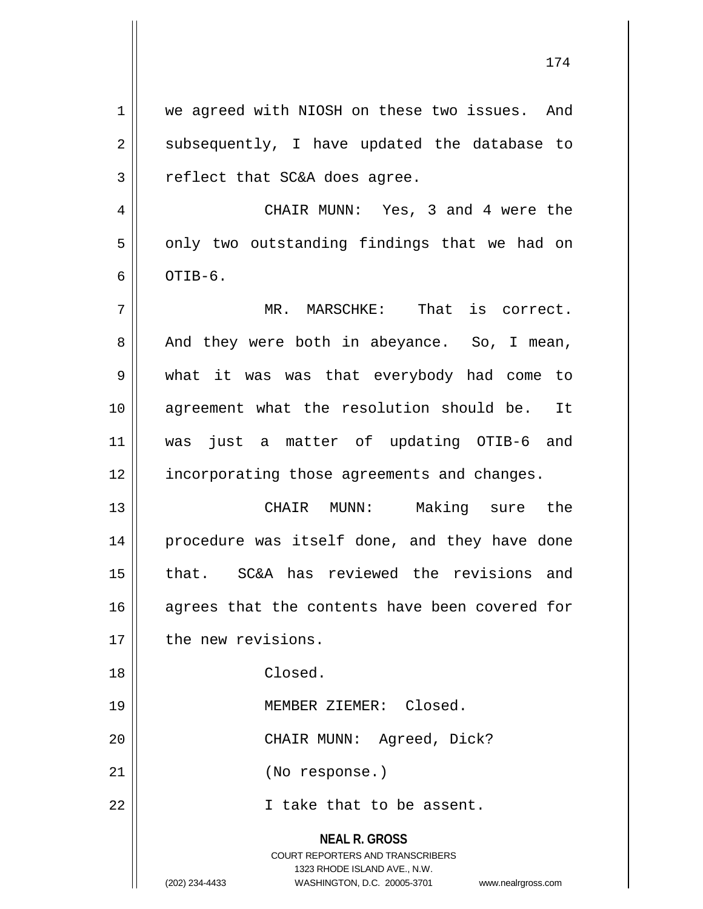we agreed with NIOSH on these two issues. And subsequently, I have updated the database to reflect that SC&A does agree.

CHAIR MUNN: Yes, 3 and 4 were the only two outstanding findings that we had on OTIB-6.

MR. MARSCHKE: That is correct. And they were both in abeyance. So, I mean, what it was was that everybody had come to agreement what the resolution should be. It was just a matter of updating OTIB-6 and incorporating those agreements and changes.

CHAIR MUNN: Making sure the procedure was itself done, and they have done that. SC&A has reviewed the revisions and agrees that the contents have been covered for the new revisions.

Closed.

MEMBER ZIEMER: Closed.

CHAIR MUNN: Agreed, Dick?

(No response.)

I take that to be assent.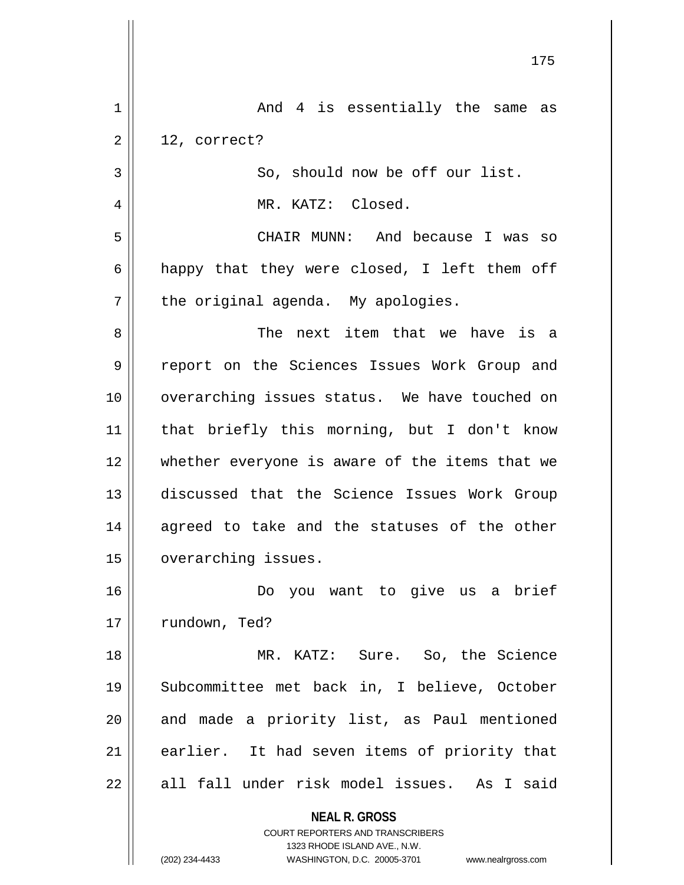And 4 is essentially the same as 12, correct?

So, should now be off our list.

MR. KATZ: Closed.

CHAIR MUNN: And because I was so happy that they were closed, I left them off the original agenda. My apologies.

The next item that we have is a report on the Sciences Issues Work Group and overarching issues status. We have touched on that briefly this morning, but I don't know whether everyone is aware of the items that we discussed that the Science Issues Work Group agreed to take and the statuses of the other overarching issues.

Do you want to give us a brief rundown, Ted?

MR. KATZ: Sure. So, the Science Subcommittee met back in, I believe, October and made a priority list, as Paul mentioned earlier. It had seven items of priority that all fall under risk model issues. As I said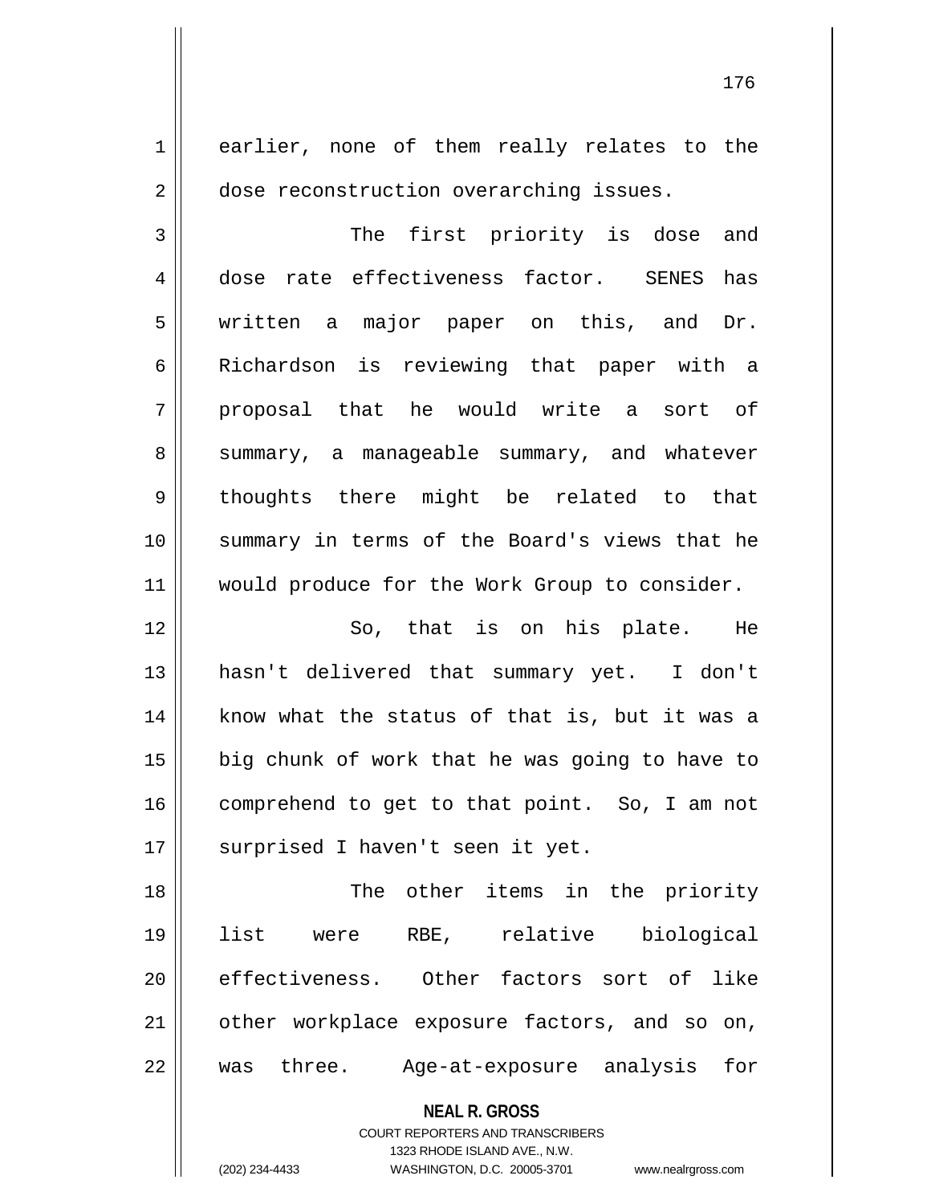earlier, none of them really relates to the dose reconstruction overarching issues.

The first priority is dose and dose rate effectiveness factor. SENES has written a major paper on this, and Dr. Richardson is reviewing that paper with a proposal that he would write a sort of summary, a manageable summary, and whatever thoughts there might be related to that summary in terms of the Board's views that he would produce for the Work Group to consider.

So, that is on his plate. He hasn't delivered that summary yet. I don't know what the status of that is, but it was a big chunk of work that he was going to have to comprehend to get to that point. So, I am not surprised I haven't seen it yet.

The other items in the priority list were RBE, relative biological effectiveness. Other factors sort of like other workplace exposure factors, and so on, was three. Age-at-exposure analysis for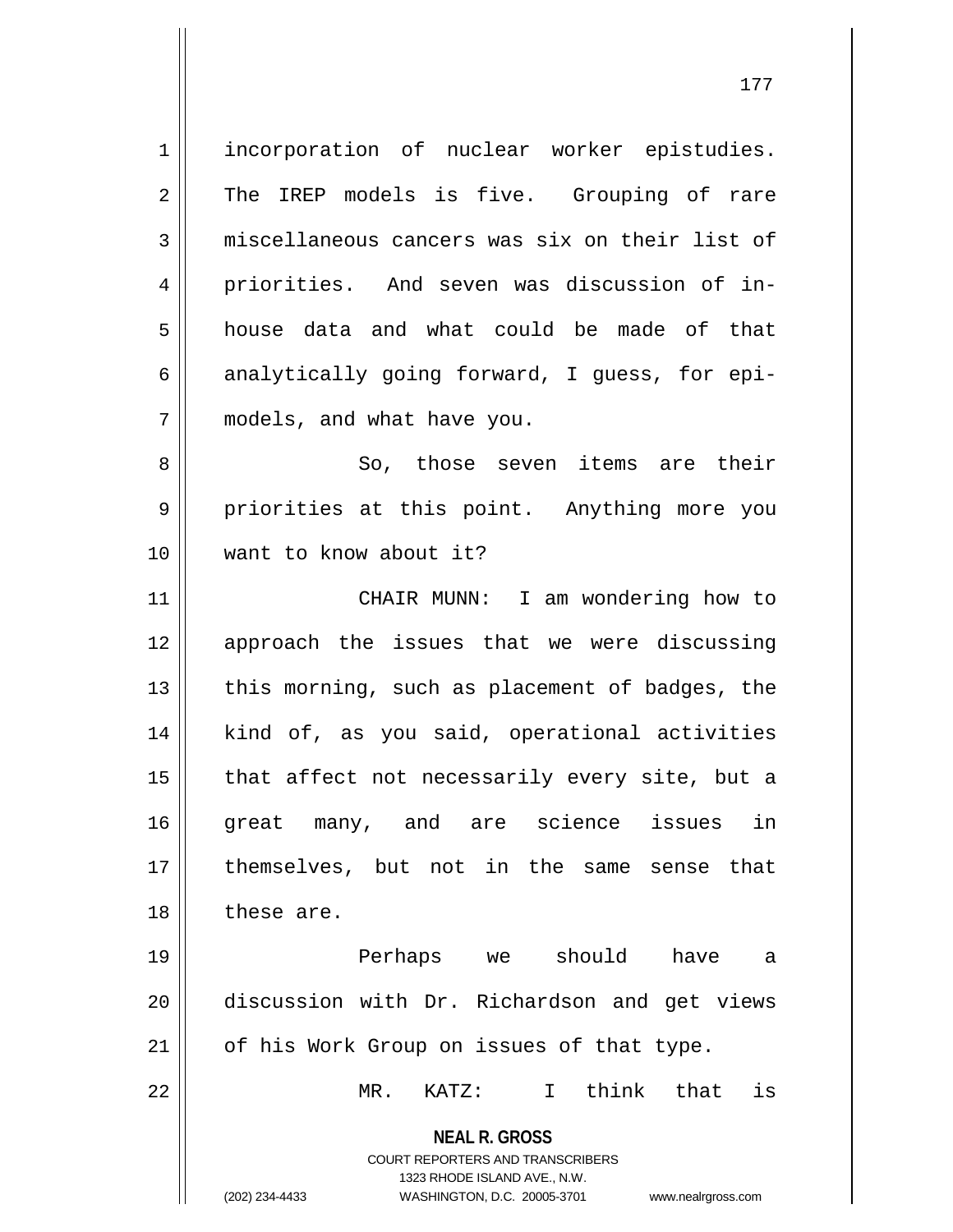incorporation of nuclear worker epistudies. The IREP models is five. Grouping of rare miscellaneous cancers was six on their list of priorities. And seven was discussion of in-house data and what could be made of that analytically going forward, I guess, for epi-models, and what have you.

So, those seven items are their priorities at this point. Anything more you want to know about it?

CHAIR MUNN: I am wondering how to approach the issues that we were discussing this morning, such as placement of badges, the kind of, as you said, operational activities that affect not necessarily every site, but a great many, and are science issues in themselves, but not in the same sense that these are.

Perhaps we should have a discussion with Dr. Richardson and get views of his Work Group on issues of that type.

MR. KATZ: I think that is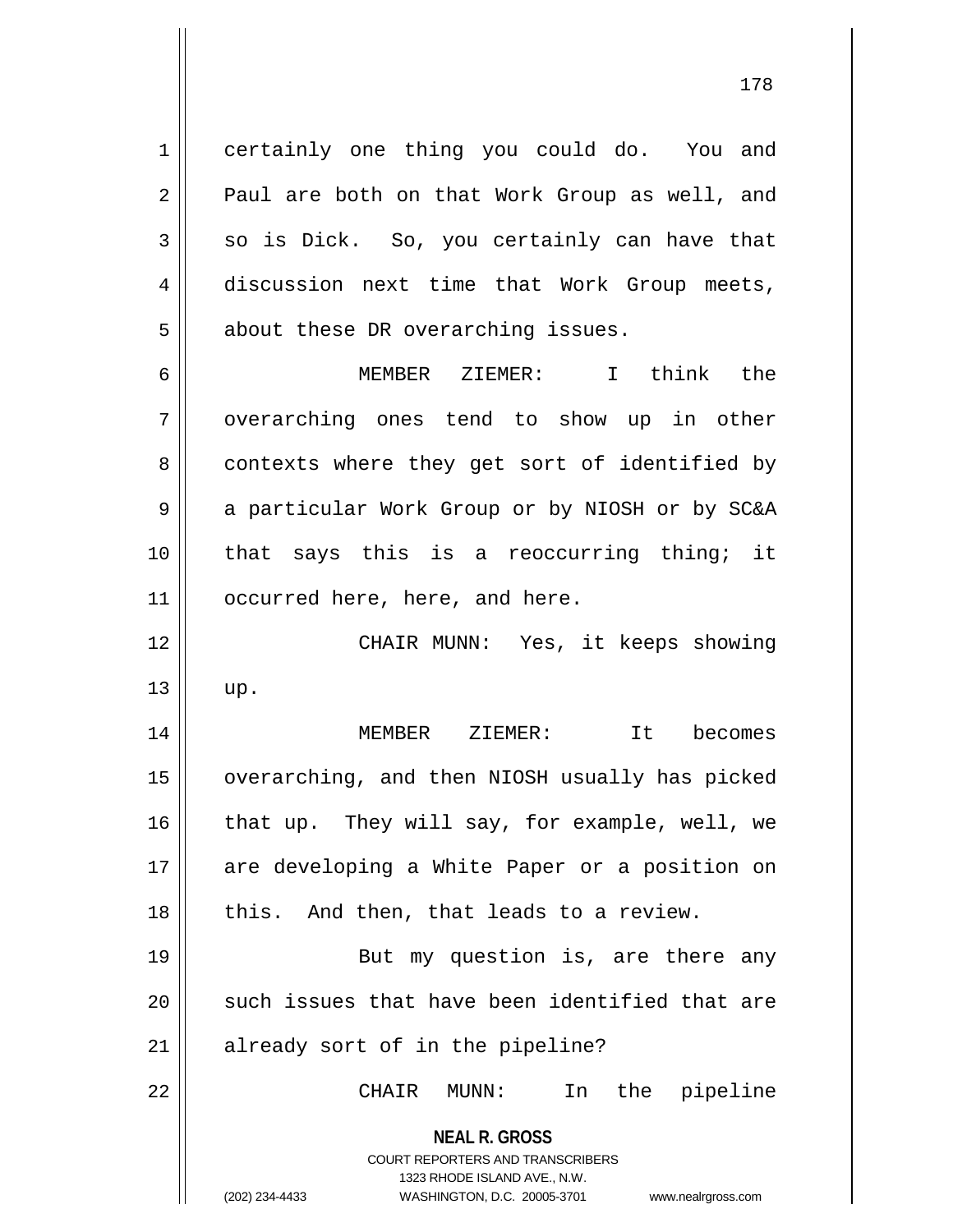certainly one thing you could do. You and Paul are both on that Work Group as well, and so is Dick. So, you certainly can have that discussion next time that Work Group meets, about these DR overarching issues.

MEMBER ZIEMER: I think the overarching ones tend to show up in other contexts where they get sort of identified by a particular Work Group or by NIOSH or by SC&A that says this is a reoccurring thing; it occurred here, here, and here.

CHAIR MUNN: Yes, it keeps showing up.

MEMBER ZIEMER: It becomes overarching, and then NIOSH usually has picked that up. They will say, for example, well, we are developing a White Paper or a position on this. And then, that leads to a review.

But my question is, are there any such issues that have been identified that are already sort of in the pipeline?

CHAIR MUNN: In the pipeline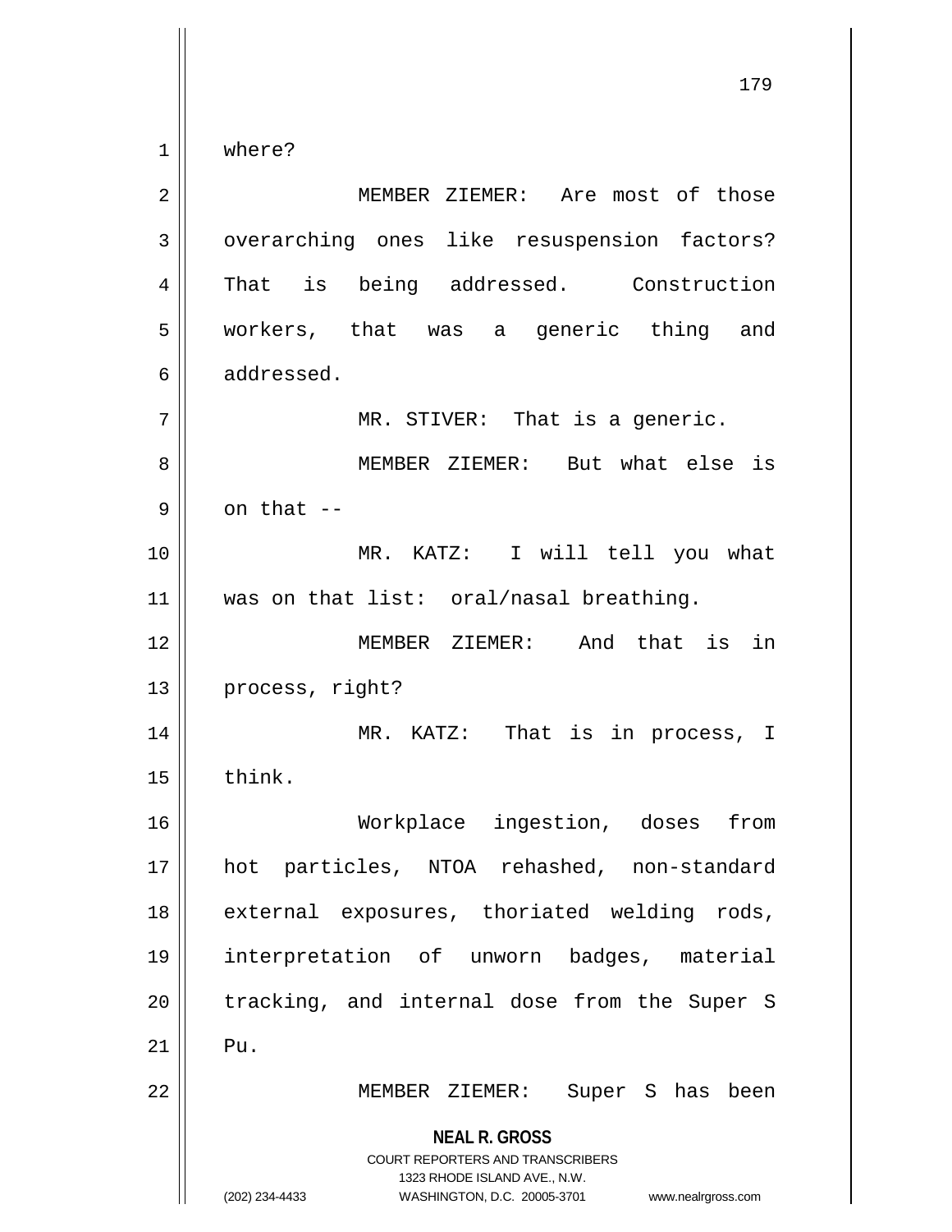where?

MEMBER ZIEMER: Are most of those overarching ones like resuspension factors? That is being addressed. Construction workers, that was a generic thing and addressed.

MR. STIVER: That is a generic.

MEMBER ZIEMER: But what else is on that --

MR. KATZ: I will tell you what was on that list: oral/nasal breathing.

MEMBER ZIEMER: And that is in process, right?

MR. KATZ: That is in process, I think.

Workplace ingestion, doses from hot particles, NTOA rehashed, non-standard external exposures, thoriated welding rods, interpretation of unworn badges, material tracking, and internal dose from the Super S Pu.

MEMBER ZIEMER: Super S has been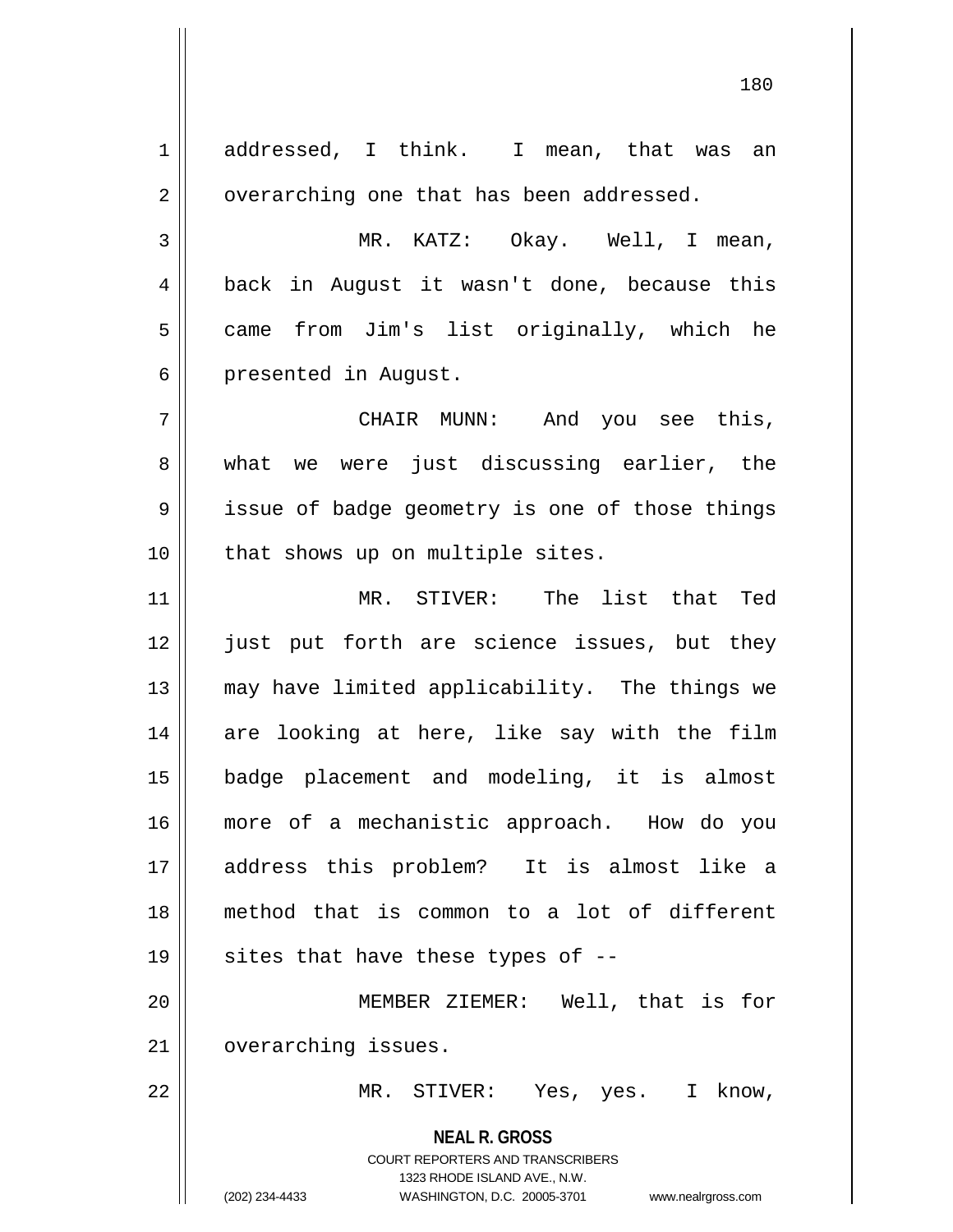addressed, I think. I mean, that was an overarching one that has been addressed.

MR. KATZ: Okay. Well, I mean, back in August it wasn't done, because this came from Jim's list originally, which he presented in August.

CHAIR MUNN: And you see this, what we were just discussing earlier, the issue of badge geometry is one of those things that shows up on multiple sites.

MR. STIVER: The list that Ted just put forth are science issues, but they may have limited applicability. The things we are looking at here, like say with the film badge placement and modeling, it is almost more of a mechanistic approach. How do you address this problem? It is almost like a method that is common to a lot of different sites that have these types of --

MEMBER ZIEMER: Well, that is for overarching issues.

MR. STIVER: Yes, yes. I know,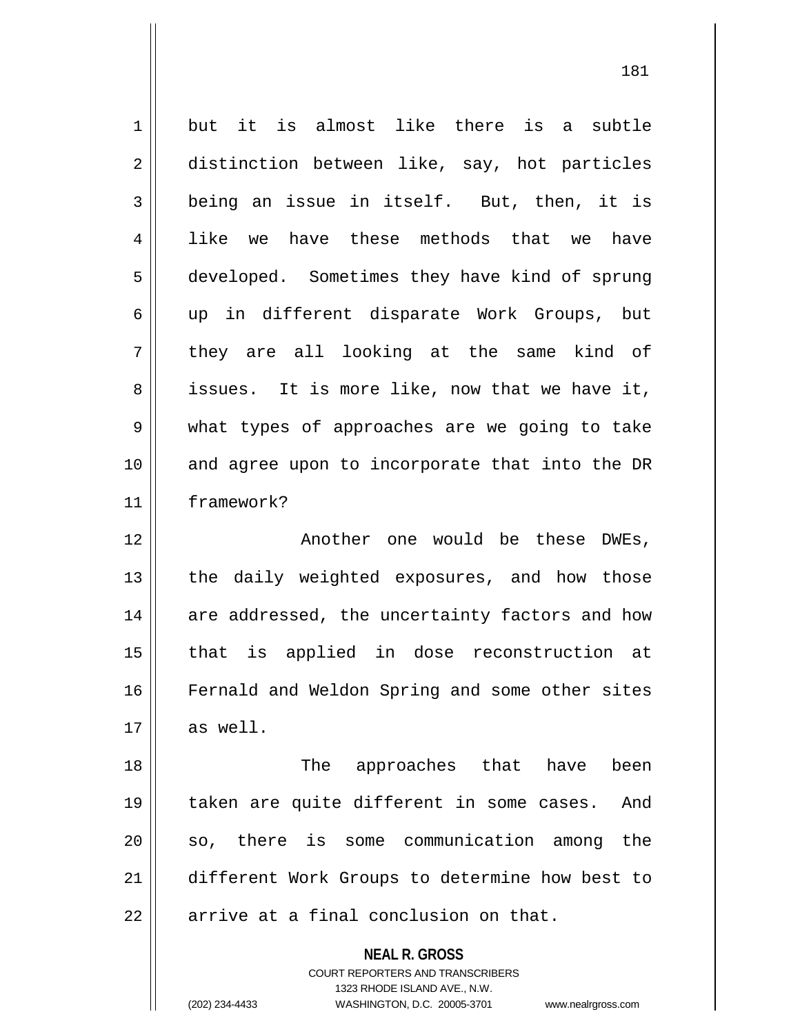but it is almost like there is a subtle distinction between like, say, hot particles being an issue in itself. But, then, it is like we have these methods that we have developed. Sometimes they have kind of sprung up in different disparate Work Groups, but they are all looking at the same kind of issues. It is more like, now that we have it, what types of approaches are we going to take and agree upon to incorporate that into the DR framework?

Another one would be these DWEs, the daily weighted exposures, and how those are addressed, the uncertainty factors and how that is applied in dose reconstruction at Fernald and Weldon Spring and some other sites as well.

The approaches that have been taken are quite different in some cases. And so, there is some communication among the different Work Groups to determine how best to arrive at a final conclusion on that.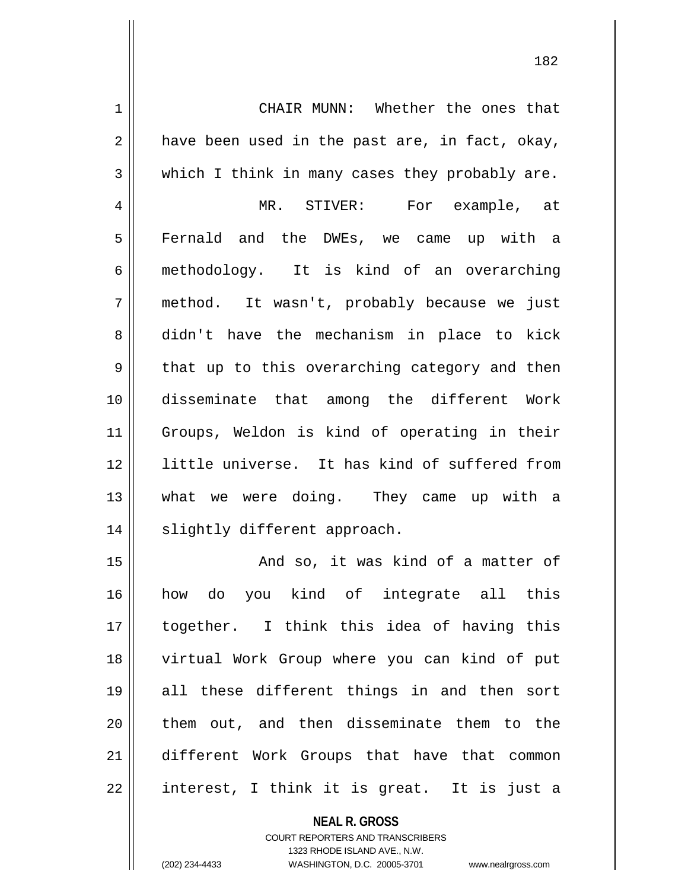CHAIR MUNN: Whether the ones that have been used in the past are, in fact, okay, which I think in many cases they probably are.

MR. STIVER: For example, at Fernald and the DWEs, we came up with a methodology. It is kind of an overarching method. It wasn't, probably because we just didn't have the mechanism in place to kick that up to this overarching category and then disseminate that among the different Work Groups, Weldon is kind of operating in their little universe. It has kind of suffered from what we were doing. They came up with a slightly different approach.

And so, it was kind of a matter of how do you kind of integrate all this together. I think this idea of having this virtual Work Group where you can kind of put all these different things in and then sort them out, and then disseminate them to the different Work Groups that have that common interest, I think it is great. It is just a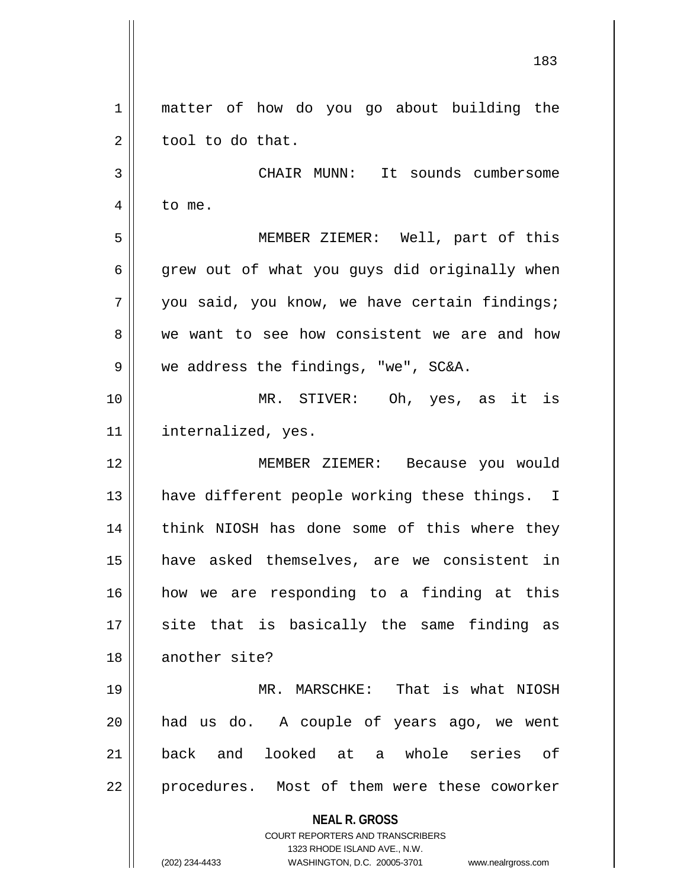matter of how do you go about building the tool to do that.

CHAIR MUNN: It sounds cumbersome to me.

MEMBER ZIEMER: Well, part of this grew out of what you guys did originally when you said, you know, we have certain findings; we want to see how consistent we are and how we address the findings, "we", SC&A.

MR. STIVER: Oh, yes, as it is internalized, yes.

MEMBER ZIEMER: Because you would have different people working these things. I think NIOSH has done some of this where they have asked themselves, are we consistent in how we are responding to a finding at this site that is basically the same finding as another site?

MR. MARSCHKE: That is what NIOSH had us do. A couple of years ago, we went back and looked at a whole series of procedures. Most of them were these coworker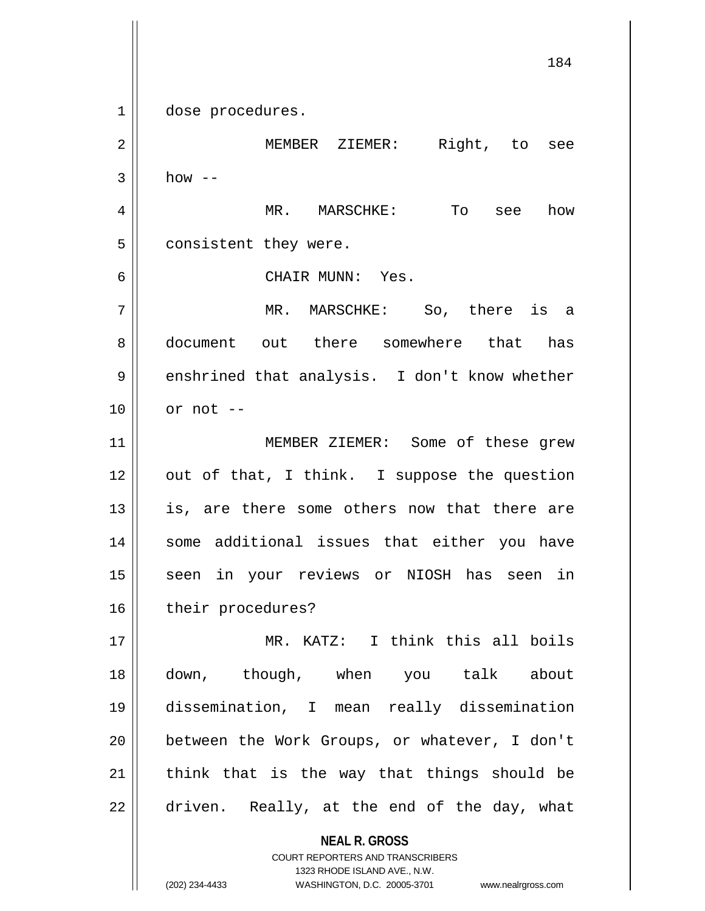dose procedures.

MEMBER ZIEMER: Right, to see how --

MR. MARSCHKE: To see how consistent they were.

CHAIR MUNN: Yes.

MR. MARSCHKE: So, there is a document out there somewhere that has enshrined that analysis. I don't know whether or not --

MEMBER ZIEMER: Some of these grew out of that, I think. I suppose the question is, are there some others now that there are some additional issues that either you have seen in your reviews or NIOSH has seen in their procedures?

MR. KATZ: I think this all boils down, though, when you talk about dissemination, I mean really dissemination between the Work Groups, or whatever, I don't think that is the way that things should be driven. Really, at the end of the day, what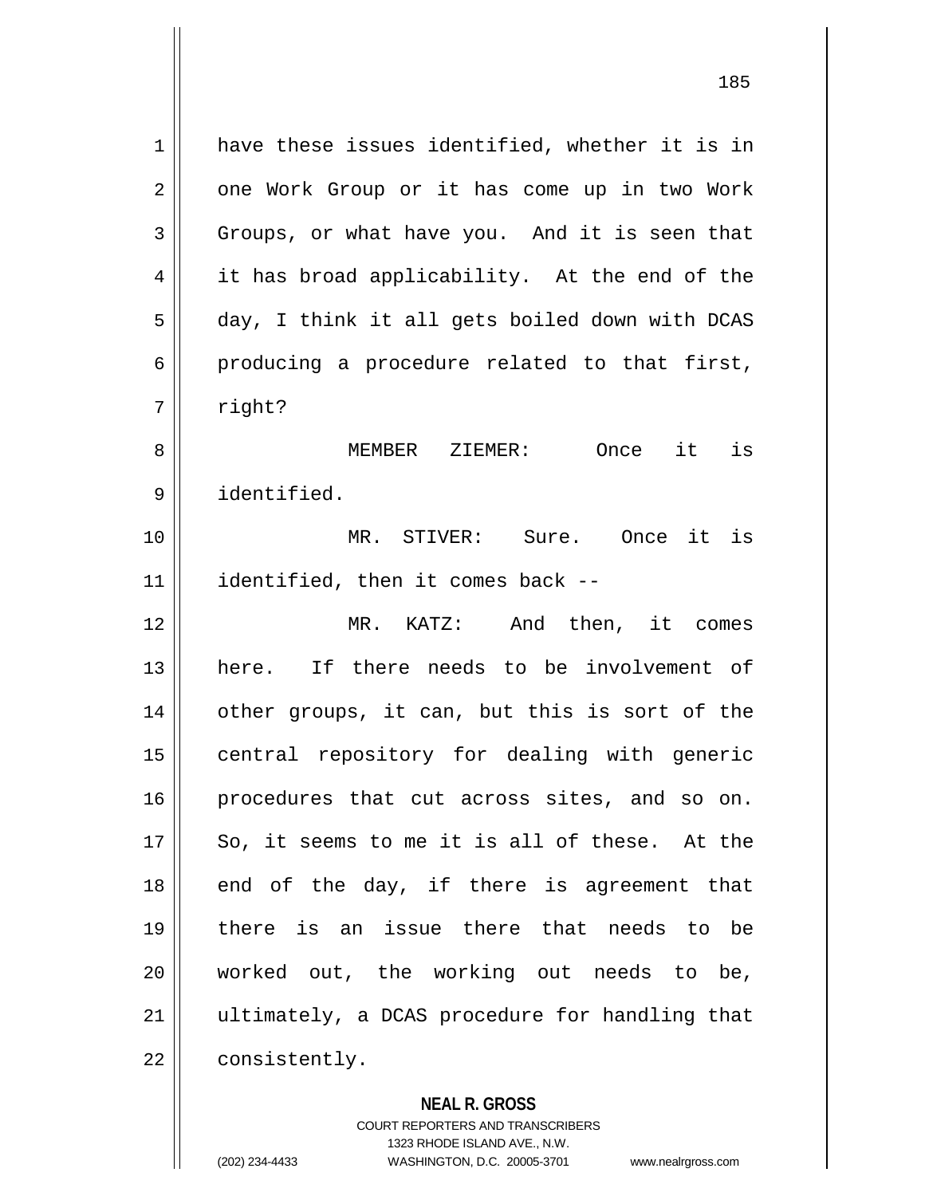have these issues identified, whether it is in one Work Group or it has come up in two Work Groups, or what have you. And it is seen that it has broad applicability. At the end of the day, I think it all gets boiled down with DCAS producing a procedure related to that first, right?

MEMBER ZIEMER: Once it is identified.

MR. STIVER: Sure. Once it is identified, then it comes back --

MR. KATZ: And then, it comes here. If there needs to be involvement of other groups, it can, but this is sort of the central repository for dealing with generic procedures that cut across sites, and so on. So, it seems to me it is all of these. At the end of the day, if there is agreement that there is an issue there that needs to be worked out, the working out needs to be, ultimately, a DCAS procedure for handling that consistently.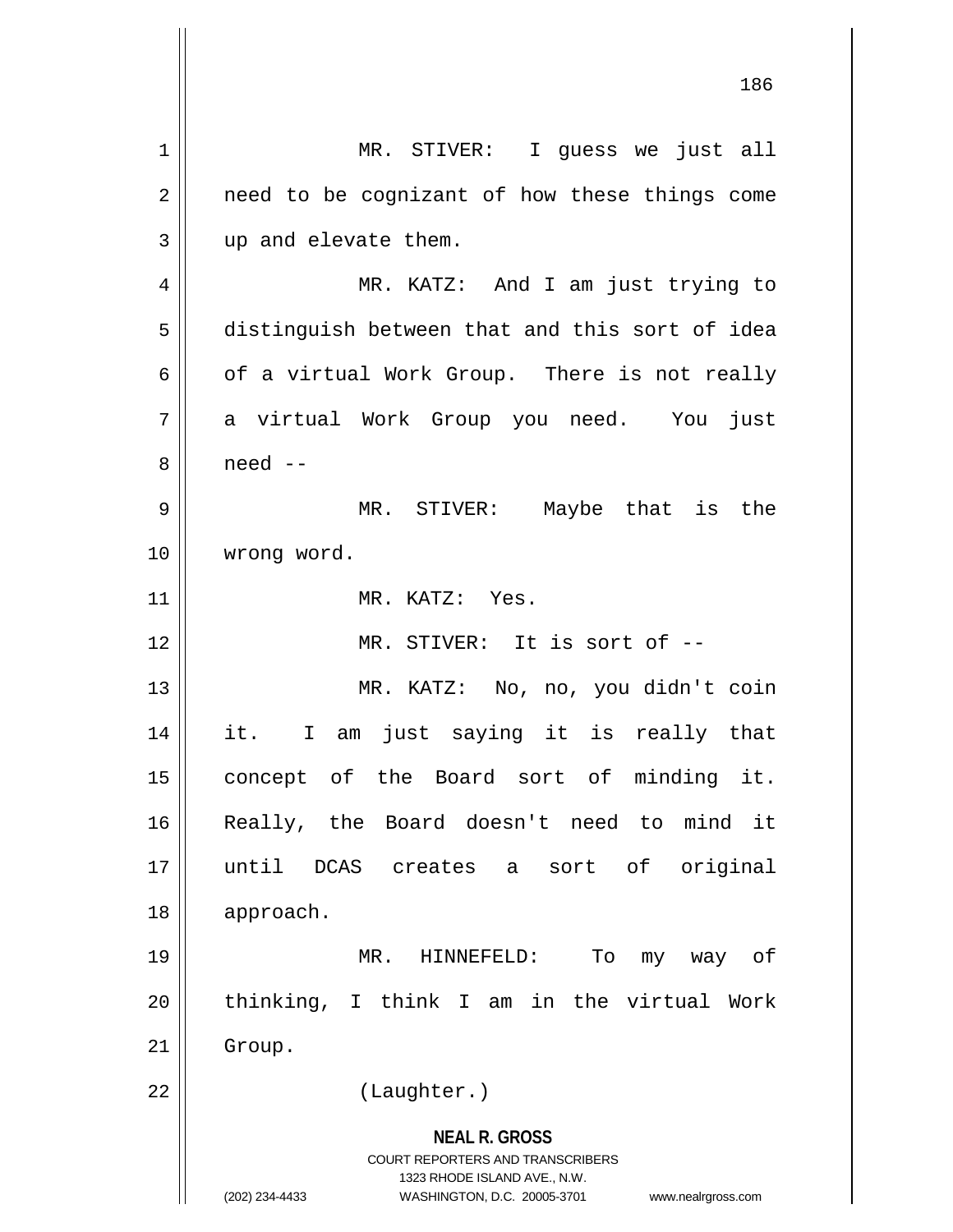MR. STIVER: I guess we just all need to be cognizant of how these things come up and elevate them.

MR. KATZ: And I am just trying to distinguish between that and this sort of idea of a virtual Work Group. There is not really a virtual Work Group you need. You just need --

MR. STIVER: Maybe that is the wrong word.

MR. KATZ: Yes.

MR. STIVER: It is sort of --

MR. KATZ: No, no, you didn't coin it. I am just saying it is really that concept of the Board sort of minding it. Really, the Board doesn't need to mind it until DCAS creates a sort of original approach.

MR. HINNEFELD: To my way of thinking, I think I am in the virtual Work Group.

(Laughter.)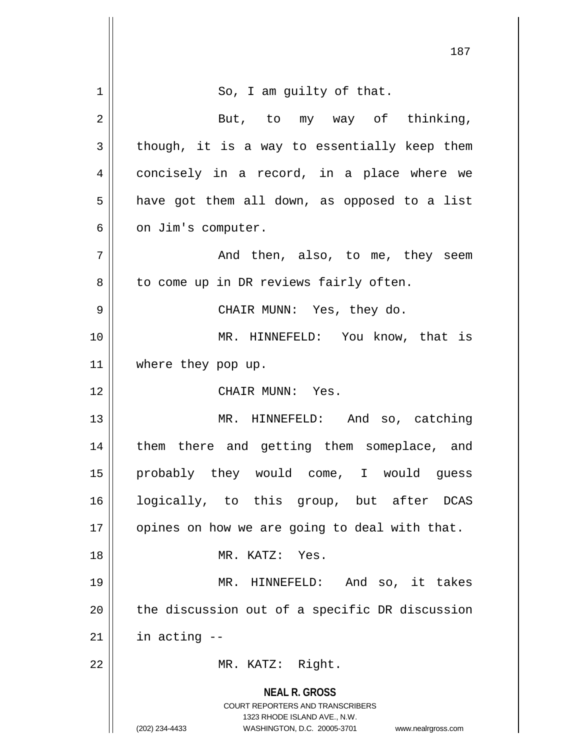So, I am guilty of that.

But, to my way of thinking, though, it is a way to essentially keep them concisely in a record, in a place where we have got them all down, as opposed to a list on Jim's computer.

And then, also, to me, they seem to come up in DR reviews fairly often.

CHAIR MUNN: Yes, they do.

MR. HINNEFELD: You know, that is where they pop up.

CHAIR MUNN: Yes.

MR. HINNEFELD: And so, catching them there and getting them someplace, and probably they would come, I would guess logically, to this group, but after DCAS opines on how we are going to deal with that.

MR. KATZ: Yes.

MR. HINNEFELD: And so, it takes the discussion out of a specific DR discussion in acting --

MR. KATZ: Right.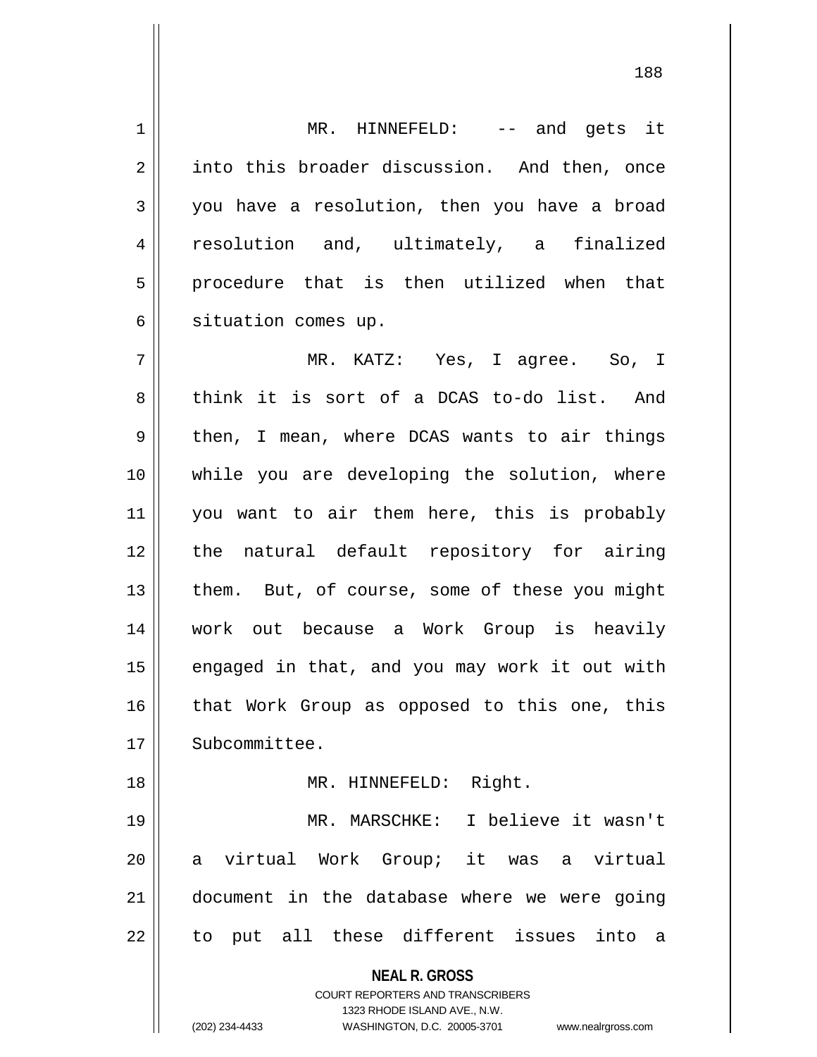MR. HINNEFELD: -- and gets it into this broader discussion. And then, once you have a resolution, then you have a broad resolution and, ultimately, a finalized procedure that is then utilized when that situation comes up.

MR. KATZ: Yes, I agree. So, I think it is sort of a DCAS to-do list. And then, I mean, where DCAS wants to air things while you are developing the solution, where you want to air them here, this is probably the natural default repository for airing them. But, of course, some of these you might work out because a Work Group is heavily engaged in that, and you may work it out with that Work Group as opposed to this one, this Subcommittee.

MR. HINNEFELD: Right.

MR. MARSCHKE: I believe it wasn't a virtual Work Group; it was a virtual document in the database where we were going to put all these different issues into a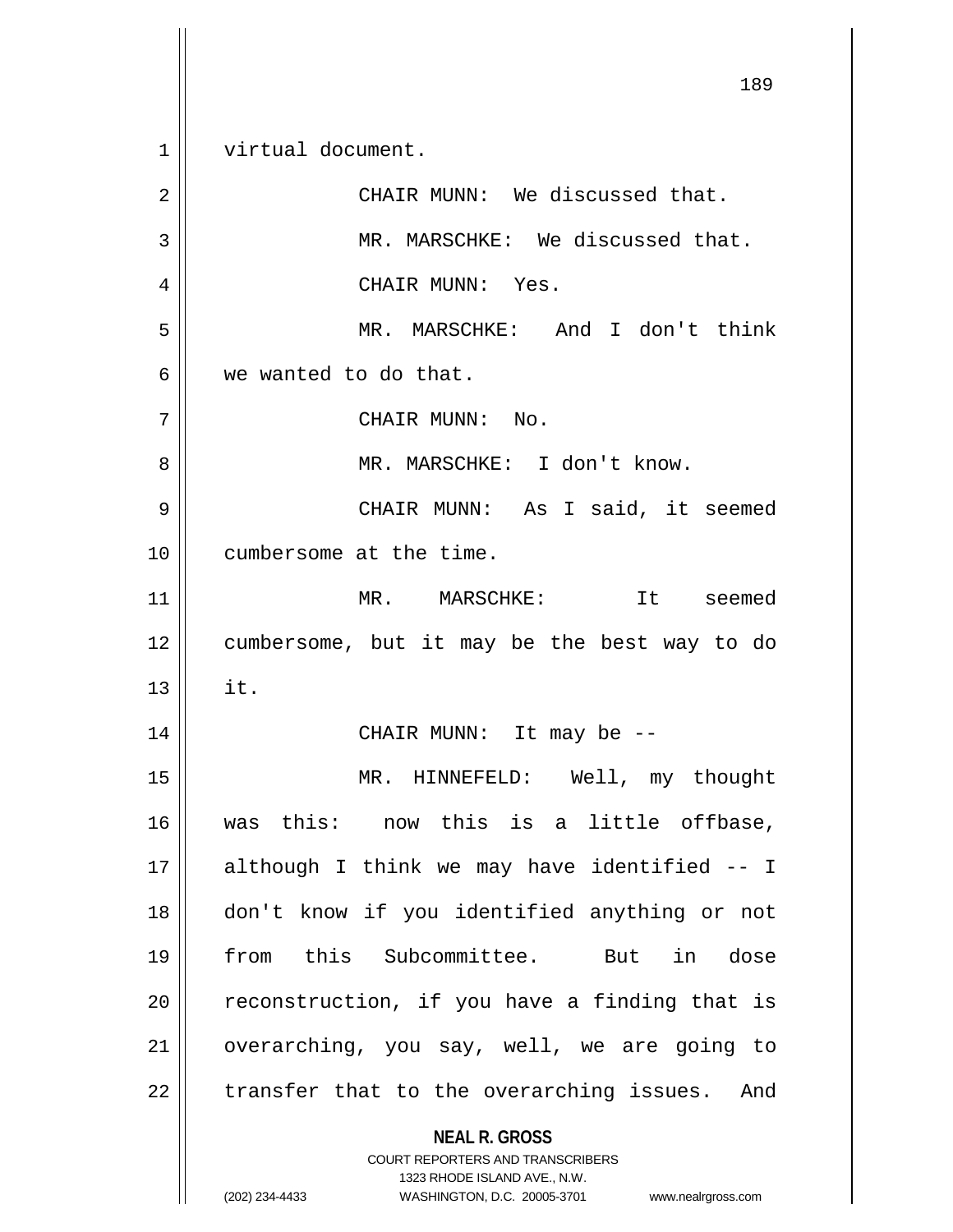virtual document.

CHAIR MUNN: We discussed that.

MR. MARSCHKE: We discussed that.

CHAIR MUNN: Yes.

MR. MARSCHKE: And I don't think we wanted to do that.

CHAIR MUNN: No.

MR. MARSCHKE: I don't know.

CHAIR MUNN: As I said, it seemed cumbersome at the time.

MR. MARSCHKE: It seemed cumbersome, but it may be the best way to do it.

CHAIR MUNN: It may be --

MR. HINNEFELD: Well, my thought was this: now this is a little offbase, although I think we may have identified -- I don't know if you identified anything or not from this Subcommittee. But in dose reconstruction, if you have a finding that is overarching, you say, well, we are going to transfer that to the overarching issues. And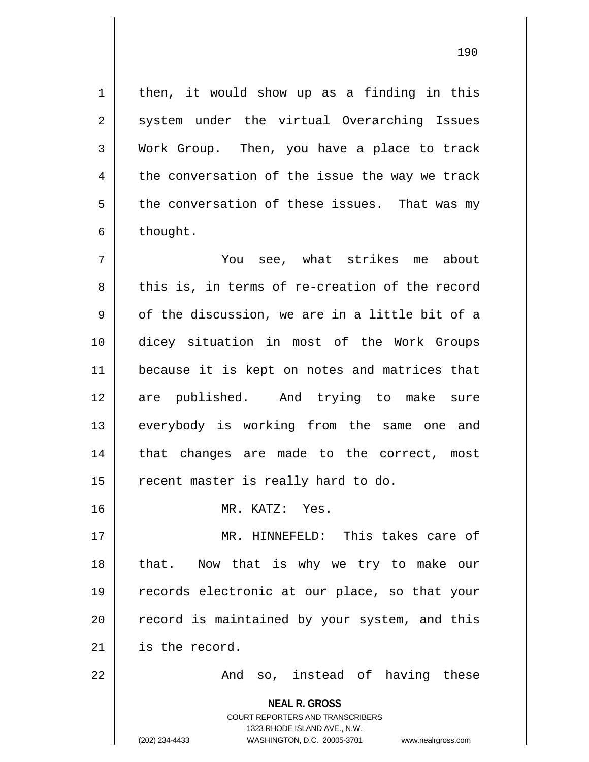then, it would show up as a finding in this system under the virtual Overarching Issues Work Group. Then, you have a place to track the conversation of the issue the way we track the conversation of these issues. That was my thought.

You see, what strikes me about this is, in terms of re-creation of the record of the discussion, we are in a little bit of a dicey situation in most of the Work Groups because it is kept on notes and matrices that are published. And trying to make sure everybody is working from the same one and that changes are made to the correct, most recent master is really hard to do.

MR. KATZ: Yes.

MR. HINNEFELD: This takes care of that. Now that is why we try to make our records electronic at our place, so that your record is maintained by your system, and this is the record.

And so, instead of having these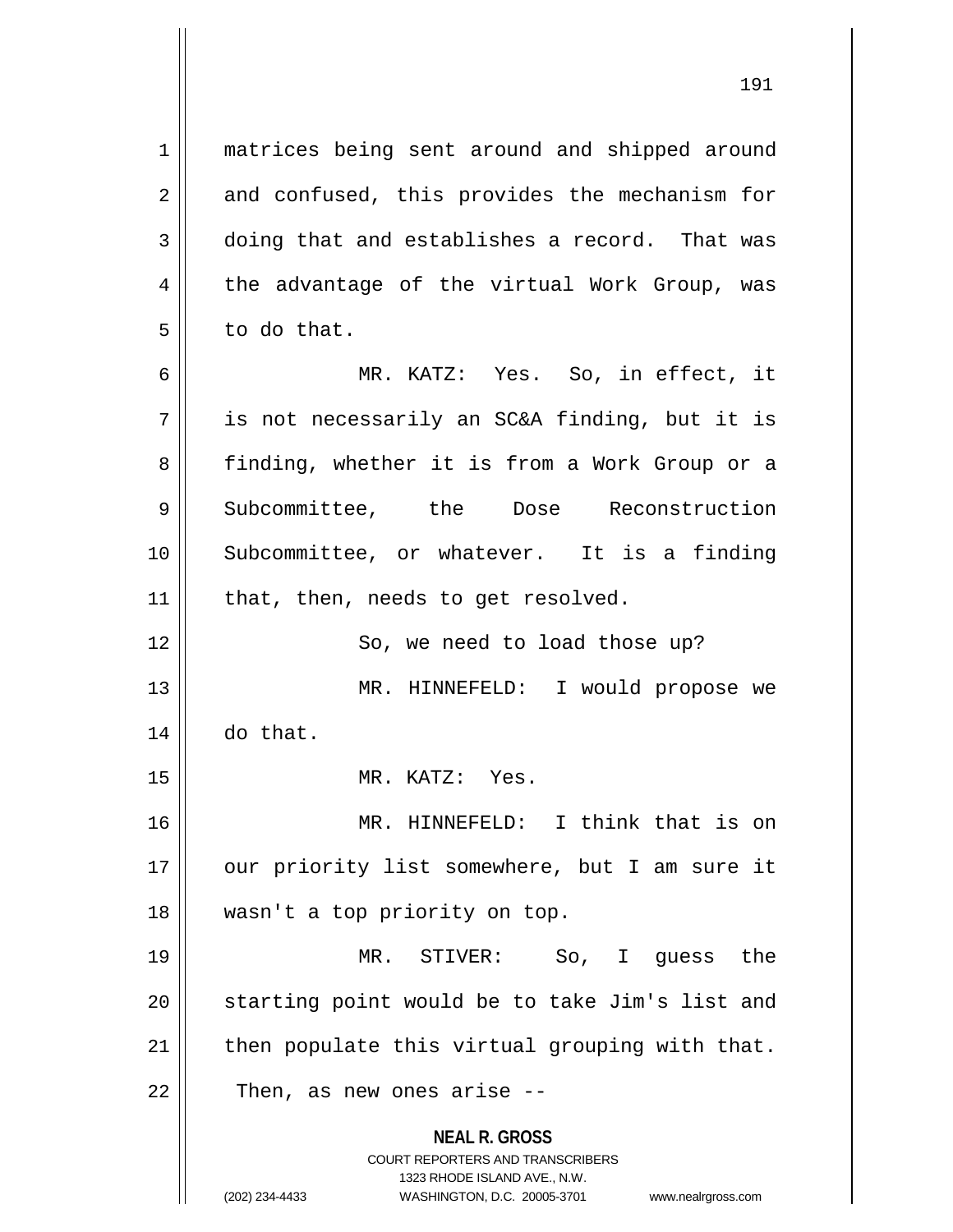matrices being sent around and shipped around and confused, this provides the mechanism for doing that and establishes a record. That was the advantage of the virtual Work Group, was to do that.

MR. KATZ: Yes. So, in effect, it is not necessarily an SC&A finding, but it is finding, whether it is from a Work Group or a Subcommittee, the Dose Reconstruction Subcommittee, or whatever. It is a finding that, then, needs to get resolved.

So, we need to load those up?

MR. HINNEFELD: I would propose we do that.

MR. KATZ: Yes.

MR. HINNEFELD: I think that is on our priority list somewhere, but I am sure it wasn't a top priority on top.

MR. STIVER: So, I guess the starting point would be to take Jim's list and then populate this virtual grouping with that. Then, as new ones arise --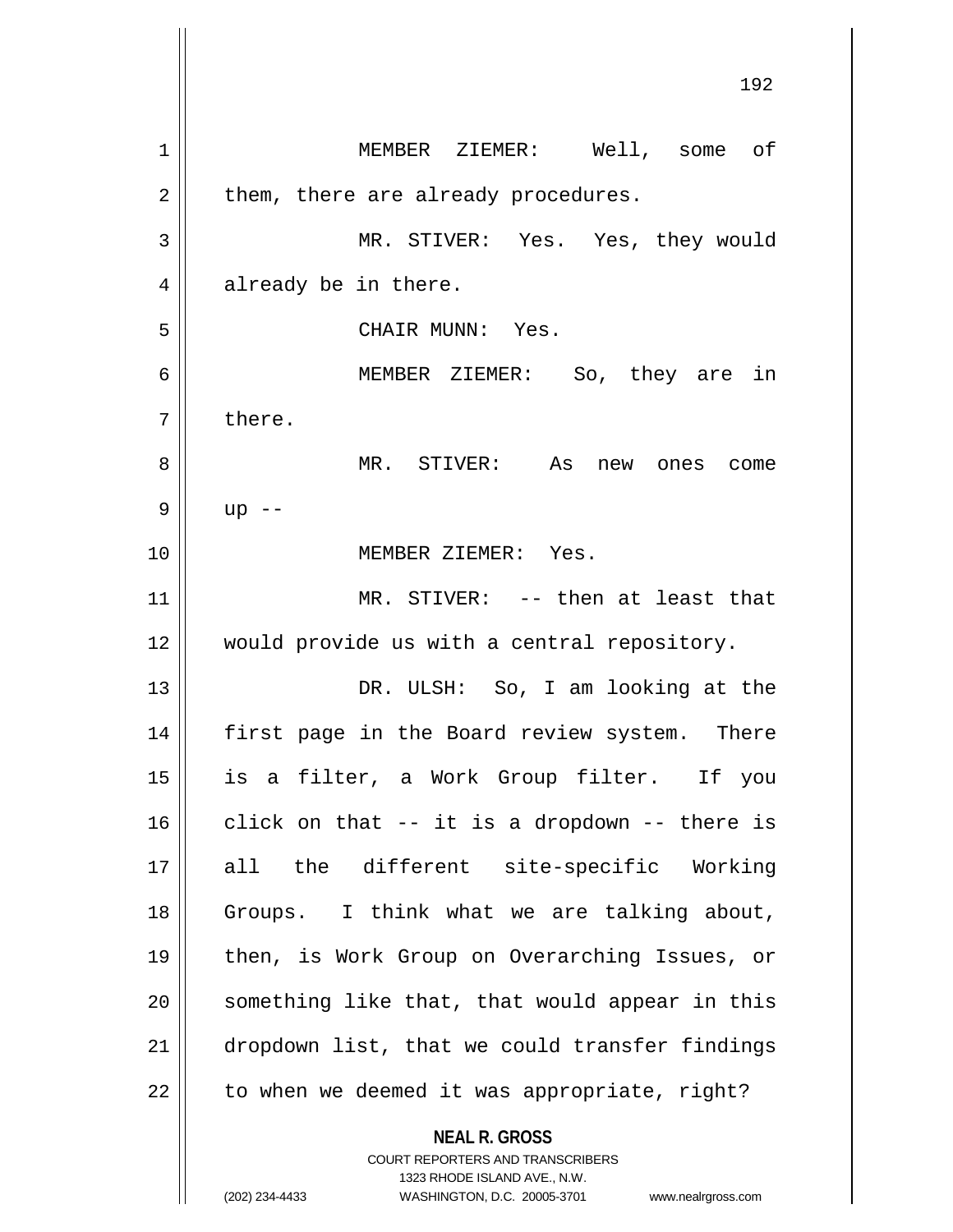MEMBER ZIEMER: Well, some of them, there are already procedures.

MR. STIVER: Yes. Yes, they would already be in there.

CHAIR MUNN: Yes.

MEMBER ZIEMER: So, they are in there.

MR. STIVER: As new ones come up --

MEMBER ZIEMER: Yes.

MR. STIVER: -- then at least that would provide us with a central repository.

DR. ULSH: So, I am looking at the first page in the Board review system. There is a filter, a Work Group filter. If you click on that -- it is a dropdown -- there is all the different site-specific Working Groups. I think what we are talking about, then, is Work Group on Overarching Issues, or something like that, that would appear in this dropdown list, that we could transfer findings to when we deemed it was appropriate, right?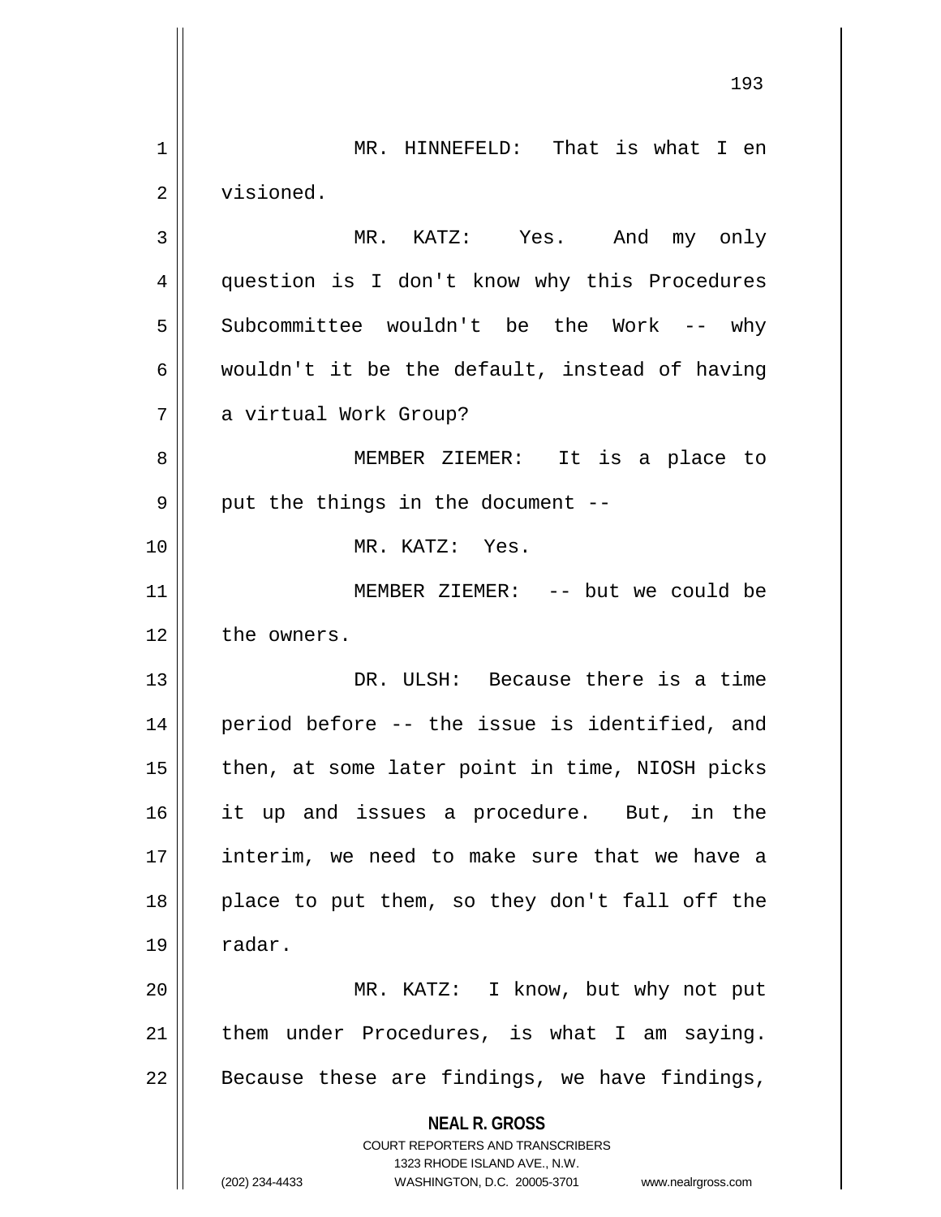MR. HINNEFELD: That is what I en visioned.

MR. KATZ: Yes. And my only question is I don't know why this Procedures Subcommittee wouldn't be the Work -- why wouldn't it be the default, instead of having a virtual Work Group?

MEMBER ZIEMER: It is a place to put the things in the document --

MR. KATZ: Yes.

MEMBER ZIEMER: -- but we could be the owners.

DR. ULSH: Because there is a time period before -- the issue is identified, and then, at some later point in time, NIOSH picks it up and issues a procedure. But, in the interim, we need to make sure that we have a place to put them, so they don't fall off the radar.

MR. KATZ: I know, but why not put them under Procedures, is what I am saying. Because these are findings, we have findings,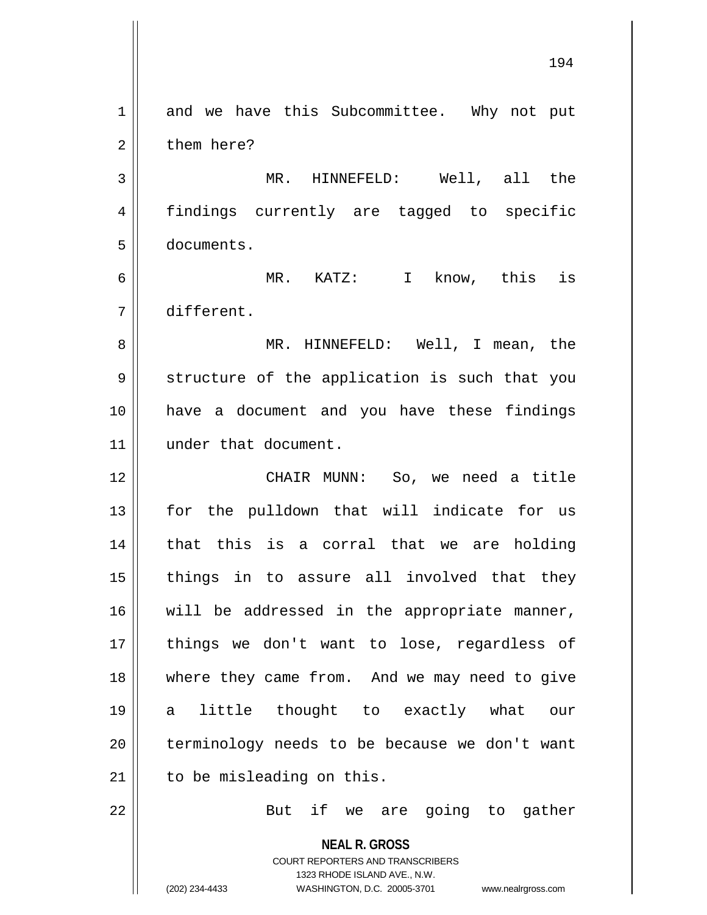and we have this Subcommittee. Why not put them here?

MR. HINNEFELD: Well, all the findings currently are tagged to specific documents.

MR. KATZ: I know, this is different.

MR. HINNEFELD: Well, I mean, the structure of the application is such that you have a document and you have these findings under that document.

CHAIR MUNN: So, we need a title for the pulldown that will indicate for us that this is a corral that we are holding things in to assure all involved that they will be addressed in the appropriate manner, things we don't want to lose, regardless of where they came from. And we may need to give a little thought to exactly what our terminology needs to be because we don't want to be misleading on this.

But if we are going to gather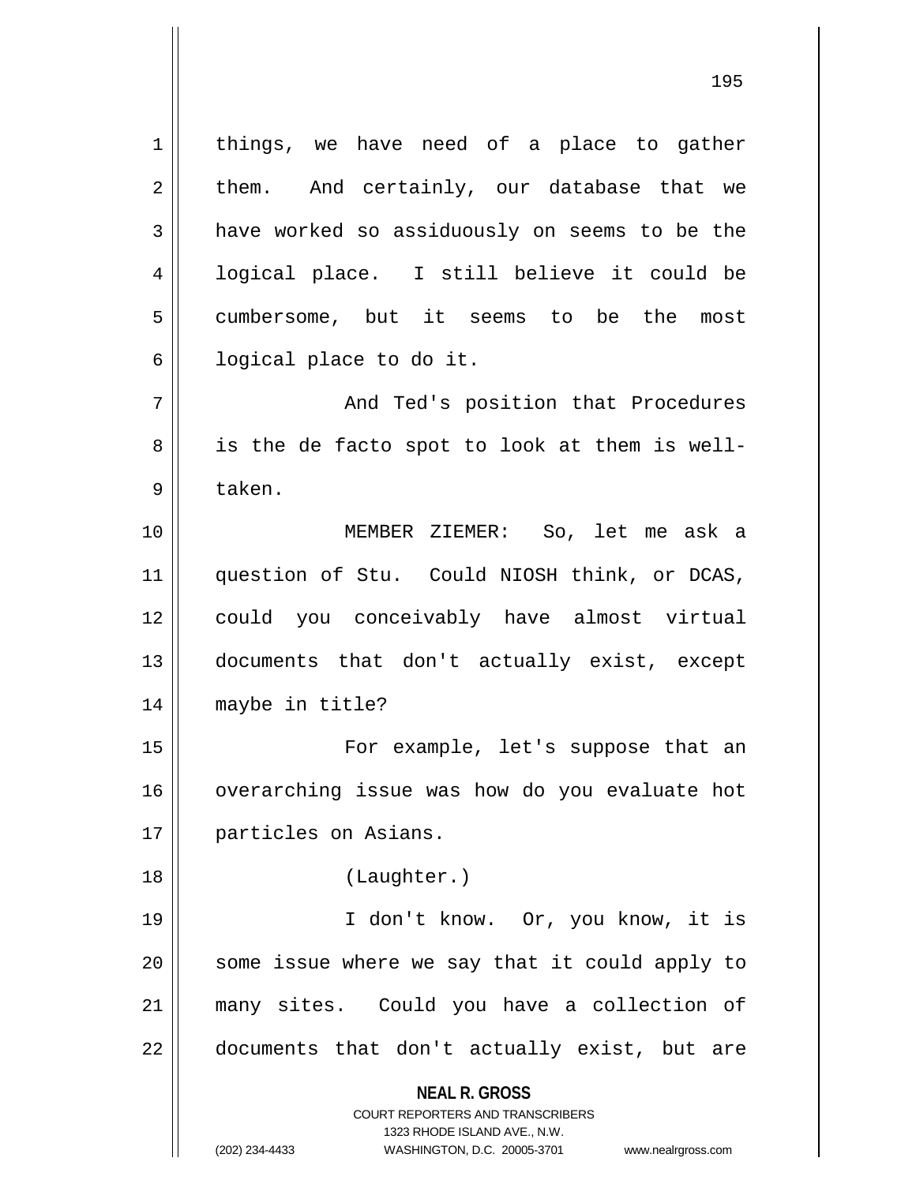things, we have need of a place to gather them. And certainly, our database that we have worked so assiduously on seems to be the logical place. I still believe it could be cumbersome, but it seems to be the most logical place to do it.

And Ted's position that Procedures is the de facto spot to look at them is well-taken.

MEMBER ZIEMER: So, let me ask a question of Stu. Could NIOSH think, or DCAS, could you conceivably have almost virtual documents that don't actually exist, except maybe in title?

For example, let's suppose that an overarching issue was how do you evaluate hot particles on Asians.

(Laughter.)

I don't know. Or, you know, it is some issue where we say that it could apply to many sites. Could you have a collection of documents that don't actually exist, but are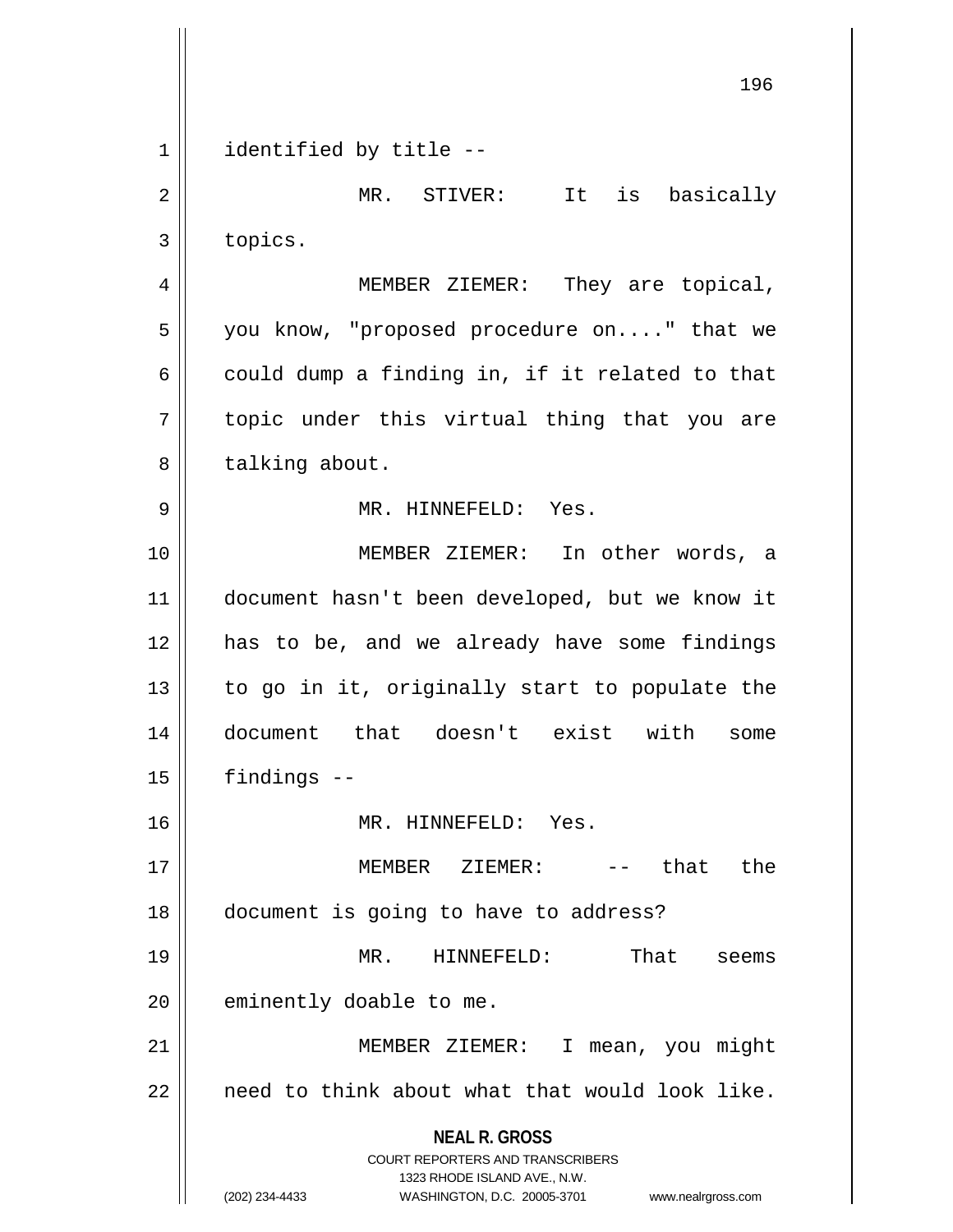identified by title --

MR. STIVER: It is basically topics.

MEMBER ZIEMER: They are topical, you know, "proposed procedure on...." that we could dump a finding in, if it related to that topic under this virtual thing that you are talking about.

MR. HINNEFELD: Yes.

MEMBER ZIEMER: In other words, a document hasn't been developed, but we know it has to be, and we already have some findings to go in it, originally start to populate the document that doesn't exist with some findings --

MR. HINNEFELD: Yes.

MEMBER ZIEMER: -- that the document is going to have to address?

MR. HINNEFELD: That seems eminently doable to me.

MEMBER ZIEMER: I mean, you might need to think about what that would look like.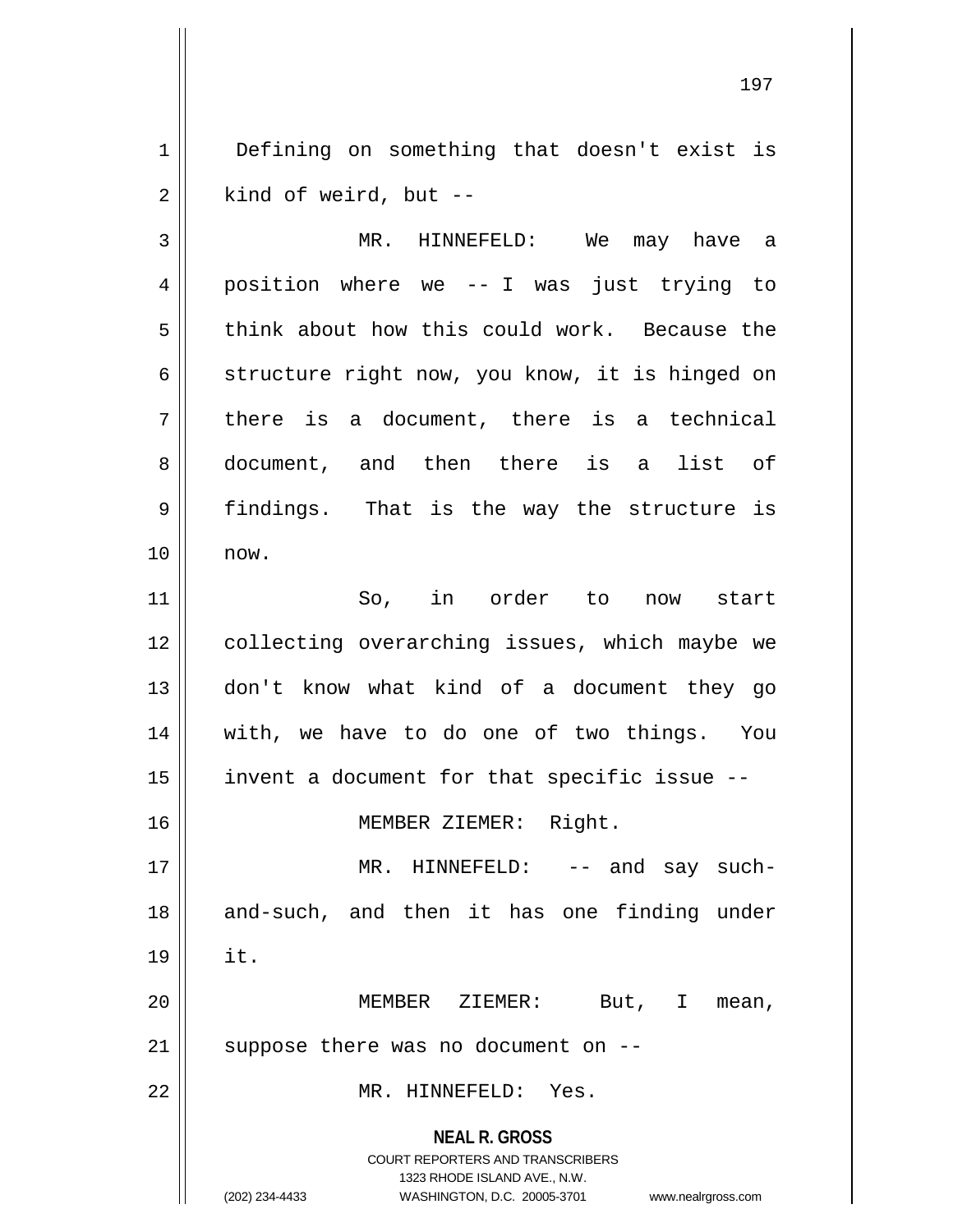Defining on something that doesn't exist is kind of weird, but --

MR. HINNEFELD: We may have a position where we -- I was just trying to think about how this could work. Because the structure right now, you know, it is hinged on there is a document, there is a technical document, and then there is a list of findings. That is the way the structure is now.

So, in order to now start collecting overarching issues, which maybe we don't know what kind of a document they go with, we have to do one of two things. You invent a document for that specific issue --

MEMBER ZIEMER: Right.

MR. HINNEFELD: -- and say such-and-such, and then it has one finding under it.

MEMBER ZIEMER: But, I mean, suppose there was no document on --

MR. HINNEFELD: Yes.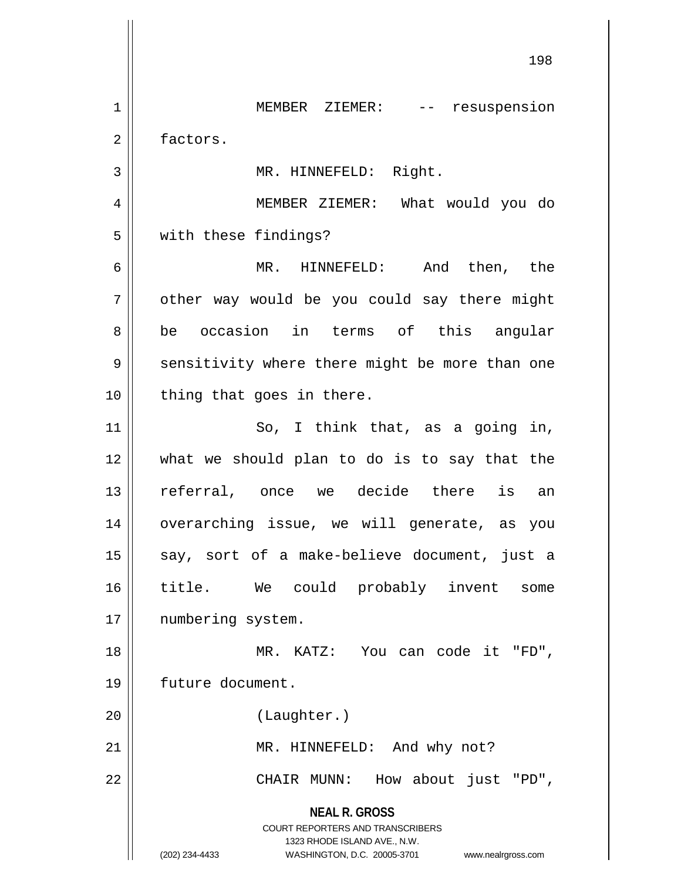MEMBER ZIEMER: -- resuspension factors.

MR. HINNEFELD: Right.

MEMBER ZIEMER: What would you do with these findings?

MR. HINNEFELD: And then, the other way would be you could say there might be occasion in terms of this angular sensitivity where there might be more than one thing that goes in there.

So, I think that, as a going in, what we should plan to do is to say that the referral, once we decide there is an overarching issue, we will generate, as you say, sort of a make-believe document, just a title. We could probably invent some numbering system.

MR. KATZ: You can code it "FD", future document.

(Laughter.)

MR. HINNEFELD: And why not?

CHAIR MUNN: How about just "PD",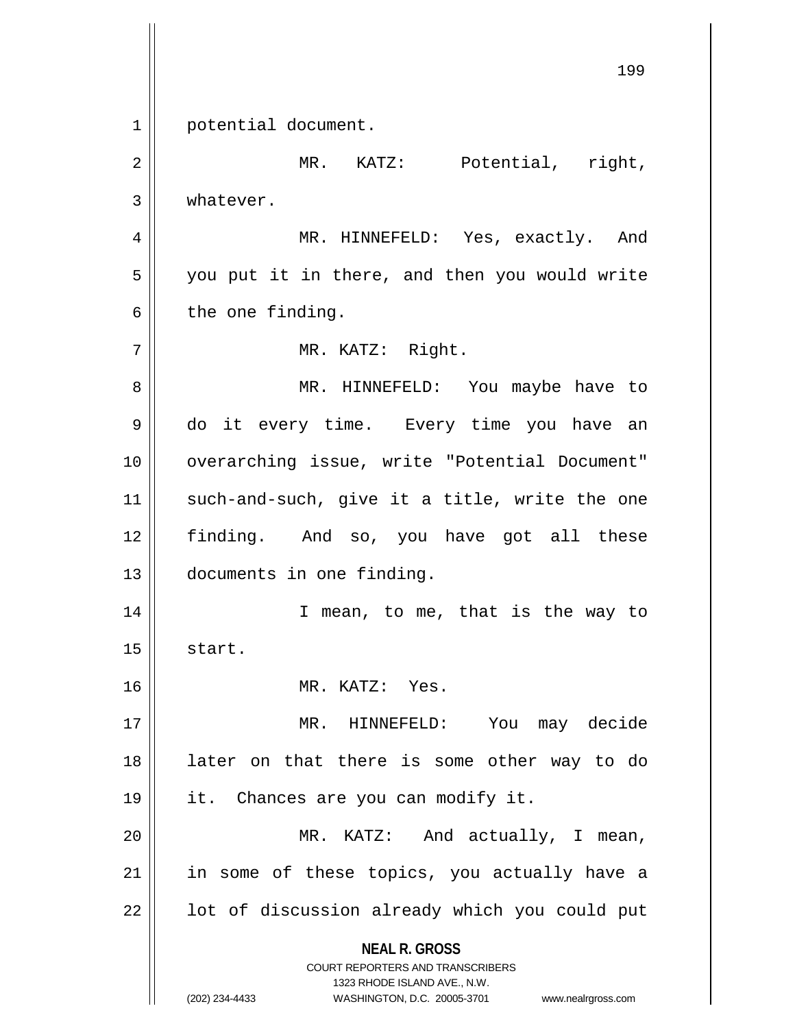potential document.

MR. KATZ: Potential, right, whatever.

MR. HINNEFELD: Yes, exactly. And you put it in there, and then you would write the one finding.

MR. KATZ: Right.

MR. HINNEFELD: You maybe have to do it every time. Every time you have an overarching issue, write "Potential Document" such-and-such, give it a title, write the one finding. And so, you have got all these documents in one finding.

I mean, to me, that is the way to start.

MR. KATZ: Yes.

MR. HINNEFELD: You may decide later on that there is some other way to do it. Chances are you can modify it.

MR. KATZ: And actually, I mean, in some of these topics, you actually have a lot of discussion already which you could put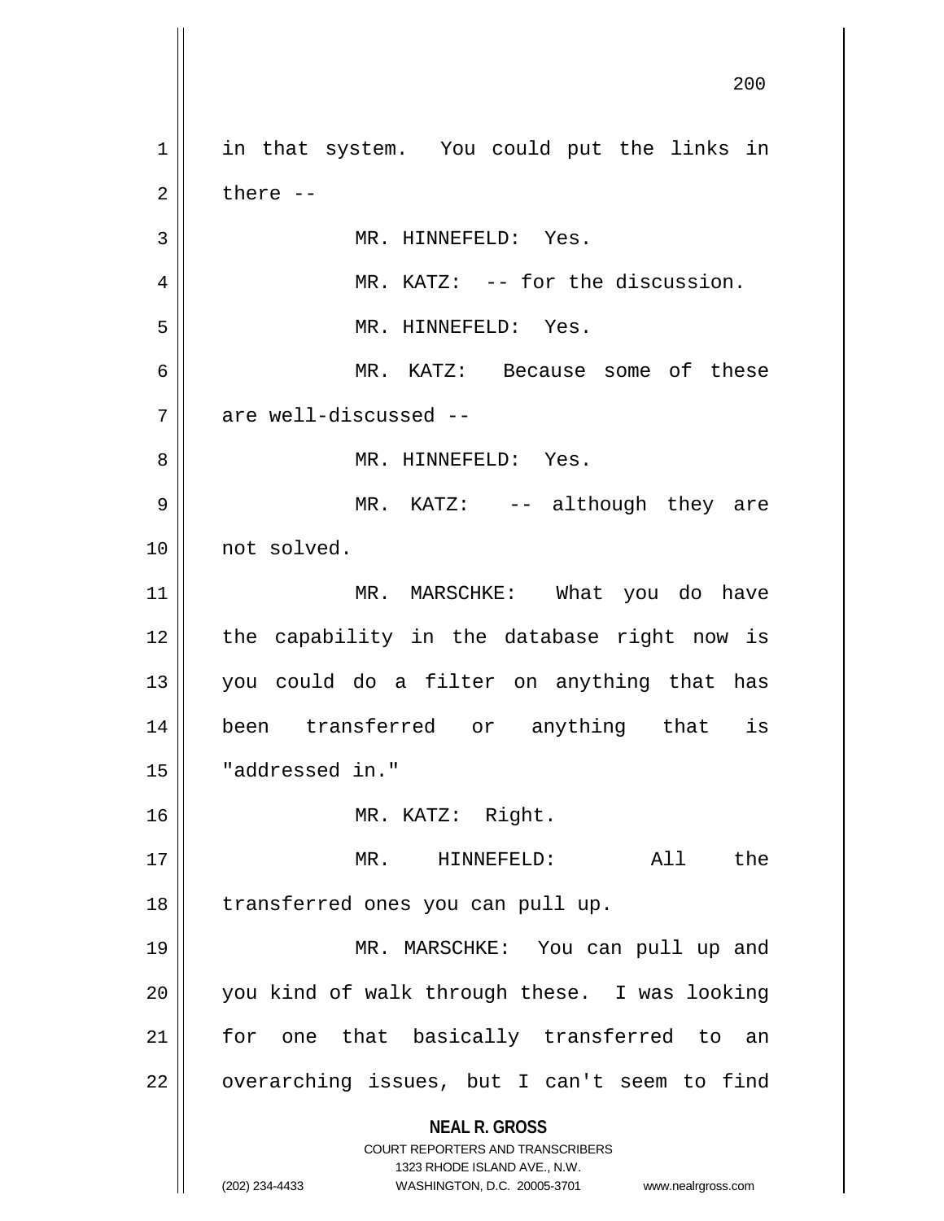in that system. You could put the links in there --

MR. HINNEFELD: Yes.

MR. KATZ: -- for the discussion.

MR. HINNEFELD: Yes.

MR. KATZ: Because some of these are well-discussed --

MR. HINNEFELD: Yes.

MR. KATZ: -- although they are not solved.

MR. MARSCHKE: What you do have the capability in the database right now is you could do a filter on anything that has been transferred or anything that is "addressed in."

MR. KATZ: Right.

MR. HINNEFELD: All the transferred ones you can pull up.

MR. MARSCHKE: You can pull up and you kind of walk through these. I was looking for one that basically transferred to an overarching issues, but I can't seem to find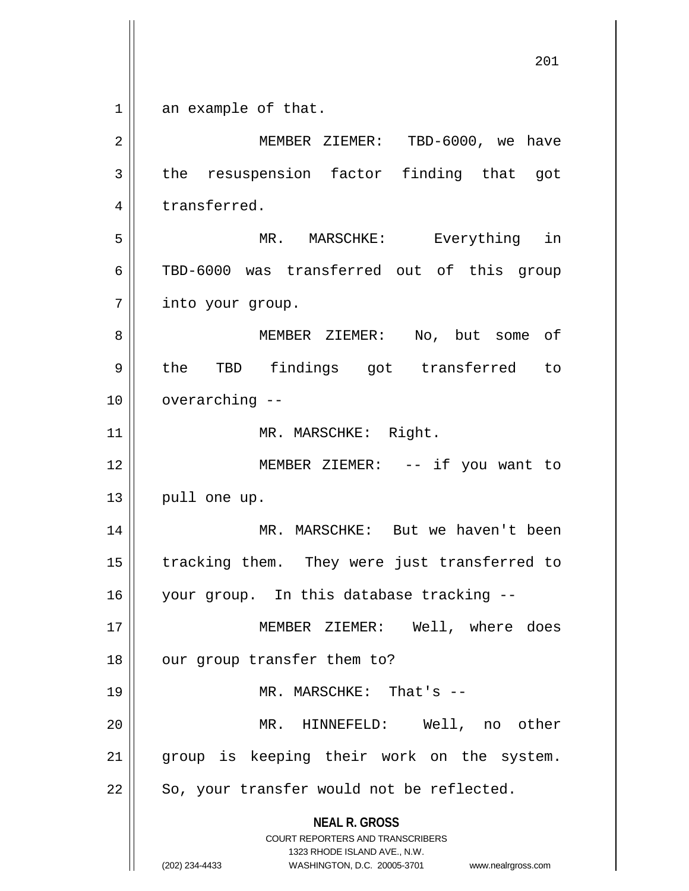an example of that.

MEMBER ZIEMER: TBD-6000, we have the resuspension factor finding that got transferred.

MR. MARSCHKE: Everything in TBD-6000 was transferred out of this group into your group.

MEMBER ZIEMER: No, but some of the TBD findings got transferred to overarching --

MR. MARSCHKE: Right.

MEMBER ZIEMER: -- if you want to pull one up.

MR. MARSCHKE: But we haven't been tracking them. They were just transferred to your group. In this database tracking --

MEMBER ZIEMER: Well, where does our group transfer them to?

MR. MARSCHKE: That's --

MR. HINNEFELD: Well, no other group is keeping their work on the system. So, your transfer would not be reflected.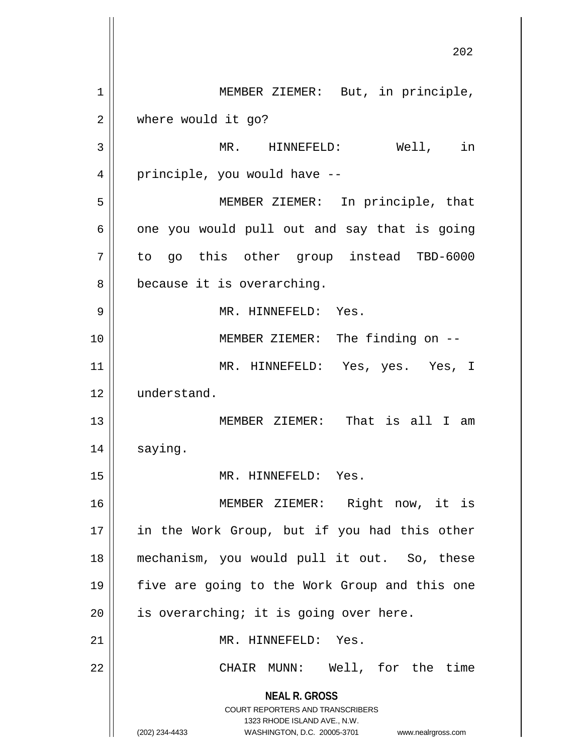MEMBER ZIEMER: But, in principle, where would it go?

MR. HINNEFELD: Well, in principle, you would have --

MEMBER ZIEMER: In principle, that one you would pull out and say that is going to go this other group instead TBD-6000 because it is overarching.

MR. HINNEFELD: Yes.

MEMBER ZIEMER: The finding on --

MR. HINNEFELD: Yes, yes. Yes, I understand.

MEMBER ZIEMER: That is all I am saying.

MR. HINNEFELD: Yes.

MEMBER ZIEMER: Right now, it is in the Work Group, but if you had this other mechanism, you would pull it out. So, these five are going to the Work Group and this one is overarching; it is going over here.

MR. HINNEFELD: Yes.

CHAIR MUNN: Well, for the time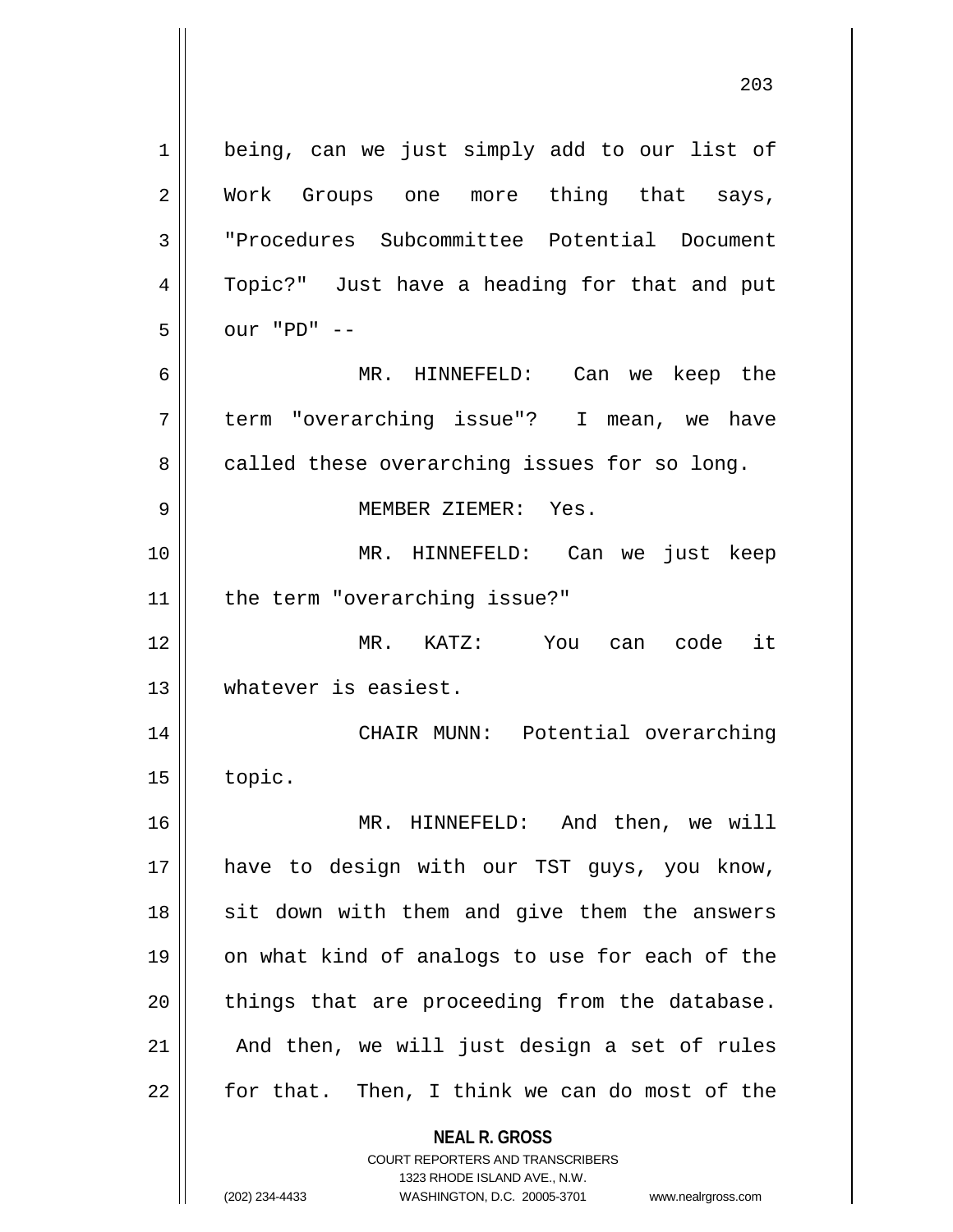being, can we just simply add to our list of Work Groups one more thing that says, "Procedures Subcommittee Potential Document Topic?" Just have a heading for that and put our "PD" --

MR. HINNEFELD: Can we keep the term "overarching issue"? I mean, we have called these overarching issues for so long.

MEMBER ZIEMER: Yes.

MR. HINNEFELD: Can we just keep the term "overarching issue?"

MR. KATZ: You can code it whatever is easiest.

CHAIR MUNN: Potential overarching topic.

MR. HINNEFELD: And then, we will have to design with our TST guys, you know, sit down with them and give them the answers on what kind of analogs to use for each of the things that are proceeding from the database. And then, we will just design a set of rules for that. Then, I think we can do most of the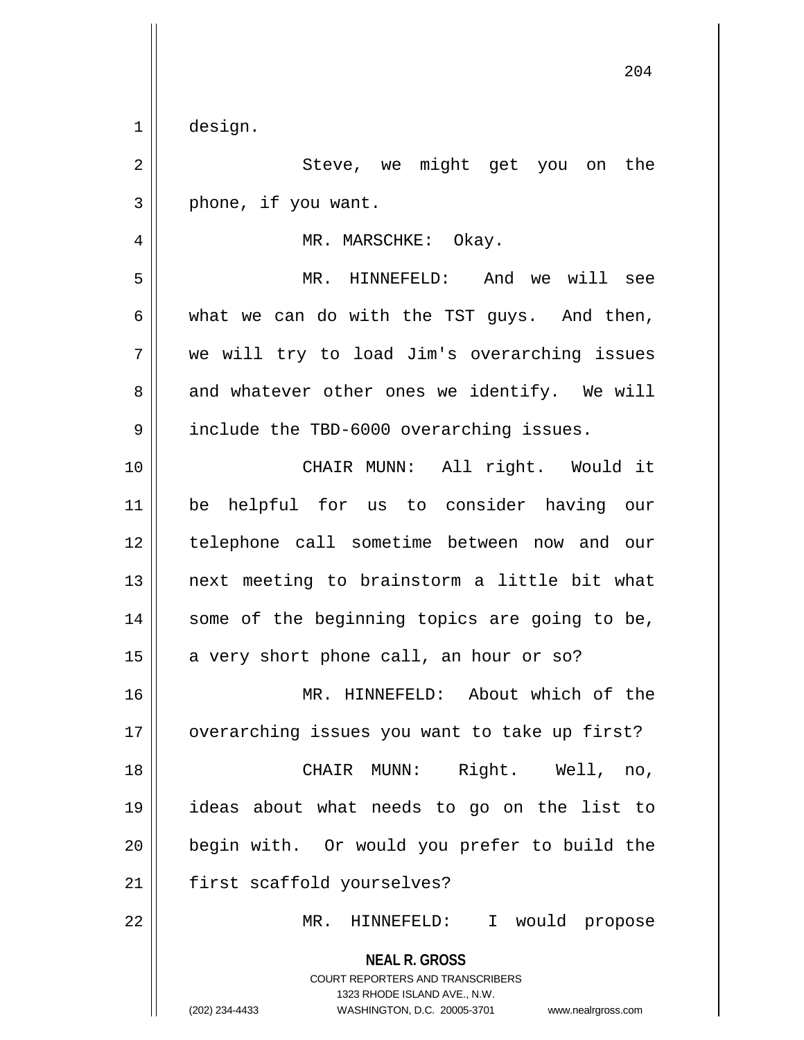design.

Steve, we might get you on the phone, if you want.

MR. MARSCHKE: Okay.

MR. HINNEFELD: And we will see what we can do with the TST guys. And then, we will try to load Jim's overarching issues and whatever other ones we identify. We will include the TBD-6000 overarching issues.

CHAIR MUNN: All right. Would it be helpful for us to consider having our telephone call sometime between now and our next meeting to brainstorm a little bit what some of the beginning topics are going to be, a very short phone call, an hour or so?

MR. HINNEFELD: About which of the overarching issues you want to take up first?

CHAIR MUNN: Right. Well, no, ideas about what needs to go on the list to begin with. Or would you prefer to build the first scaffold yourselves?

MR. HINNEFELD: I would propose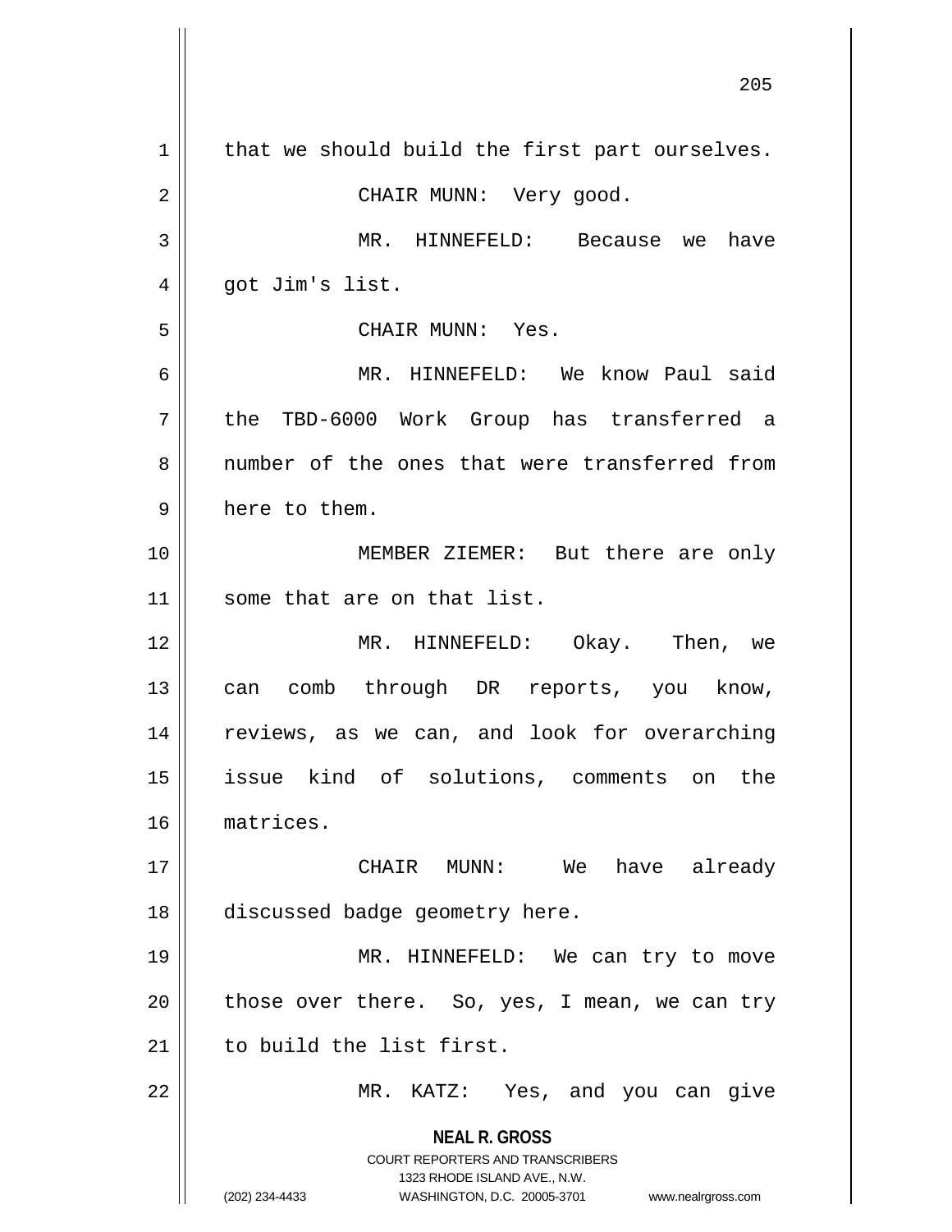that we should build the first part ourselves.

CHAIR MUNN: Very good.

MR. HINNEFELD: Because we have got Jim's list.

CHAIR MUNN: Yes.

MR. HINNEFELD: We know Paul said the TBD-6000 Work Group has transferred a number of the ones that were transferred from here to them.

MEMBER ZIEMER: But there are only some that are on that list.

MR. HINNEFELD: Okay. Then, we can comb through DR reports, you know, reviews, as we can, and look for overarching issue kind of solutions, comments on the matrices.

CHAIR MUNN: We have already discussed badge geometry here.

MR. HINNEFELD: We can try to move those over there. So, yes, I mean, we can try to build the list first.

MR. KATZ: Yes, and you can give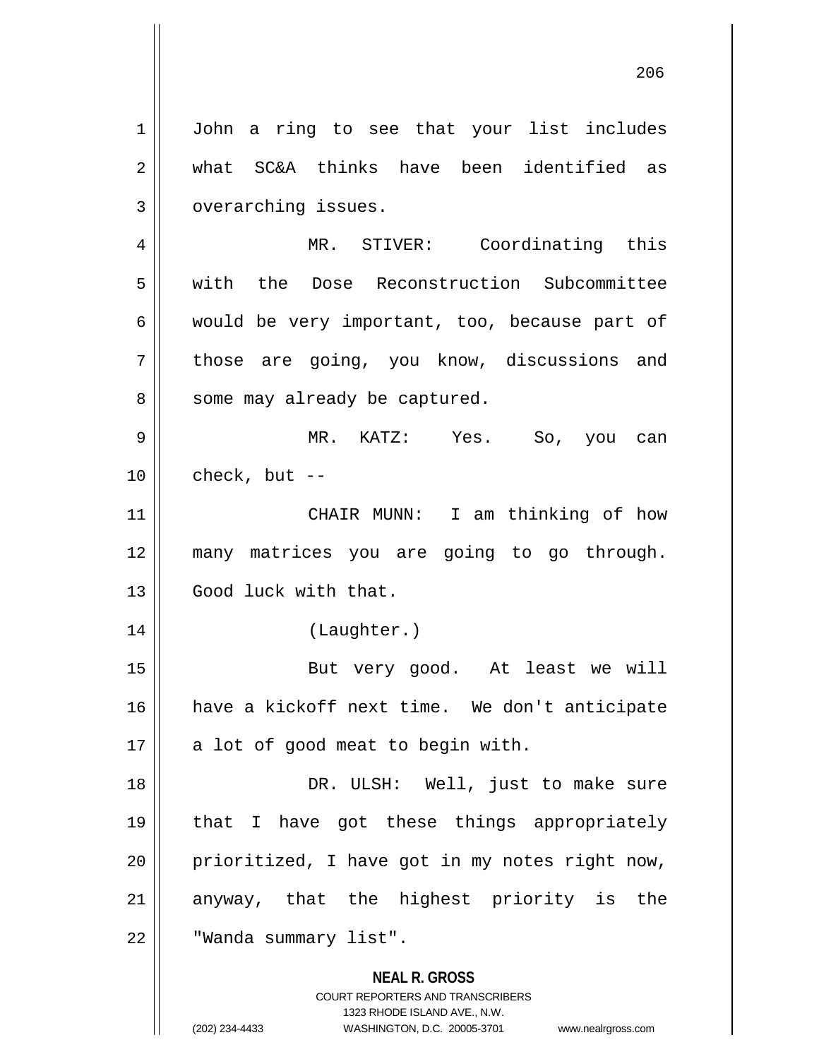John a ring to see that your list includes what SC&A thinks have been identified as overarching issues.

MR. STIVER: Coordinating this with the Dose Reconstruction Subcommittee would be very important, too, because part of those are going, you know, discussions and some may already be captured.

MR. KATZ: Yes. So, you can check, but --

CHAIR MUNN: I am thinking of how many matrices you are going to go through. Good luck with that.

(Laughter.)

But very good. At least we will have a kickoff next time. We don't anticipate a lot of good meat to begin with.

DR. ULSH: Well, just to make sure that I have got these things appropriately prioritized, I have got in my notes right now, anyway, that the highest priority is the "Wanda summary list".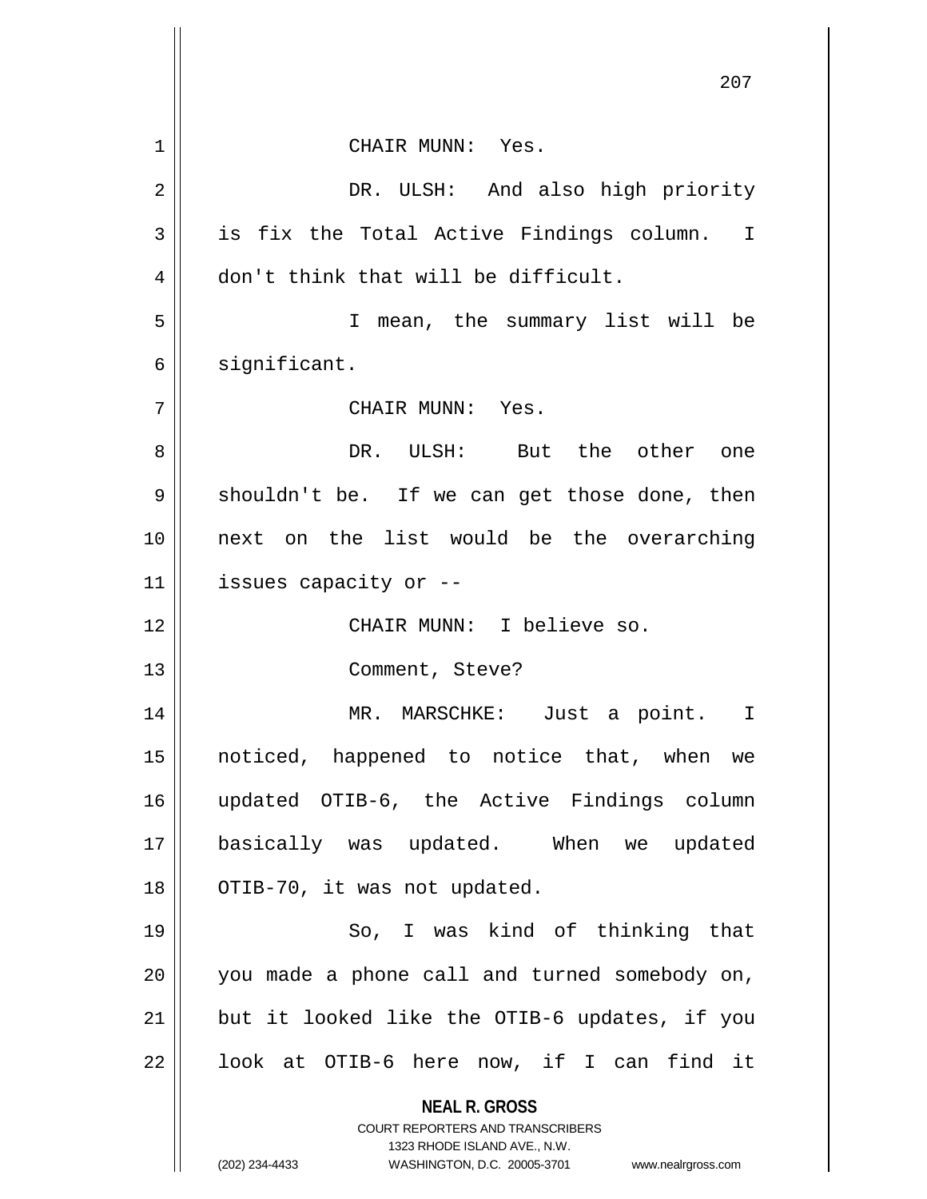CHAIR MUNN: Yes.

DR. ULSH: And also high priority is fix the Total Active Findings column. I don't think that will be difficult.

I mean, the summary list will be significant.

CHAIR MUNN: Yes.

DR. ULSH: But the other one shouldn't be. If we can get those done, then next on the list would be the overarching issues capacity or --

CHAIR MUNN: I believe so.

Comment, Steve?

MR. MARSCHKE: Just a point. I noticed, happened to notice that, when we updated OTIB-6, the Active Findings column basically was updated. When we updated OTIB-70, it was not updated.

So, I was kind of thinking that you made a phone call and turned somebody on, but it looked like the OTIB-6 updates, if you look at OTIB-6 here now, if I can find it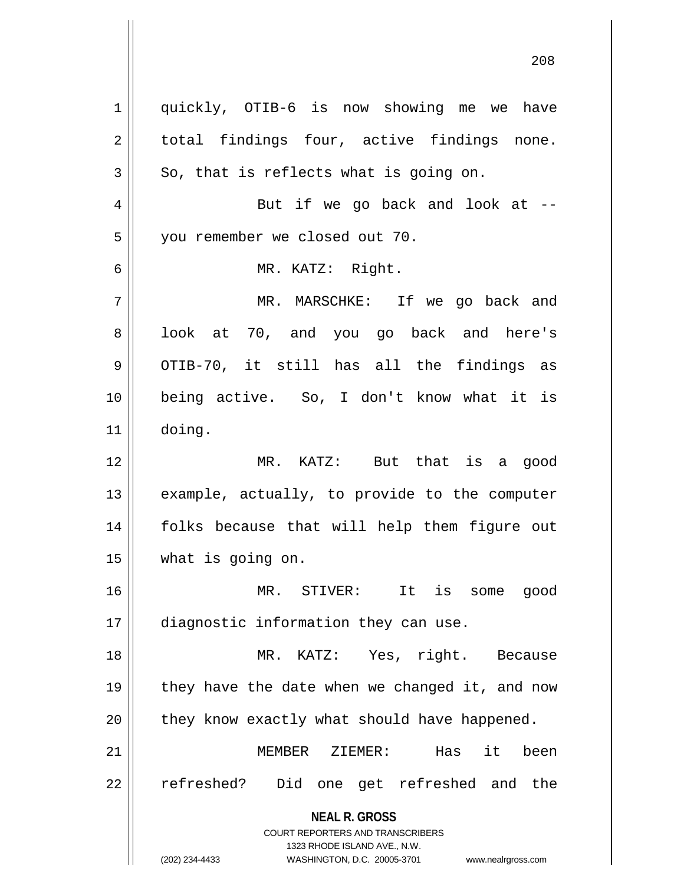quickly, OTIB-6 is now showing me we have total findings four, active findings none. So, that is reflects what is going on.

But if we go back and look at -- you remember we closed out 70.

MR. KATZ: Right.

MR. MARSCHKE: If we go back and look at 70, and you go back and here's OTIB-70, it still has all the findings as being active. So, I don't know what it is doing.

MR. KATZ: But that is a good example, actually, to provide to the computer folks because that will help them figure out what is going on.

MR. STIVER: It is some good diagnostic information they can use.

MR. KATZ: Yes, right. Because they have the date when we changed it, and now they know exactly what should have happened.

MEMBER ZIEMER: Has it been refreshed? Did one get refreshed and the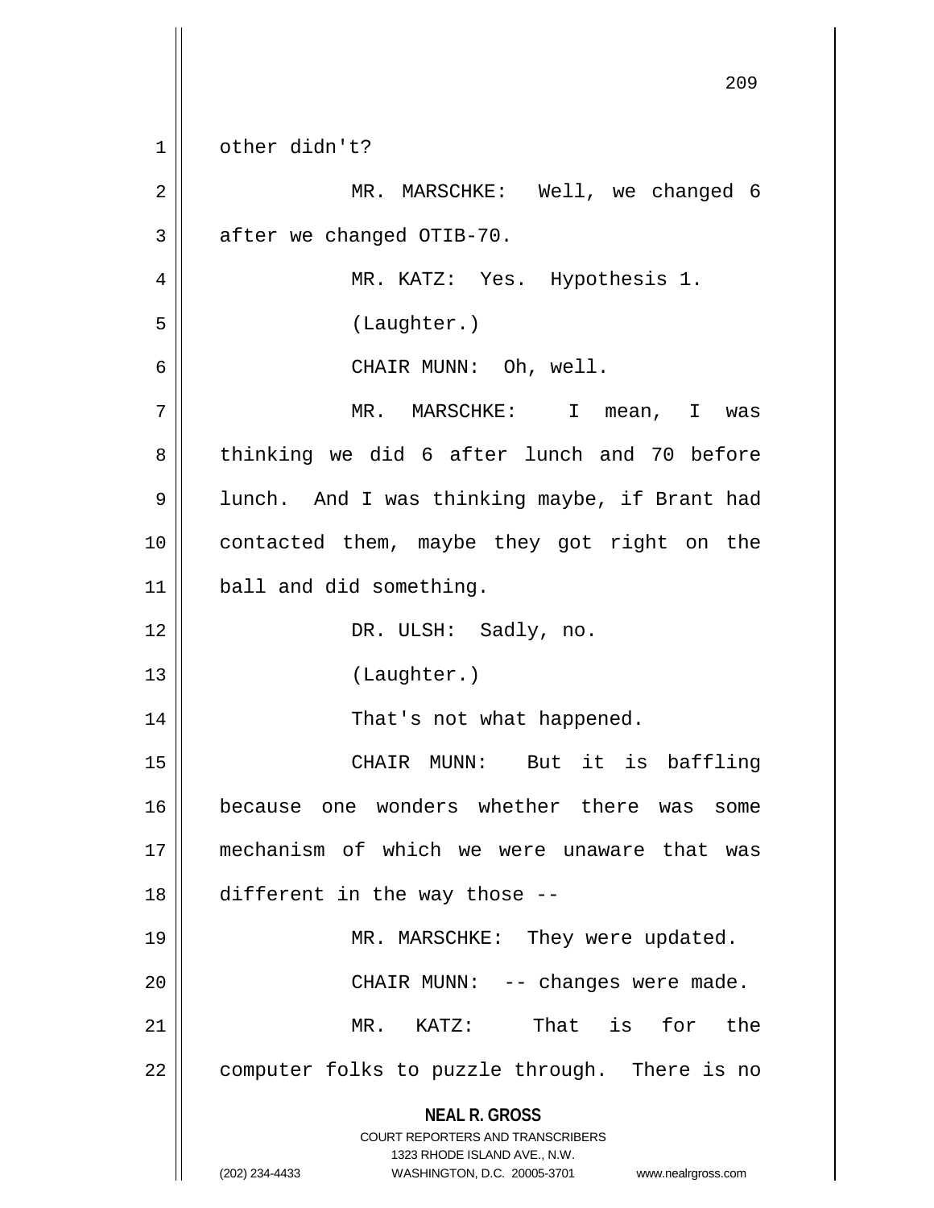other didn't?

MR. MARSCHKE: Well, we changed 6 after we changed OTIB-70.

MR. KATZ: Yes. Hypothesis 1.

(Laughter.)

CHAIR MUNN: Oh, well.

MR. MARSCHKE: I mean, I was thinking we did 6 after lunch and 70 before lunch. And I was thinking maybe, if Brant had contacted them, maybe they got right on the ball and did something.

DR. ULSH: Sadly, no.

(Laughter.)

That's not what happened.

CHAIR MUNN: But it is baffling because one wonders whether there was some mechanism of which we were unaware that was different in the way those --

MR. MARSCHKE: They were updated.

CHAIR MUNN: -- changes were made.

MR. KATZ: That is for the computer folks to puzzle through. There is no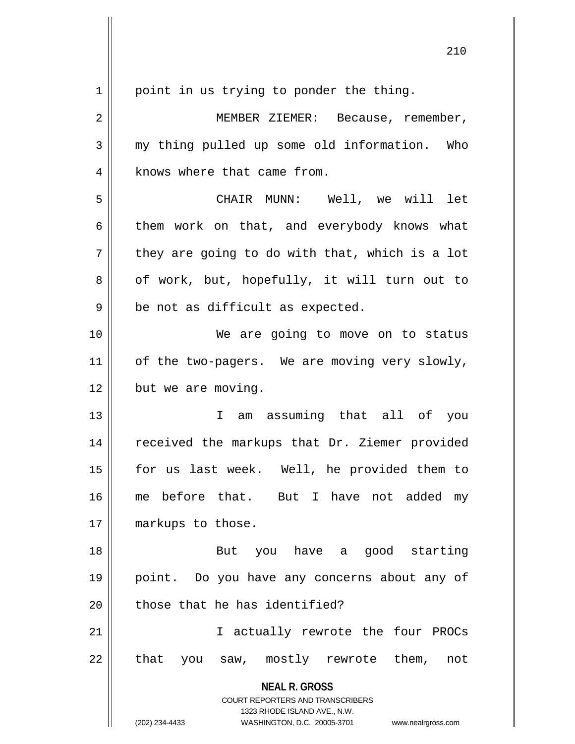point in us trying to ponder the thing.

MEMBER ZIEMER: Because, remember, my thing pulled up some old information. Who knows where that came from.

CHAIR MUNN: Well, we will let them work on that, and everybody knows what they are going to do with that, which is a lot of work, but, hopefully, it will turn out to be not as difficult as expected.

We are going to move on to status of the two-pagers. We are moving very slowly, but we are moving.

I am assuming that all of you received the markups that Dr. Ziemer provided for us last week. Well, he provided them to me before that. But I have not added my markups to those.

But you have a good starting point. Do you have any concerns about any of those that he has identified?

I actually rewrote the four PROCs that you saw, mostly rewrote them, not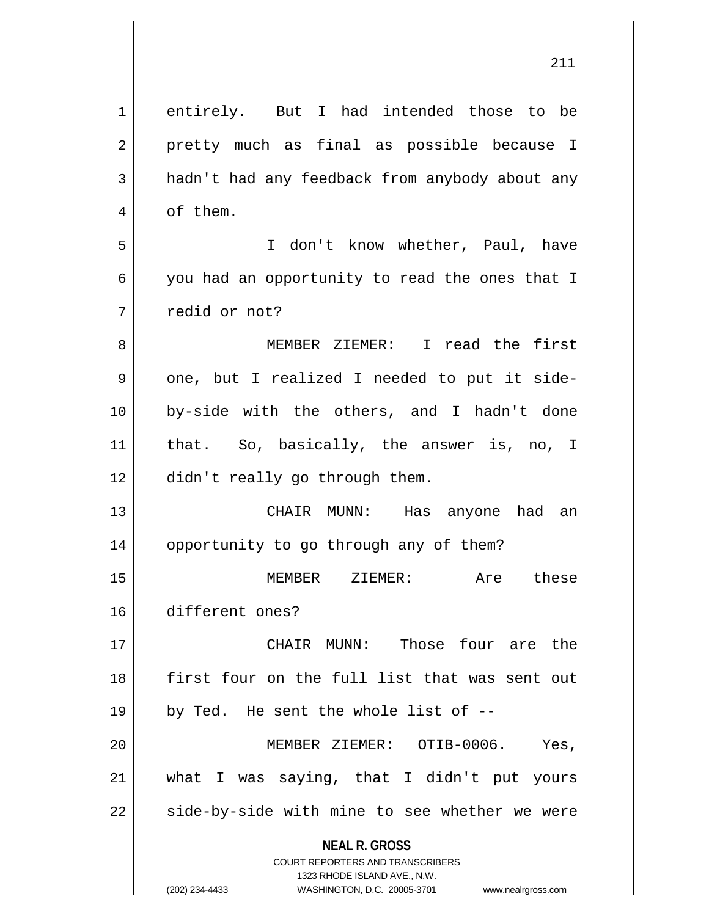entirely. But I had intended those to be pretty much as final as possible because I hadn't had any feedback from anybody about any of them.

I don't know whether, Paul, have you had an opportunity to read the ones that I redid or not?

MEMBER ZIEMER: I read the first one, but I realized I needed to put it side-by-side with the others, and I hadn't done that. So, basically, the answer is, no, I didn't really go through them.

CHAIR MUNN: Has anyone had an opportunity to go through any of them?

MEMBER ZIEMER: Are these different ones?

CHAIR MUNN: Those four are the first four on the full list that was sent out by Ted. He sent the whole list of --

MEMBER ZIEMER: OTIB-0006. Yes, what I was saying, that I didn't put yours side-by-side with mine to see whether we were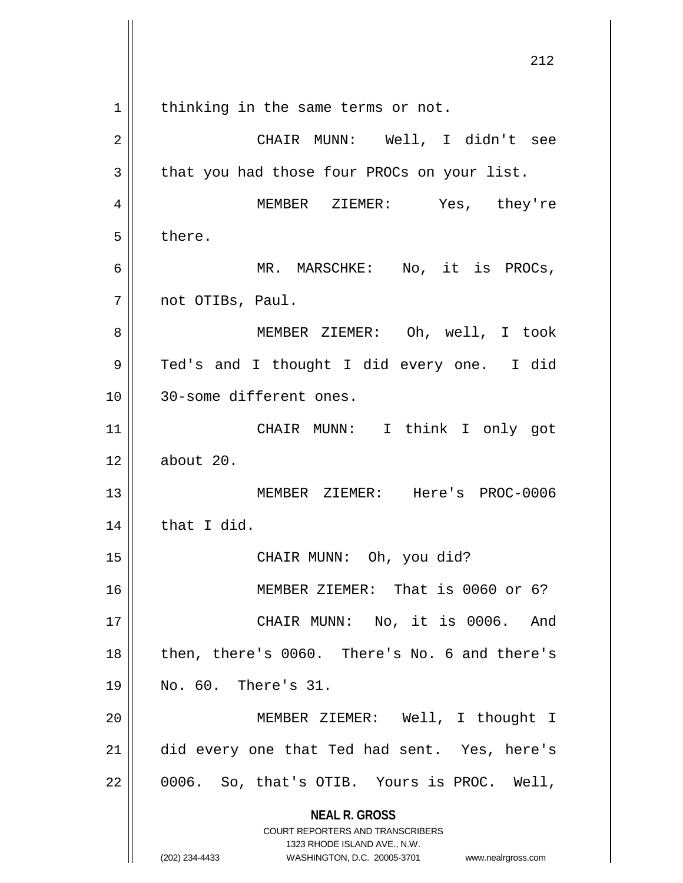thinking in the same terms or not.

CHAIR MUNN: Well, I didn't see that you had those four PROCs on your list.

MEMBER ZIEMER: Yes, they're there.

MR. MARSCHKE: No, it is PROCs, not OTIBs, Paul.

MEMBER ZIEMER: Oh, well, I took Ted's and I thought I did every one. I did 30-some different ones.

CHAIR MUNN: I think I only got about 20.

MEMBER ZIEMER: Here's PROC-0006 that I did.

CHAIR MUNN: Oh, you did?

MEMBER ZIEMER: That is 0060 or 6?

CHAIR MUNN: No, it is 0006. And then, there's 0060. There's No. 6 and there's No. 60. There's 31.

MEMBER ZIEMER: Well, I thought I did every one that Ted had sent. Yes, here's 0006. So, that's OTIB. Yours is PROC. Well,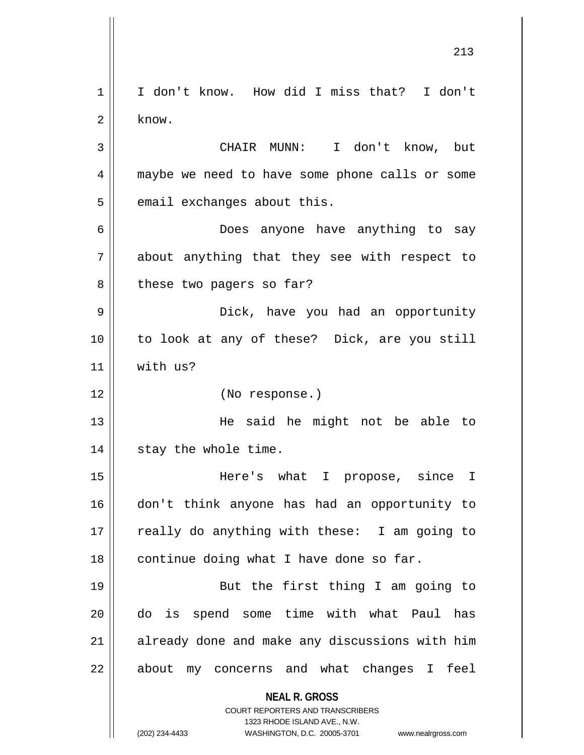I don't know. How did I miss that? I don't know.

CHAIR MUNN: I don't know, but maybe we need to have some phone calls or some email exchanges about this.

Does anyone have anything to say about anything that they see with respect to these two pagers so far?

Dick, have you had an opportunity to look at any of these? Dick, are you still with us?

(No response.)

He said he might not be able to stay the whole time.

Here's what I propose, since I don't think anyone has had an opportunity to really do anything with these: I am going to continue doing what I have done so far.

But the first thing I am going to do is spend some time with what Paul has already done and make any discussions with him about my concerns and what changes I feel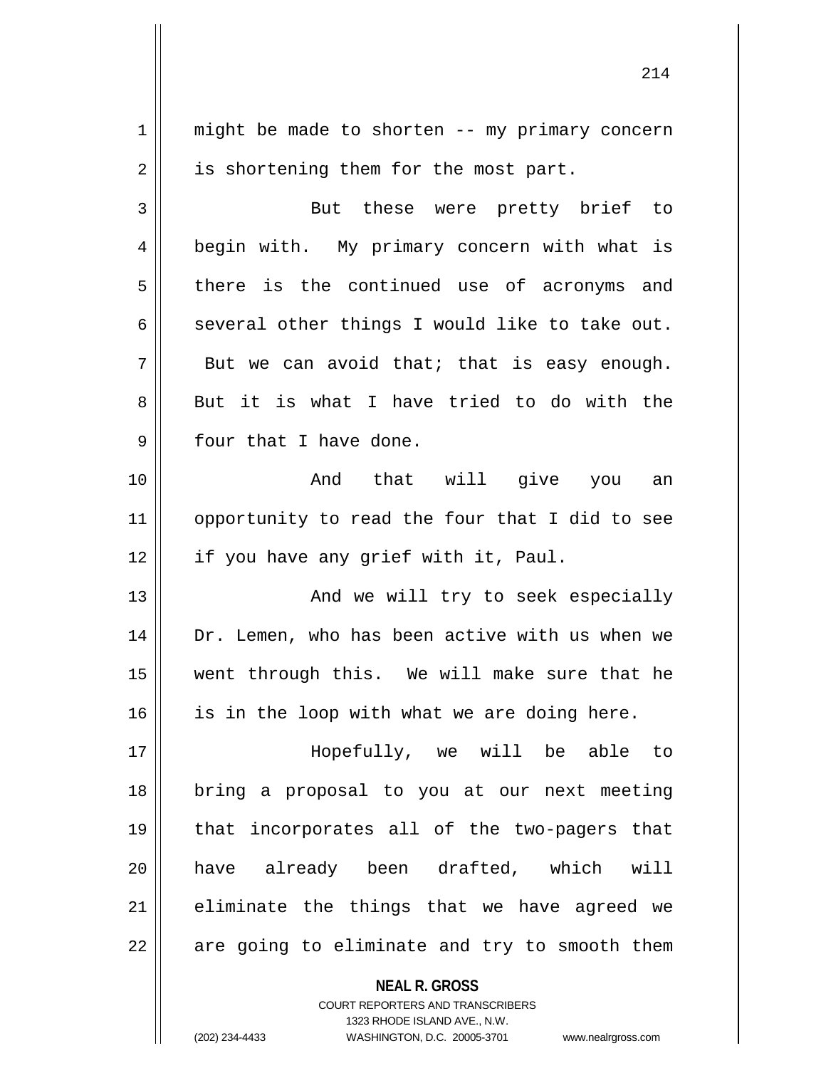might be made to shorten -- my primary concern is shortening them for the most part.

But these were pretty brief to begin with. My primary concern with what is there is the continued use of acronyms and several other things I would like to take out. But we can avoid that; that is easy enough. But it is what I have tried to do with the four that I have done.

And that will give you an opportunity to read the four that I did to see if you have any grief with it, Paul.

And we will try to seek especially Dr. Lemen, who has been active with us when we went through this. We will make sure that he is in the loop with what we are doing here.

Hopefully, we will be able to bring a proposal to you at our next meeting that incorporates all of the two-pagers that have already been drafted, which will eliminate the things that we have agreed we are going to eliminate and try to smooth them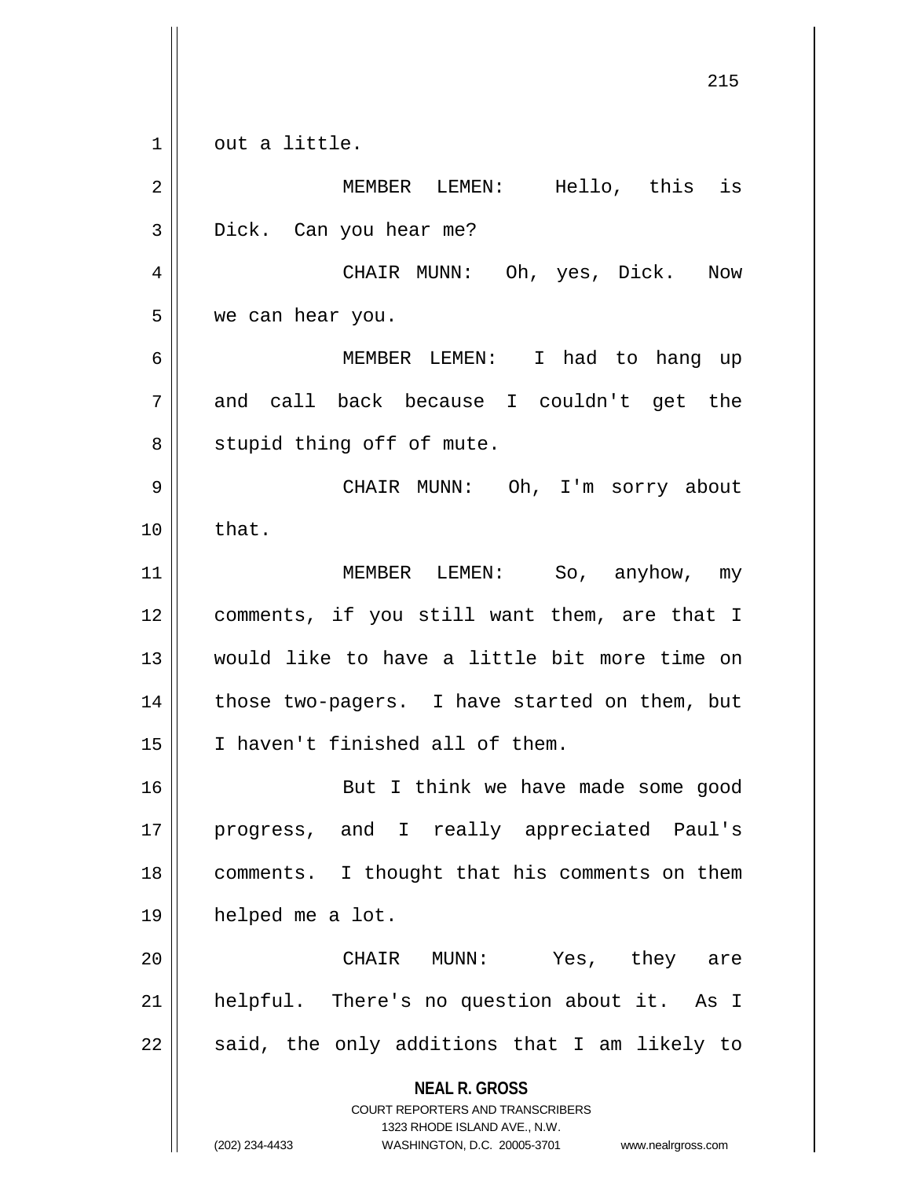out a little.

MEMBER LEMEN: Hello, this is Dick. Can you hear me?

CHAIR MUNN: Oh, yes, Dick. Now we can hear you.

MEMBER LEMEN: I had to hang up and call back because I couldn't get the stupid thing off of mute.

CHAIR MUNN: Oh, I'm sorry about that.

MEMBER LEMEN: So, anyhow, my comments, if you still want them, are that I would like to have a little bit more time on those two-pagers. I have started on them, but I haven't finished all of them.

But I think we have made some good progress, and I really appreciated Paul's comments. I thought that his comments on them helped me a lot.

CHAIR MUNN: Yes, they are helpful. There's no question about it. As I said, the only additions that I am likely to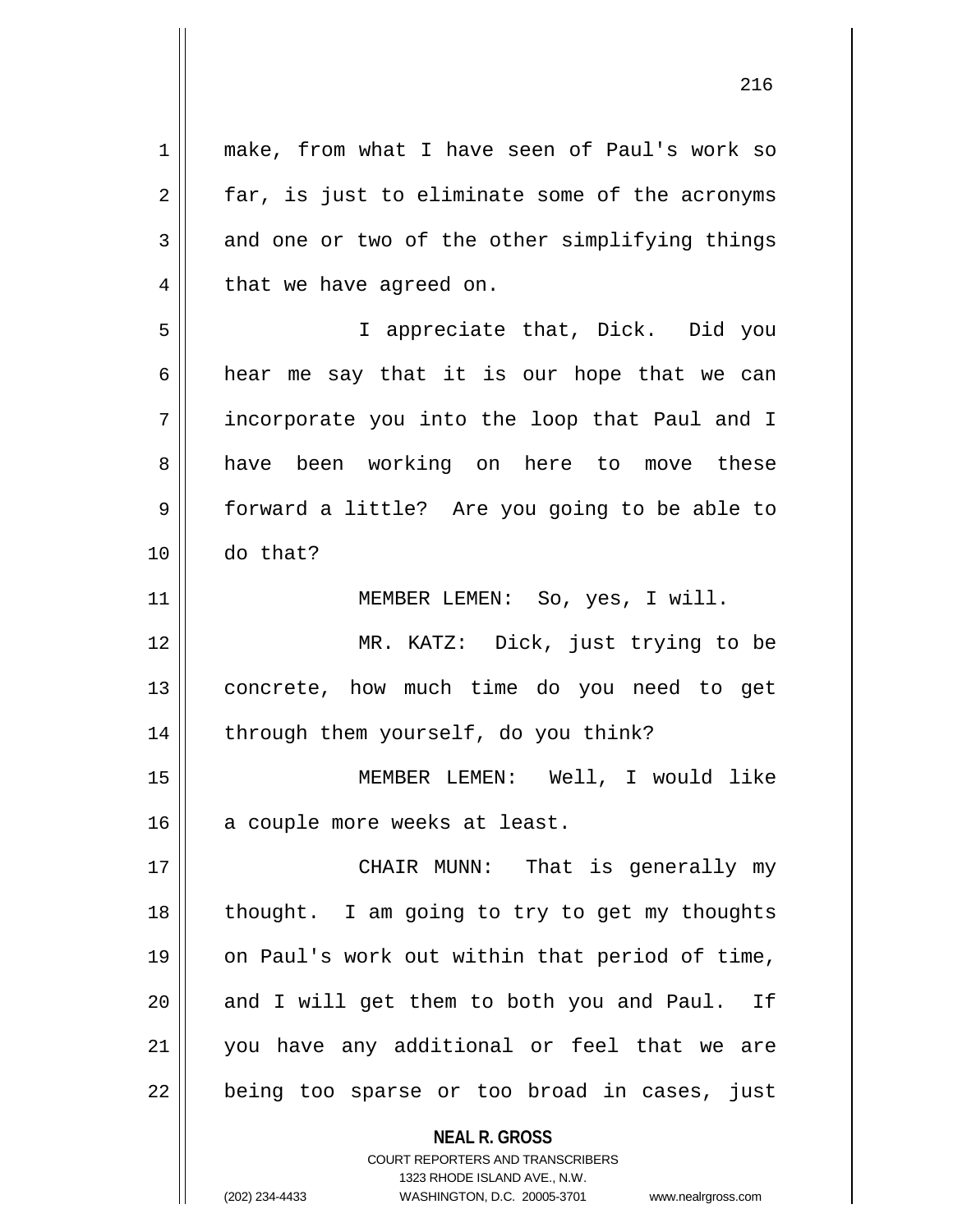make, from what I have seen of Paul's work so far, is just to eliminate some of the acronyms and one or two of the other simplifying things that we have agreed on.

I appreciate that, Dick. Did you hear me say that it is our hope that we can incorporate you into the loop that Paul and I have been working on here to move these forward a little? Are you going to be able to do that?

MEMBER LEMEN: So, yes, I will.

MR. KATZ: Dick, just trying to be concrete, how much time do you need to get through them yourself, do you think?

MEMBER LEMEN: Well, I would like a couple more weeks at least.

CHAIR MUNN: That is generally my thought. I am going to try to get my thoughts on Paul's work out within that period of time, and I will get them to both you and Paul. If you have any additional or feel that we are being too sparse or too broad in cases, just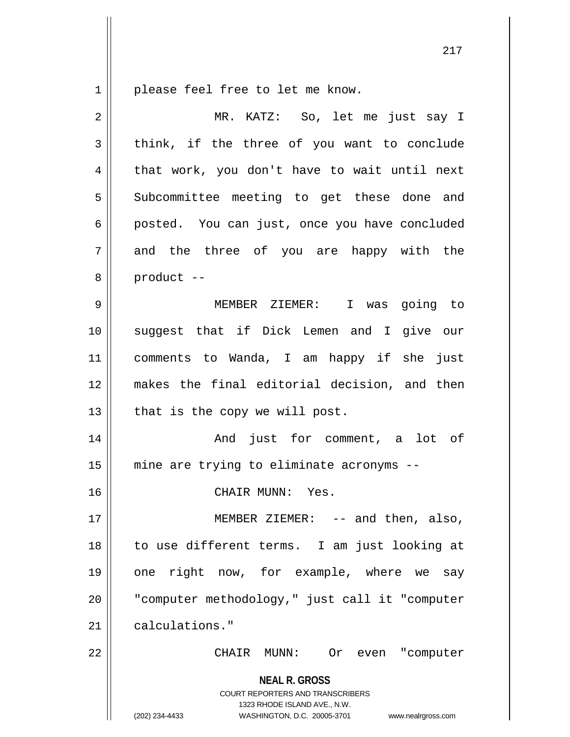please feel free to let me know.

MR. KATZ: So, let me just say I think, if the three of you want to conclude that work, you don't have to wait until next Subcommittee meeting to get these done and posted. You can just, once you have concluded and the three of you are happy with the product --

MEMBER ZIEMER: I was going to suggest that if Dick Lemen and I give our comments to Wanda, I am happy if she just makes the final editorial decision, and then that is the copy we will post.

And just for comment, a lot of mine are trying to eliminate acronyms --

CHAIR MUNN: Yes.

MEMBER ZIEMER: -- and then, also, to use different terms. I am just looking at one right now, for example, where we say "computer methodology," just call it "computer calculations."

CHAIR MUNN: Or even "computer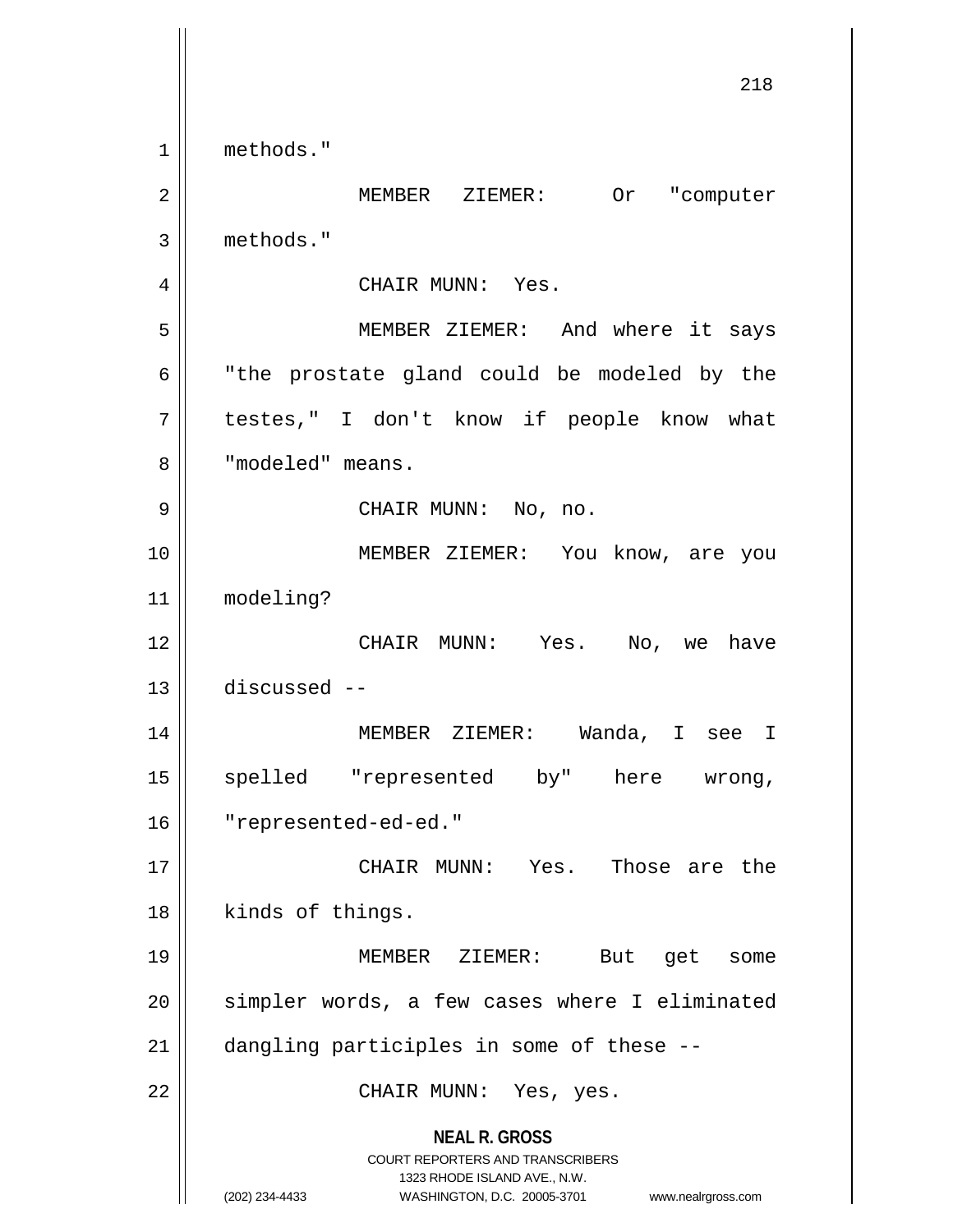methods."

MEMBER ZIEMER: Or "computer methods."

CHAIR MUNN: Yes.

MEMBER ZIEMER: And where it says "the prostate gland could be modeled by the testes," I don't know if people know what "modeled" means.

CHAIR MUNN: No, no.

MEMBER ZIEMER: You know, are you modeling?

CHAIR MUNN: Yes. No, we have discussed --

MEMBER ZIEMER: Wanda, I see I spelled "represented by" here wrong, "represented-ed-ed."

CHAIR MUNN: Yes. Those are the kinds of things.

MEMBER ZIEMER: But get some simpler words, a few cases where I eliminated dangling participles in some of these --

CHAIR MUNN: Yes, yes.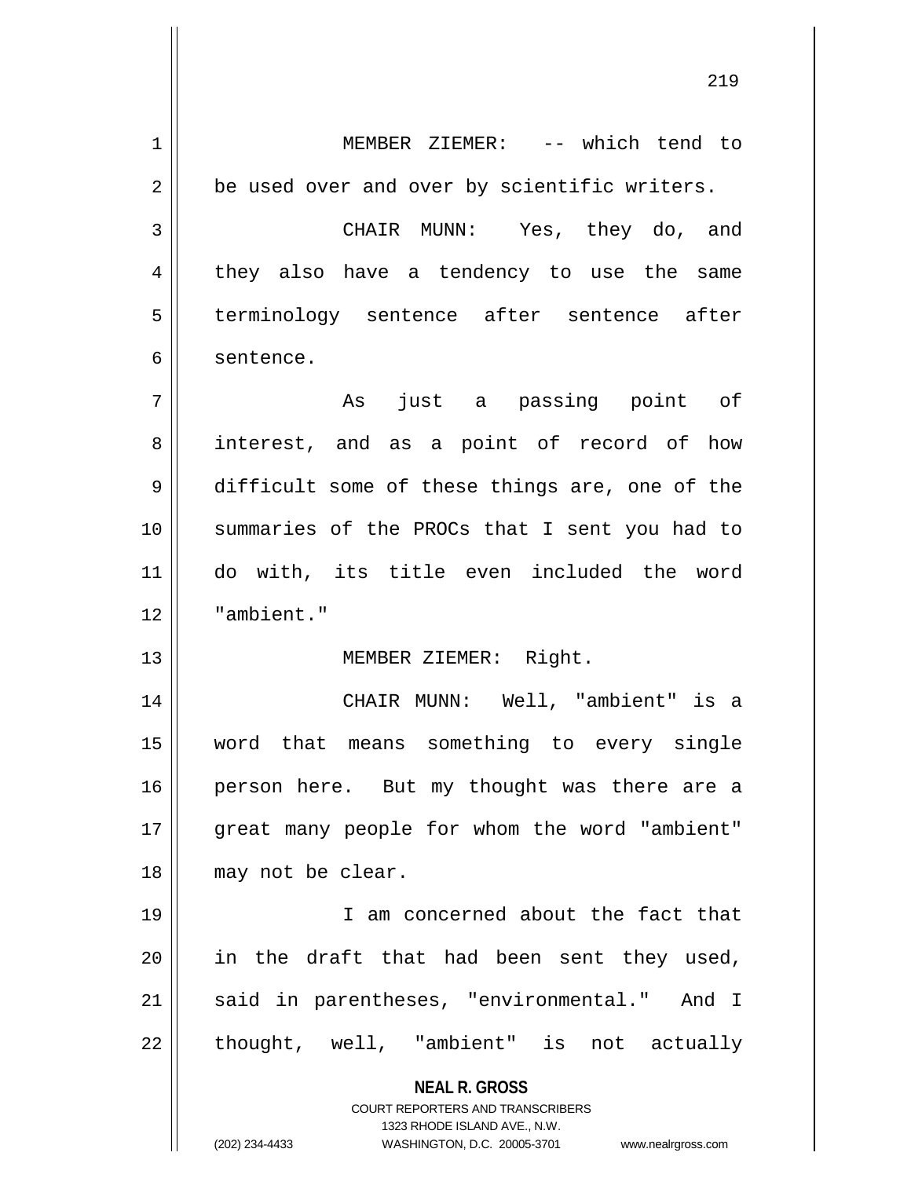MEMBER ZIEMER: -- which tend to be used over and over by scientific writers.

CHAIR MUNN: Yes, they do, and they also have a tendency to use the same terminology sentence after sentence after sentence.

As just a passing point of interest, and as a point of record of how difficult some of these things are, one of the summaries of the PROCs that I sent you had to do with, its title even included the word "ambient."

MEMBER ZIEMER: Right.

CHAIR MUNN: Well, "ambient" is a word that means something to every single person here. But my thought was there are a great many people for whom the word "ambient" may not be clear.

I am concerned about the fact that in the draft that had been sent they used, said in parentheses, "environmental." And I thought, well, "ambient" is not actually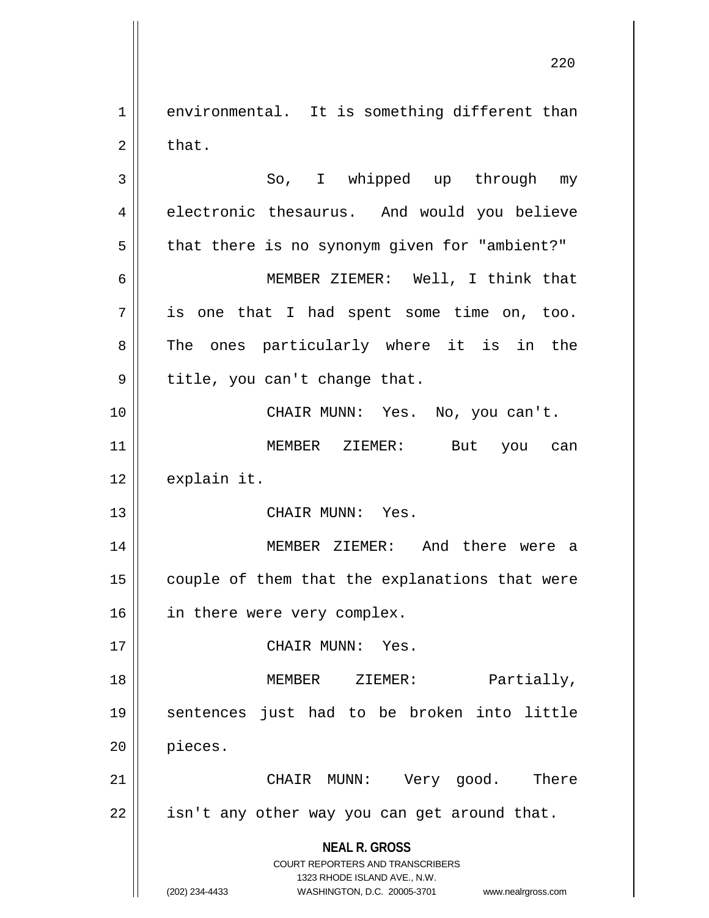environmental. It is something different than that.

So, I whipped up through my electronic thesaurus. And would you believe that there is no synonym given for "ambient?"

MEMBER ZIEMER: Well, I think that is one that I had spent some time on, too. The ones particularly where it is in the title, you can't change that.

CHAIR MUNN: Yes. No, you can't.

MEMBER ZIEMER: But you can explain it.

CHAIR MUNN: Yes.

MEMBER ZIEMER: And there were a couple of them that the explanations that were in there were very complex.

CHAIR MUNN: Yes.

MEMBER ZIEMER: Partially, sentences just had to be broken into little pieces.

CHAIR MUNN: Very good. There isn't any other way you can get around that.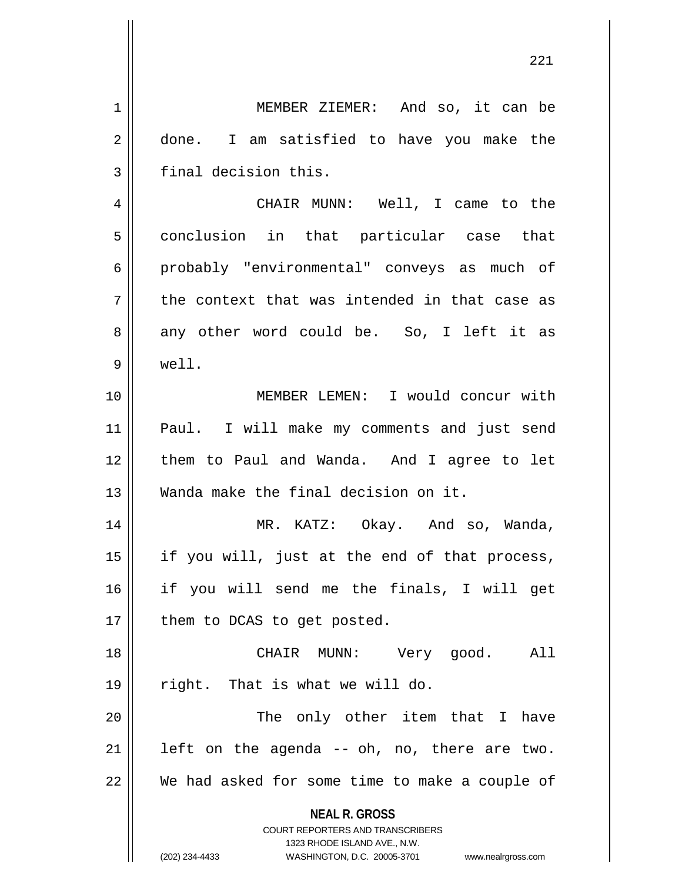MEMBER ZIEMER: And so, it can be done. I am satisfied to have you make the final decision this.

CHAIR MUNN: Well, I came to the conclusion in that particular case that probably "environmental" conveys as much of the context that was intended in that case as any other word could be. So, I left it as well.

MEMBER LEMEN: I would concur with Paul. I will make my comments and just send them to Paul and Wanda. And I agree to let Wanda make the final decision on it.

MR. KATZ: Okay. And so, Wanda, if you will, just at the end of that process, if you will send me the finals, I will get them to DCAS to get posted.

CHAIR MUNN: Very good. All right. That is what we will do.

The only other item that I have left on the agenda -- oh, no, there are two. We had asked for some time to make a couple of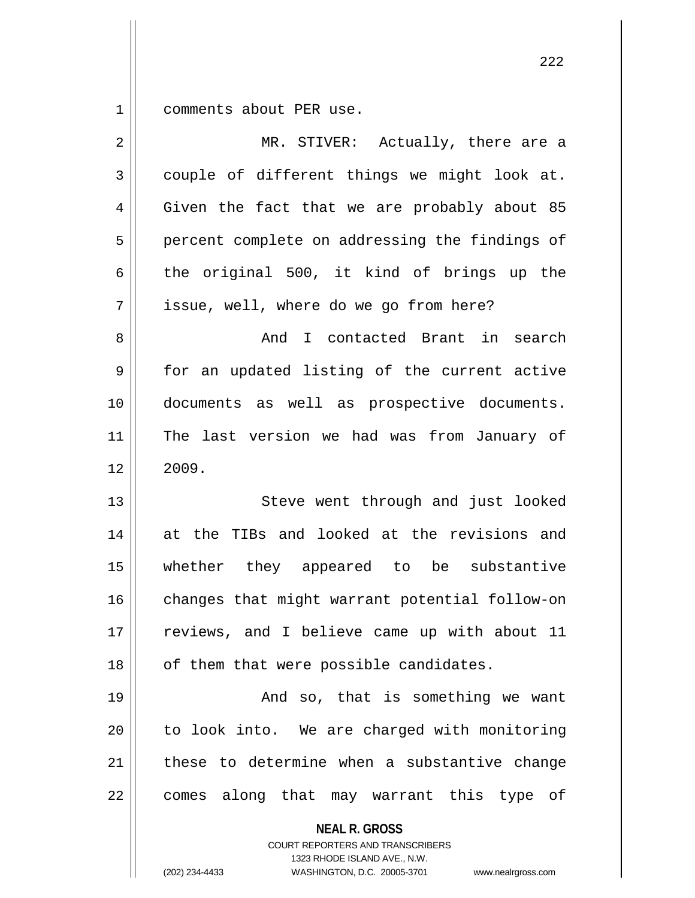comments about PER use.

MR. STIVER: Actually, there are a couple of different things we might look at. Given the fact that we are probably about 85 percent complete on addressing the findings of the original 500, it kind of brings up the issue, well, where do we go from here?

And I contacted Brant in search for an updated listing of the current active documents as well as prospective documents. The last version we had was from January of 2009.

Steve went through and just looked at the TIBs and looked at the revisions and whether they appeared to be substantive changes that might warrant potential follow-on reviews, and I believe came up with about 11 of them that were possible candidates.

And so, that is something we want to look into. We are charged with monitoring these to determine when a substantive change comes along that may warrant this type of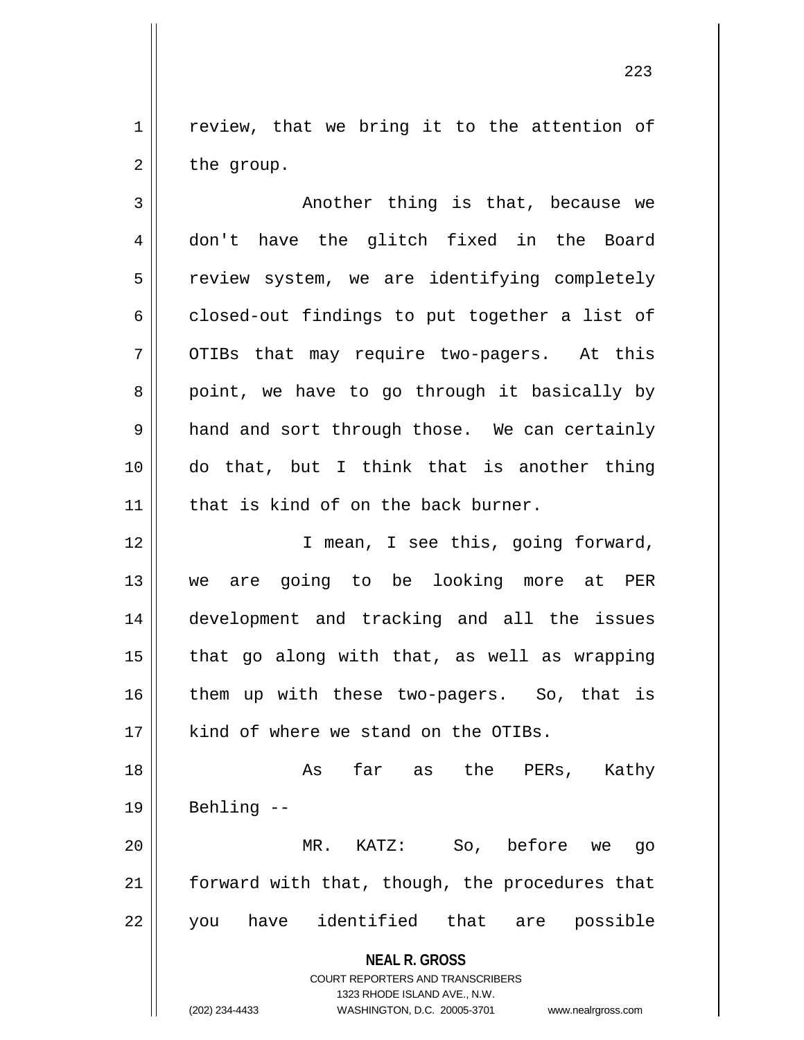review, that we bring it to the attention of the group.

Another thing is that, because we don't have the glitch fixed in the Board review system, we are identifying completely closed-out findings to put together a list of OTIBs that may require two-pagers. At this point, we have to go through it basically by hand and sort through those. We can certainly do that, but I think that is another thing that is kind of on the back burner.

I mean, I see this, going forward, we are going to be looking more at PER development and tracking and all the issues that go along with that, as well as wrapping them up with these two-pagers. So, that is kind of where we stand on the OTIBs.

As far as the PERs, Kathy Behling --

MR. KATZ: So, before we go forward with that, though, the procedures that you have identified that are possible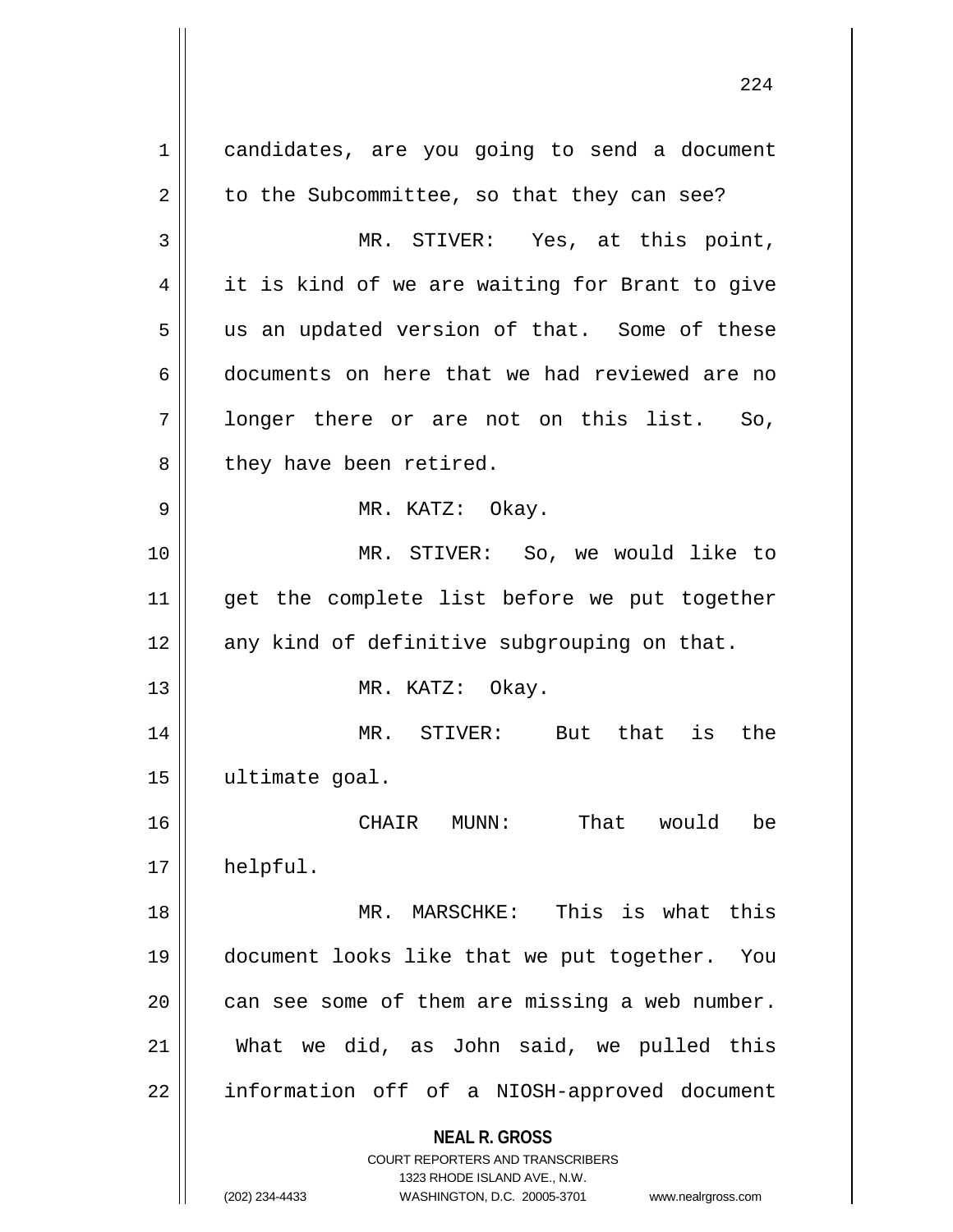candidates, are you going to send a document to the Subcommittee, so that they can see?

MR. STIVER: Yes, at this point, it is kind of we are waiting for Brant to give us an updated version of that. Some of these documents on here that we had reviewed are no longer there or are not on this list. So, they have been retired.

MR. KATZ: Okay.

MR. STIVER: So, we would like to get the complete list before we put together any kind of definitive subgrouping on that.

MR. KATZ: Okay.

MR. STIVER: But that is the ultimate goal.

CHAIR MUNN: That would be helpful.

MR. MARSCHKE: This is what this document looks like that we put together. You can see some of them are missing a web number. What we did, as John said, we pulled this information off of a NIOSH-approved document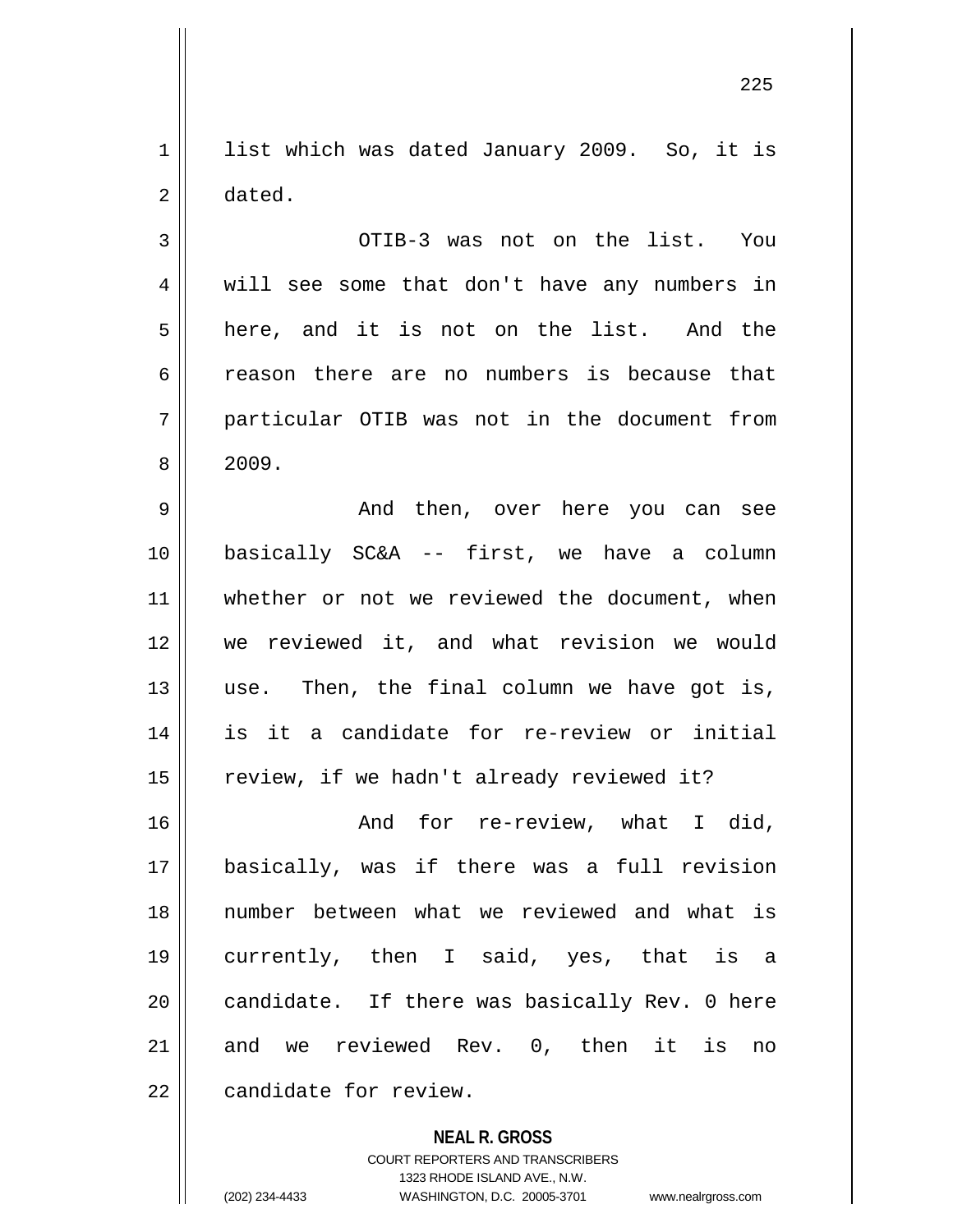list which was dated January 2009. So, it is dated.

OTIB-3 was not on the list. You will see some that don't have any numbers in here, and it is not on the list. And the reason there are no numbers is because that particular OTIB was not in the document from 2009.

And then, over here you can see basically SC&A -- first, we have a column whether or not we reviewed the document, when we reviewed it, and what revision we would use. Then, the final column we have got is, is it a candidate for re-review or initial review, if we hadn't already reviewed it?

And for re-review, what I did, basically, was if there was a full revision number between what we reviewed and what is currently, then I said, yes, that is a candidate. If there was basically Rev. 0 here and we reviewed Rev. 0, then it is no candidate for review.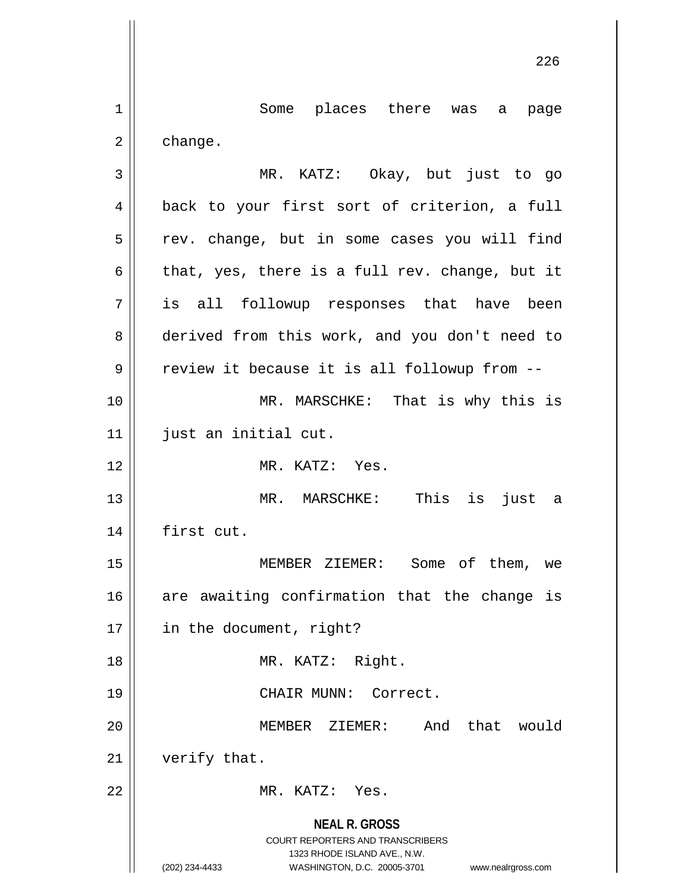Some places there was a page change.

MR. KATZ: Okay, but just to go back to your first sort of criterion, a full rev. change, but in some cases you will find that, yes, there is a full rev. change, but it is all followup responses that have been derived from this work, and you don't need to review it because it is all followup from --

MR. MARSCHKE: That is why this is just an initial cut.

MR. KATZ: Yes.

MR. MARSCHKE: This is just a first cut.

MEMBER ZIEMER: Some of them, we are awaiting confirmation that the change is in the document, right?

MR. KATZ: Right.

CHAIR MUNN: Correct.

MEMBER ZIEMER: And that would verify that.

MR. KATZ: Yes.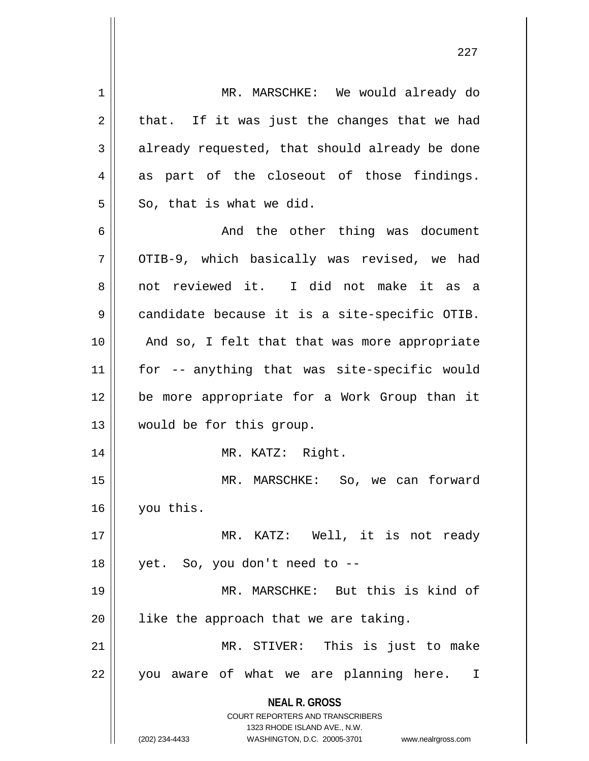MR. MARSCHKE: We would already do that. If it was just the changes that we had already requested, that should already be done as part of the closeout of those findings. So, that is what we did.

And the other thing was document OTIB-9, which basically was revised, we had not reviewed it. I did not make it as a candidate because it is a site-specific OTIB. And so, I felt that that was more appropriate for -- anything that was site-specific would be more appropriate for a Work Group than it would be for this group.

MR. KATZ: Right.

MR. MARSCHKE: So, we can forward you this.

MR. KATZ: Well, it is not ready yet. So, you don't need to --

MR. MARSCHKE: But this is kind of like the approach that we are taking.

MR. STIVER: This is just to make you aware of what we are planning here. I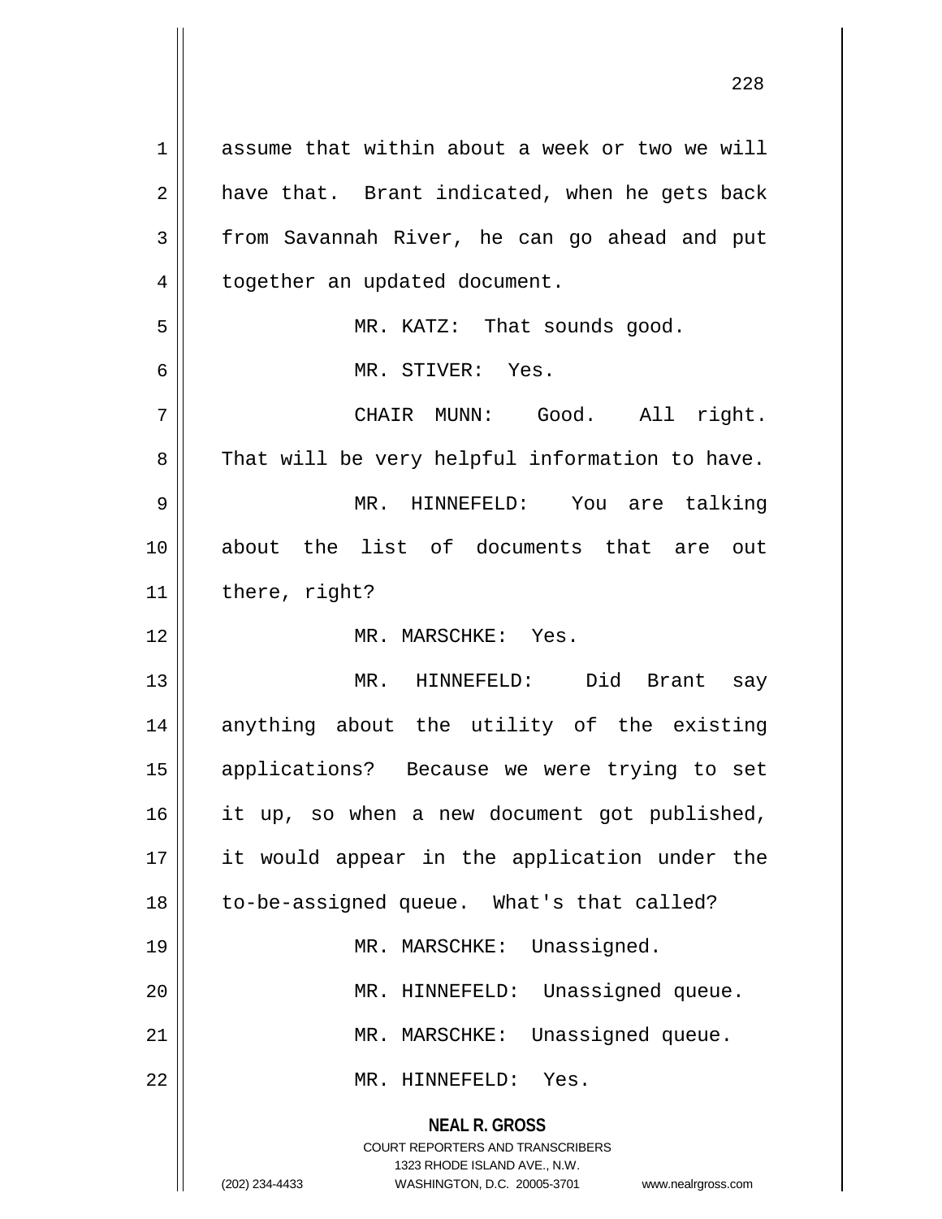assume that within about a week or two we will have that. Brant indicated, when he gets back from Savannah River, he can go ahead and put together an updated document.

MR. KATZ: That sounds good.

MR. STIVER: Yes.

CHAIR MUNN: Good. All right. That will be very helpful information to have.

MR. HINNEFELD: You are talking about the list of documents that are out there, right?

MR. MARSCHKE: Yes.

MR. HINNEFELD: Did Brant say anything about the utility of the existing applications? Because we were trying to set it up, so when a new document got published, it would appear in the application under the to-be-assigned queue. What's that called?

MR. MARSCHKE: Unassigned.

MR. HINNEFELD: Unassigned queue.

MR. MARSCHKE: Unassigned queue.

MR. HINNEFELD: Yes.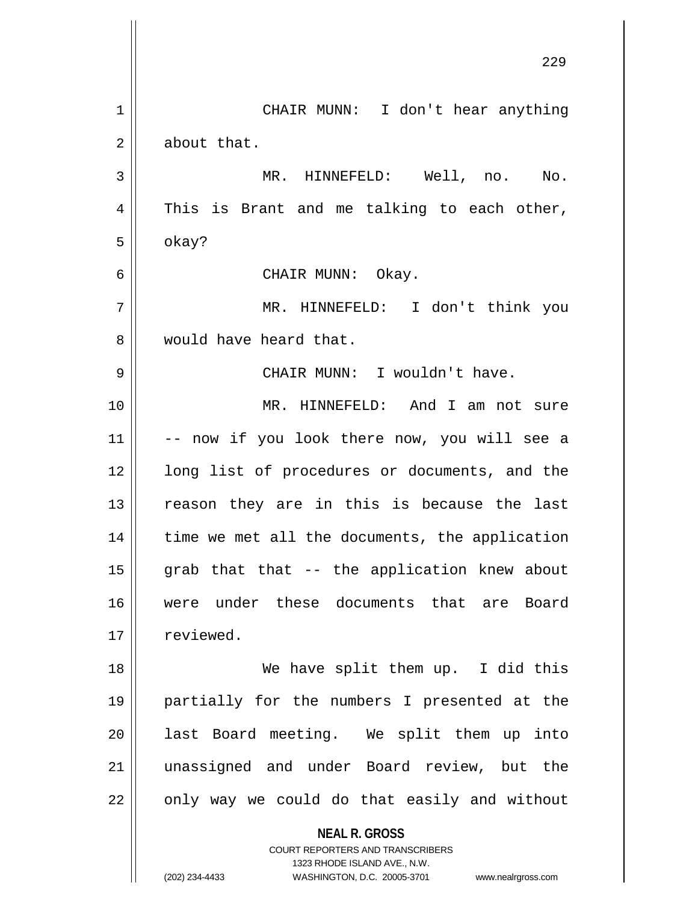CHAIR MUNN: I don't hear anything about that.

MR. HINNEFELD: Well, no. No. This is Brant and me talking to each other, okay?

CHAIR MUNN: Okay.

MR. HINNEFELD: I don't think you would have heard that.

CHAIR MUNN: I wouldn't have.

MR. HINNEFELD: And I am not sure -- now if you look there now, you will see a long list of procedures or documents, and the reason they are in this is because the last time we met all the documents, the application grab that that -- the application knew about were under these documents that are Board reviewed.

We have split them up. I did this partially for the numbers I presented at the last Board meeting. We split them up into unassigned and under Board review, but the only way we could do that easily and without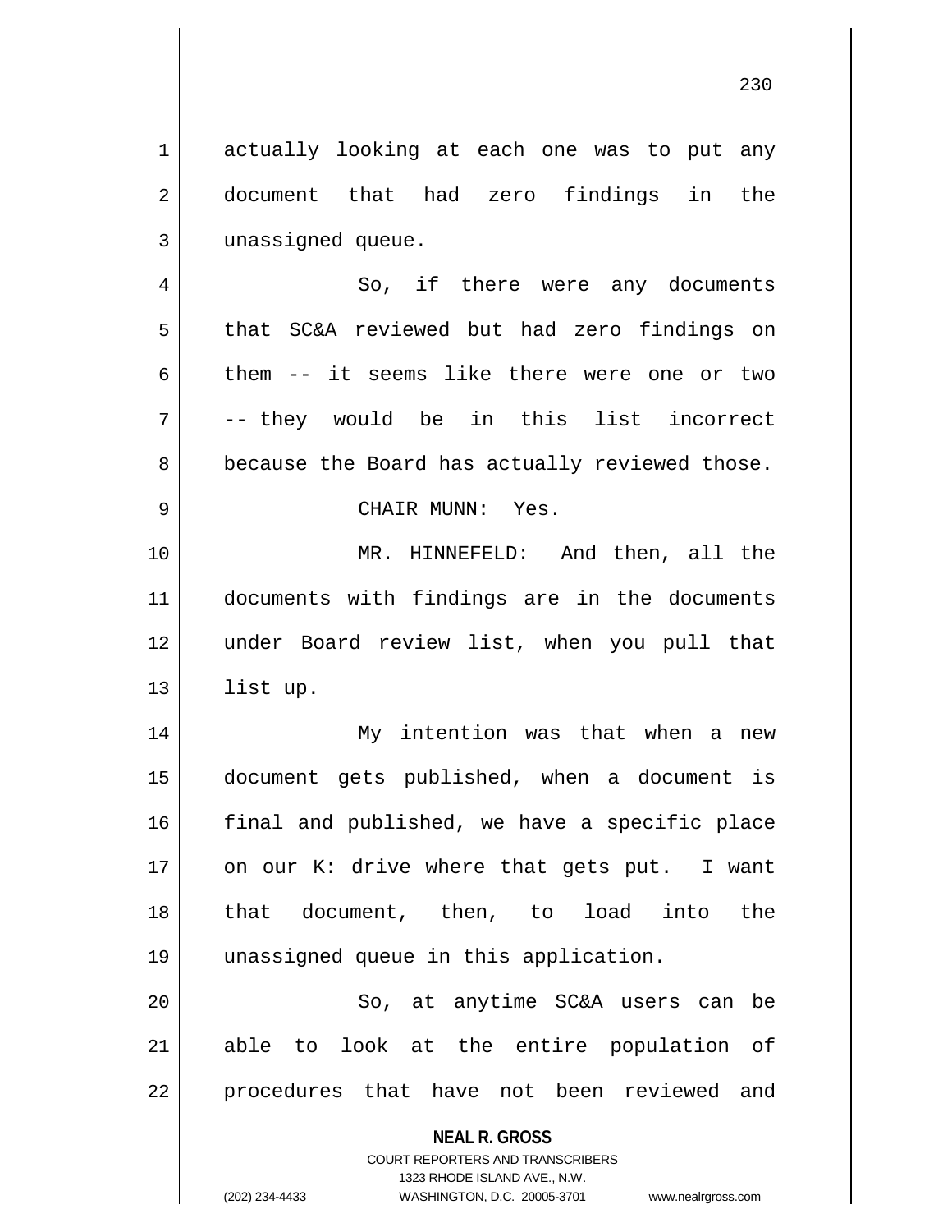actually looking at each one was to put any document that had zero findings in the unassigned queue.

So, if there were any documents that SC&A reviewed but had zero findings on them -- it seems like there were one or two -- they would be in this list incorrect because the Board has actually reviewed those.

CHAIR MUNN: Yes.

MR. HINNEFELD: And then, all the documents with findings are in the documents under Board review list, when you pull that list up.

My intention was that when a new document gets published, when a document is final and published, we have a specific place on our K: drive where that gets put. I want that document, then, to load into the unassigned queue in this application.

So, at anytime SC&A users can be able to look at the entire population of procedures that have not been reviewed and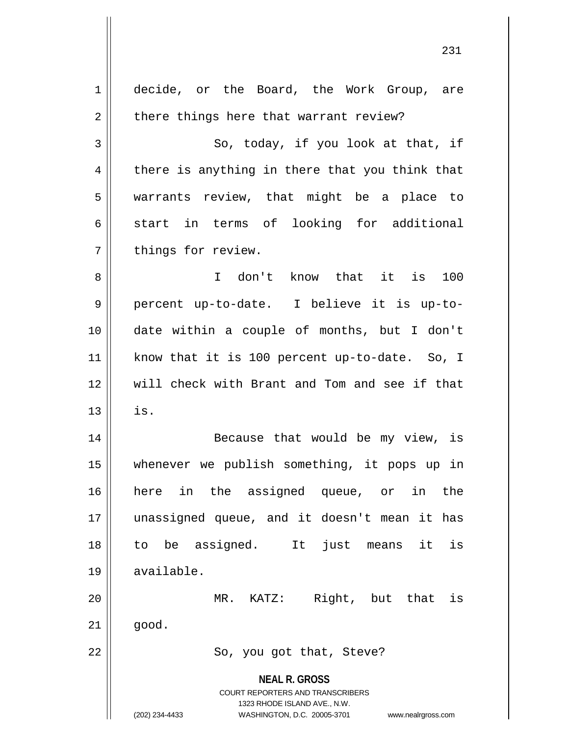decide, or the Board, the Work Group, are there things here that warrant review?

So, today, if you look at that, if there is anything in there that you think that warrants review, that might be a place to start in terms of looking for additional things for review.

I don't know that it is 100 percent up-to-date. I believe it is up-to-date within a couple of months, but I don't know that it is 100 percent up-to-date. So, I will check with Brant and Tom and see if that is.

Because that would be my view, is whenever we publish something, it pops up in here in the assigned queue, or in the unassigned queue, and it doesn't mean it has to be assigned. It just means it is available.

MR. KATZ: Right, but that is good.

So, you got that, Steve?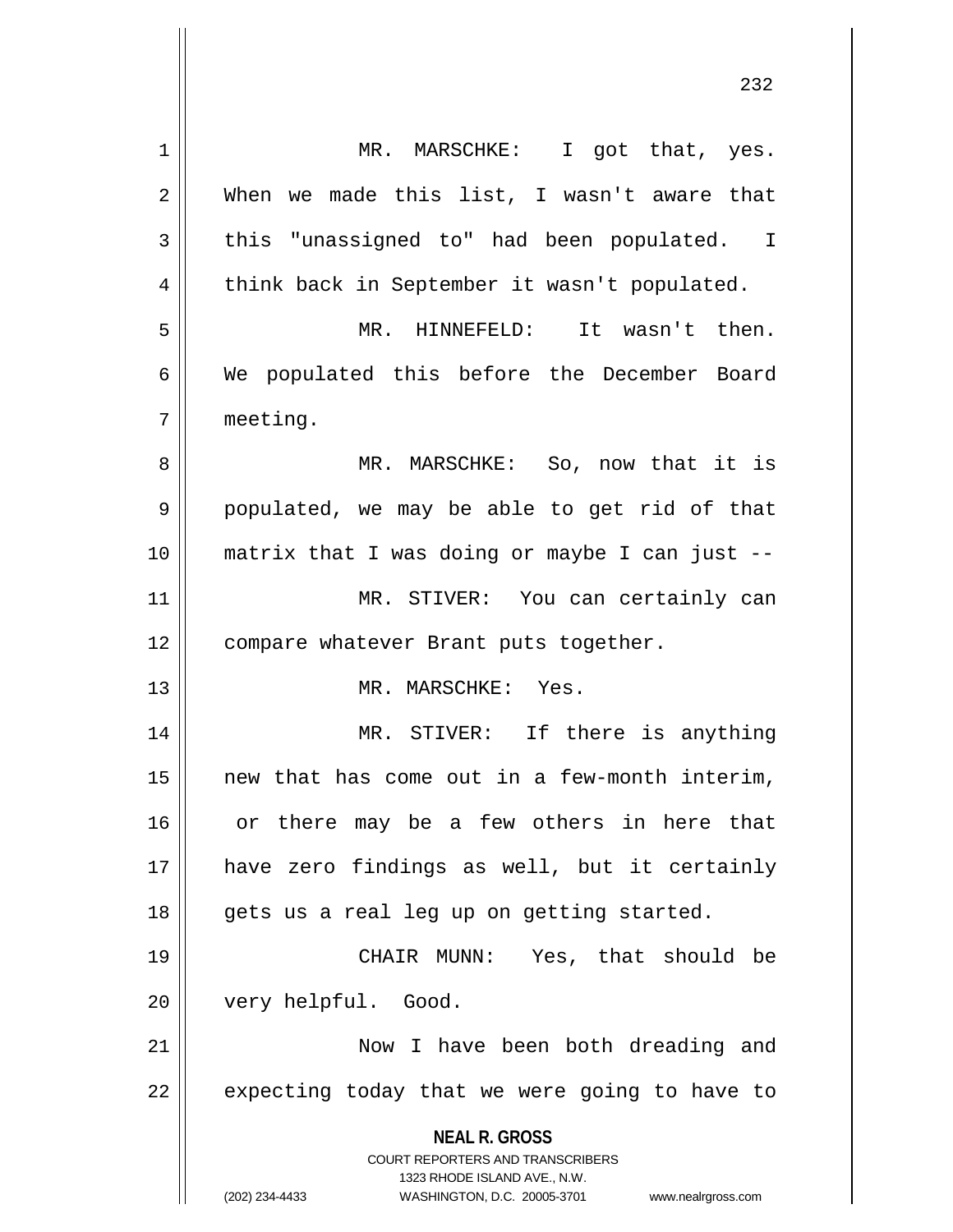MR. MARSCHKE: I got that, yes. When we made this list, I wasn't aware that this "unassigned to" had been populated. I think back in September it wasn't populated.

MR. HINNEFELD: It wasn't then. We populated this before the December Board meeting.

MR. MARSCHKE: So, now that it is populated, we may be able to get rid of that matrix that I was doing or maybe I can just --

MR. STIVER: You can certainly can compare whatever Brant puts together.

MR. MARSCHKE: Yes.

MR. STIVER: If there is anything new that has come out in a few-month interim, or there may be a few others in here that have zero findings as well, but it certainly gets us a real leg up on getting started.

CHAIR MUNN: Yes, that should be very helpful. Good.

Now I have been both dreading and expecting today that we were going to have to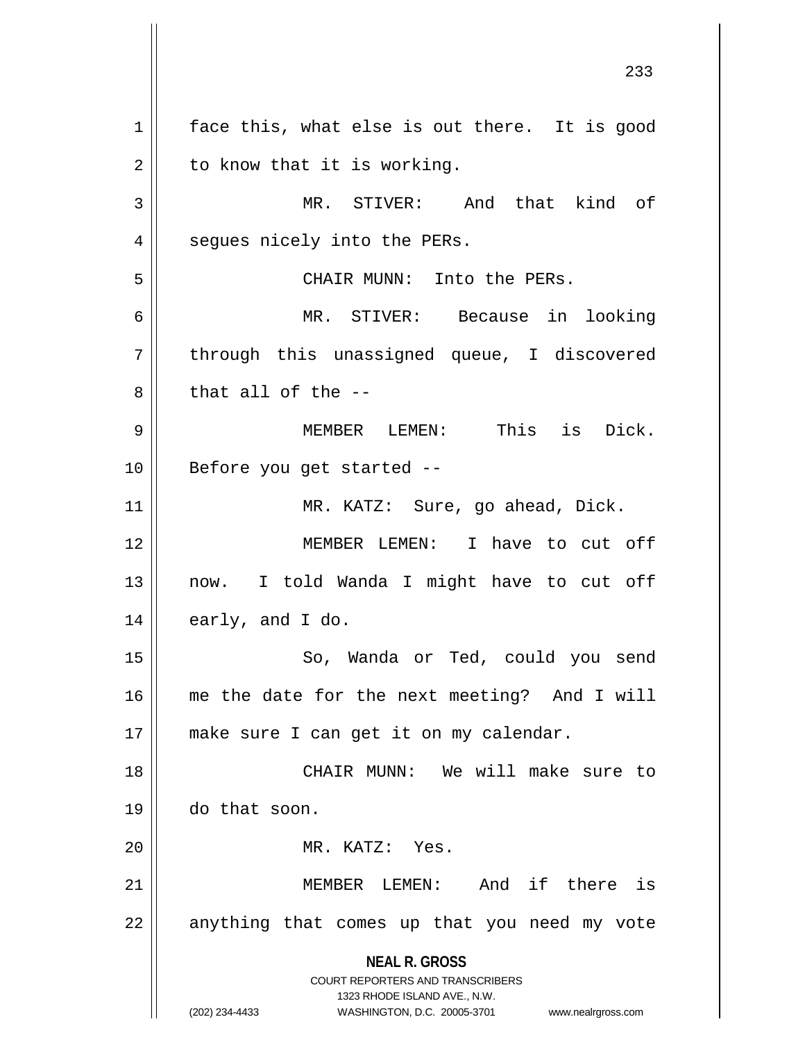face this, what else is out there. It is good to know that it is working.

MR. STIVER: And that kind of segues nicely into the PERs.

CHAIR MUNN: Into the PERs.

MR. STIVER: Because in looking through this unassigned queue, I discovered that all of the --

MEMBER LEMEN: This is Dick. Before you get started --

MR. KATZ: Sure, go ahead, Dick.

MEMBER LEMEN: I have to cut off now. I told Wanda I might have to cut off early, and I do.

So, Wanda or Ted, could you send me the date for the next meeting? And I will make sure I can get it on my calendar.

CHAIR MUNN: We will make sure to do that soon.

MR. KATZ: Yes.

MEMBER LEMEN: And if there is anything that comes up that you need my vote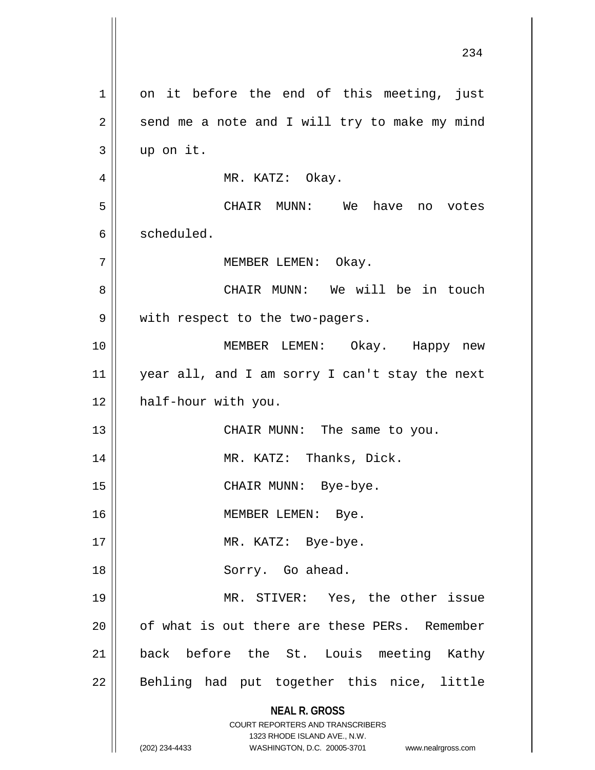on it before the end of this meeting, just send me a note and I will try to make my mind up on it.

MR. KATZ: Okay.

CHAIR MUNN: We have no votes scheduled.

MEMBER LEMEN: Okay.

CHAIR MUNN: We will be in touch with respect to the two-pagers.

MEMBER LEMEN: Okay. Happy new year all, and I am sorry I can't stay the next half-hour with you.

CHAIR MUNN: The same to you.

MR. KATZ: Thanks, Dick.

CHAIR MUNN: Bye-bye.

MEMBER LEMEN: Bye.

MR. KATZ: Bye-bye.

Sorry. Go ahead.

MR. STIVER: Yes, the other issue of what is out there are these PERs. Remember back before the St. Louis meeting Kathy Behling had put together this nice, little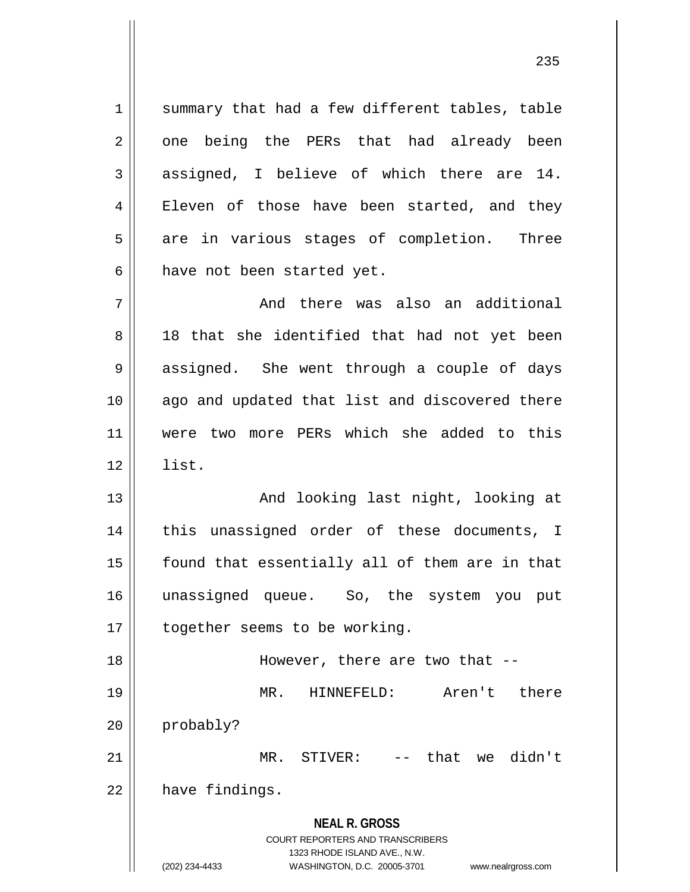summary that had a few different tables, table one being the PERs that had already been assigned, I believe of which there are 14. Eleven of those have been started, and they are in various stages of completion. Three have not been started yet.

And there was also an additional 18 that she identified that had not yet been assigned. She went through a couple of days ago and updated that list and discovered there were two more PERs which she added to this list.

And looking last night, looking at this unassigned order of these documents, I found that essentially all of them are in that unassigned queue. So, the system you put together seems to be working.

However, there are two that --

MR. HINNEFELD: Aren't there probably?

MR. STIVER: -- that we didn't have findings.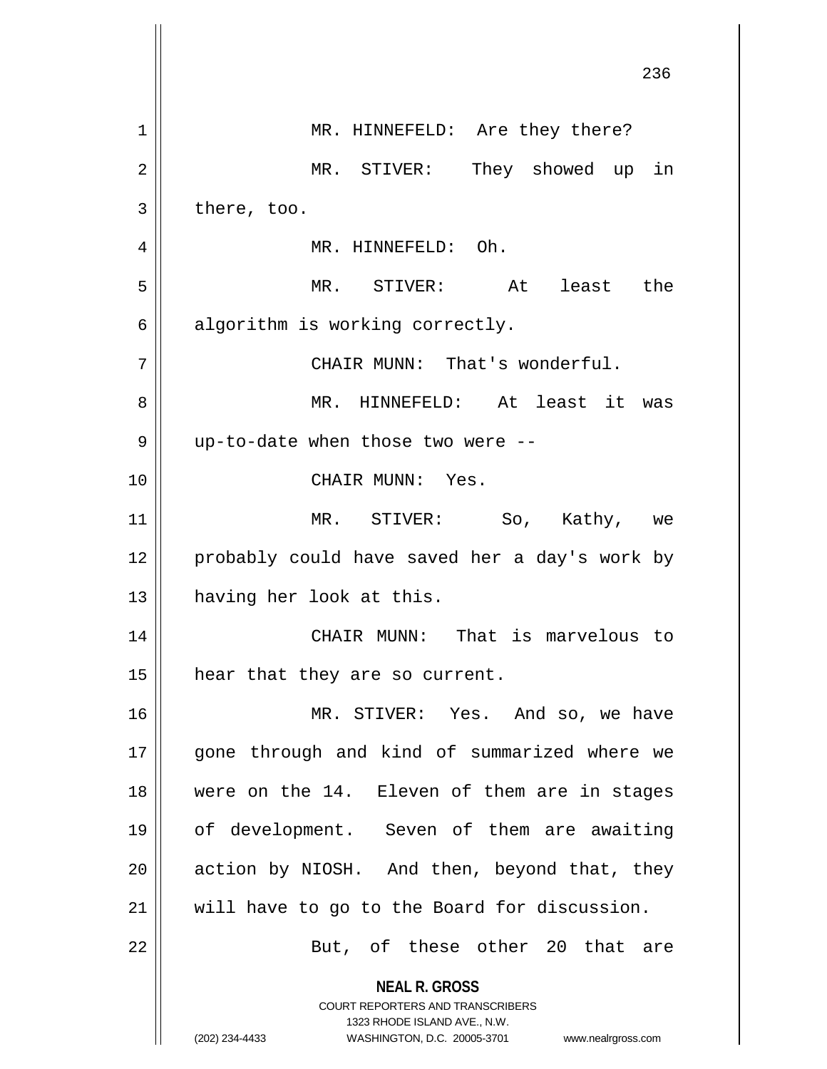MR. HINNEFELD: Are they there?

MR. STIVER: They showed up in there, too.

MR. HINNEFELD: Oh.

MR. STIVER: At least the algorithm is working correctly.

CHAIR MUNN: That's wonderful.

MR. HINNEFELD: At least it was up-to-date when those two were --

CHAIR MUNN: Yes.

MR. STIVER: So, Kathy, we probably could have saved her a day's work by having her look at this.

CHAIR MUNN: That is marvelous to hear that they are so current.

MR. STIVER: Yes. And so, we have gone through and kind of summarized where we were on the 14. Eleven of them are in stages of development. Seven of them are awaiting action by NIOSH. And then, beyond that, they will have to go to the Board for discussion.

But, of these other 20 that are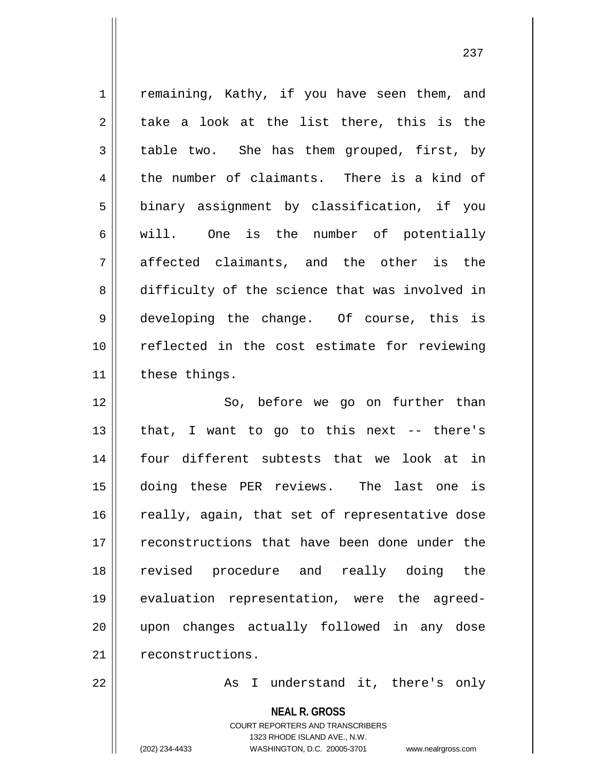remaining, Kathy, if you have seen them, and take a look at the list there, this is the table two. She has them grouped, first, by the number of claimants. There is a kind of binary assignment by classification, if you will. One is the number of potentially affected claimants, and the other is the difficulty of the science that was involved in developing the change. Of course, this is reflected in the cost estimate for reviewing these things.

So, before we go on further than that, I want to go to this next -- there's four different subtests that we look at in doing these PER reviews. The last one is really, again, that set of representative dose reconstructions that have been done under the revised procedure and really doing the evaluation representation, were the agreed-upon changes actually followed in any dose reconstructions.

As I understand it, there's only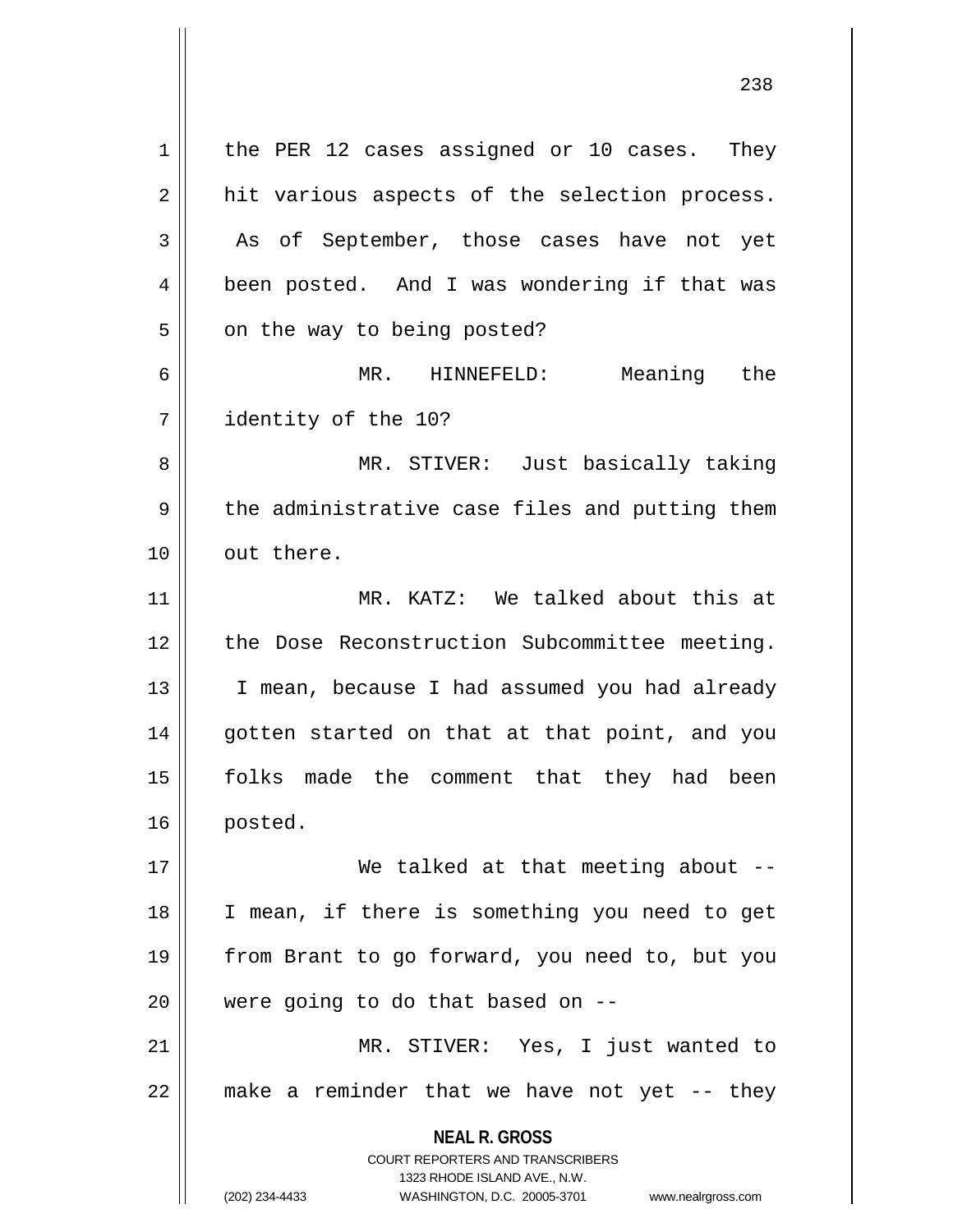the PER 12 cases assigned or 10 cases. They hit various aspects of the selection process. As of September, those cases have not yet been posted. And I was wondering if that was on the way to being posted?

MR. HINNEFELD: Meaning the identity of the 10?

MR. STIVER: Just basically taking the administrative case files and putting them out there.

MR. KATZ: We talked about this at the Dose Reconstruction Subcommittee meeting. I mean, because I had assumed you had already gotten started on that at that point, and you folks made the comment that they had been posted.

We talked at that meeting about -- I mean, if there is something you need to get from Brant to go forward, you need to, but you were going to do that based on --

MR. STIVER: Yes, I just wanted to make a reminder that we have not yet -- they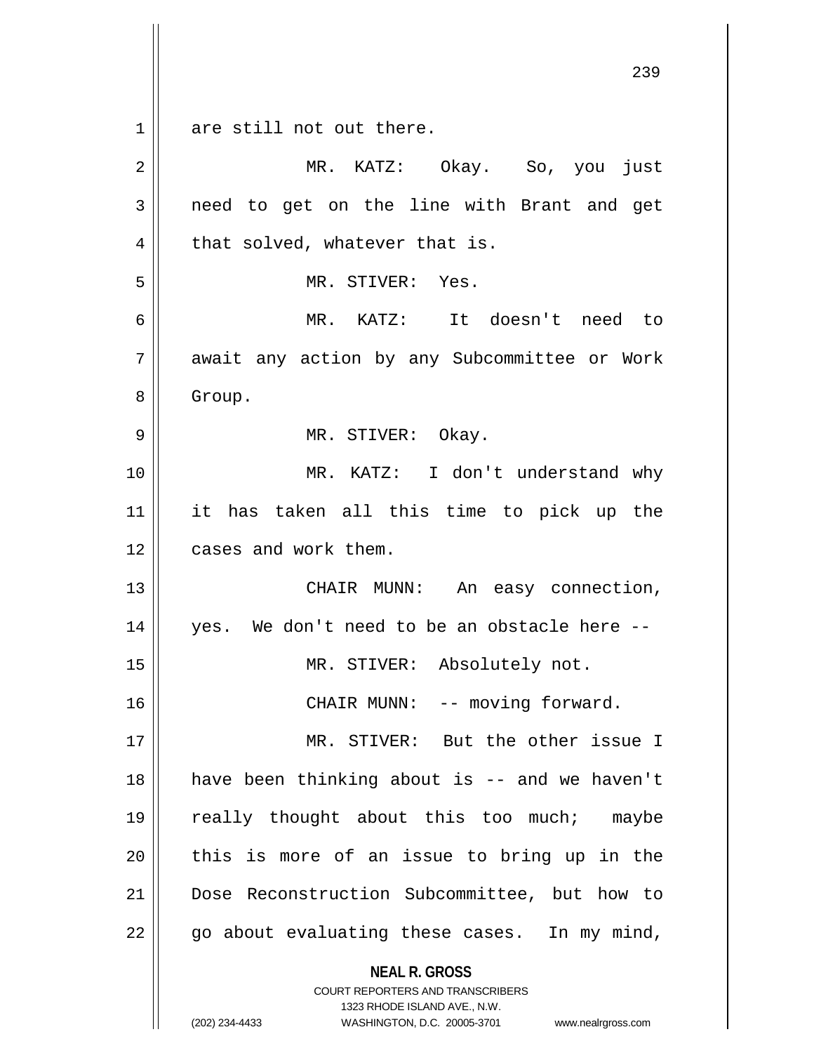are still not out there.

MR. KATZ: Okay. So, you just need to get on the line with Brant and get that solved, whatever that is.

MR. STIVER: Yes.

MR. KATZ: It doesn't need to await any action by any Subcommittee or Work Group.

MR. STIVER: Okay.

MR. KATZ: I don't understand why it has taken all this time to pick up the cases and work them.

CHAIR MUNN: An easy connection, yes. We don't need to be an obstacle here --

MR. STIVER: Absolutely not.

CHAIR MUNN: -- moving forward.

MR. STIVER: But the other issue I have been thinking about is -- and we haven't really thought about this too much; maybe this is more of an issue to bring up in the Dose Reconstruction Subcommittee, but how to go about evaluating these cases. In my mind,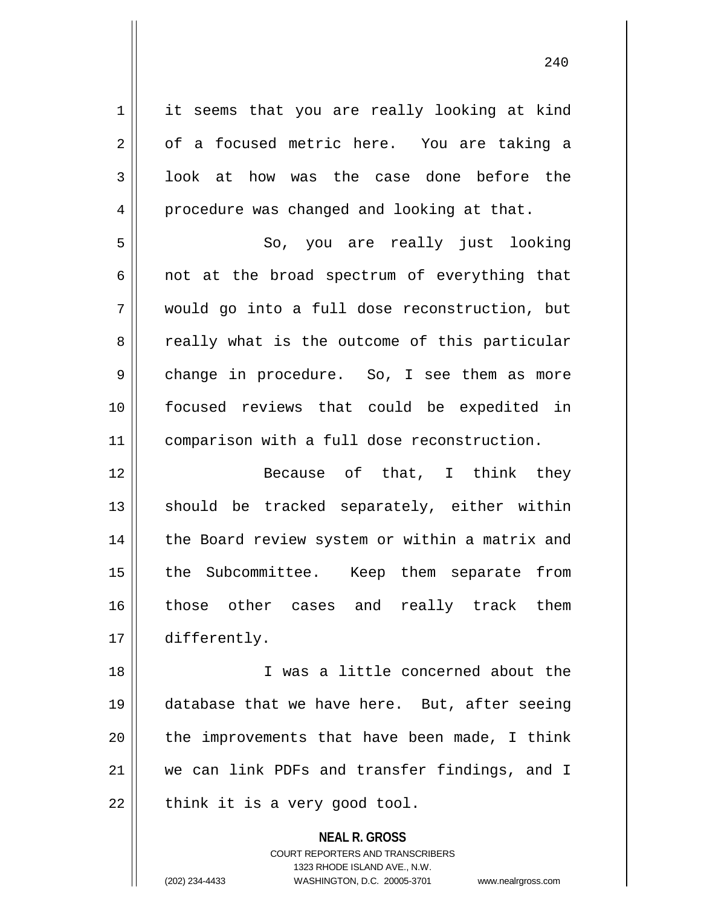it seems that you are really looking at kind of a focused metric here. You are taking a look at how was the case done before the procedure was changed and looking at that.

So, you are really just looking not at the broad spectrum of everything that would go into a full dose reconstruction, but really what is the outcome of this particular change in procedure. So, I see them as more focused reviews that could be expedited in comparison with a full dose reconstruction.

Because of that, I think they should be tracked separately, either within the Board review system or within a matrix and the Subcommittee. Keep them separate from those other cases and really track them differently.

I was a little concerned about the database that we have here. But, after seeing the improvements that have been made, I think we can link PDFs and transfer findings, and I think it is a very good tool.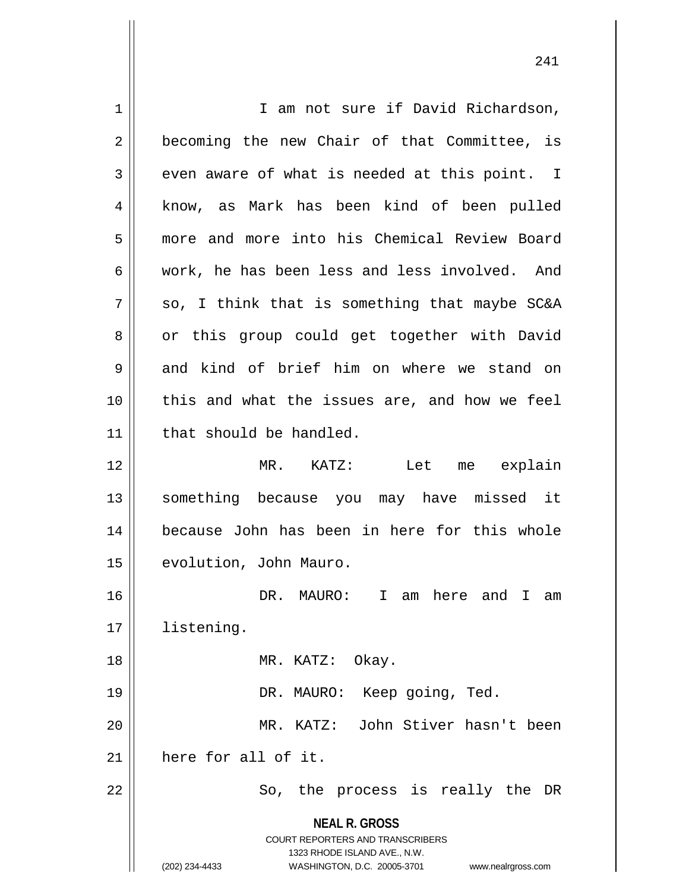I am not sure if David Richardson, becoming the new Chair of that Committee, is even aware of what is needed at this point. I know, as Mark has been kind of been pulled more and more into his Chemical Review Board work, he has been less and less involved. And so, I think that is something that maybe SC&A or this group could get together with David and kind of brief him on where we stand on this and what the issues are, and how we feel that should be handled.

MR. KATZ: Let me explain something because you may have missed it because John has been in here for this whole evolution, John Mauro.

DR. MAURO: I am here and I am listening.

MR. KATZ: Okay.

DR. MAURO: Keep going, Ted.

MR. KATZ: John Stiver hasn't been here for all of it.

So, the process is really the DR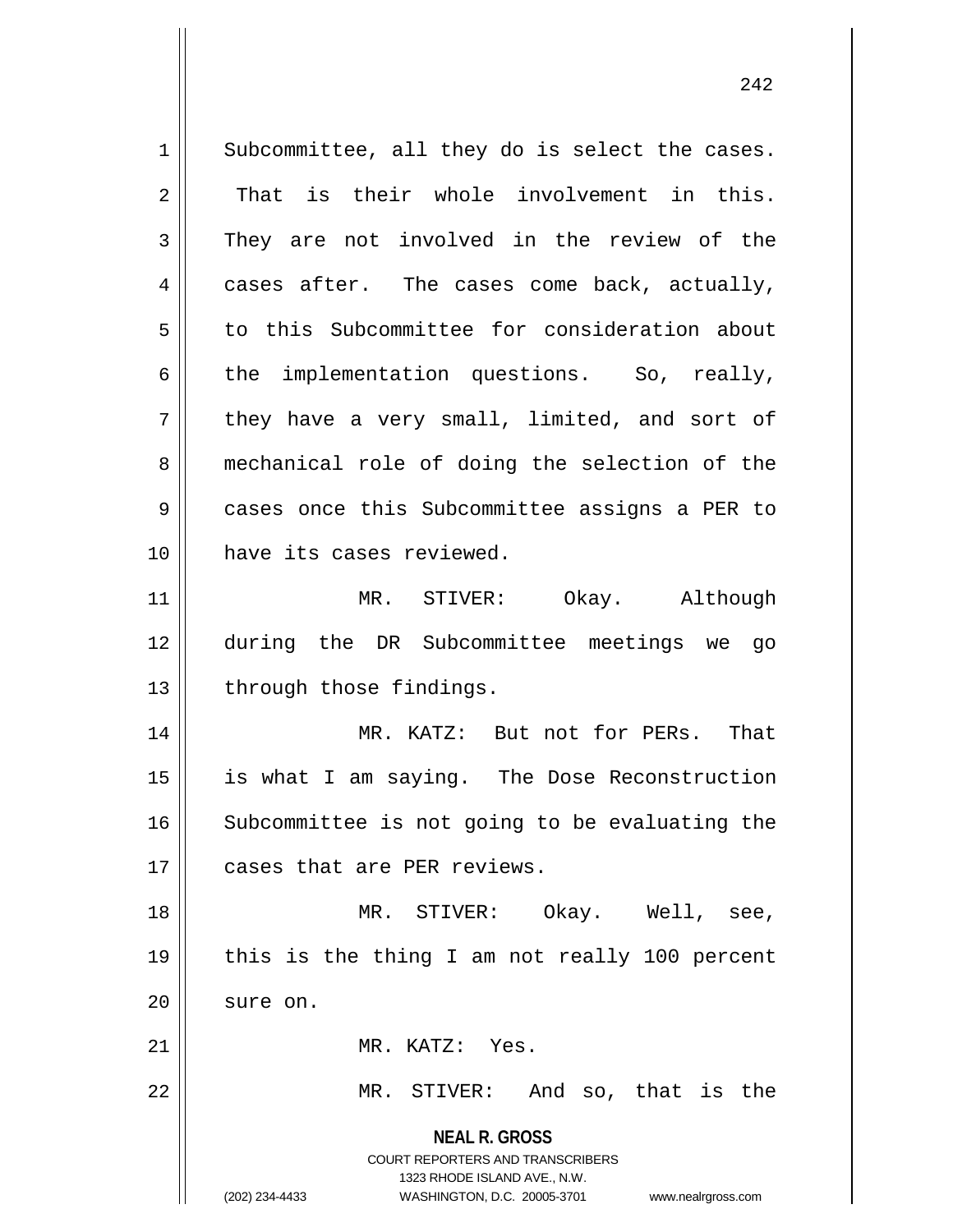Subcommittee, all they do is select the cases. That is their whole involvement in this. They are not involved in the review of the cases after. The cases come back, actually, to this Subcommittee for consideration about the implementation questions. So, really, they have a very small, limited, and sort of mechanical role of doing the selection of the cases once this Subcommittee assigns a PER to have its cases reviewed.

MR. STIVER: Okay. Although during the DR Subcommittee meetings we go through those findings.

MR. KATZ: But not for PERs. That is what I am saying. The Dose Reconstruction Subcommittee is not going to be evaluating the cases that are PER reviews.

MR. STIVER: Okay. Well, see, this is the thing I am not really 100 percent sure on.

MR. KATZ: Yes.

MR. STIVER: And so, that is the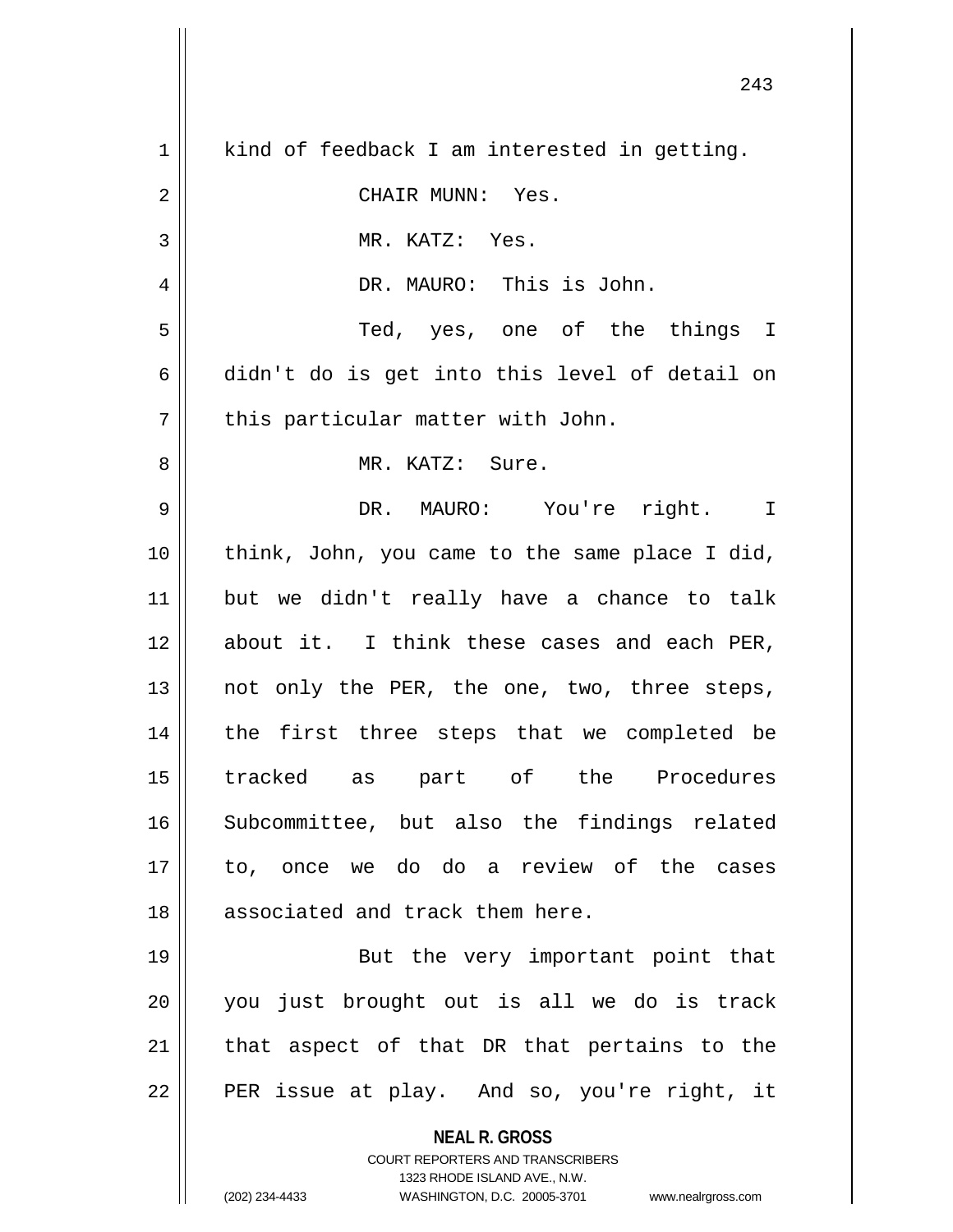kind of feedback I am interested in getting.

CHAIR MUNN: Yes.

MR. KATZ: Yes.

DR. MAURO: This is John.

Ted, yes, one of the things I didn't do is get into this level of detail on this particular matter with John.

MR. KATZ: Sure.

DR. MAURO: You're right. I think, John, you came to the same place I did, but we didn't really have a chance to talk about it. I think these cases and each PER, not only the PER, the one, two, three steps, the first three steps that we completed be tracked as part of the Procedures Subcommittee, but also the findings related to, once we do do a review of the cases associated and track them here.

But the very important point that you just brought out is all we do is track that aspect of that DR that pertains to the PER issue at play. And so, you're right, it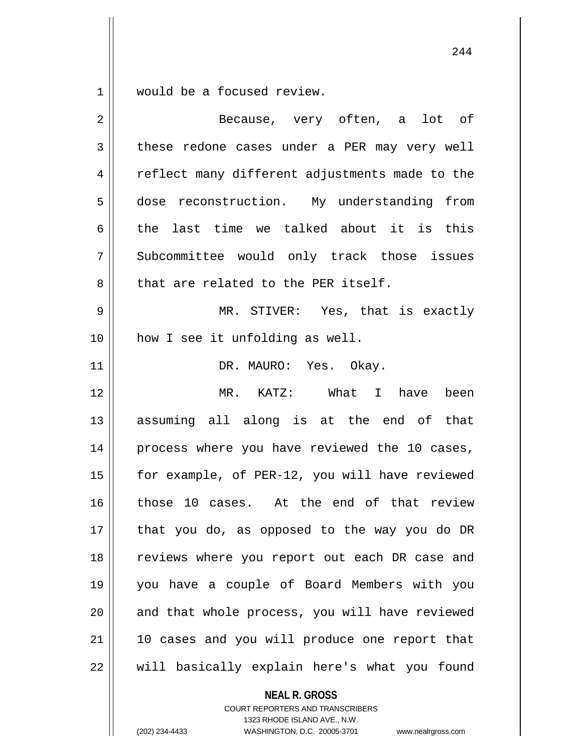would be a focused review.

Because, very often, a lot of these redone cases under a PER may very well reflect many different adjustments made to the dose reconstruction. My understanding from the last time we talked about it is this Subcommittee would only track those issues that are related to the PER itself.

MR. STIVER: Yes, that is exactly how I see it unfolding as well.

DR. MAURO: Yes. Okay.

MR. KATZ: What I have been assuming all along is at the end of that process where you have reviewed the 10 cases, for example, of PER-12, you will have reviewed those 10 cases. At the end of that review that you do, as opposed to the way you do DR reviews where you report out each DR case and you have a couple of Board Members with you and that whole process, you will have reviewed 10 cases and you will produce one report that will basically explain here's what you found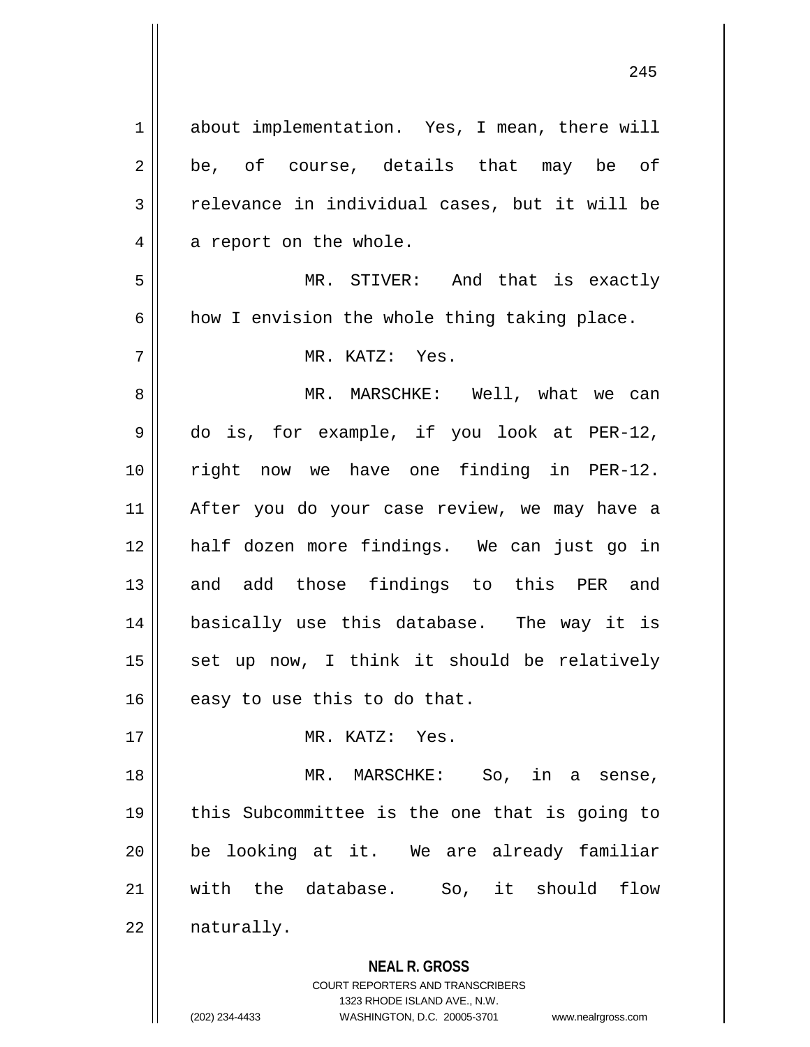about implementation. Yes, I mean, there will be, of course, details that may be of relevance in individual cases, but it will be a report on the whole.

MR. STIVER: And that is exactly how I envision the whole thing taking place.

MR. KATZ: Yes.

MR. MARSCHKE: Well, what we can do is, for example, if you look at PER-12, right now we have one finding in PER-12. After you do your case review, we may have a half dozen more findings. We can just go in and add those findings to this PER and basically use this database. The way it is set up now, I think it should be relatively easy to use this to do that.

MR. KATZ: Yes.

MR. MARSCHKE: So, in a sense, this Subcommittee is the one that is going to be looking at it. We are already familiar with the database. So, it should flow naturally.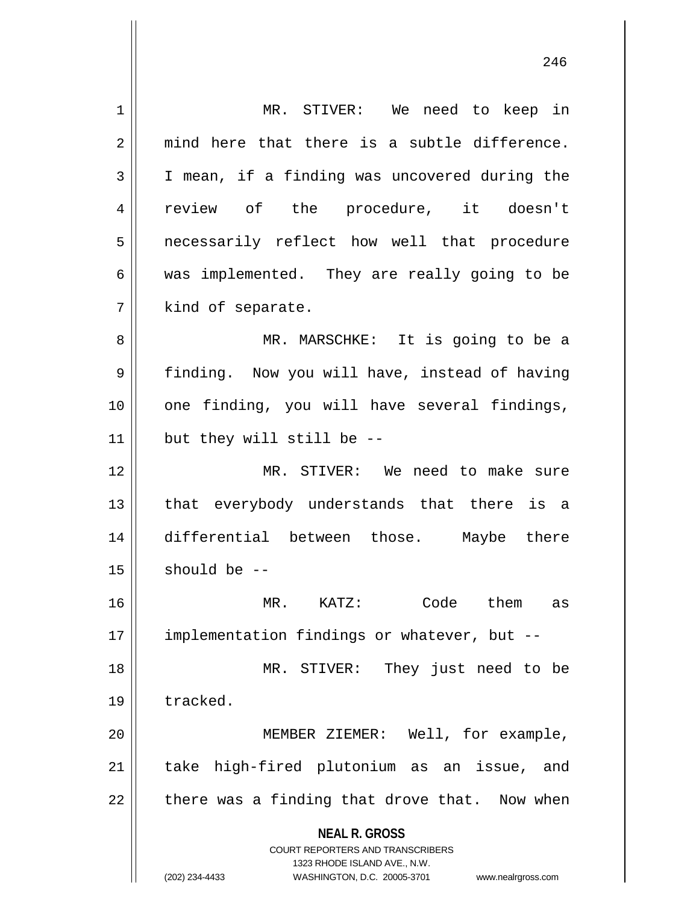MR. STIVER: We need to keep in mind here that there is a subtle difference. I mean, if a finding was uncovered during the review of the procedure, it doesn't necessarily reflect how well that procedure was implemented. They are really going to be kind of separate.

MR. MARSCHKE: It is going to be a finding. Now you will have, instead of having one finding, you will have several findings, but they will still be --

MR. STIVER: We need to make sure that everybody understands that there is a differential between those. Maybe there should be --

MR. KATZ: Code them as implementation findings or whatever, but --

MR. STIVER: They just need to be tracked.

MEMBER ZIEMER: Well, for example, take high-fired plutonium as an issue, and there was a finding that drove that. Now when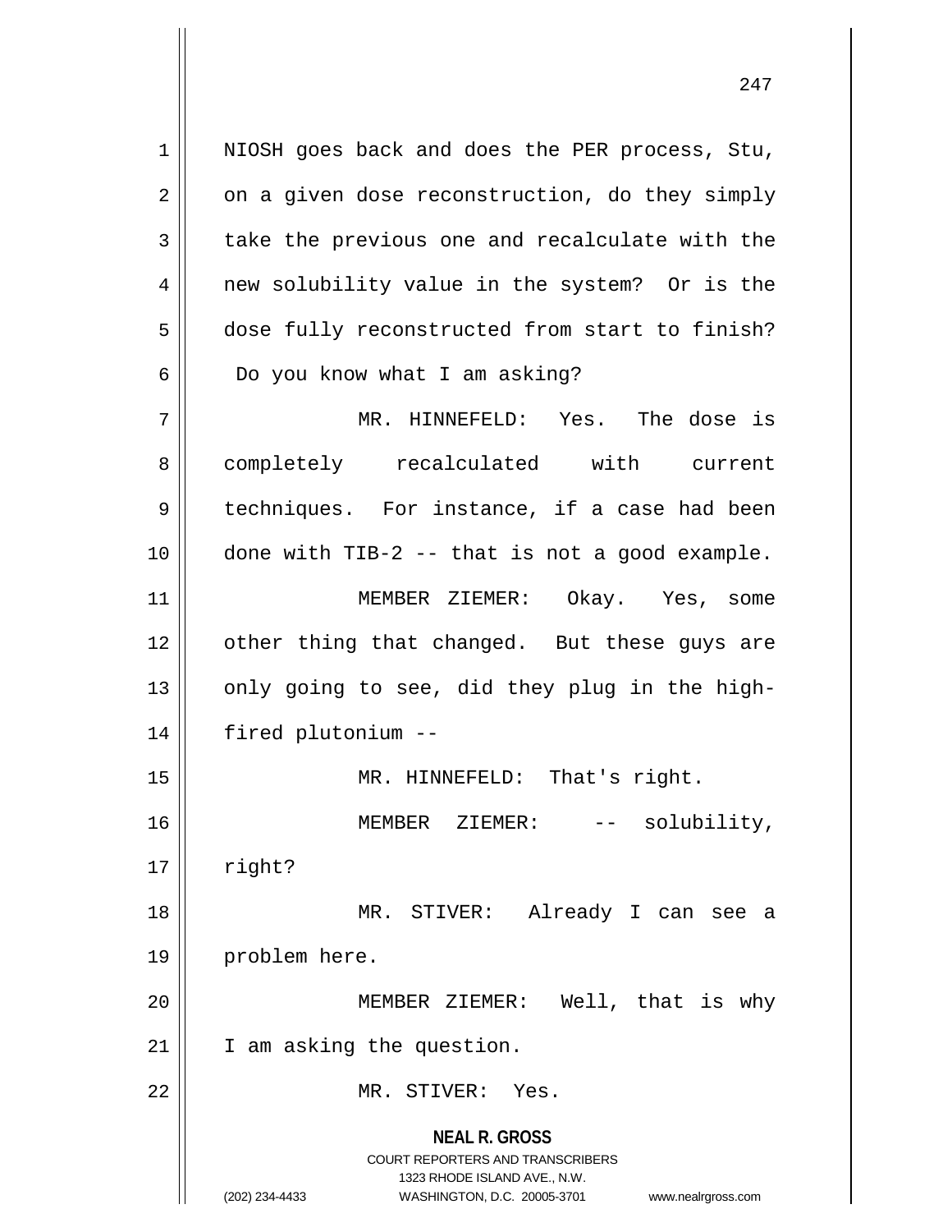NIOSH goes back and does the PER process, Stu, on a given dose reconstruction, do they simply take the previous one and recalculate with the new solubility value in the system? Or is the dose fully reconstructed from start to finish? Do you know what I am asking?

MR. HINNEFELD: Yes. The dose is completely recalculated with current techniques. For instance, if a case had been done with TIB-2 -- that is not a good example.

MEMBER ZIEMER: Okay. Yes, some other thing that changed. But these guys are only going to see, did they plug in the high-fired plutonium --

MR. HINNEFELD: That's right.

MEMBER ZIEMER: -- solubility, right?

MR. STIVER: Already I can see a problem here.

MEMBER ZIEMER: Well, that is why I am asking the question.

MR. STIVER: Yes.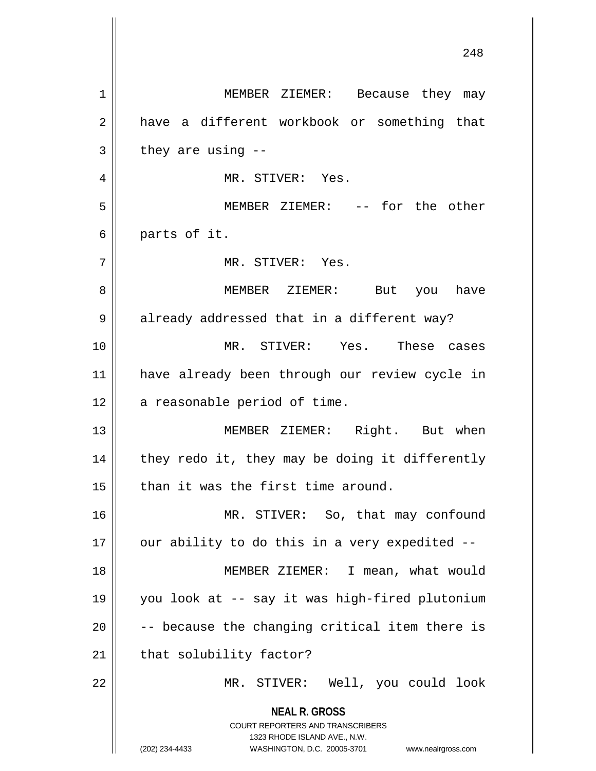MEMBER ZIEMER: Because they may have a different workbook or something that they are using --

MR. STIVER: Yes.

MEMBER ZIEMER: -- for the other parts of it.

MR. STIVER: Yes.

MEMBER ZIEMER: But you have already addressed that in a different way?

MR. STIVER: Yes. These cases have already been through our review cycle in a reasonable period of time.

MEMBER ZIEMER: Right. But when they redo it, they may be doing it differently than it was the first time around.

MR. STIVER: So, that may confound our ability to do this in a very expedited --

MEMBER ZIEMER: I mean, what would you look at -- say it was high-fired plutonium -- because the changing critical item there is that solubility factor?

MR. STIVER: Well, you could look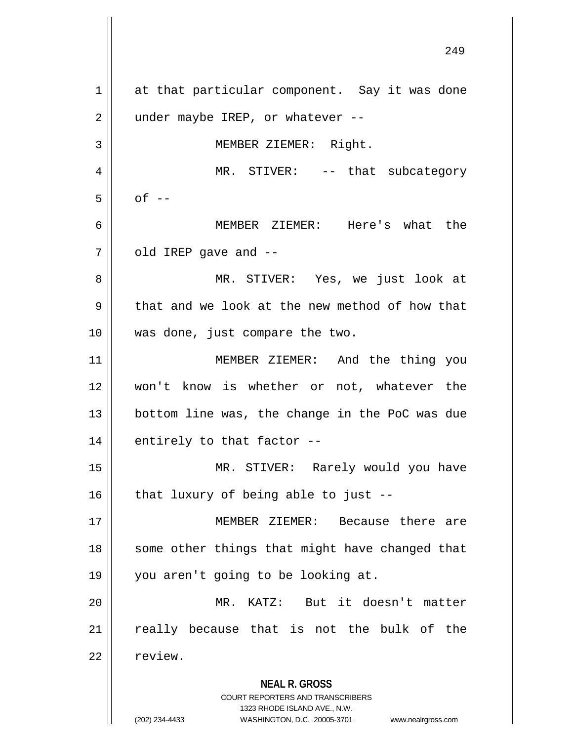at that particular component. Say it was done under maybe IREP, or whatever --

MEMBER ZIEMER: Right.

MR. STIVER: -- that subcategory of --

MEMBER ZIEMER: Here's what the old IREP gave and --

MR. STIVER: Yes, we just look at that and we look at the new method of how that was done, just compare the two.

MEMBER ZIEMER: And the thing you won't know is whether or not, whatever the bottom line was, the change in the PoC was due entirely to that factor --

MR. STIVER: Rarely would you have that luxury of being able to just --

MEMBER ZIEMER: Because there are some other things that might have changed that you aren't going to be looking at.

MR. KATZ: But it doesn't matter really because that is not the bulk of the review.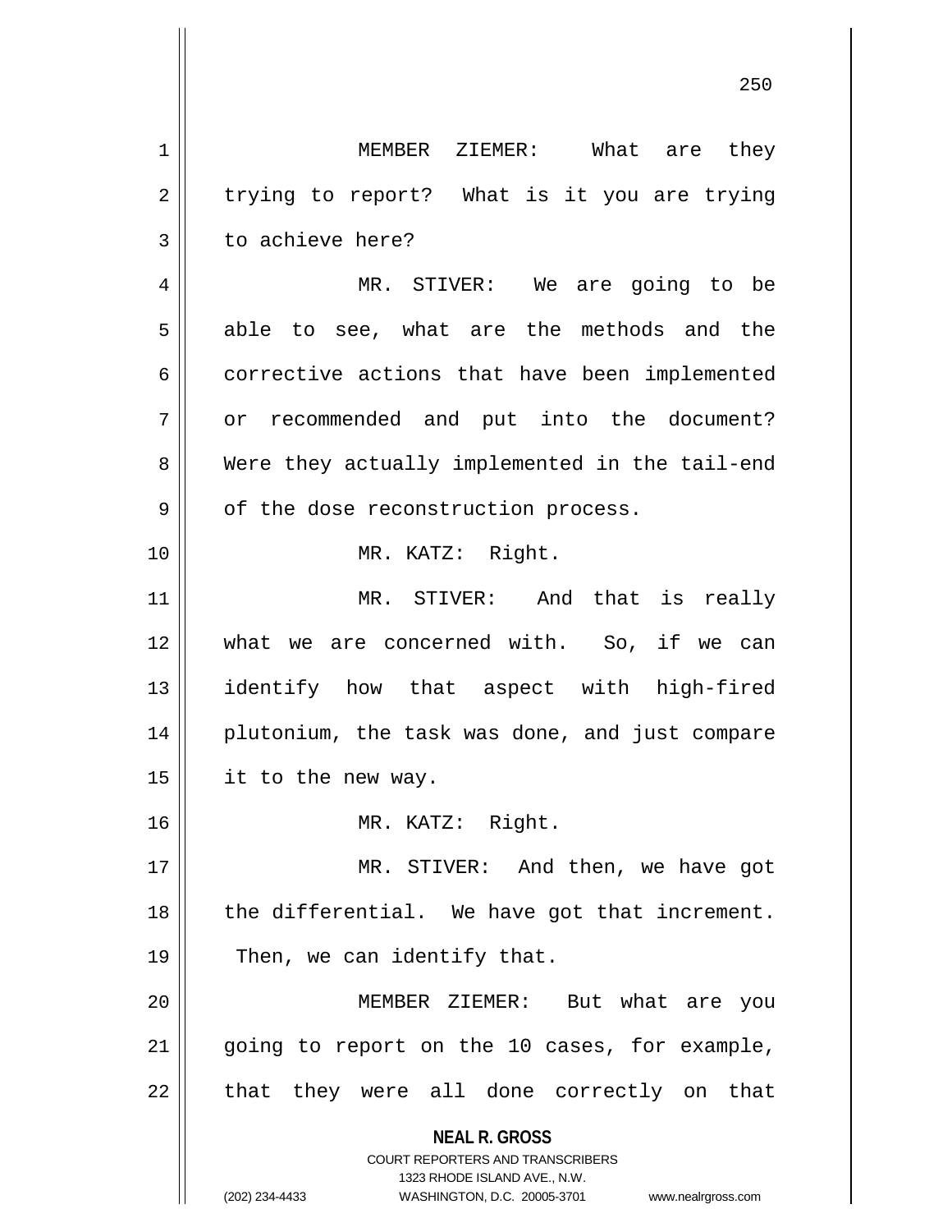MEMBER ZIEMER: What are they trying to report? What is it you are trying to achieve here?

MR. STIVER: We are going to be able to see, what are the methods and the corrective actions that have been implemented or recommended and put into the document? Were they actually implemented in the tail-end of the dose reconstruction process.

MR. KATZ: Right.

MR. STIVER: And that is really what we are concerned with. So, if we can identify how that aspect with high-fired plutonium, the task was done, and just compare it to the new way.

MR. KATZ: Right.

MR. STIVER: And then, we have got the differential. We have got that increment. Then, we can identify that.

MEMBER ZIEMER: But what are you going to report on the 10 cases, for example, that they were all done correctly on that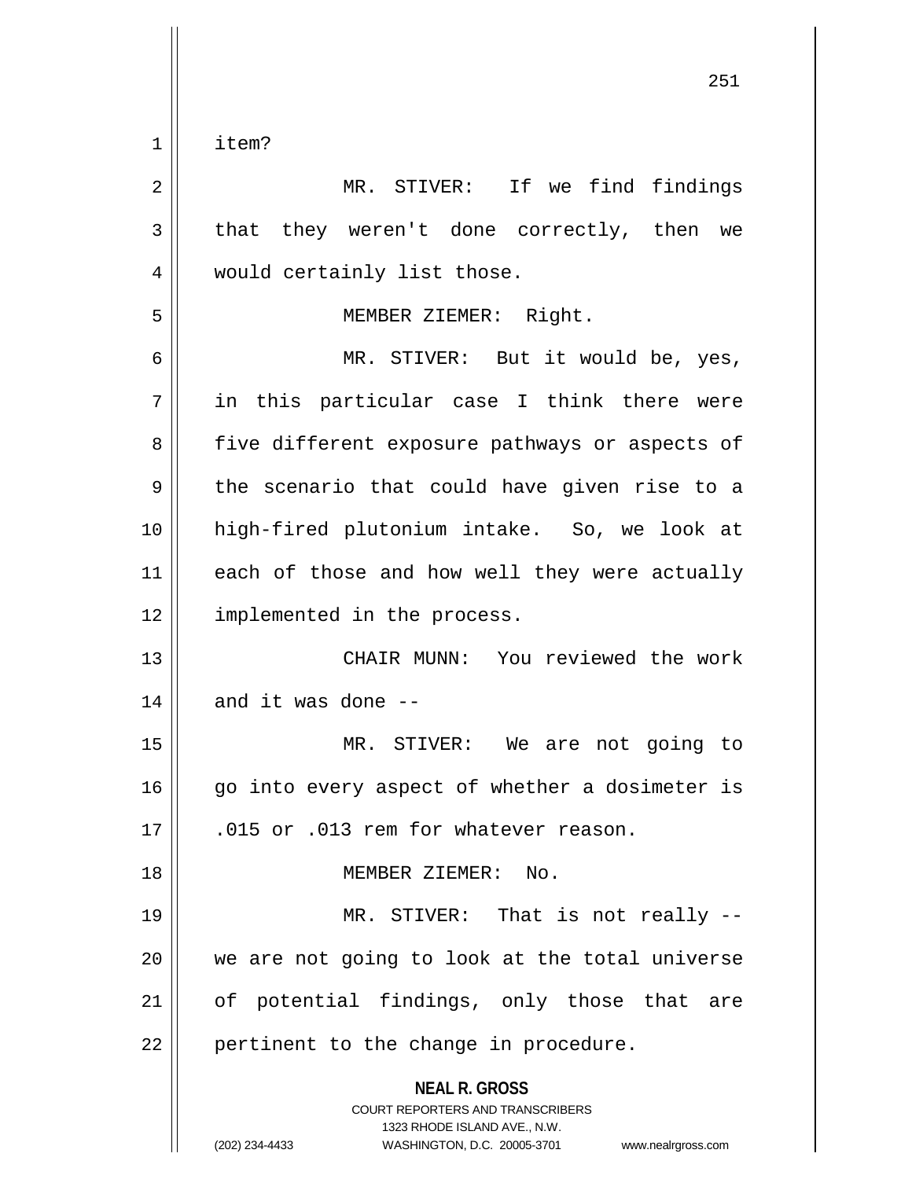item?

MR. STIVER: If we find findings that they weren't done correctly, then we would certainly list those.

MEMBER ZIEMER: Right.

MR. STIVER: But it would be, yes, in this particular case I think there were five different exposure pathways or aspects of the scenario that could have given rise to a high-fired plutonium intake. So, we look at each of those and how well they were actually implemented in the process.

CHAIR MUNN: You reviewed the work and it was done --

MR. STIVER: We are not going to go into every aspect of whether a dosimeter is .015 or .013 rem for whatever reason.

MEMBER ZIEMER: No.

MR. STIVER: That is not really -- we are not going to look at the total universe of potential findings, only those that are pertinent to the change in procedure.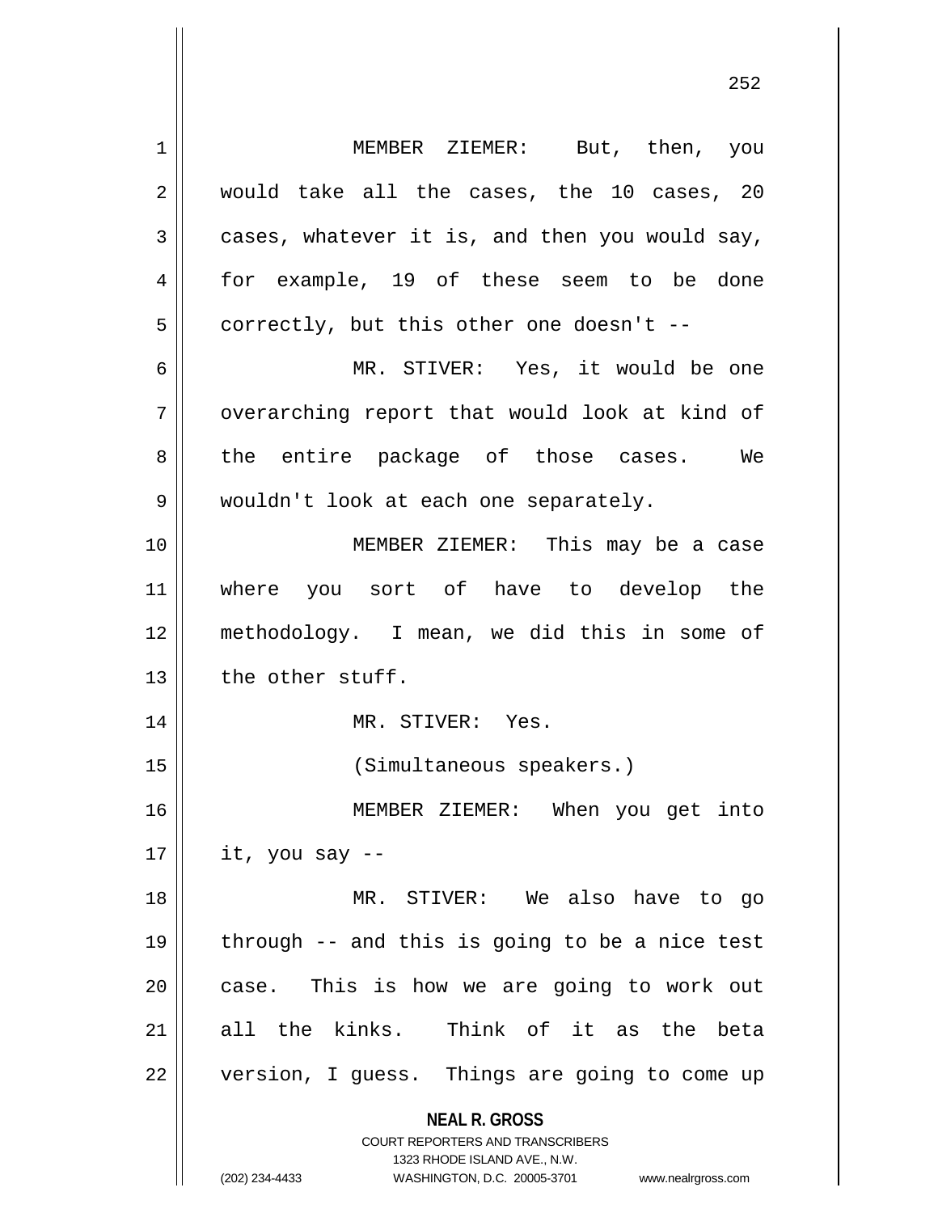MEMBER ZIEMER: But, then, you would take all the cases, the 10 cases, 20 cases, whatever it is, and then you would say, for example, 19 of these seem to be done correctly, but this other one doesn't --

MR. STIVER: Yes, it would be one overarching report that would look at kind of the entire package of those cases. We wouldn't look at each one separately.

MEMBER ZIEMER: This may be a case where you sort of have to develop the methodology. I mean, we did this in some of the other stuff.

MR. STIVER: Yes.

(Simultaneous speakers.)

MEMBER ZIEMER: When you get into it, you say --

MR. STIVER: We also have to go through -- and this is going to be a nice test case. This is how we are going to work out all the kinks. Think of it as the beta version, I guess. Things are going to come up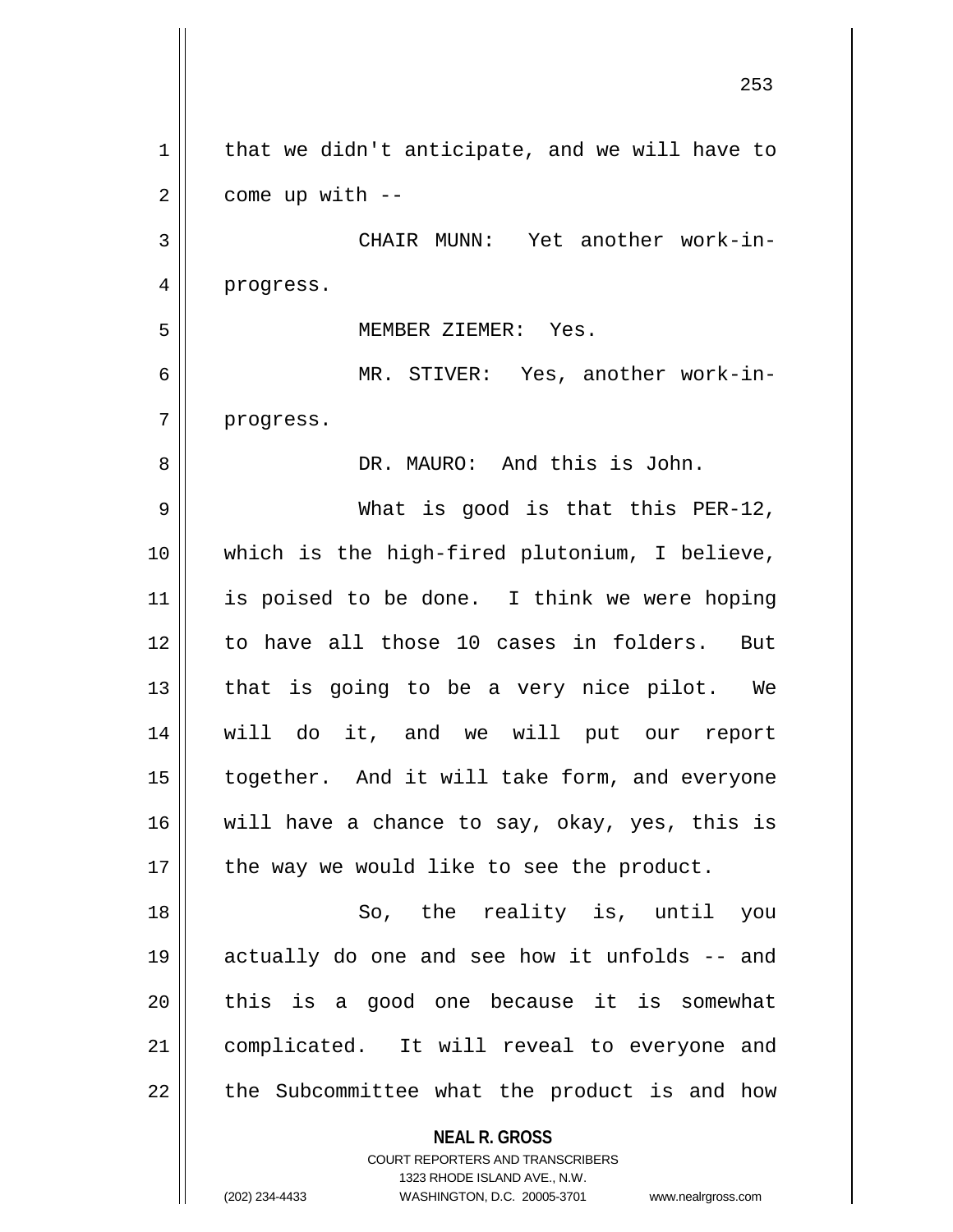that we didn't anticipate, and we will have to come up with --

CHAIR MUNN: Yet another work-in-progress.

MEMBER ZIEMER: Yes.

MR. STIVER: Yes, another work-in-progress.

DR. MAURO: And this is John.

What is good is that this PER-12, which is the high-fired plutonium, I believe, is poised to be done. I think we were hoping to have all those 10 cases in folders. But that is going to be a very nice pilot. We will do it, and we will put our report together. And it will take form, and everyone will have a chance to say, okay, yes, this is the way we would like to see the product.

So, the reality is, until you actually do one and see how it unfolds -- and this is a good one because it is somewhat complicated. It will reveal to everyone and the Subcommittee what the product is and how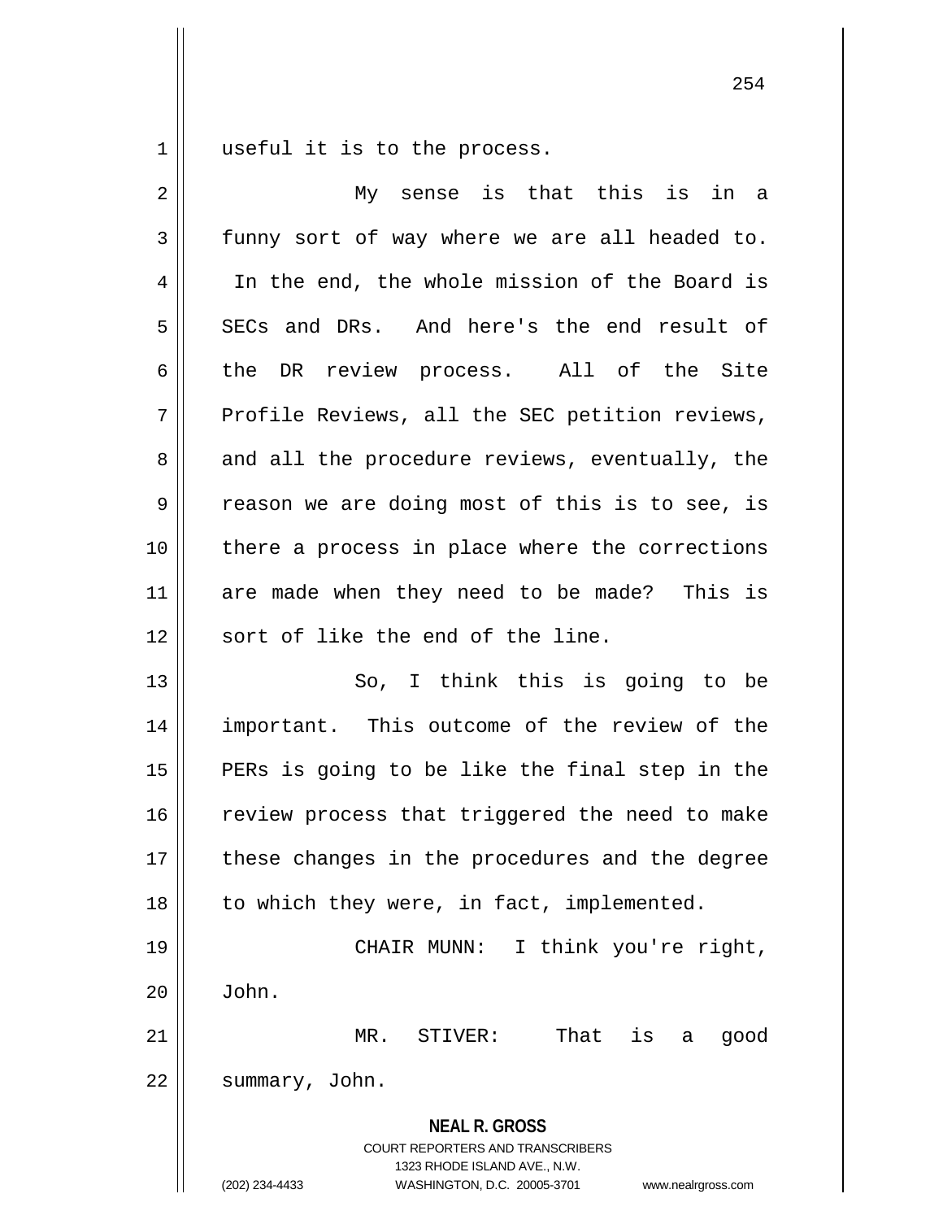useful it is to the process.

My sense is that this is in a funny sort of way where we are all headed to. In the end, the whole mission of the Board is SECs and DRs. And here's the end result of the DR review process. All of the Site Profile Reviews, all the SEC petition reviews, and all the procedure reviews, eventually, the reason we are doing most of this is to see, is there a process in place where the corrections are made when they need to be made? This is sort of like the end of the line.

So, I think this is going to be important. This outcome of the review of the PERs is going to be like the final step in the review process that triggered the need to make these changes in the procedures and the degree to which they were, in fact, implemented.

CHAIR MUNN: I think you're right, John.

MR. STIVER: That is a good summary, John.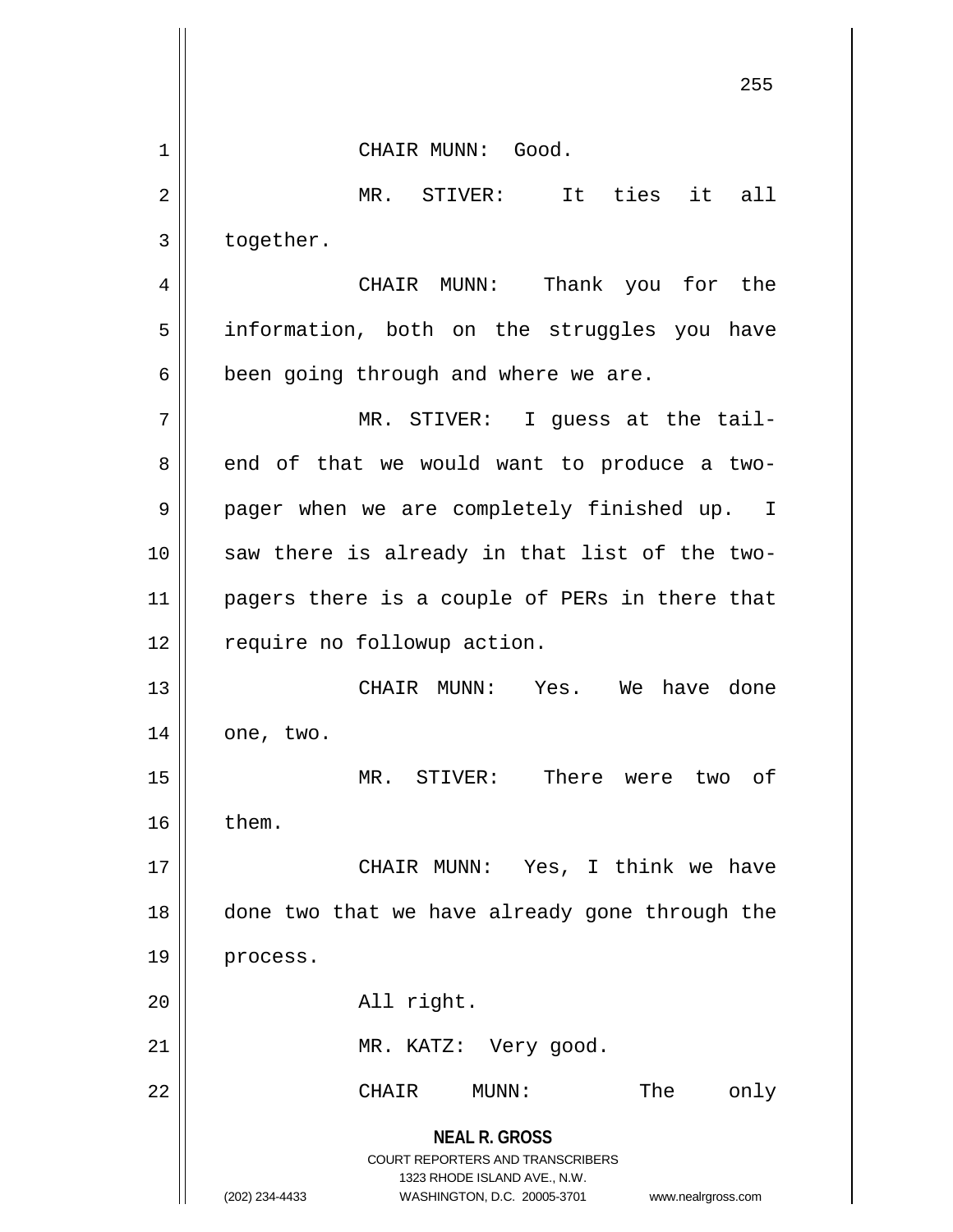CHAIR MUNN: Good.

MR. STIVER: It ties it all together.

CHAIR MUNN: Thank you for the information, both on the struggles you have been going through and where we are.

MR. STIVER: I guess at the tail-end of that we would want to produce a two-pager when we are completely finished up. I saw there is already in that list of the two-pagers there is a couple of PERs in there that require no followup action.

CHAIR MUNN: Yes. We have done one, two.

MR. STIVER: There were two of them.

CHAIR MUNN: Yes, I think we have done two that we have already gone through the process.

All right.

MR. KATZ: Very good.

CHAIR MUNN: The only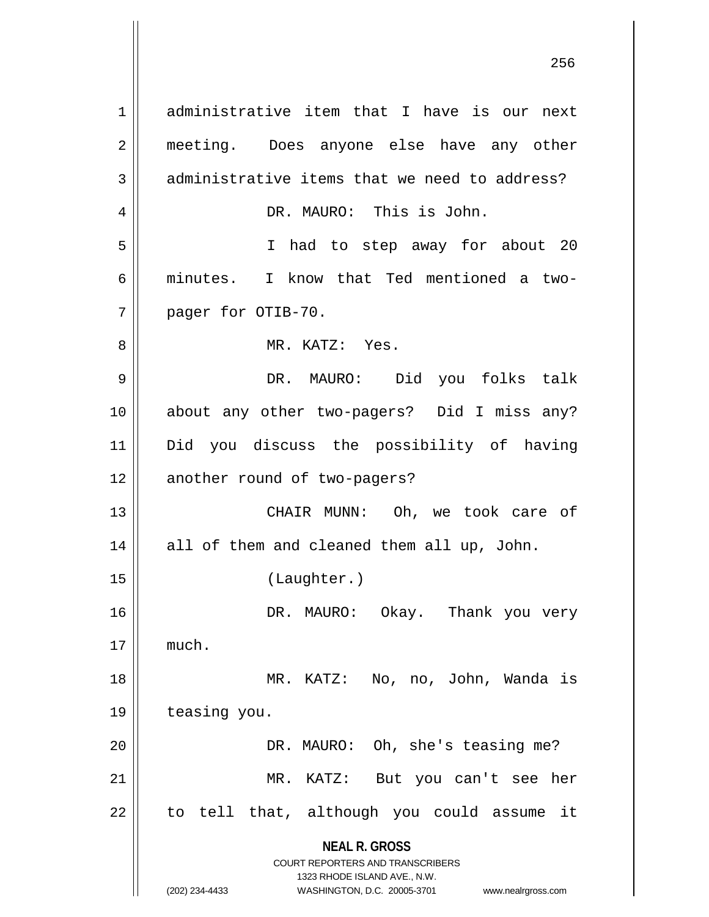administrative item that I have is our next meeting. Does anyone else have any other administrative items that we need to address?

DR. MAURO: This is John.

I had to step away for about 20 minutes. I know that Ted mentioned a two-pager for OTIB-70.

MR. KATZ: Yes.

DR. MAURO: Did you folks talk about any other two-pagers? Did I miss any? Did you discuss the possibility of having another round of two-pagers?

CHAIR MUNN: Oh, we took care of all of them and cleaned them all up, John.

(Laughter.)

DR. MAURO: Okay. Thank you very much.

MR. KATZ: No, no, John, Wanda is teasing you.

DR. MAURO: Oh, she's teasing me?

MR. KATZ: But you can't see her to tell that, although you could assume it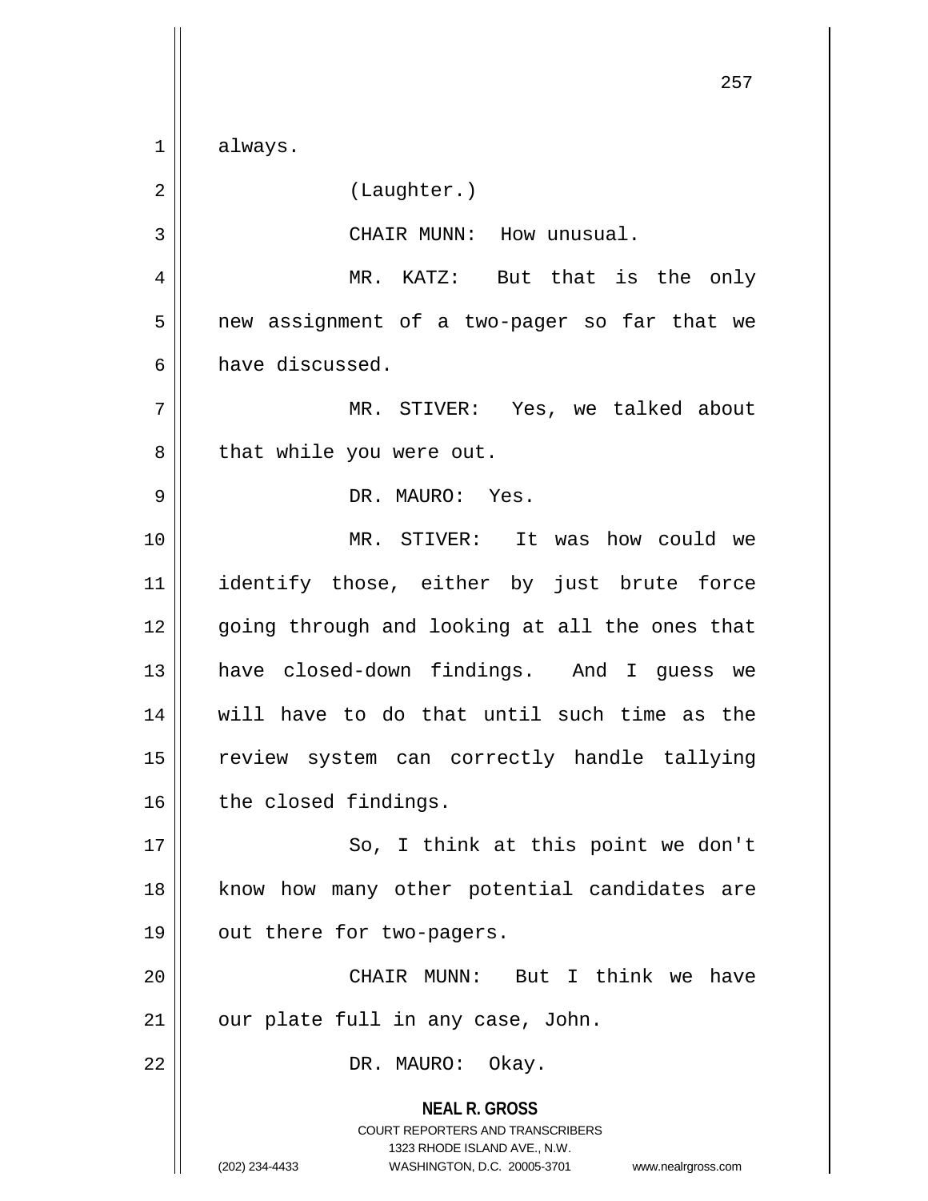always.

(Laughter.)

CHAIR MUNN: How unusual.

MR. KATZ: But that is the only new assignment of a two-pager so far that we have discussed.

MR. STIVER: Yes, we talked about that while you were out.

DR. MAURO: Yes.

MR. STIVER: It was how could we identify those, either by just brute force going through and looking at all the ones that have closed-down findings. And I guess we will have to do that until such time as the review system can correctly handle tallying the closed findings.

So, I think at this point we don't know how many other potential candidates are out there for two-pagers.

CHAIR MUNN: But I think we have our plate full in any case, John.

DR. MAURO: Okay.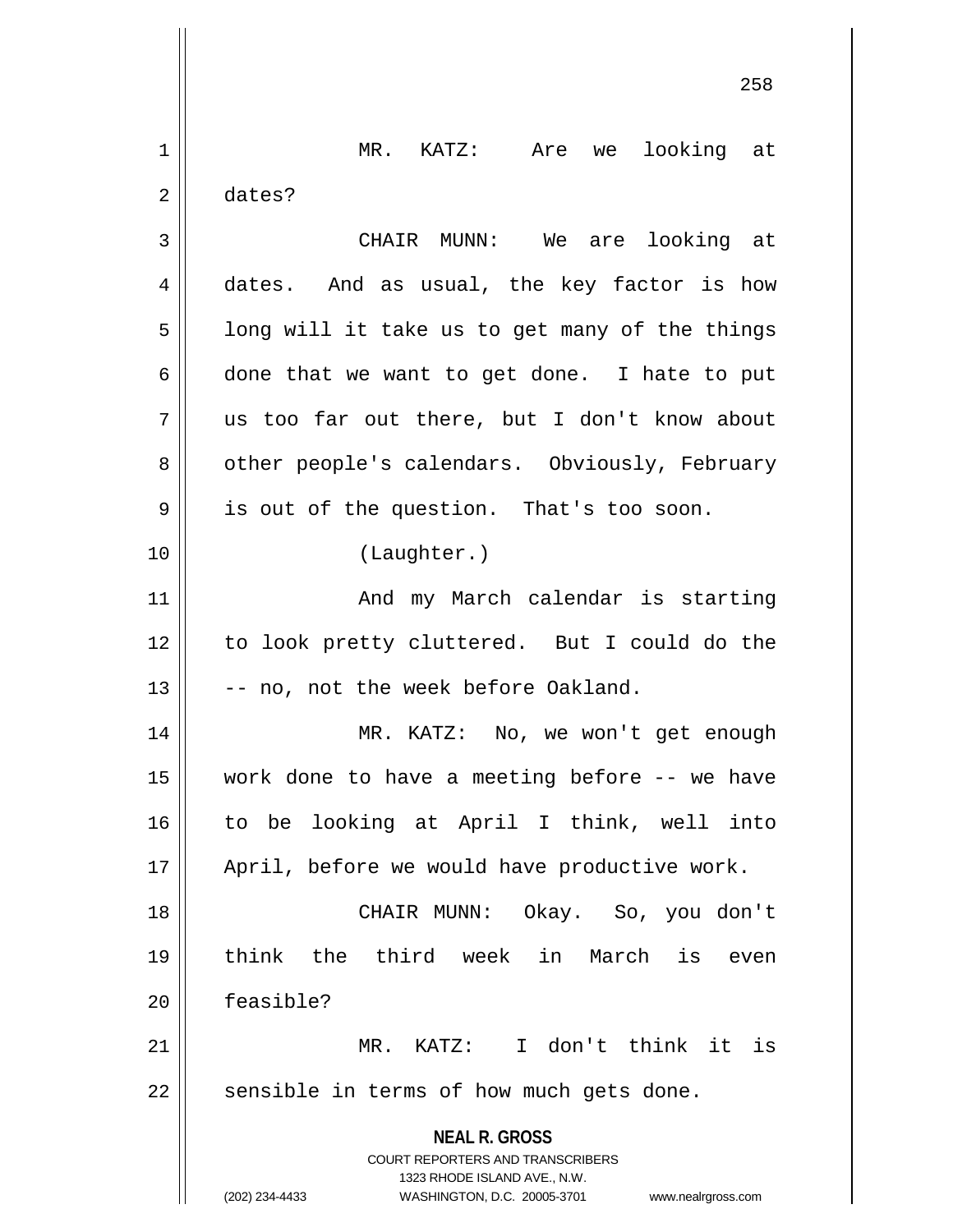MR. KATZ: Are we looking at dates?

CHAIR MUNN: We are looking at dates. And as usual, the key factor is how long will it take us to get many of the things done that we want to get done. I hate to put us too far out there, but I don't know about other people's calendars. Obviously, February is out of the question. That's too soon.

(Laughter.)

And my March calendar is starting to look pretty cluttered. But I could do the -- no, not the week before Oakland.

MR. KATZ: No, we won't get enough work done to have a meeting before -- we have to be looking at April I think, well into April, before we would have productive work.

CHAIR MUNN: Okay. So, you don't think the third week in March is even feasible?

MR. KATZ: I don't think it is sensible in terms of how much gets done.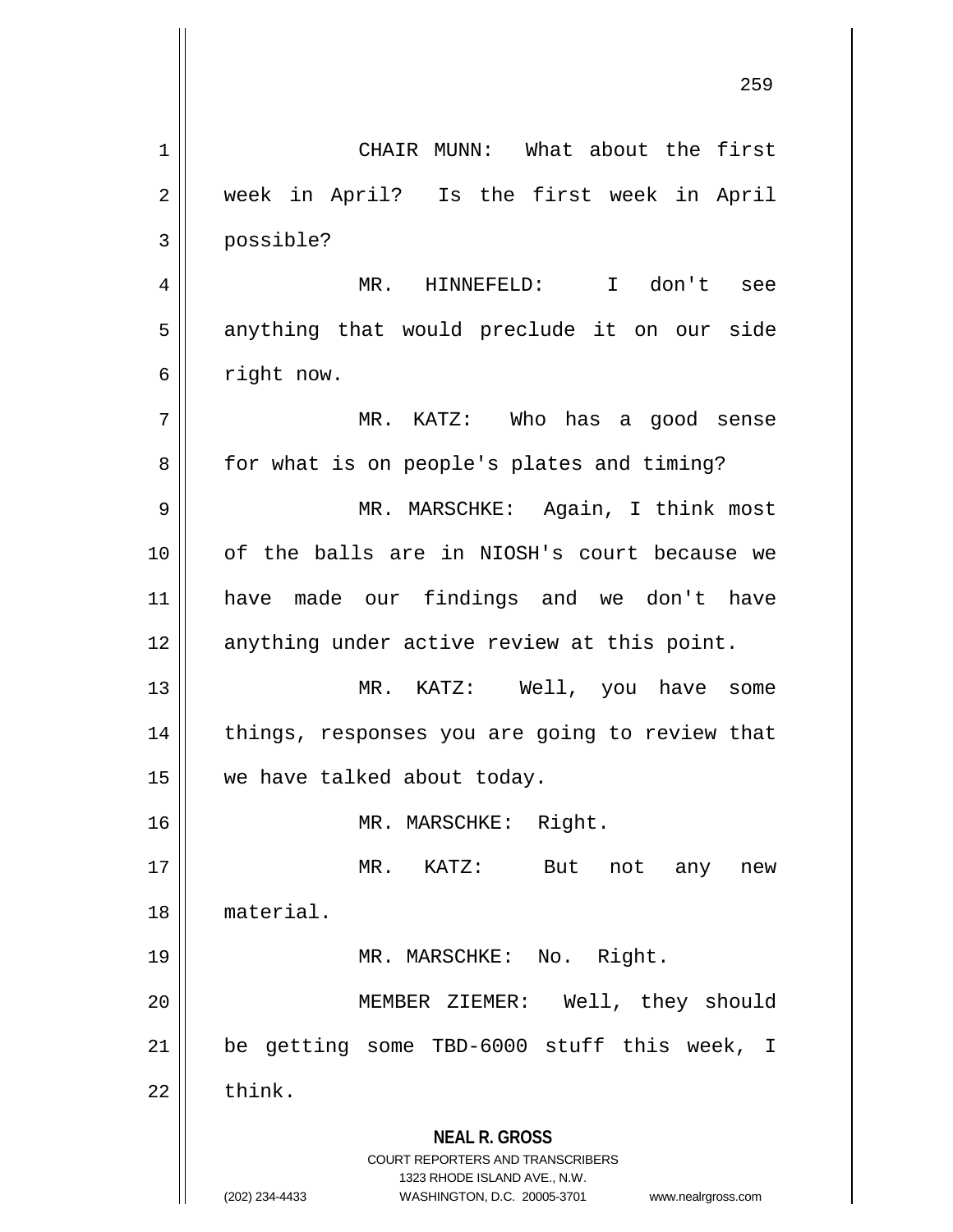CHAIR MUNN: What about the first week in April? Is the first week in April possible?

MR. HINNEFELD: I don't see anything that would preclude it on our side right now.

MR. KATZ: Who has a good sense for what is on people's plates and timing?

MR. MARSCHKE: Again, I think most of the balls are in NIOSH's court because we have made our findings and we don't have anything under active review at this point.

MR. KATZ: Well, you have some things, responses you are going to review that we have talked about today.

MR. MARSCHKE: Right.

MR. KATZ: But not any new material.

MR. MARSCHKE: No. Right.

MEMBER ZIEMER: Well, they should be getting some TBD-6000 stuff this week, I think.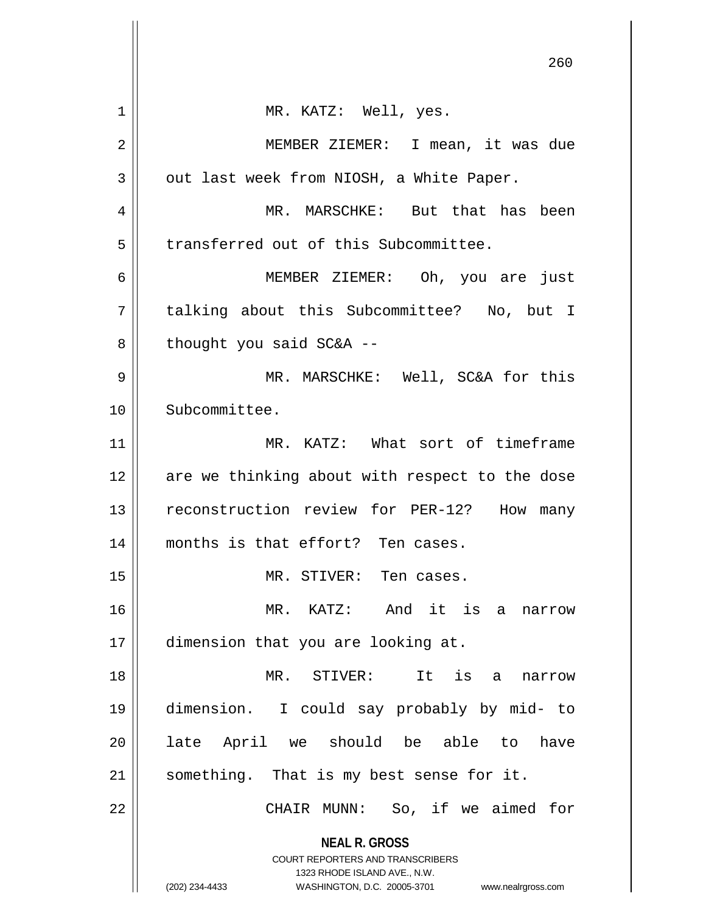MR. KATZ: Well, yes.

MEMBER ZIEMER: I mean, it was due out last week from NIOSH, a White Paper.

MR. MARSCHKE: But that has been transferred out of this Subcommittee.

MEMBER ZIEMER: Oh, you are just talking about this Subcommittee? No, but I thought you said SC&A --

MR. MARSCHKE: Well, SC&A for this Subcommittee.

MR. KATZ: What sort of timeframe are we thinking about with respect to the dose reconstruction review for PER-12? How many months is that effort? Ten cases.

MR. STIVER: Ten cases.

MR. KATZ: And it is a narrow dimension that you are looking at.

MR. STIVER: It is a narrow dimension. I could say probably by mid- to late April we should be able to have something. That is my best sense for it.

CHAIR MUNN: So, if we aimed for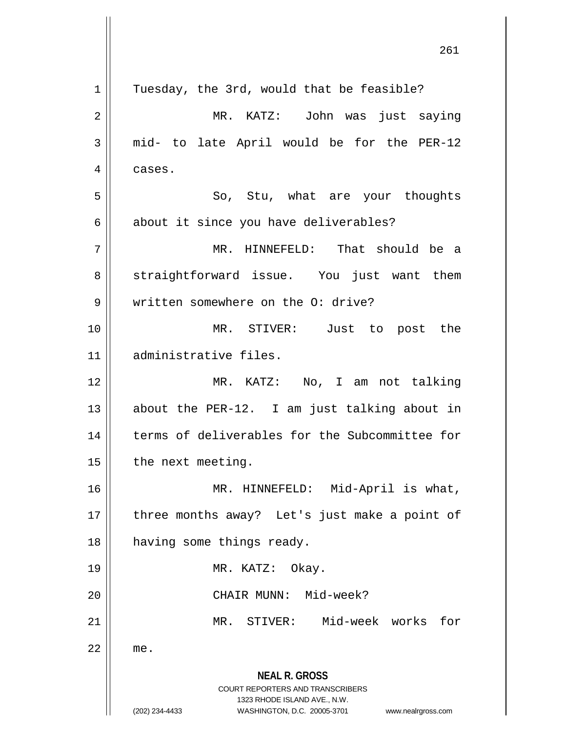Tuesday, the 3rd, would that be feasible?

MR. KATZ: John was just saying mid- to late April would be for the PER-12 cases.

So, Stu, what are your thoughts about it since you have deliverables?

MR. HINNEFELD: That should be a straightforward issue. You just want them written somewhere on the O: drive?

MR. STIVER: Just to post the administrative files.

MR. KATZ: No, I am not talking about the PER-12. I am just talking about in terms of deliverables for the Subcommittee for the next meeting.

MR. HINNEFELD: Mid-April is what, three months away? Let's just make a point of having some things ready.

MR. KATZ: Okay.

CHAIR MUNN: Mid-week?

MR. STIVER: Mid-week works for me.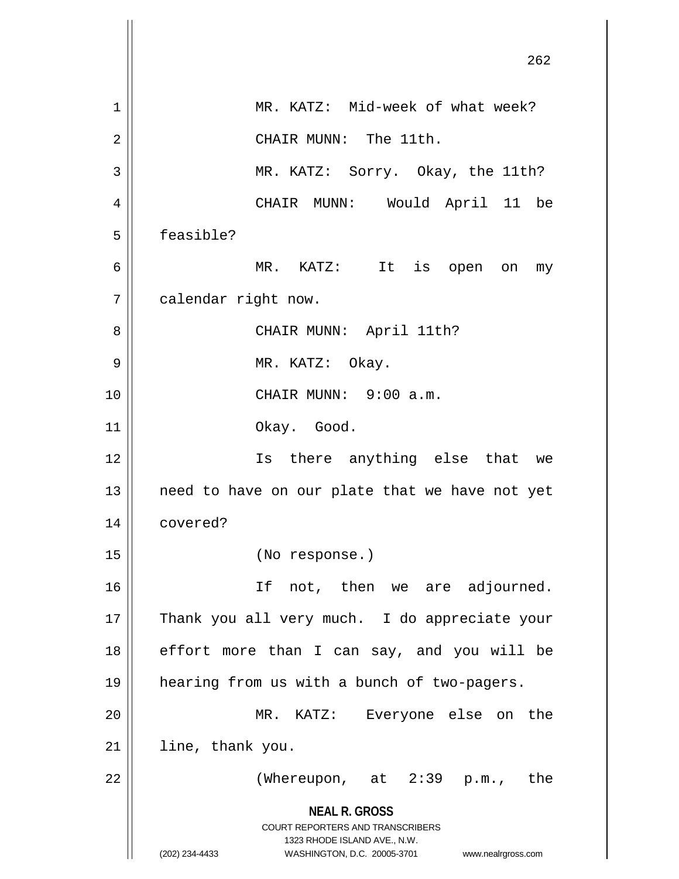MR. KATZ: Mid-week of what week?

CHAIR MUNN: The 11th.

MR. KATZ: Sorry. Okay, the 11th?

CHAIR MUNN: Would April 11 be feasible?

MR. KATZ: It is open on my calendar right now.

CHAIR MUNN: April 11th?

MR. KATZ: Okay.

CHAIR MUNN: 9:00 a.m.

Okay. Good.

Is there anything else that we need to have on our plate that we have not yet covered?

(No response.)

If not, then we are adjourned. Thank you all very much. I do appreciate your effort more than I can say, and you will be hearing from us with a bunch of two-pagers.

MR. KATZ: Everyone else on the line, thank you.

(Whereupon, at 2:39 p.m., the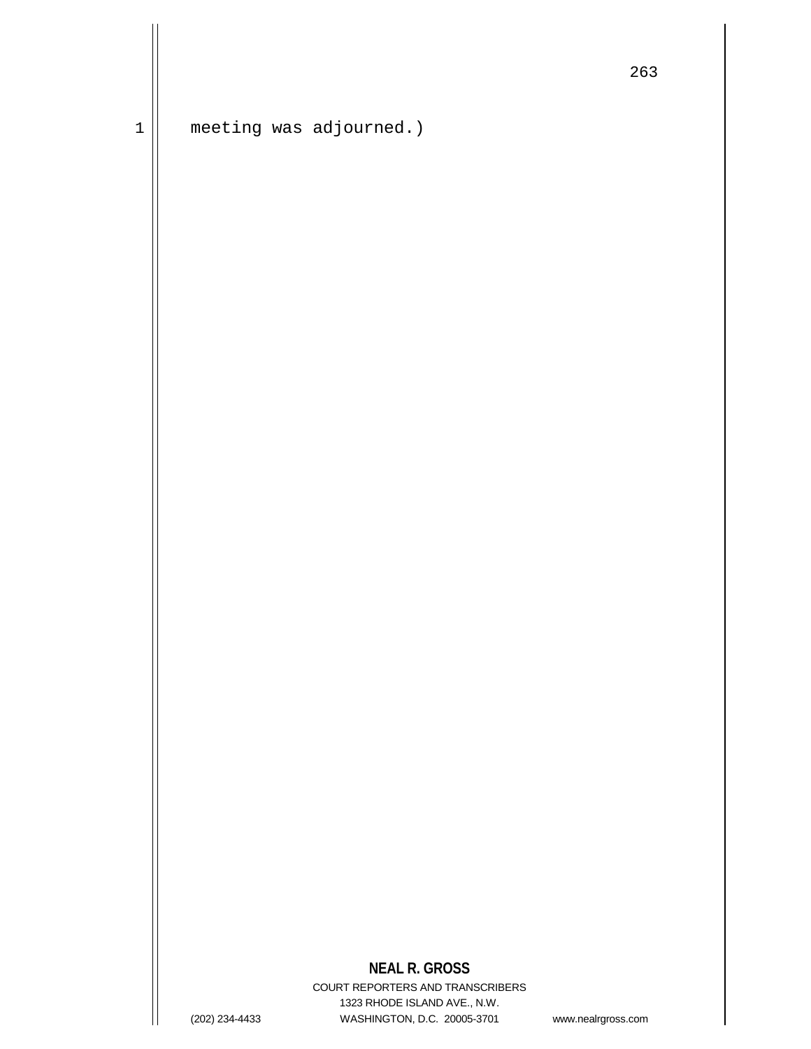meeting was adjourned.)